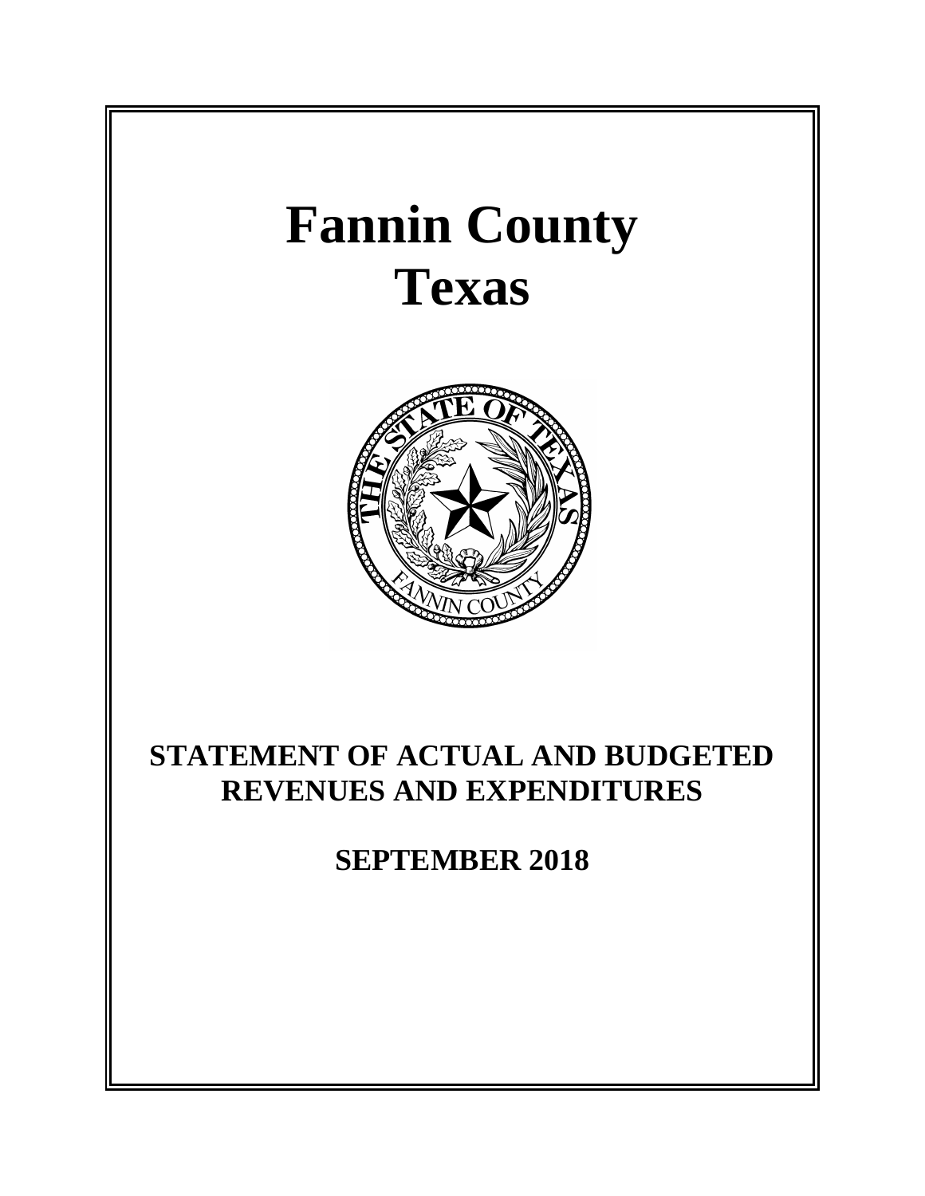# Fannin County
# Texas

## STATEMENT OF ACTUAL AND BUDGETED REVENUES AND EXPENDITURES

## SEPTEMBER 2018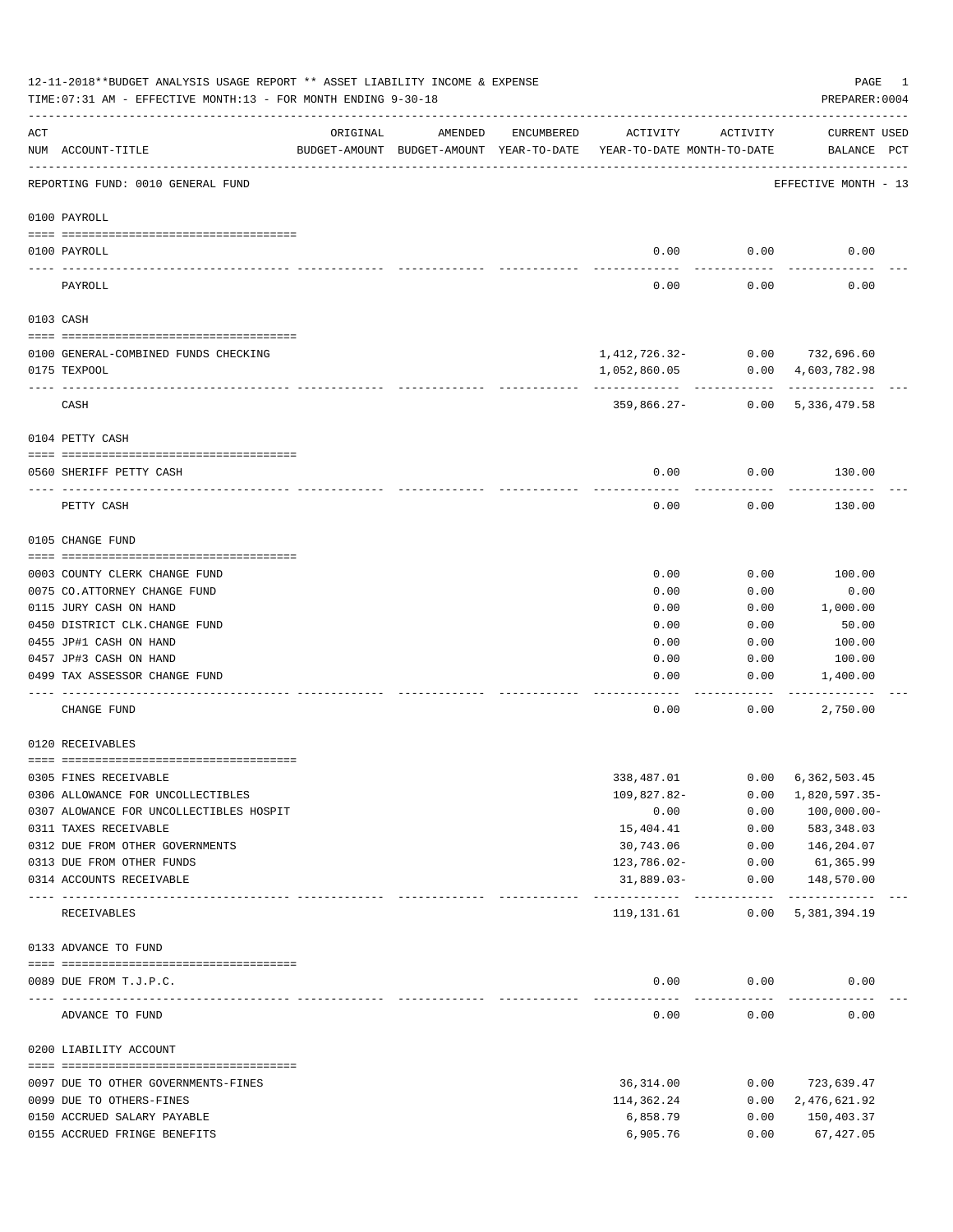12-11-2018**BUDGET ANALYSIS USAGE REPORT ** ASSET LIABILITY INCOME & EXPENSE

TIME:07:31 AM - EFFECTIVE MONTH:13 - FOR MONTH ENDING 9-30-18

PREPARER:0004

| ACT NUM | ACCOUNT-TITLE | ORIGINAL BUDGET-AMOUNT | AMENDED BUDGET-AMOUNT | ENCUMBERED YEAR-TO-DATE | ACTIVITY YEAR-TO-DATE | ACTIVITY MONTH-TO-DATE | CURRENT BALANCE | USED PCT |
|---|---|---|---|---|---|---|---|---|

REPORTING FUND: 0010 GENERAL FUND — EFFECTIVE MONTH - 13

## 0100 PAYROLL

| ACT NUM | ACCOUNT-TITLE | ORIGINAL BUDGET-AMOUNT | AMENDED BUDGET-AMOUNT | ENCUMBERED YEAR-TO-DATE | ACTIVITY YEAR-TO-DATE | ACTIVITY MONTH-TO-DATE | CURRENT BALANCE | USED PCT |
|---|---|---|---|---|---|---|---|---|
| 0100 | PAYROLL | | | | 0.00 | 0.00 | 0.00 | |
| | PAYROLL | | | | 0.00 | 0.00 | 0.00 | |

## 0103 CASH

| ACT NUM | ACCOUNT-TITLE | ORIGINAL BUDGET-AMOUNT | AMENDED BUDGET-AMOUNT | ENCUMBERED YEAR-TO-DATE | ACTIVITY YEAR-TO-DATE | ACTIVITY MONTH-TO-DATE | CURRENT BALANCE | USED PCT |
|---|---|---|---|---|---|---|---|---|
| 0100 | GENERAL-COMBINED FUNDS CHECKING | | | | 1,412,726.32- | 0.00 | 732,696.60 | |
| 0175 | TEXPOOL | | | | 1,052,860.05 | 0.00 | 4,603,782.98 | |
| | CASH | | | | 359,866.27- | 0.00 | 5,336,479.58 | |

## 0104 PETTY CASH

| ACT NUM | ACCOUNT-TITLE | ORIGINAL BUDGET-AMOUNT | AMENDED BUDGET-AMOUNT | ENCUMBERED YEAR-TO-DATE | ACTIVITY YEAR-TO-DATE | ACTIVITY MONTH-TO-DATE | CURRENT BALANCE | USED PCT |
|---|---|---|---|---|---|---|---|---|
| 0560 | SHERIFF PETTY CASH | | | | 0.00 | 0.00 | 130.00 | |
| | PETTY CASH | | | | 0.00 | 0.00 | 130.00 | |

## 0105 CHANGE FUND

| ACT NUM | ACCOUNT-TITLE | ORIGINAL BUDGET-AMOUNT | AMENDED BUDGET-AMOUNT | ENCUMBERED YEAR-TO-DATE | ACTIVITY YEAR-TO-DATE | ACTIVITY MONTH-TO-DATE | CURRENT BALANCE | USED PCT |
|---|---|---|---|---|---|---|---|---|
| 0003 | COUNTY CLERK CHANGE FUND | | | | 0.00 | 0.00 | 100.00 | |
| 0075 | CO.ATTORNEY CHANGE FUND | | | | 0.00 | 0.00 | 0.00 | |
| 0115 | JURY CASH ON HAND | | | | 0.00 | 0.00 | 1,000.00 | |
| 0450 | DISTRICT CLK.CHANGE FUND | | | | 0.00 | 0.00 | 50.00 | |
| 0455 | JP#1 CASH ON HAND | | | | 0.00 | 0.00 | 100.00 | |
| 0457 | JP#3 CASH ON HAND | | | | 0.00 | 0.00 | 100.00 | |
| 0499 | TAX ASSESSOR CHANGE FUND | | | | 0.00 | 0.00 | 1,400.00 | |
| | CHANGE FUND | | | | 0.00 | 0.00 | 2,750.00 | |

## 0120 RECEIVABLES

| ACT NUM | ACCOUNT-TITLE | ORIGINAL BUDGET-AMOUNT | AMENDED BUDGET-AMOUNT | ENCUMBERED YEAR-TO-DATE | ACTIVITY YEAR-TO-DATE | ACTIVITY MONTH-TO-DATE | CURRENT BALANCE | USED PCT |
|---|---|---|---|---|---|---|---|---|
| 0305 | FINES RECEIVABLE | | | | 338,487.01 | 0.00 | 6,362,503.45 | |
| 0306 | ALLOWANCE FOR UNCOLLECTIBLES | | | | 109,827.82- | 0.00 | 1,820,597.35- | |
| 0307 | ALOWANCE FOR UNCOLLECTIBLES HOSPIT | | | | 0.00 | 0.00 | 100,000.00- | |
| 0311 | TAXES RECEIVABLE | | | | 15,404.41 | 0.00 | 583,348.03 | |
| 0312 | DUE FROM OTHER GOVERNMENTS | | | | 30,743.06 | 0.00 | 146,204.07 | |
| 0313 | DUE FROM OTHER FUNDS | | | | 123,786.02- | 0.00 | 61,365.99 | |
| 0314 | ACCOUNTS RECEIVABLE | | | | 31,889.03- | 0.00 | 148,570.00 | |
| | RECEIVABLES | | | | 119,131.61 | 0.00 | 5,381,394.19 | |

## 0133 ADVANCE TO FUND

| ACT NUM | ACCOUNT-TITLE | ORIGINAL BUDGET-AMOUNT | AMENDED BUDGET-AMOUNT | ENCUMBERED YEAR-TO-DATE | ACTIVITY YEAR-TO-DATE | ACTIVITY MONTH-TO-DATE | CURRENT BALANCE | USED PCT |
|---|---|---|---|---|---|---|---|---|
| 0089 | DUE FROM T.J.P.C. | | | | 0.00 | 0.00 | 0.00 | |
| | ADVANCE TO FUND | | | | 0.00 | 0.00 | 0.00 | |

## 0200 LIABILITY ACCOUNT

| ACT NUM | ACCOUNT-TITLE | ORIGINAL BUDGET-AMOUNT | AMENDED BUDGET-AMOUNT | ENCUMBERED YEAR-TO-DATE | ACTIVITY YEAR-TO-DATE | ACTIVITY MONTH-TO-DATE | CURRENT BALANCE | USED PCT |
|---|---|---|---|---|---|---|---|---|
| 0097 | DUE TO OTHER GOVERNMENTS-FINES | | | | 36,314.00 | 0.00 | 723,639.47 | |
| 0099 | DUE TO OTHERS-FINES | | | | 114,362.24 | 0.00 | 2,476,621.92 | |
| 0150 | ACCRUED SALARY PAYABLE | | | | 6,858.79 | 0.00 | 150,403.37 | |
| 0155 | ACCRUED FRINGE BENEFITS | | | | 6,905.76 | 0.00 | 67,427.05 | |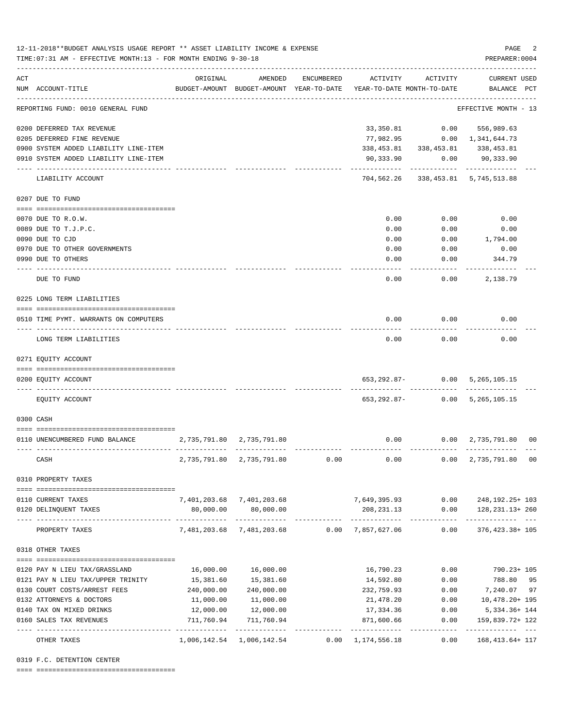12-11-2018**BUDGET ANALYSIS USAGE REPORT ** ASSET LIABILITY INCOME & EXPENSE

TIME:07:31 AM - EFFECTIVE MONTH:13 - FOR MONTH ENDING 9-30-18

PREPARER:0004

| ACT NUM | ACCOUNT-TITLE | ORIGINAL BUDGET-AMOUNT | AMENDED BUDGET-AMOUNT | ENCUMBERED YEAR-TO-DATE | ACTIVITY YEAR-TO-DATE | ACTIVITY MONTH-TO-DATE | CURRENT BALANCE | USED PCT |
|---|---|---|---|---|---|---|---|---|
| | REPORTING FUND: 0010 GENERAL FUND | | | | | | EFFECTIVE MONTH - 13 | |
| 0200 | DEFERRED TAX REVENUE | | | | 33,350.81 | 0.00 | 556,989.63 | |
| 0205 | DEFERRED FINE REVENUE | | | | 77,982.95 | 0.00 | 1,341,644.73 | |
| 0900 | SYSTEM ADDED LIABILITY LINE-ITEM | | | | 338,453.81 | 338,453.81 | 338,453.81 | |
| 0910 | SYSTEM ADDED LIABILITY LINE-ITEM | | | | 90,333.90 | 0.00 | 90,333.90 | |
| | LIABILITY ACCOUNT | | | | 704,562.26 | 338,453.81 | 5,745,513.88 | |
| | **0207 DUE TO FUND** | | | | | | | |
| 0070 | DUE TO R.O.W. | | | | 0.00 | 0.00 | 0.00 | |
| 0089 | DUE TO T.J.P.C. | | | | 0.00 | 0.00 | 0.00 | |
| 0090 | DUE TO CJD | | | | 0.00 | 0.00 | 1,794.00 | |
| 0970 | DUE TO OTHER GOVERNMENTS | | | | 0.00 | 0.00 | 0.00 | |
| 0990 | DUE TO OTHERS | | | | 0.00 | 0.00 | 344.79 | |
| | DUE TO FUND | | | | 0.00 | 0.00 | 2,138.79 | |
| | **0225 LONG TERM LIABILITIES** | | | | | | | |
| 0510 | TIME PYMT. WARRANTS ON COMPUTERS | | | | 0.00 | 0.00 | 0.00 | |
| | LONG TERM LIABILITIES | | | | 0.00 | 0.00 | 0.00 | |
| | **0271 EQUITY ACCOUNT** | | | | | | | |
| 0200 | EQUITY ACCOUNT | | | | 653,292.87- | 0.00 | 5,265,105.15 | |
| | EQUITY ACCOUNT | | | | 653,292.87- | 0.00 | 5,265,105.15 | |
| | **0300 CASH** | | | | | | | |
| 0110 | UNENCUMBERED FUND BALANCE | 2,735,791.80 | 2,735,791.80 | | 0.00 | 0.00 | 2,735,791.80 | 00 |
| | CASH | 2,735,791.80 | 2,735,791.80 | 0.00 | 0.00 | 0.00 | 2,735,791.80 | 00 |
| | **0310 PROPERTY TAXES** | | | | | | | |
| 0110 | CURRENT TAXES | 7,401,203.68 | 7,401,203.68 | | 7,649,395.93 | 0.00 | 248,192.25+ | 103 |
| 0120 | DELINQUENT TAXES | 80,000.00 | 80,000.00 | | 208,231.13 | 0.00 | 128,231.13+ | 260 |
| | PROPERTY TAXES | 7,481,203.68 | 7,481,203.68 | 0.00 | 7,857,627.06 | 0.00 | 376,423.38+ | 105 |
| | **0318 OTHER TAXES** | | | | | | | |
| 0120 | PAY N LIEU TAX/GRASSLAND | 16,000.00 | 16,000.00 | | 16,790.23 | 0.00 | 790.23+ | 105 |
| 0121 | PAY N LIEU TAX/UPPER TRINITY | 15,381.60 | 15,381.60 | | 14,592.80 | 0.00 | 788.80 | 95 |
| 0130 | COURT COSTS/ARREST FEES | 240,000.00 | 240,000.00 | | 232,759.93 | 0.00 | 7,240.07 | 97 |
| 0132 | ATTORNEYS & DOCTORS | 11,000.00 | 11,000.00 | | 21,478.20 | 0.00 | 10,478.20+ | 195 |
| 0140 | TAX ON MIXED DRINKS | 12,000.00 | 12,000.00 | | 17,334.36 | 0.00 | 5,334.36+ | 144 |
| 0160 | SALES TAX REVENUES | 711,760.94 | 711,760.94 | | 871,600.66 | 0.00 | 159,839.72+ | 122 |
| | OTHER TAXES | 1,006,142.54 | 1,006,142.54 | 0.00 | 1,174,556.18 | 0.00 | 168,413.64+ | 117 |
| | **0319 F.C. DETENTION CENTER** | | | | | | | |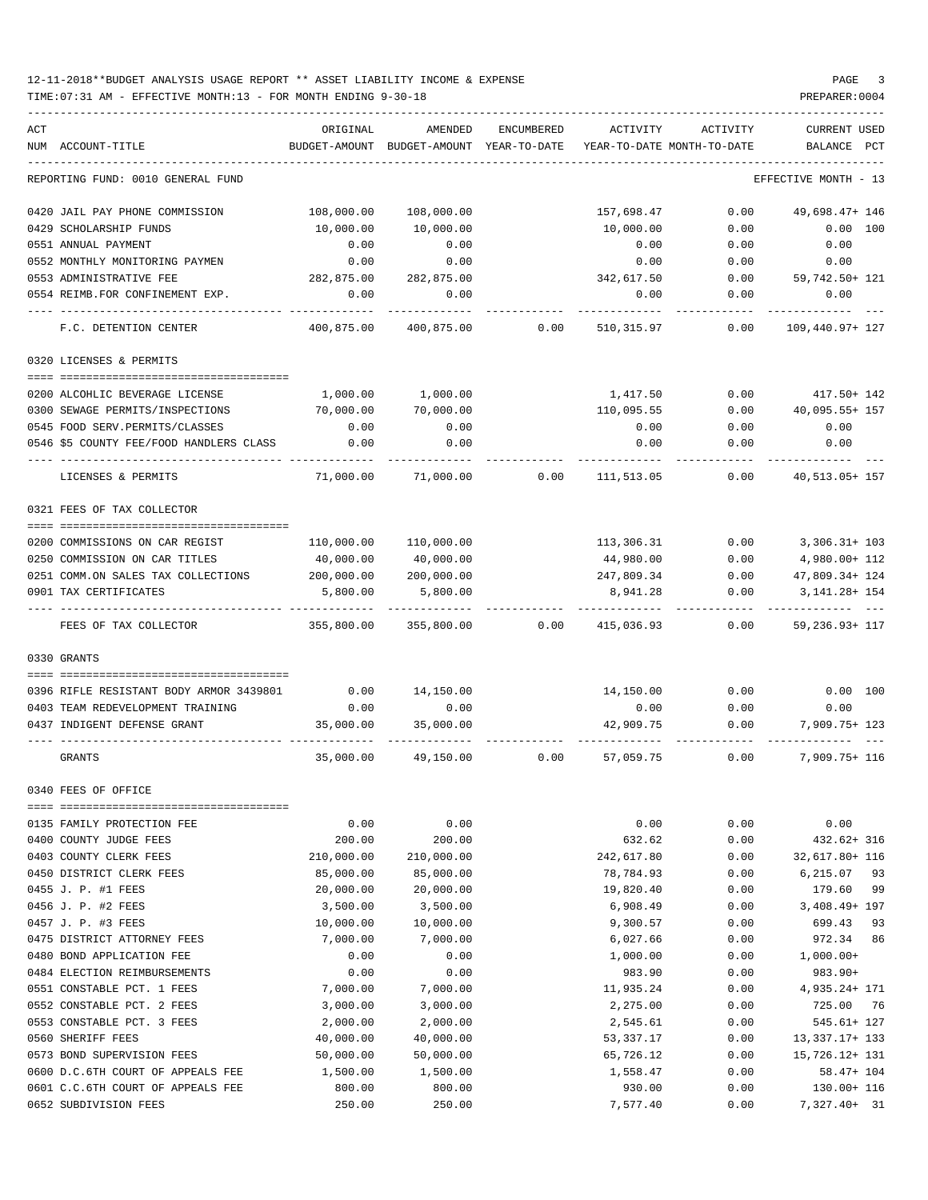12-11-2018**BUDGET ANALYSIS USAGE REPORT ** ASSET LIABILITY INCOME & EXPENSE

TIME:07:31 AM - EFFECTIVE MONTH:13 - FOR MONTH ENDING 9-30-18

PREPARER:0004

| ACT NUM | ACCOUNT-TITLE | ORIGINAL BUDGET-AMOUNT | AMENDED BUDGET-AMOUNT | ENCUMBERED YEAR-TO-DATE | ACTIVITY YEAR-TO-DATE | ACTIVITY MONTH-TO-DATE | CURRENT USED BALANCE | PCT |
|---|---|---|---|---|---|---|---|---|
| | REPORTING FUND: 0010 GENERAL FUND | | | | | | EFFECTIVE MONTH - 13 | |
| 0420 | JAIL PAY PHONE COMMISSION | 108,000.00 | 108,000.00 | | 157,698.47 | 0.00 | 49,698.47+ | 146 |
| 0429 | SCHOLARSHIP FUNDS | 10,000.00 | 10,000.00 | | 10,000.00 | 0.00 | 0.00 | 100 |
| 0551 | ANNUAL PAYMENT | 0.00 | 0.00 | | 0.00 | 0.00 | 0.00 | |
| 0552 | MONTHLY MONITORING PAYMEN | 0.00 | 0.00 | | 0.00 | 0.00 | 0.00 | |
| 0553 | ADMINISTRATIVE FEE | 282,875.00 | 282,875.00 | | 342,617.50 | 0.00 | 59,742.50+ | 121 |
| 0554 | REIMB.FOR CONFINEMENT EXP. | 0.00 | 0.00 | | 0.00 | 0.00 | 0.00 | |
| | F.C. DETENTION CENTER | 400,875.00 | 400,875.00 | 0.00 | 510,315.97 | 0.00 | 109,440.97+ | 127 |
| | 0320 LICENSES & PERMITS | | | | | | | |
| 0200 | ALCOHLIC BEVERAGE LICENSE | 1,000.00 | 1,000.00 | | 1,417.50 | 0.00 | 417.50+ | 142 |
| 0300 | SEWAGE PERMITS/INSPECTIONS | 70,000.00 | 70,000.00 | | 110,095.55 | 0.00 | 40,095.55+ | 157 |
| 0545 | FOOD SERV.PERMITS/CLASSES | 0.00 | 0.00 | | 0.00 | 0.00 | 0.00 | |
| 0546 | $5 COUNTY FEE/FOOD HANDLERS CLASS | 0.00 | 0.00 | | 0.00 | 0.00 | 0.00 | |
| | LICENSES & PERMITS | 71,000.00 | 71,000.00 | 0.00 | 111,513.05 | 0.00 | 40,513.05+ | 157 |
| | 0321 FEES OF TAX COLLECTOR | | | | | | | |
| 0200 | COMMISSIONS ON CAR REGIST | 110,000.00 | 110,000.00 | | 113,306.31 | 0.00 | 3,306.31+ | 103 |
| 0250 | COMMISSION ON CAR TITLES | 40,000.00 | 40,000.00 | | 44,980.00 | 0.00 | 4,980.00+ | 112 |
| 0251 | COMM.ON SALES TAX COLLECTIONS | 200,000.00 | 200,000.00 | | 247,809.34 | 0.00 | 47,809.34+ | 124 |
| 0901 | TAX CERTIFICATES | 5,800.00 | 5,800.00 | | 8,941.28 | 0.00 | 3,141.28+ | 154 |
| | FEES OF TAX COLLECTOR | 355,800.00 | 355,800.00 | 0.00 | 415,036.93 | 0.00 | 59,236.93+ | 117 |
| | 0330 GRANTS | | | | | | | |
| 0396 | RIFLE RESISTANT BODY ARMOR 3439801 | 0.00 | 14,150.00 | | 14,150.00 | 0.00 | 0.00 | 100 |
| 0403 | TEAM REDEVELOPMENT TRAINING | 0.00 | 0.00 | | 0.00 | 0.00 | 0.00 | |
| 0437 | INDIGENT DEFENSE GRANT | 35,000.00 | 35,000.00 | | 42,909.75 | 0.00 | 7,909.75+ | 123 |
| | GRANTS | 35,000.00 | 49,150.00 | 0.00 | 57,059.75 | 0.00 | 7,909.75+ | 116 |
| | 0340 FEES OF OFFICE | | | | | | | |
| 0135 | FAMILY PROTECTION FEE | 0.00 | 0.00 | | 0.00 | 0.00 | 0.00 | |
| 0400 | COUNTY JUDGE FEES | 200.00 | 200.00 | | 632.62 | 0.00 | 432.62+ | 316 |
| 0403 | COUNTY CLERK FEES | 210,000.00 | 210,000.00 | | 242,617.80 | 0.00 | 32,617.80+ | 116 |
| 0450 | DISTRICT CLERK FEES | 85,000.00 | 85,000.00 | | 78,784.93 | 0.00 | 6,215.07 | 93 |
| 0455 | J. P. #1 FEES | 20,000.00 | 20,000.00 | | 19,820.40 | 0.00 | 179.60 | 99 |
| 0456 | J. P. #2 FEES | 3,500.00 | 3,500.00 | | 6,908.49 | 0.00 | 3,408.49+ | 197 |
| 0457 | J. P. #3 FEES | 10,000.00 | 10,000.00 | | 9,300.57 | 0.00 | 699.43 | 93 |
| 0475 | DISTRICT ATTORNEY FEES | 7,000.00 | 7,000.00 | | 6,027.66 | 0.00 | 972.34 | 86 |
| 0480 | BOND APPLICATION FEE | 0.00 | 0.00 | | 1,000.00 | 0.00 | 1,000.00+ | |
| 0484 | ELECTION REIMBURSEMENTS | 0.00 | 0.00 | | 983.90 | 0.00 | 983.90+ | |
| 0551 | CONSTABLE PCT. 1 FEES | 7,000.00 | 7,000.00 | | 11,935.24 | 0.00 | 4,935.24+ | 171 |
| 0552 | CONSTABLE PCT. 2 FEES | 3,000.00 | 3,000.00 | | 2,275.00 | 0.00 | 725.00 | 76 |
| 0553 | CONSTABLE PCT. 3 FEES | 2,000.00 | 2,000.00 | | 2,545.61 | 0.00 | 545.61+ | 127 |
| 0560 | SHERIFF FEES | 40,000.00 | 40,000.00 | | 53,337.17 | 0.00 | 13,337.17+ | 133 |
| 0573 | BOND SUPERVISION FEES | 50,000.00 | 50,000.00 | | 65,726.12 | 0.00 | 15,726.12+ | 131 |
| 0600 | D.C.6TH COURT OF APPEALS FEE | 1,500.00 | 1,500.00 | | 1,558.47 | 0.00 | 58.47+ | 104 |
| 0601 | C.C.6TH COURT OF APPEALS FEE | 800.00 | 800.00 | | 930.00 | 0.00 | 130.00+ | 116 |
| 0652 | SUBDIVISION FEES | 250.00 | 250.00 | | 7,577.40 | 0.00 | 7,327.40+ | 31 |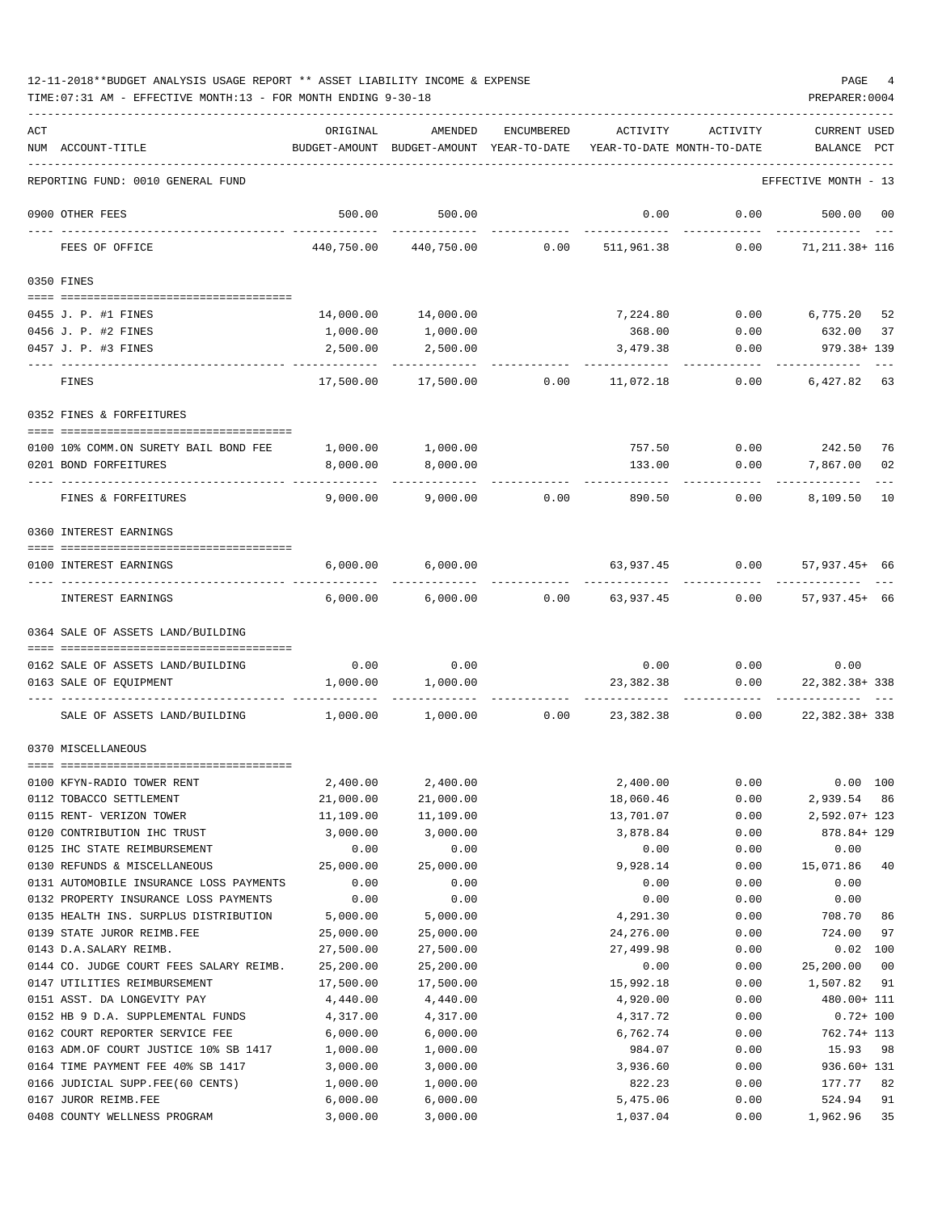12-11-2018**BUDGET ANALYSIS USAGE REPORT ** ASSET LIABILITY INCOME & EXPENSE

TIME:07:31 AM - EFFECTIVE MONTH:13 - FOR MONTH ENDING 9-30-18

PREPARER:0004

| ACT NUM | ACCOUNT-TITLE | ORIGINAL BUDGET-AMOUNT | AMENDED BUDGET-AMOUNT | ENCUMBERED YEAR-TO-DATE | ACTIVITY YEAR-TO-DATE | ACTIVITY MONTH-TO-DATE | CURRENT BALANCE | USED PCT |
|---|---|---|---|---|---|---|---|---|
| | REPORTING FUND: 0010 GENERAL FUND | | | | | | EFFECTIVE MONTH - 13 | |
| 0900 | OTHER FEES | 500.00 | 500.00 | | 0.00 | 0.00 | 500.00 | 00 |
| | FEES OF OFFICE | 440,750.00 | 440,750.00 | 0.00 | 511,961.38 | 0.00 | 71,211.38+ | 116 |
| | **0350 FINES** | | | | | | | |
| 0455 | J. P. #1 FINES | 14,000.00 | 14,000.00 | | 7,224.80 | 0.00 | 6,775.20 | 52 |
| 0456 | J. P. #2 FINES | 1,000.00 | 1,000.00 | | 368.00 | 0.00 | 632.00 | 37 |
| 0457 | J. P. #3 FINES | 2,500.00 | 2,500.00 | | 3,479.38 | 0.00 | 979.38+ | 139 |
| | FINES | 17,500.00 | 17,500.00 | 0.00 | 11,072.18 | 0.00 | 6,427.82 | 63 |
| | **0352 FINES & FORFEITURES** | | | | | | | |
| 0100 | 10% COMM.ON SURETY BAIL BOND FEE | 1,000.00 | 1,000.00 | | 757.50 | 0.00 | 242.50 | 76 |
| 0201 | BOND FORFEITURES | 8,000.00 | 8,000.00 | | 133.00 | 0.00 | 7,867.00 | 02 |
| | FINES & FORFEITURES | 9,000.00 | 9,000.00 | 0.00 | 890.50 | 0.00 | 8,109.50 | 10 |
| | **0360 INTEREST EARNINGS** | | | | | | | |
| 0100 | INTEREST EARNINGS | 6,000.00 | 6,000.00 | | 63,937.45 | 0.00 | 57,937.45+ | 66 |
| | INTEREST EARNINGS | 6,000.00 | 6,000.00 | 0.00 | 63,937.45 | 0.00 | 57,937.45+ | 66 |
| | **0364 SALE OF ASSETS LAND/BUILDING** | | | | | | | |
| 0162 | SALE OF ASSETS LAND/BUILDING | 0.00 | 0.00 | | 0.00 | 0.00 | 0.00 | |
| 0163 | SALE OF EQUIPMENT | 1,000.00 | 1,000.00 | | 23,382.38 | 0.00 | 22,382.38+ | 338 |
| | SALE OF ASSETS LAND/BUILDING | 1,000.00 | 1,000.00 | 0.00 | 23,382.38 | 0.00 | 22,382.38+ | 338 |
| | **0370 MISCELLANEOUS** | | | | | | | |
| 0100 | KFYN-RADIO TOWER RENT | 2,400.00 | 2,400.00 | | 2,400.00 | 0.00 | 0.00 | 100 |
| 0112 | TOBACCO SETTLEMENT | 21,000.00 | 21,000.00 | | 18,060.46 | 0.00 | 2,939.54 | 86 |
| 0115 | RENT- VERIZON TOWER | 11,109.00 | 11,109.00 | | 13,701.07 | 0.00 | 2,592.07+ | 123 |
| 0120 | CONTRIBUTION IHC TRUST | 3,000.00 | 3,000.00 | | 3,878.84 | 0.00 | 878.84+ | 129 |
| 0125 | IHC STATE REIMBURSEMENT | 0.00 | 0.00 | | 0.00 | 0.00 | 0.00 | |
| 0130 | REFUNDS & MISCELLANEOUS | 25,000.00 | 25,000.00 | | 9,928.14 | 0.00 | 15,071.86 | 40 |
| 0131 | AUTOMOBILE INSURANCE LOSS PAYMENTS | 0.00 | 0.00 | | 0.00 | 0.00 | 0.00 | |
| 0132 | PROPERTY INSURANCE LOSS PAYMENTS | 0.00 | 0.00 | | 0.00 | 0.00 | 0.00 | |
| 0135 | HEALTH INS. SURPLUS DISTRIBUTION | 5,000.00 | 5,000.00 | | 4,291.30 | 0.00 | 708.70 | 86 |
| 0139 | STATE JUROR REIMB.FEE | 25,000.00 | 25,000.00 | | 24,276.00 | 0.00 | 724.00 | 97 |
| 0143 | D.A.SALARY REIMB. | 27,500.00 | 27,500.00 | | 27,499.98 | 0.00 | 0.02 | 100 |
| 0144 | CO. JUDGE COURT FEES SALARY REIMB. | 25,200.00 | 25,200.00 | | 0.00 | 0.00 | 25,200.00 | 00 |
| 0147 | UTILITIES REIMBURSEMENT | 17,500.00 | 17,500.00 | | 15,992.18 | 0.00 | 1,507.82 | 91 |
| 0151 | ASST. DA LONGEVITY PAY | 4,440.00 | 4,440.00 | | 4,920.00 | 0.00 | 480.00+ | 111 |
| 0152 | HB 9 D.A. SUPPLEMENTAL FUNDS | 4,317.00 | 4,317.00 | | 4,317.72 | 0.00 | 0.72+ | 100 |
| 0162 | COURT REPORTER SERVICE FEE | 6,000.00 | 6,000.00 | | 6,762.74 | 0.00 | 762.74+ | 113 |
| 0163 | ADM.OF COURT JUSTICE 10% SB 1417 | 1,000.00 | 1,000.00 | | 984.07 | 0.00 | 15.93 | 98 |
| 0164 | TIME PAYMENT FEE 40% SB 1417 | 3,000.00 | 3,000.00 | | 3,936.60 | 0.00 | 936.60+ | 131 |
| 0166 | JUDICIAL SUPP.FEE(60 CENTS) | 1,000.00 | 1,000.00 | | 822.23 | 0.00 | 177.77 | 82 |
| 0167 | JUROR REIMB.FEE | 6,000.00 | 6,000.00 | | 5,475.06 | 0.00 | 524.94 | 91 |
| 0408 | COUNTY WELLNESS PROGRAM | 3,000.00 | 3,000.00 | | 1,037.04 | 0.00 | 1,962.96 | 35 |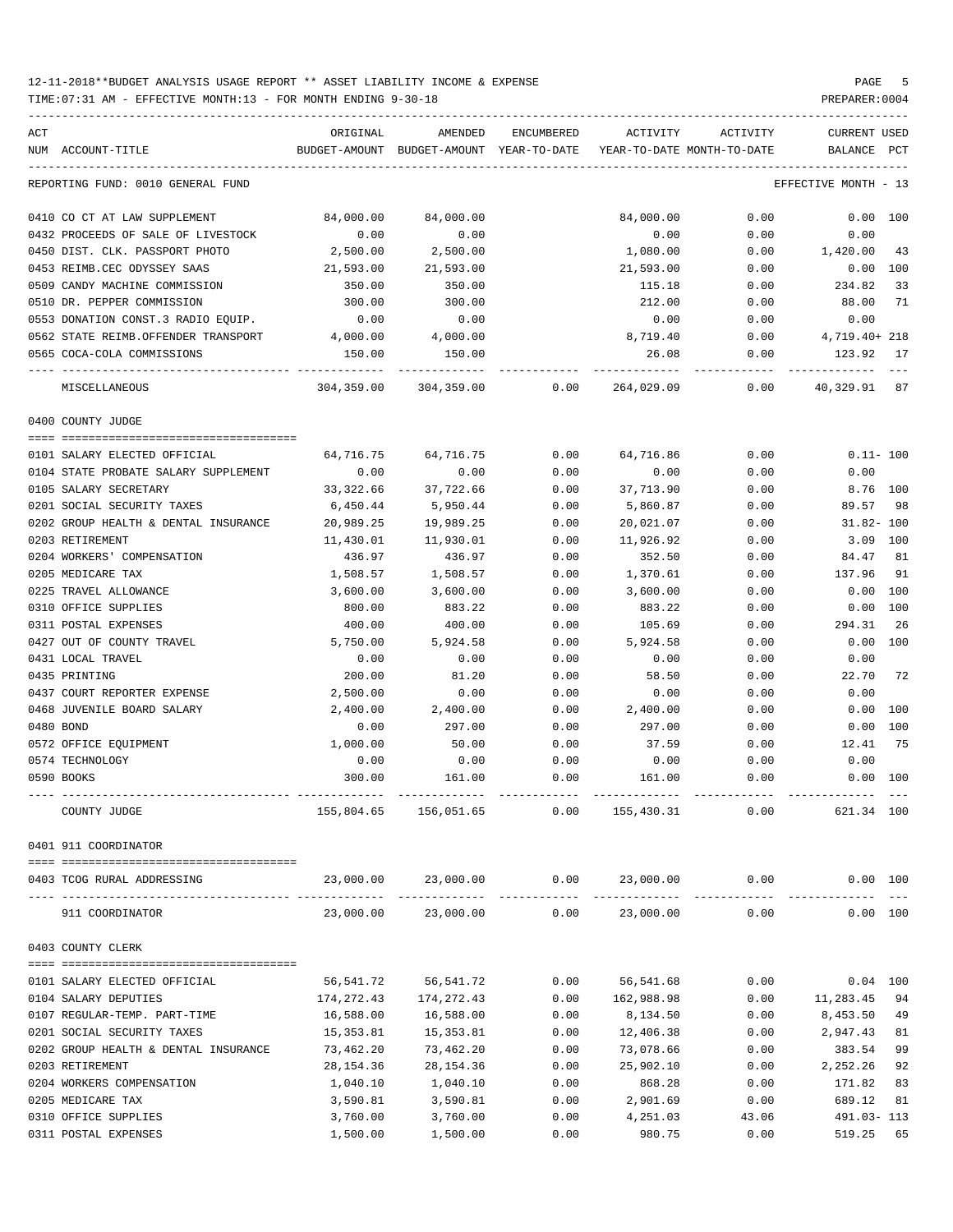12-11-2018**BUDGET ANALYSIS USAGE REPORT ** ASSET LIABILITY INCOME & EXPENSE

TIME:07:31 AM - EFFECTIVE MONTH:13 - FOR MONTH ENDING 9-30-18

PREPARER:0004

REPORTING FUND: 0010 GENERAL FUND — EFFECTIVE MONTH - 13

| ACT NUM | ACCOUNT-TITLE | ORIGINAL BUDGET-AMOUNT | AMENDED BUDGET-AMOUNT | ENCUMBERED YEAR-TO-DATE | ACTIVITY YEAR-TO-DATE | ACTIVITY MONTH-TO-DATE | CURRENT USED BALANCE | PCT |
|---|---|---|---|---|---|---|---|---|
| 0410 | CO CT AT LAW SUPPLEMENT | 84,000.00 | 84,000.00 | | 84,000.00 | 0.00 | 0.00 | 100 |
| 0432 | PROCEEDS OF SALE OF LIVESTOCK | 0.00 | 0.00 | | 0.00 | 0.00 | 0.00 | |
| 0450 | DIST. CLK. PASSPORT PHOTO | 2,500.00 | 2,500.00 | | 1,080.00 | 0.00 | 1,420.00 | 43 |
| 0453 | REIMB.CEC ODYSSEY SAAS | 21,593.00 | 21,593.00 | | 21,593.00 | 0.00 | 0.00 | 100 |
| 0509 | CANDY MACHINE COMMISSION | 350.00 | 350.00 | | 115.18 | 0.00 | 234.82 | 33 |
| 0510 | DR. PEPPER COMMISSION | 300.00 | 300.00 | | 212.00 | 0.00 | 88.00 | 71 |
| 0553 | DONATION CONST.3 RADIO EQUIP. | 0.00 | 0.00 | | 0.00 | 0.00 | 0.00 | |
| 0562 | STATE REIMB.OFFENDER TRANSPORT | 4,000.00 | 4,000.00 | | 8,719.40 | 0.00 | 4,719.40+ | 218 |
| 0565 | COCA-COLA COMMISSIONS | 150.00 | 150.00 | | 26.08 | 0.00 | 123.92 | 17 |
| | MISCELLANEOUS | 304,359.00 | 304,359.00 | 0.00 | 264,029.09 | 0.00 | 40,329.91 | 87 |

## 0400 COUNTY JUDGE

| ACT NUM | ACCOUNT-TITLE | ORIGINAL BUDGET-AMOUNT | AMENDED BUDGET-AMOUNT | ENCUMBERED YEAR-TO-DATE | ACTIVITY YEAR-TO-DATE | ACTIVITY MONTH-TO-DATE | CURRENT USED BALANCE | PCT |
|---|---|---|---|---|---|---|---|---|
| 0101 | SALARY ELECTED OFFICIAL | 64,716.75 | 64,716.75 | 0.00 | 64,716.86 | 0.00 | 0.11- | 100 |
| 0104 | STATE PROBATE SALARY SUPPLEMENT | 0.00 | 0.00 | 0.00 | 0.00 | 0.00 | 0.00 | |
| 0105 | SALARY SECRETARY | 33,322.66 | 37,722.66 | 0.00 | 37,713.90 | 0.00 | 8.76 | 100 |
| 0201 | SOCIAL SECURITY TAXES | 6,450.44 | 5,950.44 | 0.00 | 5,860.87 | 0.00 | 89.57 | 98 |
| 0202 | GROUP HEALTH & DENTAL INSURANCE | 20,989.25 | 19,989.25 | 0.00 | 20,021.07 | 0.00 | 31.82- | 100 |
| 0203 | RETIREMENT | 11,430.01 | 11,930.01 | 0.00 | 11,926.92 | 0.00 | 3.09 | 100 |
| 0204 | WORKERS' COMPENSATION | 436.97 | 436.97 | 0.00 | 352.50 | 0.00 | 84.47 | 81 |
| 0205 | MEDICARE TAX | 1,508.57 | 1,508.57 | 0.00 | 1,370.61 | 0.00 | 137.96 | 91 |
| 0225 | TRAVEL ALLOWANCE | 3,600.00 | 3,600.00 | 0.00 | 3,600.00 | 0.00 | 0.00 | 100 |
| 0310 | OFFICE SUPPLIES | 800.00 | 883.22 | 0.00 | 883.22 | 0.00 | 0.00 | 100 |
| 0311 | POSTAL EXPENSES | 400.00 | 400.00 | 0.00 | 105.69 | 0.00 | 294.31 | 26 |
| 0427 | OUT OF COUNTY TRAVEL | 5,750.00 | 5,924.58 | 0.00 | 5,924.58 | 0.00 | 0.00 | 100 |
| 0431 | LOCAL TRAVEL | 0.00 | 0.00 | 0.00 | 0.00 | 0.00 | 0.00 | |
| 0435 | PRINTING | 200.00 | 81.20 | 0.00 | 58.50 | 0.00 | 22.70 | 72 |
| 0437 | COURT REPORTER EXPENSE | 2,500.00 | 0.00 | 0.00 | 0.00 | 0.00 | 0.00 | |
| 0468 | JUVENILE BOARD SALARY | 2,400.00 | 2,400.00 | 0.00 | 2,400.00 | 0.00 | 0.00 | 100 |
| 0480 | BOND | 0.00 | 297.00 | 0.00 | 297.00 | 0.00 | 0.00 | 100 |
| 0572 | OFFICE EQUIPMENT | 1,000.00 | 50.00 | 0.00 | 37.59 | 0.00 | 12.41 | 75 |
| 0574 | TECHNOLOGY | 0.00 | 0.00 | 0.00 | 0.00 | 0.00 | 0.00 | |
| 0590 | BOOKS | 300.00 | 161.00 | 0.00 | 161.00 | 0.00 | 0.00 | 100 |
| | COUNTY JUDGE | 155,804.65 | 156,051.65 | 0.00 | 155,430.31 | 0.00 | 621.34 | 100 |

## 0401 911 COORDINATOR

| ACT NUM | ACCOUNT-TITLE | ORIGINAL BUDGET-AMOUNT | AMENDED BUDGET-AMOUNT | ENCUMBERED YEAR-TO-DATE | ACTIVITY YEAR-TO-DATE | ACTIVITY MONTH-TO-DATE | CURRENT USED BALANCE | PCT |
|---|---|---|---|---|---|---|---|---|
| 0403 | TCOG RURAL ADDRESSING | 23,000.00 | 23,000.00 | 0.00 | 23,000.00 | 0.00 | 0.00 | 100 |
| | 911 COORDINATOR | 23,000.00 | 23,000.00 | 0.00 | 23,000.00 | 0.00 | 0.00 | 100 |

## 0403 COUNTY CLERK

| ACT NUM | ACCOUNT-TITLE | ORIGINAL BUDGET-AMOUNT | AMENDED BUDGET-AMOUNT | ENCUMBERED YEAR-TO-DATE | ACTIVITY YEAR-TO-DATE | ACTIVITY MONTH-TO-DATE | CURRENT USED BALANCE | PCT |
|---|---|---|---|---|---|---|---|---|
| 0101 | SALARY ELECTED OFFICIAL | 56,541.72 | 56,541.72 | 0.00 | 56,541.68 | 0.00 | 0.04 | 100 |
| 0104 | SALARY DEPUTIES | 174,272.43 | 174,272.43 | 0.00 | 162,988.98 | 0.00 | 11,283.45 | 94 |
| 0107 | REGULAR-TEMP. PART-TIME | 16,588.00 | 16,588.00 | 0.00 | 8,134.50 | 0.00 | 8,453.50 | 49 |
| 0201 | SOCIAL SECURITY TAXES | 15,353.81 | 15,353.81 | 0.00 | 12,406.38 | 0.00 | 2,947.43 | 81 |
| 0202 | GROUP HEALTH & DENTAL INSURANCE | 73,462.20 | 73,462.20 | 0.00 | 73,078.66 | 0.00 | 383.54 | 99 |
| 0203 | RETIREMENT | 28,154.36 | 28,154.36 | 0.00 | 25,902.10 | 0.00 | 2,252.26 | 92 |
| 0204 | WORKERS COMPENSATION | 1,040.10 | 1,040.10 | 0.00 | 868.28 | 0.00 | 171.82 | 83 |
| 0205 | MEDICARE TAX | 3,590.81 | 3,590.81 | 0.00 | 2,901.69 | 0.00 | 689.12 | 81 |
| 0310 | OFFICE SUPPLIES | 3,760.00 | 3,760.00 | 0.00 | 4,251.03 | 43.06 | 491.03- | 113 |
| 0311 | POSTAL EXPENSES | 1,500.00 | 1,500.00 | 0.00 | 980.75 | 0.00 | 519.25 | 65 |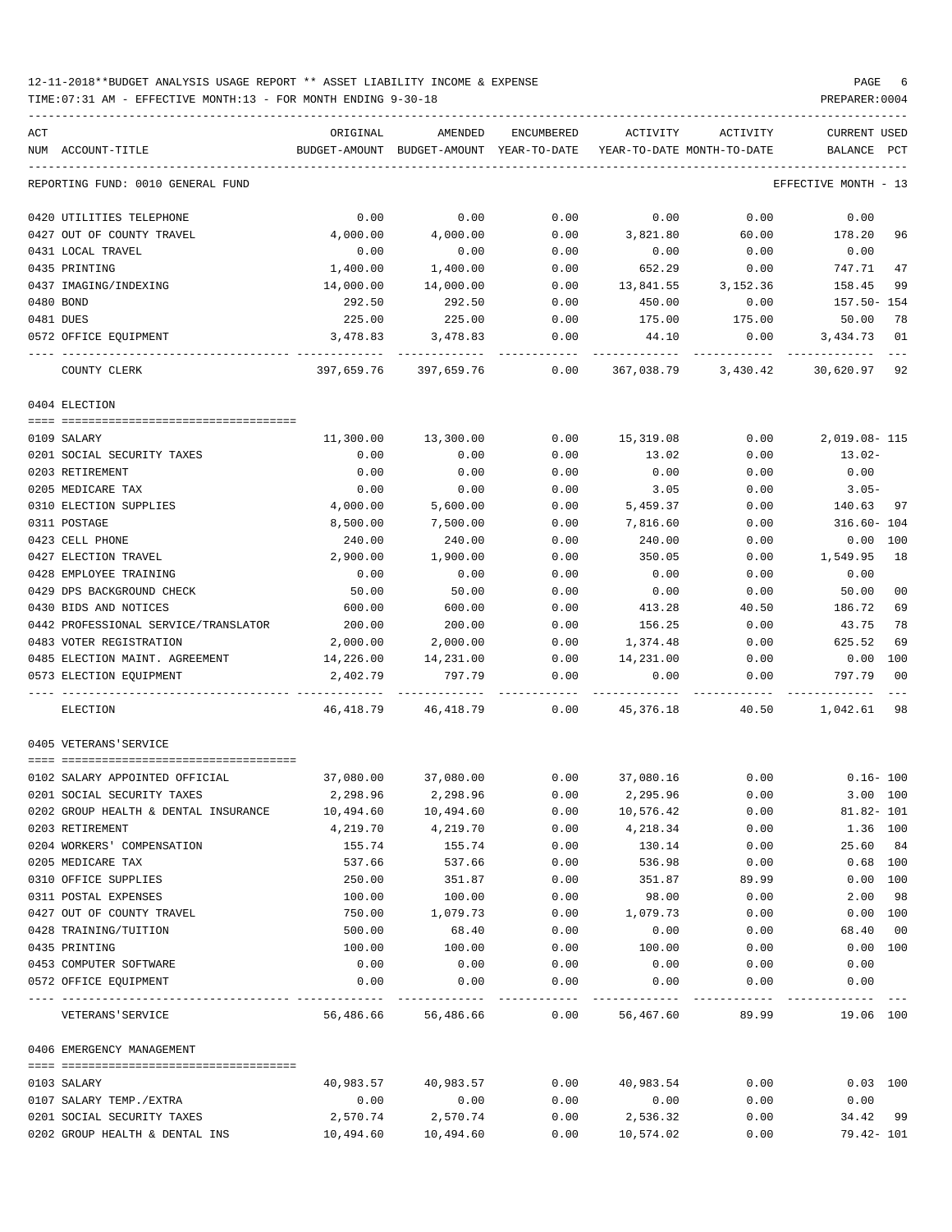12-11-2018**BUDGET ANALYSIS USAGE REPORT ** ASSET LIABILITY INCOME & EXPENSE

TIME:07:31 AM - EFFECTIVE MONTH:13 - FOR MONTH ENDING 9-30-18

PREPARER:0004

REPORTING FUND: 0010 GENERAL FUND — EFFECTIVE MONTH - 13

| ACT NUM | ACCOUNT-TITLE | ORIGINAL BUDGET-AMOUNT | AMENDED BUDGET-AMOUNT | ENCUMBERED YEAR-TO-DATE | ACTIVITY YEAR-TO-DATE | ACTIVITY MONTH-TO-DATE | CURRENT BALANCE | USED PCT |
|---|---|---|---|---|---|---|---|---|
| 0420 | UTILITIES TELEPHONE | 0.00 | 0.00 | 0.00 | 0.00 | 0.00 | 0.00 | |
| 0427 | OUT OF COUNTY TRAVEL | 4,000.00 | 4,000.00 | 0.00 | 3,821.80 | 60.00 | 178.20 | 96 |
| 0431 | LOCAL TRAVEL | 0.00 | 0.00 | 0.00 | 0.00 | 0.00 | 0.00 | |
| 0435 | PRINTING | 1,400.00 | 1,400.00 | 0.00 | 652.29 | 0.00 | 747.71 | 47 |
| 0437 | IMAGING/INDEXING | 14,000.00 | 14,000.00 | 0.00 | 13,841.55 | 3,152.36 | 158.45 | 99 |
| 0480 | BOND | 292.50 | 292.50 | 0.00 | 450.00 | 0.00 | 157.50- | 154 |
| 0481 | DUES | 225.00 | 225.00 | 0.00 | 175.00 | 175.00 | 50.00 | 78 |
| 0572 | OFFICE EQUIPMENT | 3,478.83 | 3,478.83 | 0.00 | 44.10 | 0.00 | 3,434.73 | 01 |
| | COUNTY CLERK | 397,659.76 | 397,659.76 | 0.00 | 367,038.79 | 3,430.42 | 30,620.97 | 92 |
| | **0404 ELECTION** | | | | | | | |
| 0109 | SALARY | 11,300.00 | 13,300.00 | 0.00 | 15,319.08 | 0.00 | 2,019.08- | 115 |
| 0201 | SOCIAL SECURITY TAXES | 0.00 | 0.00 | 0.00 | 13.02 | 0.00 | 13.02- | |
| 0203 | RETIREMENT | 0.00 | 0.00 | 0.00 | 0.00 | 0.00 | 0.00 | |
| 0205 | MEDICARE TAX | 0.00 | 0.00 | 0.00 | 3.05 | 0.00 | 3.05- | |
| 0310 | ELECTION SUPPLIES | 4,000.00 | 5,600.00 | 0.00 | 5,459.37 | 0.00 | 140.63 | 97 |
| 0311 | POSTAGE | 8,500.00 | 7,500.00 | 0.00 | 7,816.60 | 0.00 | 316.60- | 104 |
| 0423 | CELL PHONE | 240.00 | 240.00 | 0.00 | 240.00 | 0.00 | 0.00 | 100 |
| 0427 | ELECTION TRAVEL | 2,900.00 | 1,900.00 | 0.00 | 350.05 | 0.00 | 1,549.95 | 18 |
| 0428 | EMPLOYEE TRAINING | 0.00 | 0.00 | 0.00 | 0.00 | 0.00 | 0.00 | |
| 0429 | DPS BACKGROUND CHECK | 50.00 | 50.00 | 0.00 | 0.00 | 0.00 | 50.00 | 00 |
| 0430 | BIDS AND NOTICES | 600.00 | 600.00 | 0.00 | 413.28 | 40.50 | 186.72 | 69 |
| 0442 | PROFESSIONAL SERVICE/TRANSLATOR | 200.00 | 200.00 | 0.00 | 156.25 | 0.00 | 43.75 | 78 |
| 0483 | VOTER REGISTRATION | 2,000.00 | 2,000.00 | 0.00 | 1,374.48 | 0.00 | 625.52 | 69 |
| 0485 | ELECTION MAINT. AGREEMENT | 14,226.00 | 14,231.00 | 0.00 | 14,231.00 | 0.00 | 0.00 | 100 |
| 0573 | ELECTION EQUIPMENT | 2,402.79 | 797.79 | 0.00 | 0.00 | 0.00 | 797.79 | 00 |
| | ELECTION | 46,418.79 | 46,418.79 | 0.00 | 45,376.18 | 40.50 | 1,042.61 | 98 |
| | **0405 VETERANS'SERVICE** | | | | | | | |
| 0102 | SALARY APPOINTED OFFICIAL | 37,080.00 | 37,080.00 | 0.00 | 37,080.16 | 0.00 | 0.16- | 100 |
| 0201 | SOCIAL SECURITY TAXES | 2,298.96 | 2,298.96 | 0.00 | 2,295.96 | 0.00 | 3.00 | 100 |
| 0202 | GROUP HEALTH & DENTAL INSURANCE | 10,494.60 | 10,494.60 | 0.00 | 10,576.42 | 0.00 | 81.82- | 101 |
| 0203 | RETIREMENT | 4,219.70 | 4,219.70 | 0.00 | 4,218.34 | 0.00 | 1.36 | 100 |
| 0204 | WORKERS' COMPENSATION | 155.74 | 155.74 | 0.00 | 130.14 | 0.00 | 25.60 | 84 |
| 0205 | MEDICARE TAX | 537.66 | 537.66 | 0.00 | 536.98 | 0.00 | 0.68 | 100 |
| 0310 | OFFICE SUPPLIES | 250.00 | 351.87 | 0.00 | 351.87 | 89.99 | 0.00 | 100 |
| 0311 | POSTAL EXPENSES | 100.00 | 100.00 | 0.00 | 98.00 | 0.00 | 2.00 | 98 |
| 0427 | OUT OF COUNTY TRAVEL | 750.00 | 1,079.73 | 0.00 | 1,079.73 | 0.00 | 0.00 | 100 |
| 0428 | TRAINING/TUITION | 500.00 | 68.40 | 0.00 | 0.00 | 0.00 | 68.40 | 00 |
| 0435 | PRINTING | 100.00 | 100.00 | 0.00 | 100.00 | 0.00 | 0.00 | 100 |
| 0453 | COMPUTER SOFTWARE | 0.00 | 0.00 | 0.00 | 0.00 | 0.00 | 0.00 | |
| 0572 | OFFICE EQUIPMENT | 0.00 | 0.00 | 0.00 | 0.00 | 0.00 | 0.00 | |
| | VETERANS'SERVICE | 56,486.66 | 56,486.66 | 0.00 | 56,467.60 | 89.99 | 19.06 | 100 |
| | **0406 EMERGENCY MANAGEMENT** | | | | | | | |
| 0103 | SALARY | 40,983.57 | 40,983.57 | 0.00 | 40,983.54 | 0.00 | 0.03 | 100 |
| 0107 | SALARY TEMP./EXTRA | 0.00 | 0.00 | 0.00 | 0.00 | 0.00 | 0.00 | |
| 0201 | SOCIAL SECURITY TAXES | 2,570.74 | 2,570.74 | 0.00 | 2,536.32 | 0.00 | 34.42 | 99 |
| 0202 | GROUP HEALTH & DENTAL INS | 10,494.60 | 10,494.60 | 0.00 | 10,574.02 | 0.00 | 79.42- | 101 |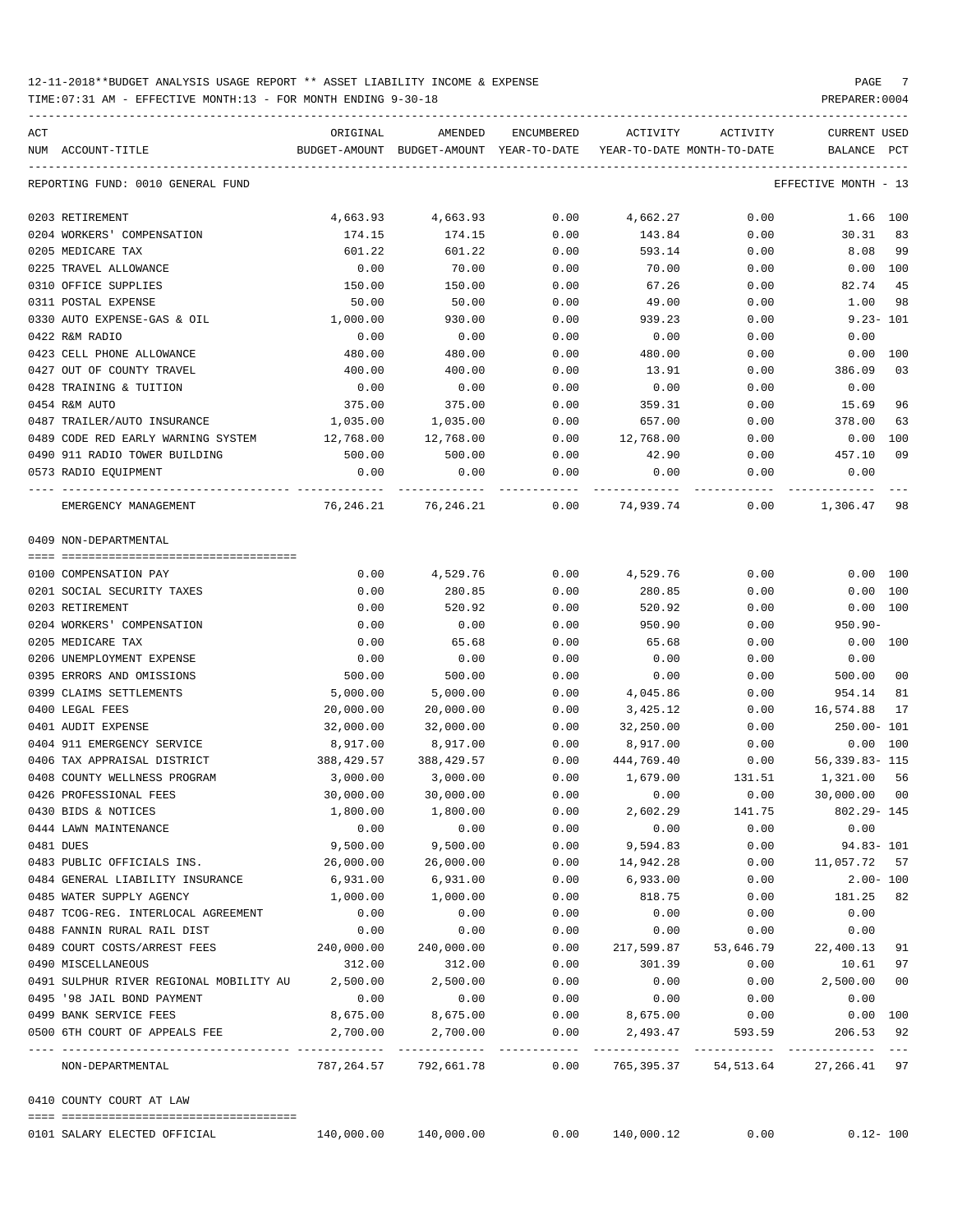12-11-2018**BUDGET ANALYSIS USAGE REPORT ** ASSET LIABILITY INCOME & EXPENSE

TIME:07:31 AM - EFFECTIVE MONTH:13 - FOR MONTH ENDING 9-30-18

PREPARER:0004

REPORTING FUND: 0010 GENERAL FUND — EFFECTIVE MONTH - 13

| ACT NUM | ACCOUNT-TITLE | ORIGINAL BUDGET-AMOUNT | AMENDED BUDGET-AMOUNT | ENCUMBERED YEAR-TO-DATE | ACTIVITY YEAR-TO-DATE | ACTIVITY MONTH-TO-DATE | CURRENT BALANCE | USED PCT |
|---|---|---|---|---|---|---|---|---|
| 0203 | RETIREMENT | 4,663.93 | 4,663.93 | 0.00 | 4,662.27 | 0.00 | 1.66 | 100 |
| 0204 | WORKERS' COMPENSATION | 174.15 | 174.15 | 0.00 | 143.84 | 0.00 | 30.31 | 83 |
| 0205 | MEDICARE TAX | 601.22 | 601.22 | 0.00 | 593.14 | 0.00 | 8.08 | 99 |
| 0225 | TRAVEL ALLOWANCE | 0.00 | 70.00 | 0.00 | 70.00 | 0.00 | 0.00 | 100 |
| 0310 | OFFICE SUPPLIES | 150.00 | 150.00 | 0.00 | 67.26 | 0.00 | 82.74 | 45 |
| 0311 | POSTAL EXPENSE | 50.00 | 50.00 | 0.00 | 49.00 | 0.00 | 1.00 | 98 |
| 0330 | AUTO EXPENSE-GAS & OIL | 1,000.00 | 930.00 | 0.00 | 939.23 | 0.00 | 9.23- | 101 |
| 0422 | R&M RADIO | 0.00 | 0.00 | 0.00 | 0.00 | 0.00 | 0.00 | |
| 0423 | CELL PHONE ALLOWANCE | 480.00 | 480.00 | 0.00 | 480.00 | 0.00 | 0.00 | 100 |
| 0427 | OUT OF COUNTY TRAVEL | 400.00 | 400.00 | 0.00 | 13.91 | 0.00 | 386.09 | 03 |
| 0428 | TRAINING & TUITION | 0.00 | 0.00 | 0.00 | 0.00 | 0.00 | 0.00 | |
| 0454 | R&M AUTO | 375.00 | 375.00 | 0.00 | 359.31 | 0.00 | 15.69 | 96 |
| 0487 | TRAILER/AUTO INSURANCE | 1,035.00 | 1,035.00 | 0.00 | 657.00 | 0.00 | 378.00 | 63 |
| 0489 | CODE RED EARLY WARNING SYSTEM | 12,768.00 | 12,768.00 | 0.00 | 12,768.00 | 0.00 | 0.00 | 100 |
| 0490 | 911 RADIO TOWER BUILDING | 500.00 | 500.00 | 0.00 | 42.90 | 0.00 | 457.10 | 09 |
| 0573 | RADIO EQUIPMENT | 0.00 | 0.00 | 0.00 | 0.00 | 0.00 | 0.00 | |
| | EMERGENCY MANAGEMENT | 76,246.21 | 76,246.21 | 0.00 | 74,939.74 | 0.00 | 1,306.47 | 98 |

0409 NON-DEPARTMENTAL

| ACT NUM | ACCOUNT-TITLE | ORIGINAL BUDGET-AMOUNT | AMENDED BUDGET-AMOUNT | ENCUMBERED YEAR-TO-DATE | ACTIVITY YEAR-TO-DATE | ACTIVITY MONTH-TO-DATE | CURRENT BALANCE | USED PCT |
|---|---|---|---|---|---|---|---|---|
| 0100 | COMPENSATION PAY | 0.00 | 4,529.76 | 0.00 | 4,529.76 | 0.00 | 0.00 | 100 |
| 0201 | SOCIAL SECURITY TAXES | 0.00 | 280.85 | 0.00 | 280.85 | 0.00 | 0.00 | 100 |
| 0203 | RETIREMENT | 0.00 | 520.92 | 0.00 | 520.92 | 0.00 | 0.00 | 100 |
| 0204 | WORKERS' COMPENSATION | 0.00 | 0.00 | 0.00 | 950.90 | 0.00 | 950.90- | |
| 0205 | MEDICARE TAX | 0.00 | 65.68 | 0.00 | 65.68 | 0.00 | 0.00 | 100 |
| 0206 | UNEMPLOYMENT EXPENSE | 0.00 | 0.00 | 0.00 | 0.00 | 0.00 | 0.00 | |
| 0395 | ERRORS AND OMISSIONS | 500.00 | 500.00 | 0.00 | 0.00 | 0.00 | 500.00 | 00 |
| 0399 | CLAIMS SETTLEMENTS | 5,000.00 | 5,000.00 | 0.00 | 4,045.86 | 0.00 | 954.14 | 81 |
| 0400 | LEGAL FEES | 20,000.00 | 20,000.00 | 0.00 | 3,425.12 | 0.00 | 16,574.88 | 17 |
| 0401 | AUDIT EXPENSE | 32,000.00 | 32,000.00 | 0.00 | 32,250.00 | 0.00 | 250.00- | 101 |
| 0404 | 911 EMERGENCY SERVICE | 8,917.00 | 8,917.00 | 0.00 | 8,917.00 | 0.00 | 0.00 | 100 |
| 0406 | TAX APPRAISAL DISTRICT | 388,429.57 | 388,429.57 | 0.00 | 444,769.40 | 0.00 | 56,339.83- | 115 |
| 0408 | COUNTY WELLNESS PROGRAM | 3,000.00 | 3,000.00 | 0.00 | 1,679.00 | 131.51 | 1,321.00 | 56 |
| 0426 | PROFESSIONAL FEES | 30,000.00 | 30,000.00 | 0.00 | 0.00 | 0.00 | 30,000.00 | 00 |
| 0430 | BIDS & NOTICES | 1,800.00 | 1,800.00 | 0.00 | 2,602.29 | 141.75 | 802.29- | 145 |
| 0444 | LAWN MAINTENANCE | 0.00 | 0.00 | 0.00 | 0.00 | 0.00 | 0.00 | |
| 0481 | DUES | 9,500.00 | 9,500.00 | 0.00 | 9,594.83 | 0.00 | 94.83- | 101 |
| 0483 | PUBLIC OFFICIALS INS. | 26,000.00 | 26,000.00 | 0.00 | 14,942.28 | 0.00 | 11,057.72 | 57 |
| 0484 | GENERAL LIABILITY INSURANCE | 6,931.00 | 6,931.00 | 0.00 | 6,933.00 | 0.00 | 2.00- | 100 |
| 0485 | WATER SUPPLY AGENCY | 1,000.00 | 1,000.00 | 0.00 | 818.75 | 0.00 | 181.25 | 82 |
| 0487 | TCOG-REG. INTERLOCAL AGREEMENT | 0.00 | 0.00 | 0.00 | 0.00 | 0.00 | 0.00 | |
| 0488 | FANNIN RURAL RAIL DIST | 0.00 | 0.00 | 0.00 | 0.00 | 0.00 | 0.00 | |
| 0489 | COURT COSTS/ARREST FEES | 240,000.00 | 240,000.00 | 0.00 | 217,599.87 | 53,646.79 | 22,400.13 | 91 |
| 0490 | MISCELLANEOUS | 312.00 | 312.00 | 0.00 | 301.39 | 0.00 | 10.61 | 97 |
| 0491 | SULPHUR RIVER REGIONAL MOBILITY AU | 2,500.00 | 2,500.00 | 0.00 | 0.00 | 0.00 | 2,500.00 | 00 |
| 0495 | '98 JAIL BOND PAYMENT | 0.00 | 0.00 | 0.00 | 0.00 | 0.00 | 0.00 | |
| 0499 | BANK SERVICE FEES | 8,675.00 | 8,675.00 | 0.00 | 8,675.00 | 0.00 | 0.00 | 100 |
| 0500 | 6TH COURT OF APPEALS FEE | 2,700.00 | 2,700.00 | 0.00 | 2,493.47 | 593.59 | 206.53 | 92 |
| | NON-DEPARTMENTAL | 787,264.57 | 792,661.78 | 0.00 | 765,395.37 | 54,513.64 | 27,266.41 | 97 |

0410 COUNTY COURT AT LAW

| ACT NUM | ACCOUNT-TITLE | ORIGINAL BUDGET-AMOUNT | AMENDED BUDGET-AMOUNT | ENCUMBERED YEAR-TO-DATE | ACTIVITY YEAR-TO-DATE | ACTIVITY MONTH-TO-DATE | CURRENT BALANCE | USED PCT |
|---|---|---|---|---|---|---|---|---|
| 0101 | SALARY ELECTED OFFICIAL | 140,000.00 | 140,000.00 | 0.00 | 140,000.12 | 0.00 | 0.12- | 100 |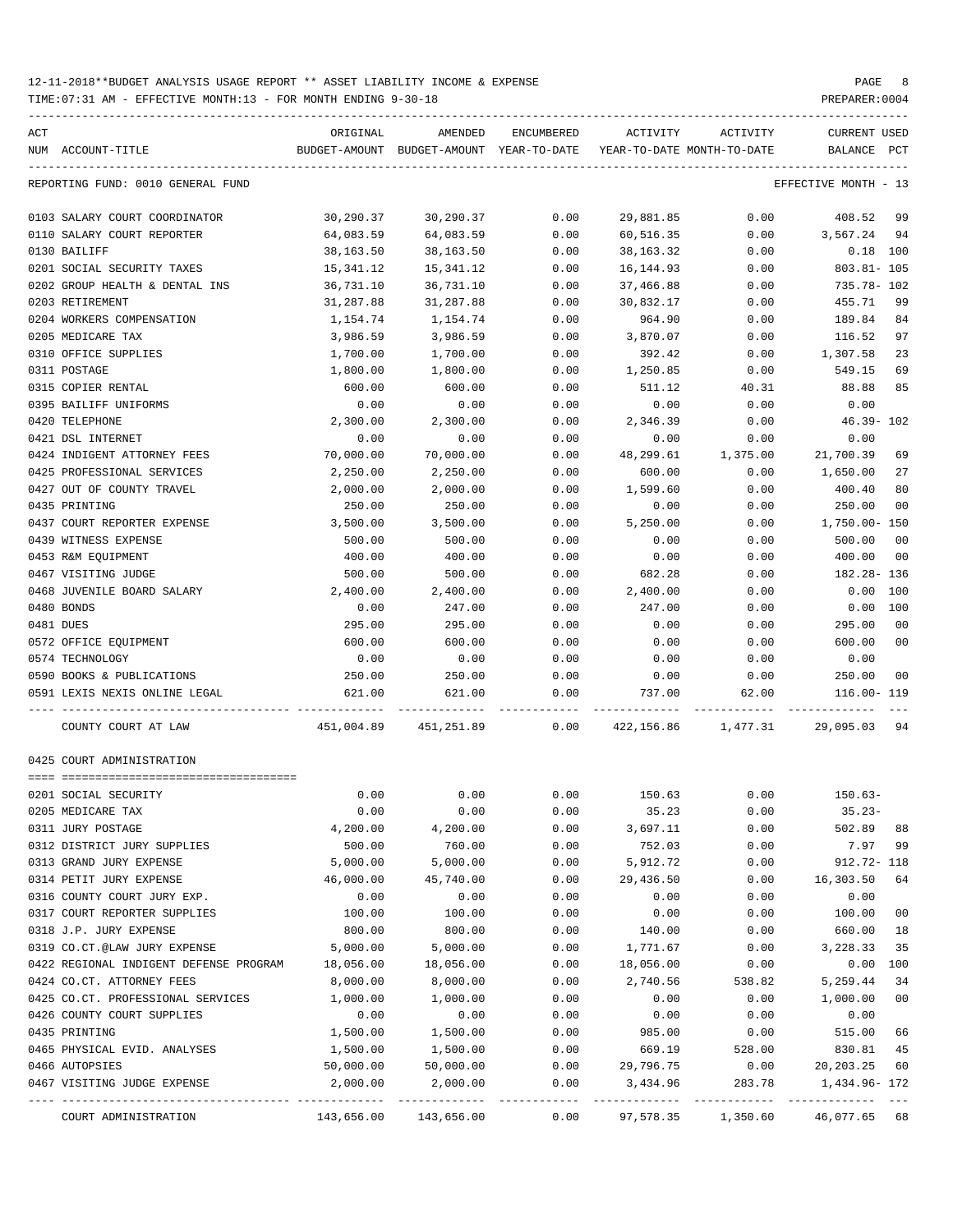12-11-2018**BUDGET ANALYSIS USAGE REPORT ** ASSET LIABILITY INCOME & EXPENSE

TIME:07:31 AM - EFFECTIVE MONTH:13 - FOR MONTH ENDING 9-30-18

PREPARER:0004

| ACT NUM | ACCOUNT-TITLE | ORIGINAL BUDGET-AMOUNT | AMENDED BUDGET-AMOUNT | ENCUMBERED YEAR-TO-DATE | ACTIVITY YEAR-TO-DATE | ACTIVITY MONTH-TO-DATE | CURRENT USED BALANCE | PCT |
|---|---|---|---|---|---|---|---|---|

REPORTING FUND: 0010 GENERAL FUND — EFFECTIVE MONTH - 13

| ACT NUM | ACCOUNT-TITLE | ORIGINAL BUDGET-AMOUNT | AMENDED BUDGET-AMOUNT | ENCUMBERED YEAR-TO-DATE | ACTIVITY YEAR-TO-DATE | ACTIVITY MONTH-TO-DATE | CURRENT USED BALANCE | PCT |
|---|---|---|---|---|---|---|---|---|
| 0103 | SALARY COURT COORDINATOR | 30,290.37 | 30,290.37 | 0.00 | 29,881.85 | 0.00 | 408.52 | 99 |
| 0110 | SALARY COURT REPORTER | 64,083.59 | 64,083.59 | 0.00 | 60,516.35 | 0.00 | 3,567.24 | 94 |
| 0130 | BAILIFF | 38,163.50 | 38,163.50 | 0.00 | 38,163.32 | 0.00 | 0.18 | 100 |
| 0201 | SOCIAL SECURITY TAXES | 15,341.12 | 15,341.12 | 0.00 | 16,144.93 | 0.00 | 803.81- | 105 |
| 0202 | GROUP HEALTH & DENTAL INS | 36,731.10 | 36,731.10 | 0.00 | 37,466.88 | 0.00 | 735.78- | 102 |
| 0203 | RETIREMENT | 31,287.88 | 31,287.88 | 0.00 | 30,832.17 | 0.00 | 455.71 | 99 |
| 0204 | WORKERS COMPENSATION | 1,154.74 | 1,154.74 | 0.00 | 964.90 | 0.00 | 189.84 | 84 |
| 0205 | MEDICARE TAX | 3,986.59 | 3,986.59 | 0.00 | 3,870.07 | 0.00 | 116.52 | 97 |
| 0310 | OFFICE SUPPLIES | 1,700.00 | 1,700.00 | 0.00 | 392.42 | 0.00 | 1,307.58 | 23 |
| 0311 | POSTAGE | 1,800.00 | 1,800.00 | 0.00 | 1,250.85 | 0.00 | 549.15 | 69 |
| 0315 | COPIER RENTAL | 600.00 | 600.00 | 0.00 | 511.12 | 40.31 | 88.88 | 85 |
| 0395 | BAILIFF UNIFORMS | 0.00 | 0.00 | 0.00 | 0.00 | 0.00 | 0.00 | |
| 0420 | TELEPHONE | 2,300.00 | 2,300.00 | 0.00 | 2,346.39 | 0.00 | 46.39- | 102 |
| 0421 | DSL INTERNET | 0.00 | 0.00 | 0.00 | 0.00 | 0.00 | 0.00 | |
| 0424 | INDIGENT ATTORNEY FEES | 70,000.00 | 70,000.00 | 0.00 | 48,299.61 | 1,375.00 | 21,700.39 | 69 |
| 0425 | PROFESSIONAL SERVICES | 2,250.00 | 2,250.00 | 0.00 | 600.00 | 0.00 | 1,650.00 | 27 |
| 0427 | OUT OF COUNTY TRAVEL | 2,000.00 | 2,000.00 | 0.00 | 1,599.60 | 0.00 | 400.40 | 80 |
| 0435 | PRINTING | 250.00 | 250.00 | 0.00 | 0.00 | 0.00 | 250.00 | 00 |
| 0437 | COURT REPORTER EXPENSE | 3,500.00 | 3,500.00 | 0.00 | 5,250.00 | 0.00 | 1,750.00- | 150 |
| 0439 | WITNESS EXPENSE | 500.00 | 500.00 | 0.00 | 0.00 | 0.00 | 500.00 | 00 |
| 0453 | R&M EQUIPMENT | 400.00 | 400.00 | 0.00 | 0.00 | 0.00 | 400.00 | 00 |
| 0467 | VISITING JUDGE | 500.00 | 500.00 | 0.00 | 682.28 | 0.00 | 182.28- | 136 |
| 0468 | JUVENILE BOARD SALARY | 2,400.00 | 2,400.00 | 0.00 | 2,400.00 | 0.00 | 0.00 | 100 |
| 0480 | BONDS | 0.00 | 247.00 | 0.00 | 247.00 | 0.00 | 0.00 | 100 |
| 0481 | DUES | 295.00 | 295.00 | 0.00 | 0.00 | 0.00 | 295.00 | 00 |
| 0572 | OFFICE EQUIPMENT | 600.00 | 600.00 | 0.00 | 0.00 | 0.00 | 600.00 | 00 |
| 0574 | TECHNOLOGY | 0.00 | 0.00 | 0.00 | 0.00 | 0.00 | 0.00 | |
| 0590 | BOOKS & PUBLICATIONS | 250.00 | 250.00 | 0.00 | 0.00 | 0.00 | 250.00 | 00 |
| 0591 | LEXIS NEXIS ONLINE LEGAL | 621.00 | 621.00 | 0.00 | 737.00 | 62.00 | 116.00- | 119 |
| | COUNTY COURT AT LAW | 451,004.89 | 451,251.89 | 0.00 | 422,156.86 | 1,477.31 | 29,095.03 | 94 |

0425 COURT ADMINISTRATION

| ACT NUM | ACCOUNT-TITLE | ORIGINAL BUDGET-AMOUNT | AMENDED BUDGET-AMOUNT | ENCUMBERED YEAR-TO-DATE | ACTIVITY YEAR-TO-DATE | ACTIVITY MONTH-TO-DATE | CURRENT USED BALANCE | PCT |
|---|---|---|---|---|---|---|---|---|
| 0201 | SOCIAL SECURITY | 0.00 | 0.00 | 0.00 | 150.63 | 0.00 | 150.63- | |
| 0205 | MEDICARE TAX | 0.00 | 0.00 | 0.00 | 35.23 | 0.00 | 35.23- | |
| 0311 | JURY POSTAGE | 4,200.00 | 4,200.00 | 0.00 | 3,697.11 | 0.00 | 502.89 | 88 |
| 0312 | DISTRICT JURY SUPPLIES | 500.00 | 760.00 | 0.00 | 752.03 | 0.00 | 7.97 | 99 |
| 0313 | GRAND JURY EXPENSE | 5,000.00 | 5,000.00 | 0.00 | 5,912.72 | 0.00 | 912.72- | 118 |
| 0314 | PETIT JURY EXPENSE | 46,000.00 | 45,740.00 | 0.00 | 29,436.50 | 0.00 | 16,303.50 | 64 |
| 0316 | COUNTY COURT JURY EXP. | 0.00 | 0.00 | 0.00 | 0.00 | 0.00 | 0.00 | |
| 0317 | COURT REPORTER SUPPLIES | 100.00 | 100.00 | 0.00 | 0.00 | 0.00 | 100.00 | 00 |
| 0318 | J.P. JURY EXPENSE | 800.00 | 800.00 | 0.00 | 140.00 | 0.00 | 660.00 | 18 |
| 0319 | CO.CT.@LAW JURY EXPENSE | 5,000.00 | 5,000.00 | 0.00 | 1,771.67 | 0.00 | 3,228.33 | 35 |
| 0422 | REGIONAL INDIGENT DEFENSE PROGRAM | 18,056.00 | 18,056.00 | 0.00 | 18,056.00 | 0.00 | 0.00 | 100 |
| 0424 | CO.CT. ATTORNEY FEES | 8,000.00 | 8,000.00 | 0.00 | 2,740.56 | 538.82 | 5,259.44 | 34 |
| 0425 | CO.CT. PROFESSIONAL SERVICES | 1,000.00 | 1,000.00 | 0.00 | 0.00 | 0.00 | 1,000.00 | 00 |
| 0426 | COUNTY COURT SUPPLIES | 0.00 | 0.00 | 0.00 | 0.00 | 0.00 | 0.00 | |
| 0435 | PRINTING | 1,500.00 | 1,500.00 | 0.00 | 985.00 | 0.00 | 515.00 | 66 |
| 0465 | PHYSICAL EVID. ANALYSES | 1,500.00 | 1,500.00 | 0.00 | 669.19 | 528.00 | 830.81 | 45 |
| 0466 | AUTOPSIES | 50,000.00 | 50,000.00 | 0.00 | 29,796.75 | 0.00 | 20,203.25 | 60 |
| 0467 | VISITING JUDGE EXPENSE | 2,000.00 | 2,000.00 | 0.00 | 3,434.96 | 283.78 | 1,434.96- | 172 |
| | COURT ADMINISTRATION | 143,656.00 | 143,656.00 | 0.00 | 97,578.35 | 1,350.60 | 46,077.65 | 68 |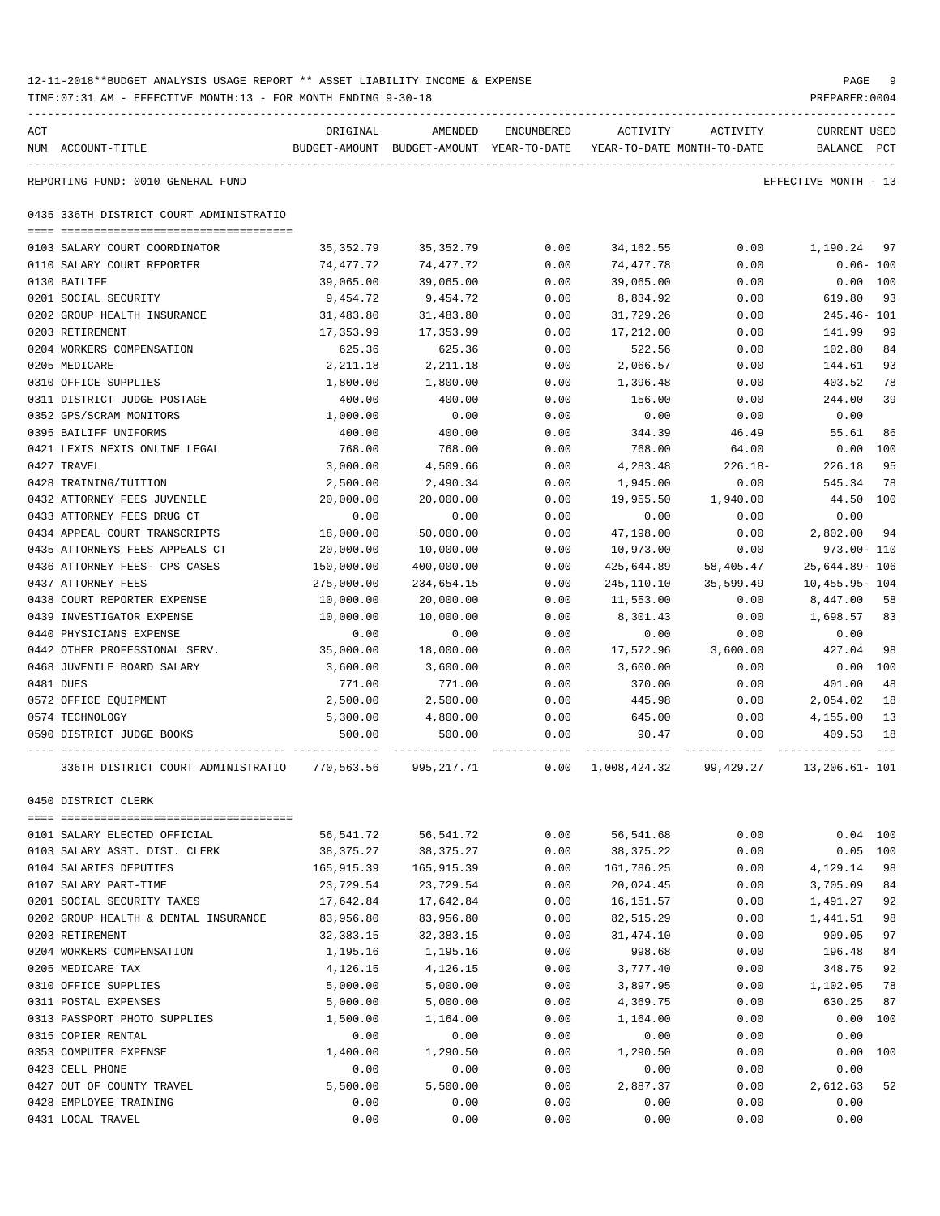12-11-2018**BUDGET ANALYSIS USAGE REPORT ** ASSET LIABILITY INCOME & EXPENSE

TIME:07:31 AM - EFFECTIVE MONTH:13 - FOR MONTH ENDING 9-30-18

PREPARER:0004

REPORTING FUND: 0010 GENERAL FUND — EFFECTIVE MONTH - 13

## 0435 336TH DISTRICT COURT ADMINISTRATIO

| ACT NUM | ACCOUNT-TITLE | ORIGINAL BUDGET-AMOUNT | AMENDED BUDGET-AMOUNT | ENCUMBERED YEAR-TO-DATE | ACTIVITY YEAR-TO-DATE | ACTIVITY MONTH-TO-DATE | CURRENT USED BALANCE | PCT |
|---|---|---|---|---|---|---|---|---|
| 0103 | SALARY COURT COORDINATOR | 35,352.79 | 35,352.79 | 0.00 | 34,162.55 | 0.00 | 1,190.24 | 97 |
| 0110 | SALARY COURT REPORTER | 74,477.72 | 74,477.72 | 0.00 | 74,477.78 | 0.00 | 0.06- | 100 |
| 0130 | BAILIFF | 39,065.00 | 39,065.00 | 0.00 | 39,065.00 | 0.00 | 0.00 | 100 |
| 0201 | SOCIAL SECURITY | 9,454.72 | 9,454.72 | 0.00 | 8,834.92 | 0.00 | 619.80 | 93 |
| 0202 | GROUP HEALTH INSURANCE | 31,483.80 | 31,483.80 | 0.00 | 31,729.26 | 0.00 | 245.46- | 101 |
| 0203 | RETIREMENT | 17,353.99 | 17,353.99 | 0.00 | 17,212.00 | 0.00 | 141.99 | 99 |
| 0204 | WORKERS COMPENSATION | 625.36 | 625.36 | 0.00 | 522.56 | 0.00 | 102.80 | 84 |
| 0205 | MEDICARE | 2,211.18 | 2,211.18 | 0.00 | 2,066.57 | 0.00 | 144.61 | 93 |
| 0310 | OFFICE SUPPLIES | 1,800.00 | 1,800.00 | 0.00 | 1,396.48 | 0.00 | 403.52 | 78 |
| 0311 | DISTRICT JUDGE POSTAGE | 400.00 | 400.00 | 0.00 | 156.00 | 0.00 | 244.00 | 39 |
| 0352 | GPS/SCRAM MONITORS | 1,000.00 | 0.00 | 0.00 | 0.00 | 0.00 | 0.00 | |
| 0395 | BAILIFF UNIFORMS | 400.00 | 400.00 | 0.00 | 344.39 | 46.49 | 55.61 | 86 |
| 0421 | LEXIS NEXIS ONLINE LEGAL | 768.00 | 768.00 | 0.00 | 768.00 | 64.00 | 0.00 | 100 |
| 0427 | TRAVEL | 3,000.00 | 4,509.66 | 0.00 | 4,283.48 | 226.18- | 226.18 | 95 |
| 0428 | TRAINING/TUITION | 2,500.00 | 2,490.34 | 0.00 | 1,945.00 | 0.00 | 545.34 | 78 |
| 0432 | ATTORNEY FEES JUVENILE | 20,000.00 | 20,000.00 | 0.00 | 19,955.50 | 1,940.00 | 44.50 | 100 |
| 0433 | ATTORNEY FEES DRUG CT | 0.00 | 0.00 | 0.00 | 0.00 | 0.00 | 0.00 | |
| 0434 | APPEAL COURT TRANSCRIPTS | 18,000.00 | 50,000.00 | 0.00 | 47,198.00 | 0.00 | 2,802.00 | 94 |
| 0435 | ATTORNEYS FEES APPEALS CT | 20,000.00 | 10,000.00 | 0.00 | 10,973.00 | 0.00 | 973.00- | 110 |
| 0436 | ATTORNEY FEES- CPS CASES | 150,000.00 | 400,000.00 | 0.00 | 425,644.89 | 58,405.47 | 25,644.89- | 106 |
| 0437 | ATTORNEY FEES | 275,000.00 | 234,654.15 | 0.00 | 245,110.10 | 35,599.49 | 10,455.95- | 104 |
| 0438 | COURT REPORTER EXPENSE | 10,000.00 | 20,000.00 | 0.00 | 11,553.00 | 0.00 | 8,447.00 | 58 |
| 0439 | INVESTIGATOR EXPENSE | 10,000.00 | 10,000.00 | 0.00 | 8,301.43 | 0.00 | 1,698.57 | 83 |
| 0440 | PHYSICIANS EXPENSE | 0.00 | 0.00 | 0.00 | 0.00 | 0.00 | 0.00 | |
| 0442 | OTHER PROFESSIONAL SERV. | 35,000.00 | 18,000.00 | 0.00 | 17,572.96 | 3,600.00 | 427.04 | 98 |
| 0468 | JUVENILE BOARD SALARY | 3,600.00 | 3,600.00 | 0.00 | 3,600.00 | 0.00 | 0.00 | 100 |
| 0481 | DUES | 771.00 | 771.00 | 0.00 | 370.00 | 0.00 | 401.00 | 48 |
| 0572 | OFFICE EQUIPMENT | 2,500.00 | 2,500.00 | 0.00 | 445.98 | 0.00 | 2,054.02 | 18 |
| 0574 | TECHNOLOGY | 5,300.00 | 4,800.00 | 0.00 | 645.00 | 0.00 | 4,155.00 | 13 |
| 0590 | DISTRICT JUDGE BOOKS | 500.00 | 500.00 | 0.00 | 90.47 | 0.00 | 409.53 | 18 |
| | 336TH DISTRICT COURT ADMINISTRATIO | 770,563.56 | 995,217.71 | 0.00 | 1,008,424.32 | 99,429.27 | 13,206.61- | 101 |

## 0450 DISTRICT CLERK

| ACT NUM | ACCOUNT-TITLE | ORIGINAL BUDGET-AMOUNT | AMENDED BUDGET-AMOUNT | ENCUMBERED YEAR-TO-DATE | ACTIVITY YEAR-TO-DATE | ACTIVITY MONTH-TO-DATE | CURRENT USED BALANCE | PCT |
|---|---|---|---|---|---|---|---|---|
| 0101 | SALARY ELECTED OFFICIAL | 56,541.72 | 56,541.72 | 0.00 | 56,541.68 | 0.00 | 0.04 | 100 |
| 0103 | SALARY ASST. DIST. CLERK | 38,375.27 | 38,375.27 | 0.00 | 38,375.22 | 0.00 | 0.05 | 100 |
| 0104 | SALARIES DEPUTIES | 165,915.39 | 165,915.39 | 0.00 | 161,786.25 | 0.00 | 4,129.14 | 98 |
| 0107 | SALARY PART-TIME | 23,729.54 | 23,729.54 | 0.00 | 20,024.45 | 0.00 | 3,705.09 | 84 |
| 0201 | SOCIAL SECURITY TAXES | 17,642.84 | 17,642.84 | 0.00 | 16,151.57 | 0.00 | 1,491.27 | 92 |
| 0202 | GROUP HEALTH & DENTAL INSURANCE | 83,956.80 | 83,956.80 | 0.00 | 82,515.29 | 0.00 | 1,441.51 | 98 |
| 0203 | RETIREMENT | 32,383.15 | 32,383.15 | 0.00 | 31,474.10 | 0.00 | 909.05 | 97 |
| 0204 | WORKERS COMPENSATION | 1,195.16 | 1,195.16 | 0.00 | 998.68 | 0.00 | 196.48 | 84 |
| 0205 | MEDICARE TAX | 4,126.15 | 4,126.15 | 0.00 | 3,777.40 | 0.00 | 348.75 | 92 |
| 0310 | OFFICE SUPPLIES | 5,000.00 | 5,000.00 | 0.00 | 3,897.95 | 0.00 | 1,102.05 | 78 |
| 0311 | POSTAL EXPENSES | 5,000.00 | 5,000.00 | 0.00 | 4,369.75 | 0.00 | 630.25 | 87 |
| 0313 | PASSPORT PHOTO SUPPLIES | 1,500.00 | 1,164.00 | 0.00 | 1,164.00 | 0.00 | 0.00 | 100 |
| 0315 | COPIER RENTAL | 0.00 | 0.00 | 0.00 | 0.00 | 0.00 | 0.00 | |
| 0353 | COMPUTER EXPENSE | 1,400.00 | 1,290.50 | 0.00 | 1,290.50 | 0.00 | 0.00 | 100 |
| 0423 | CELL PHONE | 0.00 | 0.00 | 0.00 | 0.00 | 0.00 | 0.00 | |
| 0427 | OUT OF COUNTY TRAVEL | 5,500.00 | 5,500.00 | 0.00 | 2,887.37 | 0.00 | 2,612.63 | 52 |
| 0428 | EMPLOYEE TRAINING | 0.00 | 0.00 | 0.00 | 0.00 | 0.00 | 0.00 | |
| 0431 | LOCAL TRAVEL | 0.00 | 0.00 | 0.00 | 0.00 | 0.00 | 0.00 | |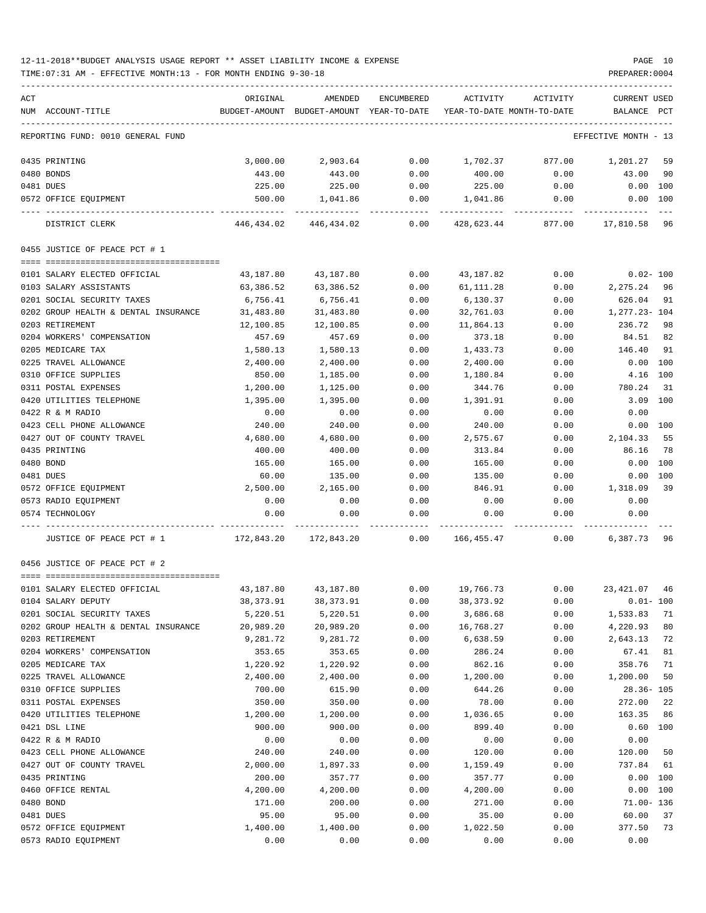12-11-2018**BUDGET ANALYSIS USAGE REPORT ** ASSET LIABILITY INCOME & EXPENSE

TIME:07:31 AM - EFFECTIVE MONTH:13 - FOR MONTH ENDING 9-30-18

REPORTING FUND: 0010 GENERAL FUND — EFFECTIVE MONTH - 13

| ACT NUM | ACCOUNT-TITLE | ORIGINAL BUDGET-AMOUNT | AMENDED BUDGET-AMOUNT | ENCUMBERED YEAR-TO-DATE | ACTIVITY YEAR-TO-DATE | ACTIVITY MONTH-TO-DATE | CURRENT BALANCE | USED PCT |
|---|---|---|---|---|---|---|---|---|
| 0435 | PRINTING | 3,000.00 | 2,903.64 | 0.00 | 1,702.37 | 877.00 | 1,201.27 | 59 |
| 0480 | BONDS | 443.00 | 443.00 | 0.00 | 400.00 | 0.00 | 43.00 | 90 |
| 0481 | DUES | 225.00 | 225.00 | 0.00 | 225.00 | 0.00 | 0.00 | 100 |
| 0572 | OFFICE EQUIPMENT | 500.00 | 1,041.86 | 0.00 | 1,041.86 | 0.00 | 0.00 | 100 |
| | DISTRICT CLERK | 446,434.02 | 446,434.02 | 0.00 | 428,623.44 | 877.00 | 17,810.58 | 96 |
| | **0455 JUSTICE OF PEACE PCT # 1** | | | | | | | |
| 0101 | SALARY ELECTED OFFICIAL | 43,187.80 | 43,187.80 | 0.00 | 43,187.82 | 0.00 | 0.02- | 100 |
| 0103 | SALARY ASSISTANTS | 63,386.52 | 63,386.52 | 0.00 | 61,111.28 | 0.00 | 2,275.24 | 96 |
| 0201 | SOCIAL SECURITY TAXES | 6,756.41 | 6,756.41 | 0.00 | 6,130.37 | 0.00 | 626.04 | 91 |
| 0202 | GROUP HEALTH & DENTAL INSURANCE | 31,483.80 | 31,483.80 | 0.00 | 32,761.03 | 0.00 | 1,277.23- | 104 |
| 0203 | RETIREMENT | 12,100.85 | 12,100.85 | 0.00 | 11,864.13 | 0.00 | 236.72 | 98 |
| 0204 | WORKERS' COMPENSATION | 457.69 | 457.69 | 0.00 | 373.18 | 0.00 | 84.51 | 82 |
| 0205 | MEDICARE TAX | 1,580.13 | 1,580.13 | 0.00 | 1,433.73 | 0.00 | 146.40 | 91 |
| 0225 | TRAVEL ALLOWANCE | 2,400.00 | 2,400.00 | 0.00 | 2,400.00 | 0.00 | 0.00 | 100 |
| 0310 | OFFICE SUPPLIES | 850.00 | 1,185.00 | 0.00 | 1,180.84 | 0.00 | 4.16 | 100 |
| 0311 | POSTAL EXPENSES | 1,200.00 | 1,125.00 | 0.00 | 344.76 | 0.00 | 780.24 | 31 |
| 0420 | UTILITIES TELEPHONE | 1,395.00 | 1,395.00 | 0.00 | 1,391.91 | 0.00 | 3.09 | 100 |
| 0422 | R & M RADIO | 0.00 | 0.00 | 0.00 | 0.00 | 0.00 | 0.00 | |
| 0423 | CELL PHONE ALLOWANCE | 240.00 | 240.00 | 0.00 | 240.00 | 0.00 | 0.00 | 100 |
| 0427 | OUT OF COUNTY TRAVEL | 4,680.00 | 4,680.00 | 0.00 | 2,575.67 | 0.00 | 2,104.33 | 55 |
| 0435 | PRINTING | 400.00 | 400.00 | 0.00 | 313.84 | 0.00 | 86.16 | 78 |
| 0480 | BOND | 165.00 | 165.00 | 0.00 | 165.00 | 0.00 | 0.00 | 100 |
| 0481 | DUES | 60.00 | 135.00 | 0.00 | 135.00 | 0.00 | 0.00 | 100 |
| 0572 | OFFICE EQUIPMENT | 2,500.00 | 2,165.00 | 0.00 | 846.91 | 0.00 | 1,318.09 | 39 |
| 0573 | RADIO EQUIPMENT | 0.00 | 0.00 | 0.00 | 0.00 | 0.00 | 0.00 | |
| 0574 | TECHNOLOGY | 0.00 | 0.00 | 0.00 | 0.00 | 0.00 | 0.00 | |
| | JUSTICE OF PEACE PCT # 1 | 172,843.20 | 172,843.20 | 0.00 | 166,455.47 | 0.00 | 6,387.73 | 96 |
| | **0456 JUSTICE OF PEACE PCT # 2** | | | | | | | |
| 0101 | SALARY ELECTED OFFICIAL | 43,187.80 | 43,187.80 | 0.00 | 19,766.73 | 0.00 | 23,421.07 | 46 |
| 0104 | SALARY DEPUTY | 38,373.91 | 38,373.91 | 0.00 | 38,373.92 | 0.00 | 0.01- | 100 |
| 0201 | SOCIAL SECURITY TAXES | 5,220.51 | 5,220.51 | 0.00 | 3,686.68 | 0.00 | 1,533.83 | 71 |
| 0202 | GROUP HEALTH & DENTAL INSURANCE | 20,989.20 | 20,989.20 | 0.00 | 16,768.27 | 0.00 | 4,220.93 | 80 |
| 0203 | RETIREMENT | 9,281.72 | 9,281.72 | 0.00 | 6,638.59 | 0.00 | 2,643.13 | 72 |
| 0204 | WORKERS' COMPENSATION | 353.65 | 353.65 | 0.00 | 286.24 | 0.00 | 67.41 | 81 |
| 0205 | MEDICARE TAX | 1,220.92 | 1,220.92 | 0.00 | 862.16 | 0.00 | 358.76 | 71 |
| 0225 | TRAVEL ALLOWANCE | 2,400.00 | 2,400.00 | 0.00 | 1,200.00 | 0.00 | 1,200.00 | 50 |
| 0310 | OFFICE SUPPLIES | 700.00 | 615.90 | 0.00 | 644.26 | 0.00 | 28.36- | 105 |
| 0311 | POSTAL EXPENSES | 350.00 | 350.00 | 0.00 | 78.00 | 0.00 | 272.00 | 22 |
| 0420 | UTILITIES TELEPHONE | 1,200.00 | 1,200.00 | 0.00 | 1,036.65 | 0.00 | 163.35 | 86 |
| 0421 | DSL LINE | 900.00 | 900.00 | 0.00 | 899.40 | 0.00 | 0.60 | 100 |
| 0422 | R & M RADIO | 0.00 | 0.00 | 0.00 | 0.00 | 0.00 | 0.00 | |
| 0423 | CELL PHONE ALLOWANCE | 240.00 | 240.00 | 0.00 | 120.00 | 0.00 | 120.00 | 50 |
| 0427 | OUT OF COUNTY TRAVEL | 2,000.00 | 1,897.33 | 0.00 | 1,159.49 | 0.00 | 737.84 | 61 |
| 0435 | PRINTING | 200.00 | 357.77 | 0.00 | 357.77 | 0.00 | 0.00 | 100 |
| 0460 | OFFICE RENTAL | 4,200.00 | 4,200.00 | 0.00 | 4,200.00 | 0.00 | 0.00 | 100 |
| 0480 | BOND | 171.00 | 200.00 | 0.00 | 271.00 | 0.00 | 71.00- | 136 |
| 0481 | DUES | 95.00 | 95.00 | 0.00 | 35.00 | 0.00 | 60.00 | 37 |
| 0572 | OFFICE EQUIPMENT | 1,400.00 | 1,400.00 | 0.00 | 1,022.50 | 0.00 | 377.50 | 73 |
| 0573 | RADIO EQUIPMENT | 0.00 | 0.00 | 0.00 | 0.00 | 0.00 | 0.00 | |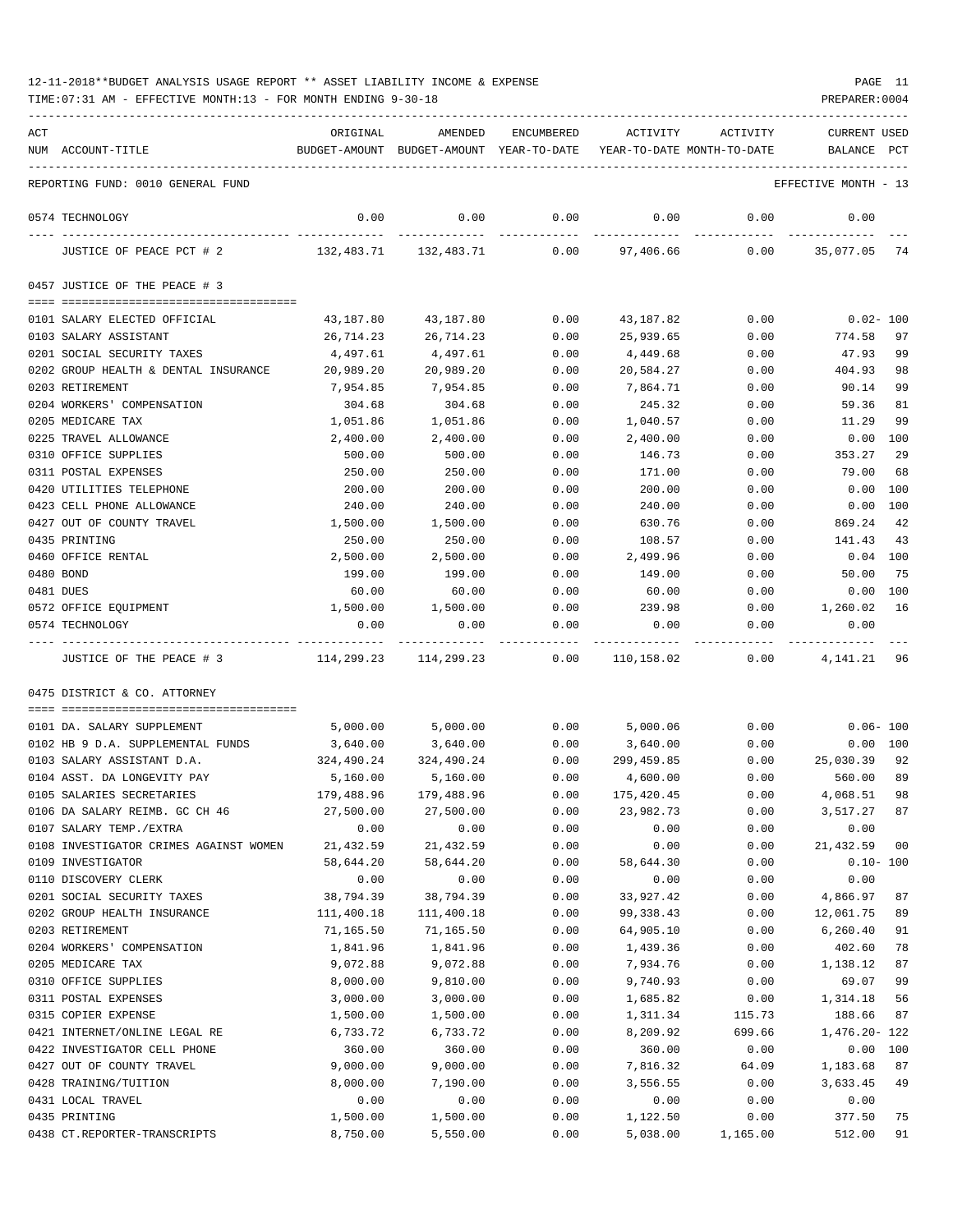12-11-2018**BUDGET ANALYSIS USAGE REPORT ** ASSET LIABILITY INCOME & EXPENSE

TIME:07:31 AM - EFFECTIVE MONTH:13 - FOR MONTH ENDING 9-30-18

PREPARER:0004

REPORTING FUND: 0010 GENERAL FUND — EFFECTIVE MONTH - 13

| ACT NUM | ACCOUNT-TITLE | ORIGINAL BUDGET-AMOUNT | AMENDED BUDGET-AMOUNT | ENCUMBERED YEAR-TO-DATE | ACTIVITY YEAR-TO-DATE | ACTIVITY MONTH-TO-DATE | CURRENT BALANCE | USED PCT |
|---|---|---|---|---|---|---|---|---|
| 0574 | TECHNOLOGY | 0.00 | 0.00 | 0.00 | 0.00 | 0.00 | 0.00 | |
| | JUSTICE OF PEACE PCT # 2 | 132,483.71 | 132,483.71 | 0.00 | 97,406.66 | 0.00 | 35,077.05 | 74 |
| | **0457 JUSTICE OF THE PEACE # 3** | | | | | | | |
| 0101 | SALARY ELECTED OFFICIAL | 43,187.80 | 43,187.80 | 0.00 | 43,187.82 | 0.00 | 0.02- | 100 |
| 0103 | SALARY ASSISTANT | 26,714.23 | 26,714.23 | 0.00 | 25,939.65 | 0.00 | 774.58 | 97 |
| 0201 | SOCIAL SECURITY TAXES | 4,497.61 | 4,497.61 | 0.00 | 4,449.68 | 0.00 | 47.93 | 99 |
| 0202 | GROUP HEALTH & DENTAL INSURANCE | 20,989.20 | 20,989.20 | 0.00 | 20,584.27 | 0.00 | 404.93 | 98 |
| 0203 | RETIREMENT | 7,954.85 | 7,954.85 | 0.00 | 7,864.71 | 0.00 | 90.14 | 99 |
| 0204 | WORKERS' COMPENSATION | 304.68 | 304.68 | 0.00 | 245.32 | 0.00 | 59.36 | 81 |
| 0205 | MEDICARE TAX | 1,051.86 | 1,051.86 | 0.00 | 1,040.57 | 0.00 | 11.29 | 99 |
| 0225 | TRAVEL ALLOWANCE | 2,400.00 | 2,400.00 | 0.00 | 2,400.00 | 0.00 | 0.00 | 100 |
| 0310 | OFFICE SUPPLIES | 500.00 | 500.00 | 0.00 | 146.73 | 0.00 | 353.27 | 29 |
| 0311 | POSTAL EXPENSES | 250.00 | 250.00 | 0.00 | 171.00 | 0.00 | 79.00 | 68 |
| 0420 | UTILITIES TELEPHONE | 200.00 | 200.00 | 0.00 | 200.00 | 0.00 | 0.00 | 100 |
| 0423 | CELL PHONE ALLOWANCE | 240.00 | 240.00 | 0.00 | 240.00 | 0.00 | 0.00 | 100 |
| 0427 | OUT OF COUNTY TRAVEL | 1,500.00 | 1,500.00 | 0.00 | 630.76 | 0.00 | 869.24 | 42 |
| 0435 | PRINTING | 250.00 | 250.00 | 0.00 | 108.57 | 0.00 | 141.43 | 43 |
| 0460 | OFFICE RENTAL | 2,500.00 | 2,500.00 | 0.00 | 2,499.96 | 0.00 | 0.04 | 100 |
| 0480 | BOND | 199.00 | 199.00 | 0.00 | 149.00 | 0.00 | 50.00 | 75 |
| 0481 | DUES | 60.00 | 60.00 | 0.00 | 60.00 | 0.00 | 0.00 | 100 |
| 0572 | OFFICE EQUIPMENT | 1,500.00 | 1,500.00 | 0.00 | 239.98 | 0.00 | 1,260.02 | 16 |
| 0574 | TECHNOLOGY | 0.00 | 0.00 | 0.00 | 0.00 | 0.00 | 0.00 | |
| | JUSTICE OF THE PEACE # 3 | 114,299.23 | 114,299.23 | 0.00 | 110,158.02 | 0.00 | 4,141.21 | 96 |
| | **0475 DISTRICT & CO. ATTORNEY** | | | | | | | |
| 0101 | DA. SALARY SUPPLEMENT | 5,000.00 | 5,000.00 | 0.00 | 5,000.06 | 0.00 | 0.06- | 100 |
| 0102 | HB 9 D.A. SUPPLEMENTAL FUNDS | 3,640.00 | 3,640.00 | 0.00 | 3,640.00 | 0.00 | 0.00 | 100 |
| 0103 | SALARY ASSISTANT D.A. | 324,490.24 | 324,490.24 | 0.00 | 299,459.85 | 0.00 | 25,030.39 | 92 |
| 0104 | ASST. DA LONGEVITY PAY | 5,160.00 | 5,160.00 | 0.00 | 4,600.00 | 0.00 | 560.00 | 89 |
| 0105 | SALARIES SECRETARIES | 179,488.96 | 179,488.96 | 0.00 | 175,420.45 | 0.00 | 4,068.51 | 98 |
| 0106 | DA SALARY REIMB. GC CH 46 | 27,500.00 | 27,500.00 | 0.00 | 23,982.73 | 0.00 | 3,517.27 | 87 |
| 0107 | SALARY TEMP./EXTRA | 0.00 | 0.00 | 0.00 | 0.00 | 0.00 | 0.00 | |
| 0108 | INVESTIGATOR CRIMES AGAINST WOMEN | 21,432.59 | 21,432.59 | 0.00 | 0.00 | 0.00 | 21,432.59 | 00 |
| 0109 | INVESTIGATOR | 58,644.20 | 58,644.20 | 0.00 | 58,644.30 | 0.00 | 0.10- | 100 |
| 0110 | DISCOVERY CLERK | 0.00 | 0.00 | 0.00 | 0.00 | 0.00 | 0.00 | |
| 0201 | SOCIAL SECURITY TAXES | 38,794.39 | 38,794.39 | 0.00 | 33,927.42 | 0.00 | 4,866.97 | 87 |
| 0202 | GROUP HEALTH INSURANCE | 111,400.18 | 111,400.18 | 0.00 | 99,338.43 | 0.00 | 12,061.75 | 89 |
| 0203 | RETIREMENT | 71,165.50 | 71,165.50 | 0.00 | 64,905.10 | 0.00 | 6,260.40 | 91 |
| 0204 | WORKERS' COMPENSATION | 1,841.96 | 1,841.96 | 0.00 | 1,439.36 | 0.00 | 402.60 | 78 |
| 0205 | MEDICARE TAX | 9,072.88 | 9,072.88 | 0.00 | 7,934.76 | 0.00 | 1,138.12 | 87 |
| 0310 | OFFICE SUPPLIES | 8,000.00 | 9,810.00 | 0.00 | 9,740.93 | 0.00 | 69.07 | 99 |
| 0311 | POSTAL EXPENSES | 3,000.00 | 3,000.00 | 0.00 | 1,685.82 | 0.00 | 1,314.18 | 56 |
| 0315 | COPIER EXPENSE | 1,500.00 | 1,500.00 | 0.00 | 1,311.34 | 115.73 | 188.66 | 87 |
| 0421 | INTERNET/ONLINE LEGAL RE | 6,733.72 | 6,733.72 | 0.00 | 8,209.92 | 699.66 | 1,476.20- | 122 |
| 0422 | INVESTIGATOR CELL PHONE | 360.00 | 360.00 | 0.00 | 360.00 | 0.00 | 0.00 | 100 |
| 0427 | OUT OF COUNTY TRAVEL | 9,000.00 | 9,000.00 | 0.00 | 7,816.32 | 64.09 | 1,183.68 | 87 |
| 0428 | TRAINING/TUITION | 8,000.00 | 7,190.00 | 0.00 | 3,556.55 | 0.00 | 3,633.45 | 49 |
| 0431 | LOCAL TRAVEL | 0.00 | 0.00 | 0.00 | 0.00 | 0.00 | 0.00 | |
| 0435 | PRINTING | 1,500.00 | 1,500.00 | 0.00 | 1,122.50 | 0.00 | 377.50 | 75 |
| 0438 | CT.REPORTER-TRANSCRIPTS | 8,750.00 | 5,550.00 | 0.00 | 5,038.00 | 1,165.00 | 512.00 | 91 |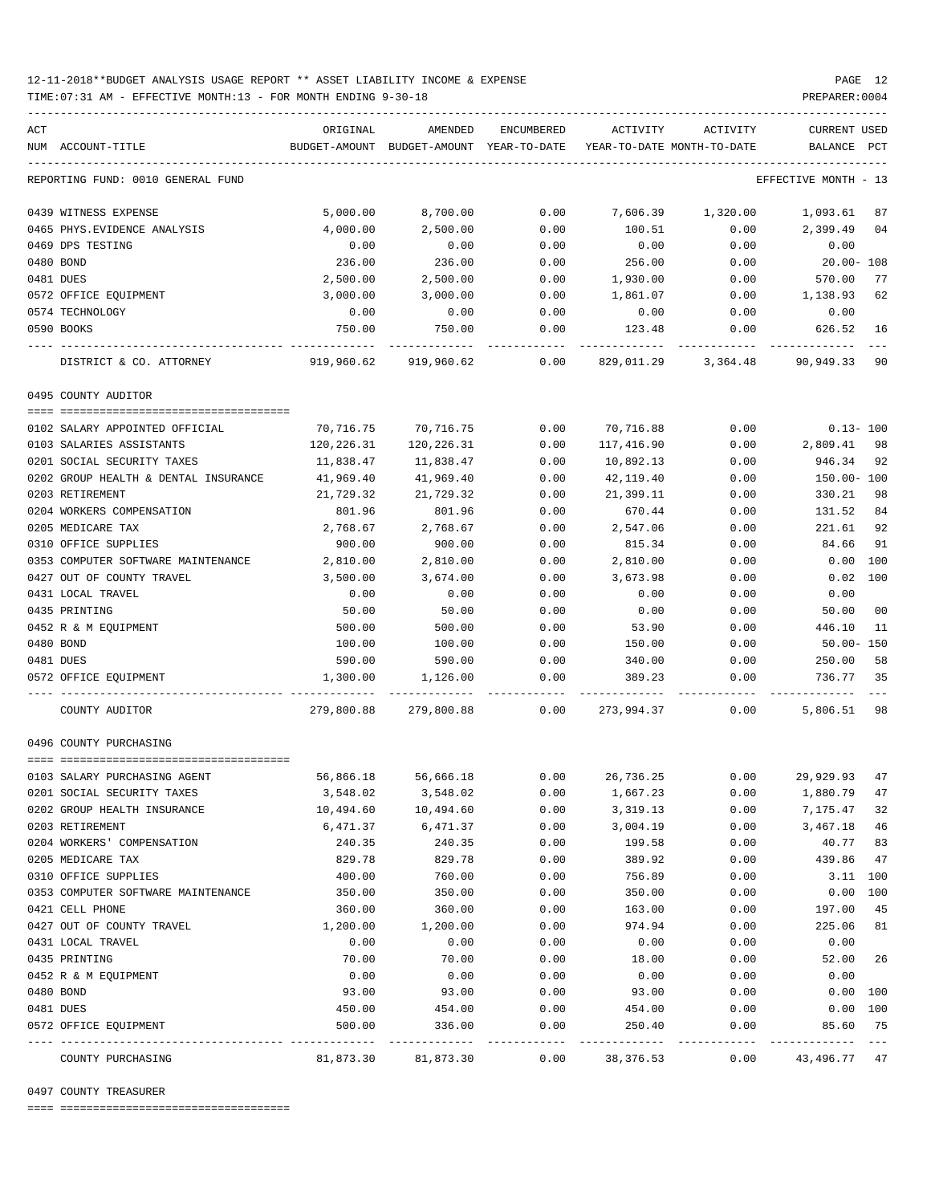12-11-2018**BUDGET ANALYSIS USAGE REPORT ** ASSET LIABILITY INCOME & EXPENSE

TIME:07:31 AM - EFFECTIVE MONTH:13 - FOR MONTH ENDING 9-30-18

REPORTING FUND: 0010 GENERAL FUND — EFFECTIVE MONTH - 13

| ACT NUM | ACCOUNT-TITLE | ORIGINAL BUDGET-AMOUNT | AMENDED BUDGET-AMOUNT | ENCUMBERED YEAR-TO-DATE | ACTIVITY YEAR-TO-DATE | ACTIVITY MONTH-TO-DATE | CURRENT BALANCE | USED PCT |
|---|---|---|---|---|---|---|---|---|
| 0439 | WITNESS EXPENSE | 5,000.00 | 8,700.00 | 0.00 | 7,606.39 | 1,320.00 | 1,093.61 | 87 |
| 0465 | PHYS.EVIDENCE ANALYSIS | 4,000.00 | 2,500.00 | 0.00 | 100.51 | 0.00 | 2,399.49 | 04 |
| 0469 | DPS TESTING | 0.00 | 0.00 | 0.00 | 0.00 | 0.00 | 0.00 | |
| 0480 | BOND | 236.00 | 236.00 | 0.00 | 256.00 | 0.00 | 20.00- | 108 |
| 0481 | DUES | 2,500.00 | 2,500.00 | 0.00 | 1,930.00 | 0.00 | 570.00 | 77 |
| 0572 | OFFICE EQUIPMENT | 3,000.00 | 3,000.00 | 0.00 | 1,861.07 | 0.00 | 1,138.93 | 62 |
| 0574 | TECHNOLOGY | 0.00 | 0.00 | 0.00 | 0.00 | 0.00 | 0.00 | |
| 0590 | BOOKS | 750.00 | 750.00 | 0.00 | 123.48 | 0.00 | 626.52 | 16 |
| | DISTRICT & CO. ATTORNEY | 919,960.62 | 919,960.62 | 0.00 | 829,011.29 | 3,364.48 | 90,949.33 | 90 |

## 0495 COUNTY AUDITOR

| ACT NUM | ACCOUNT-TITLE | ORIGINAL BUDGET-AMOUNT | AMENDED BUDGET-AMOUNT | ENCUMBERED YEAR-TO-DATE | ACTIVITY YEAR-TO-DATE | ACTIVITY MONTH-TO-DATE | CURRENT BALANCE | USED PCT |
|---|---|---|---|---|---|---|---|---|
| 0102 | SALARY APPOINTED OFFICIAL | 70,716.75 | 70,716.75 | 0.00 | 70,716.88 | 0.00 | 0.13- | 100 |
| 0103 | SALARIES ASSISTANTS | 120,226.31 | 120,226.31 | 0.00 | 117,416.90 | 0.00 | 2,809.41 | 98 |
| 0201 | SOCIAL SECURITY TAXES | 11,838.47 | 11,838.47 | 0.00 | 10,892.13 | 0.00 | 946.34 | 92 |
| 0202 | GROUP HEALTH & DENTAL INSURANCE | 41,969.40 | 41,969.40 | 0.00 | 42,119.40 | 0.00 | 150.00- | 100 |
| 0203 | RETIREMENT | 21,729.32 | 21,729.32 | 0.00 | 21,399.11 | 0.00 | 330.21 | 98 |
| 0204 | WORKERS COMPENSATION | 801.96 | 801.96 | 0.00 | 670.44 | 0.00 | 131.52 | 84 |
| 0205 | MEDICARE TAX | 2,768.67 | 2,768.67 | 0.00 | 2,547.06 | 0.00 | 221.61 | 92 |
| 0310 | OFFICE SUPPLIES | 900.00 | 900.00 | 0.00 | 815.34 | 0.00 | 84.66 | 91 |
| 0353 | COMPUTER SOFTWARE MAINTENANCE | 2,810.00 | 2,810.00 | 0.00 | 2,810.00 | 0.00 | 0.00 | 100 |
| 0427 | OUT OF COUNTY TRAVEL | 3,500.00 | 3,674.00 | 0.00 | 3,673.98 | 0.00 | 0.02 | 100 |
| 0431 | LOCAL TRAVEL | 0.00 | 0.00 | 0.00 | 0.00 | 0.00 | 0.00 | |
| 0435 | PRINTING | 50.00 | 50.00 | 0.00 | 0.00 | 0.00 | 50.00 | 00 |
| 0452 | R & M EQUIPMENT | 500.00 | 500.00 | 0.00 | 53.90 | 0.00 | 446.10 | 11 |
| 0480 | BOND | 100.00 | 100.00 | 0.00 | 150.00 | 0.00 | 50.00- | 150 |
| 0481 | DUES | 590.00 | 590.00 | 0.00 | 340.00 | 0.00 | 250.00 | 58 |
| 0572 | OFFICE EQUIPMENT | 1,300.00 | 1,126.00 | 0.00 | 389.23 | 0.00 | 736.77 | 35 |
| | COUNTY AUDITOR | 279,800.88 | 279,800.88 | 0.00 | 273,994.37 | 0.00 | 5,806.51 | 98 |

## 0496 COUNTY PURCHASING

| ACT NUM | ACCOUNT-TITLE | ORIGINAL BUDGET-AMOUNT | AMENDED BUDGET-AMOUNT | ENCUMBERED YEAR-TO-DATE | ACTIVITY YEAR-TO-DATE | ACTIVITY MONTH-TO-DATE | CURRENT BALANCE | USED PCT |
|---|---|---|---|---|---|---|---|---|
| 0103 | SALARY PURCHASING AGENT | 56,866.18 | 56,666.18 | 0.00 | 26,736.25 | 0.00 | 29,929.93 | 47 |
| 0201 | SOCIAL SECURITY TAXES | 3,548.02 | 3,548.02 | 0.00 | 1,667.23 | 0.00 | 1,880.79 | 47 |
| 0202 | GROUP HEALTH INSURANCE | 10,494.60 | 10,494.60 | 0.00 | 3,319.13 | 0.00 | 7,175.47 | 32 |
| 0203 | RETIREMENT | 6,471.37 | 6,471.37 | 0.00 | 3,004.19 | 0.00 | 3,467.18 | 46 |
| 0204 | WORKERS' COMPENSATION | 240.35 | 240.35 | 0.00 | 199.58 | 0.00 | 40.77 | 83 |
| 0205 | MEDICARE TAX | 829.78 | 829.78 | 0.00 | 389.92 | 0.00 | 439.86 | 47 |
| 0310 | OFFICE SUPPLIES | 400.00 | 760.00 | 0.00 | 756.89 | 0.00 | 3.11 | 100 |
| 0353 | COMPUTER SOFTWARE MAINTENANCE | 350.00 | 350.00 | 0.00 | 350.00 | 0.00 | 0.00 | 100 |
| 0421 | CELL PHONE | 360.00 | 360.00 | 0.00 | 163.00 | 0.00 | 197.00 | 45 |
| 0427 | OUT OF COUNTY TRAVEL | 1,200.00 | 1,200.00 | 0.00 | 974.94 | 0.00 | 225.06 | 81 |
| 0431 | LOCAL TRAVEL | 0.00 | 0.00 | 0.00 | 0.00 | 0.00 | 0.00 | |
| 0435 | PRINTING | 70.00 | 70.00 | 0.00 | 18.00 | 0.00 | 52.00 | 26 |
| 0452 | R & M EQUIPMENT | 0.00 | 0.00 | 0.00 | 0.00 | 0.00 | 0.00 | |
| 0480 | BOND | 93.00 | 93.00 | 0.00 | 93.00 | 0.00 | 0.00 | 100 |
| 0481 | DUES | 450.00 | 454.00 | 0.00 | 454.00 | 0.00 | 0.00 | 100 |
| 0572 | OFFICE EQUIPMENT | 500.00 | 336.00 | 0.00 | 250.40 | 0.00 | 85.60 | 75 |
| | COUNTY PURCHASING | 81,873.30 | 81,873.30 | 0.00 | 38,376.53 | 0.00 | 43,496.77 | 47 |

## 0497 COUNTY TREASURER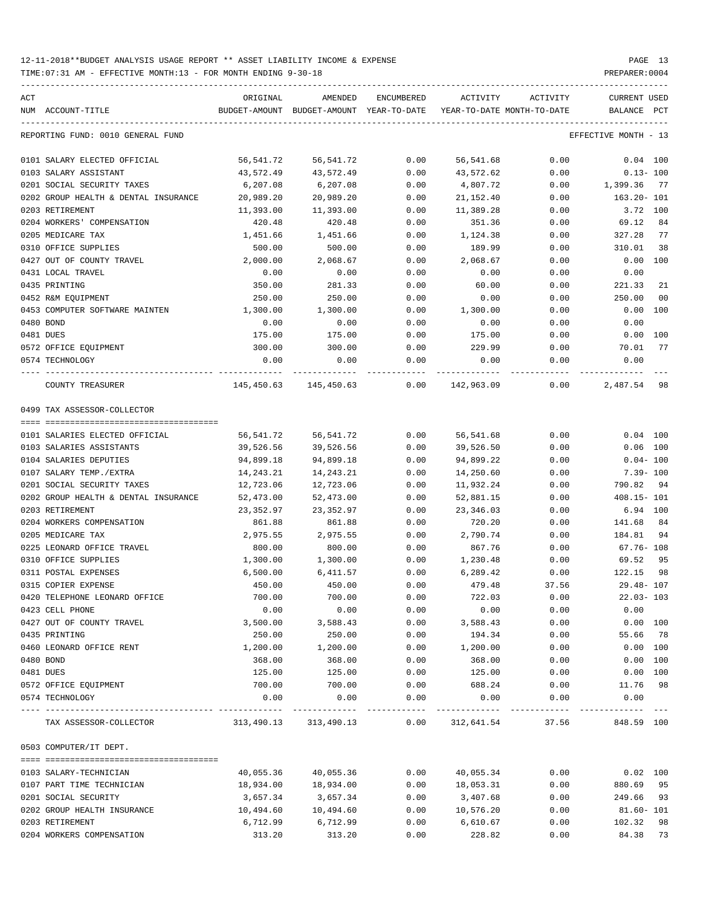12-11-2018**BUDGET ANALYSIS USAGE REPORT ** ASSET LIABILITY INCOME & EXPENSE

TIME:07:31 AM - EFFECTIVE MONTH:13 - FOR MONTH ENDING 9-30-18

PREPARER:0004

| ACT NUM ACCOUNT-TITLE | ORIGINAL BUDGET-AMOUNT | AMENDED BUDGET-AMOUNT | ENCUMBERED YEAR-TO-DATE | ACTIVITY YEAR-TO-DATE | ACTIVITY MONTH-TO-DATE | CURRENT USED BALANCE | PCT |
|---|---|---|---|---|---|---|---|
| REPORTING FUND: 0010 GENERAL FUND | | | | | | EFFECTIVE MONTH - 13 | |
| 0101 SALARY ELECTED OFFICIAL | 56,541.72 | 56,541.72 | 0.00 | 56,541.68 | 0.00 | 0.04 | 100 |
| 0103 SALARY ASSISTANT | 43,572.49 | 43,572.49 | 0.00 | 43,572.62 | 0.00 | 0.13- | 100 |
| 0201 SOCIAL SECURITY TAXES | 6,207.08 | 6,207.08 | 0.00 | 4,807.72 | 0.00 | 1,399.36 | 77 |
| 0202 GROUP HEALTH & DENTAL INSURANCE | 20,989.20 | 20,989.20 | 0.00 | 21,152.40 | 0.00 | 163.20- | 101 |
| 0203 RETIREMENT | 11,393.00 | 11,393.00 | 0.00 | 11,389.28 | 0.00 | 3.72 | 100 |
| 0204 WORKERS' COMPENSATION | 420.48 | 420.48 | 0.00 | 351.36 | 0.00 | 69.12 | 84 |
| 0205 MEDICARE TAX | 1,451.66 | 1,451.66 | 0.00 | 1,124.38 | 0.00 | 327.28 | 77 |
| 0310 OFFICE SUPPLIES | 500.00 | 500.00 | 0.00 | 189.99 | 0.00 | 310.01 | 38 |
| 0427 OUT OF COUNTY TRAVEL | 2,000.00 | 2,068.67 | 0.00 | 2,068.67 | 0.00 | 0.00 | 100 |
| 0431 LOCAL TRAVEL | 0.00 | 0.00 | 0.00 | 0.00 | 0.00 | 0.00 | |
| 0435 PRINTING | 350.00 | 281.33 | 0.00 | 60.00 | 0.00 | 221.33 | 21 |
| 0452 R&M EQUIPMENT | 250.00 | 250.00 | 0.00 | 0.00 | 0.00 | 250.00 | 00 |
| 0453 COMPUTER SOFTWARE MAINTEN | 1,300.00 | 1,300.00 | 0.00 | 1,300.00 | 0.00 | 0.00 | 100 |
| 0480 BOND | 0.00 | 0.00 | 0.00 | 0.00 | 0.00 | 0.00 | |
| 0481 DUES | 175.00 | 175.00 | 0.00 | 175.00 | 0.00 | 0.00 | 100 |
| 0572 OFFICE EQUIPMENT | 300.00 | 300.00 | 0.00 | 229.99 | 0.00 | 70.01 | 77 |
| 0574 TECHNOLOGY | 0.00 | 0.00 | 0.00 | 0.00 | 0.00 | 0.00 | |
| COUNTY TREASURER | 145,450.63 | 145,450.63 | 0.00 | 142,963.09 | 0.00 | 2,487.54 | 98 |
| 0499 TAX ASSESSOR-COLLECTOR | | | | | | | |
| 0101 SALARIES ELECTED OFFICIAL | 56,541.72 | 56,541.72 | 0.00 | 56,541.68 | 0.00 | 0.04 | 100 |
| 0103 SALARIES ASSISTANTS | 39,526.56 | 39,526.56 | 0.00 | 39,526.50 | 0.00 | 0.06 | 100 |
| 0104 SALARIES DEPUTIES | 94,899.18 | 94,899.18 | 0.00 | 94,899.22 | 0.00 | 0.04- | 100 |
| 0107 SALARY TEMP./EXTRA | 14,243.21 | 14,243.21 | 0.00 | 14,250.60 | 0.00 | 7.39- | 100 |
| 0201 SOCIAL SECURITY TAXES | 12,723.06 | 12,723.06 | 0.00 | 11,932.24 | 0.00 | 790.82 | 94 |
| 0202 GROUP HEALTH & DENTAL INSURANCE | 52,473.00 | 52,473.00 | 0.00 | 52,881.15 | 0.00 | 408.15- | 101 |
| 0203 RETIREMENT | 23,352.97 | 23,352.97 | 0.00 | 23,346.03 | 0.00 | 6.94 | 100 |
| 0204 WORKERS COMPENSATION | 861.88 | 861.88 | 0.00 | 720.20 | 0.00 | 141.68 | 84 |
| 0205 MEDICARE TAX | 2,975.55 | 2,975.55 | 0.00 | 2,790.74 | 0.00 | 184.81 | 94 |
| 0225 LEONARD OFFICE TRAVEL | 800.00 | 800.00 | 0.00 | 867.76 | 0.00 | 67.76- | 108 |
| 0310 OFFICE SUPPLIES | 1,300.00 | 1,300.00 | 0.00 | 1,230.48 | 0.00 | 69.52 | 95 |
| 0311 POSTAL EXPENSES | 6,500.00 | 6,411.57 | 0.00 | 6,289.42 | 0.00 | 122.15 | 98 |
| 0315 COPIER EXPENSE | 450.00 | 450.00 | 0.00 | 479.48 | 37.56 | 29.48- | 107 |
| 0420 TELEPHONE LEONARD OFFICE | 700.00 | 700.00 | 0.00 | 722.03 | 0.00 | 22.03- | 103 |
| 0423 CELL PHONE | 0.00 | 0.00 | 0.00 | 0.00 | 0.00 | 0.00 | |
| 0427 OUT OF COUNTY TRAVEL | 3,500.00 | 3,588.43 | 0.00 | 3,588.43 | 0.00 | 0.00 | 100 |
| 0435 PRINTING | 250.00 | 250.00 | 0.00 | 194.34 | 0.00 | 55.66 | 78 |
| 0460 LEONARD OFFICE RENT | 1,200.00 | 1,200.00 | 0.00 | 1,200.00 | 0.00 | 0.00 | 100 |
| 0480 BOND | 368.00 | 368.00 | 0.00 | 368.00 | 0.00 | 0.00 | 100 |
| 0481 DUES | 125.00 | 125.00 | 0.00 | 125.00 | 0.00 | 0.00 | 100 |
| 0572 OFFICE EQUIPMENT | 700.00 | 700.00 | 0.00 | 688.24 | 0.00 | 11.76 | 98 |
| 0574 TECHNOLOGY | 0.00 | 0.00 | 0.00 | 0.00 | 0.00 | 0.00 | |
| TAX ASSESSOR-COLLECTOR | 313,490.13 | 313,490.13 | 0.00 | 312,641.54 | 37.56 | 848.59 | 100 |
| 0503 COMPUTER/IT DEPT. | | | | | | | |
| 0103 SALARY-TECHNICIAN | 40,055.36 | 40,055.36 | 0.00 | 40,055.34 | 0.00 | 0.02 | 100 |
| 0107 PART TIME TECHNICIAN | 18,934.00 | 18,934.00 | 0.00 | 18,053.31 | 0.00 | 880.69 | 95 |
| 0201 SOCIAL SECURITY | 3,657.34 | 3,657.34 | 0.00 | 3,407.68 | 0.00 | 249.66 | 93 |
| 0202 GROUP HEALTH INSURANCE | 10,494.60 | 10,494.60 | 0.00 | 10,576.20 | 0.00 | 81.60- | 101 |
| 0203 RETIREMENT | 6,712.99 | 6,712.99 | 0.00 | 6,610.67 | 0.00 | 102.32 | 98 |
| 0204 WORKERS COMPENSATION | 313.20 | 313.20 | 0.00 | 228.82 | 0.00 | 84.38 | 73 |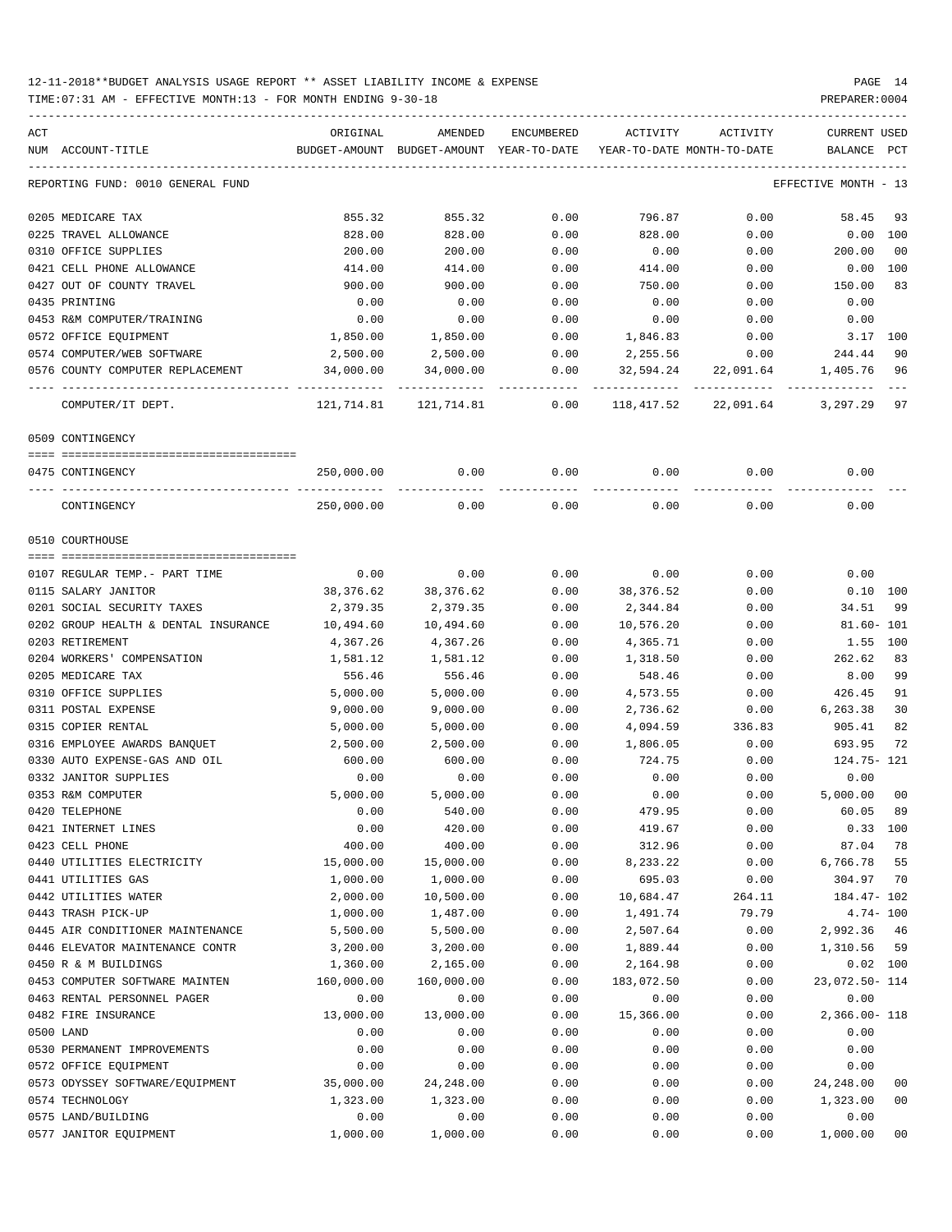12-11-2018**BUDGET ANALYSIS USAGE REPORT ** ASSET LIABILITY INCOME & EXPENSE

TIME:07:31 AM - EFFECTIVE MONTH:13 - FOR MONTH ENDING 9-30-18

| ACT NUM | ACCOUNT-TITLE | ORIGINAL BUDGET-AMOUNT | AMENDED BUDGET-AMOUNT | ENCUMBERED YEAR-TO-DATE | ACTIVITY YEAR-TO-DATE | ACTIVITY MONTH-TO-DATE | CURRENT USED BALANCE | PCT |
|---|---|---|---|---|---|---|---|---|
| | REPORTING FUND: 0010 GENERAL FUND | | | | | | EFFECTIVE MONTH - 13 | |
| 0205 | MEDICARE TAX | 855.32 | 855.32 | 0.00 | 796.87 | 0.00 | 58.45 | 93 |
| 0225 | TRAVEL ALLOWANCE | 828.00 | 828.00 | 0.00 | 828.00 | 0.00 | 0.00 | 100 |
| 0310 | OFFICE SUPPLIES | 200.00 | 200.00 | 0.00 | 0.00 | 0.00 | 200.00 | 00 |
| 0421 | CELL PHONE ALLOWANCE | 414.00 | 414.00 | 0.00 | 414.00 | 0.00 | 0.00 | 100 |
| 0427 | OUT OF COUNTY TRAVEL | 900.00 | 900.00 | 0.00 | 750.00 | 0.00 | 150.00 | 83 |
| 0435 | PRINTING | 0.00 | 0.00 | 0.00 | 0.00 | 0.00 | 0.00 | |
| 0453 | R&M COMPUTER/TRAINING | 0.00 | 0.00 | 0.00 | 0.00 | 0.00 | 0.00 | |
| 0572 | OFFICE EQUIPMENT | 1,850.00 | 1,850.00 | 0.00 | 1,846.83 | 0.00 | 3.17 | 100 |
| 0574 | COMPUTER/WEB SOFTWARE | 2,500.00 | 2,500.00 | 0.00 | 2,255.56 | 0.00 | 244.44 | 90 |
| 0576 | COUNTY COMPUTER REPLACEMENT | 34,000.00 | 34,000.00 | 0.00 | 32,594.24 | 22,091.64 | 1,405.76 | 96 |
| | COMPUTER/IT DEPT. | 121,714.81 | 121,714.81 | 0.00 | 118,417.52 | 22,091.64 | 3,297.29 | 97 |
| | 0509 CONTINGENCY | | | | | | | |
| 0475 | CONTINGENCY | 250,000.00 | 0.00 | 0.00 | 0.00 | 0.00 | 0.00 | |
| | CONTINGENCY | 250,000.00 | 0.00 | 0.00 | 0.00 | 0.00 | 0.00 | |
| | 0510 COURTHOUSE | | | | | | | |
| 0107 | REGULAR TEMP.- PART TIME | 0.00 | 0.00 | 0.00 | 0.00 | 0.00 | 0.00 | |
| 0115 | SALARY JANITOR | 38,376.62 | 38,376.62 | 0.00 | 38,376.52 | 0.00 | 0.10 | 100 |
| 0201 | SOCIAL SECURITY TAXES | 2,379.35 | 2,379.35 | 0.00 | 2,344.84 | 0.00 | 34.51 | 99 |
| 0202 | GROUP HEALTH & DENTAL INSURANCE | 10,494.60 | 10,494.60 | 0.00 | 10,576.20 | 0.00 | 81.60- | 101 |
| 0203 | RETIREMENT | 4,367.26 | 4,367.26 | 0.00 | 4,365.71 | 0.00 | 1.55 | 100 |
| 0204 | WORKERS' COMPENSATION | 1,581.12 | 1,581.12 | 0.00 | 1,318.50 | 0.00 | 262.62 | 83 |
| 0205 | MEDICARE TAX | 556.46 | 556.46 | 0.00 | 548.46 | 0.00 | 8.00 | 99 |
| 0310 | OFFICE SUPPLIES | 5,000.00 | 5,000.00 | 0.00 | 4,573.55 | 0.00 | 426.45 | 91 |
| 0311 | POSTAL EXPENSE | 9,000.00 | 9,000.00 | 0.00 | 2,736.62 | 0.00 | 6,263.38 | 30 |
| 0315 | COPIER RENTAL | 5,000.00 | 5,000.00 | 0.00 | 4,094.59 | 336.83 | 905.41 | 82 |
| 0316 | EMPLOYEE AWARDS BANQUET | 2,500.00 | 2,500.00 | 0.00 | 1,806.05 | 0.00 | 693.95 | 72 |
| 0330 | AUTO EXPENSE-GAS AND OIL | 600.00 | 600.00 | 0.00 | 724.75 | 0.00 | 124.75- | 121 |
| 0332 | JANITOR SUPPLIES | 0.00 | 0.00 | 0.00 | 0.00 | 0.00 | 0.00 | |
| 0353 | R&M COMPUTER | 5,000.00 | 5,000.00 | 0.00 | 0.00 | 0.00 | 5,000.00 | 00 |
| 0420 | TELEPHONE | 0.00 | 540.00 | 0.00 | 479.95 | 0.00 | 60.05 | 89 |
| 0421 | INTERNET LINES | 0.00 | 420.00 | 0.00 | 419.67 | 0.00 | 0.33 | 100 |
| 0423 | CELL PHONE | 400.00 | 400.00 | 0.00 | 312.96 | 0.00 | 87.04 | 78 |
| 0440 | UTILITIES ELECTRICITY | 15,000.00 | 15,000.00 | 0.00 | 8,233.22 | 0.00 | 6,766.78 | 55 |
| 0441 | UTILITIES GAS | 1,000.00 | 1,000.00 | 0.00 | 695.03 | 0.00 | 304.97 | 70 |
| 0442 | UTILITIES WATER | 2,000.00 | 10,500.00 | 0.00 | 10,684.47 | 264.11 | 184.47- | 102 |
| 0443 | TRASH PICK-UP | 1,000.00 | 1,487.00 | 0.00 | 1,491.74 | 79.79 | 4.74- | 100 |
| 0445 | AIR CONDITIONER MAINTENANCE | 5,500.00 | 5,500.00 | 0.00 | 2,507.64 | 0.00 | 2,992.36 | 46 |
| 0446 | ELEVATOR MAINTENANCE CONTR | 3,200.00 | 3,200.00 | 0.00 | 1,889.44 | 0.00 | 1,310.56 | 59 |
| 0450 | R & M BUILDINGS | 1,360.00 | 2,165.00 | 0.00 | 2,164.98 | 0.00 | 0.02 | 100 |
| 0453 | COMPUTER SOFTWARE MAINTEN | 160,000.00 | 160,000.00 | 0.00 | 183,072.50 | 0.00 | 23,072.50- | 114 |
| 0463 | RENTAL PERSONNEL PAGER | 0.00 | 0.00 | 0.00 | 0.00 | 0.00 | 0.00 | |
| 0482 | FIRE INSURANCE | 13,000.00 | 13,000.00 | 0.00 | 15,366.00 | 0.00 | 2,366.00- | 118 |
| 0500 | LAND | 0.00 | 0.00 | 0.00 | 0.00 | 0.00 | 0.00 | |
| 0530 | PERMANENT IMPROVEMENTS | 0.00 | 0.00 | 0.00 | 0.00 | 0.00 | 0.00 | |
| 0572 | OFFICE EQUIPMENT | 0.00 | 0.00 | 0.00 | 0.00 | 0.00 | 0.00 | |
| 0573 | ODYSSEY SOFTWARE/EQUIPMENT | 35,000.00 | 24,248.00 | 0.00 | 0.00 | 0.00 | 24,248.00 | 00 |
| 0574 | TECHNOLOGY | 1,323.00 | 1,323.00 | 0.00 | 0.00 | 0.00 | 1,323.00 | 00 |
| 0575 | LAND/BUILDING | 0.00 | 0.00 | 0.00 | 0.00 | 0.00 | 0.00 | |
| 0577 | JANITOR EQUIPMENT | 1,000.00 | 1,000.00 | 0.00 | 0.00 | 0.00 | 1,000.00 | 00 |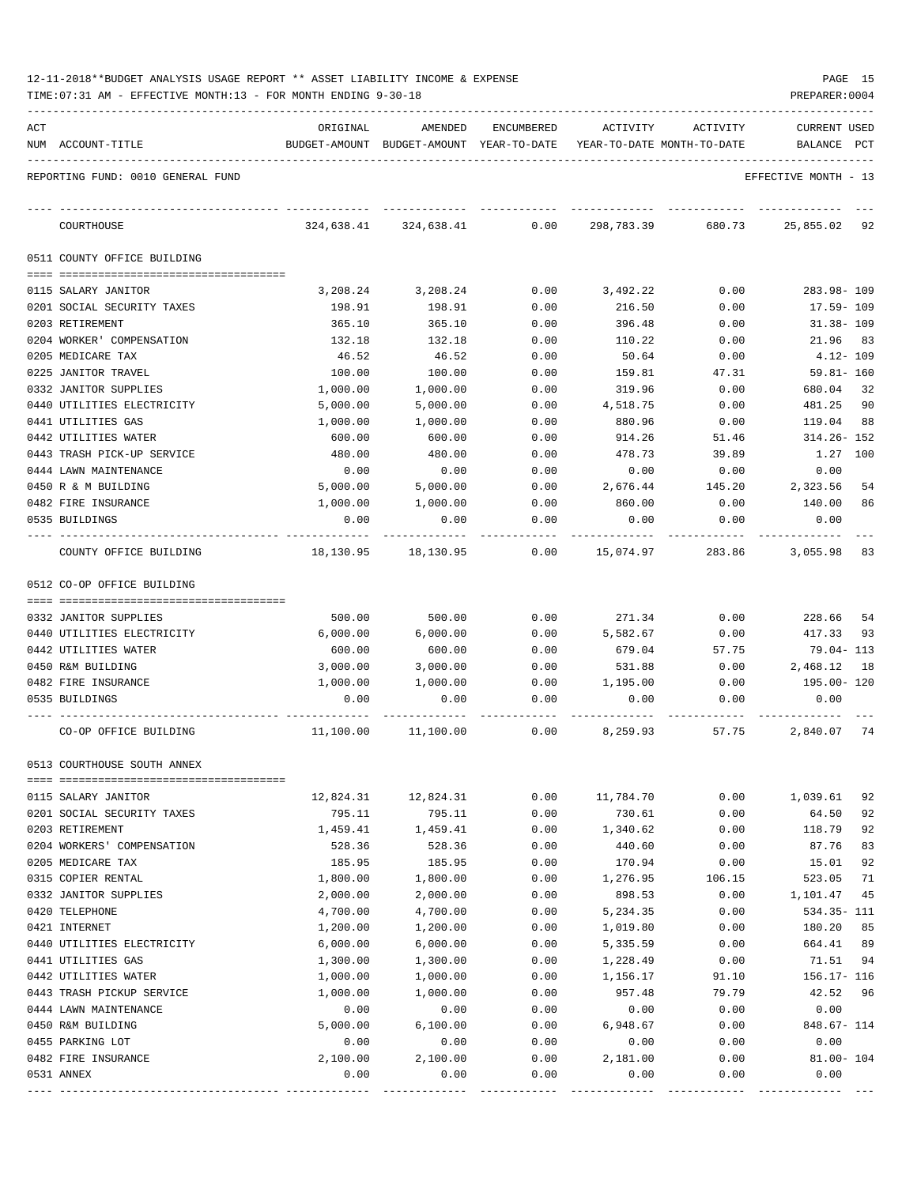12-11-2018**BUDGET ANALYSIS USAGE REPORT ** ASSET LIABILITY INCOME & EXPENSE

TIME:07:31 AM - EFFECTIVE MONTH:13 - FOR MONTH ENDING 9-30-18

PREPARER:0004

REPORTING FUND: 0010 GENERAL FUND — EFFECTIVE MONTH - 13

| ACT NUM | ACCOUNT-TITLE | ORIGINAL BUDGET-AMOUNT | AMENDED BUDGET-AMOUNT | ENCUMBERED YEAR-TO-DATE | ACTIVITY YEAR-TO-DATE | ACTIVITY MONTH-TO-DATE | CURRENT USED BALANCE | PCT |
|---|---|---|---|---|---|---|---|---|
| | COURTHOUSE | 324,638.41 | 324,638.41 | 0.00 | 298,783.39 | 680.73 | 25,855.02 | 92 |
| | **0511 COUNTY OFFICE BUILDING** | | | | | | | |
| 0115 | SALARY JANITOR | 3,208.24 | 3,208.24 | 0.00 | 3,492.22 | 0.00 | 283.98- | 109 |
| 0201 | SOCIAL SECURITY TAXES | 198.91 | 198.91 | 0.00 | 216.50 | 0.00 | 17.59- | 109 |
| 0203 | RETIREMENT | 365.10 | 365.10 | 0.00 | 396.48 | 0.00 | 31.38- | 109 |
| 0204 | WORKER' COMPENSATION | 132.18 | 132.18 | 0.00 | 110.22 | 0.00 | 21.96 | 83 |
| 0205 | MEDICARE TAX | 46.52 | 46.52 | 0.00 | 50.64 | 0.00 | 4.12- | 109 |
| 0225 | JANITOR TRAVEL | 100.00 | 100.00 | 0.00 | 159.81 | 47.31 | 59.81- | 160 |
| 0332 | JANITOR SUPPLIES | 1,000.00 | 1,000.00 | 0.00 | 319.96 | 0.00 | 680.04 | 32 |
| 0440 | UTILITIES ELECTRICITY | 5,000.00 | 5,000.00 | 0.00 | 4,518.75 | 0.00 | 481.25 | 90 |
| 0441 | UTILITIES GAS | 1,000.00 | 1,000.00 | 0.00 | 880.96 | 0.00 | 119.04 | 88 |
| 0442 | UTILITIES WATER | 600.00 | 600.00 | 0.00 | 914.26 | 51.46 | 314.26- | 152 |
| 0443 | TRASH PICK-UP SERVICE | 480.00 | 480.00 | 0.00 | 478.73 | 39.89 | 1.27 | 100 |
| 0444 | LAWN MAINTENANCE | 0.00 | 0.00 | 0.00 | 0.00 | 0.00 | 0.00 | |
| 0450 | R & M BUILDING | 5,000.00 | 5,000.00 | 0.00 | 2,676.44 | 145.20 | 2,323.56 | 54 |
| 0482 | FIRE INSURANCE | 1,000.00 | 1,000.00 | 0.00 | 860.00 | 0.00 | 140.00 | 86 |
| 0535 | BUILDINGS | 0.00 | 0.00 | 0.00 | 0.00 | 0.00 | 0.00 | |
| | COUNTY OFFICE BUILDING | 18,130.95 | 18,130.95 | 0.00 | 15,074.97 | 283.86 | 3,055.98 | 83 |
| | **0512 CO-OP OFFICE BUILDING** | | | | | | | |
| 0332 | JANITOR SUPPLIES | 500.00 | 500.00 | 0.00 | 271.34 | 0.00 | 228.66 | 54 |
| 0440 | UTILITIES ELECTRICITY | 6,000.00 | 6,000.00 | 0.00 | 5,582.67 | 0.00 | 417.33 | 93 |
| 0442 | UTILITIES WATER | 600.00 | 600.00 | 0.00 | 679.04 | 57.75 | 79.04- | 113 |
| 0450 | R&M BUILDING | 3,000.00 | 3,000.00 | 0.00 | 531.88 | 0.00 | 2,468.12 | 18 |
| 0482 | FIRE INSURANCE | 1,000.00 | 1,000.00 | 0.00 | 1,195.00 | 0.00 | 195.00- | 120 |
| 0535 | BUILDINGS | 0.00 | 0.00 | 0.00 | 0.00 | 0.00 | 0.00 | |
| | CO-OP OFFICE BUILDING | 11,100.00 | 11,100.00 | 0.00 | 8,259.93 | 57.75 | 2,840.07 | 74 |
| | **0513 COURTHOUSE SOUTH ANNEX** | | | | | | | |
| 0115 | SALARY JANITOR | 12,824.31 | 12,824.31 | 0.00 | 11,784.70 | 0.00 | 1,039.61 | 92 |
| 0201 | SOCIAL SECURITY TAXES | 795.11 | 795.11 | 0.00 | 730.61 | 0.00 | 64.50 | 92 |
| 0203 | RETIREMENT | 1,459.41 | 1,459.41 | 0.00 | 1,340.62 | 0.00 | 118.79 | 92 |
| 0204 | WORKERS' COMPENSATION | 528.36 | 528.36 | 0.00 | 440.60 | 0.00 | 87.76 | 83 |
| 0205 | MEDICARE TAX | 185.95 | 185.95 | 0.00 | 170.94 | 0.00 | 15.01 | 92 |
| 0315 | COPIER RENTAL | 1,800.00 | 1,800.00 | 0.00 | 1,276.95 | 106.15 | 523.05 | 71 |
| 0332 | JANITOR SUPPLIES | 2,000.00 | 2,000.00 | 0.00 | 898.53 | 0.00 | 1,101.47 | 45 |
| 0420 | TELEPHONE | 4,700.00 | 4,700.00 | 0.00 | 5,234.35 | 0.00 | 534.35- | 111 |
| 0421 | INTERNET | 1,200.00 | 1,200.00 | 0.00 | 1,019.80 | 0.00 | 180.20 | 85 |
| 0440 | UTILITIES ELECTRICITY | 6,000.00 | 6,000.00 | 0.00 | 5,335.59 | 0.00 | 664.41 | 89 |
| 0441 | UTILITIES GAS | 1,300.00 | 1,300.00 | 0.00 | 1,228.49 | 0.00 | 71.51 | 94 |
| 0442 | UTILITIES WATER | 1,000.00 | 1,000.00 | 0.00 | 1,156.17 | 91.10 | 156.17- | 116 |
| 0443 | TRASH PICKUP SERVICE | 1,000.00 | 1,000.00 | 0.00 | 957.48 | 79.79 | 42.52 | 96 |
| 0444 | LAWN MAINTENANCE | 0.00 | 0.00 | 0.00 | 0.00 | 0.00 | 0.00 | |
| 0450 | R&M BUILDING | 5,000.00 | 6,100.00 | 0.00 | 6,948.67 | 0.00 | 848.67- | 114 |
| 0455 | PARKING LOT | 0.00 | 0.00 | 0.00 | 0.00 | 0.00 | 0.00 | |
| 0482 | FIRE INSURANCE | 2,100.00 | 2,100.00 | 0.00 | 2,181.00 | 0.00 | 81.00- | 104 |
| 0531 | ANNEX | 0.00 | 0.00 | 0.00 | 0.00 | 0.00 | 0.00 | |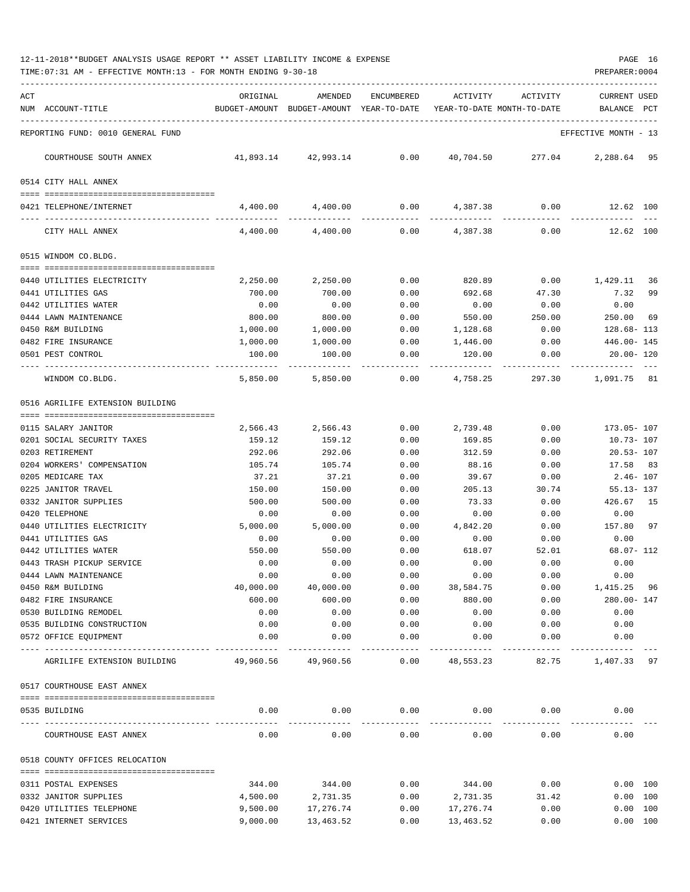12-11-2018**BUDGET ANALYSIS USAGE REPORT ** ASSET LIABILITY INCOME & EXPENSE

TIME:07:31 AM - EFFECTIVE MONTH:13 - FOR MONTH ENDING 9-30-18

PREPARER:0004

| ACT NUM | ACCOUNT-TITLE | ORIGINAL BUDGET-AMOUNT | AMENDED BUDGET-AMOUNT | ENCUMBERED YEAR-TO-DATE | ACTIVITY YEAR-TO-DATE | ACTIVITY MONTH-TO-DATE | CURRENT USED BALANCE | PCT |
|---|---|---|---|---|---|---|---|---|
| | REPORTING FUND: 0010 GENERAL FUND | | | | | | EFFECTIVE MONTH - 13 | |
| | COURTHOUSE SOUTH ANNEX | 41,893.14 | 42,993.14 | 0.00 | 40,704.50 | 277.04 | 2,288.64 | 95 |
| | **0514 CITY HALL ANNEX** | | | | | | | |
| 0421 | TELEPHONE/INTERNET | 4,400.00 | 4,400.00 | 0.00 | 4,387.38 | 0.00 | 12.62 | 100 |
| | CITY HALL ANNEX | 4,400.00 | 4,400.00 | 0.00 | 4,387.38 | 0.00 | 12.62 | 100 |
| | **0515 WINDOM CO.BLDG.** | | | | | | | |
| 0440 | UTILITIES ELECTRICITY | 2,250.00 | 2,250.00 | 0.00 | 820.89 | 0.00 | 1,429.11 | 36 |
| 0441 | UTILITIES GAS | 700.00 | 700.00 | 0.00 | 692.68 | 47.30 | 7.32 | 99 |
| 0442 | UTILITIES WATER | 0.00 | 0.00 | 0.00 | 0.00 | 0.00 | 0.00 | |
| 0444 | LAWN MAINTENANCE | 800.00 | 800.00 | 0.00 | 550.00 | 250.00 | 250.00 | 69 |
| 0450 | R&M BUILDING | 1,000.00 | 1,000.00 | 0.00 | 1,128.68 | 0.00 | 128.68- | 113 |
| 0482 | FIRE INSURANCE | 1,000.00 | 1,000.00 | 0.00 | 1,446.00 | 0.00 | 446.00- | 145 |
| 0501 | PEST CONTROL | 100.00 | 100.00 | 0.00 | 120.00 | 0.00 | 20.00- | 120 |
| | WINDOM CO.BLDG. | 5,850.00 | 5,850.00 | 0.00 | 4,758.25 | 297.30 | 1,091.75 | 81 |
| | **0516 AGRILIFE EXTENSION BUILDING** | | | | | | | |
| 0115 | SALARY JANITOR | 2,566.43 | 2,566.43 | 0.00 | 2,739.48 | 0.00 | 173.05- | 107 |
| 0201 | SOCIAL SECURITY TAXES | 159.12 | 159.12 | 0.00 | 169.85 | 0.00 | 10.73- | 107 |
| 0203 | RETIREMENT | 292.06 | 292.06 | 0.00 | 312.59 | 0.00 | 20.53- | 107 |
| 0204 | WORKERS' COMPENSATION | 105.74 | 105.74 | 0.00 | 88.16 | 0.00 | 17.58 | 83 |
| 0205 | MEDICARE TAX | 37.21 | 37.21 | 0.00 | 39.67 | 0.00 | 2.46- | 107 |
| 0225 | JANITOR TRAVEL | 150.00 | 150.00 | 0.00 | 205.13 | 30.74 | 55.13- | 137 |
| 0332 | JANITOR SUPPLIES | 500.00 | 500.00 | 0.00 | 73.33 | 0.00 | 426.67 | 15 |
| 0420 | TELEPHONE | 0.00 | 0.00 | 0.00 | 0.00 | 0.00 | 0.00 | |
| 0440 | UTILITIES ELECTRICITY | 5,000.00 | 5,000.00 | 0.00 | 4,842.20 | 0.00 | 157.80 | 97 |
| 0441 | UTILITIES GAS | 0.00 | 0.00 | 0.00 | 0.00 | 0.00 | 0.00 | |
| 0442 | UTILITIES WATER | 550.00 | 550.00 | 0.00 | 618.07 | 52.01 | 68.07- | 112 |
| 0443 | TRASH PICKUP SERVICE | 0.00 | 0.00 | 0.00 | 0.00 | 0.00 | 0.00 | |
| 0444 | LAWN MAINTENANCE | 0.00 | 0.00 | 0.00 | 0.00 | 0.00 | 0.00 | |
| 0450 | R&M BUILDING | 40,000.00 | 40,000.00 | 0.00 | 38,584.75 | 0.00 | 1,415.25 | 96 |
| 0482 | FIRE INSURANCE | 600.00 | 600.00 | 0.00 | 880.00 | 0.00 | 280.00- | 147 |
| 0530 | BUILDING REMODEL | 0.00 | 0.00 | 0.00 | 0.00 | 0.00 | 0.00 | |
| 0535 | BUILDING CONSTRUCTION | 0.00 | 0.00 | 0.00 | 0.00 | 0.00 | 0.00 | |
| 0572 | OFFICE EQUIPMENT | 0.00 | 0.00 | 0.00 | 0.00 | 0.00 | 0.00 | |
| | AGRILIFE EXTENSION BUILDING | 49,960.56 | 49,960.56 | 0.00 | 48,553.23 | 82.75 | 1,407.33 | 97 |
| | **0517 COURTHOUSE EAST ANNEX** | | | | | | | |
| 0535 | BUILDING | 0.00 | 0.00 | 0.00 | 0.00 | 0.00 | 0.00 | |
| | COURTHOUSE EAST ANNEX | 0.00 | 0.00 | 0.00 | 0.00 | 0.00 | 0.00 | |
| | **0518 COUNTY OFFICES RELOCATION** | | | | | | | |
| 0311 | POSTAL EXPENSES | 344.00 | 344.00 | 0.00 | 344.00 | 0.00 | 0.00 | 100 |
| 0332 | JANITOR SUPPLIES | 4,500.00 | 2,731.35 | 0.00 | 2,731.35 | 31.42 | 0.00 | 100 |
| 0420 | UTILITIES TELEPHONE | 9,500.00 | 17,276.74 | 0.00 | 17,276.74 | 0.00 | 0.00 | 100 |
| 0421 | INTERNET SERVICES | 9,000.00 | 13,463.52 | 0.00 | 13,463.52 | 0.00 | 0.00 | 100 |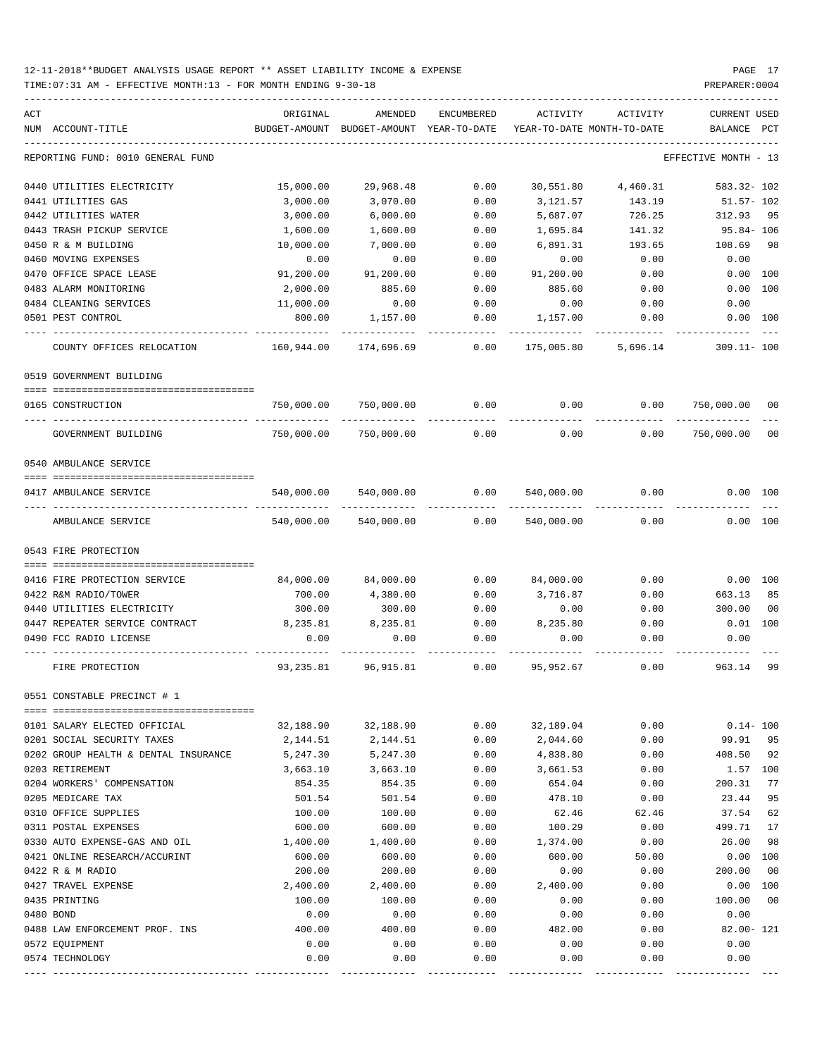12-11-2018**BUDGET ANALYSIS USAGE REPORT ** ASSET LIABILITY INCOME & EXPENSE

TIME:07:31 AM - EFFECTIVE MONTH:13 - FOR MONTH ENDING 9-30-18

PREPARER:0004

REPORTING FUND: 0010 GENERAL FUND — EFFECTIVE MONTH - 13

| ACT NUM | ACCOUNT-TITLE | ORIGINAL BUDGET-AMOUNT | AMENDED BUDGET-AMOUNT | ENCUMBERED YEAR-TO-DATE | ACTIVITY YEAR-TO-DATE | ACTIVITY MONTH-TO-DATE | CURRENT BALANCE | USED PCT |
|---|---|---|---|---|---|---|---|---|
| 0440 | UTILITIES ELECTRICITY | 15,000.00 | 29,968.48 | 0.00 | 30,551.80 | 4,460.31 | 583.32- | 102 |
| 0441 | UTILITIES GAS | 3,000.00 | 3,070.00 | 0.00 | 3,121.57 | 143.19 | 51.57- | 102 |
| 0442 | UTILITIES WATER | 3,000.00 | 6,000.00 | 0.00 | 5,687.07 | 726.25 | 312.93 | 95 |
| 0443 | TRASH PICKUP SERVICE | 1,600.00 | 1,600.00 | 0.00 | 1,695.84 | 141.32 | 95.84- | 106 |
| 0450 | R & M BUILDING | 10,000.00 | 7,000.00 | 0.00 | 6,891.31 | 193.65 | 108.69 | 98 |
| 0460 | MOVING EXPENSES | 0.00 | 0.00 | 0.00 | 0.00 | 0.00 | 0.00 | |
| 0470 | OFFICE SPACE LEASE | 91,200.00 | 91,200.00 | 0.00 | 91,200.00 | 0.00 | 0.00 | 100 |
| 0483 | ALARM MONITORING | 2,000.00 | 885.60 | 0.00 | 885.60 | 0.00 | 0.00 | 100 |
| 0484 | CLEANING SERVICES | 11,000.00 | 0.00 | 0.00 | 0.00 | 0.00 | 0.00 | |
| 0501 | PEST CONTROL | 800.00 | 1,157.00 | 0.00 | 1,157.00 | 0.00 | 0.00 | 100 |
| | COUNTY OFFICES RELOCATION | 160,944.00 | 174,696.69 | 0.00 | 175,005.80 | 5,696.14 | 309.11- | 100 |
| | **0519 GOVERNMENT BUILDING** | | | | | | | |
| 0165 | CONSTRUCTION | 750,000.00 | 750,000.00 | 0.00 | 0.00 | 0.00 | 750,000.00 | 00 |
| | GOVERNMENT BUILDING | 750,000.00 | 750,000.00 | 0.00 | 0.00 | 0.00 | 750,000.00 | 00 |
| | **0540 AMBULANCE SERVICE** | | | | | | | |
| 0417 | AMBULANCE SERVICE | 540,000.00 | 540,000.00 | 0.00 | 540,000.00 | 0.00 | 0.00 | 100 |
| | AMBULANCE SERVICE | 540,000.00 | 540,000.00 | 0.00 | 540,000.00 | 0.00 | 0.00 | 100 |
| | **0543 FIRE PROTECTION** | | | | | | | |
| 0416 | FIRE PROTECTION SERVICE | 84,000.00 | 84,000.00 | 0.00 | 84,000.00 | 0.00 | 0.00 | 100 |
| 0422 | R&M RADIO/TOWER | 700.00 | 4,380.00 | 0.00 | 3,716.87 | 0.00 | 663.13 | 85 |
| 0440 | UTILITIES ELECTRICITY | 300.00 | 300.00 | 0.00 | 0.00 | 0.00 | 300.00 | 00 |
| 0447 | REPEATER SERVICE CONTRACT | 8,235.81 | 8,235.81 | 0.00 | 8,235.80 | 0.00 | 0.01 | 100 |
| 0490 | FCC RADIO LICENSE | 0.00 | 0.00 | 0.00 | 0.00 | 0.00 | 0.00 | |
| | FIRE PROTECTION | 93,235.81 | 96,915.81 | 0.00 | 95,952.67 | 0.00 | 963.14 | 99 |
| | **0551 CONSTABLE PRECINCT # 1** | | | | | | | |
| 0101 | SALARY ELECTED OFFICIAL | 32,188.90 | 32,188.90 | 0.00 | 32,189.04 | 0.00 | 0.14- | 100 |
| 0201 | SOCIAL SECURITY TAXES | 2,144.51 | 2,144.51 | 0.00 | 2,044.60 | 0.00 | 99.91 | 95 |
| 0202 | GROUP HEALTH & DENTAL INSURANCE | 5,247.30 | 5,247.30 | 0.00 | 4,838.80 | 0.00 | 408.50 | 92 |
| 0203 | RETIREMENT | 3,663.10 | 3,663.10 | 0.00 | 3,661.53 | 0.00 | 1.57 | 100 |
| 0204 | WORKERS' COMPENSATION | 854.35 | 854.35 | 0.00 | 654.04 | 0.00 | 200.31 | 77 |
| 0205 | MEDICARE TAX | 501.54 | 501.54 | 0.00 | 478.10 | 0.00 | 23.44 | 95 |
| 0310 | OFFICE SUPPLIES | 100.00 | 100.00 | 0.00 | 62.46 | 62.46 | 37.54 | 62 |
| 0311 | POSTAL EXPENSES | 600.00 | 600.00 | 0.00 | 100.29 | 0.00 | 499.71 | 17 |
| 0330 | AUTO EXPENSE-GAS AND OIL | 1,400.00 | 1,400.00 | 0.00 | 1,374.00 | 0.00 | 26.00 | 98 |
| 0421 | ONLINE RESEARCH/ACCURINT | 600.00 | 600.00 | 0.00 | 600.00 | 50.00 | 0.00 | 100 |
| 0422 | R & M RADIO | 200.00 | 200.00 | 0.00 | 0.00 | 0.00 | 200.00 | 00 |
| 0427 | TRAVEL EXPENSE | 2,400.00 | 2,400.00 | 0.00 | 2,400.00 | 0.00 | 0.00 | 100 |
| 0435 | PRINTING | 100.00 | 100.00 | 0.00 | 0.00 | 0.00 | 100.00 | 00 |
| 0480 | BOND | 0.00 | 0.00 | 0.00 | 0.00 | 0.00 | 0.00 | |
| 0488 | LAW ENFORCEMENT PROF. INS | 400.00 | 400.00 | 0.00 | 482.00 | 0.00 | 82.00- | 121 |
| 0572 | EQUIPMENT | 0.00 | 0.00 | 0.00 | 0.00 | 0.00 | 0.00 | |
| 0574 | TECHNOLOGY | 0.00 | 0.00 | 0.00 | 0.00 | 0.00 | 0.00 | |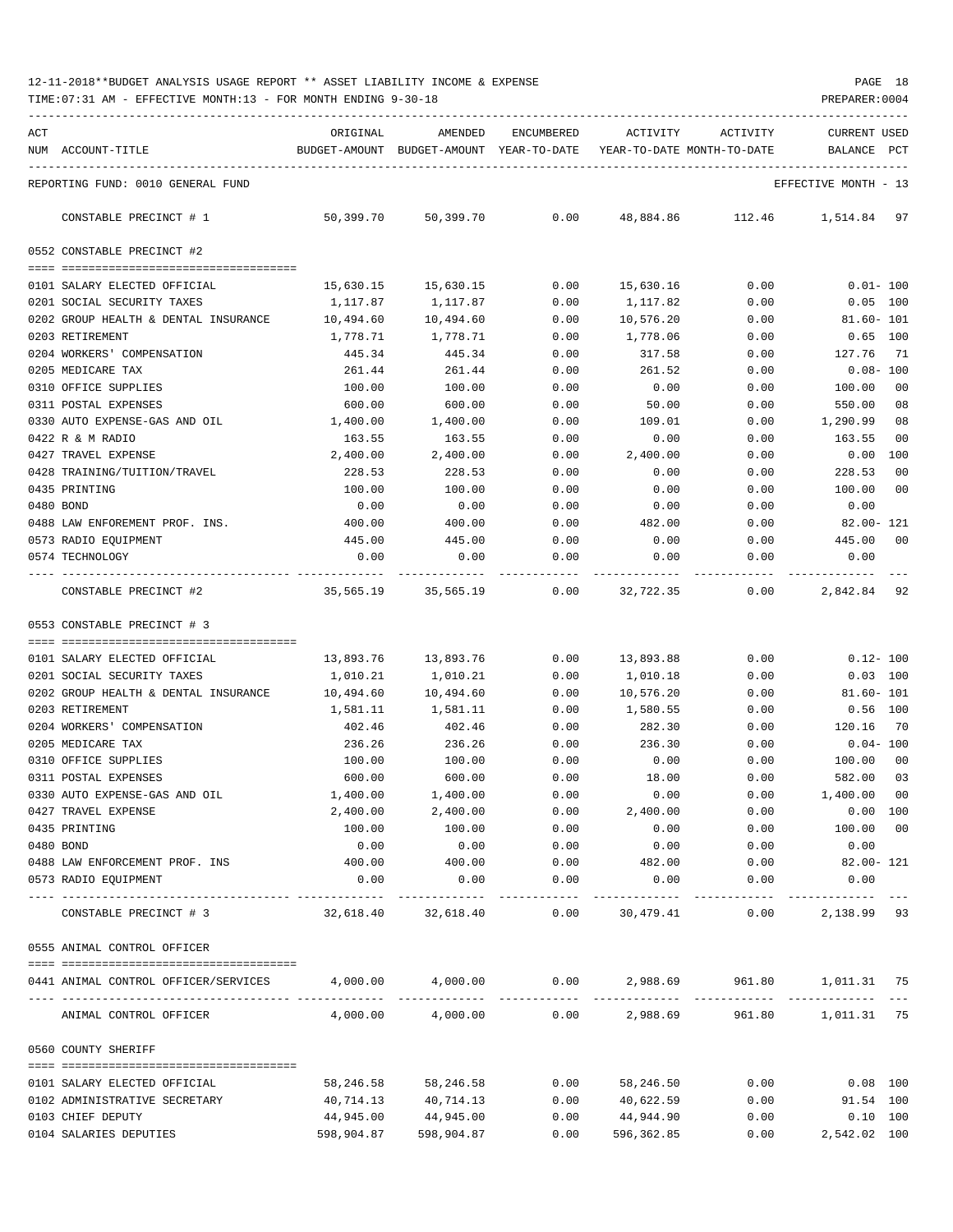12-11-2018**BUDGET ANALYSIS USAGE REPORT ** ASSET LIABILITY INCOME & EXPENSE

TIME:07:31 AM - EFFECTIVE MONTH:13 - FOR MONTH ENDING 9-30-18

PREPARER:0004

| ACT NUM | ACCOUNT-TITLE | ORIGINAL BUDGET-AMOUNT | AMENDED BUDGET-AMOUNT | ENCUMBERED YEAR-TO-DATE | ACTIVITY YEAR-TO-DATE | ACTIVITY MONTH-TO-DATE | CURRENT BALANCE | USED PCT |
|---|---|---|---|---|---|---|---|---|
| | REPORTING FUND: 0010 GENERAL FUND | | | | | | EFFECTIVE MONTH - 13 | |
| | CONSTABLE PRECINCT # 1 | 50,399.70 | 50,399.70 | 0.00 | 48,884.86 | 112.46 | 1,514.84 | 97 |
| | **0552 CONSTABLE PRECINCT #2** | | | | | | | |
| 0101 | SALARY ELECTED OFFICIAL | 15,630.15 | 15,630.15 | 0.00 | 15,630.16 | 0.00 | 0.01- | 100 |
| 0201 | SOCIAL SECURITY TAXES | 1,117.87 | 1,117.87 | 0.00 | 1,117.82 | 0.00 | 0.05 | 100 |
| 0202 | GROUP HEALTH & DENTAL INSURANCE | 10,494.60 | 10,494.60 | 0.00 | 10,576.20 | 0.00 | 81.60- | 101 |
| 0203 | RETIREMENT | 1,778.71 | 1,778.71 | 0.00 | 1,778.06 | 0.00 | 0.65 | 100 |
| 0204 | WORKERS' COMPENSATION | 445.34 | 445.34 | 0.00 | 317.58 | 0.00 | 127.76 | 71 |
| 0205 | MEDICARE TAX | 261.44 | 261.44 | 0.00 | 261.52 | 0.00 | 0.08- | 100 |
| 0310 | OFFICE SUPPLIES | 100.00 | 100.00 | 0.00 | 0.00 | 0.00 | 100.00 | 00 |
| 0311 | POSTAL EXPENSES | 600.00 | 600.00 | 0.00 | 50.00 | 0.00 | 550.00 | 08 |
| 0330 | AUTO EXPENSE-GAS AND OIL | 1,400.00 | 1,400.00 | 0.00 | 109.01 | 0.00 | 1,290.99 | 08 |
| 0422 | R & M RADIO | 163.55 | 163.55 | 0.00 | 0.00 | 0.00 | 163.55 | 00 |
| 0427 | TRAVEL EXPENSE | 2,400.00 | 2,400.00 | 0.00 | 2,400.00 | 0.00 | 0.00 | 100 |
| 0428 | TRAINING/TUITION/TRAVEL | 228.53 | 228.53 | 0.00 | 0.00 | 0.00 | 228.53 | 00 |
| 0435 | PRINTING | 100.00 | 100.00 | 0.00 | 0.00 | 0.00 | 100.00 | 00 |
| 0480 | BOND | 0.00 | 0.00 | 0.00 | 0.00 | 0.00 | 0.00 | |
| 0488 | LAW ENFOREMENT PROF. INS. | 400.00 | 400.00 | 0.00 | 482.00 | 0.00 | 82.00- | 121 |
| 0573 | RADIO EQUIPMENT | 445.00 | 445.00 | 0.00 | 0.00 | 0.00 | 445.00 | 00 |
| 0574 | TECHNOLOGY | 0.00 | 0.00 | 0.00 | 0.00 | 0.00 | 0.00 | |
| | CONSTABLE PRECINCT #2 | 35,565.19 | 35,565.19 | 0.00 | 32,722.35 | 0.00 | 2,842.84 | 92 |
| | **0553 CONSTABLE PRECINCT # 3** | | | | | | | |
| 0101 | SALARY ELECTED OFFICIAL | 13,893.76 | 13,893.76 | 0.00 | 13,893.88 | 0.00 | 0.12- | 100 |
| 0201 | SOCIAL SECURITY TAXES | 1,010.21 | 1,010.21 | 0.00 | 1,010.18 | 0.00 | 0.03 | 100 |
| 0202 | GROUP HEALTH & DENTAL INSURANCE | 10,494.60 | 10,494.60 | 0.00 | 10,576.20 | 0.00 | 81.60- | 101 |
| 0203 | RETIREMENT | 1,581.11 | 1,581.11 | 0.00 | 1,580.55 | 0.00 | 0.56 | 100 |
| 0204 | WORKERS' COMPENSATION | 402.46 | 402.46 | 0.00 | 282.30 | 0.00 | 120.16 | 70 |
| 0205 | MEDICARE TAX | 236.26 | 236.26 | 0.00 | 236.30 | 0.00 | 0.04- | 100 |
| 0310 | OFFICE SUPPLIES | 100.00 | 100.00 | 0.00 | 0.00 | 0.00 | 100.00 | 00 |
| 0311 | POSTAL EXPENSES | 600.00 | 600.00 | 0.00 | 18.00 | 0.00 | 582.00 | 03 |
| 0330 | AUTO EXPENSE-GAS AND OIL | 1,400.00 | 1,400.00 | 0.00 | 0.00 | 0.00 | 1,400.00 | 00 |
| 0427 | TRAVEL EXPENSE | 2,400.00 | 2,400.00 | 0.00 | 2,400.00 | 0.00 | 0.00 | 100 |
| 0435 | PRINTING | 100.00 | 100.00 | 0.00 | 0.00 | 0.00 | 100.00 | 00 |
| 0480 | BOND | 0.00 | 0.00 | 0.00 | 0.00 | 0.00 | 0.00 | |
| 0488 | LAW ENFORCEMENT PROF. INS | 400.00 | 400.00 | 0.00 | 482.00 | 0.00 | 82.00- | 121 |
| 0573 | RADIO EQUIPMENT | 0.00 | 0.00 | 0.00 | 0.00 | 0.00 | 0.00 | |
| | CONSTABLE PRECINCT # 3 | 32,618.40 | 32,618.40 | 0.00 | 30,479.41 | 0.00 | 2,138.99 | 93 |
| | **0555 ANIMAL CONTROL OFFICER** | | | | | | | |
| 0441 | ANIMAL CONTROL OFFICER/SERVICES | 4,000.00 | 4,000.00 | 0.00 | 2,988.69 | 961.80 | 1,011.31 | 75 |
| | ANIMAL CONTROL OFFICER | 4,000.00 | 4,000.00 | 0.00 | 2,988.69 | 961.80 | 1,011.31 | 75 |
| | **0560 COUNTY SHERIFF** | | | | | | | |
| 0101 | SALARY ELECTED OFFICIAL | 58,246.58 | 58,246.58 | 0.00 | 58,246.50 | 0.00 | 0.08 | 100 |
| 0102 | ADMINISTRATIVE SECRETARY | 40,714.13 | 40,714.13 | 0.00 | 40,622.59 | 0.00 | 91.54 | 100 |
| 0103 | CHIEF DEPUTY | 44,945.00 | 44,945.00 | 0.00 | 44,944.90 | 0.00 | 0.10 | 100 |
| 0104 | SALARIES DEPUTIES | 598,904.87 | 598,904.87 | 0.00 | 596,362.85 | 0.00 | 2,542.02 | 100 |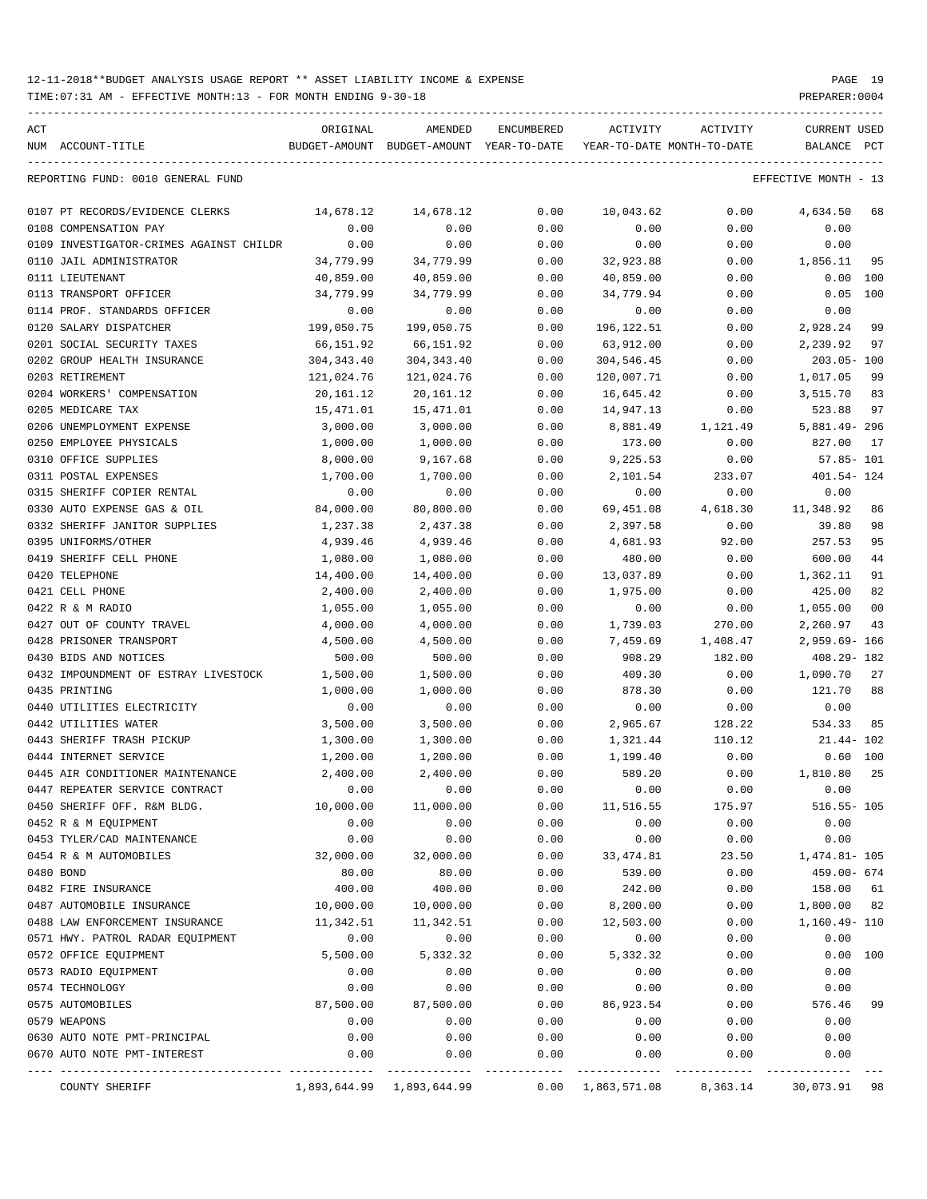12-11-2018**BUDGET ANALYSIS USAGE REPORT ** ASSET LIABILITY INCOME & EXPENSE

TIME:07:31 AM - EFFECTIVE MONTH:13 - FOR MONTH ENDING 9-30-18

PREPARER:0004

REPORTING FUND: 0010 GENERAL FUND — EFFECTIVE MONTH - 13

| ACT NUM | ACCOUNT-TITLE | ORIGINAL BUDGET-AMOUNT | AMENDED BUDGET-AMOUNT | ENCUMBERED YEAR-TO-DATE | ACTIVITY YEAR-TO-DATE | ACTIVITY MONTH-TO-DATE | CURRENT USED BALANCE | PCT |
|---|---|---|---|---|---|---|---|---|
| 0107 | PT RECORDS/EVIDENCE CLERKS | 14,678.12 | 14,678.12 | 0.00 | 10,043.62 | 0.00 | 4,634.50 | 68 |
| 0108 | COMPENSATION PAY | 0.00 | 0.00 | 0.00 | 0.00 | 0.00 | 0.00 | |
| 0109 | INVESTIGATOR-CRIMES AGAINST CHILDR | 0.00 | 0.00 | 0.00 | 0.00 | 0.00 | 0.00 | |
| 0110 | JAIL ADMINISTRATOR | 34,779.99 | 34,779.99 | 0.00 | 32,923.88 | 0.00 | 1,856.11 | 95 |
| 0111 | LIEUTENANT | 40,859.00 | 40,859.00 | 0.00 | 40,859.00 | 0.00 | 0.00 | 100 |
| 0113 | TRANSPORT OFFICER | 34,779.99 | 34,779.99 | 0.00 | 34,779.94 | 0.00 | 0.05 | 100 |
| 0114 | PROF. STANDARDS OFFICER | 0.00 | 0.00 | 0.00 | 0.00 | 0.00 | 0.00 | |
| 0120 | SALARY DISPATCHER | 199,050.75 | 199,050.75 | 0.00 | 196,122.51 | 0.00 | 2,928.24 | 99 |
| 0201 | SOCIAL SECURITY TAXES | 66,151.92 | 66,151.92 | 0.00 | 63,912.00 | 0.00 | 2,239.92 | 97 |
| 0202 | GROUP HEALTH INSURANCE | 304,343.40 | 304,343.40 | 0.00 | 304,546.45 | 0.00 | 203.05- | 100 |
| 0203 | RETIREMENT | 121,024.76 | 121,024.76 | 0.00 | 120,007.71 | 0.00 | 1,017.05 | 99 |
| 0204 | WORKERS' COMPENSATION | 20,161.12 | 20,161.12 | 0.00 | 16,645.42 | 0.00 | 3,515.70 | 83 |
| 0205 | MEDICARE TAX | 15,471.01 | 15,471.01 | 0.00 | 14,947.13 | 0.00 | 523.88 | 97 |
| 0206 | UNEMPLOYMENT EXPENSE | 3,000.00 | 3,000.00 | 0.00 | 8,881.49 | 1,121.49 | 5,881.49- | 296 |
| 0250 | EMPLOYEE PHYSICALS | 1,000.00 | 1,000.00 | 0.00 | 173.00 | 0.00 | 827.00 | 17 |
| 0310 | OFFICE SUPPLIES | 8,000.00 | 9,167.68 | 0.00 | 9,225.53 | 0.00 | 57.85- | 101 |
| 0311 | POSTAL EXPENSES | 1,700.00 | 1,700.00 | 0.00 | 2,101.54 | 233.07 | 401.54- | 124 |
| 0315 | SHERIFF COPIER RENTAL | 0.00 | 0.00 | 0.00 | 0.00 | 0.00 | 0.00 | |
| 0330 | AUTO EXPENSE GAS & OIL | 84,000.00 | 80,800.00 | 0.00 | 69,451.08 | 4,618.30 | 11,348.92 | 86 |
| 0332 | SHERIFF JANITOR SUPPLIES | 1,237.38 | 2,437.38 | 0.00 | 2,397.58 | 0.00 | 39.80 | 98 |
| 0395 | UNIFORMS/OTHER | 4,939.46 | 4,939.46 | 0.00 | 4,681.93 | 92.00 | 257.53 | 95 |
| 0419 | SHERIFF CELL PHONE | 1,080.00 | 1,080.00 | 0.00 | 480.00 | 0.00 | 600.00 | 44 |
| 0420 | TELEPHONE | 14,400.00 | 14,400.00 | 0.00 | 13,037.89 | 0.00 | 1,362.11 | 91 |
| 0421 | CELL PHONE | 2,400.00 | 2,400.00 | 0.00 | 1,975.00 | 0.00 | 425.00 | 82 |
| 0422 | R & M RADIO | 1,055.00 | 1,055.00 | 0.00 | 0.00 | 0.00 | 1,055.00 | 00 |
| 0427 | OUT OF COUNTY TRAVEL | 4,000.00 | 4,000.00 | 0.00 | 1,739.03 | 270.00 | 2,260.97 | 43 |
| 0428 | PRISONER TRANSPORT | 4,500.00 | 4,500.00 | 0.00 | 7,459.69 | 1,408.47 | 2,959.69- | 166 |
| 0430 | BIDS AND NOTICES | 500.00 | 500.00 | 0.00 | 908.29 | 182.00 | 408.29- | 182 |
| 0432 | IMPOUNDMENT OF ESTRAY LIVESTOCK | 1,500.00 | 1,500.00 | 0.00 | 409.30 | 0.00 | 1,090.70 | 27 |
| 0435 | PRINTING | 1,000.00 | 1,000.00 | 0.00 | 878.30 | 0.00 | 121.70 | 88 |
| 0440 | UTILITIES ELECTRICITY | 0.00 | 0.00 | 0.00 | 0.00 | 0.00 | 0.00 | |
| 0442 | UTILITIES WATER | 3,500.00 | 3,500.00 | 0.00 | 2,965.67 | 128.22 | 534.33 | 85 |
| 0443 | SHERIFF TRASH PICKUP | 1,300.00 | 1,300.00 | 0.00 | 1,321.44 | 110.12 | 21.44- | 102 |
| 0444 | INTERNET SERVICE | 1,200.00 | 1,200.00 | 0.00 | 1,199.40 | 0.00 | 0.60 | 100 |
| 0445 | AIR CONDITIONER MAINTENANCE | 2,400.00 | 2,400.00 | 0.00 | 589.20 | 0.00 | 1,810.80 | 25 |
| 0447 | REPEATER SERVICE CONTRACT | 0.00 | 0.00 | 0.00 | 0.00 | 0.00 | 0.00 | |
| 0450 | SHERIFF OFF. R&M BLDG. | 10,000.00 | 11,000.00 | 0.00 | 11,516.55 | 175.97 | 516.55- | 105 |
| 0452 | R & M EQUIPMENT | 0.00 | 0.00 | 0.00 | 0.00 | 0.00 | 0.00 | |
| 0453 | TYLER/CAD MAINTENANCE | 0.00 | 0.00 | 0.00 | 0.00 | 0.00 | 0.00 | |
| 0454 | R & M AUTOMOBILES | 32,000.00 | 32,000.00 | 0.00 | 33,474.81 | 23.50 | 1,474.81- | 105 |
| 0480 | BOND | 80.00 | 80.00 | 0.00 | 539.00 | 0.00 | 459.00- | 674 |
| 0482 | FIRE INSURANCE | 400.00 | 400.00 | 0.00 | 242.00 | 0.00 | 158.00 | 61 |
| 0487 | AUTOMOBILE INSURANCE | 10,000.00 | 10,000.00 | 0.00 | 8,200.00 | 0.00 | 1,800.00 | 82 |
| 0488 | LAW ENFORCEMENT INSURANCE | 11,342.51 | 11,342.51 | 0.00 | 12,503.00 | 0.00 | 1,160.49- | 110 |
| 0571 | HWY. PATROL RADAR EQUIPMENT | 0.00 | 0.00 | 0.00 | 0.00 | 0.00 | 0.00 | |
| 0572 | OFFICE EQUIPMENT | 5,500.00 | 5,332.32 | 0.00 | 5,332.32 | 0.00 | 0.00 | 100 |
| 0573 | RADIO EQUIPMENT | 0.00 | 0.00 | 0.00 | 0.00 | 0.00 | 0.00 | |
| 0574 | TECHNOLOGY | 0.00 | 0.00 | 0.00 | 0.00 | 0.00 | 0.00 | |
| 0575 | AUTOMOBILES | 87,500.00 | 87,500.00 | 0.00 | 86,923.54 | 0.00 | 576.46 | 99 |
| 0579 | WEAPONS | 0.00 | 0.00 | 0.00 | 0.00 | 0.00 | 0.00 | |
| 0630 | AUTO NOTE PMT-PRINCIPAL | 0.00 | 0.00 | 0.00 | 0.00 | 0.00 | 0.00 | |
| 0670 | AUTO NOTE PMT-INTEREST | 0.00 | 0.00 | 0.00 | 0.00 | 0.00 | 0.00 | |
| | COUNTY SHERIFF | 1,893,644.99 | 1,893,644.99 | 0.00 | 1,863,571.08 | 8,363.14 | 30,073.91 | 98 |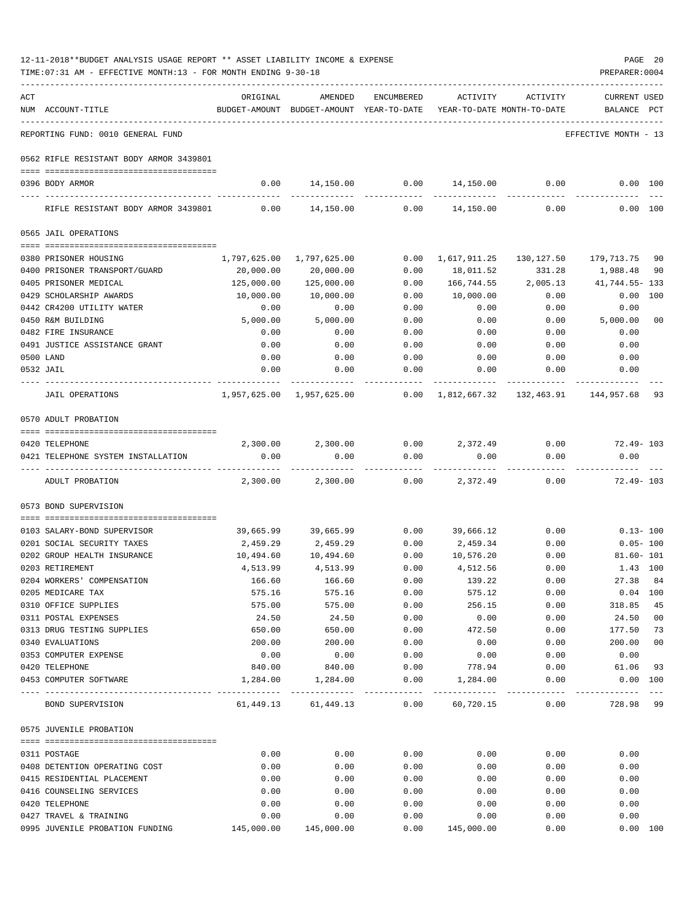12-11-2018**BUDGET ANALYSIS USAGE REPORT ** ASSET LIABILITY INCOME & EXPENSE

TIME:07:31 AM - EFFECTIVE MONTH:13 - FOR MONTH ENDING 9-30-18

PREPARER:0004

REPORTING FUND: 0010 GENERAL FUND — EFFECTIVE MONTH - 13

| ACT NUM | ACCOUNT-TITLE | ORIGINAL BUDGET-AMOUNT | AMENDED BUDGET-AMOUNT | ENCUMBERED YEAR-TO-DATE | ACTIVITY YEAR-TO-DATE | ACTIVITY MONTH-TO-DATE | CURRENT BALANCE | USED PCT |
|---|---|---|---|---|---|---|---|---|
| | **0562 RIFLE RESISTANT BODY ARMOR 3439801** | | | | | | | |
| 0396 | BODY ARMOR | 0.00 | 14,150.00 | 0.00 | 14,150.00 | 0.00 | 0.00 | 100 |
| | RIFLE RESISTANT BODY ARMOR 3439801 | 0.00 | 14,150.00 | 0.00 | 14,150.00 | 0.00 | 0.00 | 100 |
| | **0565 JAIL OPERATIONS** | | | | | | | |
| 0380 | PRISONER HOUSING | 1,797,625.00 | 1,797,625.00 | 0.00 | 1,617,911.25 | 130,127.50 | 179,713.75 | 90 |
| 0400 | PRISONER TRANSPORT/GUARD | 20,000.00 | 20,000.00 | 0.00 | 18,011.52 | 331.28 | 1,988.48 | 90 |
| 0405 | PRISONER MEDICAL | 125,000.00 | 125,000.00 | 0.00 | 166,744.55 | 2,005.13 | 41,744.55- | 133 |
| 0429 | SCHOLARSHIP AWARDS | 10,000.00 | 10,000.00 | 0.00 | 10,000.00 | 0.00 | 0.00 | 100 |
| 0442 | CR4200 UTILITY WATER | 0.00 | 0.00 | 0.00 | 0.00 | 0.00 | 0.00 | |
| 0450 | R&M BUILDING | 5,000.00 | 5,000.00 | 0.00 | 0.00 | 0.00 | 5,000.00 | 00 |
| 0482 | FIRE INSURANCE | 0.00 | 0.00 | 0.00 | 0.00 | 0.00 | 0.00 | |
| 0491 | JUSTICE ASSISTANCE GRANT | 0.00 | 0.00 | 0.00 | 0.00 | 0.00 | 0.00 | |
| 0500 | LAND | 0.00 | 0.00 | 0.00 | 0.00 | 0.00 | 0.00 | |
| 0532 | JAIL | 0.00 | 0.00 | 0.00 | 0.00 | 0.00 | 0.00 | |
| | JAIL OPERATIONS | 1,957,625.00 | 1,957,625.00 | 0.00 | 1,812,667.32 | 132,463.91 | 144,957.68 | 93 |
| | **0570 ADULT PROBATION** | | | | | | | |
| 0420 | TELEPHONE | 2,300.00 | 2,300.00 | 0.00 | 2,372.49 | 0.00 | 72.49- | 103 |
| 0421 | TELEPHONE SYSTEM INSTALLATION | 0.00 | 0.00 | 0.00 | 0.00 | 0.00 | 0.00 | |
| | ADULT PROBATION | 2,300.00 | 2,300.00 | 0.00 | 2,372.49 | 0.00 | 72.49- | 103 |
| | **0573 BOND SUPERVISION** | | | | | | | |
| 0103 | SALARY-BOND SUPERVISOR | 39,665.99 | 39,665.99 | 0.00 | 39,666.12 | 0.00 | 0.13- | 100 |
| 0201 | SOCIAL SECURITY TAXES | 2,459.29 | 2,459.29 | 0.00 | 2,459.34 | 0.00 | 0.05- | 100 |
| 0202 | GROUP HEALTH INSURANCE | 10,494.60 | 10,494.60 | 0.00 | 10,576.20 | 0.00 | 81.60- | 101 |
| 0203 | RETIREMENT | 4,513.99 | 4,513.99 | 0.00 | 4,512.56 | 0.00 | 1.43 | 100 |
| 0204 | WORKERS' COMPENSATION | 166.60 | 166.60 | 0.00 | 139.22 | 0.00 | 27.38 | 84 |
| 0205 | MEDICARE TAX | 575.16 | 575.16 | 0.00 | 575.12 | 0.00 | 0.04 | 100 |
| 0310 | OFFICE SUPPLIES | 575.00 | 575.00 | 0.00 | 256.15 | 0.00 | 318.85 | 45 |
| 0311 | POSTAL EXPENSES | 24.50 | 24.50 | 0.00 | 0.00 | 0.00 | 24.50 | 00 |
| 0313 | DRUG TESTING SUPPLIES | 650.00 | 650.00 | 0.00 | 472.50 | 0.00 | 177.50 | 73 |
| 0340 | EVALUATIONS | 200.00 | 200.00 | 0.00 | 0.00 | 0.00 | 200.00 | 00 |
| 0353 | COMPUTER EXPENSE | 0.00 | 0.00 | 0.00 | 0.00 | 0.00 | 0.00 | |
| 0420 | TELEPHONE | 840.00 | 840.00 | 0.00 | 778.94 | 0.00 | 61.06 | 93 |
| 0453 | COMPUTER SOFTWARE | 1,284.00 | 1,284.00 | 0.00 | 1,284.00 | 0.00 | 0.00 | 100 |
| | BOND SUPERVISION | 61,449.13 | 61,449.13 | 0.00 | 60,720.15 | 0.00 | 728.98 | 99 |
| | **0575 JUVENILE PROBATION** | | | | | | | |
| 0311 | POSTAGE | 0.00 | 0.00 | 0.00 | 0.00 | 0.00 | 0.00 | |
| 0408 | DETENTION OPERATING COST | 0.00 | 0.00 | 0.00 | 0.00 | 0.00 | 0.00 | |
| 0415 | RESIDENTIAL PLACEMENT | 0.00 | 0.00 | 0.00 | 0.00 | 0.00 | 0.00 | |
| 0416 | COUNSELING SERVICES | 0.00 | 0.00 | 0.00 | 0.00 | 0.00 | 0.00 | |
| 0420 | TELEPHONE | 0.00 | 0.00 | 0.00 | 0.00 | 0.00 | 0.00 | |
| 0427 | TRAVEL & TRAINING | 0.00 | 0.00 | 0.00 | 0.00 | 0.00 | 0.00 | |
| 0995 | JUVENILE PROBATION FUNDING | 145,000.00 | 145,000.00 | 0.00 | 145,000.00 | 0.00 | 0.00 | 100 |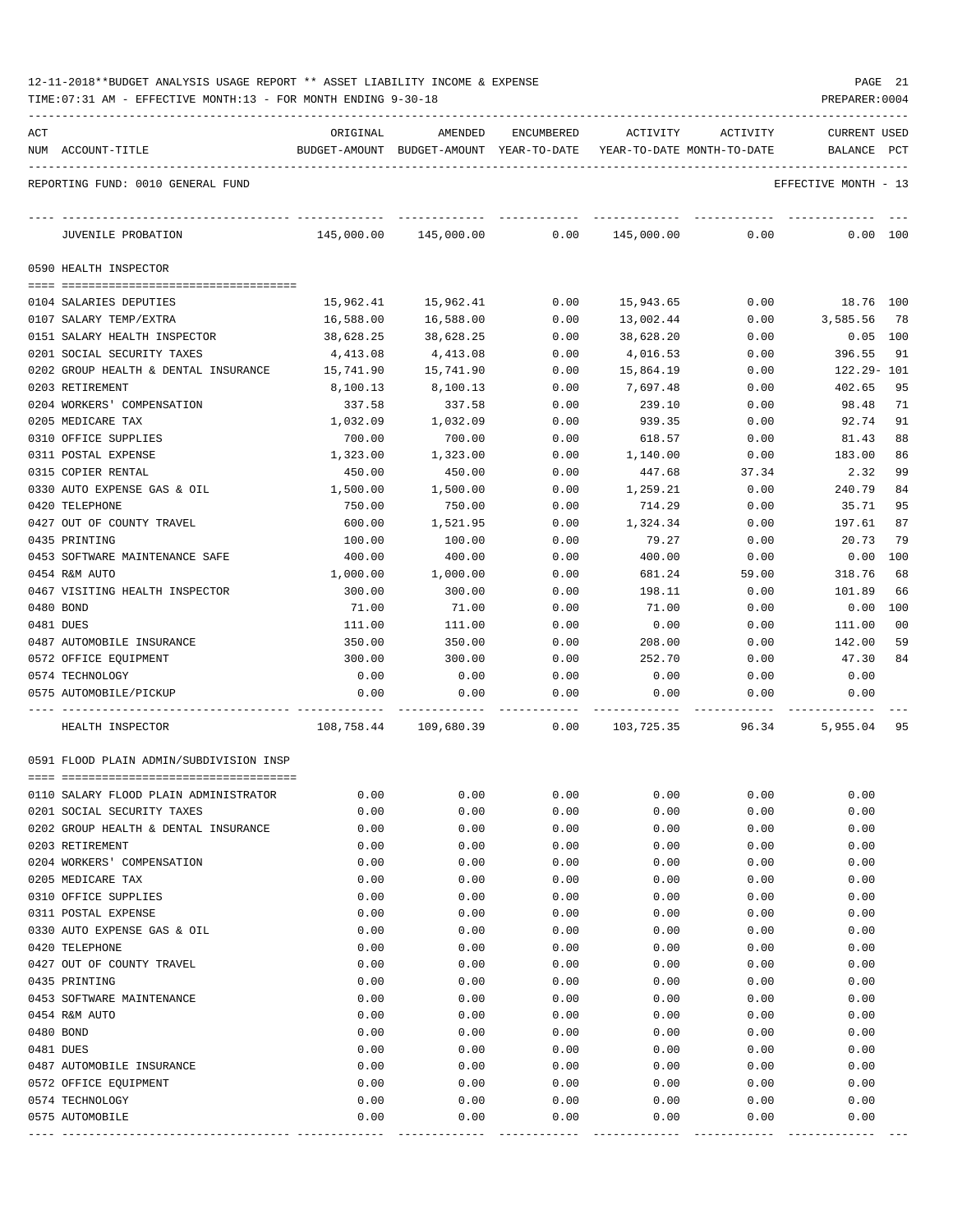12-11-2018**BUDGET ANALYSIS USAGE REPORT ** ASSET LIABILITY INCOME & EXPENSE

TIME:07:31 AM - EFFECTIVE MONTH:13 - FOR MONTH ENDING 9-30-18

PREPARER:0004

REPORTING FUND: 0010 GENERAL FUND — EFFECTIVE MONTH - 13

| ACT NUM | ACCOUNT-TITLE | ORIGINAL BUDGET-AMOUNT | AMENDED BUDGET-AMOUNT | ENCUMBERED YEAR-TO-DATE | ACTIVITY YEAR-TO-DATE | ACTIVITY MONTH-TO-DATE | CURRENT BALANCE | USED PCT |
|---|---|---|---|---|---|---|---|---|
| | JUVENILE PROBATION | 145,000.00 | 145,000.00 | 0.00 | 145,000.00 | 0.00 | 0.00 | 100 |
| | **0590 HEALTH INSPECTOR** | | | | | | | |
| 0104 | SALARIES DEPUTIES | 15,962.41 | 15,962.41 | 0.00 | 15,943.65 | 0.00 | 18.76 | 100 |
| 0107 | SALARY TEMP/EXTRA | 16,588.00 | 16,588.00 | 0.00 | 13,002.44 | 0.00 | 3,585.56 | 78 |
| 0151 | SALARY HEALTH INSPECTOR | 38,628.25 | 38,628.25 | 0.00 | 38,628.20 | 0.00 | 0.05 | 100 |
| 0201 | SOCIAL SECURITY TAXES | 4,413.08 | 4,413.08 | 0.00 | 4,016.53 | 0.00 | 396.55 | 91 |
| 0202 | GROUP HEALTH & DENTAL INSURANCE | 15,741.90 | 15,741.90 | 0.00 | 15,864.19 | 0.00 | 122.29- | 101 |
| 0203 | RETIREMENT | 8,100.13 | 8,100.13 | 0.00 | 7,697.48 | 0.00 | 402.65 | 95 |
| 0204 | WORKERS' COMPENSATION | 337.58 | 337.58 | 0.00 | 239.10 | 0.00 | 98.48 | 71 |
| 0205 | MEDICARE TAX | 1,032.09 | 1,032.09 | 0.00 | 939.35 | 0.00 | 92.74 | 91 |
| 0310 | OFFICE SUPPLIES | 700.00 | 700.00 | 0.00 | 618.57 | 0.00 | 81.43 | 88 |
| 0311 | POSTAL EXPENSE | 1,323.00 | 1,323.00 | 0.00 | 1,140.00 | 0.00 | 183.00 | 86 |
| 0315 | COPIER RENTAL | 450.00 | 450.00 | 0.00 | 447.68 | 37.34 | 2.32 | 99 |
| 0330 | AUTO EXPENSE GAS & OIL | 1,500.00 | 1,500.00 | 0.00 | 1,259.21 | 0.00 | 240.79 | 84 |
| 0420 | TELEPHONE | 750.00 | 750.00 | 0.00 | 714.29 | 0.00 | 35.71 | 95 |
| 0427 | OUT OF COUNTY TRAVEL | 600.00 | 1,521.95 | 0.00 | 1,324.34 | 0.00 | 197.61 | 87 |
| 0435 | PRINTING | 100.00 | 100.00 | 0.00 | 79.27 | 0.00 | 20.73 | 79 |
| 0453 | SOFTWARE MAINTENANCE SAFE | 400.00 | 400.00 | 0.00 | 400.00 | 0.00 | 0.00 | 100 |
| 0454 | R&M AUTO | 1,000.00 | 1,000.00 | 0.00 | 681.24 | 59.00 | 318.76 | 68 |
| 0467 | VISITING HEALTH INSPECTOR | 300.00 | 300.00 | 0.00 | 198.11 | 0.00 | 101.89 | 66 |
| 0480 | BOND | 71.00 | 71.00 | 0.00 | 71.00 | 0.00 | 0.00 | 100 |
| 0481 | DUES | 111.00 | 111.00 | 0.00 | 0.00 | 0.00 | 111.00 | 00 |
| 0487 | AUTOMOBILE INSURANCE | 350.00 | 350.00 | 0.00 | 208.00 | 0.00 | 142.00 | 59 |
| 0572 | OFFICE EQUIPMENT | 300.00 | 300.00 | 0.00 | 252.70 | 0.00 | 47.30 | 84 |
| 0574 | TECHNOLOGY | 0.00 | 0.00 | 0.00 | 0.00 | 0.00 | 0.00 | |
| 0575 | AUTOMOBILE/PICKUP | 0.00 | 0.00 | 0.00 | 0.00 | 0.00 | 0.00 | |
| | HEALTH INSPECTOR | 108,758.44 | 109,680.39 | 0.00 | 103,725.35 | 96.34 | 5,955.04 | 95 |
| | **0591 FLOOD PLAIN ADMIN/SUBDIVISION INSP** | | | | | | | |
| 0110 | SALARY FLOOD PLAIN ADMINISTRATOR | 0.00 | 0.00 | 0.00 | 0.00 | 0.00 | 0.00 | |
| 0201 | SOCIAL SECURITY TAXES | 0.00 | 0.00 | 0.00 | 0.00 | 0.00 | 0.00 | |
| 0202 | GROUP HEALTH & DENTAL INSURANCE | 0.00 | 0.00 | 0.00 | 0.00 | 0.00 | 0.00 | |
| 0203 | RETIREMENT | 0.00 | 0.00 | 0.00 | 0.00 | 0.00 | 0.00 | |
| 0204 | WORKERS' COMPENSATION | 0.00 | 0.00 | 0.00 | 0.00 | 0.00 | 0.00 | |
| 0205 | MEDICARE TAX | 0.00 | 0.00 | 0.00 | 0.00 | 0.00 | 0.00 | |
| 0310 | OFFICE SUPPLIES | 0.00 | 0.00 | 0.00 | 0.00 | 0.00 | 0.00 | |
| 0311 | POSTAL EXPENSE | 0.00 | 0.00 | 0.00 | 0.00 | 0.00 | 0.00 | |
| 0330 | AUTO EXPENSE GAS & OIL | 0.00 | 0.00 | 0.00 | 0.00 | 0.00 | 0.00 | |
| 0420 | TELEPHONE | 0.00 | 0.00 | 0.00 | 0.00 | 0.00 | 0.00 | |
| 0427 | OUT OF COUNTY TRAVEL | 0.00 | 0.00 | 0.00 | 0.00 | 0.00 | 0.00 | |
| 0435 | PRINTING | 0.00 | 0.00 | 0.00 | 0.00 | 0.00 | 0.00 | |
| 0453 | SOFTWARE MAINTENANCE | 0.00 | 0.00 | 0.00 | 0.00 | 0.00 | 0.00 | |
| 0454 | R&M AUTO | 0.00 | 0.00 | 0.00 | 0.00 | 0.00 | 0.00 | |
| 0480 | BOND | 0.00 | 0.00 | 0.00 | 0.00 | 0.00 | 0.00 | |
| 0481 | DUES | 0.00 | 0.00 | 0.00 | 0.00 | 0.00 | 0.00 | |
| 0487 | AUTOMOBILE INSURANCE | 0.00 | 0.00 | 0.00 | 0.00 | 0.00 | 0.00 | |
| 0572 | OFFICE EQUIPMENT | 0.00 | 0.00 | 0.00 | 0.00 | 0.00 | 0.00 | |
| 0574 | TECHNOLOGY | 0.00 | 0.00 | 0.00 | 0.00 | 0.00 | 0.00 | |
| 0575 | AUTOMOBILE | 0.00 | 0.00 | 0.00 | 0.00 | 0.00 | 0.00 | |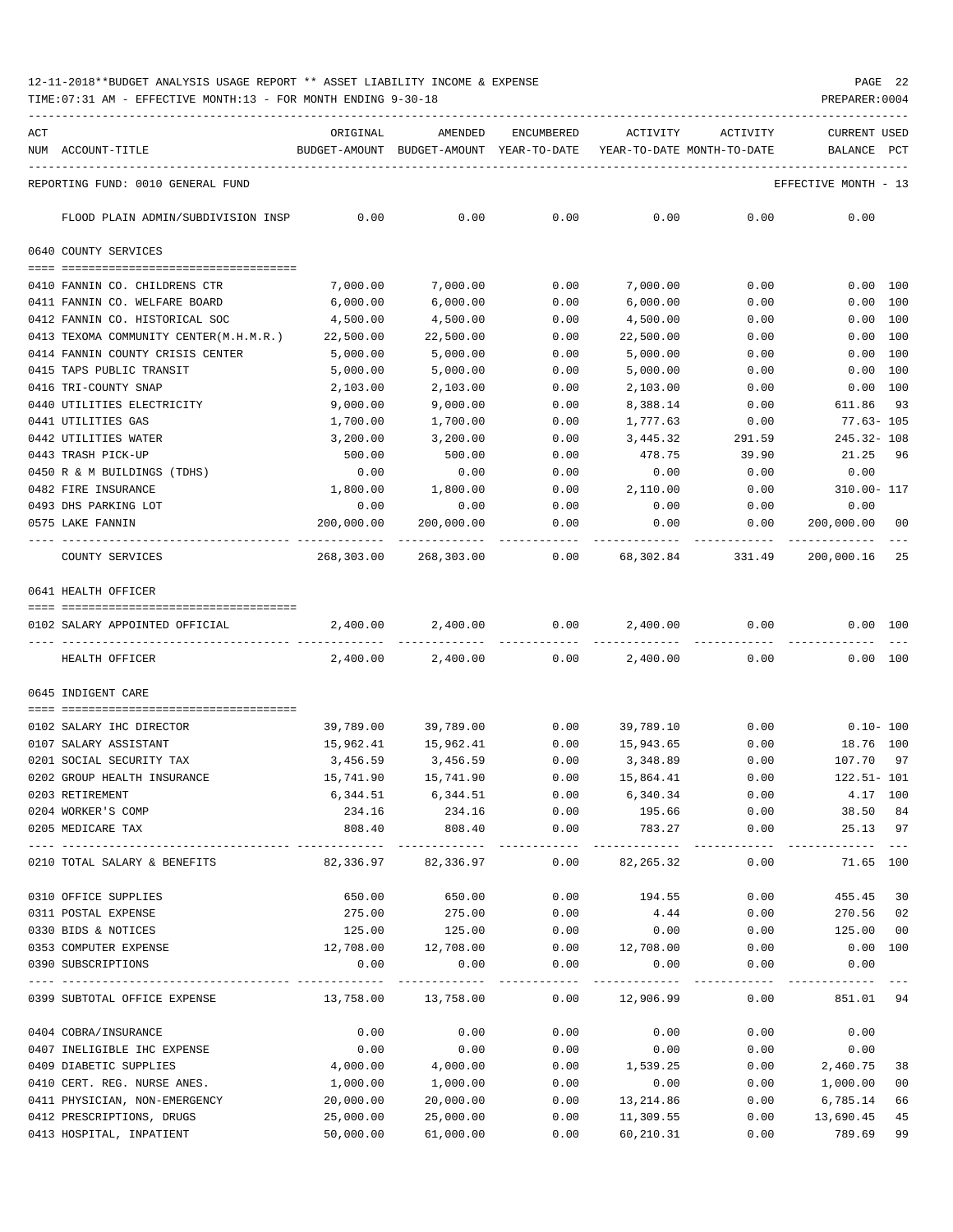12-11-2018**BUDGET ANALYSIS USAGE REPORT ** ASSET LIABILITY INCOME & EXPENSE

TIME:07:31 AM - EFFECTIVE MONTH:13 - FOR MONTH ENDING 9-30-18

PREPARER:0004

| ACT NUM | ACCOUNT-TITLE | ORIGINAL BUDGET-AMOUNT | AMENDED BUDGET-AMOUNT | ENCUMBERED YEAR-TO-DATE | ACTIVITY YEAR-TO-DATE | ACTIVITY MONTH-TO-DATE | CURRENT USED BALANCE | PCT |
|---|---|---|---|---|---|---|---|---|
| | REPORTING FUND: 0010 GENERAL FUND | | | | | | EFFECTIVE MONTH - 13 | |
| | FLOOD PLAIN ADMIN/SUBDIVISION INSP | 0.00 | 0.00 | 0.00 | 0.00 | 0.00 | 0.00 | |
| | **0640 COUNTY SERVICES** | | | | | | | |
| 0410 | FANNIN CO. CHILDRENS CTR | 7,000.00 | 7,000.00 | 0.00 | 7,000.00 | 0.00 | 0.00 | 100 |
| 0411 | FANNIN CO. WELFARE BOARD | 6,000.00 | 6,000.00 | 0.00 | 6,000.00 | 0.00 | 0.00 | 100 |
| 0412 | FANNIN CO. HISTORICAL SOC | 4,500.00 | 4,500.00 | 0.00 | 4,500.00 | 0.00 | 0.00 | 100 |
| 0413 | TEXOMA COMMUNITY CENTER(M.H.M.R.) | 22,500.00 | 22,500.00 | 0.00 | 22,500.00 | 0.00 | 0.00 | 100 |
| 0414 | FANNIN COUNTY CRISIS CENTER | 5,000.00 | 5,000.00 | 0.00 | 5,000.00 | 0.00 | 0.00 | 100 |
| 0415 | TAPS PUBLIC TRANSIT | 5,000.00 | 5,000.00 | 0.00 | 5,000.00 | 0.00 | 0.00 | 100 |
| 0416 | TRI-COUNTY SNAP | 2,103.00 | 2,103.00 | 0.00 | 2,103.00 | 0.00 | 0.00 | 100 |
| 0440 | UTILITIES ELECTRICITY | 9,000.00 | 9,000.00 | 0.00 | 8,388.14 | 0.00 | 611.86 | 93 |
| 0441 | UTILITIES GAS | 1,700.00 | 1,700.00 | 0.00 | 1,777.63 | 0.00 | 77.63- | 105 |
| 0442 | UTILITIES WATER | 3,200.00 | 3,200.00 | 0.00 | 3,445.32 | 291.59 | 245.32- | 108 |
| 0443 | TRASH PICK-UP | 500.00 | 500.00 | 0.00 | 478.75 | 39.90 | 21.25 | 96 |
| 0450 | R & M BUILDINGS (TDHS) | 0.00 | 0.00 | 0.00 | 0.00 | 0.00 | 0.00 | |
| 0482 | FIRE INSURANCE | 1,800.00 | 1,800.00 | 0.00 | 2,110.00 | 0.00 | 310.00- | 117 |
| 0493 | DHS PARKING LOT | 0.00 | 0.00 | 0.00 | 0.00 | 0.00 | 0.00 | |
| 0575 | LAKE FANNIN | 200,000.00 | 200,000.00 | 0.00 | 0.00 | 0.00 | 200,000.00 | 00 |
| | COUNTY SERVICES | 268,303.00 | 268,303.00 | 0.00 | 68,302.84 | 331.49 | 200,000.16 | 25 |
| | **0641 HEALTH OFFICER** | | | | | | | |
| 0102 | SALARY APPOINTED OFFICIAL | 2,400.00 | 2,400.00 | 0.00 | 2,400.00 | 0.00 | 0.00 | 100 |
| | HEALTH OFFICER | 2,400.00 | 2,400.00 | 0.00 | 2,400.00 | 0.00 | 0.00 | 100 |
| | **0645 INDIGENT CARE** | | | | | | | |
| 0102 | SALARY IHC DIRECTOR | 39,789.00 | 39,789.00 | 0.00 | 39,789.10 | 0.00 | 0.10- | 100 |
| 0107 | SALARY ASSISTANT | 15,962.41 | 15,962.41 | 0.00 | 15,943.65 | 0.00 | 18.76 | 100 |
| 0201 | SOCIAL SECURITY TAX | 3,456.59 | 3,456.59 | 0.00 | 3,348.89 | 0.00 | 107.70 | 97 |
| 0202 | GROUP HEALTH INSURANCE | 15,741.90 | 15,741.90 | 0.00 | 15,864.41 | 0.00 | 122.51- | 101 |
| 0203 | RETIREMENT | 6,344.51 | 6,344.51 | 0.00 | 6,340.34 | 0.00 | 4.17 | 100 |
| 0204 | WORKER'S COMP | 234.16 | 234.16 | 0.00 | 195.66 | 0.00 | 38.50 | 84 |
| 0205 | MEDICARE TAX | 808.40 | 808.40 | 0.00 | 783.27 | 0.00 | 25.13 | 97 |
| 0210 | TOTAL SALARY & BENEFITS | 82,336.97 | 82,336.97 | 0.00 | 82,265.32 | 0.00 | 71.65 | 100 |
| 0310 | OFFICE SUPPLIES | 650.00 | 650.00 | 0.00 | 194.55 | 0.00 | 455.45 | 30 |
| 0311 | POSTAL EXPENSE | 275.00 | 275.00 | 0.00 | 4.44 | 0.00 | 270.56 | 02 |
| 0330 | BIDS & NOTICES | 125.00 | 125.00 | 0.00 | 0.00 | 0.00 | 125.00 | 00 |
| 0353 | COMPUTER EXPENSE | 12,708.00 | 12,708.00 | 0.00 | 12,708.00 | 0.00 | 0.00 | 100 |
| 0390 | SUBSCRIPTIONS | 0.00 | 0.00 | 0.00 | 0.00 | 0.00 | 0.00 | |
| 0399 | SUBTOTAL OFFICE EXPENSE | 13,758.00 | 13,758.00 | 0.00 | 12,906.99 | 0.00 | 851.01 | 94 |
| 0404 | COBRA/INSURANCE | 0.00 | 0.00 | 0.00 | 0.00 | 0.00 | 0.00 | |
| 0407 | INELIGIBLE IHC EXPENSE | 0.00 | 0.00 | 0.00 | 0.00 | 0.00 | 0.00 | |
| 0409 | DIABETIC SUPPLIES | 4,000.00 | 4,000.00 | 0.00 | 1,539.25 | 0.00 | 2,460.75 | 38 |
| 0410 | CERT. REG. NURSE ANES. | 1,000.00 | 1,000.00 | 0.00 | 0.00 | 0.00 | 1,000.00 | 00 |
| 0411 | PHYSICIAN, NON-EMERGENCY | 20,000.00 | 20,000.00 | 0.00 | 13,214.86 | 0.00 | 6,785.14 | 66 |
| 0412 | PRESCRIPTIONS, DRUGS | 25,000.00 | 25,000.00 | 0.00 | 11,309.55 | 0.00 | 13,690.45 | 45 |
| 0413 | HOSPITAL, INPATIENT | 50,000.00 | 61,000.00 | 0.00 | 60,210.31 | 0.00 | 789.69 | 99 |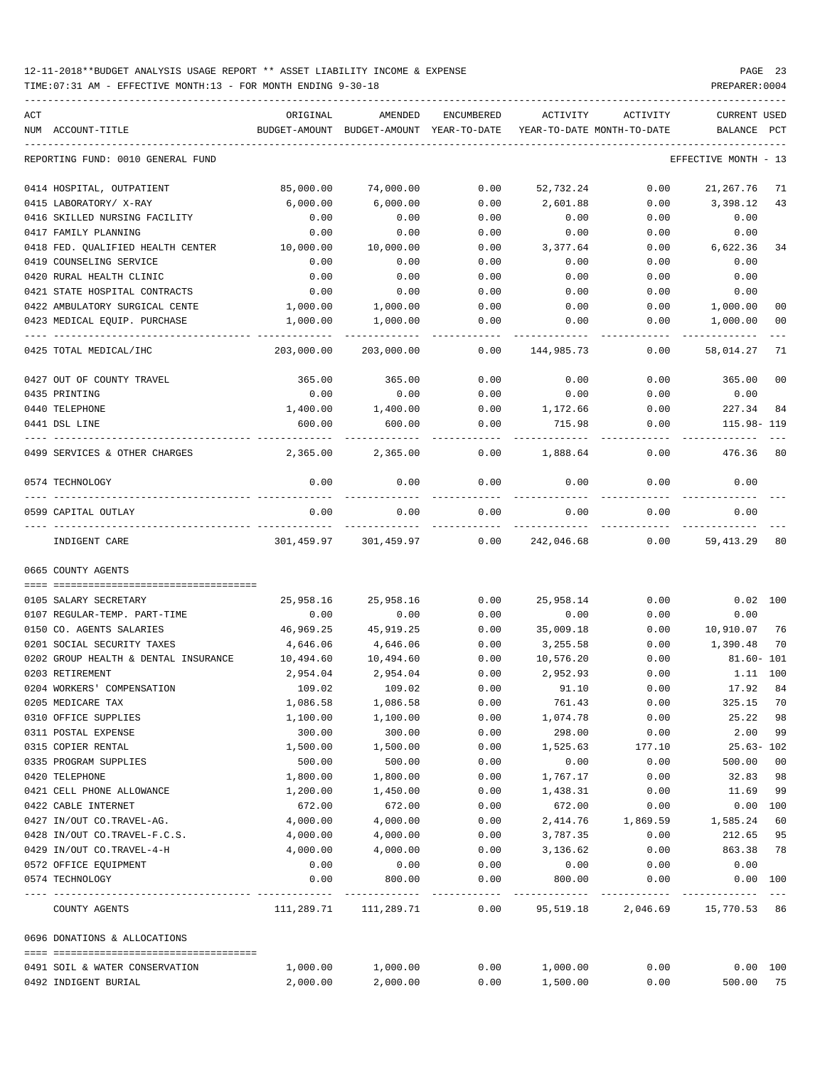12-11-2018**BUDGET ANALYSIS USAGE REPORT ** ASSET LIABILITY INCOME & EXPENSE

TIME:07:31 AM - EFFECTIVE MONTH:13 - FOR MONTH ENDING 9-30-18

PREPARER:0004

| ACT NUM | ACCOUNT-TITLE | ORIGINAL BUDGET-AMOUNT | AMENDED BUDGET-AMOUNT | ENCUMBERED YEAR-TO-DATE | ACTIVITY YEAR-TO-DATE | ACTIVITY MONTH-TO-DATE | CURRENT BALANCE | USED PCT |
|---|---|---|---|---|---|---|---|---|
| | REPORTING FUND: 0010 GENERAL FUND | | | | | | EFFECTIVE MONTH - 13 | |
| 0414 | HOSPITAL, OUTPATIENT | 85,000.00 | 74,000.00 | 0.00 | 52,732.24 | 0.00 | 21,267.76 | 71 |
| 0415 | LABORATORY/ X-RAY | 6,000.00 | 6,000.00 | 0.00 | 2,601.88 | 0.00 | 3,398.12 | 43 |
| 0416 | SKILLED NURSING FACILITY | 0.00 | 0.00 | 0.00 | 0.00 | 0.00 | 0.00 | |
| 0417 | FAMILY PLANNING | 0.00 | 0.00 | 0.00 | 0.00 | 0.00 | 0.00 | |
| 0418 | FED. QUALIFIED HEALTH CENTER | 10,000.00 | 10,000.00 | 0.00 | 3,377.64 | 0.00 | 6,622.36 | 34 |
| 0419 | COUNSELING SERVICE | 0.00 | 0.00 | 0.00 | 0.00 | 0.00 | 0.00 | |
| 0420 | RURAL HEALTH CLINIC | 0.00 | 0.00 | 0.00 | 0.00 | 0.00 | 0.00 | |
| 0421 | STATE HOSPITAL CONTRACTS | 0.00 | 0.00 | 0.00 | 0.00 | 0.00 | 0.00 | |
| 0422 | AMBULATORY SURGICAL CENTE | 1,000.00 | 1,000.00 | 0.00 | 0.00 | 0.00 | 1,000.00 | 00 |
| 0423 | MEDICAL EQUIP. PURCHASE | 1,000.00 | 1,000.00 | 0.00 | 0.00 | 0.00 | 1,000.00 | 00 |
| 0425 | TOTAL MEDICAL/IHC | 203,000.00 | 203,000.00 | 0.00 | 144,985.73 | 0.00 | 58,014.27 | 71 |
| 0427 | OUT OF COUNTY TRAVEL | 365.00 | 365.00 | 0.00 | 0.00 | 0.00 | 365.00 | 00 |
| 0435 | PRINTING | 0.00 | 0.00 | 0.00 | 0.00 | 0.00 | 0.00 | |
| 0440 | TELEPHONE | 1,400.00 | 1,400.00 | 0.00 | 1,172.66 | 0.00 | 227.34 | 84 |
| 0441 | DSL LINE | 600.00 | 600.00 | 0.00 | 715.98 | 0.00 | 115.98- | 119 |
| 0499 | SERVICES & OTHER CHARGES | 2,365.00 | 2,365.00 | 0.00 | 1,888.64 | 0.00 | 476.36 | 80 |
| 0574 | TECHNOLOGY | 0.00 | 0.00 | 0.00 | 0.00 | 0.00 | 0.00 | |
| 0599 | CAPITAL OUTLAY | 0.00 | 0.00 | 0.00 | 0.00 | 0.00 | 0.00 | |
| | INDIGENT CARE | 301,459.97 | 301,459.97 | 0.00 | 242,046.68 | 0.00 | 59,413.29 | 80 |
| | 0665 COUNTY AGENTS | | | | | | | |
| 0105 | SALARY SECRETARY | 25,958.16 | 25,958.16 | 0.00 | 25,958.14 | 0.00 | 0.02 | 100 |
| 0107 | REGULAR-TEMP. PART-TIME | 0.00 | 0.00 | 0.00 | 0.00 | 0.00 | 0.00 | |
| 0150 | CO. AGENTS SALARIES | 46,969.25 | 45,919.25 | 0.00 | 35,009.18 | 0.00 | 10,910.07 | 76 |
| 0201 | SOCIAL SECURITY TAXES | 4,646.06 | 4,646.06 | 0.00 | 3,255.58 | 0.00 | 1,390.48 | 70 |
| 0202 | GROUP HEALTH & DENTAL INSURANCE | 10,494.60 | 10,494.60 | 0.00 | 10,576.20 | 0.00 | 81.60- | 101 |
| 0203 | RETIREMENT | 2,954.04 | 2,954.04 | 0.00 | 2,952.93 | 0.00 | 1.11 | 100 |
| 0204 | WORKERS' COMPENSATION | 109.02 | 109.02 | 0.00 | 91.10 | 0.00 | 17.92 | 84 |
| 0205 | MEDICARE TAX | 1,086.58 | 1,086.58 | 0.00 | 761.43 | 0.00 | 325.15 | 70 |
| 0310 | OFFICE SUPPLIES | 1,100.00 | 1,100.00 | 0.00 | 1,074.78 | 0.00 | 25.22 | 98 |
| 0311 | POSTAL EXPENSE | 300.00 | 300.00 | 0.00 | 298.00 | 0.00 | 2.00 | 99 |
| 0315 | COPIER RENTAL | 1,500.00 | 1,500.00 | 0.00 | 1,525.63 | 177.10 | 25.63- | 102 |
| 0335 | PROGRAM SUPPLIES | 500.00 | 500.00 | 0.00 | 0.00 | 0.00 | 500.00 | 00 |
| 0420 | TELEPHONE | 1,800.00 | 1,800.00 | 0.00 | 1,767.17 | 0.00 | 32.83 | 98 |
| 0421 | CELL PHONE ALLOWANCE | 1,200.00 | 1,450.00 | 0.00 | 1,438.31 | 0.00 | 11.69 | 99 |
| 0422 | CABLE INTERNET | 672.00 | 672.00 | 0.00 | 672.00 | 0.00 | 0.00 | 100 |
| 0427 | IN/OUT CO.TRAVEL-AG. | 4,000.00 | 4,000.00 | 0.00 | 2,414.76 | 1,869.59 | 1,585.24 | 60 |
| 0428 | IN/OUT CO.TRAVEL-F.C.S. | 4,000.00 | 4,000.00 | 0.00 | 3,787.35 | 0.00 | 212.65 | 95 |
| 0429 | IN/OUT CO.TRAVEL-4-H | 4,000.00 | 4,000.00 | 0.00 | 3,136.62 | 0.00 | 863.38 | 78 |
| 0572 | OFFICE EQUIPMENT | 0.00 | 0.00 | 0.00 | 0.00 | 0.00 | 0.00 | |
| 0574 | TECHNOLOGY | 0.00 | 800.00 | 0.00 | 800.00 | 0.00 | 0.00 | 100 |
| | COUNTY AGENTS | 111,289.71 | 111,289.71 | 0.00 | 95,519.18 | 2,046.69 | 15,770.53 | 86 |
| | 0696 DONATIONS & ALLOCATIONS | | | | | | | |
| 0491 | SOIL & WATER CONSERVATION | 1,000.00 | 1,000.00 | 0.00 | 1,000.00 | 0.00 | 0.00 | 100 |
| 0492 | INDIGENT BURIAL | 2,000.00 | 2,000.00 | 0.00 | 1,500.00 | 0.00 | 500.00 | 75 |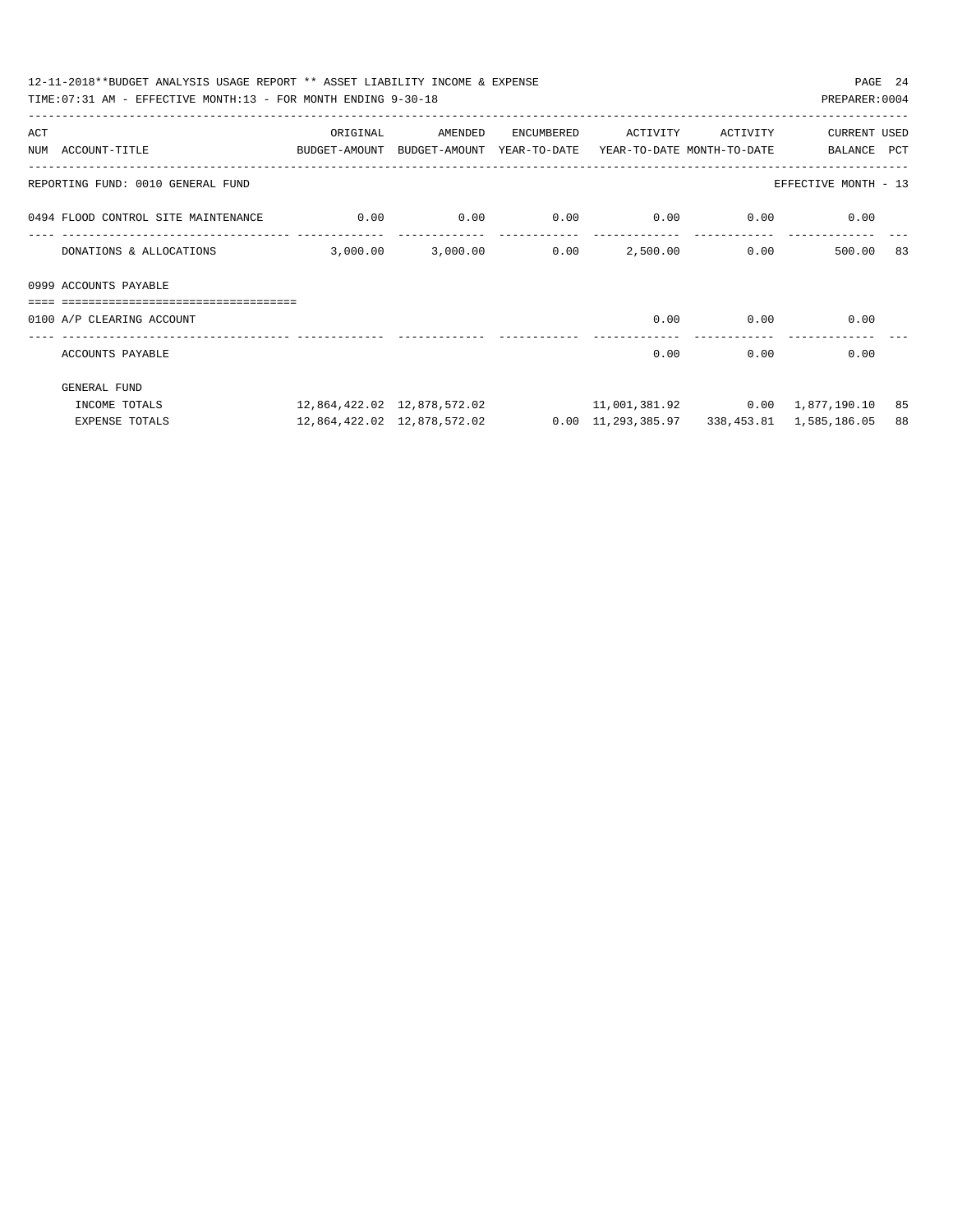REPORTING FUND: 0010 GENERAL FUND — EFFECTIVE MONTH - 13

| ACT NUM | ACCOUNT-TITLE | ORIGINAL BUDGET-AMOUNT | AMENDED BUDGET-AMOUNT | ENCUMBERED YEAR-TO-DATE | ACTIVITY YEAR-TO-DATE | ACTIVITY MONTH-TO-DATE | CURRENT BALANCE | USED PCT |
|---|---|---|---|---|---|---|---|---|
| 0494 | FLOOD CONTROL SITE MAINTENANCE | 0.00 | 0.00 | 0.00 | 0.00 | 0.00 | 0.00 | |
| | DONATIONS & ALLOCATIONS | 3,000.00 | 3,000.00 | 0.00 | 2,500.00 | 0.00 | 500.00 | 83 |
| 0999 | ACCOUNTS PAYABLE | | | | | | | |
| 0100 | A/P CLEARING ACCOUNT | | | | 0.00 | 0.00 | 0.00 | |
| | ACCOUNTS PAYABLE | | | | 0.00 | 0.00 | 0.00 | |
| | GENERAL FUND | | | | | | | |
| | INCOME TOTALS | 12,864,422.02 | 12,878,572.02 | | 11,001,381.92 | 0.00 | 1,877,190.10 | 85 |
| | EXPENSE TOTALS | 12,864,422.02 | 12,878,572.02 | 0.00 | 11,293,385.97 | 338,453.81 | 1,585,186.05 | 88 |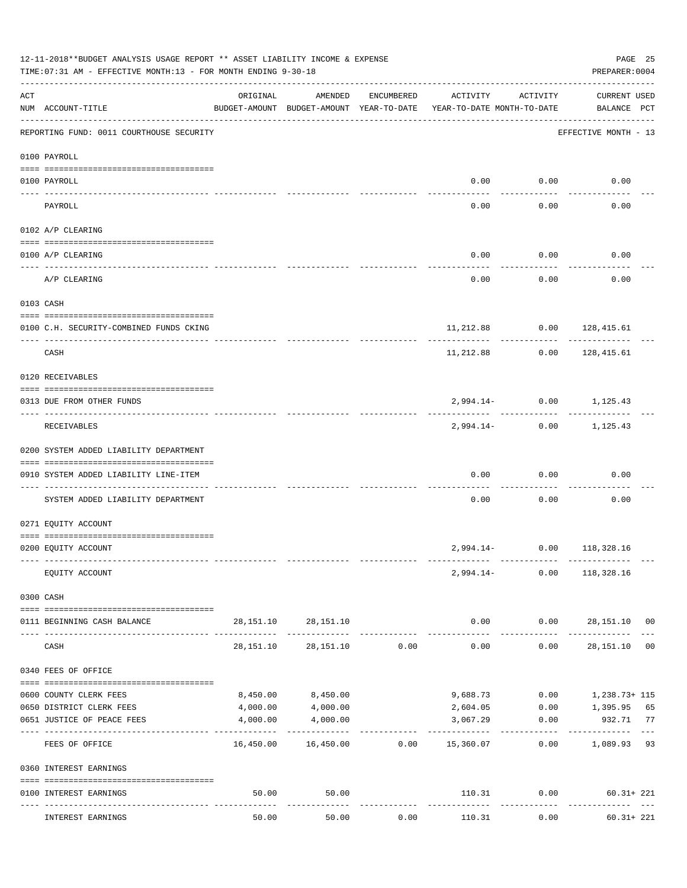12-11-2018**BUDGET ANALYSIS USAGE REPORT ** ASSET LIABILITY INCOME & EXPENSE

TIME:07:31 AM - EFFECTIVE MONTH:13 - FOR MONTH ENDING 9-30-18

PREPARER:0004

REPORTING FUND: 0011 COURTHOUSE SECURITY — EFFECTIVE MONTH - 13

| ACT NUM | ACCOUNT-TITLE | ORIGINAL BUDGET-AMOUNT | AMENDED BUDGET-AMOUNT | ENCUMBERED YEAR-TO-DATE | ACTIVITY YEAR-TO-DATE | ACTIVITY MONTH-TO-DATE | CURRENT USED BALANCE | PCT |
|---|---|---|---|---|---|---|---|---|
| **0100 PAYROLL** | | | | | | | | |
| 0100 | PAYROLL | | | | 0.00 | 0.00 | 0.00 | |
| | PAYROLL | | | | 0.00 | 0.00 | 0.00 | |
| **0102 A/P CLEARING** | | | | | | | | |
| 0100 | A/P CLEARING | | | | 0.00 | 0.00 | 0.00 | |
| | A/P CLEARING | | | | 0.00 | 0.00 | 0.00 | |
| **0103 CASH** | | | | | | | | |
| 0100 | C.H. SECURITY-COMBINED FUNDS CKING | | | | 11,212.88 | 0.00 | 128,415.61 | |
| | CASH | | | | 11,212.88 | 0.00 | 128,415.61 | |
| **0120 RECEIVABLES** | | | | | | | | |
| 0313 | DUE FROM OTHER FUNDS | | | | 2,994.14- | 0.00 | 1,125.43 | |
| | RECEIVABLES | | | | 2,994.14- | 0.00 | 1,125.43 | |
| **0200 SYSTEM ADDED LIABILITY DEPARTMENT** | | | | | | | | |
| 0910 | SYSTEM ADDED LIABILITY LINE-ITEM | | | | 0.00 | 0.00 | 0.00 | |
| | SYSTEM ADDED LIABILITY DEPARTMENT | | | | 0.00 | 0.00 | 0.00 | |
| **0271 EQUITY ACCOUNT** | | | | | | | | |
| 0200 | EQUITY ACCOUNT | | | | 2,994.14- | 0.00 | 118,328.16 | |
| | EQUITY ACCOUNT | | | | 2,994.14- | 0.00 | 118,328.16 | |
| **0300 CASH** | | | | | | | | |
| 0111 | BEGINNING CASH BALANCE | 28,151.10 | 28,151.10 | | 0.00 | 0.00 | 28,151.10 | 00 |
| | CASH | 28,151.10 | 28,151.10 | 0.00 | 0.00 | 0.00 | 28,151.10 | 00 |
| **0340 FEES OF OFFICE** | | | | | | | | |
| 0600 | COUNTY CLERK FEES | 8,450.00 | 8,450.00 | | 9,688.73 | 0.00 | 1,238.73+ | 115 |
| 0650 | DISTRICT CLERK FEES | 4,000.00 | 4,000.00 | | 2,604.05 | 0.00 | 1,395.95 | 65 |
| 0651 | JUSTICE OF PEACE FEES | 4,000.00 | 4,000.00 | | 3,067.29 | 0.00 | 932.71 | 77 |
| | FEES OF OFFICE | 16,450.00 | 16,450.00 | 0.00 | 15,360.07 | 0.00 | 1,089.93 | 93 |
| **0360 INTEREST EARNINGS** | | | | | | | | |
| 0100 | INTEREST EARNINGS | 50.00 | 50.00 | | 110.31 | 0.00 | 60.31+ | 221 |
| | INTEREST EARNINGS | 50.00 | 50.00 | 0.00 | 110.31 | 0.00 | 60.31+ | 221 |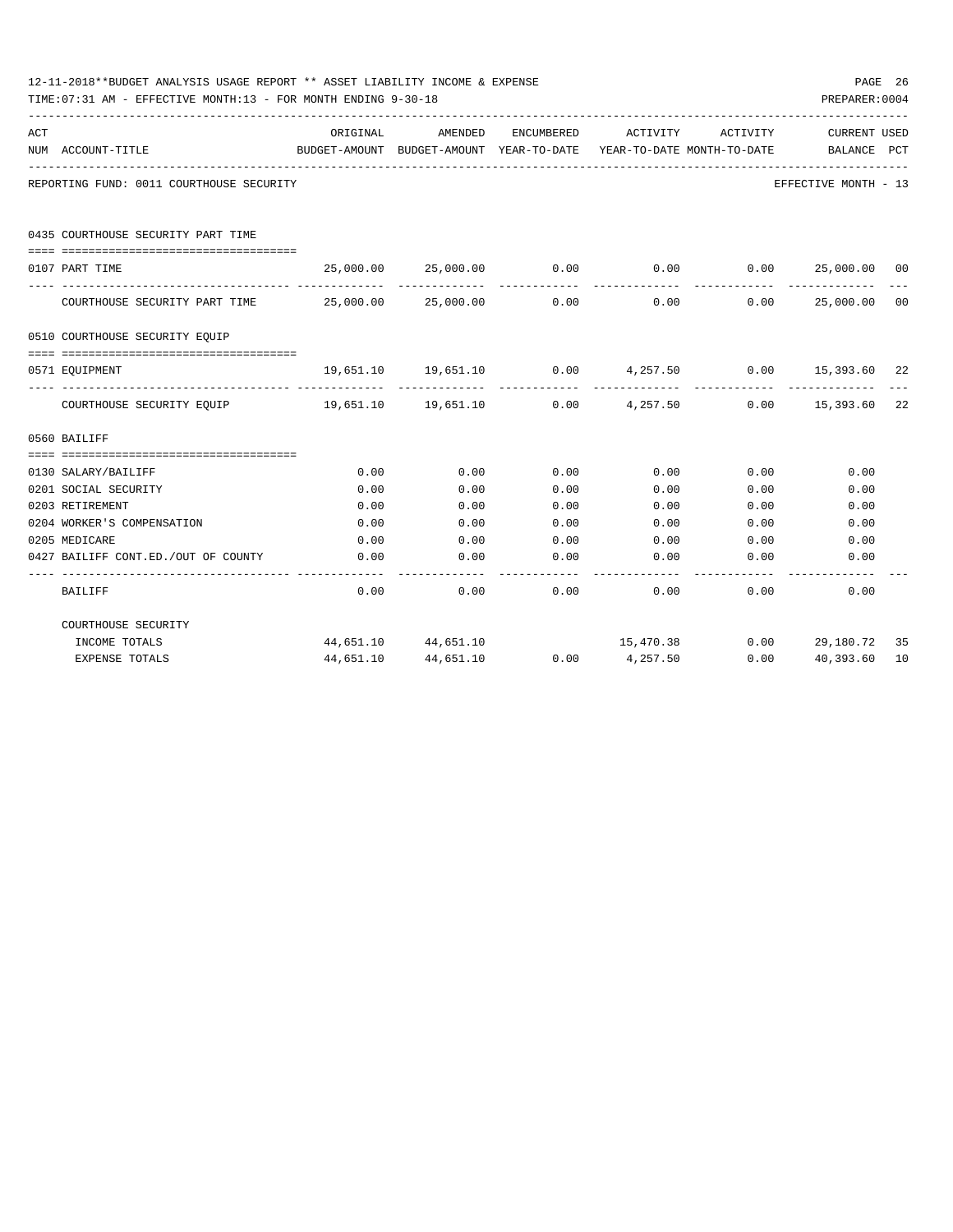12-11-2018**BUDGET ANALYSIS USAGE REPORT ** ASSET LIABILITY INCOME & EXPENSE

TIME:07:31 AM - EFFECTIVE MONTH:13 - FOR MONTH ENDING 9-30-18

PREPARER:0004

REPORTING FUND: 0011 COURTHOUSE SECURITY — EFFECTIVE MONTH - 13

| ACT NUM | ACCOUNT-TITLE | ORIGINAL BUDGET-AMOUNT | AMENDED BUDGET-AMOUNT | ENCUMBERED YEAR-TO-DATE | ACTIVITY YEAR-TO-DATE | ACTIVITY MONTH-TO-DATE | CURRENT BALANCE | USED PCT |
|---|---|---|---|---|---|---|---|---|
| | **0435 COURTHOUSE SECURITY PART TIME** | | | | | | | |
| 0107 | PART TIME | 25,000.00 | 25,000.00 | 0.00 | 0.00 | 0.00 | 25,000.00 | 00 |
| | COURTHOUSE SECURITY PART TIME | 25,000.00 | 25,000.00 | 0.00 | 0.00 | 0.00 | 25,000.00 | 00 |
| | **0510 COURTHOUSE SECURITY EQUIP** | | | | | | | |
| 0571 | EQUIPMENT | 19,651.10 | 19,651.10 | 0.00 | 4,257.50 | 0.00 | 15,393.60 | 22 |
| | COURTHOUSE SECURITY EQUIP | 19,651.10 | 19,651.10 | 0.00 | 4,257.50 | 0.00 | 15,393.60 | 22 |
| | **0560 BAILIFF** | | | | | | | |
| 0130 | SALARY/BAILIFF | 0.00 | 0.00 | 0.00 | 0.00 | 0.00 | 0.00 | |
| 0201 | SOCIAL SECURITY | 0.00 | 0.00 | 0.00 | 0.00 | 0.00 | 0.00 | |
| 0203 | RETIREMENT | 0.00 | 0.00 | 0.00 | 0.00 | 0.00 | 0.00 | |
| 0204 | WORKER'S COMPENSATION | 0.00 | 0.00 | 0.00 | 0.00 | 0.00 | 0.00 | |
| 0205 | MEDICARE | 0.00 | 0.00 | 0.00 | 0.00 | 0.00 | 0.00 | |
| 0427 | BAILIFF CONT.ED./OUT OF COUNTY | 0.00 | 0.00 | 0.00 | 0.00 | 0.00 | 0.00 | |
| | BAILIFF | 0.00 | 0.00 | 0.00 | 0.00 | 0.00 | 0.00 | |
| | **COURTHOUSE SECURITY** | | | | | | | |
| | INCOME TOTALS | 44,651.10 | 44,651.10 | | 15,470.38 | 0.00 | 29,180.72 | 35 |
| | EXPENSE TOTALS | 44,651.10 | 44,651.10 | 0.00 | 4,257.50 | 0.00 | 40,393.60 | 10 |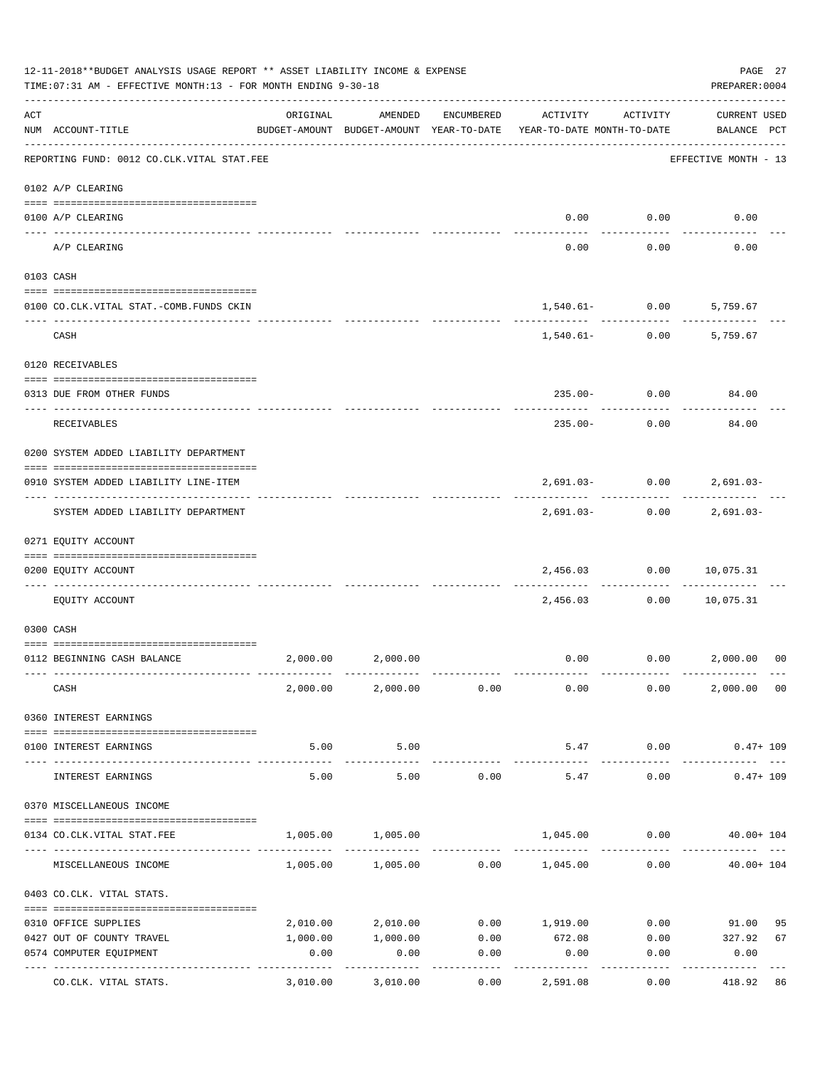12-11-2018**BUDGET ANALYSIS USAGE REPORT ** ASSET LIABILITY INCOME & EXPENSE

TIME:07:31 AM - EFFECTIVE MONTH:13 - FOR MONTH ENDING 9-30-18

PREPARER:0004

| ACT NUM | ACCOUNT-TITLE | ORIGINAL BUDGET-AMOUNT | AMENDED BUDGET-AMOUNT | ENCUMBERED YEAR-TO-DATE | ACTIVITY YEAR-TO-DATE | ACTIVITY MONTH-TO-DATE | CURRENT USED BALANCE | PCT |
|---|---|---|---|---|---|---|---|---|
| | REPORTING FUND: 0012 CO.CLK.VITAL STAT.FEE | | | | | | EFFECTIVE MONTH - 13 | |
| | 0102 A/P CLEARING | | | | | | | |
| 0100 | A/P CLEARING | | | | 0.00 | 0.00 | 0.00 | |
| | A/P CLEARING | | | | 0.00 | 0.00 | 0.00 | |
| | 0103 CASH | | | | | | | |
| 0100 | CO.CLK.VITAL STAT.-COMB.FUNDS CKIN | | | | 1,540.61- | 0.00 | 5,759.67 | |
| | CASH | | | | 1,540.61- | 0.00 | 5,759.67 | |
| | 0120 RECEIVABLES | | | | | | | |
| 0313 | DUE FROM OTHER FUNDS | | | | 235.00- | 0.00 | 84.00 | |
| | RECEIVABLES | | | | 235.00- | 0.00 | 84.00 | |
| | 0200 SYSTEM ADDED LIABILITY DEPARTMENT | | | | | | | |
| 0910 | SYSTEM ADDED LIABILITY LINE-ITEM | | | | 2,691.03- | 0.00 | 2,691.03- | |
| | SYSTEM ADDED LIABILITY DEPARTMENT | | | | 2,691.03- | 0.00 | 2,691.03- | |
| | 0271 EQUITY ACCOUNT | | | | | | | |
| 0200 | EQUITY ACCOUNT | | | | 2,456.03 | 0.00 | 10,075.31 | |
| | EQUITY ACCOUNT | | | | 2,456.03 | 0.00 | 10,075.31 | |
| | 0300 CASH | | | | | | | |
| 0112 | BEGINNING CASH BALANCE | 2,000.00 | 2,000.00 | | 0.00 | 0.00 | 2,000.00 | 00 |
| | CASH | 2,000.00 | 2,000.00 | 0.00 | 0.00 | 0.00 | 2,000.00 | 00 |
| | 0360 INTEREST EARNINGS | | | | | | | |
| 0100 | INTEREST EARNINGS | 5.00 | 5.00 | | 5.47 | 0.00 | 0.47+ | 109 |
| | INTEREST EARNINGS | 5.00 | 5.00 | 0.00 | 5.47 | 0.00 | 0.47+ | 109 |
| | 0370 MISCELLANEOUS INCOME | | | | | | | |
| 0134 | CO.CLK.VITAL STAT.FEE | 1,005.00 | 1,005.00 | | 1,045.00 | 0.00 | 40.00+ | 104 |
| | MISCELLANEOUS INCOME | 1,005.00 | 1,005.00 | 0.00 | 1,045.00 | 0.00 | 40.00+ | 104 |
| | 0403 CO.CLK. VITAL STATS. | | | | | | | |
| 0310 | OFFICE SUPPLIES | 2,010.00 | 2,010.00 | 0.00 | 1,919.00 | 0.00 | 91.00 | 95 |
| 0427 | OUT OF COUNTY TRAVEL | 1,000.00 | 1,000.00 | 0.00 | 672.08 | 0.00 | 327.92 | 67 |
| 0574 | COMPUTER EQUIPMENT | 0.00 | 0.00 | 0.00 | 0.00 | 0.00 | 0.00 | |
| | CO.CLK. VITAL STATS. | 3,010.00 | 3,010.00 | 0.00 | 2,591.08 | 0.00 | 418.92 | 86 |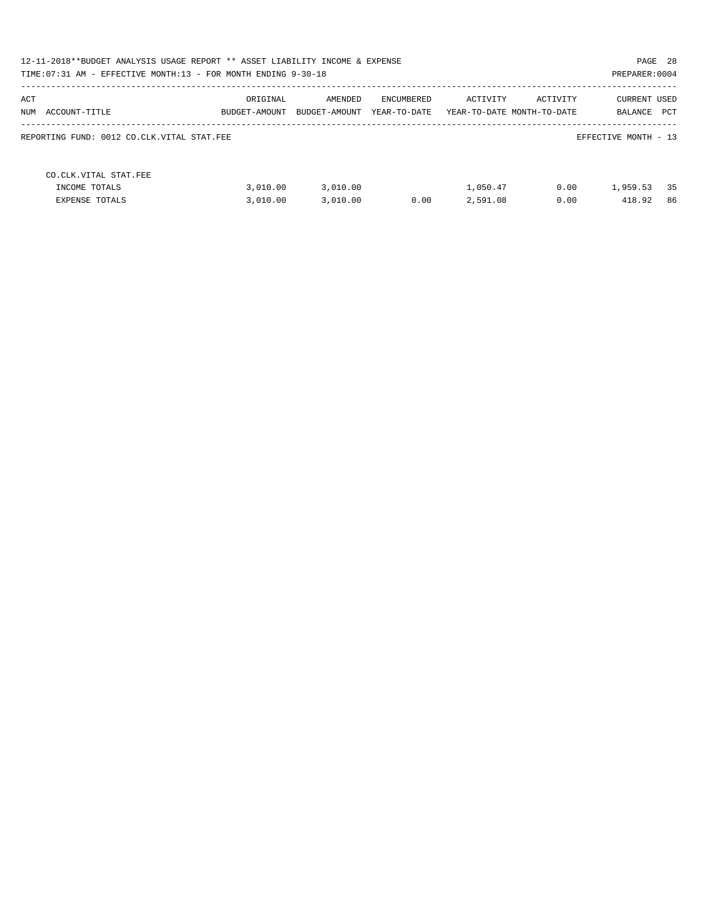12-11-2018**BUDGET ANALYSIS USAGE REPORT ** ASSET LIABILITY INCOME & EXPENSE

TIME:07:31 AM - EFFECTIVE MONTH:13 - FOR MONTH ENDING 9-30-18

PREPARER:0004

| ACT NUM ACCOUNT-TITLE | ORIGINAL BUDGET-AMOUNT | AMENDED BUDGET-AMOUNT | ENCUMBERED YEAR-TO-DATE | ACTIVITY YEAR-TO-DATE | ACTIVITY MONTH-TO-DATE | CURRENT BALANCE | USED PCT |
|---|---|---|---|---|---|---|---|
| REPORTING FUND: 0012 CO.CLK.VITAL STAT.FEE | | | | | | EFFECTIVE MONTH - 13 | |
| CO.CLK.VITAL STAT.FEE | | | | | | | |
| INCOME TOTALS | 3,010.00 | 3,010.00 | | 1,050.47 | 0.00 | 1,959.53 | 35 |
| EXPENSE TOTALS | 3,010.00 | 3,010.00 | 0.00 | 2,591.08 | 0.00 | 418.92 | 86 |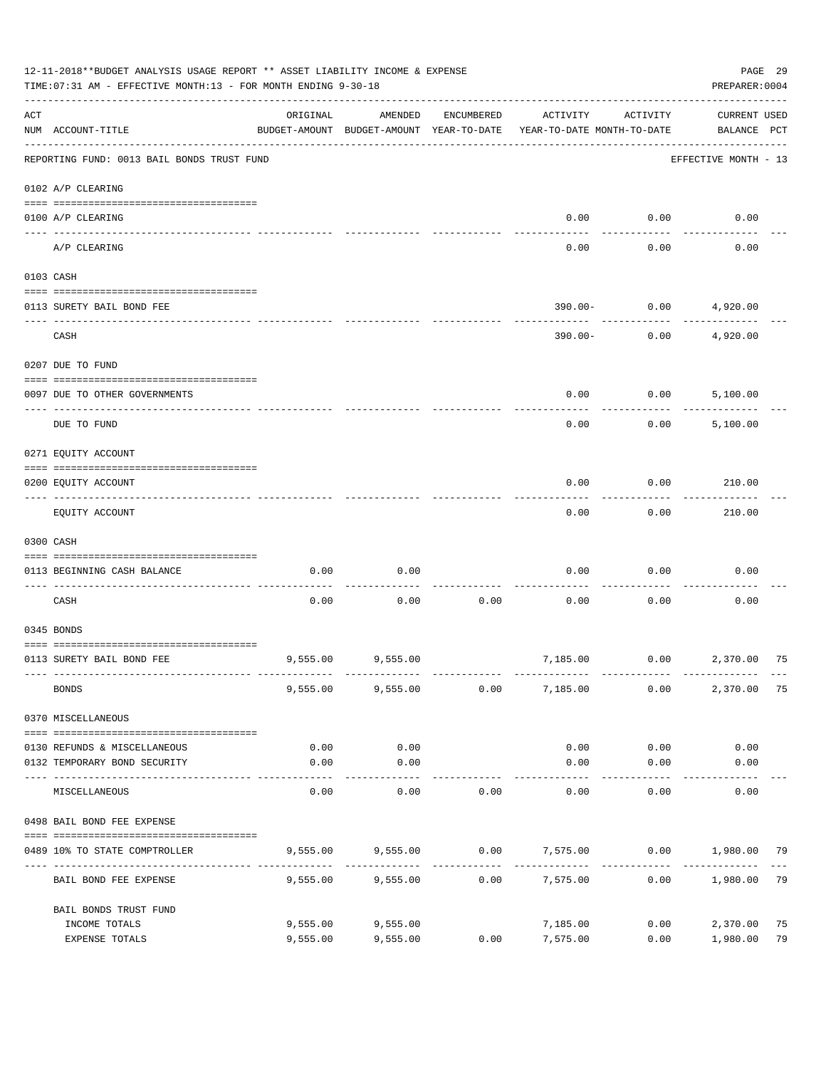12-11-2018**BUDGET ANALYSIS USAGE REPORT ** ASSET LIABILITY INCOME & EXPENSE

TIME:07:31 AM - EFFECTIVE MONTH:13 - FOR MONTH ENDING 9-30-18

PREPARER:0004

| ACT NUM | ACCOUNT-TITLE | ORIGINAL BUDGET-AMOUNT | AMENDED BUDGET-AMOUNT | ENCUMBERED YEAR-TO-DATE | ACTIVITY YEAR-TO-DATE | ACTIVITY MONTH-TO-DATE | CURRENT USED BALANCE | PCT |
|---|---|---|---|---|---|---|---|---|
| | REPORTING FUND: 0013 BAIL BONDS TRUST FUND | | | | | | EFFECTIVE MONTH - 13 | |
| | 0102 A/P CLEARING | | | | | | | |
| 0100 | A/P CLEARING | | | | 0.00 | 0.00 | 0.00 | |
| | A/P CLEARING | | | | 0.00 | 0.00 | 0.00 | |
| | 0103 CASH | | | | | | | |
| 0113 | SURETY BAIL BOND FEE | | | | 390.00- | 0.00 | 4,920.00 | |
| | CASH | | | | 390.00- | 0.00 | 4,920.00 | |
| | 0207 DUE TO FUND | | | | | | | |
| 0097 | DUE TO OTHER GOVERNMENTS | | | | 0.00 | 0.00 | 5,100.00 | |
| | DUE TO FUND | | | | 0.00 | 0.00 | 5,100.00 | |
| | 0271 EQUITY ACCOUNT | | | | | | | |
| 0200 | EQUITY ACCOUNT | | | | 0.00 | 0.00 | 210.00 | |
| | EQUITY ACCOUNT | | | | 0.00 | 0.00 | 210.00 | |
| | 0300 CASH | | | | | | | |
| 0113 | BEGINNING CASH BALANCE | 0.00 | 0.00 | | 0.00 | 0.00 | 0.00 | |
| | CASH | 0.00 | 0.00 | 0.00 | 0.00 | 0.00 | 0.00 | |
| | 0345 BONDS | | | | | | | |
| 0113 | SURETY BAIL BOND FEE | 9,555.00 | 9,555.00 | | 7,185.00 | 0.00 | 2,370.00 | 75 |
| | BONDS | 9,555.00 | 9,555.00 | 0.00 | 7,185.00 | 0.00 | 2,370.00 | 75 |
| | 0370 MISCELLANEOUS | | | | | | | |
| 0130 | REFUNDS & MISCELLANEOUS | 0.00 | 0.00 | | 0.00 | 0.00 | 0.00 | |
| 0132 | TEMPORARY BOND SECURITY | 0.00 | 0.00 | | 0.00 | 0.00 | 0.00 | |
| | MISCELLANEOUS | 0.00 | 0.00 | 0.00 | 0.00 | 0.00 | 0.00 | |
| | 0498 BAIL BOND FEE EXPENSE | | | | | | | |
| 0489 | 10% TO STATE COMPTROLLER | 9,555.00 | 9,555.00 | 0.00 | 7,575.00 | 0.00 | 1,980.00 | 79 |
| | BAIL BOND FEE EXPENSE | 9,555.00 | 9,555.00 | 0.00 | 7,575.00 | 0.00 | 1,980.00 | 79 |
| | BAIL BONDS TRUST FUND | | | | | | | |
| | INCOME TOTALS | 9,555.00 | 9,555.00 | | 7,185.00 | 0.00 | 2,370.00 | 75 |
| | EXPENSE TOTALS | 9,555.00 | 9,555.00 | 0.00 | 7,575.00 | 0.00 | 1,980.00 | 79 |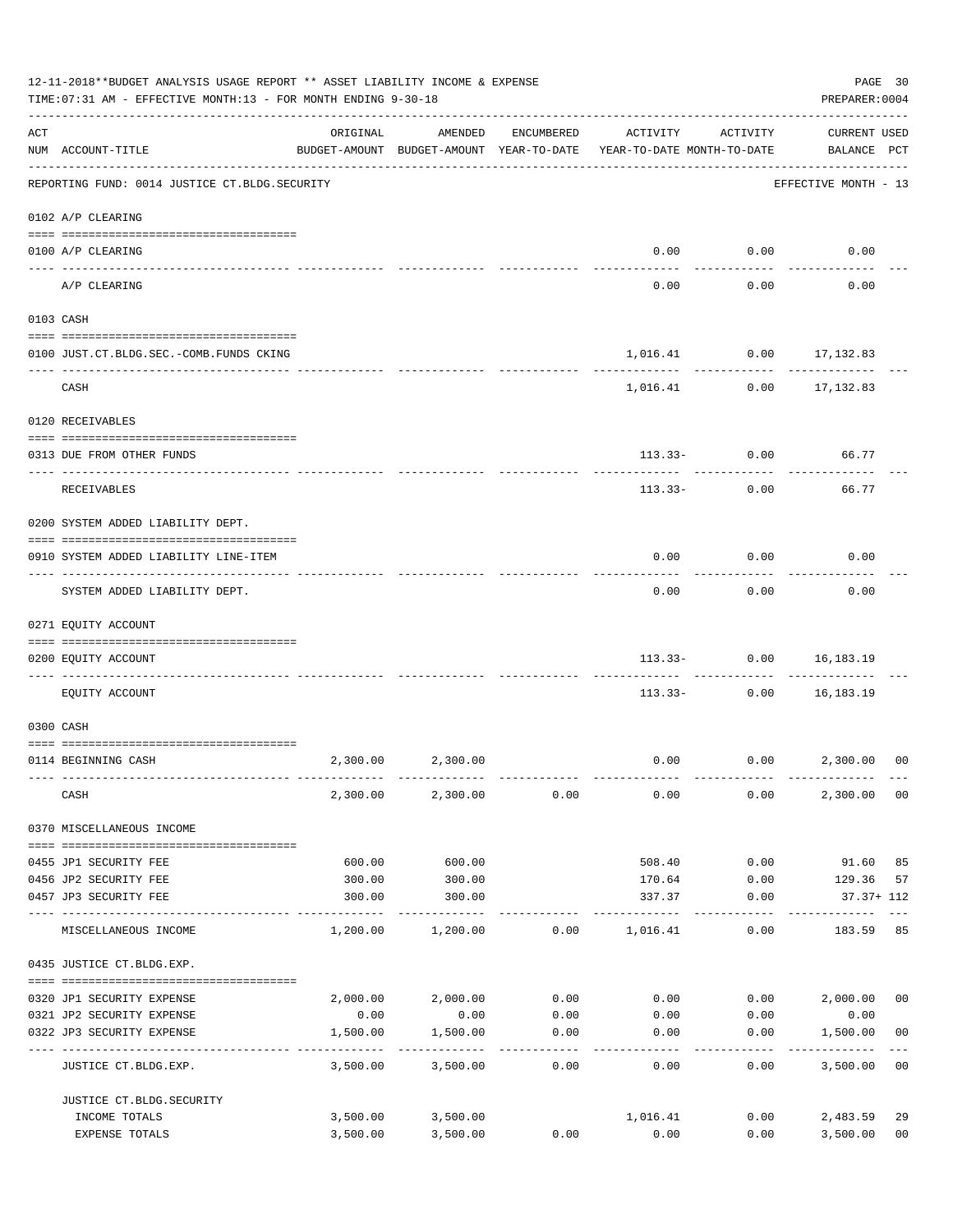12-11-2018**BUDGET ANALYSIS USAGE REPORT ** ASSET LIABILITY INCOME & EXPENSE

TIME:07:31 AM - EFFECTIVE MONTH:13 - FOR MONTH ENDING 9-30-18

PREPARER:0004

| ACT NUM | ACCOUNT-TITLE | ORIGINAL BUDGET-AMOUNT | AMENDED BUDGET-AMOUNT | ENCUMBERED YEAR-TO-DATE | ACTIVITY YEAR-TO-DATE | ACTIVITY MONTH-TO-DATE | CURRENT BALANCE | USED PCT |
|---|---|---|---|---|---|---|---|---|
| | REPORTING FUND: 0014 JUSTICE CT.BLDG.SECURITY | | | | | | EFFECTIVE MONTH - 13 | |
| | 0102 A/P CLEARING | | | | | | | |
| 0100 | A/P CLEARING | | | | 0.00 | 0.00 | 0.00 | |
| | A/P CLEARING | | | | 0.00 | 0.00 | 0.00 | |
| | 0103 CASH | | | | | | | |
| 0100 | JUST.CT.BLDG.SEC.-COMB.FUNDS CKING | | | | 1,016.41 | 0.00 | 17,132.83 | |
| | CASH | | | | 1,016.41 | 0.00 | 17,132.83 | |
| | 0120 RECEIVABLES | | | | | | | |
| 0313 | DUE FROM OTHER FUNDS | | | | 113.33- | 0.00 | 66.77 | |
| | RECEIVABLES | | | | 113.33- | 0.00 | 66.77 | |
| | 0200 SYSTEM ADDED LIABILITY DEPT. | | | | | | | |
| 0910 | SYSTEM ADDED LIABILITY LINE-ITEM | | | | 0.00 | 0.00 | 0.00 | |
| | SYSTEM ADDED LIABILITY DEPT. | | | | 0.00 | 0.00 | 0.00 | |
| | 0271 EQUITY ACCOUNT | | | | | | | |
| 0200 | EQUITY ACCOUNT | | | | 113.33- | 0.00 | 16,183.19 | |
| | EQUITY ACCOUNT | | | | 113.33- | 0.00 | 16,183.19 | |
| | 0300 CASH | | | | | | | |
| 0114 | BEGINNING CASH | 2,300.00 | 2,300.00 | | 0.00 | 0.00 | 2,300.00 | 00 |
| | CASH | 2,300.00 | 2,300.00 | 0.00 | 0.00 | 0.00 | 2,300.00 | 00 |
| | 0370 MISCELLANEOUS INCOME | | | | | | | |
| 0455 | JP1 SECURITY FEE | 600.00 | 600.00 | | 508.40 | 0.00 | 91.60 | 85 |
| 0456 | JP2 SECURITY FEE | 300.00 | 300.00 | | 170.64 | 0.00 | 129.36 | 57 |
| 0457 | JP3 SECURITY FEE | 300.00 | 300.00 | | 337.37 | 0.00 | 37.37+ | 112 |
| | MISCELLANEOUS INCOME | 1,200.00 | 1,200.00 | 0.00 | 1,016.41 | 0.00 | 183.59 | 85 |
| | 0435 JUSTICE CT.BLDG.EXP. | | | | | | | |
| 0320 | JP1 SECURITY EXPENSE | 2,000.00 | 2,000.00 | 0.00 | 0.00 | 0.00 | 2,000.00 | 00 |
| 0321 | JP2 SECURITY EXPENSE | 0.00 | 0.00 | 0.00 | 0.00 | 0.00 | 0.00 | |
| 0322 | JP3 SECURITY EXPENSE | 1,500.00 | 1,500.00 | 0.00 | 0.00 | 0.00 | 1,500.00 | 00 |
| | JUSTICE CT.BLDG.EXP. | 3,500.00 | 3,500.00 | 0.00 | 0.00 | 0.00 | 3,500.00 | 00 |
| | JUSTICE CT.BLDG.SECURITY | | | | | | | |
| | INCOME TOTALS | 3,500.00 | 3,500.00 | | 1,016.41 | 0.00 | 2,483.59 | 29 |
| | EXPENSE TOTALS | 3,500.00 | 3,500.00 | 0.00 | 0.00 | 0.00 | 3,500.00 | 00 |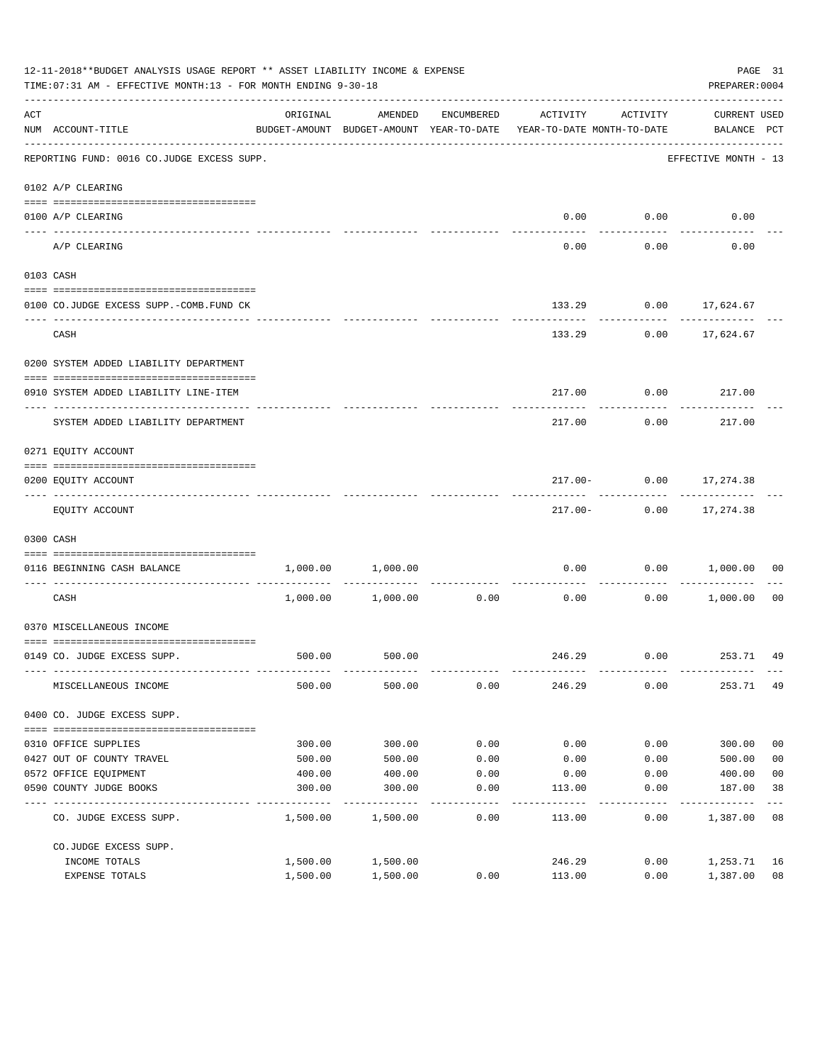12-11-2018**BUDGET ANALYSIS USAGE REPORT ** ASSET LIABILITY INCOME & EXPENSE

TIME:07:31 AM - EFFECTIVE MONTH:13 - FOR MONTH ENDING 9-30-18

PREPARER:0004

| ACT NUM | ACCOUNT-TITLE | ORIGINAL BUDGET-AMOUNT | AMENDED BUDGET-AMOUNT | ENCUMBERED YEAR-TO-DATE | ACTIVITY YEAR-TO-DATE | ACTIVITY MONTH-TO-DATE | CURRENT BALANCE | USED PCT |
|---|---|---|---|---|---|---|---|---|
| | REPORTING FUND: 0016 CO.JUDGE EXCESS SUPP. | | | | | | EFFECTIVE MONTH - 13 | |
| | 0102 A/P CLEARING | | | | | | | |
| 0100 | A/P CLEARING | | | | 0.00 | 0.00 | 0.00 | |
| | A/P CLEARING | | | | 0.00 | 0.00 | 0.00 | |
| | 0103 CASH | | | | | | | |
| 0100 | CO.JUDGE EXCESS SUPP.-COMB.FUND CK | | | | 133.29 | 0.00 | 17,624.67 | |
| | CASH | | | | 133.29 | 0.00 | 17,624.67 | |
| | 0200 SYSTEM ADDED LIABILITY DEPARTMENT | | | | | | | |
| 0910 | SYSTEM ADDED LIABILITY LINE-ITEM | | | | 217.00 | 0.00 | 217.00 | |
| | SYSTEM ADDED LIABILITY DEPARTMENT | | | | 217.00 | 0.00 | 217.00 | |
| | 0271 EQUITY ACCOUNT | | | | | | | |
| 0200 | EQUITY ACCOUNT | | | | 217.00- | 0.00 | 17,274.38 | |
| | EQUITY ACCOUNT | | | | 217.00- | 0.00 | 17,274.38 | |
| | 0300 CASH | | | | | | | |
| 0116 | BEGINNING CASH BALANCE | 1,000.00 | 1,000.00 | | 0.00 | 0.00 | 1,000.00 | 00 |
| | CASH | 1,000.00 | 1,000.00 | 0.00 | 0.00 | 0.00 | 1,000.00 | 00 |
| | 0370 MISCELLANEOUS INCOME | | | | | | | |
| 0149 | CO. JUDGE EXCESS SUPP. | 500.00 | 500.00 | | 246.29 | 0.00 | 253.71 | 49 |
| | MISCELLANEOUS INCOME | 500.00 | 500.00 | 0.00 | 246.29 | 0.00 | 253.71 | 49 |
| | 0400 CO. JUDGE EXCESS SUPP. | | | | | | | |
| 0310 | OFFICE SUPPLIES | 300.00 | 300.00 | 0.00 | 0.00 | 0.00 | 300.00 | 00 |
| 0427 | OUT OF COUNTY TRAVEL | 500.00 | 500.00 | 0.00 | 0.00 | 0.00 | 500.00 | 00 |
| 0572 | OFFICE EQUIPMENT | 400.00 | 400.00 | 0.00 | 0.00 | 0.00 | 400.00 | 00 |
| 0590 | COUNTY JUDGE BOOKS | 300.00 | 300.00 | 0.00 | 113.00 | 0.00 | 187.00 | 38 |
| | CO. JUDGE EXCESS SUPP. | 1,500.00 | 1,500.00 | 0.00 | 113.00 | 0.00 | 1,387.00 | 08 |
| | CO.JUDGE EXCESS SUPP. | | | | | | | |
| | INCOME TOTALS | 1,500.00 | 1,500.00 | | 246.29 | 0.00 | 1,253.71 | 16 |
| | EXPENSE TOTALS | 1,500.00 | 1,500.00 | 0.00 | 113.00 | 0.00 | 1,387.00 | 08 |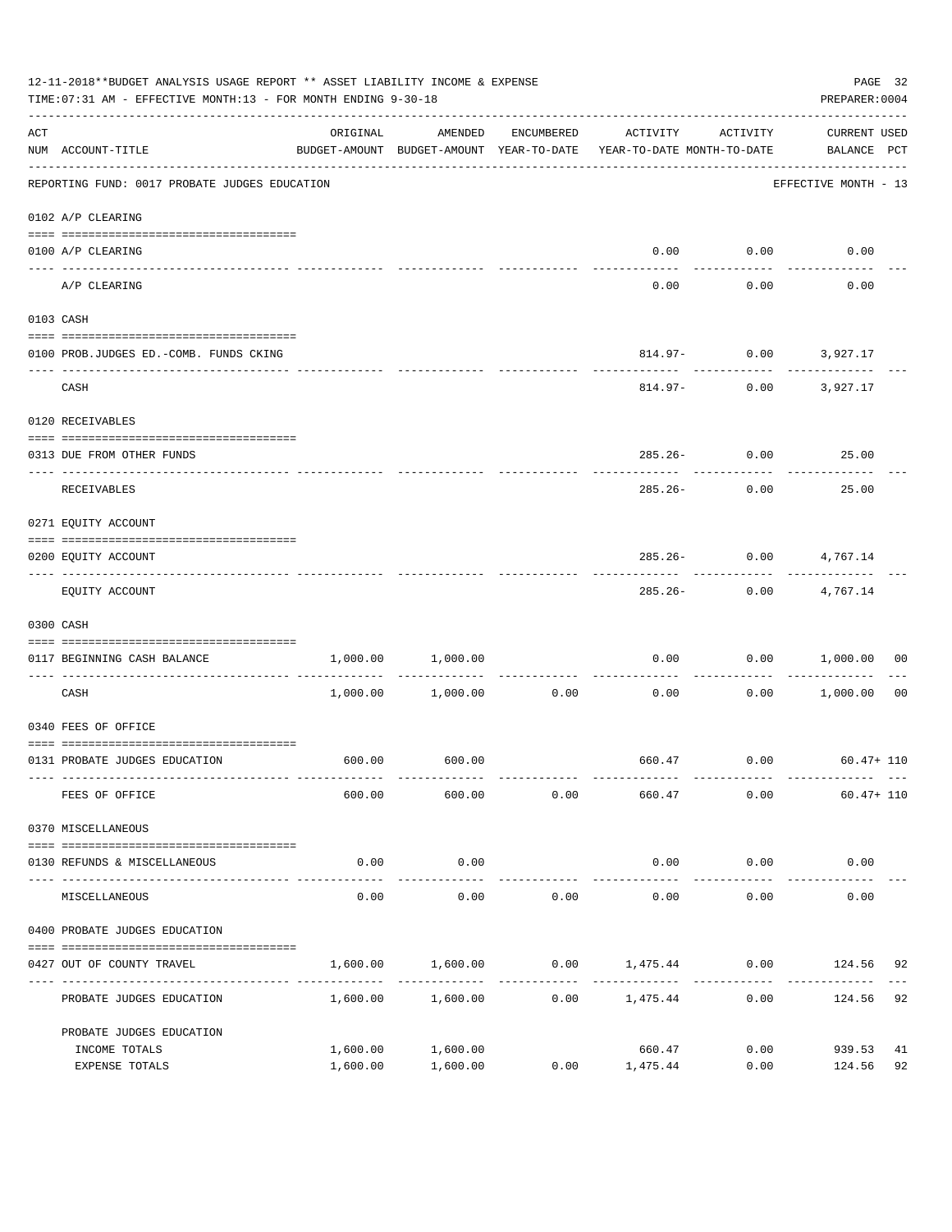12-11-2018**BUDGET ANALYSIS USAGE REPORT ** ASSET LIABILITY INCOME & EXPENSE

TIME:07:31 AM - EFFECTIVE MONTH:13 - FOR MONTH ENDING 9-30-18

PREPARER:0004

| ACT NUM | ACCOUNT-TITLE | ORIGINAL BUDGET-AMOUNT | AMENDED BUDGET-AMOUNT | ENCUMBERED YEAR-TO-DATE | ACTIVITY YEAR-TO-DATE | ACTIVITY MONTH-TO-DATE | CURRENT USED BALANCE | PCT |
|---|---|---|---|---|---|---|---|---|
| | REPORTING FUND: 0017 PROBATE JUDGES EDUCATION | | | | | | EFFECTIVE MONTH - 13 | |
| | 0102 A/P CLEARING | | | | | | | |
| 0100 | A/P CLEARING | | | | 0.00 | 0.00 | 0.00 | |
| | A/P CLEARING | | | | 0.00 | 0.00 | 0.00 | |
| | 0103 CASH | | | | | | | |
| 0100 | PROB.JUDGES ED.-COMB. FUNDS CKING | | | | 814.97- | 0.00 | 3,927.17 | |
| | CASH | | | | 814.97- | 0.00 | 3,927.17 | |
| | 0120 RECEIVABLES | | | | | | | |
| 0313 | DUE FROM OTHER FUNDS | | | | 285.26- | 0.00 | 25.00 | |
| | RECEIVABLES | | | | 285.26- | 0.00 | 25.00 | |
| | 0271 EQUITY ACCOUNT | | | | | | | |
| 0200 | EQUITY ACCOUNT | | | | 285.26- | 0.00 | 4,767.14 | |
| | EQUITY ACCOUNT | | | | 285.26- | 0.00 | 4,767.14 | |
| | 0300 CASH | | | | | | | |
| 0117 | BEGINNING CASH BALANCE | 1,000.00 | 1,000.00 | | 0.00 | 0.00 | 1,000.00 | 00 |
| | CASH | 1,000.00 | 1,000.00 | 0.00 | 0.00 | 0.00 | 1,000.00 | 00 |
| | 0340 FEES OF OFFICE | | | | | | | |
| 0131 | PROBATE JUDGES EDUCATION | 600.00 | 600.00 | | 660.47 | 0.00 | 60.47+ | 110 |
| | FEES OF OFFICE | 600.00 | 600.00 | 0.00 | 660.47 | 0.00 | 60.47+ | 110 |
| | 0370 MISCELLANEOUS | | | | | | | |
| 0130 | REFUNDS & MISCELLANEOUS | 0.00 | 0.00 | | 0.00 | 0.00 | 0.00 | |
| | MISCELLANEOUS | 0.00 | 0.00 | 0.00 | 0.00 | 0.00 | 0.00 | |
| | 0400 PROBATE JUDGES EDUCATION | | | | | | | |
| 0427 | OUT OF COUNTY TRAVEL | 1,600.00 | 1,600.00 | 0.00 | 1,475.44 | 0.00 | 124.56 | 92 |
| | PROBATE JUDGES EDUCATION | 1,600.00 | 1,600.00 | 0.00 | 1,475.44 | 0.00 | 124.56 | 92 |
| | PROBATE JUDGES EDUCATION | | | | | | | |
| | INCOME TOTALS | 1,600.00 | 1,600.00 | | 660.47 | 0.00 | 939.53 | 41 |
| | EXPENSE TOTALS | 1,600.00 | 1,600.00 | 0.00 | 1,475.44 | 0.00 | 124.56 | 92 |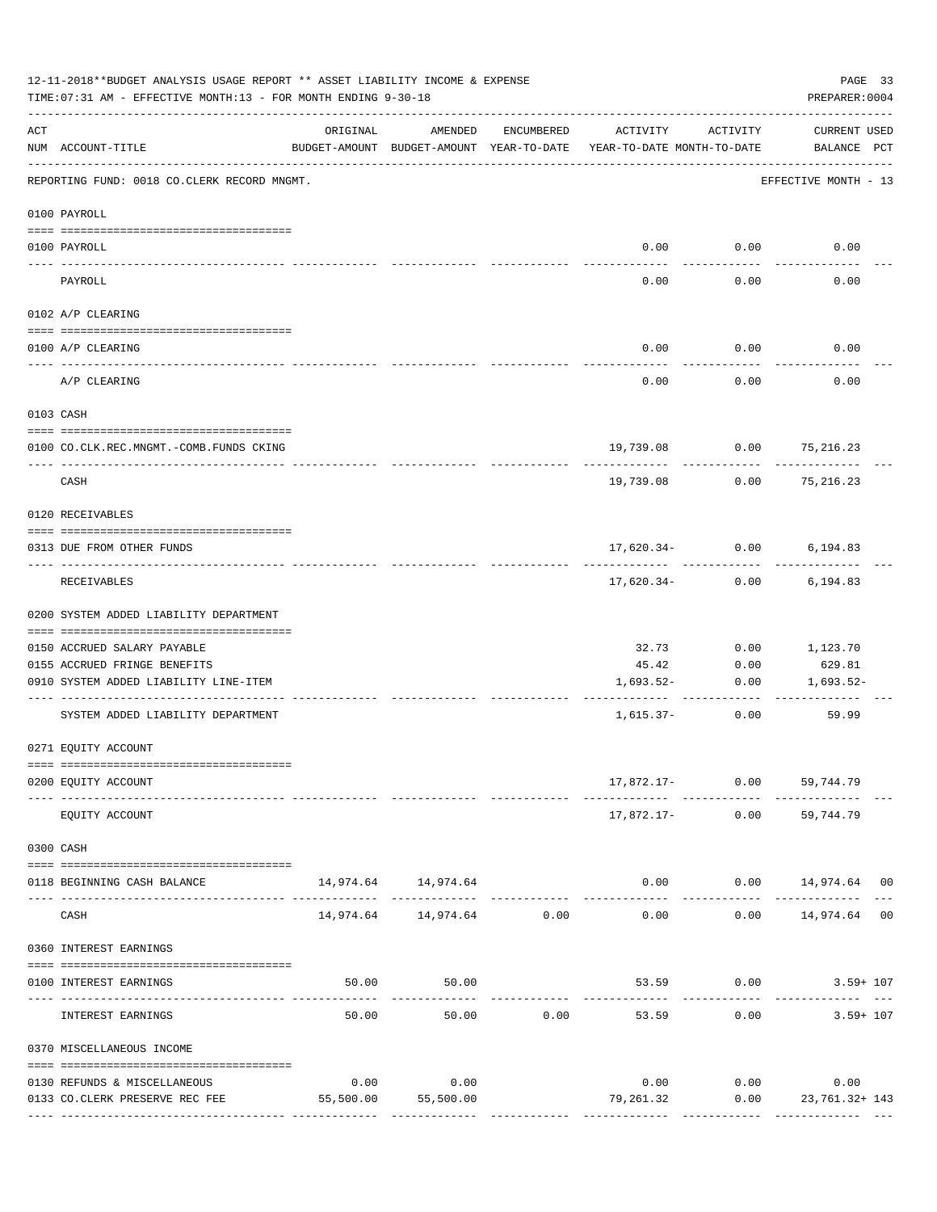12-11-2018**BUDGET ANALYSIS USAGE REPORT ** ASSET LIABILITY INCOME & EXPENSE

TIME:07:31 AM - EFFECTIVE MONTH:13 - FOR MONTH ENDING 9-30-18

PREPARER:0004

| ACT NUM | ACCOUNT-TITLE | ORIGINAL BUDGET-AMOUNT | AMENDED BUDGET-AMOUNT | ENCUMBERED YEAR-TO-DATE | ACTIVITY YEAR-TO-DATE | ACTIVITY MONTH-TO-DATE | CURRENT USED BALANCE | PCT |
|---|---|---|---|---|---|---|---|---|
| | REPORTING FUND: 0018 CO.CLERK RECORD MNGMT. | | | | | | EFFECTIVE MONTH - 13 | |
| | **0100 PAYROLL** | | | | | | | |
| 0100 | PAYROLL | | | | 0.00 | 0.00 | 0.00 | |
| | PAYROLL | | | | 0.00 | 0.00 | 0.00 | |
| | **0102 A/P CLEARING** | | | | | | | |
| 0100 | A/P CLEARING | | | | 0.00 | 0.00 | 0.00 | |
| | A/P CLEARING | | | | 0.00 | 0.00 | 0.00 | |
| | **0103 CASH** | | | | | | | |
| 0100 | CO.CLK.REC.MNGMT.-COMB.FUNDS CKING | | | | 19,739.08 | 0.00 | 75,216.23 | |
| | CASH | | | | 19,739.08 | 0.00 | 75,216.23 | |
| | **0120 RECEIVABLES** | | | | | | | |
| 0313 | DUE FROM OTHER FUNDS | | | | 17,620.34- | 0.00 | 6,194.83 | |
| | RECEIVABLES | | | | 17,620.34- | 0.00 | 6,194.83 | |
| | **0200 SYSTEM ADDED LIABILITY DEPARTMENT** | | | | | | | |
| 0150 | ACCRUED SALARY PAYABLE | | | | 32.73 | 0.00 | 1,123.70 | |
| 0155 | ACCRUED FRINGE BENEFITS | | | | 45.42 | 0.00 | 629.81 | |
| 0910 | SYSTEM ADDED LIABILITY LINE-ITEM | | | | 1,693.52- | 0.00 | 1,693.52- | |
| | SYSTEM ADDED LIABILITY DEPARTMENT | | | | 1,615.37- | 0.00 | 59.99 | |
| | **0271 EQUITY ACCOUNT** | | | | | | | |
| 0200 | EQUITY ACCOUNT | | | | 17,872.17- | 0.00 | 59,744.79 | |
| | EQUITY ACCOUNT | | | | 17,872.17- | 0.00 | 59,744.79 | |
| | **0300 CASH** | | | | | | | |
| 0118 | BEGINNING CASH BALANCE | 14,974.64 | 14,974.64 | | 0.00 | 0.00 | 14,974.64 | 00 |
| | CASH | 14,974.64 | 14,974.64 | 0.00 | 0.00 | 0.00 | 14,974.64 | 00 |
| | **0360 INTEREST EARNINGS** | | | | | | | |
| 0100 | INTEREST EARNINGS | 50.00 | 50.00 | | 53.59 | 0.00 | 3.59+ | 107 |
| | INTEREST EARNINGS | 50.00 | 50.00 | 0.00 | 53.59 | 0.00 | 3.59+ | 107 |
| | **0370 MISCELLANEOUS INCOME** | | | | | | | |
| 0130 | REFUNDS & MISCELLANEOUS | 0.00 | 0.00 | | 0.00 | 0.00 | 0.00 | |
| 0133 | CO.CLERK PRESERVE REC FEE | 55,500.00 | 55,500.00 | | 79,261.32 | 0.00 | 23,761.32+ | 143 |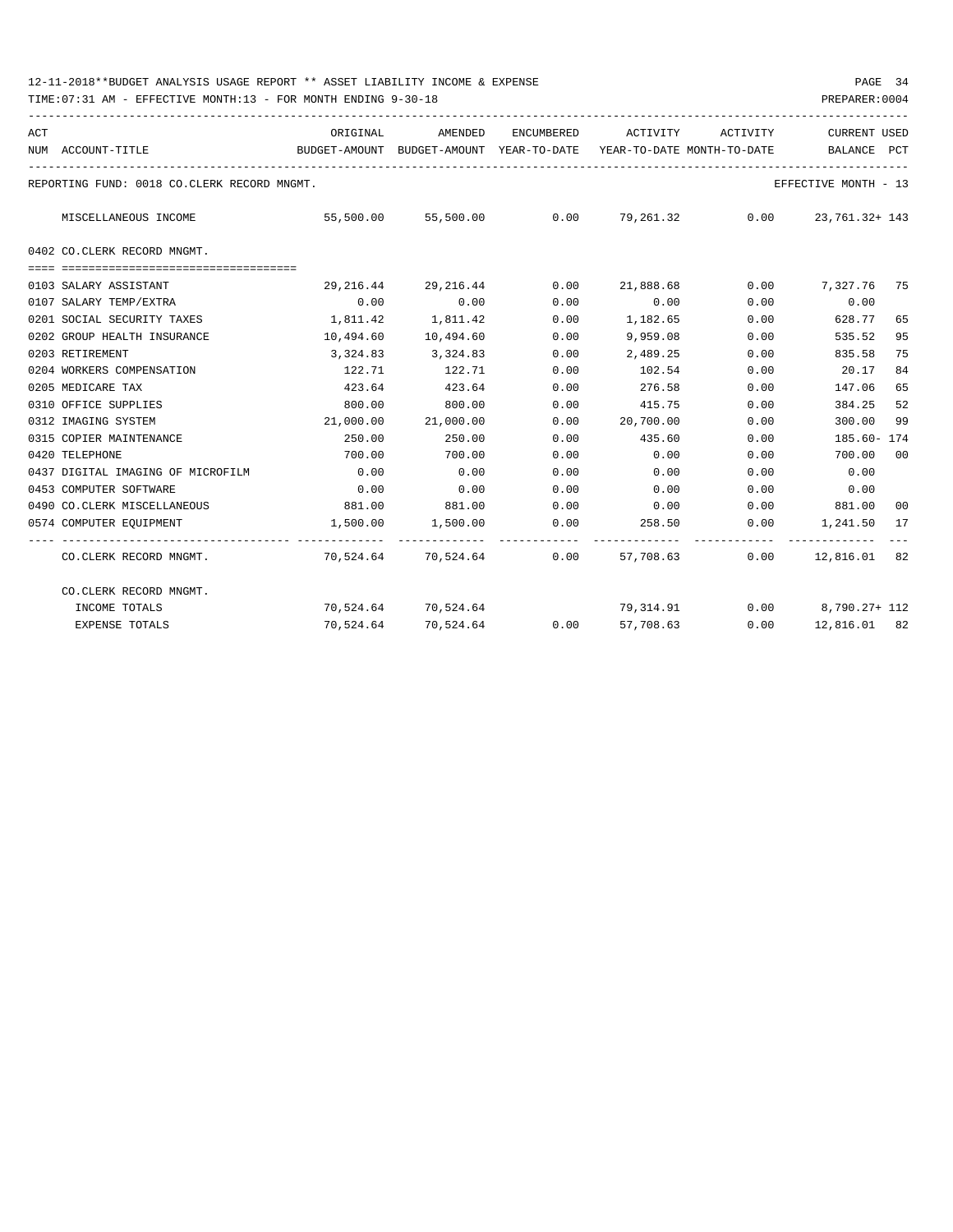12-11-2018**BUDGET ANALYSIS USAGE REPORT ** ASSET LIABILITY INCOME & EXPENSE

TIME:07:31 AM - EFFECTIVE MONTH:13 - FOR MONTH ENDING 9-30-18

PREPARER:0004

REPORTING FUND: 0018 CO.CLERK RECORD MNGMT. — EFFECTIVE MONTH - 13

| ACT NUM | ACCOUNT-TITLE | ORIGINAL BUDGET-AMOUNT | AMENDED BUDGET-AMOUNT | ENCUMBERED YEAR-TO-DATE | ACTIVITY YEAR-TO-DATE | ACTIVITY MONTH-TO-DATE | CURRENT BALANCE | USED PCT |
|---|---|---|---|---|---|---|---|---|
| | MISCELLANEOUS INCOME | 55,500.00 | 55,500.00 | 0.00 | 79,261.32 | 0.00 | 23,761.32+ | 143 |
| | **0402 CO.CLERK RECORD MNGMT.** | | | | | | | |
| 0103 | SALARY ASSISTANT | 29,216.44 | 29,216.44 | 0.00 | 21,888.68 | 0.00 | 7,327.76 | 75 |
| 0107 | SALARY TEMP/EXTRA | 0.00 | 0.00 | 0.00 | 0.00 | 0.00 | 0.00 | |
| 0201 | SOCIAL SECURITY TAXES | 1,811.42 | 1,811.42 | 0.00 | 1,182.65 | 0.00 | 628.77 | 65 |
| 0202 | GROUP HEALTH INSURANCE | 10,494.60 | 10,494.60 | 0.00 | 9,959.08 | 0.00 | 535.52 | 95 |
| 0203 | RETIREMENT | 3,324.83 | 3,324.83 | 0.00 | 2,489.25 | 0.00 | 835.58 | 75 |
| 0204 | WORKERS COMPENSATION | 122.71 | 122.71 | 0.00 | 102.54 | 0.00 | 20.17 | 84 |
| 0205 | MEDICARE TAX | 423.64 | 423.64 | 0.00 | 276.58 | 0.00 | 147.06 | 65 |
| 0310 | OFFICE SUPPLIES | 800.00 | 800.00 | 0.00 | 415.75 | 0.00 | 384.25 | 52 |
| 0312 | IMAGING SYSTEM | 21,000.00 | 21,000.00 | 0.00 | 20,700.00 | 0.00 | 300.00 | 99 |
| 0315 | COPIER MAINTENANCE | 250.00 | 250.00 | 0.00 | 435.60 | 0.00 | 185.60- | 174 |
| 0420 | TELEPHONE | 700.00 | 700.00 | 0.00 | 0.00 | 0.00 | 700.00 | 00 |
| 0437 | DIGITAL IMAGING OF MICROFILM | 0.00 | 0.00 | 0.00 | 0.00 | 0.00 | 0.00 | |
| 0453 | COMPUTER SOFTWARE | 0.00 | 0.00 | 0.00 | 0.00 | 0.00 | 0.00 | |
| 0490 | CO.CLERK MISCELLANEOUS | 881.00 | 881.00 | 0.00 | 0.00 | 0.00 | 881.00 | 00 |
| 0574 | COMPUTER EQUIPMENT | 1,500.00 | 1,500.00 | 0.00 | 258.50 | 0.00 | 1,241.50 | 17 |
| | CO.CLERK RECORD MNGMT. | 70,524.64 | 70,524.64 | 0.00 | 57,708.63 | 0.00 | 12,816.01 | 82 |
| | **CO.CLERK RECORD MNGMT.** | | | | | | | |
| | INCOME TOTALS | 70,524.64 | 70,524.64 | | 79,314.91 | 0.00 | 8,790.27+ | 112 |
| | EXPENSE TOTALS | 70,524.64 | 70,524.64 | 0.00 | 57,708.63 | 0.00 | 12,816.01 | 82 |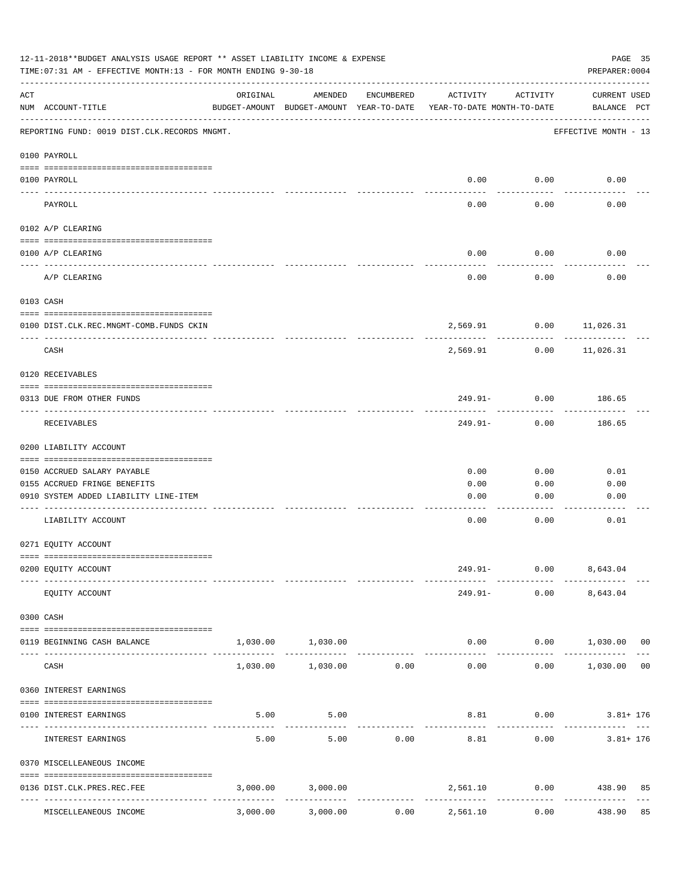12-11-2018**BUDGET ANALYSIS USAGE REPORT ** ASSET LIABILITY INCOME & EXPENSE

TIME:07:31 AM - EFFECTIVE MONTH:13 - FOR MONTH ENDING 9-30-18

PREPARER:0004

REPORTING FUND: 0019 DIST.CLK.RECORDS MNGMT. — EFFECTIVE MONTH - 13

| ACT NUM | ACCOUNT-TITLE | ORIGINAL BUDGET-AMOUNT | AMENDED BUDGET-AMOUNT | ENCUMBERED YEAR-TO-DATE | ACTIVITY YEAR-TO-DATE | ACTIVITY MONTH-TO-DATE | CURRENT BALANCE | USED PCT |
|---|---|---|---|---|---|---|---|---|
| **0100** | **PAYROLL** | | | | | | | |
| 0100 | PAYROLL | | | | 0.00 | 0.00 | 0.00 | |
| | PAYROLL | | | | 0.00 | 0.00 | 0.00 | |
| **0102** | **A/P CLEARING** | | | | | | | |
| 0100 | A/P CLEARING | | | | 0.00 | 0.00 | 0.00 | |
| | A/P CLEARING | | | | 0.00 | 0.00 | 0.00 | |
| **0103** | **CASH** | | | | | | | |
| 0100 | DIST.CLK.REC.MNGMT-COMB.FUNDS CKIN | | | | 2,569.91 | 0.00 | 11,026.31 | |
| | CASH | | | | 2,569.91 | 0.00 | 11,026.31 | |
| **0120** | **RECEIVABLES** | | | | | | | |
| 0313 | DUE FROM OTHER FUNDS | | | | 249.91- | 0.00 | 186.65 | |
| | RECEIVABLES | | | | 249.91- | 0.00 | 186.65 | |
| **0200** | **LIABILITY ACCOUNT** | | | | | | | |
| 0150 | ACCRUED SALARY PAYABLE | | | | 0.00 | 0.00 | 0.01 | |
| 0155 | ACCRUED FRINGE BENEFITS | | | | 0.00 | 0.00 | 0.00 | |
| 0910 | SYSTEM ADDED LIABILITY LINE-ITEM | | | | 0.00 | 0.00 | 0.00 | |
| | LIABILITY ACCOUNT | | | | 0.00 | 0.00 | 0.01 | |
| **0271** | **EQUITY ACCOUNT** | | | | | | | |
| 0200 | EQUITY ACCOUNT | | | | 249.91- | 0.00 | 8,643.04 | |
| | EQUITY ACCOUNT | | | | 249.91- | 0.00 | 8,643.04 | |
| **0300** | **CASH** | | | | | | | |
| 0119 | BEGINNING CASH BALANCE | 1,030.00 | 1,030.00 | | 0.00 | 0.00 | 1,030.00 | 00 |
| | CASH | 1,030.00 | 1,030.00 | 0.00 | 0.00 | 0.00 | 1,030.00 | 00 |
| **0360** | **INTEREST EARNINGS** | | | | | | | |
| 0100 | INTEREST EARNINGS | 5.00 | 5.00 | | 8.81 | 0.00 | 3.81+ | 176 |
| | INTEREST EARNINGS | 5.00 | 5.00 | 0.00 | 8.81 | 0.00 | 3.81+ | 176 |
| **0370** | **MISCELLANEOUS INCOME** | | | | | | | |
| 0136 | DIST.CLK.PRES.REC.FEE | 3,000.00 | 3,000.00 | | 2,561.10 | 0.00 | 438.90 | 85 |
| | MISCELLANEOUS INCOME | 3,000.00 | 3,000.00 | 0.00 | 2,561.10 | 0.00 | 438.90 | 85 |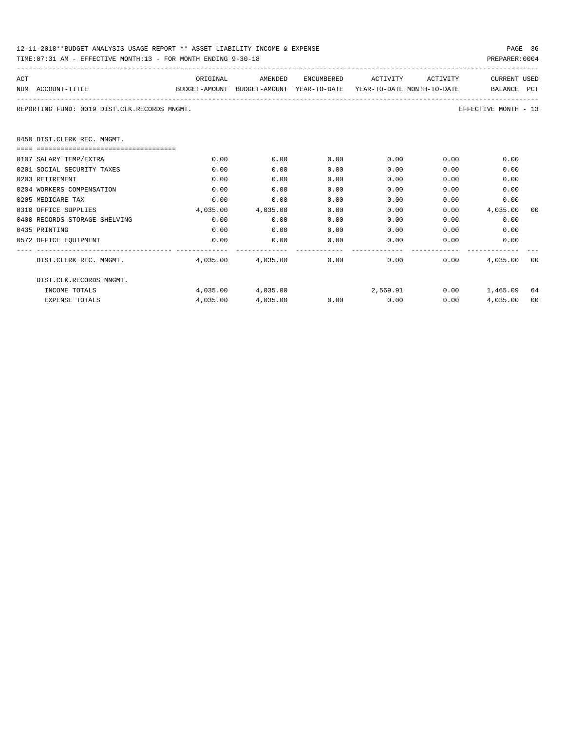REPORTING FUND: 0019 DIST.CLK.RECORDS MNGMT.

EFFECTIVE MONTH - 13

0450 DIST.CLERK REC. MNGMT.

| ACT NUM | ACCOUNT-TITLE | ORIGINAL BUDGET-AMOUNT | AMENDED BUDGET-AMOUNT | ENCUMBERED YEAR-TO-DATE | ACTIVITY YEAR-TO-DATE | ACTIVITY MONTH-TO-DATE | CURRENT BALANCE | USED PCT |
|---|---|---|---|---|---|---|---|---|
| 0107 | SALARY TEMP/EXTRA | 0.00 | 0.00 | 0.00 | 0.00 | 0.00 | 0.00 | |
| 0201 | SOCIAL SECURITY TAXES | 0.00 | 0.00 | 0.00 | 0.00 | 0.00 | 0.00 | |
| 0203 | RETIREMENT | 0.00 | 0.00 | 0.00 | 0.00 | 0.00 | 0.00 | |
| 0204 | WORKERS COMPENSATION | 0.00 | 0.00 | 0.00 | 0.00 | 0.00 | 0.00 | |
| 0205 | MEDICARE TAX | 0.00 | 0.00 | 0.00 | 0.00 | 0.00 | 0.00 | |
| 0310 | OFFICE SUPPLIES | 4,035.00 | 4,035.00 | 0.00 | 0.00 | 0.00 | 4,035.00 | 00 |
| 0400 | RECORDS STORAGE SHELVING | 0.00 | 0.00 | 0.00 | 0.00 | 0.00 | 0.00 | |
| 0435 | PRINTING | 0.00 | 0.00 | 0.00 | 0.00 | 0.00 | 0.00 | |
| 0572 | OFFICE EQUIPMENT | 0.00 | 0.00 | 0.00 | 0.00 | 0.00 | 0.00 | |
| | DIST.CLERK REC. MNGMT. | 4,035.00 | 4,035.00 | 0.00 | 0.00 | 0.00 | 4,035.00 | 00 |
| | DIST.CLK.RECORDS MNGMT. | | | | | | | |
| | INCOME TOTALS | 4,035.00 | 4,035.00 | | 2,569.91 | 0.00 | 1,465.09 | 64 |
| | EXPENSE TOTALS | 4,035.00 | 4,035.00 | 0.00 | 0.00 | 0.00 | 4,035.00 | 00 |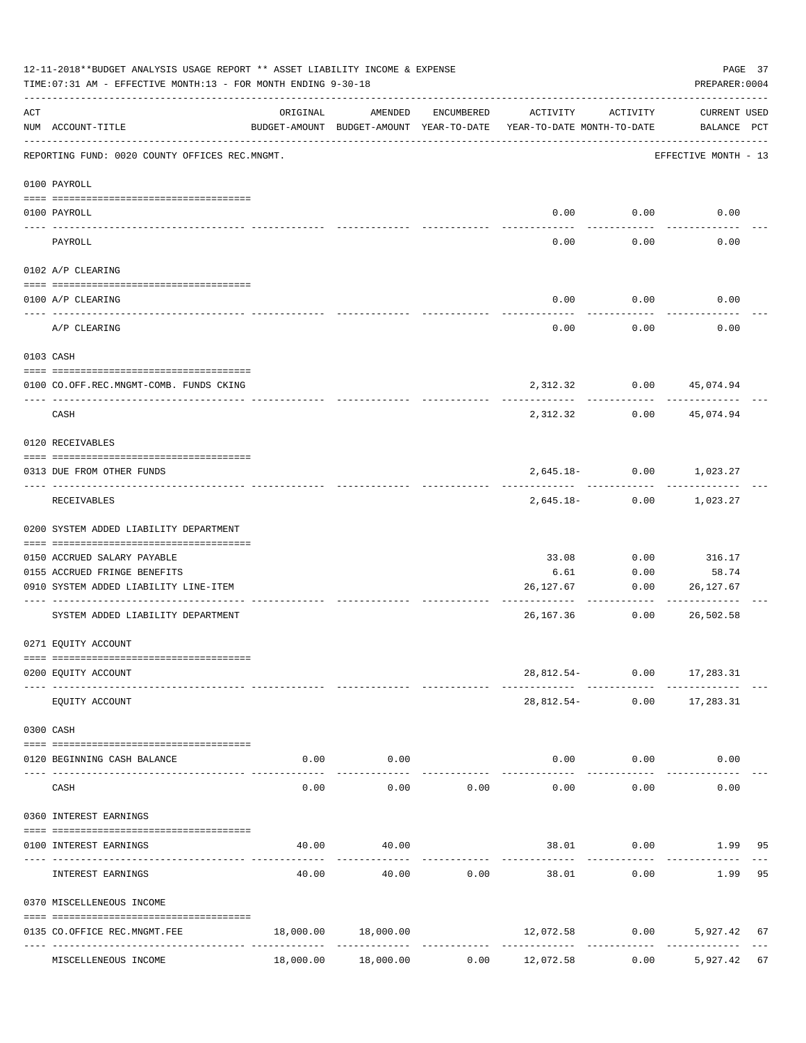12-11-2018**BUDGET ANALYSIS USAGE REPORT ** ASSET LIABILITY INCOME & EXPENSE

TIME:07:31 AM - EFFECTIVE MONTH:13 - FOR MONTH ENDING 9-30-18

PREPARER:0004

| ACT NUM | ACCOUNT-TITLE | ORIGINAL BUDGET-AMOUNT | AMENDED BUDGET-AMOUNT | ENCUMBERED YEAR-TO-DATE | ACTIVITY YEAR-TO-DATE | ACTIVITY MONTH-TO-DATE | CURRENT BALANCE | USED PCT |
|---|---|---|---|---|---|---|---|---|
| | REPORTING FUND: 0020 COUNTY OFFICES REC.MNGMT. | | | | | | EFFECTIVE MONTH - 13 | |
| | **0100 PAYROLL** | | | | | | | |
| 0100 | PAYROLL | | | | 0.00 | 0.00 | 0.00 | |
| | PAYROLL | | | | 0.00 | 0.00 | 0.00 | |
| | **0102 A/P CLEARING** | | | | | | | |
| 0100 | A/P CLEARING | | | | 0.00 | 0.00 | 0.00 | |
| | A/P CLEARING | | | | 0.00 | 0.00 | 0.00 | |
| | **0103 CASH** | | | | | | | |
| 0100 | CO.OFF.REC.MNGMT-COMB. FUNDS CKING | | | | 2,312.32 | 0.00 | 45,074.94 | |
| | CASH | | | | 2,312.32 | 0.00 | 45,074.94 | |
| | **0120 RECEIVABLES** | | | | | | | |
| 0313 | DUE FROM OTHER FUNDS | | | | 2,645.18- | 0.00 | 1,023.27 | |
| | RECEIVABLES | | | | 2,645.18- | 0.00 | 1,023.27 | |
| | **0200 SYSTEM ADDED LIABILITY DEPARTMENT** | | | | | | | |
| 0150 | ACCRUED SALARY PAYABLE | | | | 33.08 | 0.00 | 316.17 | |
| 0155 | ACCRUED FRINGE BENEFITS | | | | 6.61 | 0.00 | 58.74 | |
| 0910 | SYSTEM ADDED LIABILITY LINE-ITEM | | | | 26,127.67 | 0.00 | 26,127.67 | |
| | SYSTEM ADDED LIABILITY DEPARTMENT | | | | 26,167.36 | 0.00 | 26,502.58 | |
| | **0271 EQUITY ACCOUNT** | | | | | | | |
| 0200 | EQUITY ACCOUNT | | | | 28,812.54- | 0.00 | 17,283.31 | |
| | EQUITY ACCOUNT | | | | 28,812.54- | 0.00 | 17,283.31 | |
| | **0300 CASH** | | | | | | | |
| 0120 | BEGINNING CASH BALANCE | 0.00 | 0.00 | | 0.00 | 0.00 | 0.00 | |
| | CASH | 0.00 | 0.00 | 0.00 | 0.00 | 0.00 | 0.00 | |
| | **0360 INTEREST EARNINGS** | | | | | | | |
| 0100 | INTEREST EARNINGS | 40.00 | 40.00 | | 38.01 | 0.00 | 1.99 | 95 |
| | INTEREST EARNINGS | 40.00 | 40.00 | 0.00 | 38.01 | 0.00 | 1.99 | 95 |
| | **0370 MISCELLENEOUS INCOME** | | | | | | | |
| 0135 | CO.OFFICE REC.MNGMT.FEE | 18,000.00 | 18,000.00 | | 12,072.58 | 0.00 | 5,927.42 | 67 |
| | MISCELLENEOUS INCOME | 18,000.00 | 18,000.00 | 0.00 | 12,072.58 | 0.00 | 5,927.42 | 67 |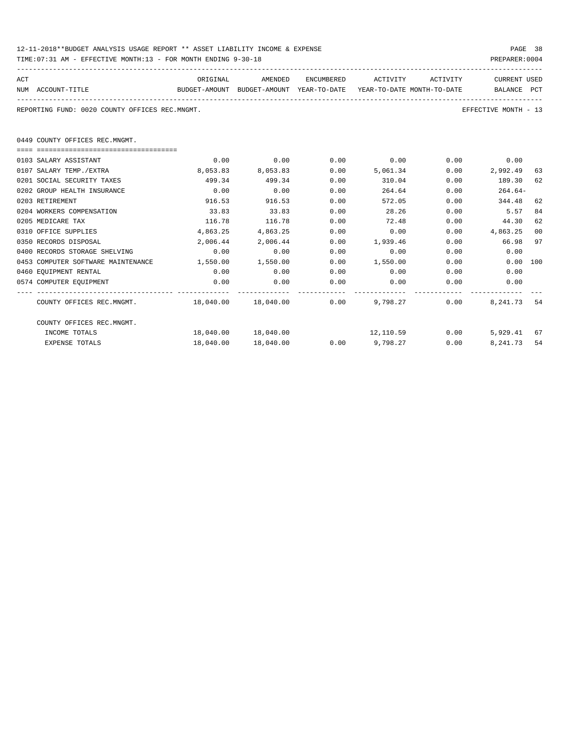12-11-2018**BUDGET ANALYSIS USAGE REPORT ** ASSET LIABILITY INCOME & EXPENSE

TIME:07:31 AM - EFFECTIVE MONTH:13 - FOR MONTH ENDING 9-30-18

PREPARER:0004

REPORTING FUND: 0020 COUNTY OFFICES REC.MNGMT.

EFFECTIVE MONTH - 13

0449 COUNTY OFFICES REC.MNGMT.

| ACT NUM | ACCOUNT-TITLE | ORIGINAL BUDGET-AMOUNT | AMENDED BUDGET-AMOUNT | ENCUMBERED YEAR-TO-DATE | ACTIVITY YEAR-TO-DATE | ACTIVITY MONTH-TO-DATE | CURRENT BALANCE | USED PCT |
|---|---|---|---|---|---|---|---|---|
| 0103 | SALARY ASSISTANT | 0.00 | 0.00 | 0.00 | 0.00 | 0.00 | 0.00 | |
| 0107 | SALARY TEMP./EXTRA | 8,053.83 | 8,053.83 | 0.00 | 5,061.34 | 0.00 | 2,992.49 | 63 |
| 0201 | SOCIAL SECURITY TAXES | 499.34 | 499.34 | 0.00 | 310.04 | 0.00 | 189.30 | 62 |
| 0202 | GROUP HEALTH INSURANCE | 0.00 | 0.00 | 0.00 | 264.64 | 0.00 | 264.64- | |
| 0203 | RETIREMENT | 916.53 | 916.53 | 0.00 | 572.05 | 0.00 | 344.48 | 62 |
| 0204 | WORKERS COMPENSATION | 33.83 | 33.83 | 0.00 | 28.26 | 0.00 | 5.57 | 84 |
| 0205 | MEDICARE TAX | 116.78 | 116.78 | 0.00 | 72.48 | 0.00 | 44.30 | 62 |
| 0310 | OFFICE SUPPLIES | 4,863.25 | 4,863.25 | 0.00 | 0.00 | 0.00 | 4,863.25 | 00 |
| 0350 | RECORDS DISPOSAL | 2,006.44 | 2,006.44 | 0.00 | 1,939.46 | 0.00 | 66.98 | 97 |
| 0400 | RECORDS STORAGE SHELVING | 0.00 | 0.00 | 0.00 | 0.00 | 0.00 | 0.00 | |
| 0453 | COMPUTER SOFTWARE MAINTENANCE | 1,550.00 | 1,550.00 | 0.00 | 1,550.00 | 0.00 | 0.00 | 100 |
| 0460 | EQUIPMENT RENTAL | 0.00 | 0.00 | 0.00 | 0.00 | 0.00 | 0.00 | |
| 0574 | COMPUTER EQUIPMENT | 0.00 | 0.00 | 0.00 | 0.00 | 0.00 | 0.00 | |
| | COUNTY OFFICES REC.MNGMT. | 18,040.00 | 18,040.00 | 0.00 | 9,798.27 | 0.00 | 8,241.73 | 54 |
| | COUNTY OFFICES REC.MNGMT. | | | | | | | |
| | INCOME TOTALS | 18,040.00 | 18,040.00 | | 12,110.59 | 0.00 | 5,929.41 | 67 |
| | EXPENSE TOTALS | 18,040.00 | 18,040.00 | 0.00 | 9,798.27 | 0.00 | 8,241.73 | 54 |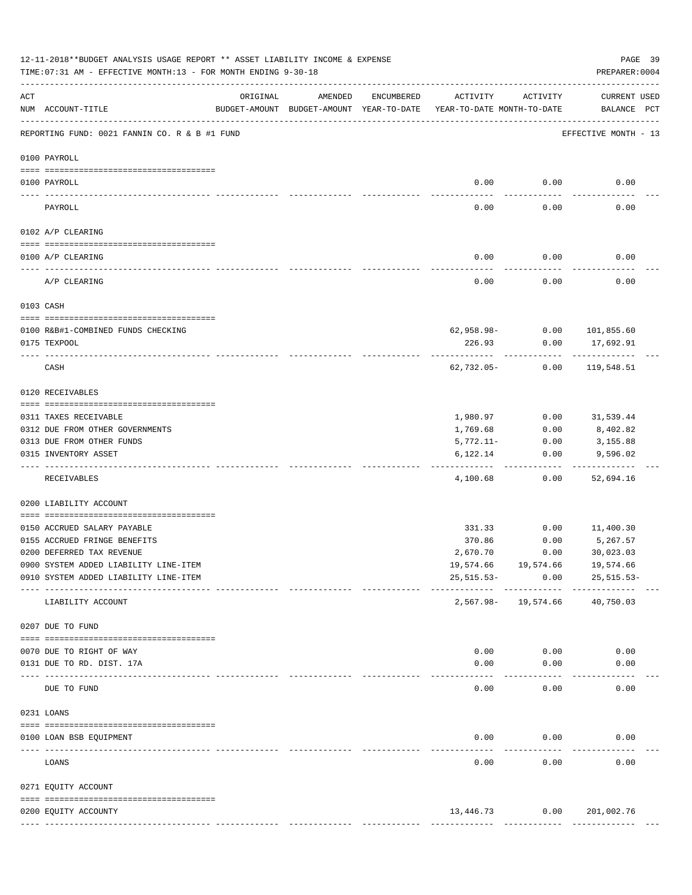12-11-2018**BUDGET ANALYSIS USAGE REPORT ** ASSET LIABILITY INCOME & EXPENSE

TIME:07:31 AM - EFFECTIVE MONTH:13 - FOR MONTH ENDING 9-30-18

PREPARER:0004

| ACT NUM | ACCOUNT-TITLE | ORIGINAL BUDGET-AMOUNT | AMENDED BUDGET-AMOUNT | ENCUMBERED YEAR-TO-DATE | ACTIVITY YEAR-TO-DATE | ACTIVITY MONTH-TO-DATE | CURRENT BALANCE | USED PCT |
|---|---|---|---|---|---|---|---|---|

REPORTING FUND: 0021 FANNIN CO. R & B #1 FUND — EFFECTIVE MONTH - 13

| ACT NUM | ACCOUNT-TITLE | ORIGINAL BUDGET-AMOUNT | AMENDED BUDGET-AMOUNT | ENCUMBERED YEAR-TO-DATE | ACTIVITY YEAR-TO-DATE | ACTIVITY MONTH-TO-DATE | CURRENT BALANCE | USED PCT |
|---|---|---|---|---|---|---|---|---|
| **0100** | **PAYROLL** | | | | | | | |
| 0100 | PAYROLL | | | | 0.00 | 0.00 | 0.00 | |
| | PAYROLL | | | | 0.00 | 0.00 | 0.00 | |
| **0102** | **A/P CLEARING** | | | | | | | |
| 0100 | A/P CLEARING | | | | 0.00 | 0.00 | 0.00 | |
| | A/P CLEARING | | | | 0.00 | 0.00 | 0.00 | |
| **0103** | **CASH** | | | | | | | |
| 0100 | R&B#1-COMBINED FUNDS CHECKING | | | | 62,958.98- | 0.00 | 101,855.60 | |
| 0175 | TEXPOOL | | | | 226.93 | 0.00 | 17,692.91 | |
| | CASH | | | | 62,732.05- | 0.00 | 119,548.51 | |
| **0120** | **RECEIVABLES** | | | | | | | |
| 0311 | TAXES RECEIVABLE | | | | 1,980.97 | 0.00 | 31,539.44 | |
| 0312 | DUE FROM OTHER GOVERNMENTS | | | | 1,769.68 | 0.00 | 8,402.82 | |
| 0313 | DUE FROM OTHER FUNDS | | | | 5,772.11- | 0.00 | 3,155.88 | |
| 0315 | INVENTORY ASSET | | | | 6,122.14 | 0.00 | 9,596.02 | |
| | RECEIVABLES | | | | 4,100.68 | 0.00 | 52,694.16 | |
| **0200** | **LIABILITY ACCOUNT** | | | | | | | |
| 0150 | ACCRUED SALARY PAYABLE | | | | 331.33 | 0.00 | 11,400.30 | |
| 0155 | ACCRUED FRINGE BENEFITS | | | | 370.86 | 0.00 | 5,267.57 | |
| 0200 | DEFERRED TAX REVENUE | | | | 2,670.70 | 0.00 | 30,023.03 | |
| 0900 | SYSTEM ADDED LIABILITY LINE-ITEM | | | | 19,574.66 | 19,574.66 | 19,574.66 | |
| 0910 | SYSTEM ADDED LIABILITY LINE-ITEM | | | | 25,515.53- | 0.00 | 25,515.53- | |
| | LIABILITY ACCOUNT | | | | 2,567.98- | 19,574.66 | 40,750.03 | |
| **0207** | **DUE TO FUND** | | | | | | | |
| 0070 | DUE TO RIGHT OF WAY | | | | 0.00 | 0.00 | 0.00 | |
| 0131 | DUE TO RD. DIST. 17A | | | | 0.00 | 0.00 | 0.00 | |
| | DUE TO FUND | | | | 0.00 | 0.00 | 0.00 | |
| **0231** | **LOANS** | | | | | | | |
| 0100 | LOAN BSB EQUIPMENT | | | | 0.00 | 0.00 | 0.00 | |
| | LOANS | | | | 0.00 | 0.00 | 0.00 | |
| **0271** | **EQUITY ACCOUNT** | | | | | | | |
| 0200 | EQUITY ACCOUNTY | | | | 13,446.73 | 0.00 | 201,002.76 | |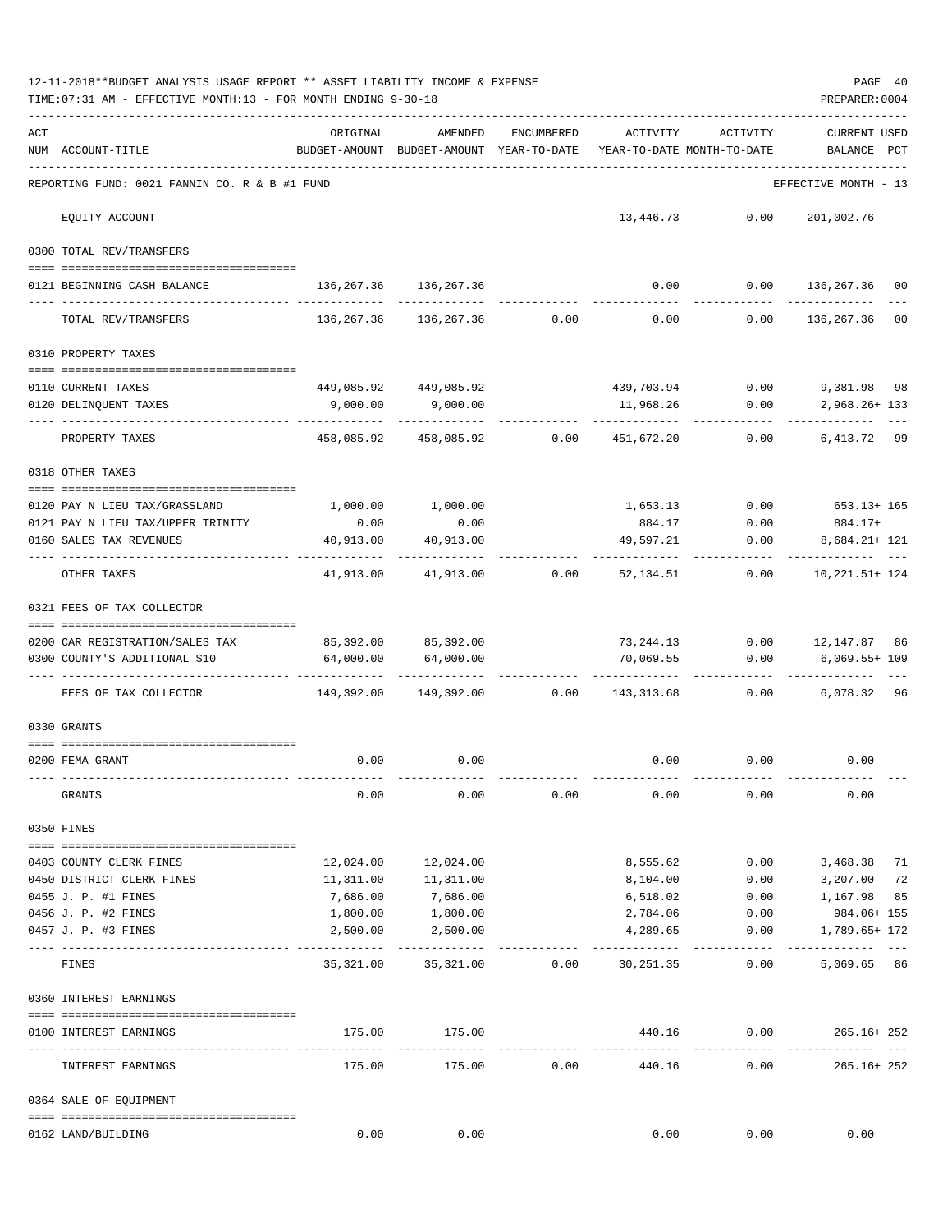12-11-2018**BUDGET ANALYSIS USAGE REPORT ** ASSET LIABILITY INCOME & EXPENSE

TIME:07:31 AM - EFFECTIVE MONTH:13 - FOR MONTH ENDING 9-30-18

PREPARER:0004

REPORTING FUND: 0021 FANNIN CO. R & B #1 FUND — EFFECTIVE MONTH - 13

| ACT NUM | ACCOUNT-TITLE | ORIGINAL BUDGET-AMOUNT | AMENDED BUDGET-AMOUNT | ENCUMBERED YEAR-TO-DATE | ACTIVITY YEAR-TO-DATE | ACTIVITY MONTH-TO-DATE | CURRENT USED BALANCE | PCT |
|---|---|---|---|---|---|---|---|---|
| | EQUITY ACCOUNT | | | | 13,446.73 | 0.00 | 201,002.76 | |
| | **0300 TOTAL REV/TRANSFERS** | | | | | | | |
| 0121 | BEGINNING CASH BALANCE | 136,267.36 | 136,267.36 | | 0.00 | 0.00 | 136,267.36 | 00 |
| | TOTAL REV/TRANSFERS | 136,267.36 | 136,267.36 | 0.00 | 0.00 | 0.00 | 136,267.36 | 00 |
| | **0310 PROPERTY TAXES** | | | | | | | |
| 0110 | CURRENT TAXES | 449,085.92 | 449,085.92 | | 439,703.94 | 0.00 | 9,381.98 | 98 |
| 0120 | DELINQUENT TAXES | 9,000.00 | 9,000.00 | | 11,968.26 | 0.00 | 2,968.26+ | 133 |
| | PROPERTY TAXES | 458,085.92 | 458,085.92 | 0.00 | 451,672.20 | 0.00 | 6,413.72 | 99 |
| | **0318 OTHER TAXES** | | | | | | | |
| 0120 | PAY N LIEU TAX/GRASSLAND | 1,000.00 | 1,000.00 | | 1,653.13 | 0.00 | 653.13+ | 165 |
| 0121 | PAY N LIEU TAX/UPPER TRINITY | 0.00 | 0.00 | | 884.17 | 0.00 | 884.17+ | |
| 0160 | SALES TAX REVENUES | 40,913.00 | 40,913.00 | | 49,597.21 | 0.00 | 8,684.21+ | 121 |
| | OTHER TAXES | 41,913.00 | 41,913.00 | 0.00 | 52,134.51 | 0.00 | 10,221.51+ | 124 |
| | **0321 FEES OF TAX COLLECTOR** | | | | | | | |
| 0200 | CAR REGISTRATION/SALES TAX | 85,392.00 | 85,392.00 | | 73,244.13 | 0.00 | 12,147.87 | 86 |
| 0300 | COUNTY'S ADDITIONAL $10 | 64,000.00 | 64,000.00 | | 70,069.55 | 0.00 | 6,069.55+ | 109 |
| | FEES OF TAX COLLECTOR | 149,392.00 | 149,392.00 | 0.00 | 143,313.68 | 0.00 | 6,078.32 | 96 |
| | **0330 GRANTS** | | | | | | | |
| 0200 | FEMA GRANT | 0.00 | 0.00 | | 0.00 | 0.00 | 0.00 | |
| | GRANTS | 0.00 | 0.00 | 0.00 | 0.00 | 0.00 | 0.00 | |
| | **0350 FINES** | | | | | | | |
| 0403 | COUNTY CLERK FINES | 12,024.00 | 12,024.00 | | 8,555.62 | 0.00 | 3,468.38 | 71 |
| 0450 | DISTRICT CLERK FINES | 11,311.00 | 11,311.00 | | 8,104.00 | 0.00 | 3,207.00 | 72 |
| 0455 | J. P. #1 FINES | 7,686.00 | 7,686.00 | | 6,518.02 | 0.00 | 1,167.98 | 85 |
| 0456 | J. P. #2 FINES | 1,800.00 | 1,800.00 | | 2,784.06 | 0.00 | 984.06+ | 155 |
| 0457 | J. P. #3 FINES | 2,500.00 | 2,500.00 | | 4,289.65 | 0.00 | 1,789.65+ | 172 |
| | FINES | 35,321.00 | 35,321.00 | 0.00 | 30,251.35 | 0.00 | 5,069.65 | 86 |
| | **0360 INTEREST EARNINGS** | | | | | | | |
| 0100 | INTEREST EARNINGS | 175.00 | 175.00 | | 440.16 | 0.00 | 265.16+ | 252 |
| | INTEREST EARNINGS | 175.00 | 175.00 | 0.00 | 440.16 | 0.00 | 265.16+ | 252 |
| | **0364 SALE OF EQUIPMENT** | | | | | | | |
| 0162 | LAND/BUILDING | 0.00 | 0.00 | | 0.00 | 0.00 | 0.00 | |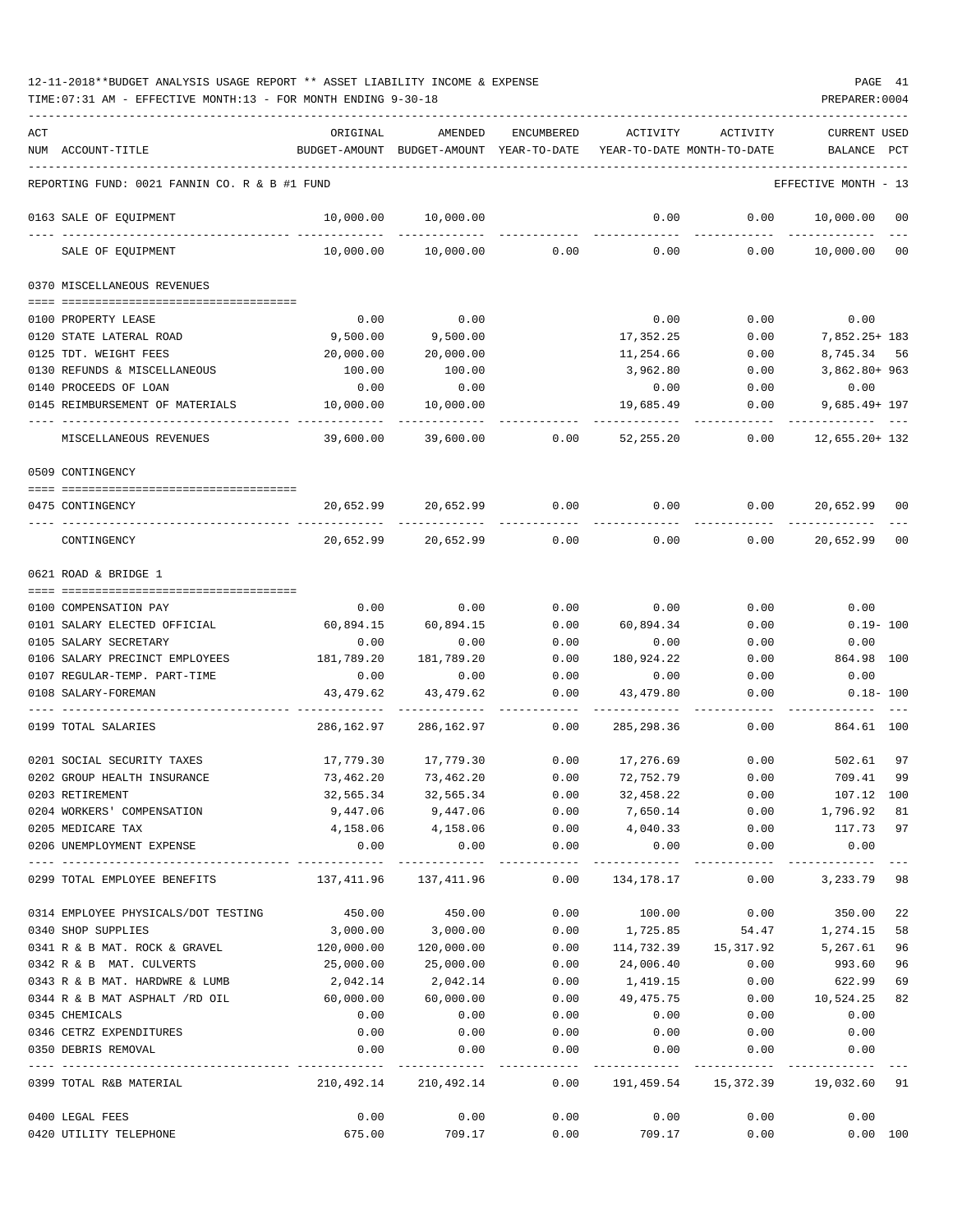12-11-2018**BUDGET ANALYSIS USAGE REPORT ** ASSET LIABILITY INCOME & EXPENSE

TIME:07:31 AM - EFFECTIVE MONTH:13 - FOR MONTH ENDING 9-30-18

PREPARER:0004

| ACT NUM | ACCOUNT-TITLE | ORIGINAL BUDGET-AMOUNT | AMENDED BUDGET-AMOUNT | ENCUMBERED YEAR-TO-DATE | ACTIVITY YEAR-TO-DATE | ACTIVITY MONTH-TO-DATE | CURRENT BALANCE | USED PCT |
|---|---|---|---|---|---|---|---|---|
| | REPORTING FUND: 0021 FANNIN CO. R & B #1 FUND | | | | | | EFFECTIVE MONTH - 13 | |
| 0163 | SALE OF EQUIPMENT | 10,000.00 | 10,000.00 | | 0.00 | 0.00 | 10,000.00 | 00 |
| | SALE OF EQUIPMENT | 10,000.00 | 10,000.00 | 0.00 | 0.00 | 0.00 | 10,000.00 | 00 |
| | 0370 MISCELLANEOUS REVENUES | | | | | | | |
| 0100 | PROPERTY LEASE | 0.00 | 0.00 | | 0.00 | 0.00 | 0.00 | |
| 0120 | STATE LATERAL ROAD | 9,500.00 | 9,500.00 | | 17,352.25 | 0.00 | 7,852.25+ | 183 |
| 0125 | TDT. WEIGHT FEES | 20,000.00 | 20,000.00 | | 11,254.66 | 0.00 | 8,745.34 | 56 |
| 0130 | REFUNDS & MISCELLANEOUS | 100.00 | 100.00 | | 3,962.80 | 0.00 | 3,862.80+ | 963 |
| 0140 | PROCEEDS OF LOAN | 0.00 | 0.00 | | 0.00 | 0.00 | 0.00 | |
| 0145 | REIMBURSEMENT OF MATERIALS | 10,000.00 | 10,000.00 | | 19,685.49 | 0.00 | 9,685.49+ | 197 |
| | MISCELLANEOUS REVENUES | 39,600.00 | 39,600.00 | 0.00 | 52,255.20 | 0.00 | 12,655.20+ | 132 |
| | 0509 CONTINGENCY | | | | | | | |
| 0475 | CONTINGENCY | 20,652.99 | 20,652.99 | 0.00 | 0.00 | 0.00 | 20,652.99 | 00 |
| | CONTINGENCY | 20,652.99 | 20,652.99 | 0.00 | 0.00 | 0.00 | 20,652.99 | 00 |
| | 0621 ROAD & BRIDGE 1 | | | | | | | |
| 0100 | COMPENSATION PAY | 0.00 | 0.00 | 0.00 | 0.00 | 0.00 | 0.00 | |
| 0101 | SALARY ELECTED OFFICIAL | 60,894.15 | 60,894.15 | 0.00 | 60,894.34 | 0.00 | 0.19- | 100 |
| 0105 | SALARY SECRETARY | 0.00 | 0.00 | 0.00 | 0.00 | 0.00 | 0.00 | |
| 0106 | SALARY PRECINCT EMPLOYEES | 181,789.20 | 181,789.20 | 0.00 | 180,924.22 | 0.00 | 864.98 | 100 |
| 0107 | REGULAR-TEMP. PART-TIME | 0.00 | 0.00 | 0.00 | 0.00 | 0.00 | 0.00 | |
| 0108 | SALARY-FOREMAN | 43,479.62 | 43,479.62 | 0.00 | 43,479.80 | 0.00 | 0.18- | 100 |
| 0199 | TOTAL SALARIES | 286,162.97 | 286,162.97 | 0.00 | 285,298.36 | 0.00 | 864.61 | 100 |
| 0201 | SOCIAL SECURITY TAXES | 17,779.30 | 17,779.30 | 0.00 | 17,276.69 | 0.00 | 502.61 | 97 |
| 0202 | GROUP HEALTH INSURANCE | 73,462.20 | 73,462.20 | 0.00 | 72,752.79 | 0.00 | 709.41 | 99 |
| 0203 | RETIREMENT | 32,565.34 | 32,565.34 | 0.00 | 32,458.22 | 0.00 | 107.12 | 100 |
| 0204 | WORKERS' COMPENSATION | 9,447.06 | 9,447.06 | 0.00 | 7,650.14 | 0.00 | 1,796.92 | 81 |
| 0205 | MEDICARE TAX | 4,158.06 | 4,158.06 | 0.00 | 4,040.33 | 0.00 | 117.73 | 97 |
| 0206 | UNEMPLOYMENT EXPENSE | 0.00 | 0.00 | 0.00 | 0.00 | 0.00 | 0.00 | |
| 0299 | TOTAL EMPLOYEE BENEFITS | 137,411.96 | 137,411.96 | 0.00 | 134,178.17 | 0.00 | 3,233.79 | 98 |
| 0314 | EMPLOYEE PHYSICALS/DOT TESTING | 450.00 | 450.00 | 0.00 | 100.00 | 0.00 | 350.00 | 22 |
| 0340 | SHOP SUPPLIES | 3,000.00 | 3,000.00 | 0.00 | 1,725.85 | 54.47 | 1,274.15 | 58 |
| 0341 | R & B MAT. ROCK & GRAVEL | 120,000.00 | 120,000.00 | 0.00 | 114,732.39 | 15,317.92 | 5,267.61 | 96 |
| 0342 | R & B MAT. CULVERTS | 25,000.00 | 25,000.00 | 0.00 | 24,006.40 | 0.00 | 993.60 | 96 |
| 0343 | R & B MAT. HARDWRE & LUMB | 2,042.14 | 2,042.14 | 0.00 | 1,419.15 | 0.00 | 622.99 | 69 |
| 0344 | R & B MAT ASPHALT /RD OIL | 60,000.00 | 60,000.00 | 0.00 | 49,475.75 | 0.00 | 10,524.25 | 82 |
| 0345 | CHEMICALS | 0.00 | 0.00 | 0.00 | 0.00 | 0.00 | 0.00 | |
| 0346 | CETRZ EXPENDITURES | 0.00 | 0.00 | 0.00 | 0.00 | 0.00 | 0.00 | |
| 0350 | DEBRIS REMOVAL | 0.00 | 0.00 | 0.00 | 0.00 | 0.00 | 0.00 | |
| 0399 | TOTAL R&B MATERIAL | 210,492.14 | 210,492.14 | 0.00 | 191,459.54 | 15,372.39 | 19,032.60 | 91 |
| 0400 | LEGAL FEES | 0.00 | 0.00 | 0.00 | 0.00 | 0.00 | 0.00 | |
| 0420 | UTILITY TELEPHONE | 675.00 | 709.17 | 0.00 | 709.17 | 0.00 | 0.00 | 100 |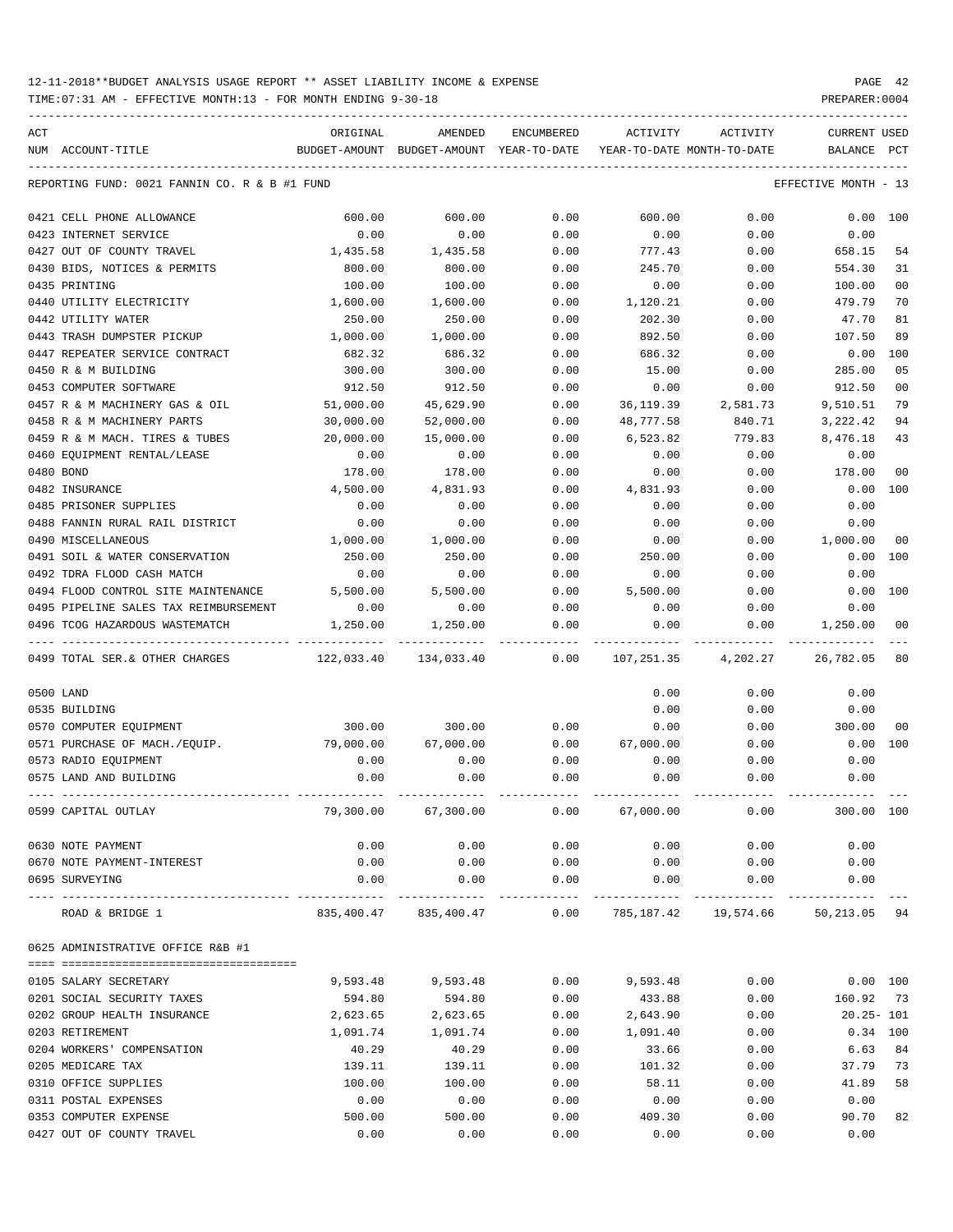12-11-2018**BUDGET ANALYSIS USAGE REPORT ** ASSET LIABILITY INCOME & EXPENSE

TIME:07:31 AM - EFFECTIVE MONTH:13 - FOR MONTH ENDING 9-30-18

PREPARER:0004

| ACT NUM | ACCOUNT-TITLE | ORIGINAL BUDGET-AMOUNT | AMENDED BUDGET-AMOUNT | ENCUMBERED YEAR-TO-DATE | ACTIVITY YEAR-TO-DATE | ACTIVITY MONTH-TO-DATE | CURRENT BALANCE | USED PCT |
|---|---|---|---|---|---|---|---|---|
| REPORTING FUND: 0021 FANNIN CO. R & B #1 FUND | | | | | | | EFFECTIVE MONTH - 13 | |
| 0421 | CELL PHONE ALLOWANCE | 600.00 | 600.00 | 0.00 | 600.00 | 0.00 | 0.00 | 100 |
| 0423 | INTERNET SERVICE | 0.00 | 0.00 | 0.00 | 0.00 | 0.00 | 0.00 | |
| 0427 | OUT OF COUNTY TRAVEL | 1,435.58 | 1,435.58 | 0.00 | 777.43 | 0.00 | 658.15 | 54 |
| 0430 | BIDS, NOTICES & PERMITS | 800.00 | 800.00 | 0.00 | 245.70 | 0.00 | 554.30 | 31 |
| 0435 | PRINTING | 100.00 | 100.00 | 0.00 | 0.00 | 0.00 | 100.00 | 00 |
| 0440 | UTILITY ELECTRICITY | 1,600.00 | 1,600.00 | 0.00 | 1,120.21 | 0.00 | 479.79 | 70 |
| 0442 | UTILITY WATER | 250.00 | 250.00 | 0.00 | 202.30 | 0.00 | 47.70 | 81 |
| 0443 | TRASH DUMPSTER PICKUP | 1,000.00 | 1,000.00 | 0.00 | 892.50 | 0.00 | 107.50 | 89 |
| 0447 | REPEATER SERVICE CONTRACT | 682.32 | 686.32 | 0.00 | 686.32 | 0.00 | 0.00 | 100 |
| 0450 | R & M BUILDING | 300.00 | 300.00 | 0.00 | 15.00 | 0.00 | 285.00 | 05 |
| 0453 | COMPUTER SOFTWARE | 912.50 | 912.50 | 0.00 | 0.00 | 0.00 | 912.50 | 00 |
| 0457 | R & M MACHINERY GAS & OIL | 51,000.00 | 45,629.90 | 0.00 | 36,119.39 | 2,581.73 | 9,510.51 | 79 |
| 0458 | R & M MACHINERY PARTS | 30,000.00 | 52,000.00 | 0.00 | 48,777.58 | 840.71 | 3,222.42 | 94 |
| 0459 | R & M MACH. TIRES & TUBES | 20,000.00 | 15,000.00 | 0.00 | 6,523.82 | 779.83 | 8,476.18 | 43 |
| 0460 | EQUIPMENT RENTAL/LEASE | 0.00 | 0.00 | 0.00 | 0.00 | 0.00 | 0.00 | |
| 0480 | BOND | 178.00 | 178.00 | 0.00 | 0.00 | 0.00 | 178.00 | 00 |
| 0482 | INSURANCE | 4,500.00 | 4,831.93 | 0.00 | 4,831.93 | 0.00 | 0.00 | 100 |
| 0485 | PRISONER SUPPLIES | 0.00 | 0.00 | 0.00 | 0.00 | 0.00 | 0.00 | |
| 0488 | FANNIN RURAL RAIL DISTRICT | 0.00 | 0.00 | 0.00 | 0.00 | 0.00 | 0.00 | |
| 0490 | MISCELLANEOUS | 1,000.00 | 1,000.00 | 0.00 | 0.00 | 0.00 | 1,000.00 | 00 |
| 0491 | SOIL & WATER CONSERVATION | 250.00 | 250.00 | 0.00 | 250.00 | 0.00 | 0.00 | 100 |
| 0492 | TDRA FLOOD CASH MATCH | 0.00 | 0.00 | 0.00 | 0.00 | 0.00 | 0.00 | |
| 0494 | FLOOD CONTROL SITE MAINTENANCE | 5,500.00 | 5,500.00 | 0.00 | 5,500.00 | 0.00 | 0.00 | 100 |
| 0495 | PIPELINE SALES TAX REIMBURSEMENT | 0.00 | 0.00 | 0.00 | 0.00 | 0.00 | 0.00 | |
| 0496 | TCOG HAZARDOUS WASTEMATCH | 1,250.00 | 1,250.00 | 0.00 | 0.00 | 0.00 | 1,250.00 | 00 |
| 0499 | TOTAL SER.& OTHER CHARGES | 122,033.40 | 134,033.40 | 0.00 | 107,251.35 | 4,202.27 | 26,782.05 | 80 |
| 0500 | LAND | | | | 0.00 | 0.00 | 0.00 | |
| 0535 | BUILDING | | | | 0.00 | 0.00 | 0.00 | |
| 0570 | COMPUTER EQUIPMENT | 300.00 | 300.00 | 0.00 | 0.00 | 0.00 | 300.00 | 00 |
| 0571 | PURCHASE OF MACH./EQUIP. | 79,000.00 | 67,000.00 | 0.00 | 67,000.00 | 0.00 | 0.00 | 100 |
| 0573 | RADIO EQUIPMENT | 0.00 | 0.00 | 0.00 | 0.00 | 0.00 | 0.00 | |
| 0575 | LAND AND BUILDING | 0.00 | 0.00 | 0.00 | 0.00 | 0.00 | 0.00 | |
| 0599 | CAPITAL OUTLAY | 79,300.00 | 67,300.00 | 0.00 | 67,000.00 | 0.00 | 300.00 | 100 |
| 0630 | NOTE PAYMENT | 0.00 | 0.00 | 0.00 | 0.00 | 0.00 | 0.00 | |
| 0670 | NOTE PAYMENT-INTEREST | 0.00 | 0.00 | 0.00 | 0.00 | 0.00 | 0.00 | |
| 0695 | SURVEYING | 0.00 | 0.00 | 0.00 | 0.00 | 0.00 | 0.00 | |
| | ROAD & BRIDGE 1 | 835,400.47 | 835,400.47 | 0.00 | 785,187.42 | 19,574.66 | 50,213.05 | 94 |
| 0625 ADMINISTRATIVE OFFICE R&B #1 | | | | | | | | |
| 0105 | SALARY SECRETARY | 9,593.48 | 9,593.48 | 0.00 | 9,593.48 | 0.00 | 0.00 | 100 |
| 0201 | SOCIAL SECURITY TAXES | 594.80 | 594.80 | 0.00 | 433.88 | 0.00 | 160.92 | 73 |
| 0202 | GROUP HEALTH INSURANCE | 2,623.65 | 2,623.65 | 0.00 | 2,643.90 | 0.00 | 20.25- | 101 |
| 0203 | RETIREMENT | 1,091.74 | 1,091.74 | 0.00 | 1,091.40 | 0.00 | 0.34 | 100 |
| 0204 | WORKERS' COMPENSATION | 40.29 | 40.29 | 0.00 | 33.66 | 0.00 | 6.63 | 84 |
| 0205 | MEDICARE TAX | 139.11 | 139.11 | 0.00 | 101.32 | 0.00 | 37.79 | 73 |
| 0310 | OFFICE SUPPLIES | 100.00 | 100.00 | 0.00 | 58.11 | 0.00 | 41.89 | 58 |
| 0311 | POSTAL EXPENSES | 0.00 | 0.00 | 0.00 | 0.00 | 0.00 | 0.00 | |
| 0353 | COMPUTER EXPENSE | 500.00 | 500.00 | 0.00 | 409.30 | 0.00 | 90.70 | 82 |
| 0427 | OUT OF COUNTY TRAVEL | 0.00 | 0.00 | 0.00 | 0.00 | 0.00 | 0.00 | |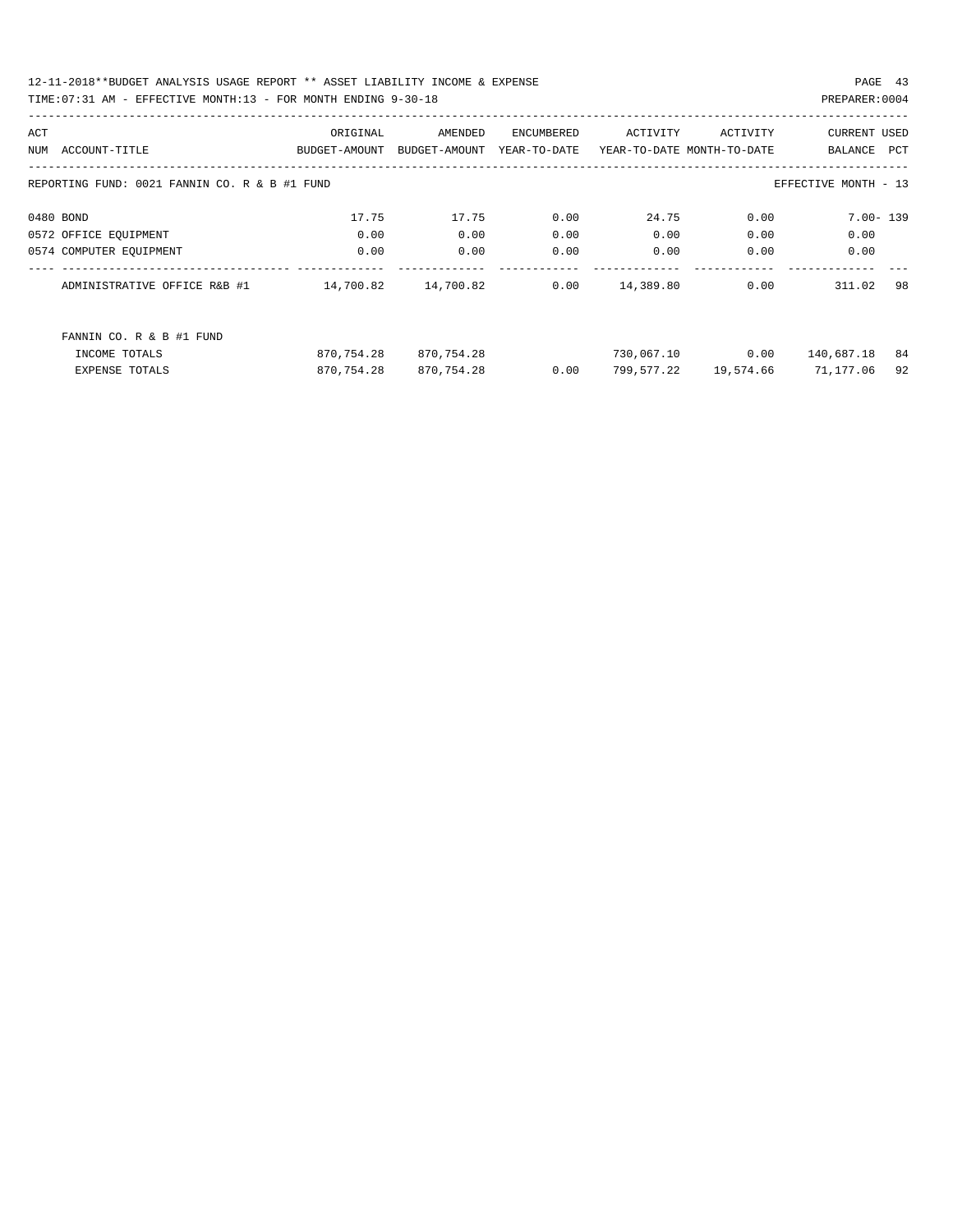12-11-2018**BUDGET ANALYSIS USAGE REPORT ** ASSET LIABILITY INCOME & EXPENSE

TIME:07:31 AM - EFFECTIVE MONTH:13 - FOR MONTH ENDING 9-30-18

PREPARER:0004

| ACT NUM | ACCOUNT-TITLE | ORIGINAL BUDGET-AMOUNT | AMENDED BUDGET-AMOUNT | ENCUMBERED YEAR-TO-DATE | ACTIVITY YEAR-TO-DATE | ACTIVITY MONTH-TO-DATE | CURRENT BALANCE | USED PCT |
|---|---|---|---|---|---|---|---|---|
| REPORTING FUND: 0021 FANNIN CO. R & B #1 FUND | | | | | | | EFFECTIVE MONTH - 13 | |
| 0480 | BOND | 17.75 | 17.75 | 0.00 | 24.75 | 0.00 | 7.00- | 139 |
| 0572 | OFFICE EQUIPMENT | 0.00 | 0.00 | 0.00 | 0.00 | 0.00 | 0.00 | |
| 0574 | COMPUTER EQUIPMENT | 0.00 | 0.00 | 0.00 | 0.00 | 0.00 | 0.00 | |
| | ADMINISTRATIVE OFFICE R&B #1 | 14,700.82 | 14,700.82 | 0.00 | 14,389.80 | 0.00 | 311.02 | 98 |
| | FANNIN CO. R & B #1 FUND | | | | | | | |
| | INCOME TOTALS | 870,754.28 | 870,754.28 | | 730,067.10 | 0.00 | 140,687.18 | 84 |
| | EXPENSE TOTALS | 870,754.28 | 870,754.28 | 0.00 | 799,577.22 | 19,574.66 | 71,177.06 | 92 |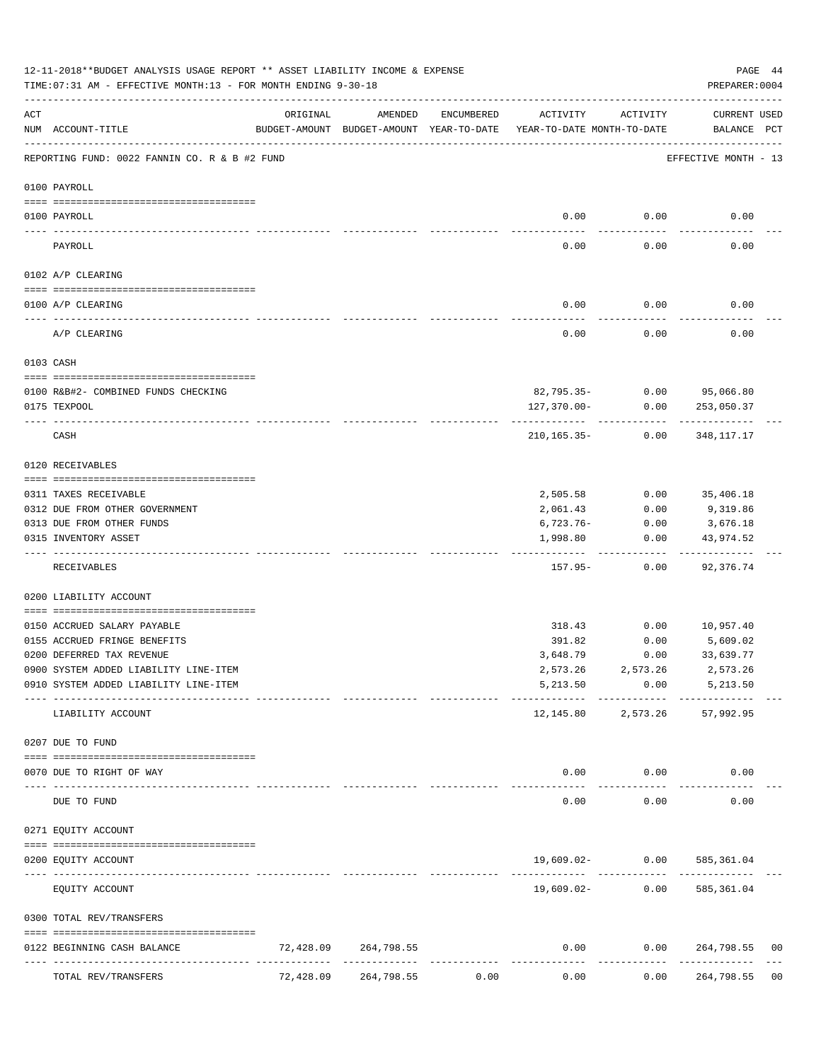12-11-2018**BUDGET ANALYSIS USAGE REPORT ** ASSET LIABILITY INCOME & EXPENSE

TIME:07:31 AM - EFFECTIVE MONTH:13 - FOR MONTH ENDING 9-30-18

PREPARER:0004

| ACT NUM | ACCOUNT-TITLE | ORIGINAL BUDGET-AMOUNT | AMENDED BUDGET-AMOUNT | ENCUMBERED YEAR-TO-DATE | ACTIVITY YEAR-TO-DATE | ACTIVITY MONTH-TO-DATE | CURRENT BALANCE | USED PCT |
|---|---|---|---|---|---|---|---|---|

REPORTING FUND: 0022 FANNIN CO. R & B #2 FUND — EFFECTIVE MONTH - 13

| ACT NUM | ACCOUNT-TITLE | ORIGINAL BUDGET-AMOUNT | AMENDED BUDGET-AMOUNT | ENCUMBERED YEAR-TO-DATE | ACTIVITY YEAR-TO-DATE | ACTIVITY MONTH-TO-DATE | CURRENT BALANCE | USED PCT |
|---|---|---|---|---|---|---|---|---|
| **0100 PAYROLL** | | | | | | | | |
| 0100 | PAYROLL | | | | 0.00 | 0.00 | 0.00 | |
| | PAYROLL | | | | 0.00 | 0.00 | 0.00 | |
| **0102 A/P CLEARING** | | | | | | | | |
| 0100 | A/P CLEARING | | | | 0.00 | 0.00 | 0.00 | |
| | A/P CLEARING | | | | 0.00 | 0.00 | 0.00 | |
| **0103 CASH** | | | | | | | | |
| 0100 | R&B#2- COMBINED FUNDS CHECKING | | | | 82,795.35- | 0.00 | 95,066.80 | |
| 0175 | TEXPOOL | | | | 127,370.00- | 0.00 | 253,050.37 | |
| | CASH | | | | 210,165.35- | 0.00 | 348,117.17 | |
| **0120 RECEIVABLES** | | | | | | | | |
| 0311 | TAXES RECEIVABLE | | | | 2,505.58 | 0.00 | 35,406.18 | |
| 0312 | DUE FROM OTHER GOVERNMENT | | | | 2,061.43 | 0.00 | 9,319.86 | |
| 0313 | DUE FROM OTHER FUNDS | | | | 6,723.76- | 0.00 | 3,676.18 | |
| 0315 | INVENTORY ASSET | | | | 1,998.80 | 0.00 | 43,974.52 | |
| | RECEIVABLES | | | | 157.95- | 0.00 | 92,376.74 | |
| **0200 LIABILITY ACCOUNT** | | | | | | | | |
| 0150 | ACCRUED SALARY PAYABLE | | | | 318.43 | 0.00 | 10,957.40 | |
| 0155 | ACCRUED FRINGE BENEFITS | | | | 391.82 | 0.00 | 5,609.02 | |
| 0200 | DEFERRED TAX REVENUE | | | | 3,648.79 | 0.00 | 33,639.77 | |
| 0900 | SYSTEM ADDED LIABILITY LINE-ITEM | | | | 2,573.26 | 2,573.26 | 2,573.26 | |
| 0910 | SYSTEM ADDED LIABILITY LINE-ITEM | | | | 5,213.50 | 0.00 | 5,213.50 | |
| | LIABILITY ACCOUNT | | | | 12,145.80 | 2,573.26 | 57,992.95 | |
| **0207 DUE TO FUND** | | | | | | | | |
| 0070 | DUE TO RIGHT OF WAY | | | | 0.00 | 0.00 | 0.00 | |
| | DUE TO FUND | | | | 0.00 | 0.00 | 0.00 | |
| **0271 EQUITY ACCOUNT** | | | | | | | | |
| 0200 | EQUITY ACCOUNT | | | | 19,609.02- | 0.00 | 585,361.04 | |
| | EQUITY ACCOUNT | | | | 19,609.02- | 0.00 | 585,361.04 | |
| **0300 TOTAL REV/TRANSFERS** | | | | | | | | |
| 0122 | BEGINNING CASH BALANCE | 72,428.09 | 264,798.55 | | 0.00 | 0.00 | 264,798.55 | 00 |
| | TOTAL REV/TRANSFERS | 72,428.09 | 264,798.55 | 0.00 | 0.00 | 0.00 | 264,798.55 | 00 |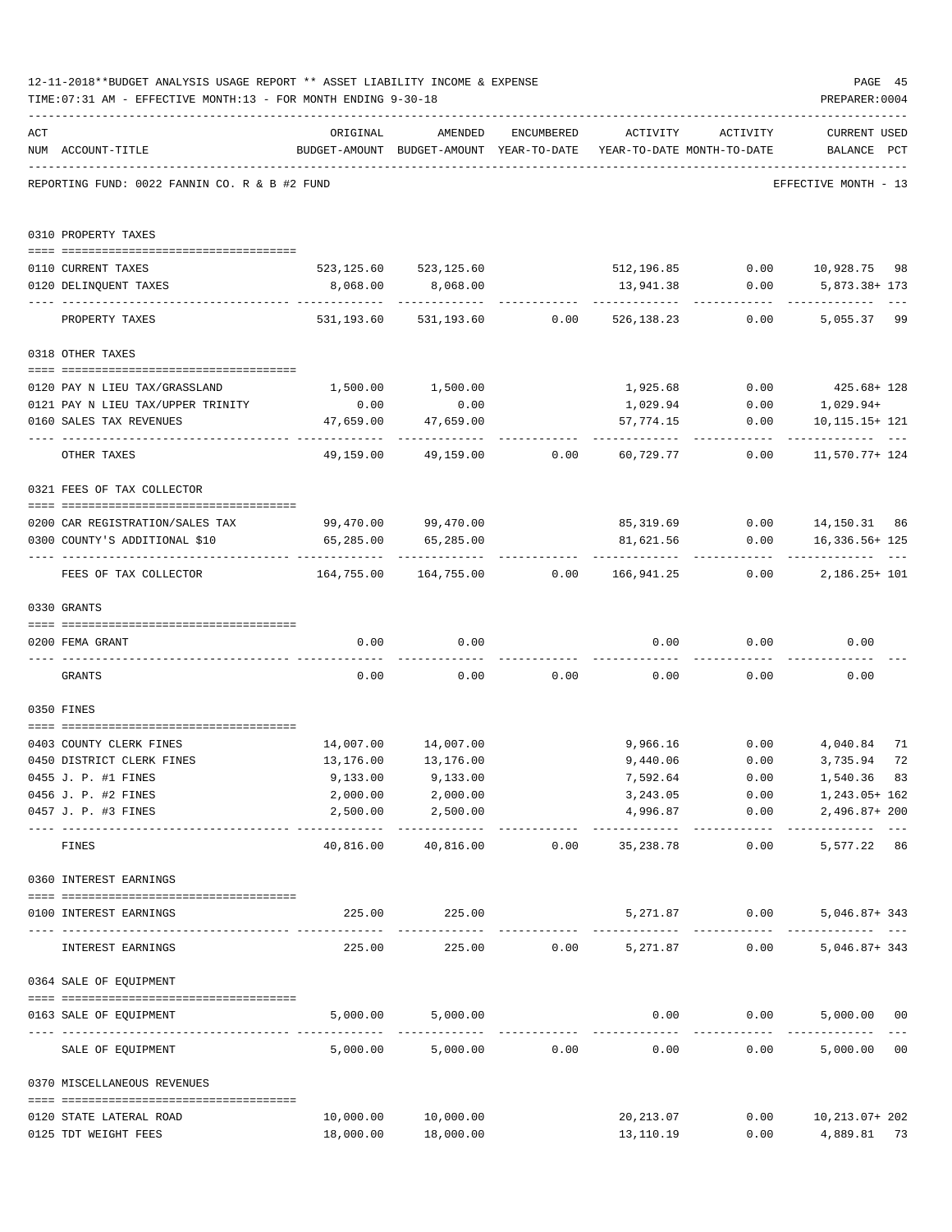12-11-2018**BUDGET ANALYSIS USAGE REPORT ** ASSET LIABILITY INCOME & EXPENSE

TIME:07:31 AM - EFFECTIVE MONTH:13 - FOR MONTH ENDING 9-30-18

PREPARER:0004

| ACT NUM | ACCOUNT-TITLE | ORIGINAL BUDGET-AMOUNT | AMENDED BUDGET-AMOUNT | ENCUMBERED YEAR-TO-DATE | ACTIVITY YEAR-TO-DATE | ACTIVITY MONTH-TO-DATE | CURRENT BALANCE | USED PCT |
|---|---|---|---|---|---|---|---|---|
| | REPORTING FUND: 0022 FANNIN CO. R & B #2 FUND | | | | | | EFFECTIVE MONTH - 13 | |
| | 0310 PROPERTY TAXES | | | | | | | |
| 0110 | CURRENT TAXES | 523,125.60 | 523,125.60 | | 512,196.85 | 0.00 | 10,928.75 | 98 |
| 0120 | DELINQUENT TAXES | 8,068.00 | 8,068.00 | | 13,941.38 | 0.00 | 5,873.38+ | 173 |
| | PROPERTY TAXES | 531,193.60 | 531,193.60 | 0.00 | 526,138.23 | 0.00 | 5,055.37 | 99 |
| | 0318 OTHER TAXES | | | | | | | |
| 0120 | PAY N LIEU TAX/GRASSLAND | 1,500.00 | 1,500.00 | | 1,925.68 | 0.00 | 425.68+ | 128 |
| 0121 | PAY N LIEU TAX/UPPER TRINITY | 0.00 | 0.00 | | 1,029.94 | 0.00 | 1,029.94+ | |
| 0160 | SALES TAX REVENUES | 47,659.00 | 47,659.00 | | 57,774.15 | 0.00 | 10,115.15+ | 121 |
| | OTHER TAXES | 49,159.00 | 49,159.00 | 0.00 | 60,729.77 | 0.00 | 11,570.77+ | 124 |
| | 0321 FEES OF TAX COLLECTOR | | | | | | | |
| 0200 | CAR REGISTRATION/SALES TAX | 99,470.00 | 99,470.00 | | 85,319.69 | 0.00 | 14,150.31 | 86 |
| 0300 | COUNTY'S ADDITIONAL $10 | 65,285.00 | 65,285.00 | | 81,621.56 | 0.00 | 16,336.56+ | 125 |
| | FEES OF TAX COLLECTOR | 164,755.00 | 164,755.00 | 0.00 | 166,941.25 | 0.00 | 2,186.25+ | 101 |
| | 0330 GRANTS | | | | | | | |
| 0200 | FEMA GRANT | 0.00 | 0.00 | | 0.00 | 0.00 | 0.00 | |
| | GRANTS | 0.00 | 0.00 | 0.00 | 0.00 | 0.00 | 0.00 | |
| | 0350 FINES | | | | | | | |
| 0403 | COUNTY CLERK FINES | 14,007.00 | 14,007.00 | | 9,966.16 | 0.00 | 4,040.84 | 71 |
| 0450 | DISTRICT CLERK FINES | 13,176.00 | 13,176.00 | | 9,440.06 | 0.00 | 3,735.94 | 72 |
| 0455 | J. P. #1 FINES | 9,133.00 | 9,133.00 | | 7,592.64 | 0.00 | 1,540.36 | 83 |
| 0456 | J. P. #2 FINES | 2,000.00 | 2,000.00 | | 3,243.05 | 0.00 | 1,243.05+ | 162 |
| 0457 | J. P. #3 FINES | 2,500.00 | 2,500.00 | | 4,996.87 | 0.00 | 2,496.87+ | 200 |
| | FINES | 40,816.00 | 40,816.00 | 0.00 | 35,238.78 | 0.00 | 5,577.22 | 86 |
| | 0360 INTEREST EARNINGS | | | | | | | |
| 0100 | INTEREST EARNINGS | 225.00 | 225.00 | | 5,271.87 | 0.00 | 5,046.87+ | 343 |
| | INTEREST EARNINGS | 225.00 | 225.00 | 0.00 | 5,271.87 | 0.00 | 5,046.87+ | 343 |
| | 0364 SALE OF EQUIPMENT | | | | | | | |
| 0163 | SALE OF EQUIPMENT | 5,000.00 | 5,000.00 | | 0.00 | 0.00 | 5,000.00 | 00 |
| | SALE OF EQUIPMENT | 5,000.00 | 5,000.00 | 0.00 | 0.00 | 0.00 | 5,000.00 | 00 |
| | 0370 MISCELLANEOUS REVENUES | | | | | | | |
| 0120 | STATE LATERAL ROAD | 10,000.00 | 10,000.00 | | 20,213.07 | 0.00 | 10,213.07+ | 202 |
| 0125 | TDT WEIGHT FEES | 18,000.00 | 18,000.00 | | 13,110.19 | 0.00 | 4,889.81 | 73 |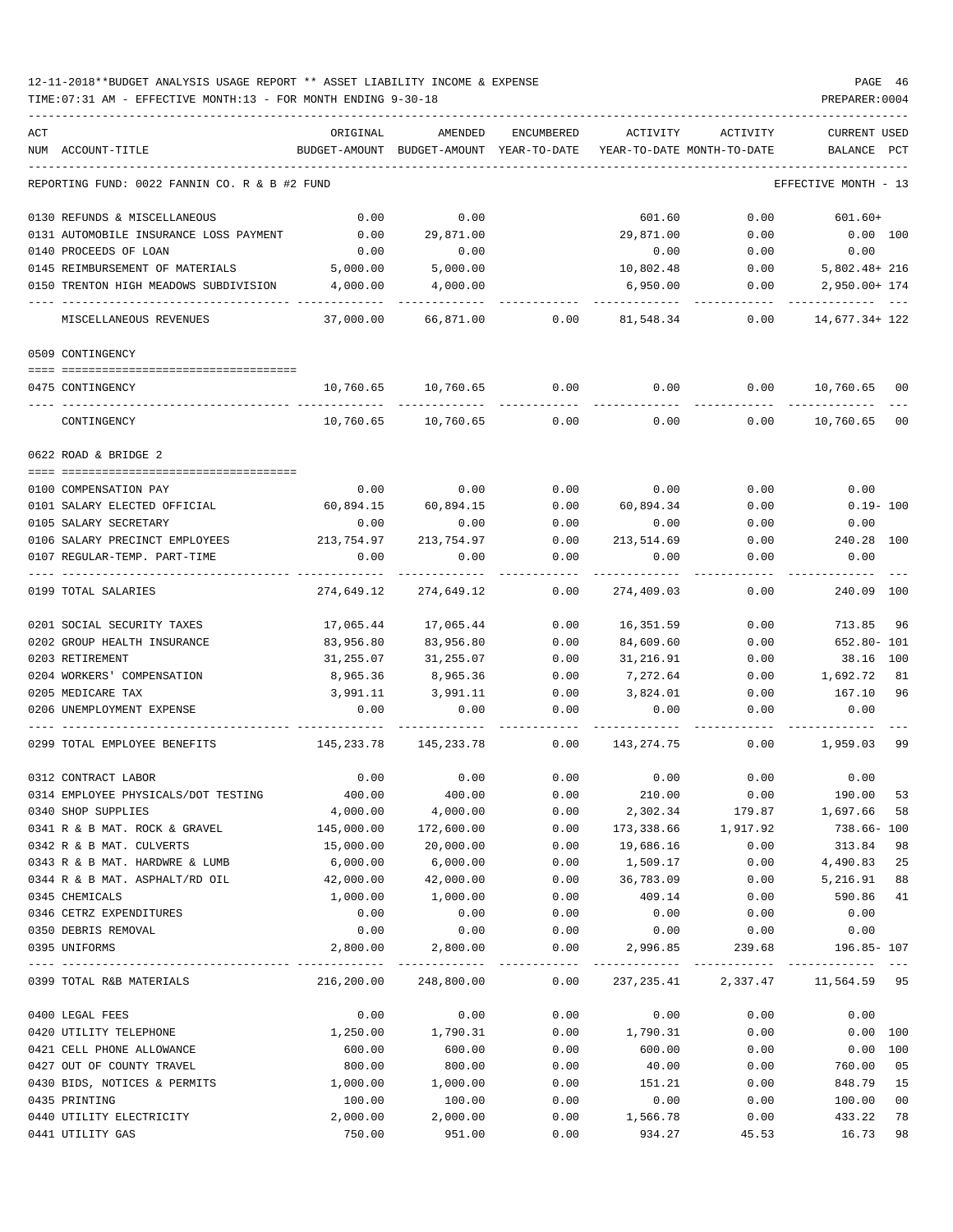12-11-2018**BUDGET ANALYSIS USAGE REPORT ** ASSET LIABILITY INCOME & EXPENSE

TIME:07:31 AM - EFFECTIVE MONTH:13 - FOR MONTH ENDING 9-30-18

PREPARER:0004

| ACT NUM ACCOUNT-TITLE | ORIGINAL BUDGET-AMOUNT | AMENDED BUDGET-AMOUNT | ENCUMBERED YEAR-TO-DATE | ACTIVITY YEAR-TO-DATE | ACTIVITY MONTH-TO-DATE | CURRENT USED BALANCE | PCT |
|---|---|---|---|---|---|---|---|
| REPORTING FUND: 0022 FANNIN CO. R & B #2 FUND | | | | | | EFFECTIVE MONTH - 13 | |
| 0130 REFUNDS & MISCELLANEOUS | 0.00 | 0.00 | | 601.60 | 0.00 | 601.60+ | |
| 0131 AUTOMOBILE INSURANCE LOSS PAYMENT | 0.00 | 29,871.00 | | 29,871.00 | 0.00 | 0.00 | 100 |
| 0140 PROCEEDS OF LOAN | 0.00 | 0.00 | | 0.00 | 0.00 | 0.00 | |
| 0145 REIMBURSEMENT OF MATERIALS | 5,000.00 | 5,000.00 | | 10,802.48 | 0.00 | 5,802.48+ | 216 |
| 0150 TRENTON HIGH MEADOWS SUBDIVISION | 4,000.00 | 4,000.00 | | 6,950.00 | 0.00 | 2,950.00+ | 174 |
| MISCELLANEOUS REVENUES | 37,000.00 | 66,871.00 | 0.00 | 81,548.34 | 0.00 | 14,677.34+ | 122 |
| 0509 CONTINGENCY | | | | | | | |
| 0475 CONTINGENCY | 10,760.65 | 10,760.65 | 0.00 | 0.00 | 0.00 | 10,760.65 | 00 |
| CONTINGENCY | 10,760.65 | 10,760.65 | 0.00 | 0.00 | 0.00 | 10,760.65 | 00 |
| 0622 ROAD & BRIDGE 2 | | | | | | | |
| 0100 COMPENSATION PAY | 0.00 | 0.00 | 0.00 | 0.00 | 0.00 | 0.00 | |
| 0101 SALARY ELECTED OFFICIAL | 60,894.15 | 60,894.15 | 0.00 | 60,894.34 | 0.00 | 0.19- | 100 |
| 0105 SALARY SECRETARY | 0.00 | 0.00 | 0.00 | 0.00 | 0.00 | 0.00 | |
| 0106 SALARY PRECINCT EMPLOYEES | 213,754.97 | 213,754.97 | 0.00 | 213,514.69 | 0.00 | 240.28 | 100 |
| 0107 REGULAR-TEMP. PART-TIME | 0.00 | 0.00 | 0.00 | 0.00 | 0.00 | 0.00 | |
| 0199 TOTAL SALARIES | 274,649.12 | 274,649.12 | 0.00 | 274,409.03 | 0.00 | 240.09 | 100 |
| 0201 SOCIAL SECURITY TAXES | 17,065.44 | 17,065.44 | 0.00 | 16,351.59 | 0.00 | 713.85 | 96 |
| 0202 GROUP HEALTH INSURANCE | 83,956.80 | 83,956.80 | 0.00 | 84,609.60 | 0.00 | 652.80- | 101 |
| 0203 RETIREMENT | 31,255.07 | 31,255.07 | 0.00 | 31,216.91 | 0.00 | 38.16 | 100 |
| 0204 WORKERS' COMPENSATION | 8,965.36 | 8,965.36 | 0.00 | 7,272.64 | 0.00 | 1,692.72 | 81 |
| 0205 MEDICARE TAX | 3,991.11 | 3,991.11 | 0.00 | 3,824.01 | 0.00 | 167.10 | 96 |
| 0206 UNEMPLOYMENT EXPENSE | 0.00 | 0.00 | 0.00 | 0.00 | 0.00 | 0.00 | |
| 0299 TOTAL EMPLOYEE BENEFITS | 145,233.78 | 145,233.78 | 0.00 | 143,274.75 | 0.00 | 1,959.03 | 99 |
| 0312 CONTRACT LABOR | 0.00 | 0.00 | 0.00 | 0.00 | 0.00 | 0.00 | |
| 0314 EMPLOYEE PHYSICALS/DOT TESTING | 400.00 | 400.00 | 0.00 | 210.00 | 0.00 | 190.00 | 53 |
| 0340 SHOP SUPPLIES | 4,000.00 | 4,000.00 | 0.00 | 2,302.34 | 179.87 | 1,697.66 | 58 |
| 0341 R & B MAT. ROCK & GRAVEL | 145,000.00 | 172,600.00 | 0.00 | 173,338.66 | 1,917.92 | 738.66- | 100 |
| 0342 R & B MAT. CULVERTS | 15,000.00 | 20,000.00 | 0.00 | 19,686.16 | 0.00 | 313.84 | 98 |
| 0343 R & B MAT. HARDWRE & LUMB | 6,000.00 | 6,000.00 | 0.00 | 1,509.17 | 0.00 | 4,490.83 | 25 |
| 0344 R & B MAT. ASPHALT/RD OIL | 42,000.00 | 42,000.00 | 0.00 | 36,783.09 | 0.00 | 5,216.91 | 88 |
| 0345 CHEMICALS | 1,000.00 | 1,000.00 | 0.00 | 409.14 | 0.00 | 590.86 | 41 |
| 0346 CETRZ EXPENDITURES | 0.00 | 0.00 | 0.00 | 0.00 | 0.00 | 0.00 | |
| 0350 DEBRIS REMOVAL | 0.00 | 0.00 | 0.00 | 0.00 | 0.00 | 0.00 | |
| 0395 UNIFORMS | 2,800.00 | 2,800.00 | 0.00 | 2,996.85 | 239.68 | 196.85- | 107 |
| 0399 TOTAL R&B MATERIALS | 216,200.00 | 248,800.00 | 0.00 | 237,235.41 | 2,337.47 | 11,564.59 | 95 |
| 0400 LEGAL FEES | 0.00 | 0.00 | 0.00 | 0.00 | 0.00 | 0.00 | |
| 0420 UTILITY TELEPHONE | 1,250.00 | 1,790.31 | 0.00 | 1,790.31 | 0.00 | 0.00 | 100 |
| 0421 CELL PHONE ALLOWANCE | 600.00 | 600.00 | 0.00 | 600.00 | 0.00 | 0.00 | 100 |
| 0427 OUT OF COUNTY TRAVEL | 800.00 | 800.00 | 0.00 | 40.00 | 0.00 | 760.00 | 05 |
| 0430 BIDS, NOTICES & PERMITS | 1,000.00 | 1,000.00 | 0.00 | 151.21 | 0.00 | 848.79 | 15 |
| 0435 PRINTING | 100.00 | 100.00 | 0.00 | 0.00 | 0.00 | 100.00 | 00 |
| 0440 UTILITY ELECTRICITY | 2,000.00 | 2,000.00 | 0.00 | 1,566.78 | 0.00 | 433.22 | 78 |
| 0441 UTILITY GAS | 750.00 | 951.00 | 0.00 | 934.27 | 45.53 | 16.73 | 98 |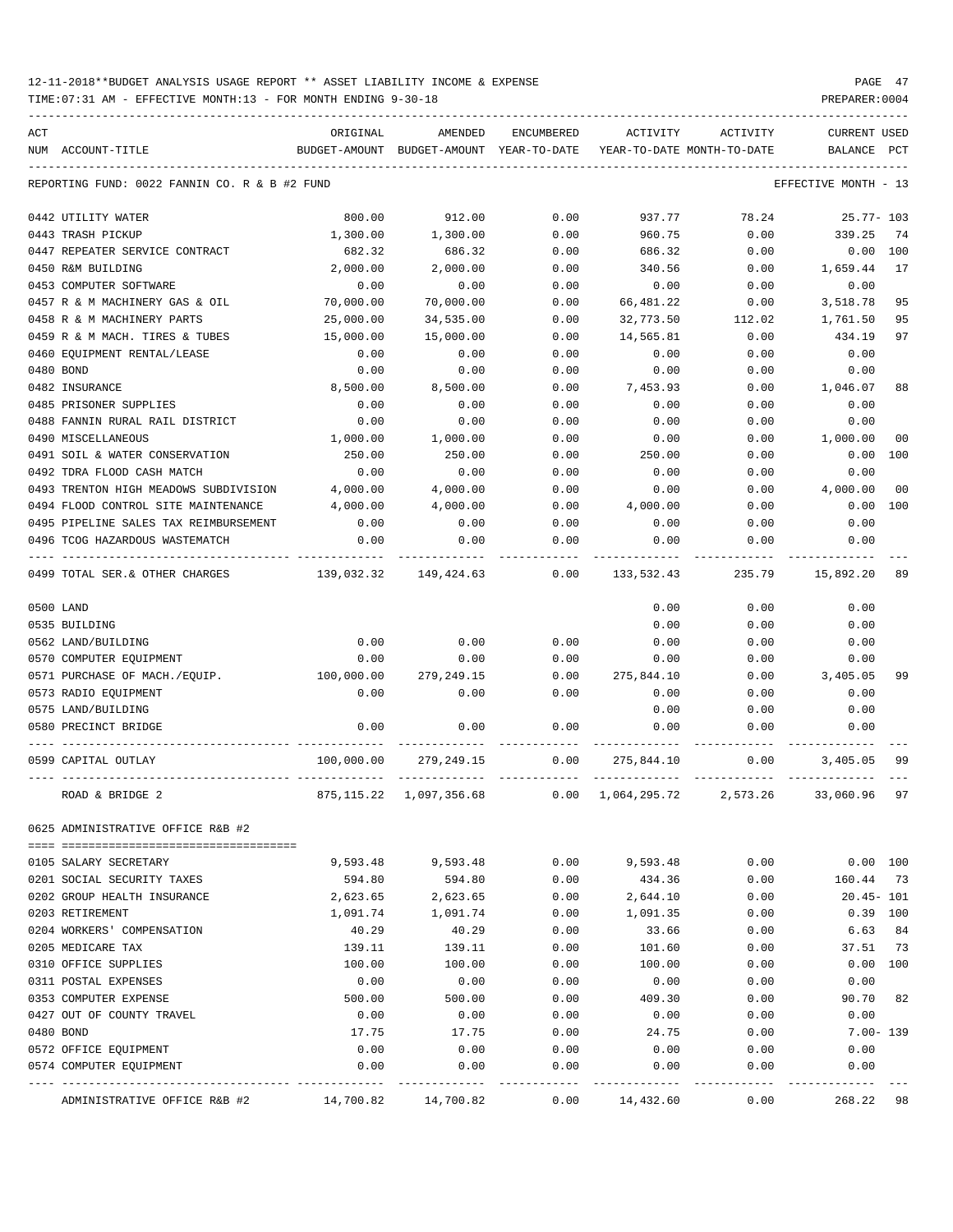12-11-2018**BUDGET ANALYSIS USAGE REPORT ** ASSET LIABILITY INCOME & EXPENSE

TIME:07:31 AM - EFFECTIVE MONTH:13 - FOR MONTH ENDING 9-30-18

| ACT NUM | ACCOUNT-TITLE | ORIGINAL BUDGET-AMOUNT | AMENDED BUDGET-AMOUNT | ENCUMBERED YEAR-TO-DATE | ACTIVITY YEAR-TO-DATE | ACTIVITY MONTH-TO-DATE | CURRENT BALANCE | USED PCT |
|---|---|---|---|---|---|---|---|---|
| REPORTING FUND: 0022 FANNIN CO. R & B #2 FUND | | | | | | | EFFECTIVE MONTH - 13 | |
| 0442 | UTILITY WATER | 800.00 | 912.00 | 0.00 | 937.77 | 78.24 | 25.77- | 103 |
| 0443 | TRASH PICKUP | 1,300.00 | 1,300.00 | 0.00 | 960.75 | 0.00 | 339.25 | 74 |
| 0447 | REPEATER SERVICE CONTRACT | 682.32 | 686.32 | 0.00 | 686.32 | 0.00 | 0.00 | 100 |
| 0450 | R&M BUILDING | 2,000.00 | 2,000.00 | 0.00 | 340.56 | 0.00 | 1,659.44 | 17 |
| 0453 | COMPUTER SOFTWARE | 0.00 | 0.00 | 0.00 | 0.00 | 0.00 | 0.00 | |
| 0457 | R & M MACHINERY GAS & OIL | 70,000.00 | 70,000.00 | 0.00 | 66,481.22 | 0.00 | 3,518.78 | 95 |
| 0458 | R & M MACHINERY PARTS | 25,000.00 | 34,535.00 | 0.00 | 32,773.50 | 112.02 | 1,761.50 | 95 |
| 0459 | R & M MACH. TIRES & TUBES | 15,000.00 | 15,000.00 | 0.00 | 14,565.81 | 0.00 | 434.19 | 97 |
| 0460 | EQUIPMENT RENTAL/LEASE | 0.00 | 0.00 | 0.00 | 0.00 | 0.00 | 0.00 | |
| 0480 | BOND | 0.00 | 0.00 | 0.00 | 0.00 | 0.00 | 0.00 | |
| 0482 | INSURANCE | 8,500.00 | 8,500.00 | 0.00 | 7,453.93 | 0.00 | 1,046.07 | 88 |
| 0485 | PRISONER SUPPLIES | 0.00 | 0.00 | 0.00 | 0.00 | 0.00 | 0.00 | |
| 0488 | FANNIN RURAL RAIL DISTRICT | 0.00 | 0.00 | 0.00 | 0.00 | 0.00 | 0.00 | |
| 0490 | MISCELLANEOUS | 1,000.00 | 1,000.00 | 0.00 | 0.00 | 0.00 | 1,000.00 | 00 |
| 0491 | SOIL & WATER CONSERVATION | 250.00 | 250.00 | 0.00 | 250.00 | 0.00 | 0.00 | 100 |
| 0492 | TDRA FLOOD CASH MATCH | 0.00 | 0.00 | 0.00 | 0.00 | 0.00 | 0.00 | |
| 0493 | TRENTON HIGH MEADOWS SUBDIVISION | 4,000.00 | 4,000.00 | 0.00 | 0.00 | 0.00 | 4,000.00 | 00 |
| 0494 | FLOOD CONTROL SITE MAINTENANCE | 4,000.00 | 4,000.00 | 0.00 | 4,000.00 | 0.00 | 0.00 | 100 |
| 0495 | PIPELINE SALES TAX REIMBURSEMENT | 0.00 | 0.00 | 0.00 | 0.00 | 0.00 | 0.00 | |
| 0496 | TCOG HAZARDOUS WASTEMATCH | 0.00 | 0.00 | 0.00 | 0.00 | 0.00 | 0.00 | |
| 0499 | TOTAL SER.& OTHER CHARGES | 139,032.32 | 149,424.63 | 0.00 | 133,532.43 | 235.79 | 15,892.20 | 89 |
| 0500 | LAND | | | | 0.00 | 0.00 | 0.00 | |
| 0535 | BUILDING | | | | 0.00 | 0.00 | 0.00 | |
| 0562 | LAND/BUILDING | 0.00 | 0.00 | 0.00 | 0.00 | 0.00 | 0.00 | |
| 0570 | COMPUTER EQUIPMENT | 0.00 | 0.00 | 0.00 | 0.00 | 0.00 | 0.00 | |
| 0571 | PURCHASE OF MACH./EQUIP. | 100,000.00 | 279,249.15 | 0.00 | 275,844.10 | 0.00 | 3,405.05 | 99 |
| 0573 | RADIO EQUIPMENT | 0.00 | 0.00 | 0.00 | 0.00 | 0.00 | 0.00 | |
| 0575 | LAND/BUILDING | | | | 0.00 | 0.00 | 0.00 | |
| 0580 | PRECINCT BRIDGE | 0.00 | 0.00 | 0.00 | 0.00 | 0.00 | 0.00 | |
| 0599 | CAPITAL OUTLAY | 100,000.00 | 279,249.15 | 0.00 | 275,844.10 | 0.00 | 3,405.05 | 99 |
| | ROAD & BRIDGE 2 | 875,115.22 | 1,097,356.68 | 0.00 | 1,064,295.72 | 2,573.26 | 33,060.96 | 97 |
| 0625 | ADMINISTRATIVE OFFICE R&B #2 | | | | | | | |
| 0105 | SALARY SECRETARY | 9,593.48 | 9,593.48 | 0.00 | 9,593.48 | 0.00 | 0.00 | 100 |
| 0201 | SOCIAL SECURITY TAXES | 594.80 | 594.80 | 0.00 | 434.36 | 0.00 | 160.44 | 73 |
| 0202 | GROUP HEALTH INSURANCE | 2,623.65 | 2,623.65 | 0.00 | 2,644.10 | 0.00 | 20.45- | 101 |
| 0203 | RETIREMENT | 1,091.74 | 1,091.74 | 0.00 | 1,091.35 | 0.00 | 0.39 | 100 |
| 0204 | WORKERS' COMPENSATION | 40.29 | 40.29 | 0.00 | 33.66 | 0.00 | 6.63 | 84 |
| 0205 | MEDICARE TAX | 139.11 | 139.11 | 0.00 | 101.60 | 0.00 | 37.51 | 73 |
| 0310 | OFFICE SUPPLIES | 100.00 | 100.00 | 0.00 | 100.00 | 0.00 | 0.00 | 100 |
| 0311 | POSTAL EXPENSES | 0.00 | 0.00 | 0.00 | 0.00 | 0.00 | 0.00 | |
| 0353 | COMPUTER EXPENSE | 500.00 | 500.00 | 0.00 | 409.30 | 0.00 | 90.70 | 82 |
| 0427 | OUT OF COUNTY TRAVEL | 0.00 | 0.00 | 0.00 | 0.00 | 0.00 | 0.00 | |
| 0480 | BOND | 17.75 | 17.75 | 0.00 | 24.75 | 0.00 | 7.00- | 139 |
| 0572 | OFFICE EQUIPMENT | 0.00 | 0.00 | 0.00 | 0.00 | 0.00 | 0.00 | |
| 0574 | COMPUTER EQUIPMENT | 0.00 | 0.00 | 0.00 | 0.00 | 0.00 | 0.00 | |
| | ADMINISTRATIVE OFFICE R&B #2 | 14,700.82 | 14,700.82 | 0.00 | 14,432.60 | 0.00 | 268.22 | 98 |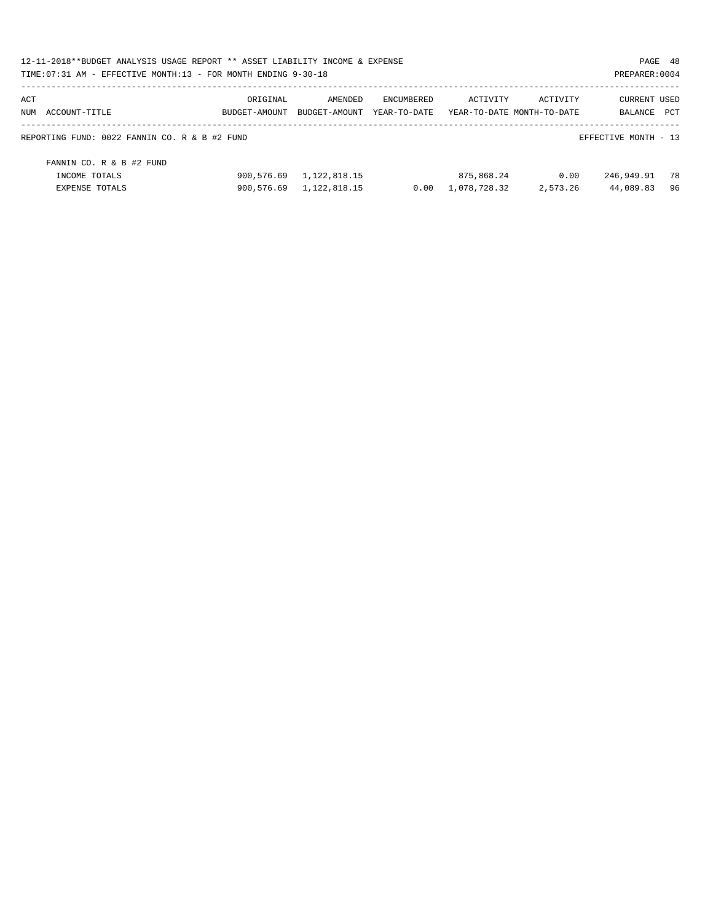12-11-2018**BUDGET ANALYSIS USAGE REPORT ** ASSET LIABILITY INCOME & EXPENSE

TIME:07:31 AM - EFFECTIVE MONTH:13 - FOR MONTH ENDING 9-30-18

PREPARER:0004

| ACT NUM | ACCOUNT-TITLE | ORIGINAL BUDGET-AMOUNT | AMENDED BUDGET-AMOUNT | ENCUMBERED YEAR-TO-DATE | ACTIVITY YEAR-TO-DATE | ACTIVITY MONTH-TO-DATE | CURRENT BALANCE | USED PCT |
|---|---|---|---|---|---|---|---|---|

REPORTING FUND: 0022 FANNIN CO. R & B #2 FUND — EFFECTIVE MONTH - 13

| ACT NUM | ACCOUNT-TITLE | ORIGINAL BUDGET-AMOUNT | AMENDED BUDGET-AMOUNT | ENCUMBERED YEAR-TO-DATE | ACTIVITY YEAR-TO-DATE | ACTIVITY MONTH-TO-DATE | CURRENT BALANCE | USED PCT |
|---|---|---|---|---|---|---|---|---|
| | FANNIN CO. R & B #2 FUND | | | | | | | |
| | INCOME TOTALS | 900,576.69 | 1,122,818.15 | | 875,868.24 | 0.00 | 246,949.91 | 78 |
| | EXPENSE TOTALS | 900,576.69 | 1,122,818.15 | 0.00 | 1,078,728.32 | 2,573.26 | 44,089.83 | 96 |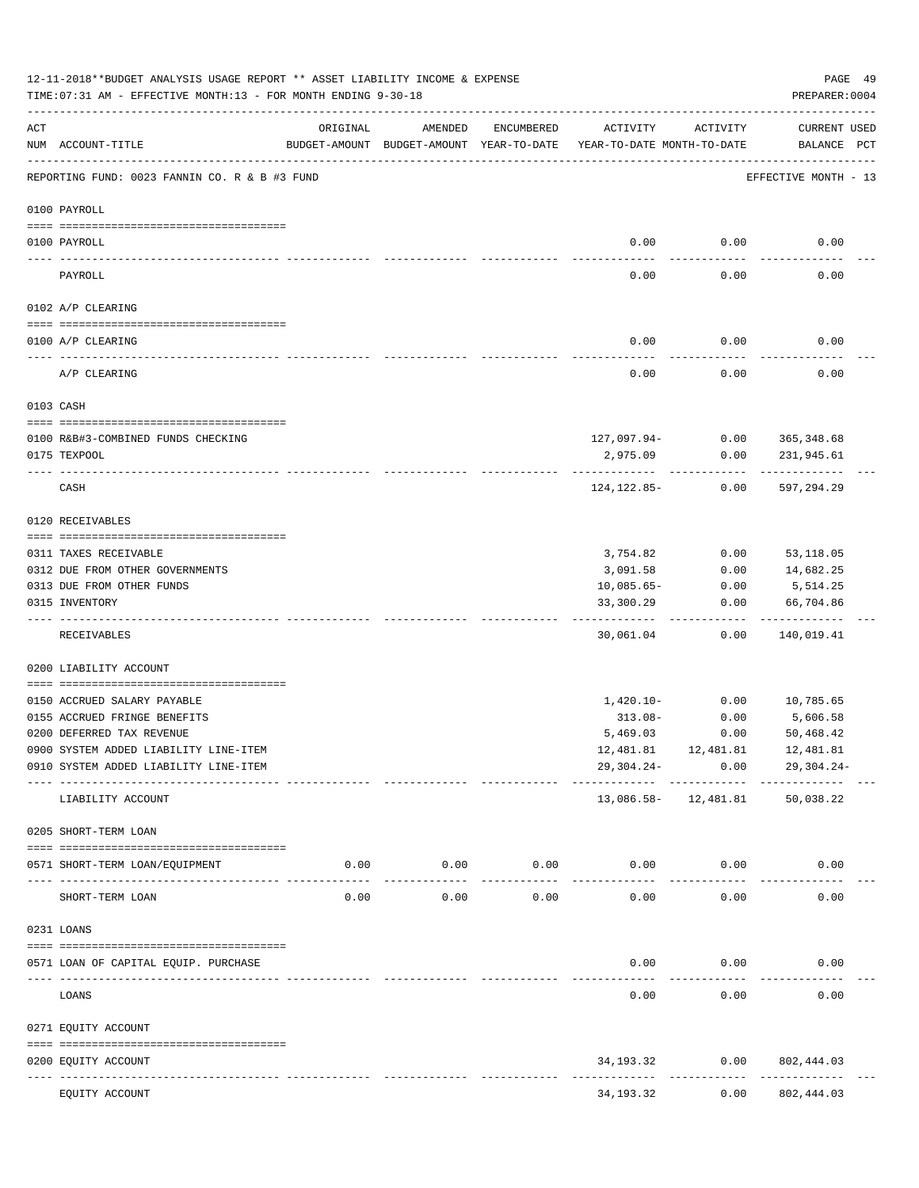12-11-2018**BUDGET ANALYSIS USAGE REPORT ** ASSET LIABILITY INCOME & EXPENSE

TIME:07:31 AM - EFFECTIVE MONTH:13 - FOR MONTH ENDING 9-30-18

PREPARER:0004

| ACT NUM | ACCOUNT-TITLE | ORIGINAL BUDGET-AMOUNT | AMENDED BUDGET-AMOUNT | ENCUMBERED YEAR-TO-DATE | ACTIVITY YEAR-TO-DATE | ACTIVITY MONTH-TO-DATE | CURRENT BALANCE | USED PCT |
|---|---|---|---|---|---|---|---|---|
| | REPORTING FUND: 0023 FANNIN CO. R & B #3 FUND | | | | | | EFFECTIVE MONTH - 13 | |
| | **0100 PAYROLL** | | | | | | | |
| 0100 | PAYROLL | | | | 0.00 | 0.00 | 0.00 | |
| | PAYROLL | | | | 0.00 | 0.00 | 0.00 | |
| | **0102 A/P CLEARING** | | | | | | | |
| 0100 | A/P CLEARING | | | | 0.00 | 0.00 | 0.00 | |
| | A/P CLEARING | | | | 0.00 | 0.00 | 0.00 | |
| | **0103 CASH** | | | | | | | |
| 0100 | R&B#3-COMBINED FUNDS CHECKING | | | | 127,097.94- | 0.00 | 365,348.68 | |
| 0175 | TEXPOOL | | | | 2,975.09 | 0.00 | 231,945.61 | |
| | CASH | | | | 124,122.85- | 0.00 | 597,294.29 | |
| | **0120 RECEIVABLES** | | | | | | | |
| 0311 | TAXES RECEIVABLE | | | | 3,754.82 | 0.00 | 53,118.05 | |
| 0312 | DUE FROM OTHER GOVERNMENTS | | | | 3,091.58 | 0.00 | 14,682.25 | |
| 0313 | DUE FROM OTHER FUNDS | | | | 10,085.65- | 0.00 | 5,514.25 | |
| 0315 | INVENTORY | | | | 33,300.29 | 0.00 | 66,704.86 | |
| | RECEIVABLES | | | | 30,061.04 | 0.00 | 140,019.41 | |
| | **0200 LIABILITY ACCOUNT** | | | | | | | |
| 0150 | ACCRUED SALARY PAYABLE | | | | 1,420.10- | 0.00 | 10,785.65 | |
| 0155 | ACCRUED FRINGE BENEFITS | | | | 313.08- | 0.00 | 5,606.58 | |
| 0200 | DEFERRED TAX REVENUE | | | | 5,469.03 | 0.00 | 50,468.42 | |
| 0900 | SYSTEM ADDED LIABILITY LINE-ITEM | | | | 12,481.81 | 12,481.81 | 12,481.81 | |
| 0910 | SYSTEM ADDED LIABILITY LINE-ITEM | | | | 29,304.24- | 0.00 | 29,304.24- | |
| | LIABILITY ACCOUNT | | | | 13,086.58- | 12,481.81 | 50,038.22 | |
| | **0205 SHORT-TERM LOAN** | | | | | | | |
| 0571 | SHORT-TERM LOAN/EQUIPMENT | 0.00 | 0.00 | 0.00 | 0.00 | 0.00 | 0.00 | |
| | SHORT-TERM LOAN | 0.00 | 0.00 | 0.00 | 0.00 | 0.00 | 0.00 | |
| | **0231 LOANS** | | | | | | | |
| 0571 | LOAN OF CAPITAL EQUIP. PURCHASE | | | | 0.00 | 0.00 | 0.00 | |
| | LOANS | | | | 0.00 | 0.00 | 0.00 | |
| | **0271 EQUITY ACCOUNT** | | | | | | | |
| 0200 | EQUITY ACCOUNT | | | | 34,193.32 | 0.00 | 802,444.03 | |
| | EQUITY ACCOUNT | | | | 34,193.32 | 0.00 | 802,444.03 | |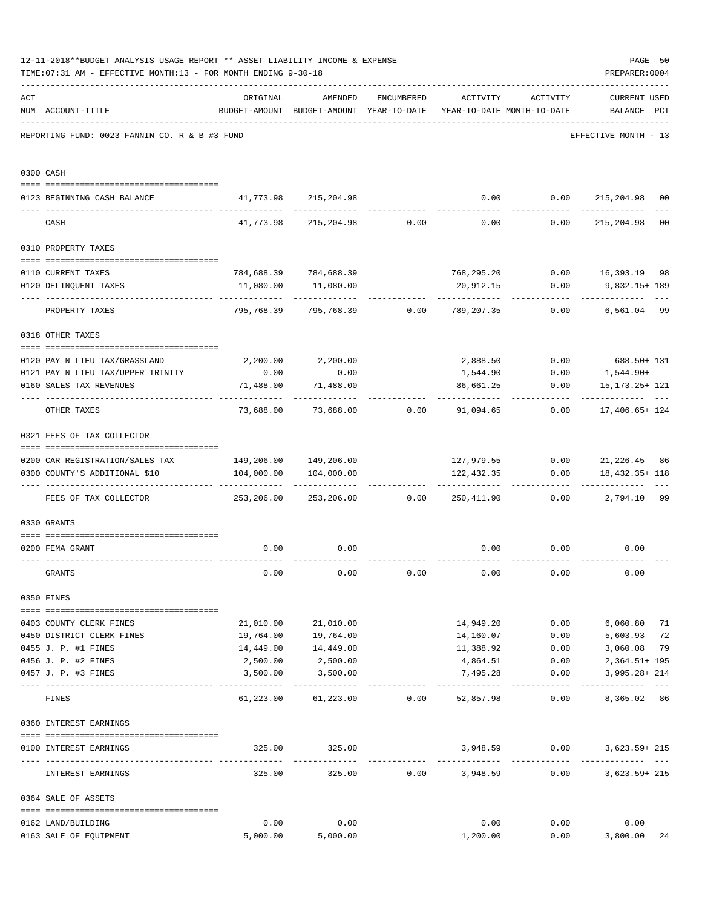12-11-2018**BUDGET ANALYSIS USAGE REPORT ** ASSET LIABILITY INCOME & EXPENSE

TIME:07:31 AM - EFFECTIVE MONTH:13 - FOR MONTH ENDING 9-30-18

PREPARER:0004

REPORTING FUND: 0023 FANNIN CO. R & B #3 FUND — EFFECTIVE MONTH - 13

| ACT NUM | ACCOUNT-TITLE | ORIGINAL BUDGET-AMOUNT | AMENDED BUDGET-AMOUNT | ENCUMBERED YEAR-TO-DATE | ACTIVITY YEAR-TO-DATE | ACTIVITY MONTH-TO-DATE | CURRENT BALANCE | USED PCT |
|---|---|---|---|---|---|---|---|---|
| **0300** | **CASH** | | | | | | | |
| 0123 | BEGINNING CASH BALANCE | 41,773.98 | 215,204.98 | | 0.00 | 0.00 | 215,204.98 | 00 |
| | CASH | 41,773.98 | 215,204.98 | 0.00 | 0.00 | 0.00 | 215,204.98 | 00 |
| **0310** | **PROPERTY TAXES** | | | | | | | |
| 0110 | CURRENT TAXES | 784,688.39 | 784,688.39 | | 768,295.20 | 0.00 | 16,393.19 | 98 |
| 0120 | DELINQUENT TAXES | 11,080.00 | 11,080.00 | | 20,912.15 | 0.00 | 9,832.15+ | 189 |
| | PROPERTY TAXES | 795,768.39 | 795,768.39 | 0.00 | 789,207.35 | 0.00 | 6,561.04 | 99 |
| **0318** | **OTHER TAXES** | | | | | | | |
| 0120 | PAY N LIEU TAX/GRASSLAND | 2,200.00 | 2,200.00 | | 2,888.50 | 0.00 | 688.50+ | 131 |
| 0121 | PAY N LIEU TAX/UPPER TRINITY | 0.00 | 0.00 | | 1,544.90 | 0.00 | 1,544.90+ | |
| 0160 | SALES TAX REVENUES | 71,488.00 | 71,488.00 | | 86,661.25 | 0.00 | 15,173.25+ | 121 |
| | OTHER TAXES | 73,688.00 | 73,688.00 | 0.00 | 91,094.65 | 0.00 | 17,406.65+ | 124 |
| **0321** | **FEES OF TAX COLLECTOR** | | | | | | | |
| 0200 | CAR REGISTRATION/SALES TAX | 149,206.00 | 149,206.00 | | 127,979.55 | 0.00 | 21,226.45 | 86 |
| 0300 | COUNTY'S ADDITIONAL $10 | 104,000.00 | 104,000.00 | | 122,432.35 | 0.00 | 18,432.35+ | 118 |
| | FEES OF TAX COLLECTOR | 253,206.00 | 253,206.00 | 0.00 | 250,411.90 | 0.00 | 2,794.10 | 99 |
| **0330** | **GRANTS** | | | | | | | |
| 0200 | FEMA GRANT | 0.00 | 0.00 | | 0.00 | 0.00 | 0.00 | |
| | GRANTS | 0.00 | 0.00 | 0.00 | 0.00 | 0.00 | 0.00 | |
| **0350** | **FINES** | | | | | | | |
| 0403 | COUNTY CLERK FINES | 21,010.00 | 21,010.00 | | 14,949.20 | 0.00 | 6,060.80 | 71 |
| 0450 | DISTRICT CLERK FINES | 19,764.00 | 19,764.00 | | 14,160.07 | 0.00 | 5,603.93 | 72 |
| 0455 | J. P. #1 FINES | 14,449.00 | 14,449.00 | | 11,388.92 | 0.00 | 3,060.08 | 79 |
| 0456 | J. P. #2 FINES | 2,500.00 | 2,500.00 | | 4,864.51 | 0.00 | 2,364.51+ | 195 |
| 0457 | J. P. #3 FINES | 3,500.00 | 3,500.00 | | 7,495.28 | 0.00 | 3,995.28+ | 214 |
| | FINES | 61,223.00 | 61,223.00 | 0.00 | 52,857.98 | 0.00 | 8,365.02 | 86 |
| **0360** | **INTEREST EARNINGS** | | | | | | | |
| 0100 | INTEREST EARNINGS | 325.00 | 325.00 | | 3,948.59 | 0.00 | 3,623.59+ | 215 |
| | INTEREST EARNINGS | 325.00 | 325.00 | 0.00 | 3,948.59 | 0.00 | 3,623.59+ | 215 |
| **0364** | **SALE OF ASSETS** | | | | | | | |
| 0162 | LAND/BUILDING | 0.00 | 0.00 | | 0.00 | 0.00 | 0.00 | |
| 0163 | SALE OF EQUIPMENT | 5,000.00 | 5,000.00 | | 1,200.00 | 0.00 | 3,800.00 | 24 |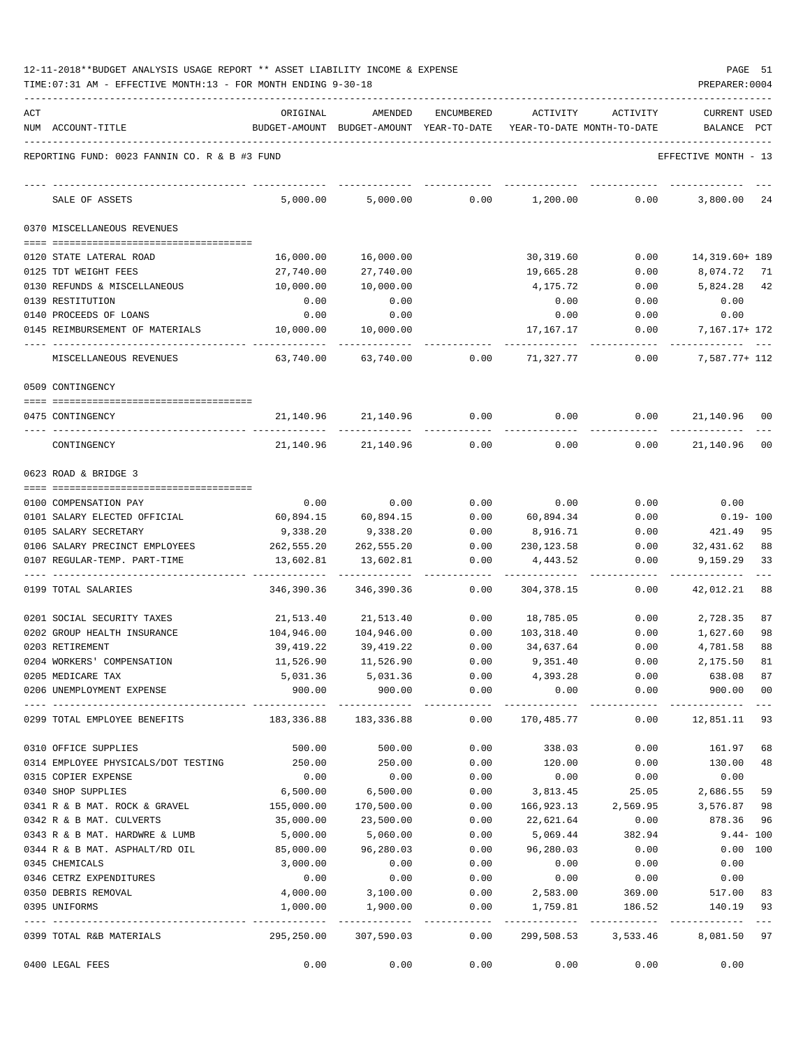12-11-2018**BUDGET ANALYSIS USAGE REPORT ** ASSET LIABILITY INCOME & EXPENSE

TIME:07:31 AM - EFFECTIVE MONTH:13 - FOR MONTH ENDING 9-30-18

PREPARER:0004

REPORTING FUND: 0023 FANNIN CO. R & B #3 FUND — EFFECTIVE MONTH - 13

| ACT NUM | ACCOUNT-TITLE | ORIGINAL BUDGET-AMOUNT | AMENDED BUDGET-AMOUNT | ENCUMBERED YEAR-TO-DATE | ACTIVITY YEAR-TO-DATE | ACTIVITY MONTH-TO-DATE | CURRENT USED BALANCE | PCT |
|---|---|---|---|---|---|---|---|---|
| | SALE OF ASSETS | 5,000.00 | 5,000.00 | 0.00 | 1,200.00 | 0.00 | 3,800.00 | 24 |
| | **0370 MISCELLANEOUS REVENUES** | | | | | | | |
| 0120 | STATE LATERAL ROAD | 16,000.00 | 16,000.00 | | 30,319.60 | 0.00 | 14,319.60+ | 189 |
| 0125 | TDT WEIGHT FEES | 27,740.00 | 27,740.00 | | 19,665.28 | 0.00 | 8,074.72 | 71 |
| 0130 | REFUNDS & MISCELLANEOUS | 10,000.00 | 10,000.00 | | 4,175.72 | 0.00 | 5,824.28 | 42 |
| 0139 | RESTITUTION | 0.00 | 0.00 | | 0.00 | 0.00 | 0.00 | |
| 0140 | PROCEEDS OF LOANS | 0.00 | 0.00 | | 0.00 | 0.00 | 0.00 | |
| 0145 | REIMBURSEMENT OF MATERIALS | 10,000.00 | 10,000.00 | | 17,167.17 | 0.00 | 7,167.17+ | 172 |
| | MISCELLANEOUS REVENUES | 63,740.00 | 63,740.00 | 0.00 | 71,327.77 | 0.00 | 7,587.77+ | 112 |
| | **0509 CONTINGENCY** | | | | | | | |
| 0475 | CONTINGENCY | 21,140.96 | 21,140.96 | 0.00 | 0.00 | 0.00 | 21,140.96 | 00 |
| | CONTINGENCY | 21,140.96 | 21,140.96 | 0.00 | 0.00 | 0.00 | 21,140.96 | 00 |
| | **0623 ROAD & BRIDGE 3** | | | | | | | |
| 0100 | COMPENSATION PAY | 0.00 | 0.00 | 0.00 | 0.00 | 0.00 | 0.00 | |
| 0101 | SALARY ELECTED OFFICIAL | 60,894.15 | 60,894.15 | 0.00 | 60,894.34 | 0.00 | 0.19- | 100 |
| 0105 | SALARY SECRETARY | 9,338.20 | 9,338.20 | 0.00 | 8,916.71 | 0.00 | 421.49 | 95 |
| 0106 | SALARY PRECINCT EMPLOYEES | 262,555.20 | 262,555.20 | 0.00 | 230,123.58 | 0.00 | 32,431.62 | 88 |
| 0107 | REGULAR-TEMP. PART-TIME | 13,602.81 | 13,602.81 | 0.00 | 4,443.52 | 0.00 | 9,159.29 | 33 |
| 0199 | TOTAL SALARIES | 346,390.36 | 346,390.36 | 0.00 | 304,378.15 | 0.00 | 42,012.21 | 88 |
| 0201 | SOCIAL SECURITY TAXES | 21,513.40 | 21,513.40 | 0.00 | 18,785.05 | 0.00 | 2,728.35 | 87 |
| 0202 | GROUP HEALTH INSURANCE | 104,946.00 | 104,946.00 | 0.00 | 103,318.40 | 0.00 | 1,627.60 | 98 |
| 0203 | RETIREMENT | 39,419.22 | 39,419.22 | 0.00 | 34,637.64 | 0.00 | 4,781.58 | 88 |
| 0204 | WORKERS' COMPENSATION | 11,526.90 | 11,526.90 | 0.00 | 9,351.40 | 0.00 | 2,175.50 | 81 |
| 0205 | MEDICARE TAX | 5,031.36 | 5,031.36 | 0.00 | 4,393.28 | 0.00 | 638.08 | 87 |
| 0206 | UNEMPLOYMENT EXPENSE | 900.00 | 900.00 | 0.00 | 0.00 | 0.00 | 900.00 | 00 |
| 0299 | TOTAL EMPLOYEE BENEFITS | 183,336.88 | 183,336.88 | 0.00 | 170,485.77 | 0.00 | 12,851.11 | 93 |
| 0310 | OFFICE SUPPLIES | 500.00 | 500.00 | 0.00 | 338.03 | 0.00 | 161.97 | 68 |
| 0314 | EMPLOYEE PHYSICALS/DOT TESTING | 250.00 | 250.00 | 0.00 | 120.00 | 0.00 | 130.00 | 48 |
| 0315 | COPIER EXPENSE | 0.00 | 0.00 | 0.00 | 0.00 | 0.00 | 0.00 | |
| 0340 | SHOP SUPPLIES | 6,500.00 | 6,500.00 | 0.00 | 3,813.45 | 25.05 | 2,686.55 | 59 |
| 0341 | R & B MAT. ROCK & GRAVEL | 155,000.00 | 170,500.00 | 0.00 | 166,923.13 | 2,569.95 | 3,576.87 | 98 |
| 0342 | R & B MAT. CULVERTS | 35,000.00 | 23,500.00 | 0.00 | 22,621.64 | 0.00 | 878.36 | 96 |
| 0343 | R & B MAT. HARDWRE & LUMB | 5,000.00 | 5,060.00 | 0.00 | 5,069.44 | 382.94 | 9.44- | 100 |
| 0344 | R & B MAT. ASPHALT/RD OIL | 85,000.00 | 96,280.03 | 0.00 | 96,280.03 | 0.00 | 0.00 | 100 |
| 0345 | CHEMICALS | 3,000.00 | 0.00 | 0.00 | 0.00 | 0.00 | 0.00 | |
| 0346 | CETRZ EXPENDITURES | 0.00 | 0.00 | 0.00 | 0.00 | 0.00 | 0.00 | |
| 0350 | DEBRIS REMOVAL | 4,000.00 | 3,100.00 | 0.00 | 2,583.00 | 369.00 | 517.00 | 83 |
| 0395 | UNIFORMS | 1,000.00 | 1,900.00 | 0.00 | 1,759.81 | 186.52 | 140.19 | 93 |
| 0399 | TOTAL R&B MATERIALS | 295,250.00 | 307,590.03 | 0.00 | 299,508.53 | 3,533.46 | 8,081.50 | 97 |
| 0400 | LEGAL FEES | 0.00 | 0.00 | 0.00 | 0.00 | 0.00 | 0.00 | |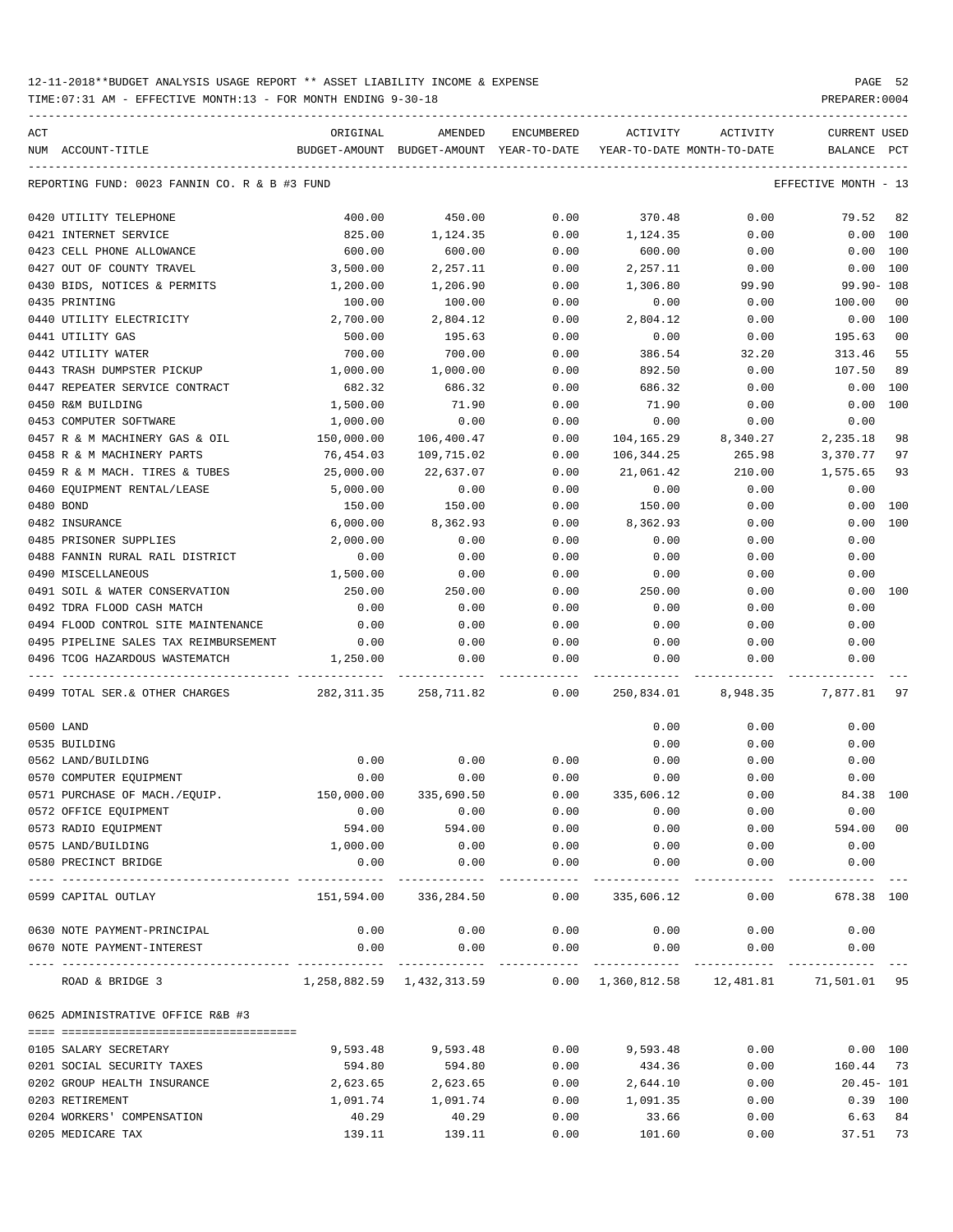12-11-2018**BUDGET ANALYSIS USAGE REPORT ** ASSET LIABILITY INCOME & EXPENSE

TIME:07:31 AM - EFFECTIVE MONTH:13 - FOR MONTH ENDING 9-30-18

| ACT NUM | ACCOUNT-TITLE | ORIGINAL BUDGET-AMOUNT | AMENDED BUDGET-AMOUNT | ENCUMBERED YEAR-TO-DATE | ACTIVITY YEAR-TO-DATE | ACTIVITY MONTH-TO-DATE | CURRENT USED BALANCE | PCT |
|---|---|---|---|---|---|---|---|---|
| | REPORTING FUND: 0023 FANNIN CO. R & B #3 FUND | | | | | | EFFECTIVE MONTH - 13 | |
| 0420 | UTILITY TELEPHONE | 400.00 | 450.00 | 0.00 | 370.48 | 0.00 | 79.52 | 82 |
| 0421 | INTERNET SERVICE | 825.00 | 1,124.35 | 0.00 | 1,124.35 | 0.00 | 0.00 | 100 |
| 0423 | CELL PHONE ALLOWANCE | 600.00 | 600.00 | 0.00 | 600.00 | 0.00 | 0.00 | 100 |
| 0427 | OUT OF COUNTY TRAVEL | 3,500.00 | 2,257.11 | 0.00 | 2,257.11 | 0.00 | 0.00 | 100 |
| 0430 | BIDS, NOTICES & PERMITS | 1,200.00 | 1,206.90 | 0.00 | 1,306.80 | 99.90 | 99.90- | 108 |
| 0435 | PRINTING | 100.00 | 100.00 | 0.00 | 0.00 | 0.00 | 100.00 | 00 |
| 0440 | UTILITY ELECTRICITY | 2,700.00 | 2,804.12 | 0.00 | 2,804.12 | 0.00 | 0.00 | 100 |
| 0441 | UTILITY GAS | 500.00 | 195.63 | 0.00 | 0.00 | 0.00 | 195.63 | 00 |
| 0442 | UTILITY WATER | 700.00 | 700.00 | 0.00 | 386.54 | 32.20 | 313.46 | 55 |
| 0443 | TRASH DUMPSTER PICKUP | 1,000.00 | 1,000.00 | 0.00 | 892.50 | 0.00 | 107.50 | 89 |
| 0447 | REPEATER SERVICE CONTRACT | 682.32 | 686.32 | 0.00 | 686.32 | 0.00 | 0.00 | 100 |
| 0450 | R&M BUILDING | 1,500.00 | 71.90 | 0.00 | 71.90 | 0.00 | 0.00 | 100 |
| 0453 | COMPUTER SOFTWARE | 1,000.00 | 0.00 | 0.00 | 0.00 | 0.00 | 0.00 | |
| 0457 | R & M MACHINERY GAS & OIL | 150,000.00 | 106,400.47 | 0.00 | 104,165.29 | 8,340.27 | 2,235.18 | 98 |
| 0458 | R & M MACHINERY PARTS | 76,454.03 | 109,715.02 | 0.00 | 106,344.25 | 265.98 | 3,370.77 | 97 |
| 0459 | R & M MACH. TIRES & TUBES | 25,000.00 | 22,637.07 | 0.00 | 21,061.42 | 210.00 | 1,575.65 | 93 |
| 0460 | EQUIPMENT RENTAL/LEASE | 5,000.00 | 0.00 | 0.00 | 0.00 | 0.00 | 0.00 | |
| 0480 | BOND | 150.00 | 150.00 | 0.00 | 150.00 | 0.00 | 0.00 | 100 |
| 0482 | INSURANCE | 6,000.00 | 8,362.93 | 0.00 | 8,362.93 | 0.00 | 0.00 | 100 |
| 0485 | PRISONER SUPPLIES | 2,000.00 | 0.00 | 0.00 | 0.00 | 0.00 | 0.00 | |
| 0488 | FANNIN RURAL RAIL DISTRICT | 0.00 | 0.00 | 0.00 | 0.00 | 0.00 | 0.00 | |
| 0490 | MISCELLANEOUS | 1,500.00 | 0.00 | 0.00 | 0.00 | 0.00 | 0.00 | |
| 0491 | SOIL & WATER CONSERVATION | 250.00 | 250.00 | 0.00 | 250.00 | 0.00 | 0.00 | 100 |
| 0492 | TDRA FLOOD CASH MATCH | 0.00 | 0.00 | 0.00 | 0.00 | 0.00 | 0.00 | |
| 0494 | FLOOD CONTROL SITE MAINTENANCE | 0.00 | 0.00 | 0.00 | 0.00 | 0.00 | 0.00 | |
| 0495 | PIPELINE SALES TAX REIMBURSEMENT | 0.00 | 0.00 | 0.00 | 0.00 | 0.00 | 0.00 | |
| 0496 | TCOG HAZARDOUS WASTEMATCH | 1,250.00 | 0.00 | 0.00 | 0.00 | 0.00 | 0.00 | |
| 0499 | TOTAL SER.& OTHER CHARGES | 282,311.35 | 258,711.82 | 0.00 | 250,834.01 | 8,948.35 | 7,877.81 | 97 |
| 0500 | LAND | | | | 0.00 | 0.00 | 0.00 | |
| 0535 | BUILDING | | | | 0.00 | 0.00 | 0.00 | |
| 0562 | LAND/BUILDING | 0.00 | 0.00 | 0.00 | 0.00 | 0.00 | 0.00 | |
| 0570 | COMPUTER EQUIPMENT | 0.00 | 0.00 | 0.00 | 0.00 | 0.00 | 0.00 | |
| 0571 | PURCHASE OF MACH./EQUIP. | 150,000.00 | 335,690.50 | 0.00 | 335,606.12 | 0.00 | 84.38 | 100 |
| 0572 | OFFICE EQUIPMENT | 0.00 | 0.00 | 0.00 | 0.00 | 0.00 | 0.00 | |
| 0573 | RADIO EQUIPMENT | 594.00 | 594.00 | 0.00 | 0.00 | 0.00 | 594.00 | 00 |
| 0575 | LAND/BUILDING | 1,000.00 | 0.00 | 0.00 | 0.00 | 0.00 | 0.00 | |
| 0580 | PRECINCT BRIDGE | 0.00 | 0.00 | 0.00 | 0.00 | 0.00 | 0.00 | |
| 0599 | CAPITAL OUTLAY | 151,594.00 | 336,284.50 | 0.00 | 335,606.12 | 0.00 | 678.38 | 100 |
| 0630 | NOTE PAYMENT-PRINCIPAL | 0.00 | 0.00 | 0.00 | 0.00 | 0.00 | 0.00 | |
| 0670 | NOTE PAYMENT-INTEREST | 0.00 | 0.00 | 0.00 | 0.00 | 0.00 | 0.00 | |
| | ROAD & BRIDGE 3 | 1,258,882.59 | 1,432,313.59 | 0.00 | 1,360,812.58 | 12,481.81 | 71,501.01 | 95 |
| | 0625 ADMINISTRATIVE OFFICE R&B #3 | | | | | | | |
| 0105 | SALARY SECRETARY | 9,593.48 | 9,593.48 | 0.00 | 9,593.48 | 0.00 | 0.00 | 100 |
| 0201 | SOCIAL SECURITY TAXES | 594.80 | 594.80 | 0.00 | 434.36 | 0.00 | 160.44 | 73 |
| 0202 | GROUP HEALTH INSURANCE | 2,623.65 | 2,623.65 | 0.00 | 2,644.10 | 0.00 | 20.45- | 101 |
| 0203 | RETIREMENT | 1,091.74 | 1,091.74 | 0.00 | 1,091.35 | 0.00 | 0.39 | 100 |
| 0204 | WORKERS' COMPENSATION | 40.29 | 40.29 | 0.00 | 33.66 | 0.00 | 6.63 | 84 |
| 0205 | MEDICARE TAX | 139.11 | 139.11 | 0.00 | 101.60 | 0.00 | 37.51 | 73 |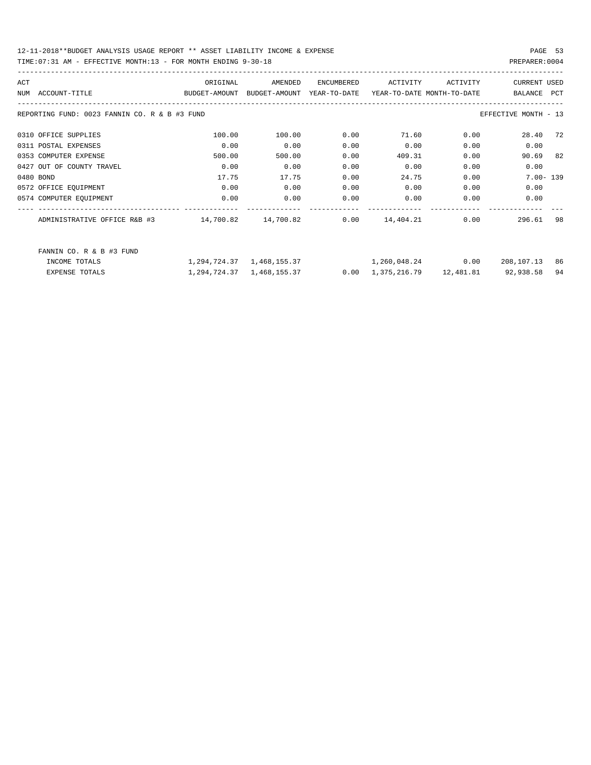12-11-2018**BUDGET ANALYSIS USAGE REPORT ** ASSET LIABILITY INCOME & EXPENSE

TIME:07:31 AM - EFFECTIVE MONTH:13 - FOR MONTH ENDING 9-30-18

PREPARER:0004

| ACT NUM | ACCOUNT-TITLE | ORIGINAL BUDGET-AMOUNT | AMENDED BUDGET-AMOUNT | ENCUMBERED YEAR-TO-DATE | ACTIVITY YEAR-TO-DATE | ACTIVITY MONTH-TO-DATE | CURRENT BALANCE | USED PCT |
|---|---|---|---|---|---|---|---|---|
| REPORTING FUND: 0023 FANNIN CO. R & B #3 FUND | | | | | | | EFFECTIVE MONTH - 13 | |
| 0310 | OFFICE SUPPLIES | 100.00 | 100.00 | 0.00 | 71.60 | 0.00 | 28.40 | 72 |
| 0311 | POSTAL EXPENSES | 0.00 | 0.00 | 0.00 | 0.00 | 0.00 | 0.00 | |
| 0353 | COMPUTER EXPENSE | 500.00 | 500.00 | 0.00 | 409.31 | 0.00 | 90.69 | 82 |
| 0427 | OUT OF COUNTY TRAVEL | 0.00 | 0.00 | 0.00 | 0.00 | 0.00 | 0.00 | |
| 0480 | BOND | 17.75 | 17.75 | 0.00 | 24.75 | 0.00 | 7.00- | 139 |
| 0572 | OFFICE EQUIPMENT | 0.00 | 0.00 | 0.00 | 0.00 | 0.00 | 0.00 | |
| 0574 | COMPUTER EQUIPMENT | 0.00 | 0.00 | 0.00 | 0.00 | 0.00 | 0.00 | |
| | ADMINISTRATIVE OFFICE R&B #3 | 14,700.82 | 14,700.82 | 0.00 | 14,404.21 | 0.00 | 296.61 | 98 |
| | FANNIN CO. R & B #3 FUND | | | | | | | |
| | INCOME TOTALS | 1,294,724.37 | 1,468,155.37 | | 1,260,048.24 | 0.00 | 208,107.13 | 86 |
| | EXPENSE TOTALS | 1,294,724.37 | 1,468,155.37 | 0.00 | 1,375,216.79 | 12,481.81 | 92,938.58 | 94 |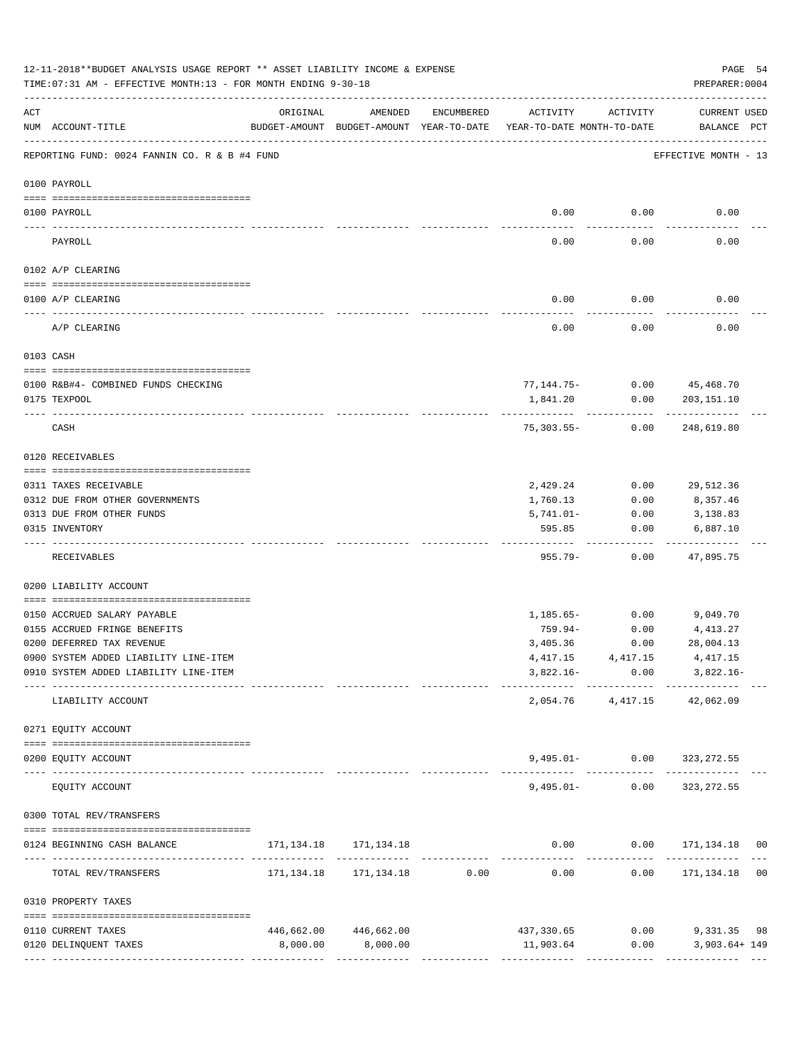12-11-2018**BUDGET ANALYSIS USAGE REPORT ** ASSET LIABILITY INCOME & EXPENSE

TIME:07:31 AM - EFFECTIVE MONTH:13 - FOR MONTH ENDING 9-30-18

PREPARER:0004

REPORTING FUND: 0024 FANNIN CO. R & B #4 FUND — EFFECTIVE MONTH - 13

| ACT NUM | ACCOUNT-TITLE | ORIGINAL BUDGET-AMOUNT | AMENDED BUDGET-AMOUNT | ENCUMBERED YEAR-TO-DATE | ACTIVITY YEAR-TO-DATE | ACTIVITY MONTH-TO-DATE | CURRENT USED BALANCE | PCT |
|---|---|---|---|---|---|---|---|---|
| **0100 PAYROLL** | | | | | | | | |
| 0100 | PAYROLL | | | | 0.00 | 0.00 | 0.00 | |
| | PAYROLL | | | | 0.00 | 0.00 | 0.00 | |
| **0102 A/P CLEARING** | | | | | | | | |
| 0100 | A/P CLEARING | | | | 0.00 | 0.00 | 0.00 | |
| | A/P CLEARING | | | | 0.00 | 0.00 | 0.00 | |
| **0103 CASH** | | | | | | | | |
| 0100 | R&B#4- COMBINED FUNDS CHECKING | | | | 77,144.75- | 0.00 | 45,468.70 | |
| 0175 | TEXPOOL | | | | 1,841.20 | 0.00 | 203,151.10 | |
| | CASH | | | | 75,303.55- | 0.00 | 248,619.80 | |
| **0120 RECEIVABLES** | | | | | | | | |
| 0311 | TAXES RECEIVABLE | | | | 2,429.24 | 0.00 | 29,512.36 | |
| 0312 | DUE FROM OTHER GOVERNMENTS | | | | 1,760.13 | 0.00 | 8,357.46 | |
| 0313 | DUE FROM OTHER FUNDS | | | | 5,741.01- | 0.00 | 3,138.83 | |
| 0315 | INVENTORY | | | | 595.85 | 0.00 | 6,887.10 | |
| | RECEIVABLES | | | | 955.79- | 0.00 | 47,895.75 | |
| **0200 LIABILITY ACCOUNT** | | | | | | | | |
| 0150 | ACCRUED SALARY PAYABLE | | | | 1,185.65- | 0.00 | 9,049.70 | |
| 0155 | ACCRUED FRINGE BENEFITS | | | | 759.94- | 0.00 | 4,413.27 | |
| 0200 | DEFERRED TAX REVENUE | | | | 3,405.36 | 0.00 | 28,004.13 | |
| 0900 | SYSTEM ADDED LIABILITY LINE-ITEM | | | | 4,417.15 | 4,417.15 | 4,417.15 | |
| 0910 | SYSTEM ADDED LIABILITY LINE-ITEM | | | | 3,822.16- | 0.00 | 3,822.16- | |
| | LIABILITY ACCOUNT | | | | 2,054.76 | 4,417.15 | 42,062.09 | |
| **0271 EQUITY ACCOUNT** | | | | | | | | |
| 0200 | EQUITY ACCOUNT | | | | 9,495.01- | 0.00 | 323,272.55 | |
| | EQUITY ACCOUNT | | | | 9,495.01- | 0.00 | 323,272.55 | |
| **0300 TOTAL REV/TRANSFERS** | | | | | | | | |
| 0124 | BEGINNING CASH BALANCE | 171,134.18 | 171,134.18 | | 0.00 | 0.00 | 171,134.18 | 00 |
| | TOTAL REV/TRANSFERS | 171,134.18 | 171,134.18 | 0.00 | 0.00 | 0.00 | 171,134.18 | 00 |
| **0310 PROPERTY TAXES** | | | | | | | | |
| 0110 | CURRENT TAXES | 446,662.00 | 446,662.00 | | 437,330.65 | 0.00 | 9,331.35 | 98 |
| 0120 | DELINQUENT TAXES | 8,000.00 | 8,000.00 | | 11,903.64 | 0.00 | 3,903.64+ | 149 |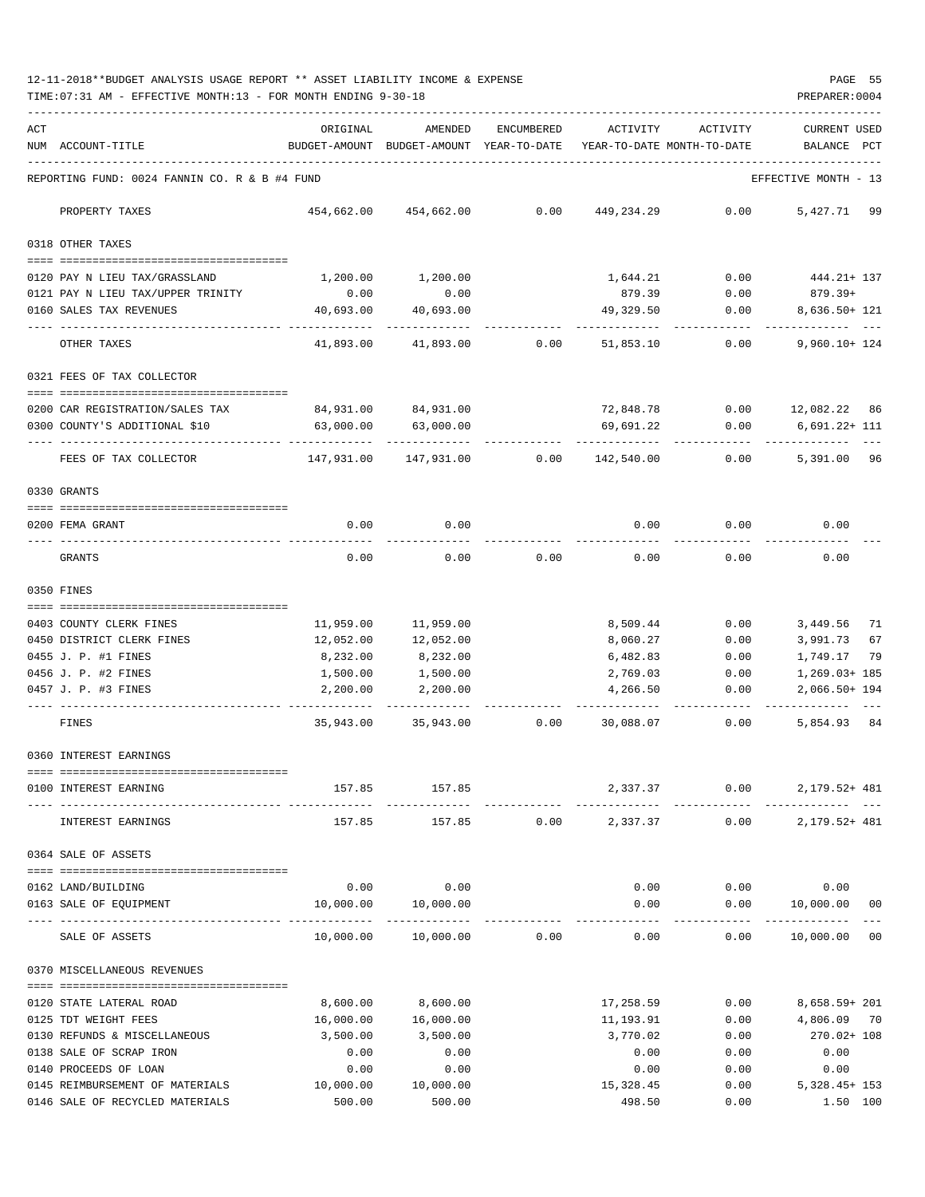12-11-2018**BUDGET ANALYSIS USAGE REPORT ** ASSET LIABILITY INCOME & EXPENSE

TIME:07:31 AM - EFFECTIVE MONTH:13 - FOR MONTH ENDING 9-30-18

PREPARER:0004

| ACT NUM | ACCOUNT-TITLE | ORIGINAL BUDGET-AMOUNT | AMENDED BUDGET-AMOUNT | ENCUMBERED YEAR-TO-DATE | ACTIVITY YEAR-TO-DATE | ACTIVITY MONTH-TO-DATE | CURRENT USED BALANCE | PCT |
|---|---|---|---|---|---|---|---|---|
| | REPORTING FUND: 0024 FANNIN CO. R & B #4 FUND | | | | | | EFFECTIVE MONTH - 13 | |
| | PROPERTY TAXES | 454,662.00 | 454,662.00 | 0.00 | 449,234.29 | 0.00 | 5,427.71 | 99 |
| | 0318 OTHER TAXES | | | | | | | |
| 0120 | PAY N LIEU TAX/GRASSLAND | 1,200.00 | 1,200.00 | | 1,644.21 | 0.00 | 444.21+ | 137 |
| 0121 | PAY N LIEU TAX/UPPER TRINITY | 0.00 | 0.00 | | 879.39 | 0.00 | 879.39+ | |
| 0160 | SALES TAX REVENUES | 40,693.00 | 40,693.00 | | 49,329.50 | 0.00 | 8,636.50+ | 121 |
| | OTHER TAXES | 41,893.00 | 41,893.00 | 0.00 | 51,853.10 | 0.00 | 9,960.10+ | 124 |
| | 0321 FEES OF TAX COLLECTOR | | | | | | | |
| 0200 | CAR REGISTRATION/SALES TAX | 84,931.00 | 84,931.00 | | 72,848.78 | 0.00 | 12,082.22 | 86 |
| 0300 | COUNTY'S ADDITIONAL $10 | 63,000.00 | 63,000.00 | | 69,691.22 | 0.00 | 6,691.22+ | 111 |
| | FEES OF TAX COLLECTOR | 147,931.00 | 147,931.00 | 0.00 | 142,540.00 | 0.00 | 5,391.00 | 96 |
| | 0330 GRANTS | | | | | | | |
| 0200 | FEMA GRANT | 0.00 | 0.00 | | 0.00 | 0.00 | 0.00 | |
| | GRANTS | 0.00 | 0.00 | 0.00 | 0.00 | 0.00 | 0.00 | |
| | 0350 FINES | | | | | | | |
| 0403 | COUNTY CLERK FINES | 11,959.00 | 11,959.00 | | 8,509.44 | 0.00 | 3,449.56 | 71 |
| 0450 | DISTRICT CLERK FINES | 12,052.00 | 12,052.00 | | 8,060.27 | 0.00 | 3,991.73 | 67 |
| 0455 | J. P. #1 FINES | 8,232.00 | 8,232.00 | | 6,482.83 | 0.00 | 1,749.17 | 79 |
| 0456 | J. P. #2 FINES | 1,500.00 | 1,500.00 | | 2,769.03 | 0.00 | 1,269.03+ | 185 |
| 0457 | J. P. #3 FINES | 2,200.00 | 2,200.00 | | 4,266.50 | 0.00 | 2,066.50+ | 194 |
| | FINES | 35,943.00 | 35,943.00 | 0.00 | 30,088.07 | 0.00 | 5,854.93 | 84 |
| | 0360 INTEREST EARNINGS | | | | | | | |
| 0100 | INTEREST EARNING | 157.85 | 157.85 | | 2,337.37 | 0.00 | 2,179.52+ | 481 |
| | INTEREST EARNINGS | 157.85 | 157.85 | 0.00 | 2,337.37 | 0.00 | 2,179.52+ | 481 |
| | 0364 SALE OF ASSETS | | | | | | | |
| 0162 | LAND/BUILDING | 0.00 | 0.00 | | 0.00 | 0.00 | 0.00 | |
| 0163 | SALE OF EQUIPMENT | 10,000.00 | 10,000.00 | | 0.00 | 0.00 | 10,000.00 | 00 |
| | SALE OF ASSETS | 10,000.00 | 10,000.00 | 0.00 | 0.00 | 0.00 | 10,000.00 | 00 |
| | 0370 MISCELLANEOUS REVENUES | | | | | | | |
| 0120 | STATE LATERAL ROAD | 8,600.00 | 8,600.00 | | 17,258.59 | 0.00 | 8,658.59+ | 201 |
| 0125 | TDT WEIGHT FEES | 16,000.00 | 16,000.00 | | 11,193.91 | 0.00 | 4,806.09 | 70 |
| 0130 | REFUNDS & MISCELLANEOUS | 3,500.00 | 3,500.00 | | 3,770.02 | 0.00 | 270.02+ | 108 |
| 0138 | SALE OF SCRAP IRON | 0.00 | 0.00 | | 0.00 | 0.00 | 0.00 | |
| 0140 | PROCEEDS OF LOAN | 0.00 | 0.00 | | 0.00 | 0.00 | 0.00 | |
| 0145 | REIMBURSEMENT OF MATERIALS | 10,000.00 | 10,000.00 | | 15,328.45 | 0.00 | 5,328.45+ | 153 |
| 0146 | SALE OF RECYCLED MATERIALS | 500.00 | 500.00 | | 498.50 | 0.00 | 1.50 | 100 |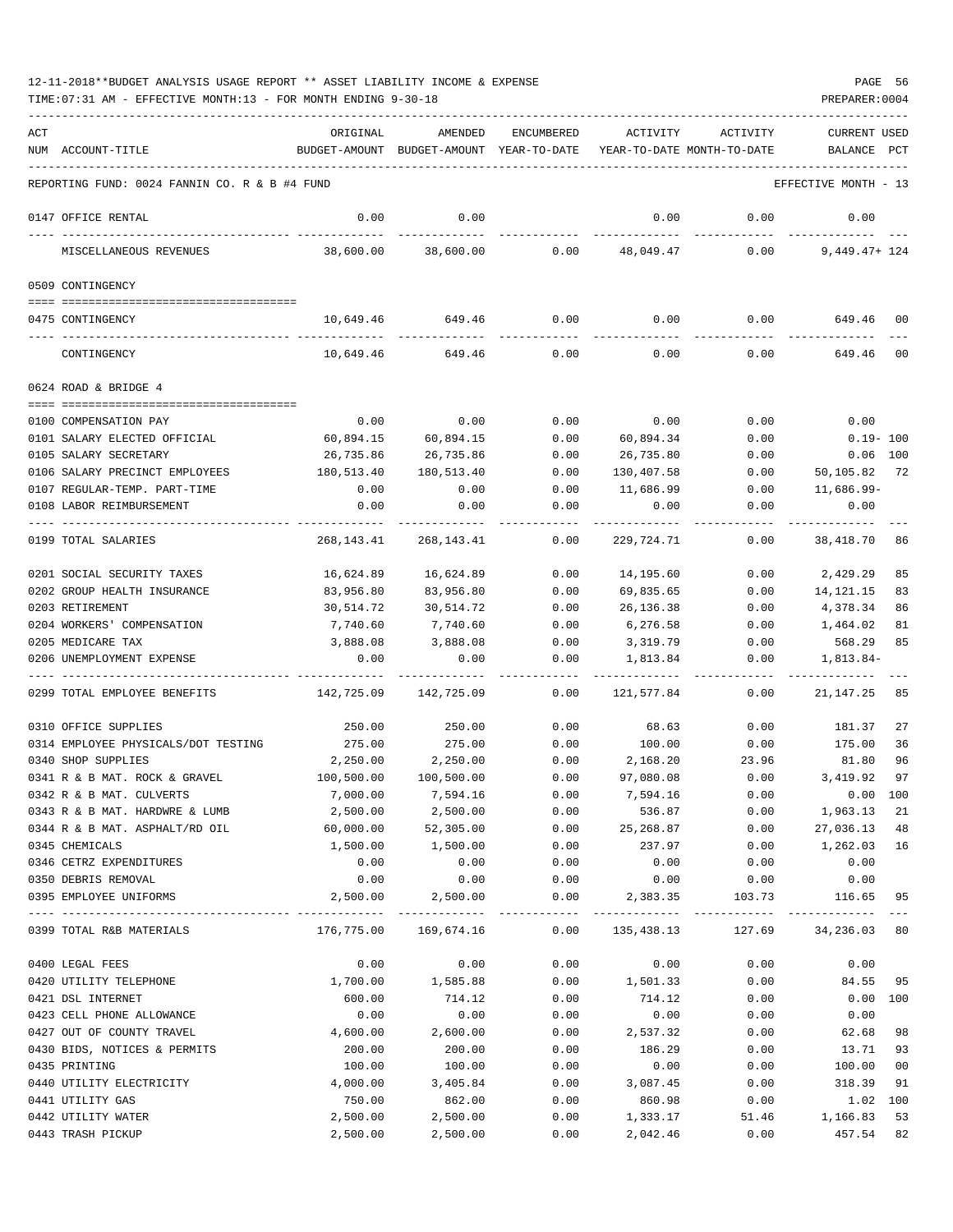12-11-2018**BUDGET ANALYSIS USAGE REPORT ** ASSET LIABILITY INCOME & EXPENSE

TIME:07:31 AM - EFFECTIVE MONTH:13 - FOR MONTH ENDING 9-30-18

PREPARER:0004

REPORTING FUND: 0024 FANNIN CO. R & B #4 FUND — EFFECTIVE MONTH - 13

| ACT NUM | ACCOUNT-TITLE | ORIGINAL BUDGET-AMOUNT | AMENDED BUDGET-AMOUNT | ENCUMBERED YEAR-TO-DATE | ACTIVITY YEAR-TO-DATE | ACTIVITY MONTH-TO-DATE | CURRENT BALANCE | USED PCT |
|---|---|---|---|---|---|---|---|---|
| 0147 | OFFICE RENTAL | 0.00 | 0.00 | | 0.00 | 0.00 | 0.00 | |
| | MISCELLANEOUS REVENUES | 38,600.00 | 38,600.00 | 0.00 | 48,049.47 | 0.00 | 9,449.47+ | 124 |
| | **0509 CONTINGENCY** | | | | | | | |
| 0475 | CONTINGENCY | 10,649.46 | 649.46 | 0.00 | 0.00 | 0.00 | 649.46 | 00 |
| | CONTINGENCY | 10,649.46 | 649.46 | 0.00 | 0.00 | 0.00 | 649.46 | 00 |
| | **0624 ROAD & BRIDGE 4** | | | | | | | |
| 0100 | COMPENSATION PAY | 0.00 | 0.00 | 0.00 | 0.00 | 0.00 | 0.00 | |
| 0101 | SALARY ELECTED OFFICIAL | 60,894.15 | 60,894.15 | 0.00 | 60,894.34 | 0.00 | 0.19- | 100 |
| 0105 | SALARY SECRETARY | 26,735.86 | 26,735.86 | 0.00 | 26,735.80 | 0.00 | 0.06 | 100 |
| 0106 | SALARY PRECINCT EMPLOYEES | 180,513.40 | 180,513.40 | 0.00 | 130,407.58 | 0.00 | 50,105.82 | 72 |
| 0107 | REGULAR-TEMP. PART-TIME | 0.00 | 0.00 | 0.00 | 11,686.99 | 0.00 | 11,686.99- | |
| 0108 | LABOR REIMBURSEMENT | 0.00 | 0.00 | 0.00 | 0.00 | 0.00 | 0.00 | |
| 0199 | TOTAL SALARIES | 268,143.41 | 268,143.41 | 0.00 | 229,724.71 | 0.00 | 38,418.70 | 86 |
| 0201 | SOCIAL SECURITY TAXES | 16,624.89 | 16,624.89 | 0.00 | 14,195.60 | 0.00 | 2,429.29 | 85 |
| 0202 | GROUP HEALTH INSURANCE | 83,956.80 | 83,956.80 | 0.00 | 69,835.65 | 0.00 | 14,121.15 | 83 |
| 0203 | RETIREMENT | 30,514.72 | 30,514.72 | 0.00 | 26,136.38 | 0.00 | 4,378.34 | 86 |
| 0204 | WORKERS' COMPENSATION | 7,740.60 | 7,740.60 | 0.00 | 6,276.58 | 0.00 | 1,464.02 | 81 |
| 0205 | MEDICARE TAX | 3,888.08 | 3,888.08 | 0.00 | 3,319.79 | 0.00 | 568.29 | 85 |
| 0206 | UNEMPLOYMENT EXPENSE | 0.00 | 0.00 | 0.00 | 1,813.84 | 0.00 | 1,813.84- | |
| 0299 | TOTAL EMPLOYEE BENEFITS | 142,725.09 | 142,725.09 | 0.00 | 121,577.84 | 0.00 | 21,147.25 | 85 |
| 0310 | OFFICE SUPPLIES | 250.00 | 250.00 | 0.00 | 68.63 | 0.00 | 181.37 | 27 |
| 0314 | EMPLOYEE PHYSICALS/DOT TESTING | 275.00 | 275.00 | 0.00 | 100.00 | 0.00 | 175.00 | 36 |
| 0340 | SHOP SUPPLIES | 2,250.00 | 2,250.00 | 0.00 | 2,168.20 | 23.96 | 81.80 | 96 |
| 0341 | R & B MAT. ROCK & GRAVEL | 100,500.00 | 100,500.00 | 0.00 | 97,080.08 | 0.00 | 3,419.92 | 97 |
| 0342 | R & B MAT. CULVERTS | 7,000.00 | 7,594.16 | 0.00 | 7,594.16 | 0.00 | 0.00 | 100 |
| 0343 | R & B MAT. HARDWRE & LUMB | 2,500.00 | 2,500.00 | 0.00 | 536.87 | 0.00 | 1,963.13 | 21 |
| 0344 | R & B MAT. ASPHALT/RD OIL | 60,000.00 | 52,305.00 | 0.00 | 25,268.87 | 0.00 | 27,036.13 | 48 |
| 0345 | CHEMICALS | 1,500.00 | 1,500.00 | 0.00 | 237.97 | 0.00 | 1,262.03 | 16 |
| 0346 | CETRZ EXPENDITURES | 0.00 | 0.00 | 0.00 | 0.00 | 0.00 | 0.00 | |
| 0350 | DEBRIS REMOVAL | 0.00 | 0.00 | 0.00 | 0.00 | 0.00 | 0.00 | |
| 0395 | EMPLOYEE UNIFORMS | 2,500.00 | 2,500.00 | 0.00 | 2,383.35 | 103.73 | 116.65 | 95 |
| 0399 | TOTAL R&B MATERIALS | 176,775.00 | 169,674.16 | 0.00 | 135,438.13 | 127.69 | 34,236.03 | 80 |
| 0400 | LEGAL FEES | 0.00 | 0.00 | 0.00 | 0.00 | 0.00 | 0.00 | |
| 0420 | UTILITY TELEPHONE | 1,700.00 | 1,585.88 | 0.00 | 1,501.33 | 0.00 | 84.55 | 95 |
| 0421 | DSL INTERNET | 600.00 | 714.12 | 0.00 | 714.12 | 0.00 | 0.00 | 100 |
| 0423 | CELL PHONE ALLOWANCE | 0.00 | 0.00 | 0.00 | 0.00 | 0.00 | 0.00 | |
| 0427 | OUT OF COUNTY TRAVEL | 4,600.00 | 2,600.00 | 0.00 | 2,537.32 | 0.00 | 62.68 | 98 |
| 0430 | BIDS, NOTICES & PERMITS | 200.00 | 200.00 | 0.00 | 186.29 | 0.00 | 13.71 | 93 |
| 0435 | PRINTING | 100.00 | 100.00 | 0.00 | 0.00 | 0.00 | 100.00 | 00 |
| 0440 | UTILITY ELECTRICITY | 4,000.00 | 3,405.84 | 0.00 | 3,087.45 | 0.00 | 318.39 | 91 |
| 0441 | UTILITY GAS | 750.00 | 862.00 | 0.00 | 860.98 | 0.00 | 1.02 | 100 |
| 0442 | UTILITY WATER | 2,500.00 | 2,500.00 | 0.00 | 1,333.17 | 51.46 | 1,166.83 | 53 |
| 0443 | TRASH PICKUP | 2,500.00 | 2,500.00 | 0.00 | 2,042.46 | 0.00 | 457.54 | 82 |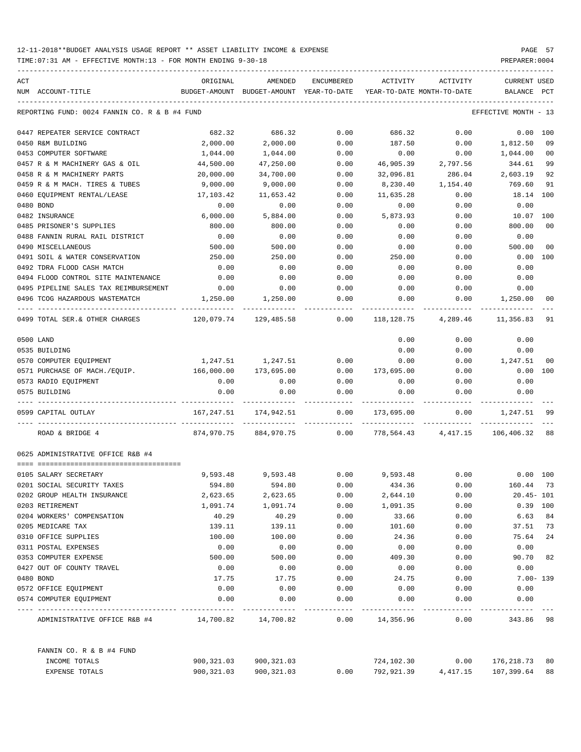12-11-2018**BUDGET ANALYSIS USAGE REPORT ** ASSET LIABILITY INCOME & EXPENSE

TIME:07:31 AM - EFFECTIVE MONTH:13 - FOR MONTH ENDING 9-30-18

PREPARER:0004

| ACT NUM | ACCOUNT-TITLE | ORIGINAL BUDGET-AMOUNT | AMENDED BUDGET-AMOUNT | ENCUMBERED YEAR-TO-DATE | ACTIVITY YEAR-TO-DATE | ACTIVITY MONTH-TO-DATE | CURRENT USED BALANCE | PCT |
|---|---|---|---|---|---|---|---|---|
| | REPORTING FUND: 0024 FANNIN CO. R & B #4 FUND | | | | | | EFFECTIVE MONTH - 13 | |
| 0447 | REPEATER SERVICE CONTRACT | 682.32 | 686.32 | 0.00 | 686.32 | 0.00 | 0.00 | 100 |
| 0450 | R&M BUILDING | 2,000.00 | 2,000.00 | 0.00 | 187.50 | 0.00 | 1,812.50 | 09 |
| 0453 | COMPUTER SOFTWARE | 1,044.00 | 1,044.00 | 0.00 | 0.00 | 0.00 | 1,044.00 | 00 |
| 0457 | R & M MACHINERY GAS & OIL | 44,500.00 | 47,250.00 | 0.00 | 46,905.39 | 2,797.56 | 344.61 | 99 |
| 0458 | R & M MACHINERY PARTS | 20,000.00 | 34,700.00 | 0.00 | 32,096.81 | 286.04 | 2,603.19 | 92 |
| 0459 | R & M MACH. TIRES & TUBES | 9,000.00 | 9,000.00 | 0.00 | 8,230.40 | 1,154.40 | 769.60 | 91 |
| 0460 | EQUIPMENT RENTAL/LEASE | 17,103.42 | 11,653.42 | 0.00 | 11,635.28 | 0.00 | 18.14 | 100 |
| 0480 | BOND | 0.00 | 0.00 | 0.00 | 0.00 | 0.00 | 0.00 | |
| 0482 | INSURANCE | 6,000.00 | 5,884.00 | 0.00 | 5,873.93 | 0.00 | 10.07 | 100 |
| 0485 | PRISONER'S SUPPLIES | 800.00 | 800.00 | 0.00 | 0.00 | 0.00 | 800.00 | 00 |
| 0488 | FANNIN RURAL RAIL DISTRICT | 0.00 | 0.00 | 0.00 | 0.00 | 0.00 | 0.00 | |
| 0490 | MISCELLANEOUS | 500.00 | 500.00 | 0.00 | 0.00 | 0.00 | 500.00 | 00 |
| 0491 | SOIL & WATER CONSERVATION | 250.00 | 250.00 | 0.00 | 250.00 | 0.00 | 0.00 | 100 |
| 0492 | TDRA FLOOD CASH MATCH | 0.00 | 0.00 | 0.00 | 0.00 | 0.00 | 0.00 | |
| 0494 | FLOOD CONTROL SITE MAINTENANCE | 0.00 | 0.00 | 0.00 | 0.00 | 0.00 | 0.00 | |
| 0495 | PIPELINE SALES TAX REIMBURSEMENT | 0.00 | 0.00 | 0.00 | 0.00 | 0.00 | 0.00 | |
| 0496 | TCOG HAZARDOUS WASTEMATCH | 1,250.00 | 1,250.00 | 0.00 | 0.00 | 0.00 | 1,250.00 | 00 |
| 0499 | TOTAL SER.& OTHER CHARGES | 120,079.74 | 129,485.58 | 0.00 | 118,128.75 | 4,289.46 | 11,356.83 | 91 |
| 0500 | LAND | | | | 0.00 | 0.00 | 0.00 | |
| 0535 | BUILDING | | | | 0.00 | 0.00 | 0.00 | |
| 0570 | COMPUTER EQUIPMENT | 1,247.51 | 1,247.51 | 0.00 | 0.00 | 0.00 | 1,247.51 | 00 |
| 0571 | PURCHASE OF MACH./EQUIP. | 166,000.00 | 173,695.00 | 0.00 | 173,695.00 | 0.00 | 0.00 | 100 |
| 0573 | RADIO EQUIPMENT | 0.00 | 0.00 | 0.00 | 0.00 | 0.00 | 0.00 | |
| 0575 | BUILDING | 0.00 | 0.00 | 0.00 | 0.00 | 0.00 | 0.00 | |
| 0599 | CAPITAL OUTLAY | 167,247.51 | 174,942.51 | 0.00 | 173,695.00 | 0.00 | 1,247.51 | 99 |
| | ROAD & BRIDGE 4 | 874,970.75 | 884,970.75 | 0.00 | 778,564.43 | 4,417.15 | 106,406.32 | 88 |
| | 0625 ADMINISTRATIVE OFFICE R&B #4 | | | | | | | |
| 0105 | SALARY SECRETARY | 9,593.48 | 9,593.48 | 0.00 | 9,593.48 | 0.00 | 0.00 | 100 |
| 0201 | SOCIAL SECURITY TAXES | 594.80 | 594.80 | 0.00 | 434.36 | 0.00 | 160.44 | 73 |
| 0202 | GROUP HEALTH INSURANCE | 2,623.65 | 2,623.65 | 0.00 | 2,644.10 | 0.00 | 20.45- | 101 |
| 0203 | RETIREMENT | 1,091.74 | 1,091.74 | 0.00 | 1,091.35 | 0.00 | 0.39 | 100 |
| 0204 | WORKERS' COMPENSATION | 40.29 | 40.29 | 0.00 | 33.66 | 0.00 | 6.63 | 84 |
| 0205 | MEDICARE TAX | 139.11 | 139.11 | 0.00 | 101.60 | 0.00 | 37.51 | 73 |
| 0310 | OFFICE SUPPLIES | 100.00 | 100.00 | 0.00 | 24.36 | 0.00 | 75.64 | 24 |
| 0311 | POSTAL EXPENSES | 0.00 | 0.00 | 0.00 | 0.00 | 0.00 | 0.00 | |
| 0353 | COMPUTER EXPENSE | 500.00 | 500.00 | 0.00 | 409.30 | 0.00 | 90.70 | 82 |
| 0427 | OUT OF COUNTY TRAVEL | 0.00 | 0.00 | 0.00 | 0.00 | 0.00 | 0.00 | |
| 0480 | BOND | 17.75 | 17.75 | 0.00 | 24.75 | 0.00 | 7.00- | 139 |
| 0572 | OFFICE EQUIPMENT | 0.00 | 0.00 | 0.00 | 0.00 | 0.00 | 0.00 | |
| 0574 | COMPUTER EQUIPMENT | 0.00 | 0.00 | 0.00 | 0.00 | 0.00 | 0.00 | |
| | ADMINISTRATIVE OFFICE R&B #4 | 14,700.82 | 14,700.82 | 0.00 | 14,356.96 | 0.00 | 343.86 | 98 |
| | FANNIN CO. R & B #4 FUND | | | | | | | |
| | INCOME TOTALS | 900,321.03 | 900,321.03 | | 724,102.30 | 0.00 | 176,218.73 | 80 |
| | EXPENSE TOTALS | 900,321.03 | 900,321.03 | 0.00 | 792,921.39 | 4,417.15 | 107,399.64 | 88 |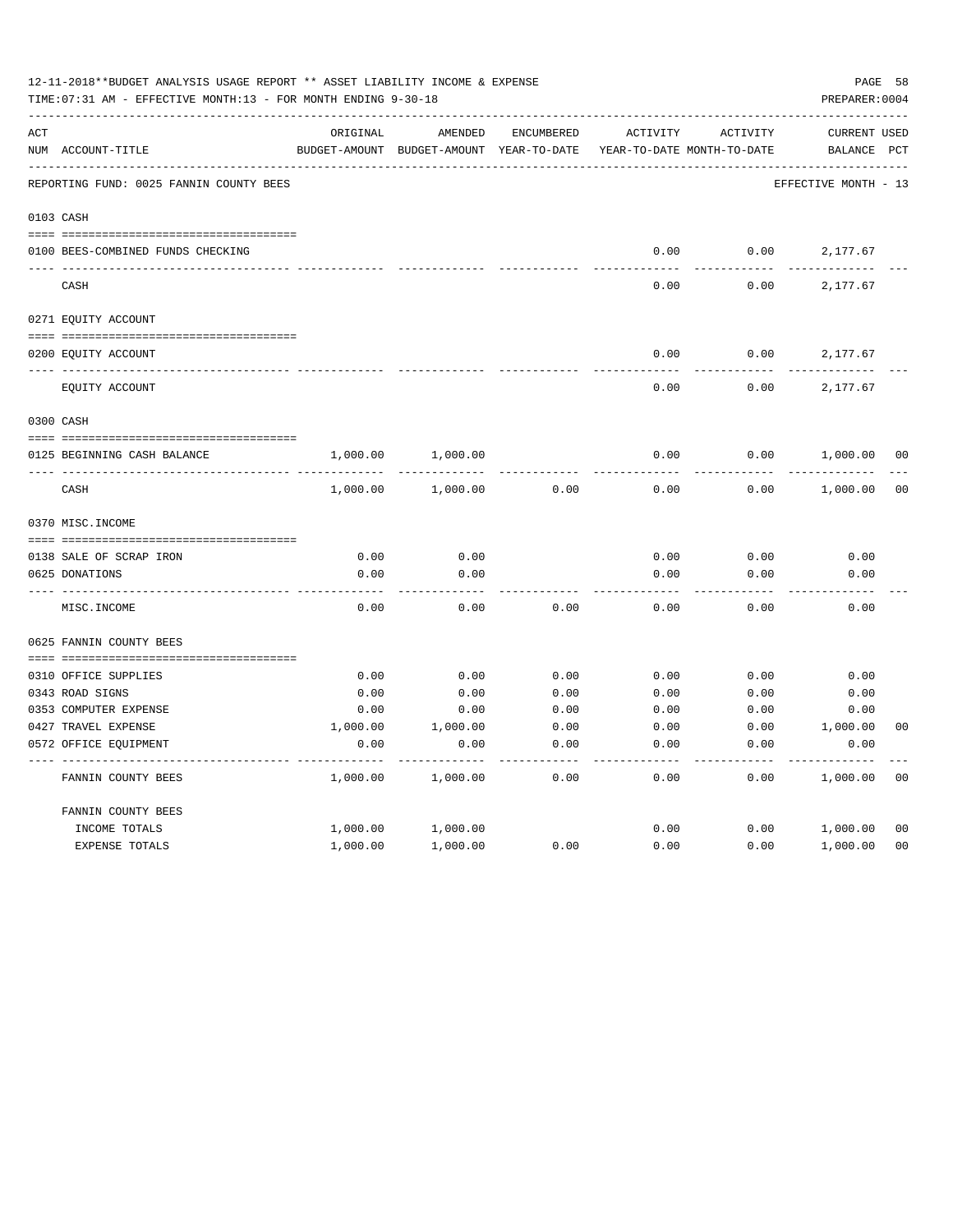12-11-2018**BUDGET ANALYSIS USAGE REPORT ** ASSET LIABILITY INCOME & EXPENSE

TIME:07:31 AM - EFFECTIVE MONTH:13 - FOR MONTH ENDING 9-30-18

PREPARER:0004

| ACT NUM | ACCOUNT-TITLE | ORIGINAL BUDGET-AMOUNT | AMENDED BUDGET-AMOUNT | ENCUMBERED YEAR-TO-DATE | ACTIVITY YEAR-TO-DATE | ACTIVITY MONTH-TO-DATE | CURRENT BALANCE | USED PCT |
|---|---|---|---|---|---|---|---|---|
| | REPORTING FUND: 0025 FANNIN COUNTY BEES | | | | | | EFFECTIVE MONTH - 13 | |
| 0103 | CASH | | | | | | | |
| 0100 | BEES-COMBINED FUNDS CHECKING | | | | 0.00 | 0.00 | 2,177.67 | |
| | CASH | | | | 0.00 | 0.00 | 2,177.67 | |
| 0271 | EQUITY ACCOUNT | | | | | | | |
| 0200 | EQUITY ACCOUNT | | | | 0.00 | 0.00 | 2,177.67 | |
| | EQUITY ACCOUNT | | | | 0.00 | 0.00 | 2,177.67 | |
| 0300 | CASH | | | | | | | |
| 0125 | BEGINNING CASH BALANCE | 1,000.00 | 1,000.00 | | 0.00 | 0.00 | 1,000.00 | 00 |
| | CASH | 1,000.00 | 1,000.00 | 0.00 | 0.00 | 0.00 | 1,000.00 | 00 |
| 0370 | MISC.INCOME | | | | | | | |
| 0138 | SALE OF SCRAP IRON | 0.00 | 0.00 | | 0.00 | 0.00 | 0.00 | |
| 0625 | DONATIONS | 0.00 | 0.00 | | 0.00 | 0.00 | 0.00 | |
| | MISC.INCOME | 0.00 | 0.00 | 0.00 | 0.00 | 0.00 | 0.00 | |
| 0625 | FANNIN COUNTY BEES | | | | | | | |
| 0310 | OFFICE SUPPLIES | 0.00 | 0.00 | 0.00 | 0.00 | 0.00 | 0.00 | |
| 0343 | ROAD SIGNS | 0.00 | 0.00 | 0.00 | 0.00 | 0.00 | 0.00 | |
| 0353 | COMPUTER EXPENSE | 0.00 | 0.00 | 0.00 | 0.00 | 0.00 | 0.00 | |
| 0427 | TRAVEL EXPENSE | 1,000.00 | 1,000.00 | 0.00 | 0.00 | 0.00 | 1,000.00 | 00 |
| 0572 | OFFICE EQUIPMENT | 0.00 | 0.00 | 0.00 | 0.00 | 0.00 | 0.00 | |
| | FANNIN COUNTY BEES | 1,000.00 | 1,000.00 | 0.00 | 0.00 | 0.00 | 1,000.00 | 00 |
| | FANNIN COUNTY BEES | | | | | | | |
| | INCOME TOTALS | 1,000.00 | 1,000.00 | | 0.00 | 0.00 | 1,000.00 | 00 |
| | EXPENSE TOTALS | 1,000.00 | 1,000.00 | 0.00 | 0.00 | 0.00 | 1,000.00 | 00 |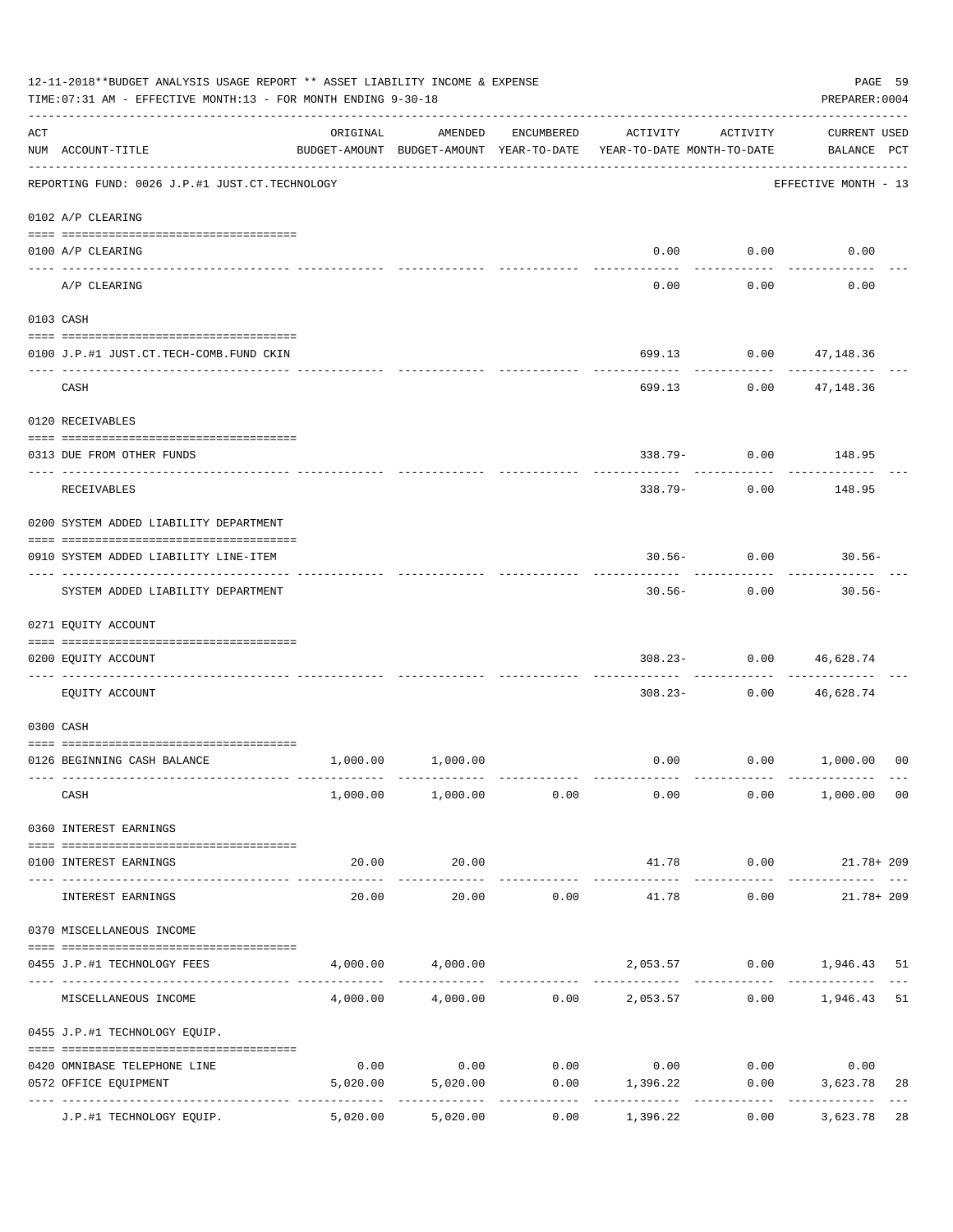12-11-2018**BUDGET ANALYSIS USAGE REPORT ** ASSET LIABILITY INCOME & EXPENSE

TIME:07:31 AM - EFFECTIVE MONTH:13 - FOR MONTH ENDING 9-30-18

PREPARER:0004

| ACT NUM | ACCOUNT-TITLE | ORIGINAL BUDGET-AMOUNT | AMENDED BUDGET-AMOUNT | ENCUMBERED YEAR-TO-DATE | ACTIVITY YEAR-TO-DATE | ACTIVITY MONTH-TO-DATE | CURRENT USED BALANCE | PCT |
|---|---|---|---|---|---|---|---|---|
| | REPORTING FUND: 0026 J.P.#1 JUST.CT.TECHNOLOGY | | | | | | EFFECTIVE MONTH - 13 | |
| | 0102 A/P CLEARING | | | | | | | |
| 0100 | A/P CLEARING | | | | 0.00 | 0.00 | 0.00 | |
| | A/P CLEARING | | | | 0.00 | 0.00 | 0.00 | |
| | 0103 CASH | | | | | | | |
| 0100 | J.P.#1 JUST.CT.TECH-COMB.FUND CKIN | | | | 699.13 | 0.00 | 47,148.36 | |
| | CASH | | | | 699.13 | 0.00 | 47,148.36 | |
| | 0120 RECEIVABLES | | | | | | | |
| 0313 | DUE FROM OTHER FUNDS | | | | 338.79- | 0.00 | 148.95 | |
| | RECEIVABLES | | | | 338.79- | 0.00 | 148.95 | |
| | 0200 SYSTEM ADDED LIABILITY DEPARTMENT | | | | | | | |
| 0910 | SYSTEM ADDED LIABILITY LINE-ITEM | | | | 30.56- | 0.00 | 30.56- | |
| | SYSTEM ADDED LIABILITY DEPARTMENT | | | | 30.56- | 0.00 | 30.56- | |
| | 0271 EQUITY ACCOUNT | | | | | | | |
| 0200 | EQUITY ACCOUNT | | | | 308.23- | 0.00 | 46,628.74 | |
| | EQUITY ACCOUNT | | | | 308.23- | 0.00 | 46,628.74 | |
| | 0300 CASH | | | | | | | |
| 0126 | BEGINNING CASH BALANCE | 1,000.00 | 1,000.00 | | 0.00 | 0.00 | 1,000.00 | 00 |
| | CASH | 1,000.00 | 1,000.00 | 0.00 | 0.00 | 0.00 | 1,000.00 | 00 |
| | 0360 INTEREST EARNINGS | | | | | | | |
| 0100 | INTEREST EARNINGS | 20.00 | 20.00 | | 41.78 | 0.00 | 21.78+ | 209 |
| | INTEREST EARNINGS | 20.00 | 20.00 | 0.00 | 41.78 | 0.00 | 21.78+ | 209 |
| | 0370 MISCELLANEOUS INCOME | | | | | | | |
| 0455 | J.P.#1 TECHNOLOGY FEES | 4,000.00 | 4,000.00 | | 2,053.57 | 0.00 | 1,946.43 | 51 |
| | MISCELLANEOUS INCOME | 4,000.00 | 4,000.00 | 0.00 | 2,053.57 | 0.00 | 1,946.43 | 51 |
| | 0455 J.P.#1 TECHNOLOGY EQUIP. | | | | | | | |
| 0420 | OMNIBASE TELEPHONE LINE | 0.00 | 0.00 | 0.00 | 0.00 | 0.00 | 0.00 | |
| 0572 | OFFICE EQUIPMENT | 5,020.00 | 5,020.00 | 0.00 | 1,396.22 | 0.00 | 3,623.78 | 28 |
| | J.P.#1 TECHNOLOGY EQUIP. | 5,020.00 | 5,020.00 | 0.00 | 1,396.22 | 0.00 | 3,623.78 | 28 |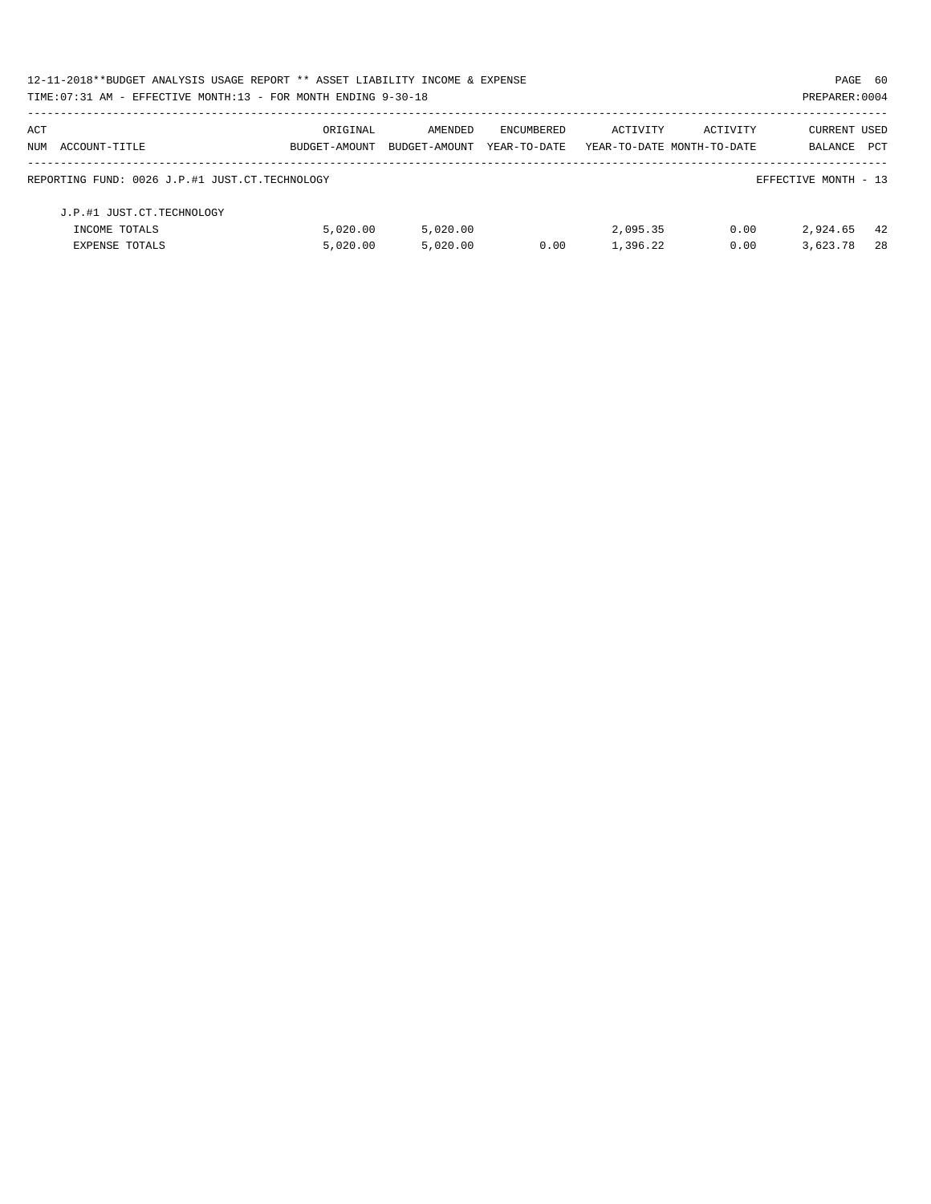| ACT NUM | ACCOUNT-TITLE | ORIGINAL BUDGET-AMOUNT | AMENDED BUDGET-AMOUNT | ENCUMBERED YEAR-TO-DATE | ACTIVITY YEAR-TO-DATE | ACTIVITY MONTH-TO-DATE | CURRENT BALANCE | USED PCT |
|---|---|---|---|---|---|---|---|---|

REPORTING FUND: 0026 J.P.#1 JUST.CT.TECHNOLOGY — EFFECTIVE MONTH - 13

| ACT NUM | ACCOUNT-TITLE | ORIGINAL BUDGET-AMOUNT | AMENDED BUDGET-AMOUNT | ENCUMBERED YEAR-TO-DATE | ACTIVITY YEAR-TO-DATE | ACTIVITY MONTH-TO-DATE | CURRENT BALANCE | USED PCT |
|---|---|---|---|---|---|---|---|---|
| | J.P.#1 JUST.CT.TECHNOLOGY | | | | | | | |
| | INCOME TOTALS | 5,020.00 | 5,020.00 | | 2,095.35 | 0.00 | 2,924.65 | 42 |
| | EXPENSE TOTALS | 5,020.00 | 5,020.00 | 0.00 | 1,396.22 | 0.00 | 3,623.78 | 28 |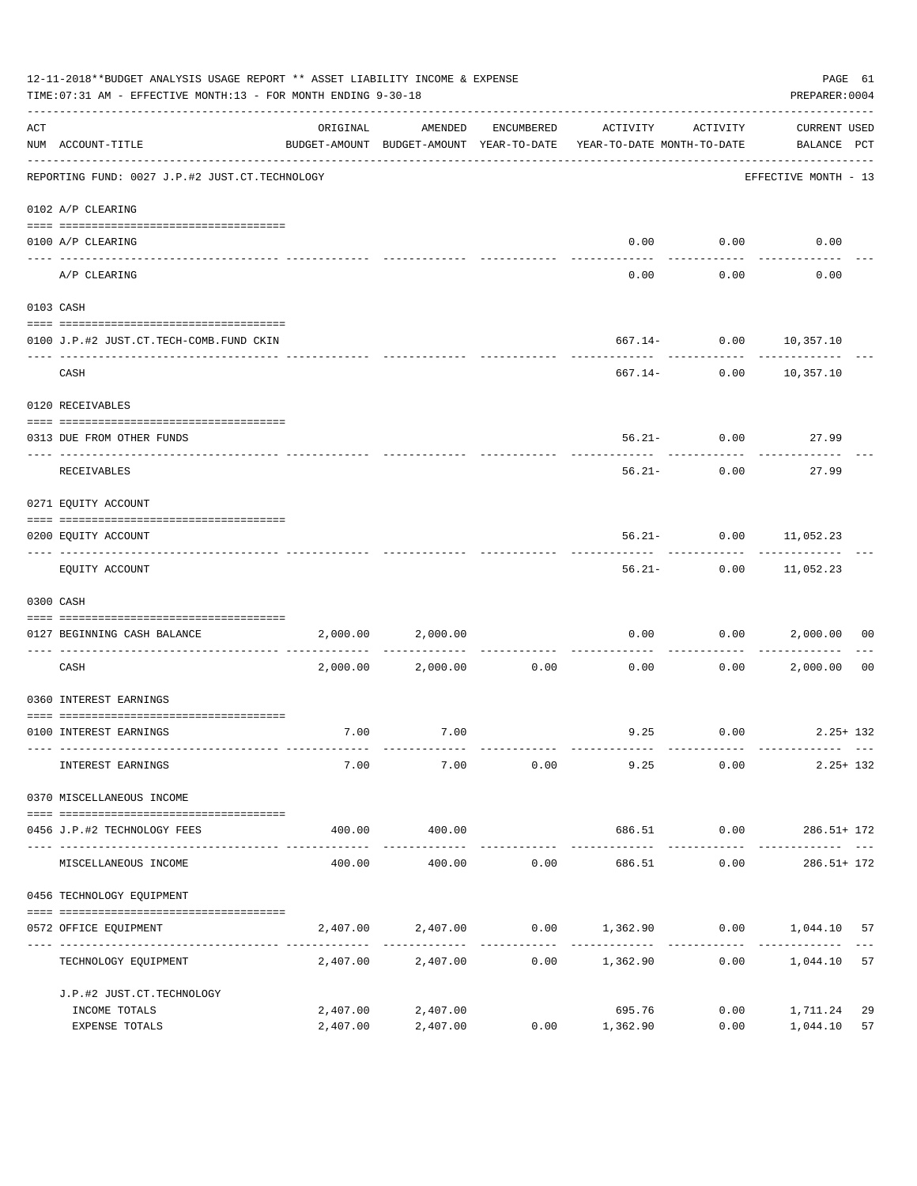12-11-2018**BUDGET ANALYSIS USAGE REPORT ** ASSET LIABILITY INCOME & EXPENSE

TIME:07:31 AM - EFFECTIVE MONTH:13 - FOR MONTH ENDING 9-30-18

PREPARER:0004

REPORTING FUND: 0027 J.P.#2 JUST.CT.TECHNOLOGY — EFFECTIVE MONTH - 13

| ACT NUM | ACCOUNT-TITLE | ORIGINAL BUDGET-AMOUNT | AMENDED BUDGET-AMOUNT | ENCUMBERED YEAR-TO-DATE | ACTIVITY YEAR-TO-DATE | ACTIVITY MONTH-TO-DATE | CURRENT BALANCE | USED PCT |
|---|---|---|---|---|---|---|---|---|
| 0102 | A/P CLEARING | | | | | | | |
| 0100 | A/P CLEARING | | | | 0.00 | 0.00 | 0.00 | |
| | A/P CLEARING | | | | 0.00 | 0.00 | 0.00 | |
| 0103 | CASH | | | | | | | |
| 0100 | J.P.#2 JUST.CT.TECH-COMB.FUND CKIN | | | | 667.14- | 0.00 | 10,357.10 | |
| | CASH | | | | 667.14- | 0.00 | 10,357.10 | |
| 0120 | RECEIVABLES | | | | | | | |
| 0313 | DUE FROM OTHER FUNDS | | | | 56.21- | 0.00 | 27.99 | |
| | RECEIVABLES | | | | 56.21- | 0.00 | 27.99 | |
| 0271 | EQUITY ACCOUNT | | | | | | | |
| 0200 | EQUITY ACCOUNT | | | | 56.21- | 0.00 | 11,052.23 | |
| | EQUITY ACCOUNT | | | | 56.21- | 0.00 | 11,052.23 | |
| 0300 | CASH | | | | | | | |
| 0127 | BEGINNING CASH BALANCE | 2,000.00 | 2,000.00 | | 0.00 | 0.00 | 2,000.00 | 00 |
| | CASH | 2,000.00 | 2,000.00 | 0.00 | 0.00 | 0.00 | 2,000.00 | 00 |
| 0360 | INTEREST EARNINGS | | | | | | | |
| 0100 | INTEREST EARNINGS | 7.00 | 7.00 | | 9.25 | 0.00 | 2.25+ | 132 |
| | INTEREST EARNINGS | 7.00 | 7.00 | 0.00 | 9.25 | 0.00 | 2.25+ | 132 |
| 0370 | MISCELLANEOUS INCOME | | | | | | | |
| 0456 | J.P.#2 TECHNOLOGY FEES | 400.00 | 400.00 | | 686.51 | 0.00 | 286.51+ | 172 |
| | MISCELLANEOUS INCOME | 400.00 | 400.00 | 0.00 | 686.51 | 0.00 | 286.51+ | 172 |
| 0456 | TECHNOLOGY EQUIPMENT | | | | | | | |
| 0572 | OFFICE EQUIPMENT | 2,407.00 | 2,407.00 | 0.00 | 1,362.90 | 0.00 | 1,044.10 | 57 |
| | TECHNOLOGY EQUIPMENT | 2,407.00 | 2,407.00 | 0.00 | 1,362.90 | 0.00 | 1,044.10 | 57 |
| | J.P.#2 JUST.CT.TECHNOLOGY | | | | | | | |
| | INCOME TOTALS | 2,407.00 | 2,407.00 | | 695.76 | 0.00 | 1,711.24 | 29 |
| | EXPENSE TOTALS | 2,407.00 | 2,407.00 | 0.00 | 1,362.90 | 0.00 | 1,044.10 | 57 |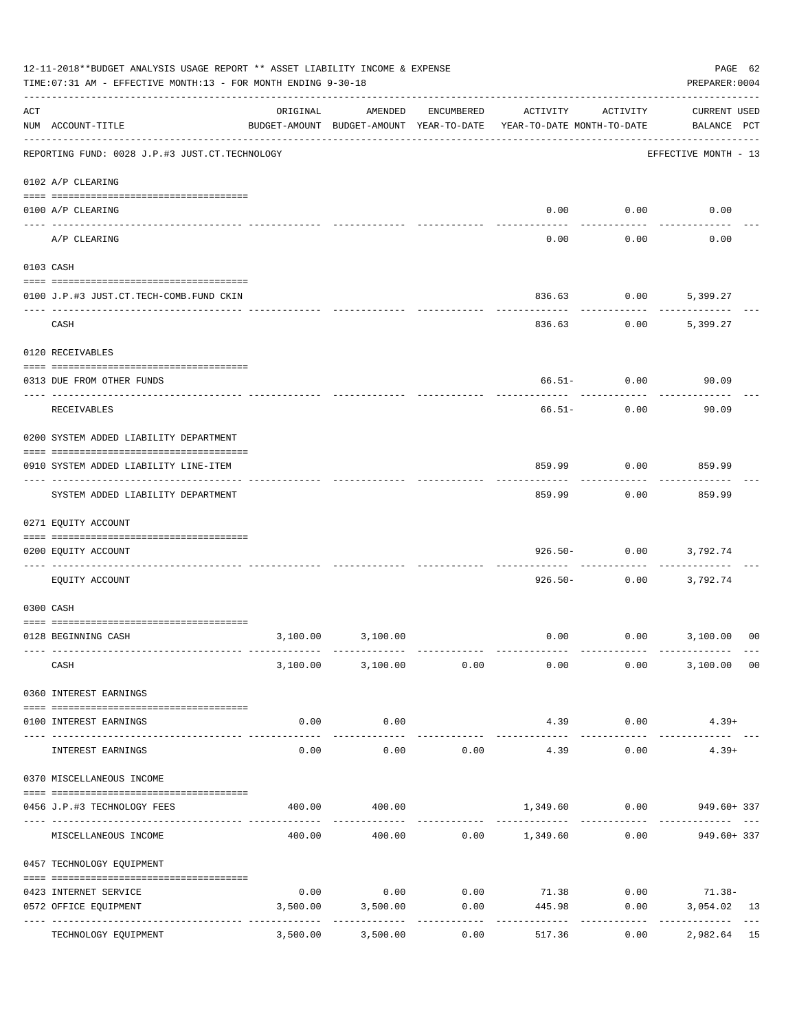12-11-2018**BUDGET ANALYSIS USAGE REPORT ** ASSET LIABILITY INCOME & EXPENSE

TIME:07:31 AM - EFFECTIVE MONTH:13 - FOR MONTH ENDING 9-30-18

PREPARER:0004

| ACT NUM | ACCOUNT-TITLE | ORIGINAL BUDGET-AMOUNT | AMENDED BUDGET-AMOUNT | ENCUMBERED YEAR-TO-DATE | ACTIVITY YEAR-TO-DATE | ACTIVITY MONTH-TO-DATE | CURRENT BALANCE | USED PCT |
|---|---|---|---|---|---|---|---|---|
| | REPORTING FUND: 0028 J.P.#3 JUST.CT.TECHNOLOGY | | | | | | EFFECTIVE MONTH - 13 | |
| | 0102 A/P CLEARING | | | | | | | |
| 0100 | A/P CLEARING | | | | 0.00 | 0.00 | 0.00 | |
| | A/P CLEARING | | | | 0.00 | 0.00 | 0.00 | |
| | 0103 CASH | | | | | | | |
| 0100 | J.P.#3 JUST.CT.TECH-COMB.FUND CKIN | | | | 836.63 | 0.00 | 5,399.27 | |
| | CASH | | | | 836.63 | 0.00 | 5,399.27 | |
| | 0120 RECEIVABLES | | | | | | | |
| 0313 | DUE FROM OTHER FUNDS | | | | 66.51- | 0.00 | 90.09 | |
| | RECEIVABLES | | | | 66.51- | 0.00 | 90.09 | |
| | 0200 SYSTEM ADDED LIABILITY DEPARTMENT | | | | | | | |
| 0910 | SYSTEM ADDED LIABILITY LINE-ITEM | | | | 859.99 | 0.00 | 859.99 | |
| | SYSTEM ADDED LIABILITY DEPARTMENT | | | | 859.99 | 0.00 | 859.99 | |
| | 0271 EQUITY ACCOUNT | | | | | | | |
| 0200 | EQUITY ACCOUNT | | | | 926.50- | 0.00 | 3,792.74 | |
| | EQUITY ACCOUNT | | | | 926.50- | 0.00 | 3,792.74 | |
| | 0300 CASH | | | | | | | |
| 0128 | BEGINNING CASH | 3,100.00 | 3,100.00 | | 0.00 | 0.00 | 3,100.00 | 00 |
| | CASH | 3,100.00 | 3,100.00 | 0.00 | 0.00 | 0.00 | 3,100.00 | 00 |
| | 0360 INTEREST EARNINGS | | | | | | | |
| 0100 | INTEREST EARNINGS | 0.00 | 0.00 | | 4.39 | 0.00 | 4.39+ | |
| | INTEREST EARNINGS | 0.00 | 0.00 | 0.00 | 4.39 | 0.00 | 4.39+ | |
| | 0370 MISCELLANEOUS INCOME | | | | | | | |
| 0456 | J.P.#3 TECHNOLOGY FEES | 400.00 | 400.00 | | 1,349.60 | 0.00 | 949.60+ | 337 |
| | MISCELLANEOUS INCOME | 400.00 | 400.00 | 0.00 | 1,349.60 | 0.00 | 949.60+ | 337 |
| | 0457 TECHNOLOGY EQUIPMENT | | | | | | | |
| 0423 | INTERNET SERVICE | 0.00 | 0.00 | 0.00 | 71.38 | 0.00 | 71.38- | |
| 0572 | OFFICE EQUIPMENT | 3,500.00 | 3,500.00 | 0.00 | 445.98 | 0.00 | 3,054.02 | 13 |
| | TECHNOLOGY EQUIPMENT | 3,500.00 | 3,500.00 | 0.00 | 517.36 | 0.00 | 2,982.64 | 15 |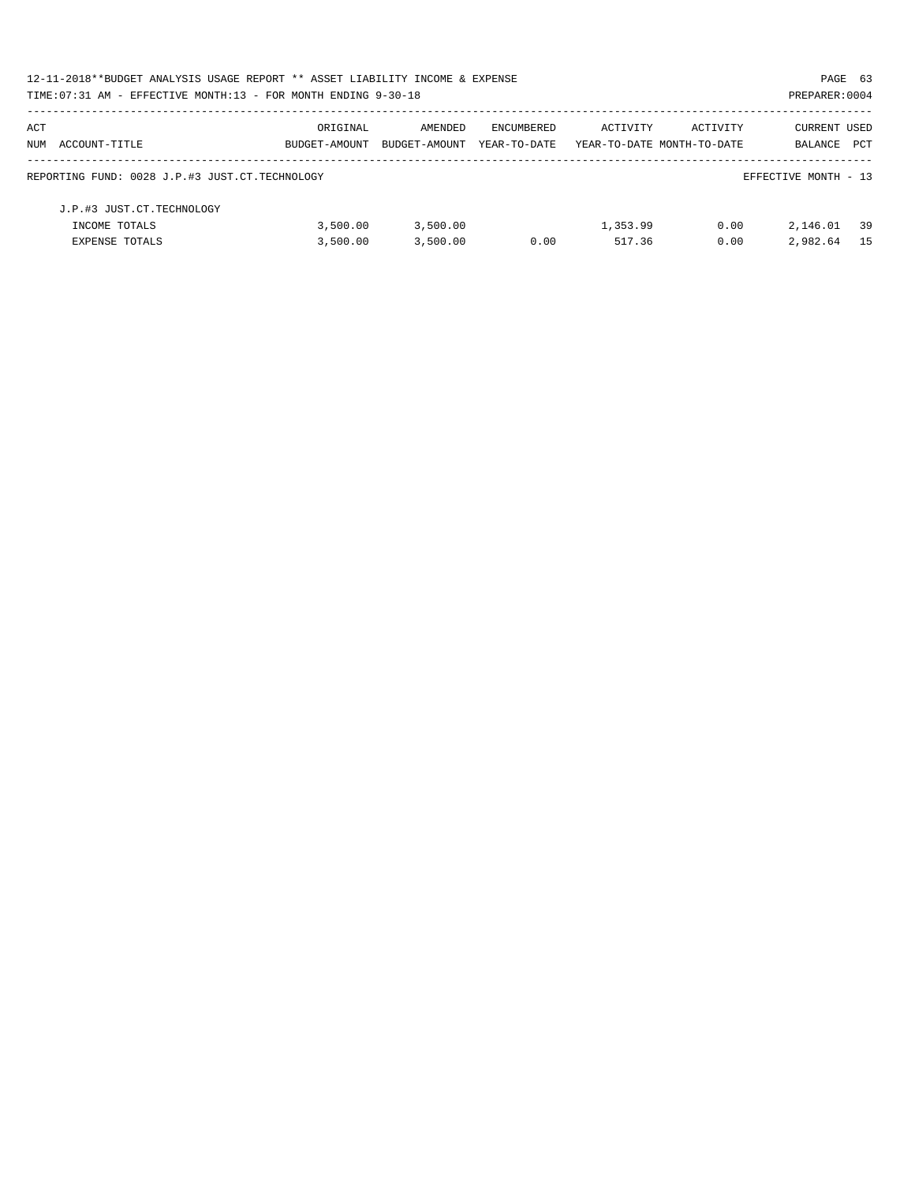12-11-2018**BUDGET ANALYSIS USAGE REPORT ** ASSET LIABILITY INCOME & EXPENSE

TIME:07:31 AM - EFFECTIVE MONTH:13 - FOR MONTH ENDING 9-30-18

PREPARER:0004

| ACT NUM | ACCOUNT-TITLE | ORIGINAL BUDGET-AMOUNT | AMENDED BUDGET-AMOUNT | ENCUMBERED YEAR-TO-DATE | ACTIVITY YEAR-TO-DATE | ACTIVITY MONTH-TO-DATE | CURRENT BALANCE | USED PCT |
|---|---|---|---|---|---|---|---|---|
| | REPORTING FUND: 0028 J.P.#3 JUST.CT.TECHNOLOGY | | | | | | EFFECTIVE MONTH - 13 | |
| | J.P.#3 JUST.CT.TECHNOLOGY | | | | | | | |
| | INCOME TOTALS | 3,500.00 | 3,500.00 | | 1,353.99 | 0.00 | 2,146.01 | 39 |
| | EXPENSE TOTALS | 3,500.00 | 3,500.00 | 0.00 | 517.36 | 0.00 | 2,982.64 | 15 |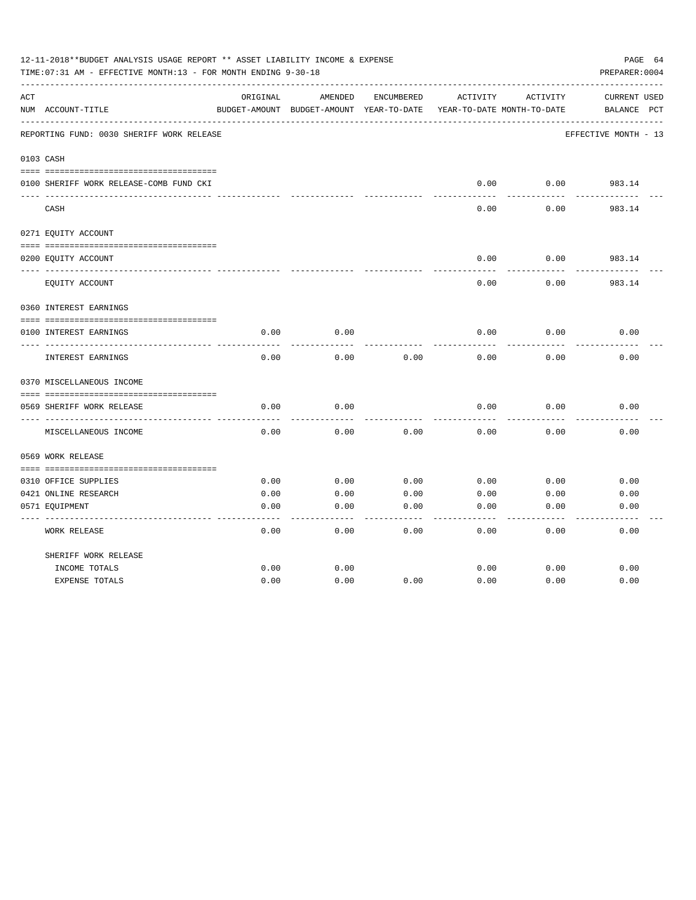12-11-2018**BUDGET ANALYSIS USAGE REPORT ** ASSET LIABILITY INCOME & EXPENSE

TIME:07:31 AM - EFFECTIVE MONTH:13 - FOR MONTH ENDING 9-30-18

PREPARER:0004

REPORTING FUND: 0030 SHERIFF WORK RELEASE — EFFECTIVE MONTH - 13

| ACT NUM | ACCOUNT-TITLE | ORIGINAL BUDGET-AMOUNT | AMENDED BUDGET-AMOUNT | ENCUMBERED YEAR-TO-DATE | ACTIVITY YEAR-TO-DATE | ACTIVITY MONTH-TO-DATE | CURRENT BALANCE | USED PCT |
|---|---|---|---|---|---|---|---|---|
| 0103 | CASH | | | | | | | |
| 0100 | SHERIFF WORK RELEASE-COMB FUND CKI | | | | 0.00 | 0.00 | 983.14 | |
| | CASH | | | | 0.00 | 0.00 | 983.14 | |
| 0271 | EQUITY ACCOUNT | | | | | | | |
| 0200 | EQUITY ACCOUNT | | | | 0.00 | 0.00 | 983.14 | |
| | EQUITY ACCOUNT | | | | 0.00 | 0.00 | 983.14 | |
| 0360 | INTEREST EARNINGS | | | | | | | |
| 0100 | INTEREST EARNINGS | 0.00 | 0.00 | | 0.00 | 0.00 | 0.00 | |
| | INTEREST EARNINGS | 0.00 | 0.00 | 0.00 | 0.00 | 0.00 | 0.00 | |
| 0370 | MISCELLANEOUS INCOME | | | | | | | |
| 0569 | SHERIFF WORK RELEASE | 0.00 | 0.00 | | 0.00 | 0.00 | 0.00 | |
| | MISCELLANEOUS INCOME | 0.00 | 0.00 | 0.00 | 0.00 | 0.00 | 0.00 | |
| 0569 | WORK RELEASE | | | | | | | |
| 0310 | OFFICE SUPPLIES | 0.00 | 0.00 | 0.00 | 0.00 | 0.00 | 0.00 | |
| 0421 | ONLINE RESEARCH | 0.00 | 0.00 | 0.00 | 0.00 | 0.00 | 0.00 | |
| 0571 | EQUIPMENT | 0.00 | 0.00 | 0.00 | 0.00 | 0.00 | 0.00 | |
| | WORK RELEASE | 0.00 | 0.00 | 0.00 | 0.00 | 0.00 | 0.00 | |
| | SHERIFF WORK RELEASE | | | | | | | |
| | INCOME TOTALS | 0.00 | 0.00 | | 0.00 | 0.00 | 0.00 | |
| | EXPENSE TOTALS | 0.00 | 0.00 | 0.00 | 0.00 | 0.00 | 0.00 | |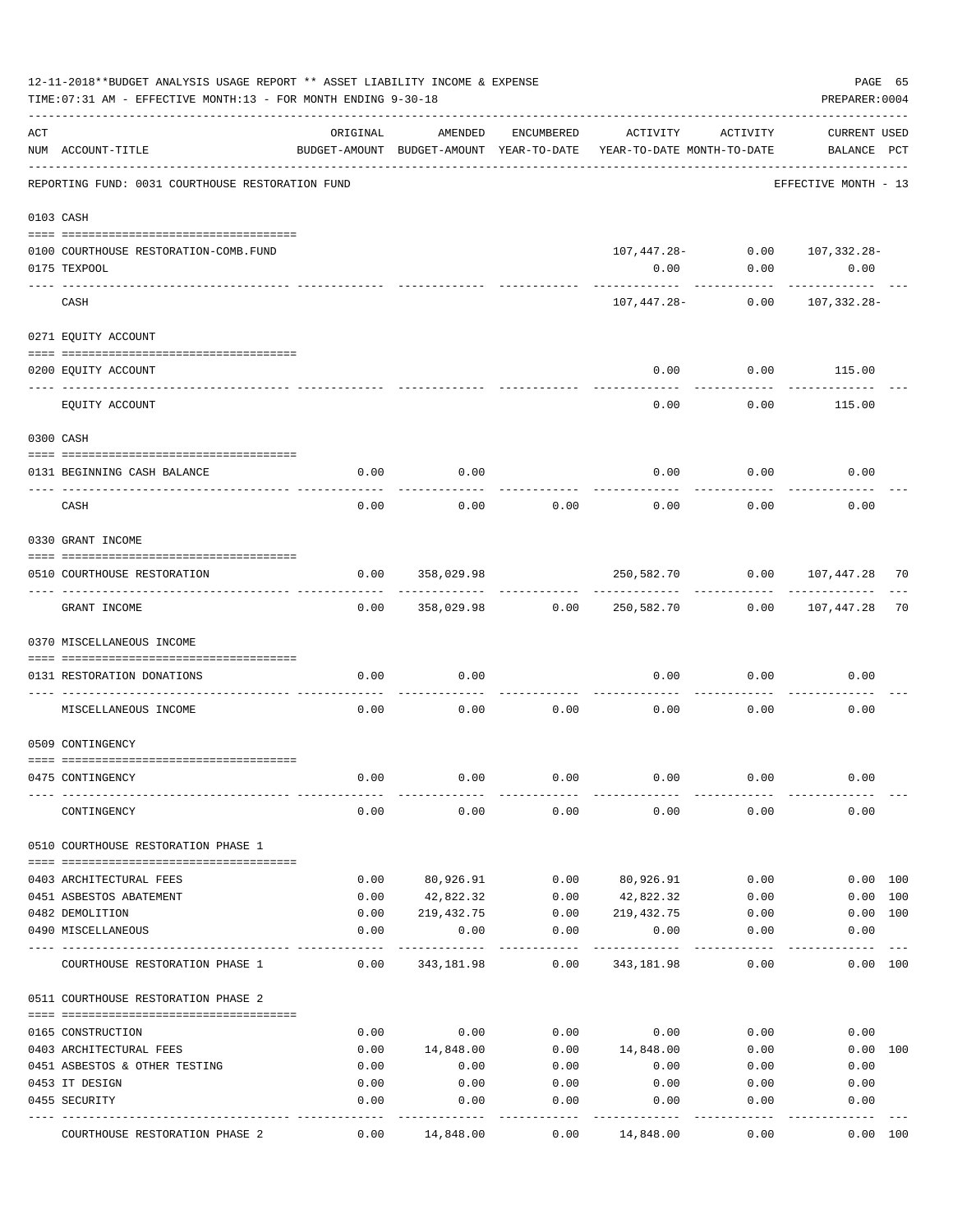12-11-2018**BUDGET ANALYSIS USAGE REPORT ** ASSET LIABILITY INCOME & EXPENSE

TIME:07:31 AM - EFFECTIVE MONTH:13 - FOR MONTH ENDING 9-30-18

PREPARER:0004

| ACT NUM | ACCOUNT-TITLE | ORIGINAL BUDGET-AMOUNT | AMENDED BUDGET-AMOUNT | ENCUMBERED YEAR-TO-DATE | ACTIVITY YEAR-TO-DATE | ACTIVITY MONTH-TO-DATE | CURRENT USED BALANCE | PCT |
|---|---|---|---|---|---|---|---|---|
| | REPORTING FUND: 0031 COURTHOUSE RESTORATION FUND | | | | | | EFFECTIVE MONTH - 13 | |
| 0103 | CASH | | | | | | | |
| 0100 | COURTHOUSE RESTORATION-COMB.FUND | | | | 107,447.28- | 0.00 | 107,332.28- | |
| 0175 | TEXPOOL | | | | 0.00 | 0.00 | 0.00 | |
| | CASH | | | | 107,447.28- | 0.00 | 107,332.28- | |
| 0271 | EQUITY ACCOUNT | | | | | | | |
| 0200 | EQUITY ACCOUNT | | | | 0.00 | 0.00 | 115.00 | |
| | EQUITY ACCOUNT | | | | 0.00 | 0.00 | 115.00 | |
| 0300 | CASH | | | | | | | |
| 0131 | BEGINNING CASH BALANCE | 0.00 | 0.00 | | 0.00 | 0.00 | 0.00 | |
| | CASH | 0.00 | 0.00 | 0.00 | 0.00 | 0.00 | 0.00 | |
| 0330 | GRANT INCOME | | | | | | | |
| 0510 | COURTHOUSE RESTORATION | 0.00 | 358,029.98 | | 250,582.70 | 0.00 | 107,447.28 | 70 |
| | GRANT INCOME | 0.00 | 358,029.98 | 0.00 | 250,582.70 | 0.00 | 107,447.28 | 70 |
| 0370 | MISCELLANEOUS INCOME | | | | | | | |
| 0131 | RESTORATION DONATIONS | 0.00 | 0.00 | | 0.00 | 0.00 | 0.00 | |
| | MISCELLANEOUS INCOME | 0.00 | 0.00 | 0.00 | 0.00 | 0.00 | 0.00 | |
| 0509 | CONTINGENCY | | | | | | | |
| 0475 | CONTINGENCY | 0.00 | 0.00 | 0.00 | 0.00 | 0.00 | 0.00 | |
| | CONTINGENCY | 0.00 | 0.00 | 0.00 | 0.00 | 0.00 | 0.00 | |
| 0510 | COURTHOUSE RESTORATION PHASE 1 | | | | | | | |
| 0403 | ARCHITECTURAL FEES | 0.00 | 80,926.91 | 0.00 | 80,926.91 | 0.00 | 0.00 | 100 |
| 0451 | ASBESTOS ABATEMENT | 0.00 | 42,822.32 | 0.00 | 42,822.32 | 0.00 | 0.00 | 100 |
| 0482 | DEMOLITION | 0.00 | 219,432.75 | 0.00 | 219,432.75 | 0.00 | 0.00 | 100 |
| 0490 | MISCELLANEOUS | 0.00 | 0.00 | 0.00 | 0.00 | 0.00 | 0.00 | |
| | COURTHOUSE RESTORATION PHASE 1 | 0.00 | 343,181.98 | 0.00 | 343,181.98 | 0.00 | 0.00 | 100 |
| 0511 | COURTHOUSE RESTORATION PHASE 2 | | | | | | | |
| 0165 | CONSTRUCTION | 0.00 | 0.00 | 0.00 | 0.00 | 0.00 | 0.00 | |
| 0403 | ARCHITECTURAL FEES | 0.00 | 14,848.00 | 0.00 | 14,848.00 | 0.00 | 0.00 | 100 |
| 0451 | ASBESTOS & OTHER TESTING | 0.00 | 0.00 | 0.00 | 0.00 | 0.00 | 0.00 | |
| 0453 | IT DESIGN | 0.00 | 0.00 | 0.00 | 0.00 | 0.00 | 0.00 | |
| 0455 | SECURITY | 0.00 | 0.00 | 0.00 | 0.00 | 0.00 | 0.00 | |
| | COURTHOUSE RESTORATION PHASE 2 | 0.00 | 14,848.00 | 0.00 | 14,848.00 | 0.00 | 0.00 | 100 |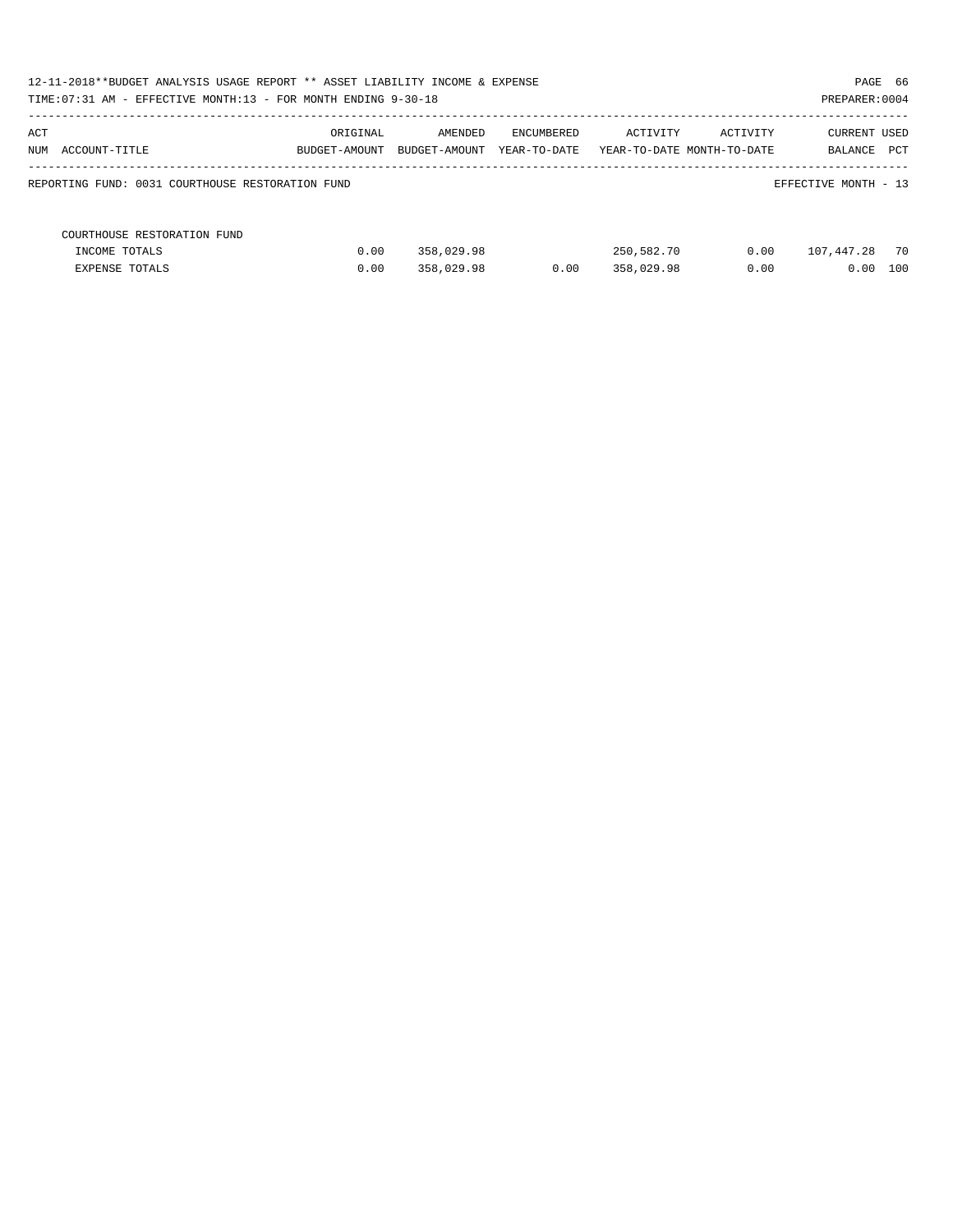12-11-2018**BUDGET ANALYSIS USAGE REPORT ** ASSET LIABILITY INCOME & EXPENSE

TIME:07:31 AM - EFFECTIVE MONTH:13 - FOR MONTH ENDING 9-30-18

PREPARER:0004

| ACT NUM | ACCOUNT-TITLE | ORIGINAL BUDGET-AMOUNT | AMENDED BUDGET-AMOUNT | ENCUMBERED YEAR-TO-DATE | ACTIVITY YEAR-TO-DATE | ACTIVITY MONTH-TO-DATE | CURRENT BALANCE | USED PCT |
|---|---|---|---|---|---|---|---|---|

REPORTING FUND: 0031 COURTHOUSE RESTORATION FUND

EFFECTIVE MONTH - 13

| | COURTHOUSE RESTORATION FUND | | | | | | | |
|---|---|---|---|---|---|---|---|---|
| | INCOME TOTALS | 0.00 | 358,029.98 | | 250,582.70 | 0.00 | 107,447.28 | 70 |
| | EXPENSE TOTALS | 0.00 | 358,029.98 | 0.00 | 358,029.98 | 0.00 | 0.00 | 100 |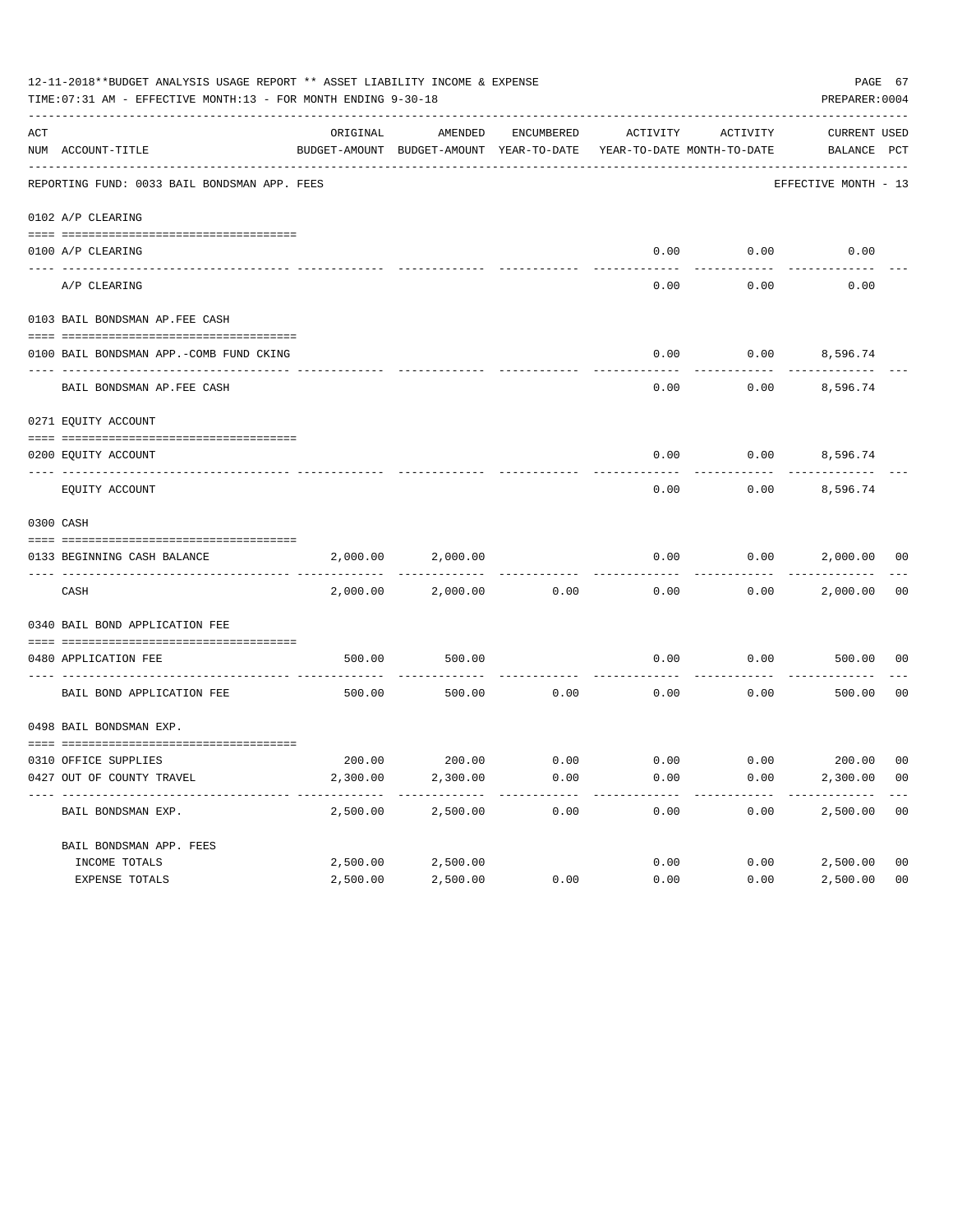12-11-2018**BUDGET ANALYSIS USAGE REPORT ** ASSET LIABILITY INCOME & EXPENSE

TIME:07:31 AM - EFFECTIVE MONTH:13 - FOR MONTH ENDING 9-30-18

PREPARER:0004

| ACT NUM | ACCOUNT-TITLE | ORIGINAL BUDGET-AMOUNT | AMENDED BUDGET-AMOUNT | ENCUMBERED YEAR-TO-DATE | ACTIVITY YEAR-TO-DATE | ACTIVITY MONTH-TO-DATE | CURRENT BALANCE | USED PCT |
|---|---|---|---|---|---|---|---|---|
| | REPORTING FUND: 0033 BAIL BONDSMAN APP. FEES | | | | | | EFFECTIVE MONTH - 13 | |
| | 0102 A/P CLEARING | | | | | | | |
| 0100 | A/P CLEARING | | | | 0.00 | 0.00 | 0.00 | |
| | A/P CLEARING | | | | 0.00 | 0.00 | 0.00 | |
| | 0103 BAIL BONDSMAN AP.FEE CASH | | | | | | | |
| 0100 | BAIL BONDSMAN APP.-COMB FUND CKING | | | | 0.00 | 0.00 | 8,596.74 | |
| | BAIL BONDSMAN AP.FEE CASH | | | | 0.00 | 0.00 | 8,596.74 | |
| | 0271 EQUITY ACCOUNT | | | | | | | |
| 0200 | EQUITY ACCOUNT | | | | 0.00 | 0.00 | 8,596.74 | |
| | EQUITY ACCOUNT | | | | 0.00 | 0.00 | 8,596.74 | |
| | 0300 CASH | | | | | | | |
| 0133 | BEGINNING CASH BALANCE | 2,000.00 | 2,000.00 | | 0.00 | 0.00 | 2,000.00 | 00 |
| | CASH | 2,000.00 | 2,000.00 | 0.00 | 0.00 | 0.00 | 2,000.00 | 00 |
| | 0340 BAIL BOND APPLICATION FEE | | | | | | | |
| 0480 | APPLICATION FEE | 500.00 | 500.00 | | 0.00 | 0.00 | 500.00 | 00 |
| | BAIL BOND APPLICATION FEE | 500.00 | 500.00 | 0.00 | 0.00 | 0.00 | 500.00 | 00 |
| | 0498 BAIL BONDSMAN EXP. | | | | | | | |
| 0310 | OFFICE SUPPLIES | 200.00 | 200.00 | 0.00 | 0.00 | 0.00 | 200.00 | 00 |
| 0427 | OUT OF COUNTY TRAVEL | 2,300.00 | 2,300.00 | 0.00 | 0.00 | 0.00 | 2,300.00 | 00 |
| | BAIL BONDSMAN EXP. | 2,500.00 | 2,500.00 | 0.00 | 0.00 | 0.00 | 2,500.00 | 00 |
| | BAIL BONDSMAN APP. FEES | | | | | | | |
| | INCOME TOTALS | 2,500.00 | 2,500.00 | | 0.00 | 0.00 | 2,500.00 | 00 |
| | EXPENSE TOTALS | 2,500.00 | 2,500.00 | 0.00 | 0.00 | 0.00 | 2,500.00 | 00 |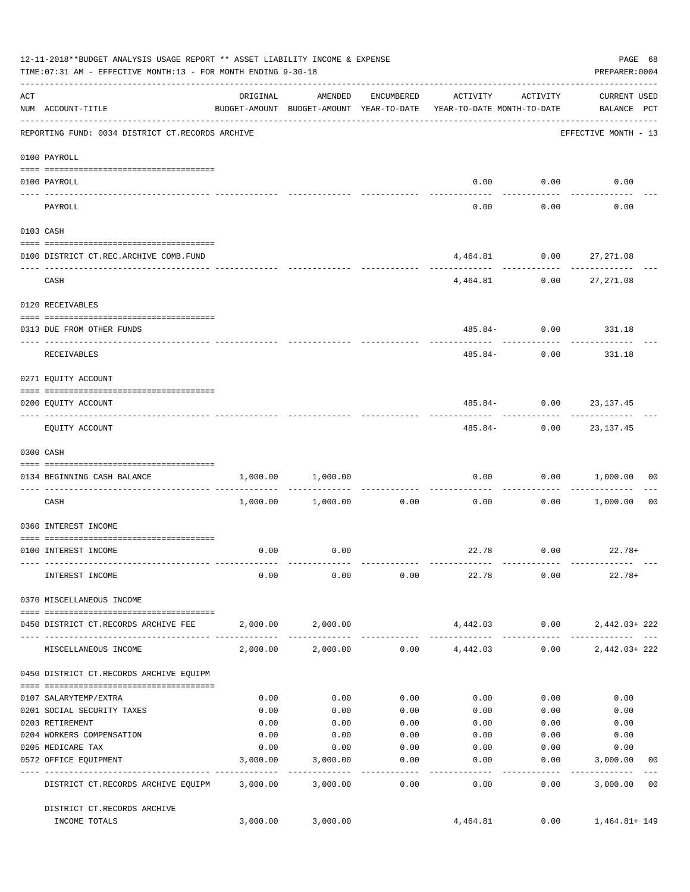12-11-2018**BUDGET ANALYSIS USAGE REPORT ** ASSET LIABILITY INCOME & EXPENSE

TIME:07:31 AM - EFFECTIVE MONTH:13 - FOR MONTH ENDING 9-30-18

PREPARER:0004

REPORTING FUND: 0034 DISTRICT CT.RECORDS ARCHIVE — EFFECTIVE MONTH - 13

| ACT NUM | ACCOUNT-TITLE | ORIGINAL BUDGET-AMOUNT | AMENDED BUDGET-AMOUNT | ENCUMBERED YEAR-TO-DATE | ACTIVITY YEAR-TO-DATE | ACTIVITY MONTH-TO-DATE | CURRENT USED BALANCE | PCT |
|---|---|---|---|---|---|---|---|---|
| | **0100 PAYROLL** | | | | | | | |
| 0100 | PAYROLL | | | | 0.00 | 0.00 | 0.00 | |
| | PAYROLL | | | | 0.00 | 0.00 | 0.00 | |
| | **0103 CASH** | | | | | | | |
| 0100 | DISTRICT CT.REC.ARCHIVE COMB.FUND | | | | 4,464.81 | 0.00 | 27,271.08 | |
| | CASH | | | | 4,464.81 | 0.00 | 27,271.08 | |
| | **0120 RECEIVABLES** | | | | | | | |
| 0313 | DUE FROM OTHER FUNDS | | | | 485.84- | 0.00 | 331.18 | |
| | RECEIVABLES | | | | 485.84- | 0.00 | 331.18 | |
| | **0271 EQUITY ACCOUNT** | | | | | | | |
| 0200 | EQUITY ACCOUNT | | | | 485.84- | 0.00 | 23,137.45 | |
| | EQUITY ACCOUNT | | | | 485.84- | 0.00 | 23,137.45 | |
| | **0300 CASH** | | | | | | | |
| 0134 | BEGINNING CASH BALANCE | 1,000.00 | 1,000.00 | | 0.00 | 0.00 | 1,000.00 | 00 |
| | CASH | 1,000.00 | 1,000.00 | 0.00 | 0.00 | 0.00 | 1,000.00 | 00 |
| | **0360 INTEREST INCOME** | | | | | | | |
| 0100 | INTEREST INCOME | 0.00 | 0.00 | | 22.78 | 0.00 | 22.78+ | |
| | INTEREST INCOME | 0.00 | 0.00 | 0.00 | 22.78 | 0.00 | 22.78+ | |
| | **0370 MISCELLANEOUS INCOME** | | | | | | | |
| 0450 | DISTRICT CT.RECORDS ARCHIVE FEE | 2,000.00 | 2,000.00 | | 4,442.03 | 0.00 | 2,442.03+ | 222 |
| | MISCELLANEOUS INCOME | 2,000.00 | 2,000.00 | 0.00 | 4,442.03 | 0.00 | 2,442.03+ | 222 |
| | **0450 DISTRICT CT.RECORDS ARCHIVE EQUIPM** | | | | | | | |
| 0107 | SALARYTEMP/EXTRA | 0.00 | 0.00 | 0.00 | 0.00 | 0.00 | 0.00 | |
| 0201 | SOCIAL SECURITY TAXES | 0.00 | 0.00 | 0.00 | 0.00 | 0.00 | 0.00 | |
| 0203 | RETIREMENT | 0.00 | 0.00 | 0.00 | 0.00 | 0.00 | 0.00 | |
| 0204 | WORKERS COMPENSATION | 0.00 | 0.00 | 0.00 | 0.00 | 0.00 | 0.00 | |
| 0205 | MEDICARE TAX | 0.00 | 0.00 | 0.00 | 0.00 | 0.00 | 0.00 | |
| 0572 | OFFICE EQUIPMENT | 3,000.00 | 3,000.00 | 0.00 | 0.00 | 0.00 | 3,000.00 | 00 |
| | DISTRICT CT.RECORDS ARCHIVE EQUIPM | 3,000.00 | 3,000.00 | 0.00 | 0.00 | 0.00 | 3,000.00 | 00 |
| | DISTRICT CT.RECORDS ARCHIVE INCOME TOTALS | 3,000.00 | 3,000.00 | | 4,464.81 | 0.00 | 1,464.81+ | 149 |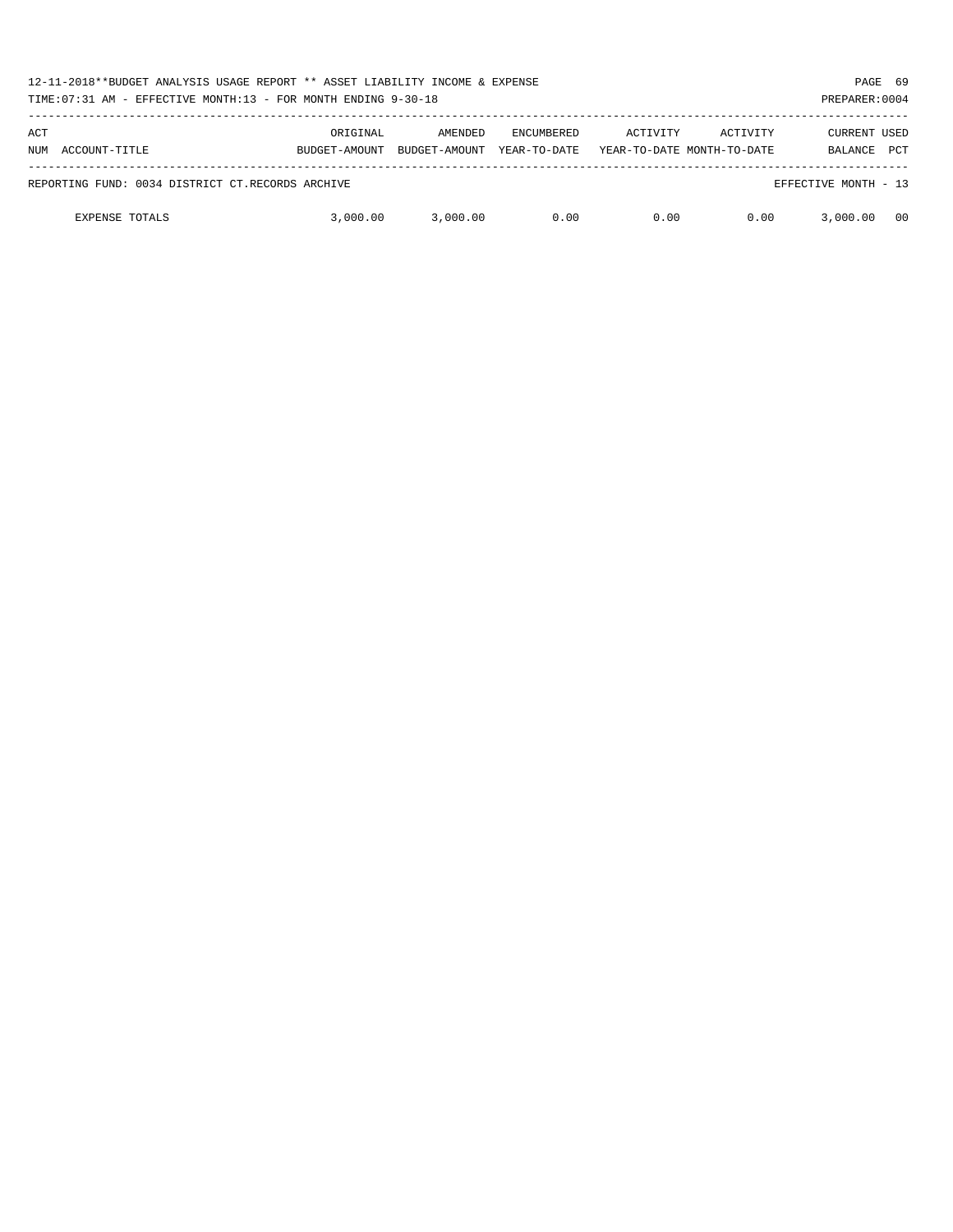12-11-2018**BUDGET ANALYSIS USAGE REPORT ** ASSET LIABILITY INCOME & EXPENSE

TIME:07:31 AM - EFFECTIVE MONTH:13 - FOR MONTH ENDING 9-30-18

PREPARER:0004

| ACT NUM ACCOUNT-TITLE | ORIGINAL BUDGET-AMOUNT | AMENDED BUDGET-AMOUNT | ENCUMBERED YEAR-TO-DATE | ACTIVITY YEAR-TO-DATE | ACTIVITY MONTH-TO-DATE | CURRENT BALANCE | USED PCT |
|---|---|---|---|---|---|---|---|
| REPORTING FUND: 0034 DISTRICT CT.RECORDS ARCHIVE | | | | | | EFFECTIVE MONTH - 13 | |
| EXPENSE TOTALS | 3,000.00 | 3,000.00 | 0.00 | 0.00 | 0.00 | 3,000.00 | 00 |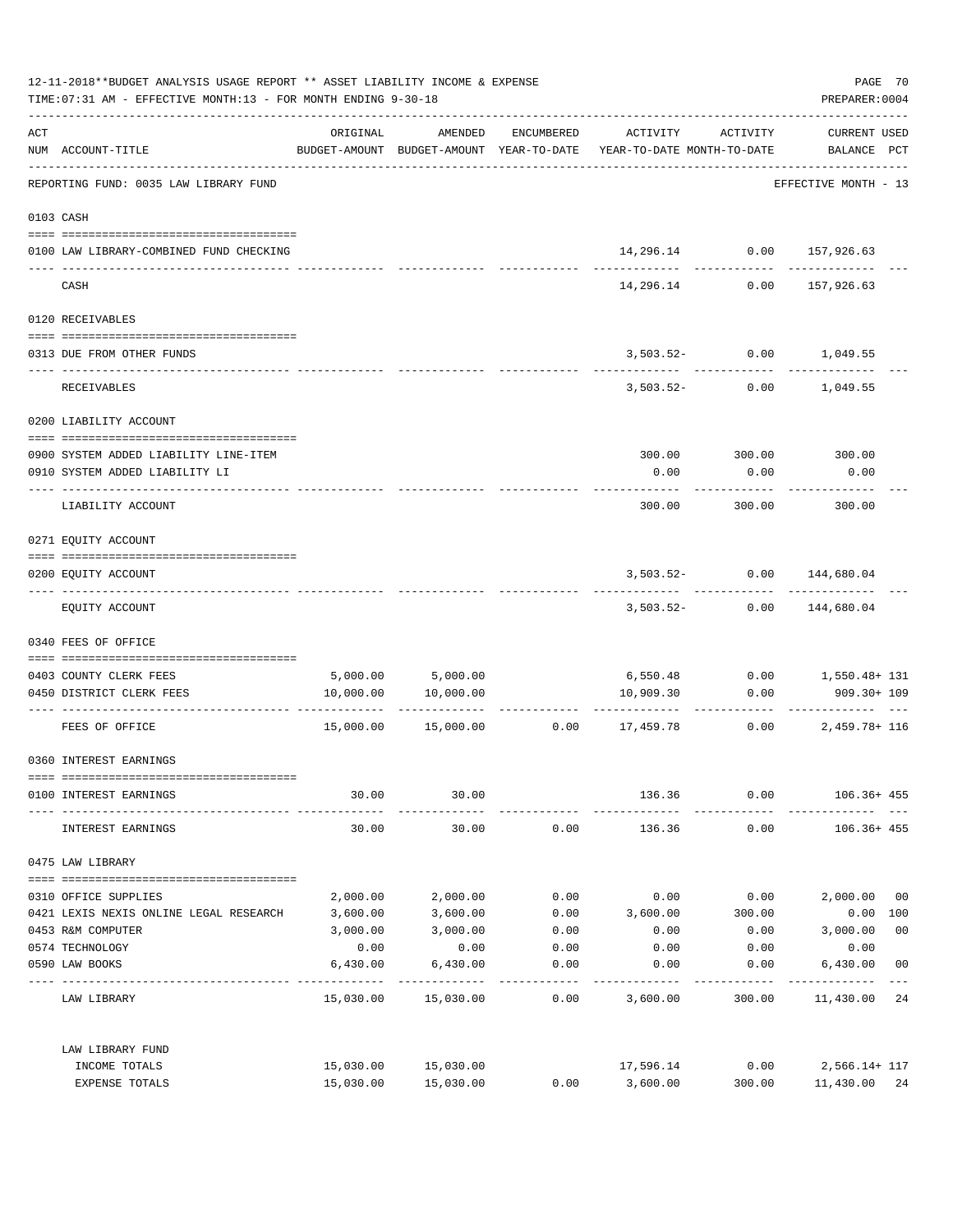12-11-2018**BUDGET ANALYSIS USAGE REPORT ** ASSET LIABILITY INCOME & EXPENSE

TIME:07:31 AM - EFFECTIVE MONTH:13 - FOR MONTH ENDING 9-30-18

PREPARER:0004

| ACT NUM | ACCOUNT-TITLE | ORIGINAL BUDGET-AMOUNT | AMENDED BUDGET-AMOUNT | ENCUMBERED YEAR-TO-DATE | ACTIVITY YEAR-TO-DATE | ACTIVITY MONTH-TO-DATE | CURRENT USED BALANCE | PCT |
|---|---|---|---|---|---|---|---|---|
| | REPORTING FUND: 0035 LAW LIBRARY FUND | | | | | | EFFECTIVE MONTH - 13 | |
| 0103 | CASH | | | | | | | |
| 0100 | LAW LIBRARY-COMBINED FUND CHECKING | | | | 14,296.14 | 0.00 | 157,926.63 | |
| | CASH | | | | 14,296.14 | 0.00 | 157,926.63 | |
| 0120 | RECEIVABLES | | | | | | | |
| 0313 | DUE FROM OTHER FUNDS | | | | 3,503.52- | 0.00 | 1,049.55 | |
| | RECEIVABLES | | | | 3,503.52- | 0.00 | 1,049.55 | |
| 0200 | LIABILITY ACCOUNT | | | | | | | |
| 0900 | SYSTEM ADDED LIABILITY LINE-ITEM | | | | 300.00 | 300.00 | 300.00 | |
| 0910 | SYSTEM ADDED LIABILITY LI | | | | 0.00 | 0.00 | 0.00 | |
| | LIABILITY ACCOUNT | | | | 300.00 | 300.00 | 300.00 | |
| 0271 | EQUITY ACCOUNT | | | | | | | |
| 0200 | EQUITY ACCOUNT | | | | 3,503.52- | 0.00 | 144,680.04 | |
| | EQUITY ACCOUNT | | | | 3,503.52- | 0.00 | 144,680.04 | |
| 0340 | FEES OF OFFICE | | | | | | | |
| 0403 | COUNTY CLERK FEES | 5,000.00 | 5,000.00 | | 6,550.48 | 0.00 | 1,550.48+ | 131 |
| 0450 | DISTRICT CLERK FEES | 10,000.00 | 10,000.00 | | 10,909.30 | 0.00 | 909.30+ | 109 |
| | FEES OF OFFICE | 15,000.00 | 15,000.00 | 0.00 | 17,459.78 | 0.00 | 2,459.78+ | 116 |
| 0360 | INTEREST EARNINGS | | | | | | | |
| 0100 | INTEREST EARNINGS | 30.00 | 30.00 | | 136.36 | 0.00 | 106.36+ | 455 |
| | INTEREST EARNINGS | 30.00 | 30.00 | 0.00 | 136.36 | 0.00 | 106.36+ | 455 |
| 0475 | LAW LIBRARY | | | | | | | |
| 0310 | OFFICE SUPPLIES | 2,000.00 | 2,000.00 | 0.00 | 0.00 | 0.00 | 2,000.00 | 00 |
| 0421 | LEXIS NEXIS ONLINE LEGAL RESEARCH | 3,600.00 | 3,600.00 | 0.00 | 3,600.00 | 300.00 | 0.00 | 100 |
| 0453 | R&M COMPUTER | 3,000.00 | 3,000.00 | 0.00 | 0.00 | 0.00 | 3,000.00 | 00 |
| 0574 | TECHNOLOGY | 0.00 | 0.00 | 0.00 | 0.00 | 0.00 | 0.00 | |
| 0590 | LAW BOOKS | 6,430.00 | 6,430.00 | 0.00 | 0.00 | 0.00 | 6,430.00 | 00 |
| | LAW LIBRARY | 15,030.00 | 15,030.00 | 0.00 | 3,600.00 | 300.00 | 11,430.00 | 24 |
| | LAW LIBRARY FUND | | | | | | | |
| | INCOME TOTALS | 15,030.00 | 15,030.00 | | 17,596.14 | 0.00 | 2,566.14+ | 117 |
| | EXPENSE TOTALS | 15,030.00 | 15,030.00 | 0.00 | 3,600.00 | 300.00 | 11,430.00 | 24 |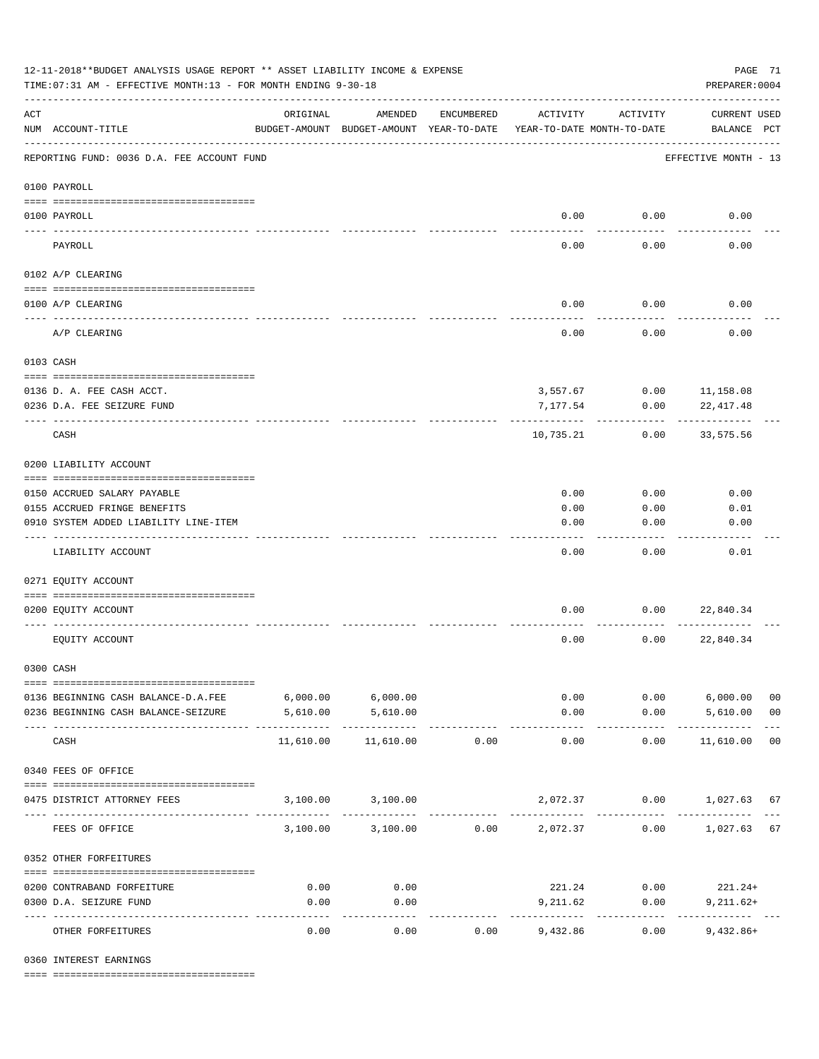12-11-2018**BUDGET ANALYSIS USAGE REPORT ** ASSET LIABILITY INCOME & EXPENSE

TIME:07:31 AM - EFFECTIVE MONTH:13 - FOR MONTH ENDING 9-30-18

PREPARER:0004

| ACT NUM | ACCOUNT-TITLE | ORIGINAL BUDGET-AMOUNT | AMENDED BUDGET-AMOUNT | ENCUMBERED YEAR-TO-DATE | ACTIVITY YEAR-TO-DATE | ACTIVITY MONTH-TO-DATE | CURRENT USED BALANCE | PCT |
|---|---|---|---|---|---|---|---|---|
| | REPORTING FUND: 0036 D.A. FEE ACCOUNT FUND | | | | | | EFFECTIVE MONTH - 13 | |
| | **0100 PAYROLL** | | | | | | | |
| 0100 | PAYROLL | | | | 0.00 | 0.00 | 0.00 | |
| | PAYROLL | | | | 0.00 | 0.00 | 0.00 | |
| | **0102 A/P CLEARING** | | | | | | | |
| 0100 | A/P CLEARING | | | | 0.00 | 0.00 | 0.00 | |
| | A/P CLEARING | | | | 0.00 | 0.00 | 0.00 | |
| | **0103 CASH** | | | | | | | |
| 0136 | D. A. FEE CASH ACCT. | | | | 3,557.67 | 0.00 | 11,158.08 | |
| 0236 | D.A. FEE SEIZURE FUND | | | | 7,177.54 | 0.00 | 22,417.48 | |
| | CASH | | | | 10,735.21 | 0.00 | 33,575.56 | |
| | **0200 LIABILITY ACCOUNT** | | | | | | | |
| 0150 | ACCRUED SALARY PAYABLE | | | | 0.00 | 0.00 | 0.00 | |
| 0155 | ACCRUED FRINGE BENEFITS | | | | 0.00 | 0.00 | 0.01 | |
| 0910 | SYSTEM ADDED LIABILITY LINE-ITEM | | | | 0.00 | 0.00 | 0.00 | |
| | LIABILITY ACCOUNT | | | | 0.00 | 0.00 | 0.01 | |
| | **0271 EQUITY ACCOUNT** | | | | | | | |
| 0200 | EQUITY ACCOUNT | | | | 0.00 | 0.00 | 22,840.34 | |
| | EQUITY ACCOUNT | | | | 0.00 | 0.00 | 22,840.34 | |
| | **0300 CASH** | | | | | | | |
| 0136 | BEGINNING CASH BALANCE-D.A.FEE | 6,000.00 | 6,000.00 | | 0.00 | 0.00 | 6,000.00 | 00 |
| 0236 | BEGINNING CASH BALANCE-SEIZURE | 5,610.00 | 5,610.00 | | 0.00 | 0.00 | 5,610.00 | 00 |
| | CASH | 11,610.00 | 11,610.00 | 0.00 | 0.00 | 0.00 | 11,610.00 | 00 |
| | **0340 FEES OF OFFICE** | | | | | | | |
| 0475 | DISTRICT ATTORNEY FEES | 3,100.00 | 3,100.00 | | 2,072.37 | 0.00 | 1,027.63 | 67 |
| | FEES OF OFFICE | 3,100.00 | 3,100.00 | 0.00 | 2,072.37 | 0.00 | 1,027.63 | 67 |
| | **0352 OTHER FORFEITURES** | | | | | | | |
| 0200 | CONTRABAND FORFEITURE | 0.00 | 0.00 | | 221.24 | 0.00 | 221.24+ | |
| 0300 | D.A. SEIZURE FUND | 0.00 | 0.00 | | 9,211.62 | 0.00 | 9,211.62+ | |
| | OTHER FORFEITURES | 0.00 | 0.00 | 0.00 | 9,432.86 | 0.00 | 9,432.86+ | |
| | **0360 INTEREST EARNINGS** | | | | | | | |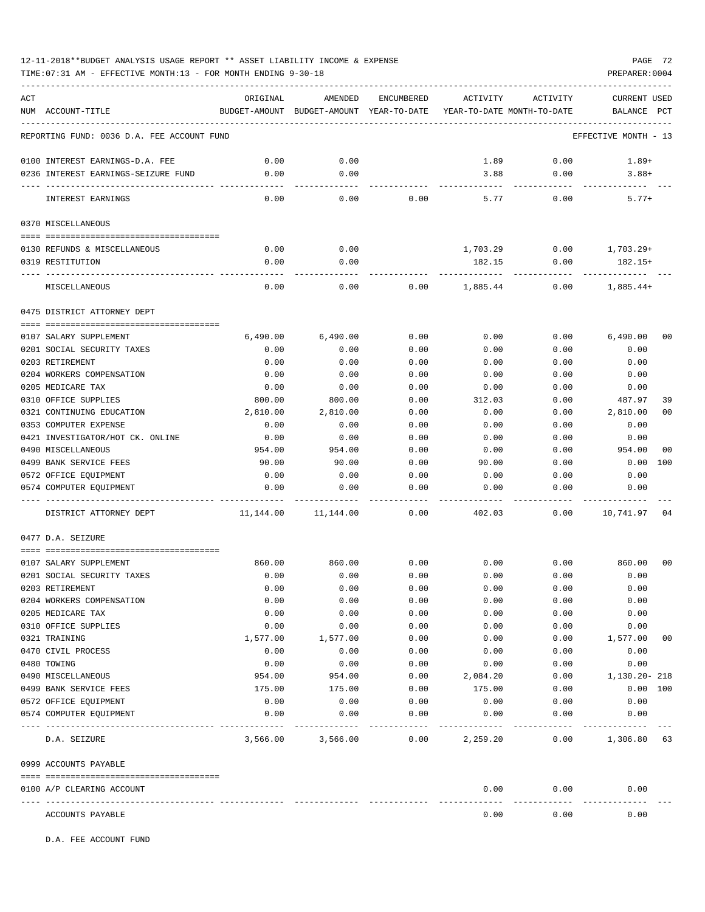12-11-2018**BUDGET ANALYSIS USAGE REPORT ** ASSET LIABILITY INCOME & EXPENSE

TIME:07:31 AM - EFFECTIVE MONTH:13 - FOR MONTH ENDING 9-30-18

PREPARER:0004

| ACT NUM | ACCOUNT-TITLE | ORIGINAL BUDGET-AMOUNT | AMENDED BUDGET-AMOUNT | ENCUMBERED YEAR-TO-DATE | ACTIVITY YEAR-TO-DATE | ACTIVITY MONTH-TO-DATE | CURRENT BALANCE | USED PCT |
|---|---|---|---|---|---|---|---|---|
| | REPORTING FUND: 0036 D.A. FEE ACCOUNT FUND | | | | | | EFFECTIVE MONTH - 13 | |
| 0100 | INTEREST EARNINGS-D.A. FEE | 0.00 | 0.00 | | 1.89 | 0.00 | 1.89+ | |
| 0236 | INTEREST EARNINGS-SEIZURE FUND | 0.00 | 0.00 | | 3.88 | 0.00 | 3.88+ | |
| | INTEREST EARNINGS | 0.00 | 0.00 | 0.00 | 5.77 | 0.00 | 5.77+ | |
| | 0370 MISCELLANEOUS | | | | | | | |
| 0130 | REFUNDS & MISCELLANEOUS | 0.00 | 0.00 | | 1,703.29 | 0.00 | 1,703.29+ | |
| 0319 | RESTITUTION | 0.00 | 0.00 | | 182.15 | 0.00 | 182.15+ | |
| | MISCELLANEOUS | 0.00 | 0.00 | 0.00 | 1,885.44 | 0.00 | 1,885.44+ | |
| | 0475 DISTRICT ATTORNEY DEPT | | | | | | | |
| 0107 | SALARY SUPPLEMENT | 6,490.00 | 6,490.00 | 0.00 | 0.00 | 0.00 | 6,490.00 | 00 |
| 0201 | SOCIAL SECURITY TAXES | 0.00 | 0.00 | 0.00 | 0.00 | 0.00 | 0.00 | |
| 0203 | RETIREMENT | 0.00 | 0.00 | 0.00 | 0.00 | 0.00 | 0.00 | |
| 0204 | WORKERS COMPENSATION | 0.00 | 0.00 | 0.00 | 0.00 | 0.00 | 0.00 | |
| 0205 | MEDICARE TAX | 0.00 | 0.00 | 0.00 | 0.00 | 0.00 | 0.00 | |
| 0310 | OFFICE SUPPLIES | 800.00 | 800.00 | 0.00 | 312.03 | 0.00 | 487.97 | 39 |
| 0321 | CONTINUING EDUCATION | 2,810.00 | 2,810.00 | 0.00 | 0.00 | 0.00 | 2,810.00 | 00 |
| 0353 | COMPUTER EXPENSE | 0.00 | 0.00 | 0.00 | 0.00 | 0.00 | 0.00 | |
| 0421 | INVESTIGATOR/HOT CK. ONLINE | 0.00 | 0.00 | 0.00 | 0.00 | 0.00 | 0.00 | |
| 0490 | MISCELLANEOUS | 954.00 | 954.00 | 0.00 | 0.00 | 0.00 | 954.00 | 00 |
| 0499 | BANK SERVICE FEES | 90.00 | 90.00 | 0.00 | 90.00 | 0.00 | 0.00 | 100 |
| 0572 | OFFICE EQUIPMENT | 0.00 | 0.00 | 0.00 | 0.00 | 0.00 | 0.00 | |
| 0574 | COMPUTER EQUIPMENT | 0.00 | 0.00 | 0.00 | 0.00 | 0.00 | 0.00 | |
| | DISTRICT ATTORNEY DEPT | 11,144.00 | 11,144.00 | 0.00 | 402.03 | 0.00 | 10,741.97 | 04 |
| | 0477 D.A. SEIZURE | | | | | | | |
| 0107 | SALARY SUPPLEMENT | 860.00 | 860.00 | 0.00 | 0.00 | 0.00 | 860.00 | 00 |
| 0201 | SOCIAL SECURITY TAXES | 0.00 | 0.00 | 0.00 | 0.00 | 0.00 | 0.00 | |
| 0203 | RETIREMENT | 0.00 | 0.00 | 0.00 | 0.00 | 0.00 | 0.00 | |
| 0204 | WORKERS COMPENSATION | 0.00 | 0.00 | 0.00 | 0.00 | 0.00 | 0.00 | |
| 0205 | MEDICARE TAX | 0.00 | 0.00 | 0.00 | 0.00 | 0.00 | 0.00 | |
| 0310 | OFFICE SUPPLIES | 0.00 | 0.00 | 0.00 | 0.00 | 0.00 | 0.00 | |
| 0321 | TRAINING | 1,577.00 | 1,577.00 | 0.00 | 0.00 | 0.00 | 1,577.00 | 00 |
| 0470 | CIVIL PROCESS | 0.00 | 0.00 | 0.00 | 0.00 | 0.00 | 0.00 | |
| 0480 | TOWING | 0.00 | 0.00 | 0.00 | 0.00 | 0.00 | 0.00 | |
| 0490 | MISCELLANEOUS | 954.00 | 954.00 | 0.00 | 2,084.20 | 0.00 | 1,130.20- | 218 |
| 0499 | BANK SERVICE FEES | 175.00 | 175.00 | 0.00 | 175.00 | 0.00 | 0.00 | 100 |
| 0572 | OFFICE EQUIPMENT | 0.00 | 0.00 | 0.00 | 0.00 | 0.00 | 0.00 | |
| 0574 | COMPUTER EQUIPMENT | 0.00 | 0.00 | 0.00 | 0.00 | 0.00 | 0.00 | |
| | D.A. SEIZURE | 3,566.00 | 3,566.00 | 0.00 | 2,259.20 | 0.00 | 1,306.80 | 63 |
| | 0999 ACCOUNTS PAYABLE | | | | | | | |
| 0100 | A/P CLEARING ACCOUNT | | | | 0.00 | 0.00 | 0.00 | |
| | ACCOUNTS PAYABLE | | | | 0.00 | 0.00 | 0.00 | |

D.A. FEE ACCOUNT FUND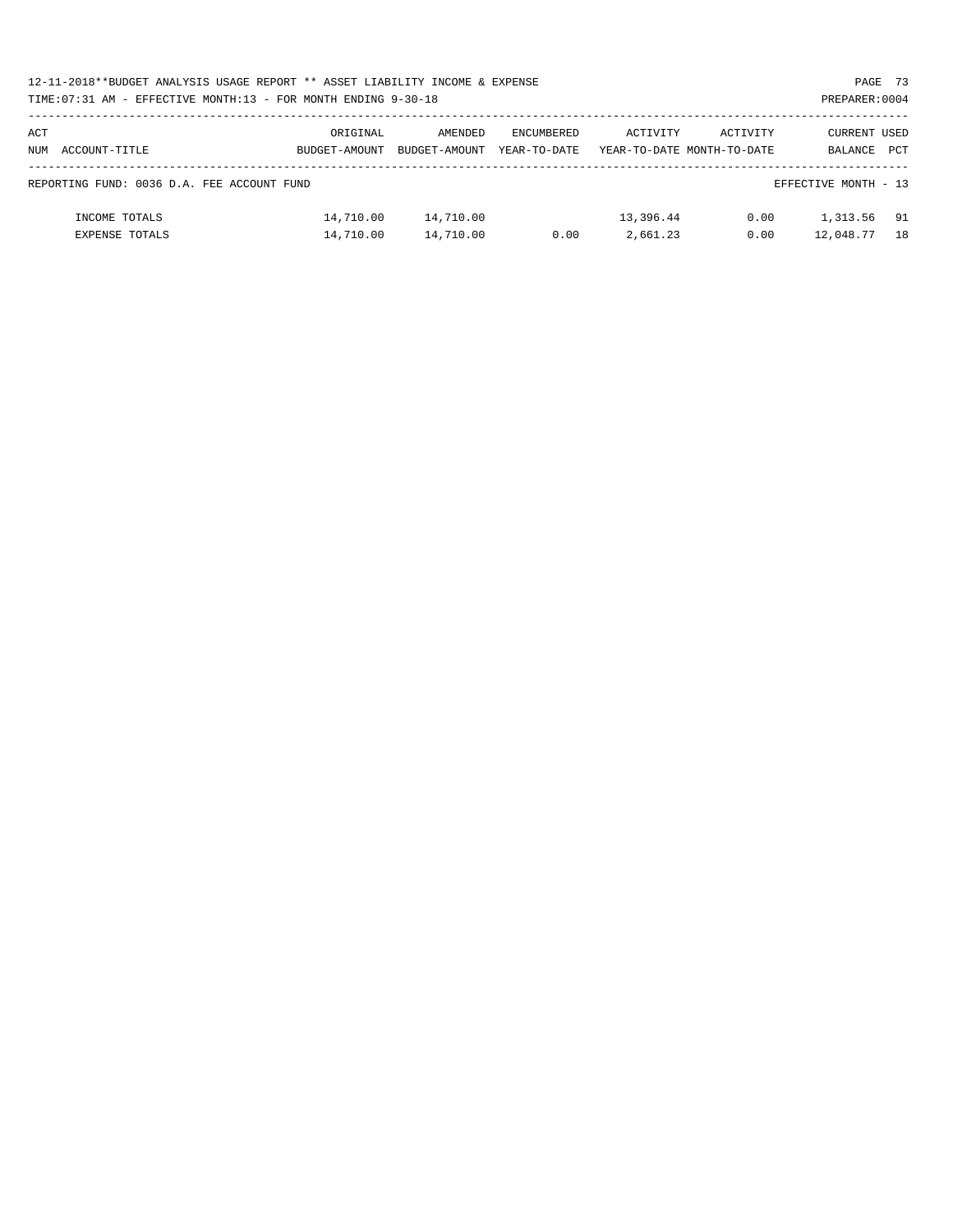12-11-2018**BUDGET ANALYSIS USAGE REPORT ** ASSET LIABILITY INCOME & EXPENSE

TIME:07:31 AM - EFFECTIVE MONTH:13 - FOR MONTH ENDING 9-30-18

PREPARER:0004

| ACT NUM | ACCOUNT-TITLE | ORIGINAL BUDGET-AMOUNT | AMENDED BUDGET-AMOUNT | ENCUMBERED YEAR-TO-DATE | ACTIVITY YEAR-TO-DATE | ACTIVITY MONTH-TO-DATE | CURRENT BALANCE | USED PCT |
|---|---|---|---|---|---|---|---|---|
| | REPORTING FUND: 0036 D.A. FEE ACCOUNT FUND | | | | | | EFFECTIVE MONTH - 13 | |
| | INCOME TOTALS | 14,710.00 | 14,710.00 | | 13,396.44 | 0.00 | 1,313.56 | 91 |
| | EXPENSE TOTALS | 14,710.00 | 14,710.00 | 0.00 | 2,661.23 | 0.00 | 12,048.77 | 18 |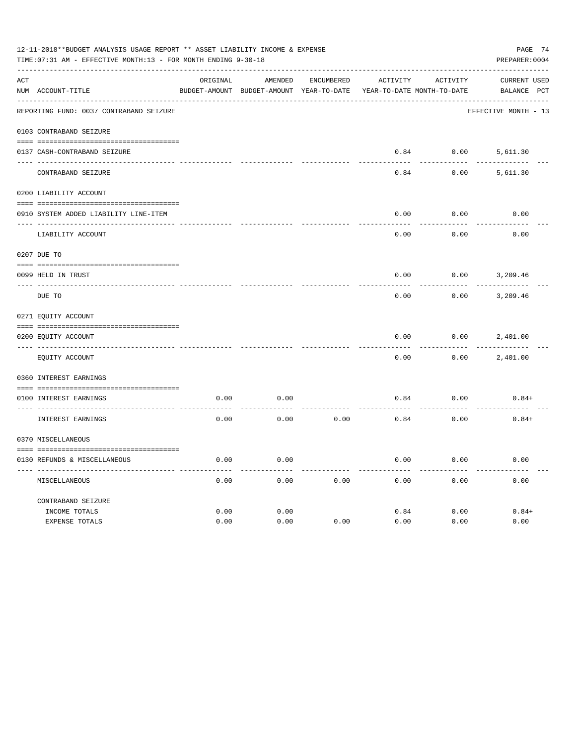12-11-2018**BUDGET ANALYSIS USAGE REPORT ** ASSET LIABILITY INCOME & EXPENSE

TIME:07:31 AM - EFFECTIVE MONTH:13 - FOR MONTH ENDING 9-30-18

PREPARER:0004

REPORTING FUND: 0037 CONTRABAND SEIZURE — EFFECTIVE MONTH - 13

| ACT NUM | ACCOUNT-TITLE | ORIGINAL BUDGET-AMOUNT | AMENDED BUDGET-AMOUNT | ENCUMBERED YEAR-TO-DATE | ACTIVITY YEAR-TO-DATE | ACTIVITY MONTH-TO-DATE | CURRENT BALANCE | USED PCT |
|---|---|---|---|---|---|---|---|---|
| | **0103 CONTRABAND SEIZURE** | | | | | | | |
| 0137 | CASH-CONTRABAND SEIZURE | | | | 0.84 | 0.00 | 5,611.30 | |
| | CONTRABAND SEIZURE | | | | 0.84 | 0.00 | 5,611.30 | |
| | **0200 LIABILITY ACCOUNT** | | | | | | | |
| 0910 | SYSTEM ADDED LIABILITY LINE-ITEM | | | | 0.00 | 0.00 | 0.00 | |
| | LIABILITY ACCOUNT | | | | 0.00 | 0.00 | 0.00 | |
| | **0207 DUE TO** | | | | | | | |
| 0099 | HELD IN TRUST | | | | 0.00 | 0.00 | 3,209.46 | |
| | DUE TO | | | | 0.00 | 0.00 | 3,209.46 | |
| | **0271 EQUITY ACCOUNT** | | | | | | | |
| 0200 | EQUITY ACCOUNT | | | | 0.00 | 0.00 | 2,401.00 | |
| | EQUITY ACCOUNT | | | | 0.00 | 0.00 | 2,401.00 | |
| | **0360 INTEREST EARNINGS** | | | | | | | |
| 0100 | INTEREST EARNINGS | 0.00 | 0.00 | | 0.84 | 0.00 | 0.84+ | |
| | INTEREST EARNINGS | 0.00 | 0.00 | 0.00 | 0.84 | 0.00 | 0.84+ | |
| | **0370 MISCELLANEOUS** | | | | | | | |
| 0130 | REFUNDS & MISCELLANEOUS | 0.00 | 0.00 | | 0.00 | 0.00 | 0.00 | |
| | MISCELLANEOUS | 0.00 | 0.00 | 0.00 | 0.00 | 0.00 | 0.00 | |
| | **CONTRABAND SEIZURE** | | | | | | | |
| | INCOME TOTALS | 0.00 | 0.00 | | 0.84 | 0.00 | 0.84+ | |
| | EXPENSE TOTALS | 0.00 | 0.00 | 0.00 | 0.00 | 0.00 | 0.00 | |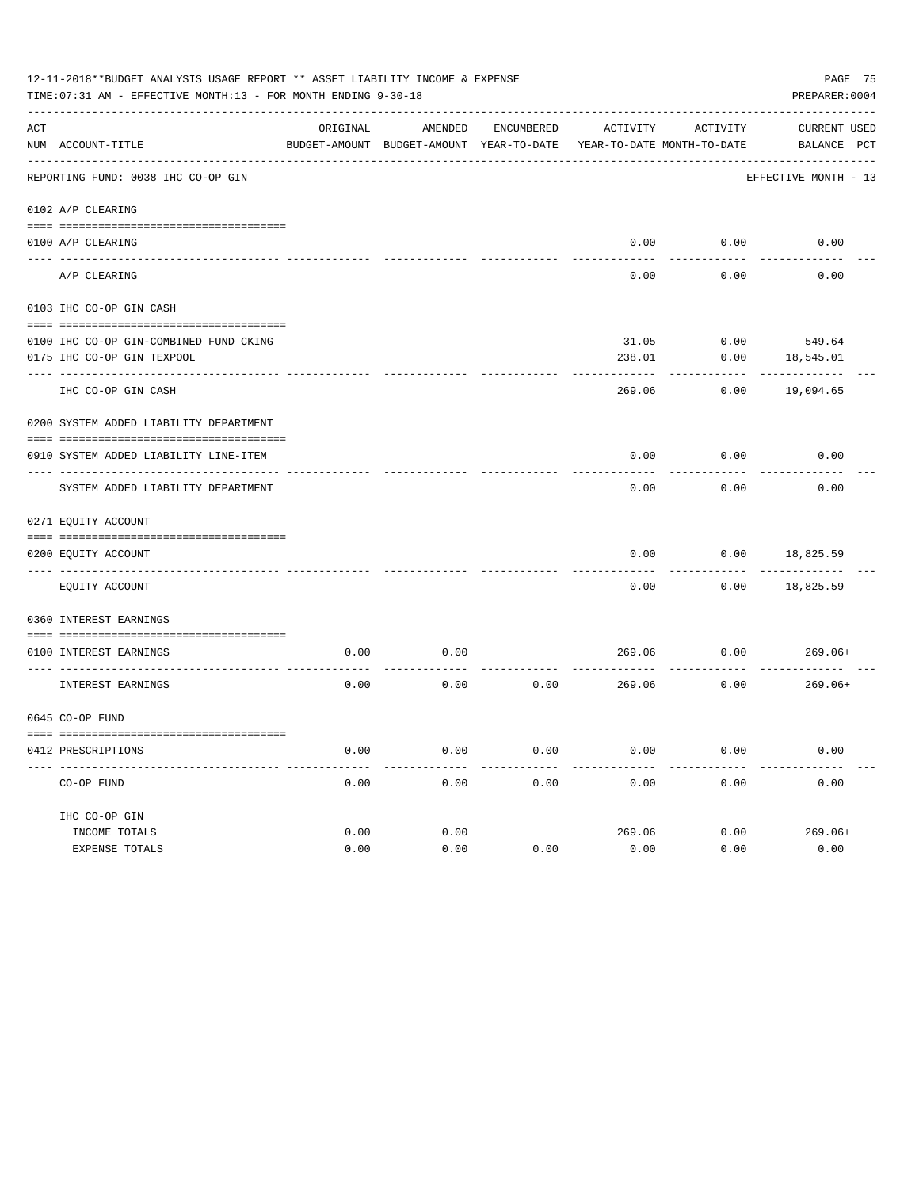12-11-2018**BUDGET ANALYSIS USAGE REPORT ** ASSET LIABILITY INCOME & EXPENSE

TIME:07:31 AM - EFFECTIVE MONTH:13 - FOR MONTH ENDING 9-30-18

PREPARER:0004

| ACT NUM | ACCOUNT-TITLE | ORIGINAL BUDGET-AMOUNT | AMENDED BUDGET-AMOUNT | ENCUMBERED YEAR-TO-DATE | ACTIVITY YEAR-TO-DATE | ACTIVITY MONTH-TO-DATE | CURRENT BALANCE | USED PCT |
|---|---|---|---|---|---|---|---|---|
| | REPORTING FUND: 0038 IHC CO-OP GIN | | | | | | EFFECTIVE MONTH - 13 | |
| | 0102 A/P CLEARING | | | | | | | |
| 0100 | A/P CLEARING | | | | 0.00 | 0.00 | 0.00 | |
| | A/P CLEARING | | | | 0.00 | 0.00 | 0.00 | |
| | 0103 IHC CO-OP GIN CASH | | | | | | | |
| 0100 | IHC CO-OP GIN-COMBINED FUND CKING | | | | 31.05 | 0.00 | 549.64 | |
| 0175 | IHC CO-OP GIN TEXPOOL | | | | 238.01 | 0.00 | 18,545.01 | |
| | IHC CO-OP GIN CASH | | | | 269.06 | 0.00 | 19,094.65 | |
| | 0200 SYSTEM ADDED LIABILITY DEPARTMENT | | | | | | | |
| 0910 | SYSTEM ADDED LIABILITY LINE-ITEM | | | | 0.00 | 0.00 | 0.00 | |
| | SYSTEM ADDED LIABILITY DEPARTMENT | | | | 0.00 | 0.00 | 0.00 | |
| | 0271 EQUITY ACCOUNT | | | | | | | |
| 0200 | EQUITY ACCOUNT | | | | 0.00 | 0.00 | 18,825.59 | |
| | EQUITY ACCOUNT | | | | 0.00 | 0.00 | 18,825.59 | |
| | 0360 INTEREST EARNINGS | | | | | | | |
| 0100 | INTEREST EARNINGS | 0.00 | 0.00 | | 269.06 | 0.00 | 269.06+ | |
| | INTEREST EARNINGS | 0.00 | 0.00 | 0.00 | 269.06 | 0.00 | 269.06+ | |
| | 0645 CO-OP FUND | | | | | | | |
| 0412 | PRESCRIPTIONS | 0.00 | 0.00 | 0.00 | 0.00 | 0.00 | 0.00 | |
| | CO-OP FUND | 0.00 | 0.00 | 0.00 | 0.00 | 0.00 | 0.00 | |
| | IHC CO-OP GIN | | | | | | | |
| | INCOME TOTALS | 0.00 | 0.00 | | 269.06 | 0.00 | 269.06+ | |
| | EXPENSE TOTALS | 0.00 | 0.00 | 0.00 | 0.00 | 0.00 | 0.00 | |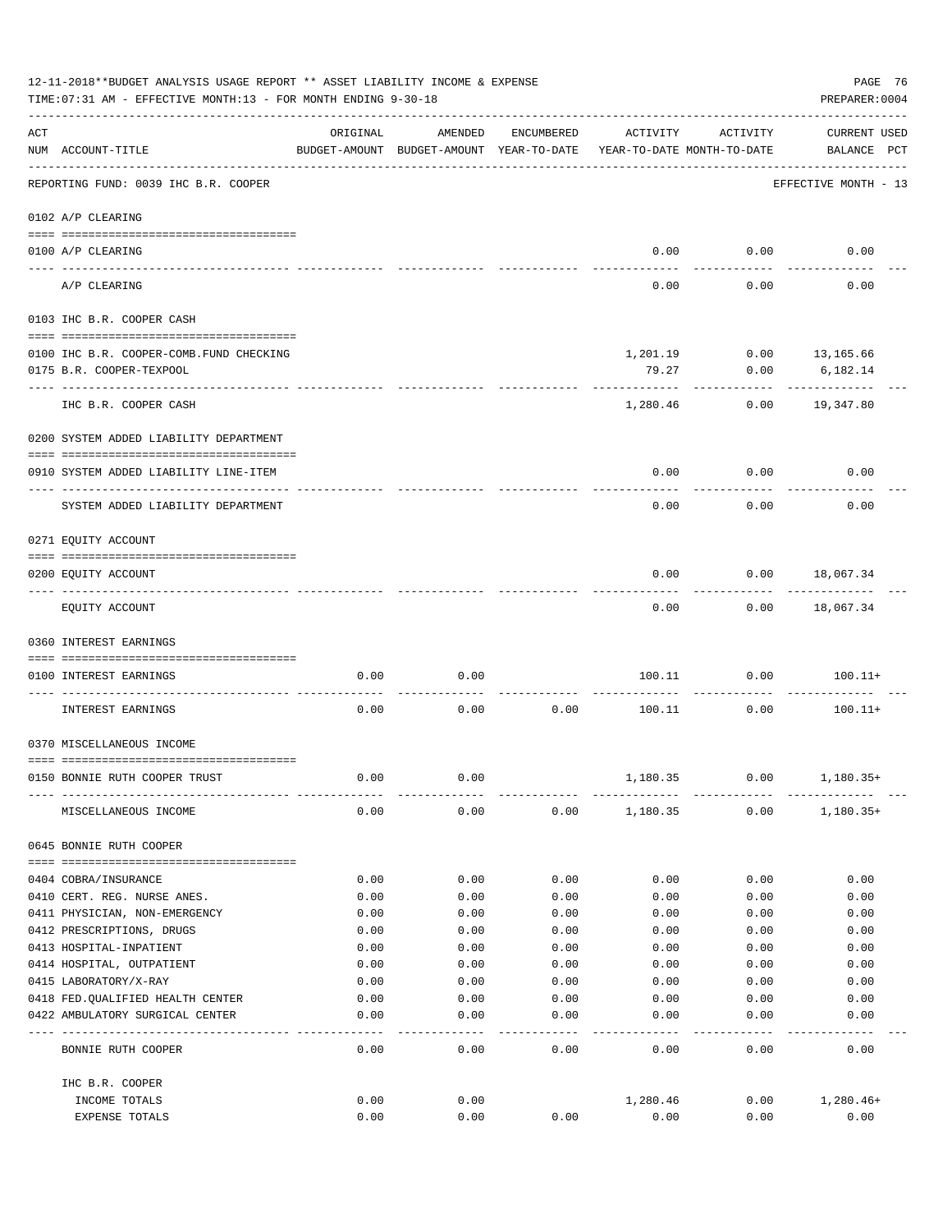12-11-2018**BUDGET ANALYSIS USAGE REPORT ** ASSET LIABILITY INCOME & EXPENSE

TIME:07:31 AM - EFFECTIVE MONTH:13 - FOR MONTH ENDING 9-30-18

PREPARER:0004

| ACT NUM | ACCOUNT-TITLE | ORIGINAL BUDGET-AMOUNT | AMENDED BUDGET-AMOUNT | ENCUMBERED YEAR-TO-DATE | ACTIVITY YEAR-TO-DATE | ACTIVITY MONTH-TO-DATE | CURRENT USED BALANCE | PCT |
|---|---|---|---|---|---|---|---|---|
| | REPORTING FUND: 0039 IHC B.R. COOPER | | | | | | EFFECTIVE MONTH - 13 | |
| | 0102 A/P CLEARING | | | | | | | |
| 0100 | A/P CLEARING | | | | 0.00 | 0.00 | 0.00 | |
| | A/P CLEARING | | | | 0.00 | 0.00 | 0.00 | |
| | 0103 IHC B.R. COOPER CASH | | | | | | | |
| 0100 | IHC B.R. COOPER-COMB.FUND CHECKING | | | | 1,201.19 | 0.00 | 13,165.66 | |
| 0175 | B.R. COOPER-TEXPOOL | | | | 79.27 | 0.00 | 6,182.14 | |
| | IHC B.R. COOPER CASH | | | | 1,280.46 | 0.00 | 19,347.80 | |
| | 0200 SYSTEM ADDED LIABILITY DEPARTMENT | | | | | | | |
| 0910 | SYSTEM ADDED LIABILITY LINE-ITEM | | | | 0.00 | 0.00 | 0.00 | |
| | SYSTEM ADDED LIABILITY DEPARTMENT | | | | 0.00 | 0.00 | 0.00 | |
| | 0271 EQUITY ACCOUNT | | | | | | | |
| 0200 | EQUITY ACCOUNT | | | | 0.00 | 0.00 | 18,067.34 | |
| | EQUITY ACCOUNT | | | | 0.00 | 0.00 | 18,067.34 | |
| | 0360 INTEREST EARNINGS | | | | | | | |
| 0100 | INTEREST EARNINGS | 0.00 | 0.00 | | 100.11 | 0.00 | 100.11+ | |
| | INTEREST EARNINGS | 0.00 | 0.00 | 0.00 | 100.11 | 0.00 | 100.11+ | |
| | 0370 MISCELLANEOUS INCOME | | | | | | | |
| 0150 | BONNIE RUTH COOPER TRUST | 0.00 | 0.00 | | 1,180.35 | 0.00 | 1,180.35+ | |
| | MISCELLANEOUS INCOME | 0.00 | 0.00 | 0.00 | 1,180.35 | 0.00 | 1,180.35+ | |
| | 0645 BONNIE RUTH COOPER | | | | | | | |
| 0404 | COBRA/INSURANCE | 0.00 | 0.00 | 0.00 | 0.00 | 0.00 | 0.00 | |
| 0410 | CERT. REG. NURSE ANES. | 0.00 | 0.00 | 0.00 | 0.00 | 0.00 | 0.00 | |
| 0411 | PHYSICIAN, NON-EMERGENCY | 0.00 | 0.00 | 0.00 | 0.00 | 0.00 | 0.00 | |
| 0412 | PRESCRIPTIONS, DRUGS | 0.00 | 0.00 | 0.00 | 0.00 | 0.00 | 0.00 | |
| 0413 | HOSPITAL-INPATIENT | 0.00 | 0.00 | 0.00 | 0.00 | 0.00 | 0.00 | |
| 0414 | HOSPITAL, OUTPATIENT | 0.00 | 0.00 | 0.00 | 0.00 | 0.00 | 0.00 | |
| 0415 | LABORATORY/X-RAY | 0.00 | 0.00 | 0.00 | 0.00 | 0.00 | 0.00 | |
| 0418 | FED.QUALIFIED HEALTH CENTER | 0.00 | 0.00 | 0.00 | 0.00 | 0.00 | 0.00 | |
| 0422 | AMBULATORY SURGICAL CENTER | 0.00 | 0.00 | 0.00 | 0.00 | 0.00 | 0.00 | |
| | BONNIE RUTH COOPER | 0.00 | 0.00 | 0.00 | 0.00 | 0.00 | 0.00 | |
| | IHC B.R. COOPER | | | | | | | |
| | INCOME TOTALS | 0.00 | 0.00 | | 1,280.46 | 0.00 | 1,280.46+ | |
| | EXPENSE TOTALS | 0.00 | 0.00 | 0.00 | 0.00 | 0.00 | 0.00 | |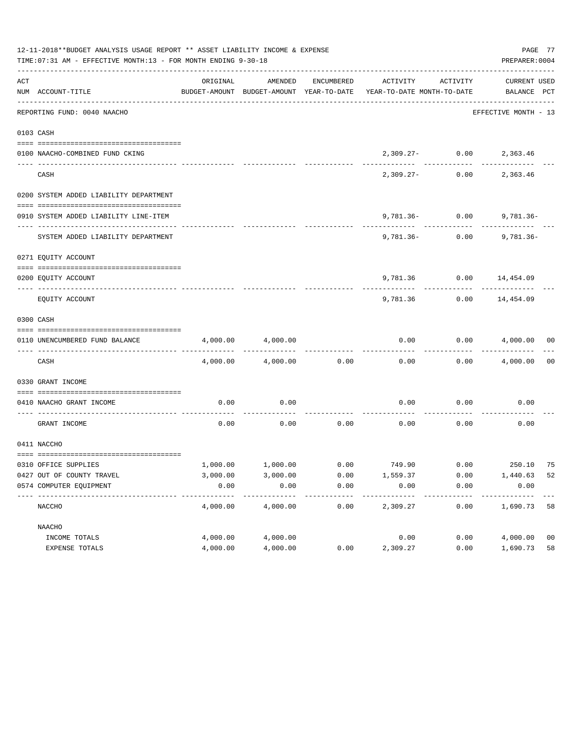12-11-2018**BUDGET ANALYSIS USAGE REPORT ** ASSET LIABILITY INCOME & EXPENSE

TIME:07:31 AM - EFFECTIVE MONTH:13 - FOR MONTH ENDING 9-30-18

PREPARER:0004

| ACT NUM | ACCOUNT-TITLE | ORIGINAL BUDGET-AMOUNT | AMENDED BUDGET-AMOUNT | ENCUMBERED YEAR-TO-DATE | ACTIVITY YEAR-TO-DATE | ACTIVITY MONTH-TO-DATE | CURRENT BALANCE | USED PCT |
|---|---|---|---|---|---|---|---|---|
| | REPORTING FUND: 0040 NAACHO | | | | | | EFFECTIVE MONTH - 13 | |
| 0103 | CASH | | | | | | | |
| 0100 | NAACHO-COMBINED FUND CKING | | | | 2,309.27- | 0.00 | 2,363.46 | |
| | CASH | | | | 2,309.27- | 0.00 | 2,363.46 | |
| 0200 | SYSTEM ADDED LIABILITY DEPARTMENT | | | | | | | |
| 0910 | SYSTEM ADDED LIABILITY LINE-ITEM | | | | 9,781.36- | 0.00 | 9,781.36- | |
| | SYSTEM ADDED LIABILITY DEPARTMENT | | | | 9,781.36- | 0.00 | 9,781.36- | |
| 0271 | EQUITY ACCOUNT | | | | | | | |
| 0200 | EQUITY ACCOUNT | | | | 9,781.36 | 0.00 | 14,454.09 | |
| | EQUITY ACCOUNT | | | | 9,781.36 | 0.00 | 14,454.09 | |
| 0300 | CASH | | | | | | | |
| 0110 | UNENCUMBERED FUND BALANCE | 4,000.00 | 4,000.00 | | 0.00 | 0.00 | 4,000.00 | 00 |
| | CASH | 4,000.00 | 4,000.00 | 0.00 | 0.00 | 0.00 | 4,000.00 | 00 |
| 0330 | GRANT INCOME | | | | | | | |
| 0410 | NAACHO GRANT INCOME | 0.00 | 0.00 | | 0.00 | 0.00 | 0.00 | |
| | GRANT INCOME | 0.00 | 0.00 | 0.00 | 0.00 | 0.00 | 0.00 | |
| 0411 | NACCHO | | | | | | | |
| 0310 | OFFICE SUPPLIES | 1,000.00 | 1,000.00 | 0.00 | 749.90 | 0.00 | 250.10 | 75 |
| 0427 | OUT OF COUNTY TRAVEL | 3,000.00 | 3,000.00 | 0.00 | 1,559.37 | 0.00 | 1,440.63 | 52 |
| 0574 | COMPUTER EQUIPMENT | 0.00 | 0.00 | 0.00 | 0.00 | 0.00 | 0.00 | |
| | NACCHO | 4,000.00 | 4,000.00 | 0.00 | 2,309.27 | 0.00 | 1,690.73 | 58 |
| | NAACHO | | | | | | | |
| | INCOME TOTALS | 4,000.00 | 4,000.00 | | 0.00 | 0.00 | 4,000.00 | 00 |
| | EXPENSE TOTALS | 4,000.00 | 4,000.00 | 0.00 | 2,309.27 | 0.00 | 1,690.73 | 58 |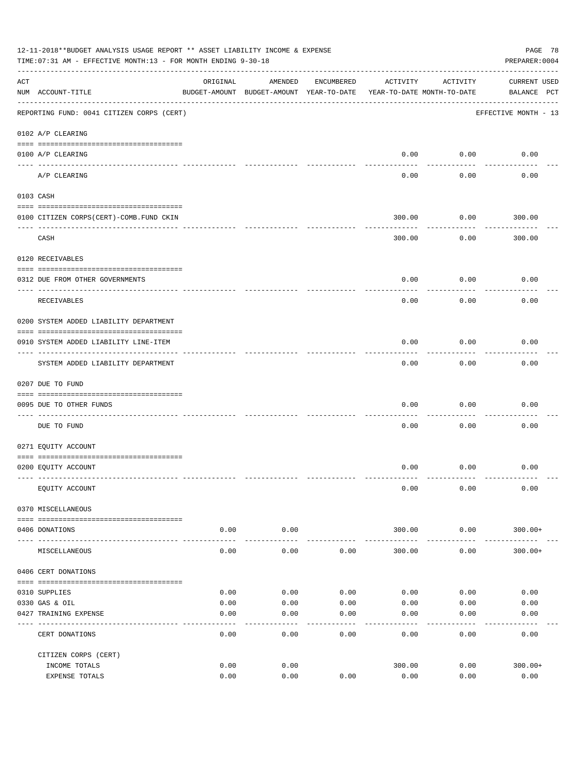12-11-2018**BUDGET ANALYSIS USAGE REPORT ** ASSET LIABILITY INCOME & EXPENSE

TIME:07:31 AM - EFFECTIVE MONTH:13 - FOR MONTH ENDING 9-30-18

PREPARER:0004

| ACT NUM | ACCOUNT-TITLE | ORIGINAL BUDGET-AMOUNT | AMENDED BUDGET-AMOUNT | ENCUMBERED YEAR-TO-DATE | ACTIVITY YEAR-TO-DATE | ACTIVITY MONTH-TO-DATE | CURRENT BALANCE | USED PCT |
|---|---|---|---|---|---|---|---|---|
| | REPORTING FUND: 0041 CITIZEN CORPS (CERT) | | | | | | EFFECTIVE MONTH - 13 | |
| | 0102 A/P CLEARING | | | | | | | |
| 0100 | A/P CLEARING | | | | 0.00 | 0.00 | 0.00 | |
| | A/P CLEARING | | | | 0.00 | 0.00 | 0.00 | |
| | 0103 CASH | | | | | | | |
| 0100 | CITIZEN CORPS(CERT)-COMB.FUND CKIN | | | | 300.00 | 0.00 | 300.00 | |
| | CASH | | | | 300.00 | 0.00 | 300.00 | |
| | 0120 RECEIVABLES | | | | | | | |
| 0312 | DUE FROM OTHER GOVERNMENTS | | | | 0.00 | 0.00 | 0.00 | |
| | RECEIVABLES | | | | 0.00 | 0.00 | 0.00 | |
| | 0200 SYSTEM ADDED LIABILITY DEPARTMENT | | | | | | | |
| 0910 | SYSTEM ADDED LIABILITY LINE-ITEM | | | | 0.00 | 0.00 | 0.00 | |
| | SYSTEM ADDED LIABILITY DEPARTMENT | | | | 0.00 | 0.00 | 0.00 | |
| | 0207 DUE TO FUND | | | | | | | |
| 0095 | DUE TO OTHER FUNDS | | | | 0.00 | 0.00 | 0.00 | |
| | DUE TO FUND | | | | 0.00 | 0.00 | 0.00 | |
| | 0271 EQUITY ACCOUNT | | | | | | | |
| 0200 | EQUITY ACCOUNT | | | | 0.00 | 0.00 | 0.00 | |
| | EQUITY ACCOUNT | | | | 0.00 | 0.00 | 0.00 | |
| | 0370 MISCELLANEOUS | | | | | | | |
| 0406 | DONATIONS | 0.00 | 0.00 | | 300.00 | 0.00 | 300.00+ | |
| | MISCELLANEOUS | 0.00 | 0.00 | 0.00 | 300.00 | 0.00 | 300.00+ | |
| | 0406 CERT DONATIONS | | | | | | | |
| 0310 | SUPPLIES | 0.00 | 0.00 | 0.00 | 0.00 | 0.00 | 0.00 | |
| 0330 | GAS & OIL | 0.00 | 0.00 | 0.00 | 0.00 | 0.00 | 0.00 | |
| 0427 | TRAINING EXPENSE | 0.00 | 0.00 | 0.00 | 0.00 | 0.00 | 0.00 | |
| | CERT DONATIONS | 0.00 | 0.00 | 0.00 | 0.00 | 0.00 | 0.00 | |
| | CITIZEN CORPS (CERT) | | | | | | | |
| | INCOME TOTALS | 0.00 | 0.00 | | 300.00 | 0.00 | 300.00+ | |
| | EXPENSE TOTALS | 0.00 | 0.00 | 0.00 | 0.00 | 0.00 | 0.00 | |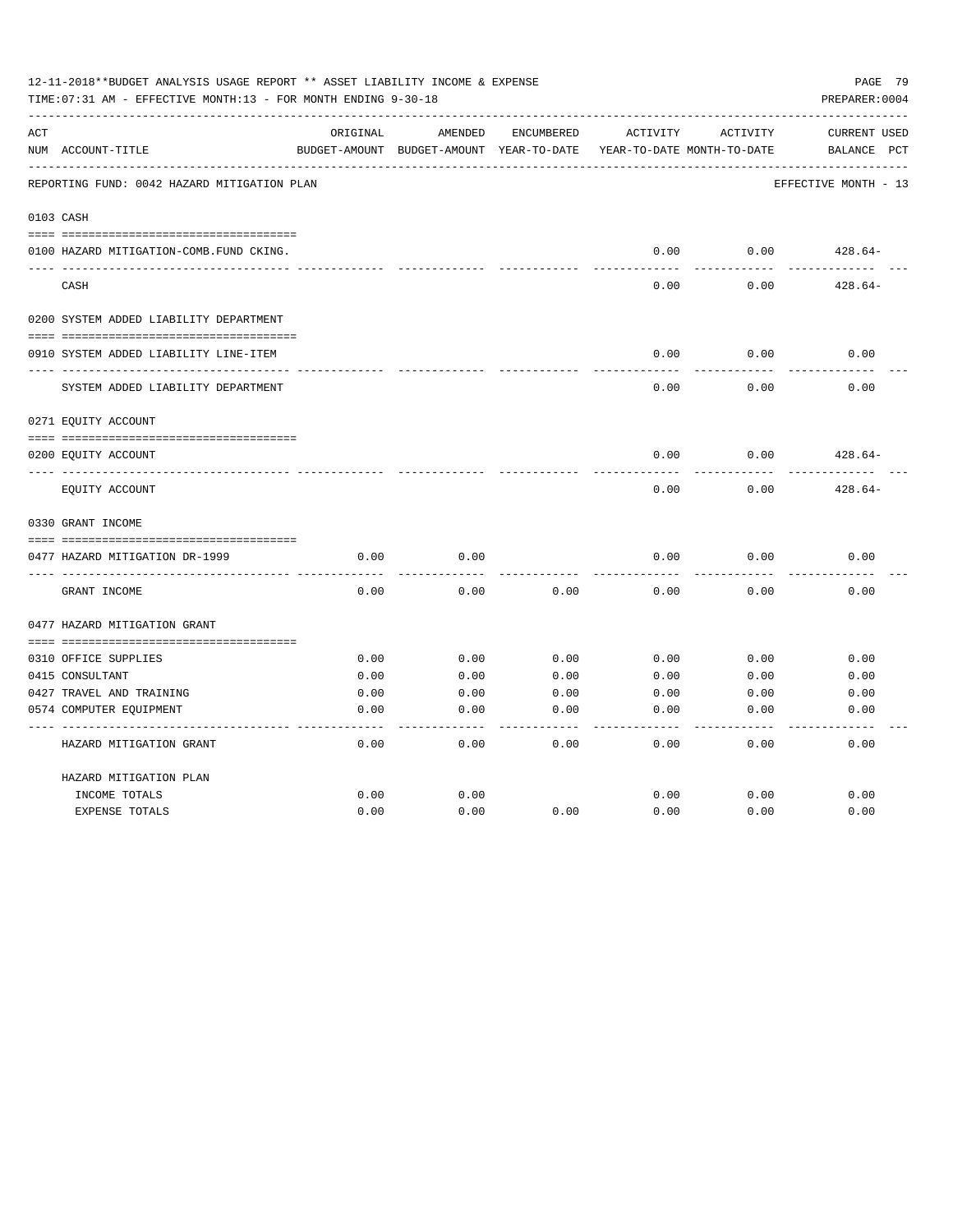12-11-2018**BUDGET ANALYSIS USAGE REPORT ** ASSET LIABILITY INCOME & EXPENSE

TIME:07:31 AM - EFFECTIVE MONTH:13 - FOR MONTH ENDING 9-30-18

PREPARER:0004

REPORTING FUND: 0042 HAZARD MITIGATION PLAN — EFFECTIVE MONTH - 13

| ACT NUM | ACCOUNT-TITLE | ORIGINAL BUDGET-AMOUNT | AMENDED BUDGET-AMOUNT | ENCUMBERED YEAR-TO-DATE | ACTIVITY YEAR-TO-DATE | ACTIVITY MONTH-TO-DATE | CURRENT USED BALANCE | PCT |
|---|---|---|---|---|---|---|---|---|
| 0103 | CASH | | | | | | | |
| 0100 | HAZARD MITIGATION-COMB.FUND CKING. | | | | 0.00 | 0.00 | 428.64- | |
| | CASH | | | | 0.00 | 0.00 | 428.64- | |
| 0200 | SYSTEM ADDED LIABILITY DEPARTMENT | | | | | | | |
| 0910 | SYSTEM ADDED LIABILITY LINE-ITEM | | | | 0.00 | 0.00 | 0.00 | |
| | SYSTEM ADDED LIABILITY DEPARTMENT | | | | 0.00 | 0.00 | 0.00 | |
| 0271 | EQUITY ACCOUNT | | | | | | | |
| 0200 | EQUITY ACCOUNT | | | | 0.00 | 0.00 | 428.64- | |
| | EQUITY ACCOUNT | | | | 0.00 | 0.00 | 428.64- | |
| 0330 | GRANT INCOME | | | | | | | |
| 0477 | HAZARD MITIGATION DR-1999 | 0.00 | 0.00 | | 0.00 | 0.00 | 0.00 | |
| | GRANT INCOME | 0.00 | 0.00 | 0.00 | 0.00 | 0.00 | 0.00 | |
| 0477 | HAZARD MITIGATION GRANT | | | | | | | |
| 0310 | OFFICE SUPPLIES | 0.00 | 0.00 | 0.00 | 0.00 | 0.00 | 0.00 | |
| 0415 | CONSULTANT | 0.00 | 0.00 | 0.00 | 0.00 | 0.00 | 0.00 | |
| 0427 | TRAVEL AND TRAINING | 0.00 | 0.00 | 0.00 | 0.00 | 0.00 | 0.00 | |
| 0574 | COMPUTER EQUIPMENT | 0.00 | 0.00 | 0.00 | 0.00 | 0.00 | 0.00 | |
| | HAZARD MITIGATION GRANT | 0.00 | 0.00 | 0.00 | 0.00 | 0.00 | 0.00 | |
| | HAZARD MITIGATION PLAN | | | | | | | |
| | INCOME TOTALS | 0.00 | 0.00 | | 0.00 | 0.00 | 0.00 | |
| | EXPENSE TOTALS | 0.00 | 0.00 | 0.00 | 0.00 | 0.00 | 0.00 | |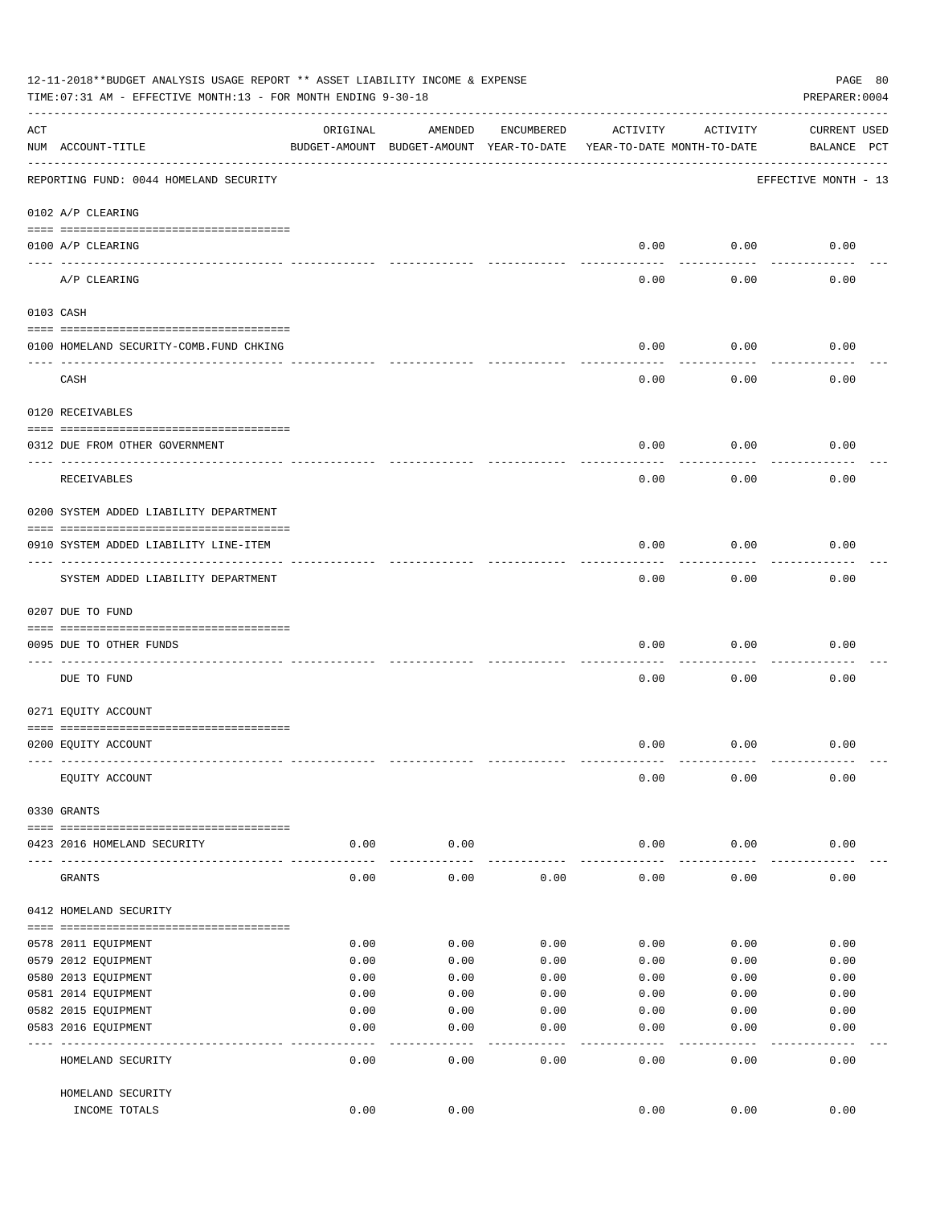12-11-2018**BUDGET ANALYSIS USAGE REPORT ** ASSET LIABILITY INCOME & EXPENSE

TIME:07:31 AM - EFFECTIVE MONTH:13 - FOR MONTH ENDING 9-30-18

PREPARER:0004

| ACT NUM | ACCOUNT-TITLE | ORIGINAL BUDGET-AMOUNT | AMENDED BUDGET-AMOUNT | ENCUMBERED YEAR-TO-DATE | ACTIVITY YEAR-TO-DATE | ACTIVITY MONTH-TO-DATE | CURRENT BALANCE | USED PCT |
|---|---|---|---|---|---|---|---|---|
| | REPORTING FUND: 0044 HOMELAND SECURITY | | | | | | EFFECTIVE MONTH - 13 | |
| | 0102 A/P CLEARING | | | | | | | |
| 0100 | A/P CLEARING | | | | 0.00 | 0.00 | 0.00 | |
| | A/P CLEARING | | | | 0.00 | 0.00 | 0.00 | |
| | 0103 CASH | | | | | | | |
| 0100 | HOMELAND SECURITY-COMB.FUND CHKING | | | | 0.00 | 0.00 | 0.00 | |
| | CASH | | | | 0.00 | 0.00 | 0.00 | |
| | 0120 RECEIVABLES | | | | | | | |
| 0312 | DUE FROM OTHER GOVERNMENT | | | | 0.00 | 0.00 | 0.00 | |
| | RECEIVABLES | | | | 0.00 | 0.00 | 0.00 | |
| | 0200 SYSTEM ADDED LIABILITY DEPARTMENT | | | | | | | |
| 0910 | SYSTEM ADDED LIABILITY LINE-ITEM | | | | 0.00 | 0.00 | 0.00 | |
| | SYSTEM ADDED LIABILITY DEPARTMENT | | | | 0.00 | 0.00 | 0.00 | |
| | 0207 DUE TO FUND | | | | | | | |
| 0095 | DUE TO OTHER FUNDS | | | | 0.00 | 0.00 | 0.00 | |
| | DUE TO FUND | | | | 0.00 | 0.00 | 0.00 | |
| | 0271 EQUITY ACCOUNT | | | | | | | |
| 0200 | EQUITY ACCOUNT | | | | 0.00 | 0.00 | 0.00 | |
| | EQUITY ACCOUNT | | | | 0.00 | 0.00 | 0.00 | |
| | 0330 GRANTS | | | | | | | |
| 0423 | 2016 HOMELAND SECURITY | 0.00 | 0.00 | | 0.00 | 0.00 | 0.00 | |
| | GRANTS | 0.00 | 0.00 | 0.00 | 0.00 | 0.00 | 0.00 | |
| | 0412 HOMELAND SECURITY | | | | | | | |
| 0578 | 2011 EQUIPMENT | 0.00 | 0.00 | 0.00 | 0.00 | 0.00 | 0.00 | |
| 0579 | 2012 EQUIPMENT | 0.00 | 0.00 | 0.00 | 0.00 | 0.00 | 0.00 | |
| 0580 | 2013 EQUIPMENT | 0.00 | 0.00 | 0.00 | 0.00 | 0.00 | 0.00 | |
| 0581 | 2014 EQUIPMENT | 0.00 | 0.00 | 0.00 | 0.00 | 0.00 | 0.00 | |
| 0582 | 2015 EQUIPMENT | 0.00 | 0.00 | 0.00 | 0.00 | 0.00 | 0.00 | |
| 0583 | 2016 EQUIPMENT | 0.00 | 0.00 | 0.00 | 0.00 | 0.00 | 0.00 | |
| | HOMELAND SECURITY | 0.00 | 0.00 | 0.00 | 0.00 | 0.00 | 0.00 | |
| | HOMELAND SECURITY INCOME TOTALS | 0.00 | 0.00 | | 0.00 | 0.00 | 0.00 | |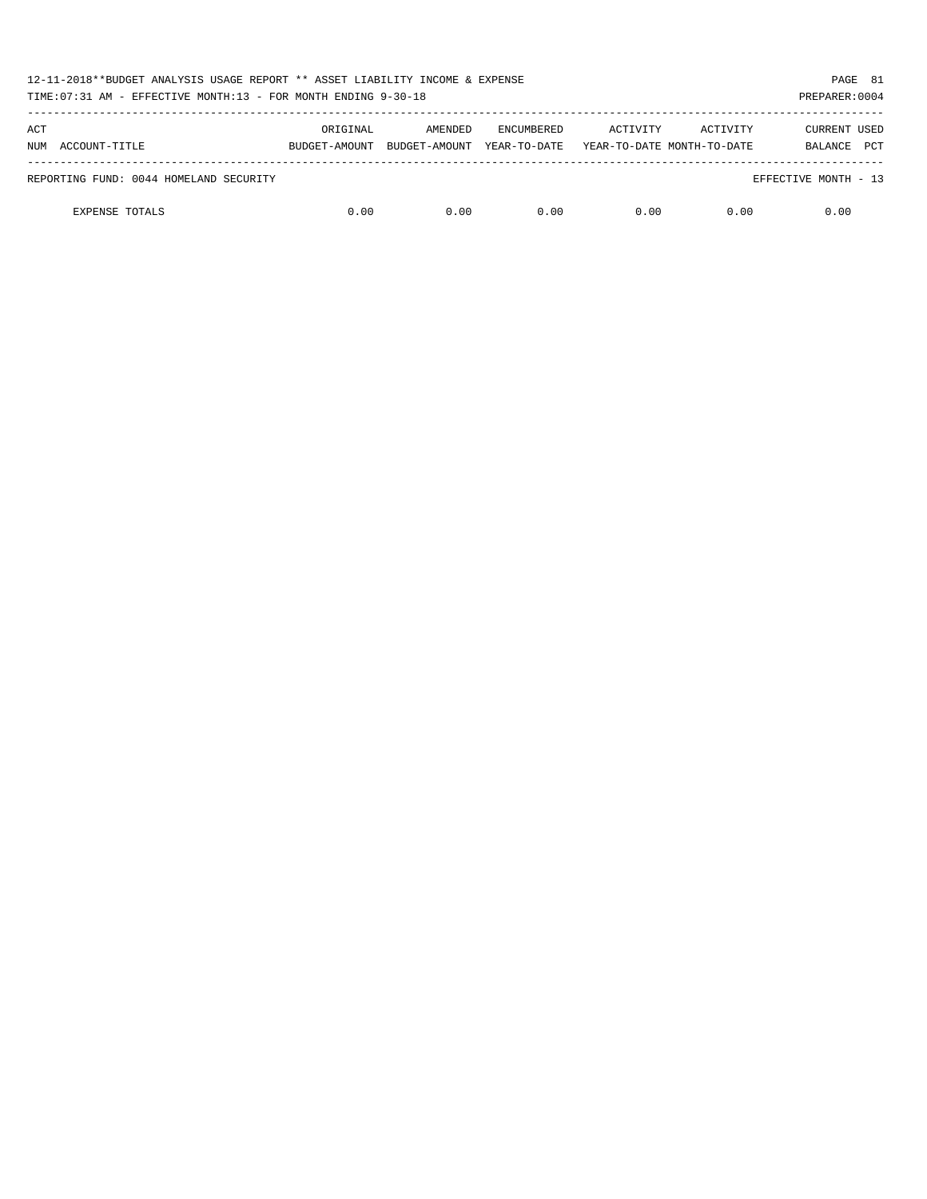| ACT NUM | ACCOUNT-TITLE | ORIGINAL BUDGET-AMOUNT | AMENDED BUDGET-AMOUNT | ENCUMBERED YEAR-TO-DATE | ACTIVITY YEAR-TO-DATE | ACTIVITY MONTH-TO-DATE | CURRENT BALANCE | USED PCT |
|---|---|---|---|---|---|---|---|---|
| REPORTING FUND: 0044 HOMELAND SECURITY | | | | | | | EFFECTIVE MONTH - 13 | |
| | EXPENSE TOTALS | 0.00 | 0.00 | 0.00 | 0.00 | 0.00 | 0.00 | |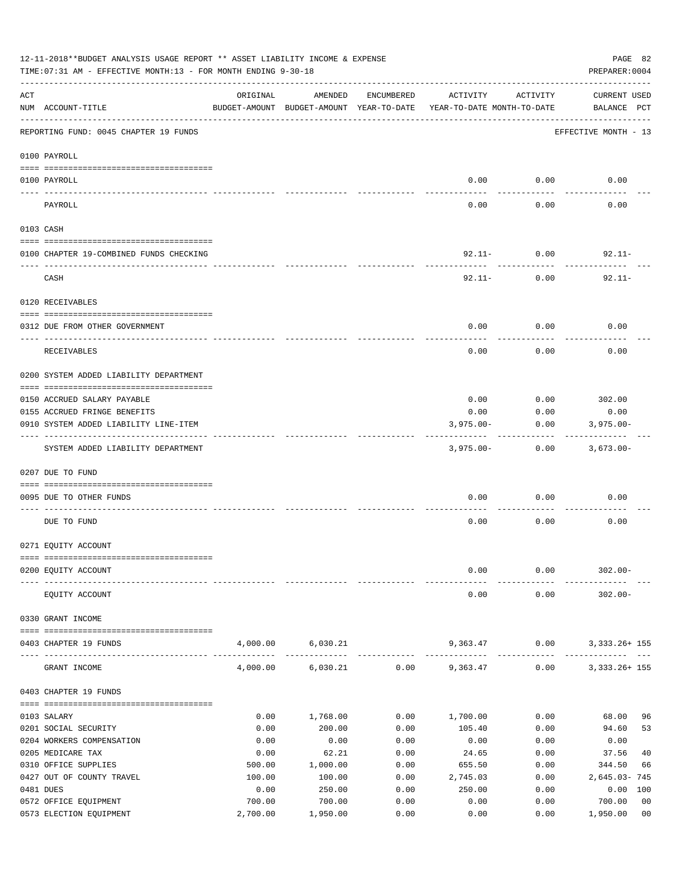12-11-2018**BUDGET ANALYSIS USAGE REPORT ** ASSET LIABILITY INCOME & EXPENSE

TIME:07:31 AM - EFFECTIVE MONTH:13 - FOR MONTH ENDING 9-30-18

PREPARER:0004

| ACT NUM | ACCOUNT-TITLE | ORIGINAL BUDGET-AMOUNT | AMENDED BUDGET-AMOUNT | ENCUMBERED YEAR-TO-DATE | ACTIVITY YEAR-TO-DATE | ACTIVITY MONTH-TO-DATE | CURRENT USED BALANCE | PCT |
|---|---|---|---|---|---|---|---|---|
| | REPORTING FUND: 0045 CHAPTER 19 FUNDS | | | | | | EFFECTIVE MONTH - 13 | |
| | 0100 PAYROLL | | | | | | | |
| 0100 | PAYROLL | | | | 0.00 | 0.00 | 0.00 | |
| | PAYROLL | | | | 0.00 | 0.00 | 0.00 | |
| | 0103 CASH | | | | | | | |
| 0100 | CHAPTER 19-COMBINED FUNDS CHECKING | | | | 92.11- | 0.00 | 92.11- | |
| | CASH | | | | 92.11- | 0.00 | 92.11- | |
| | 0120 RECEIVABLES | | | | | | | |
| 0312 | DUE FROM OTHER GOVERNMENT | | | | 0.00 | 0.00 | 0.00 | |
| | RECEIVABLES | | | | 0.00 | 0.00 | 0.00 | |
| | 0200 SYSTEM ADDED LIABILITY DEPARTMENT | | | | | | | |
| 0150 | ACCRUED SALARY PAYABLE | | | | 0.00 | 0.00 | 302.00 | |
| 0155 | ACCRUED FRINGE BENEFITS | | | | 0.00 | 0.00 | 0.00 | |
| 0910 | SYSTEM ADDED LIABILITY LINE-ITEM | | | | 3,975.00- | 0.00 | 3,975.00- | |
| | SYSTEM ADDED LIABILITY DEPARTMENT | | | | 3,975.00- | 0.00 | 3,673.00- | |
| | 0207 DUE TO FUND | | | | | | | |
| 0095 | DUE TO OTHER FUNDS | | | | 0.00 | 0.00 | 0.00 | |
| | DUE TO FUND | | | | 0.00 | 0.00 | 0.00 | |
| | 0271 EQUITY ACCOUNT | | | | | | | |
| 0200 | EQUITY ACCOUNT | | | | 0.00 | 0.00 | 302.00- | |
| | EQUITY ACCOUNT | | | | 0.00 | 0.00 | 302.00- | |
| | 0330 GRANT INCOME | | | | | | | |
| 0403 | CHAPTER 19 FUNDS | 4,000.00 | 6,030.21 | | 9,363.47 | 0.00 | 3,333.26+ | 155 |
| | GRANT INCOME | 4,000.00 | 6,030.21 | 0.00 | 9,363.47 | 0.00 | 3,333.26+ | 155 |
| | 0403 CHAPTER 19 FUNDS | | | | | | | |
| 0103 | SALARY | 0.00 | 1,768.00 | 0.00 | 1,700.00 | 0.00 | 68.00 | 96 |
| 0201 | SOCIAL SECURITY | 0.00 | 200.00 | 0.00 | 105.40 | 0.00 | 94.60 | 53 |
| 0204 | WORKERS COMPENSATION | 0.00 | 0.00 | 0.00 | 0.00 | 0.00 | 0.00 | |
| 0205 | MEDICARE TAX | 0.00 | 62.21 | 0.00 | 24.65 | 0.00 | 37.56 | 40 |
| 0310 | OFFICE SUPPLIES | 500.00 | 1,000.00 | 0.00 | 655.50 | 0.00 | 344.50 | 66 |
| 0427 | OUT OF COUNTY TRAVEL | 100.00 | 100.00 | 0.00 | 2,745.03 | 0.00 | 2,645.03- | 745 |
| 0481 | DUES | 0.00 | 250.00 | 0.00 | 250.00 | 0.00 | 0.00 | 100 |
| 0572 | OFFICE EQUIPMENT | 700.00 | 700.00 | 0.00 | 0.00 | 0.00 | 700.00 | 00 |
| 0573 | ELECTION EQUIPMENT | 2,700.00 | 1,950.00 | 0.00 | 0.00 | 0.00 | 1,950.00 | 00 |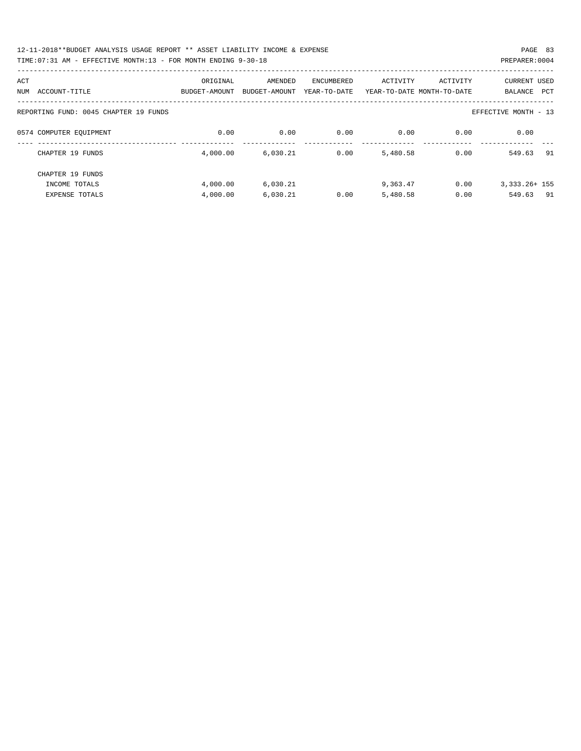12-11-2018**BUDGET ANALYSIS USAGE REPORT ** ASSET LIABILITY INCOME & EXPENSE

TIME:07:31 AM - EFFECTIVE MONTH:13 - FOR MONTH ENDING 9-30-18

PREPARER:0004

| ACT NUM | ACCOUNT-TITLE | ORIGINAL BUDGET-AMOUNT | AMENDED BUDGET-AMOUNT | ENCUMBERED YEAR-TO-DATE | ACTIVITY YEAR-TO-DATE | ACTIVITY MONTH-TO-DATE | CURRENT BALANCE | USED PCT |
|---|---|---|---|---|---|---|---|---|
| | REPORTING FUND: 0045 CHAPTER 19 FUNDS | | | | | | EFFECTIVE MONTH - 13 | |
| 0574 | COMPUTER EQUIPMENT | 0.00 | 0.00 | 0.00 | 0.00 | 0.00 | 0.00 | |
| | CHAPTER 19 FUNDS | 4,000.00 | 6,030.21 | 0.00 | 5,480.58 | 0.00 | 549.63 | 91 |
| | CHAPTER 19 FUNDS | | | | | | | |
| | INCOME TOTALS | 4,000.00 | 6,030.21 | | 9,363.47 | 0.00 | 3,333.26+ | 155 |
| | EXPENSE TOTALS | 4,000.00 | 6,030.21 | 0.00 | 5,480.58 | 0.00 | 549.63 | 91 |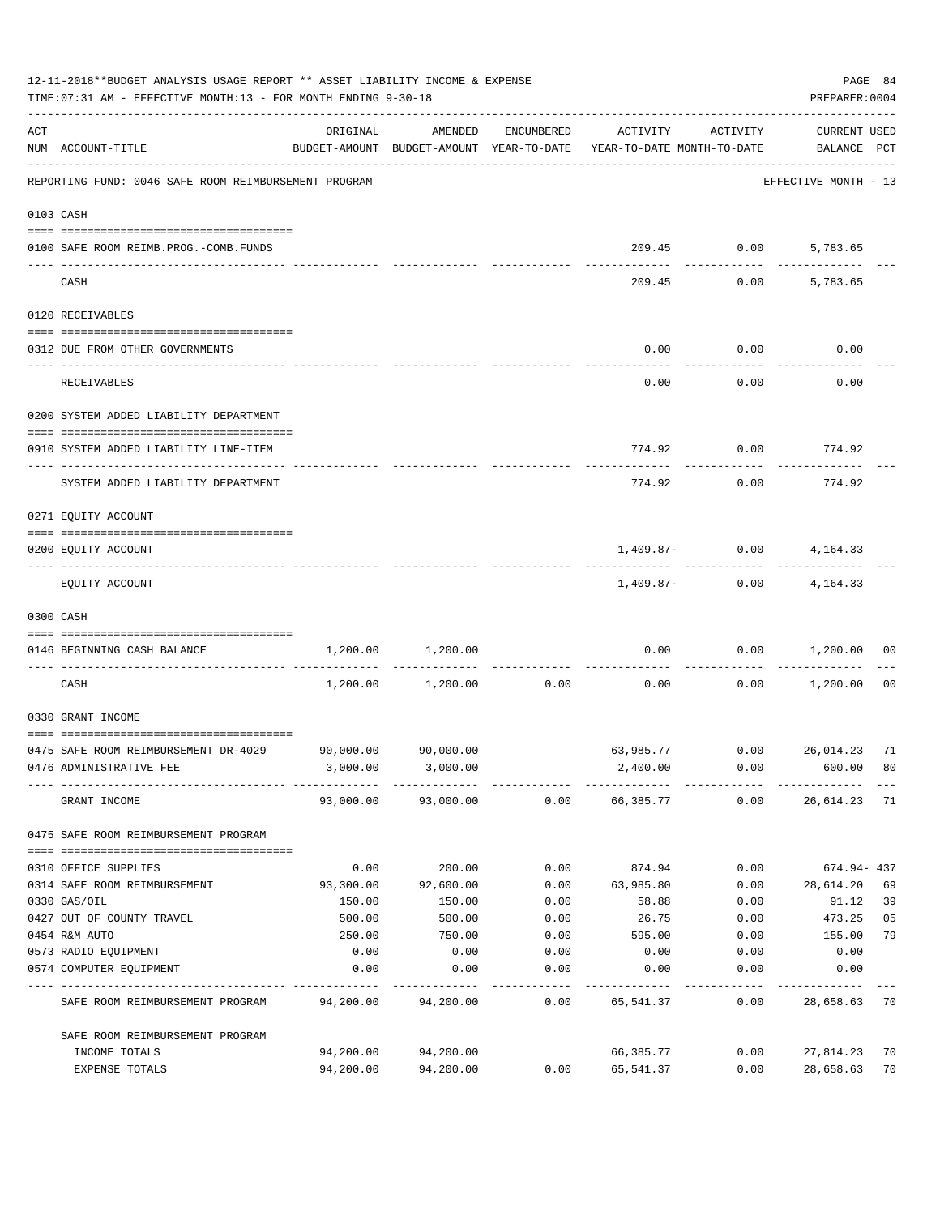12-11-2018**BUDGET ANALYSIS USAGE REPORT ** ASSET LIABILITY INCOME & EXPENSE

TIME:07:31 AM - EFFECTIVE MONTH:13 - FOR MONTH ENDING 9-30-18

PREPARER:0004

| ACT NUM | ACCOUNT-TITLE | ORIGINAL BUDGET-AMOUNT | AMENDED BUDGET-AMOUNT | ENCUMBERED YEAR-TO-DATE | ACTIVITY YEAR-TO-DATE | ACTIVITY MONTH-TO-DATE | CURRENT USED BALANCE | PCT |
|---|---|---|---|---|---|---|---|---|
| | REPORTING FUND: 0046 SAFE ROOM REIMBURSEMENT PROGRAM | | | | | | EFFECTIVE MONTH - 13 | |
| 0103 | CASH | | | | | | | |
| 0100 | SAFE ROOM REIMB.PROG.-COMB.FUNDS | | | | 209.45 | 0.00 | 5,783.65 | |
| | CASH | | | | 209.45 | 0.00 | 5,783.65 | |
| 0120 | RECEIVABLES | | | | | | | |
| 0312 | DUE FROM OTHER GOVERNMENTS | | | | 0.00 | 0.00 | 0.00 | |
| | RECEIVABLES | | | | 0.00 | 0.00 | 0.00 | |
| 0200 | SYSTEM ADDED LIABILITY DEPARTMENT | | | | | | | |
| 0910 | SYSTEM ADDED LIABILITY LINE-ITEM | | | | 774.92 | 0.00 | 774.92 | |
| | SYSTEM ADDED LIABILITY DEPARTMENT | | | | 774.92 | 0.00 | 774.92 | |
| 0271 | EQUITY ACCOUNT | | | | | | | |
| 0200 | EQUITY ACCOUNT | | | | 1,409.87- | 0.00 | 4,164.33 | |
| | EQUITY ACCOUNT | | | | 1,409.87- | 0.00 | 4,164.33 | |
| 0300 | CASH | | | | | | | |
| 0146 | BEGINNING CASH BALANCE | 1,200.00 | 1,200.00 | | 0.00 | 0.00 | 1,200.00 | 00 |
| | CASH | 1,200.00 | 1,200.00 | 0.00 | 0.00 | 0.00 | 1,200.00 | 00 |
| 0330 | GRANT INCOME | | | | | | | |
| 0475 | SAFE ROOM REIMBURSEMENT DR-4029 | 90,000.00 | 90,000.00 | | 63,985.77 | 0.00 | 26,014.23 | 71 |
| 0476 | ADMINISTRATIVE FEE | 3,000.00 | 3,000.00 | | 2,400.00 | 0.00 | 600.00 | 80 |
| | GRANT INCOME | 93,000.00 | 93,000.00 | 0.00 | 66,385.77 | 0.00 | 26,614.23 | 71 |
| 0475 | SAFE ROOM REIMBURSEMENT PROGRAM | | | | | | | |
| 0310 | OFFICE SUPPLIES | 0.00 | 200.00 | 0.00 | 874.94 | 0.00 | 674.94- | 437 |
| 0314 | SAFE ROOM REIMBURSEMENT | 93,300.00 | 92,600.00 | 0.00 | 63,985.80 | 0.00 | 28,614.20 | 69 |
| 0330 | GAS/OIL | 150.00 | 150.00 | 0.00 | 58.88 | 0.00 | 91.12 | 39 |
| 0427 | OUT OF COUNTY TRAVEL | 500.00 | 500.00 | 0.00 | 26.75 | 0.00 | 473.25 | 05 |
| 0454 | R&M AUTO | 250.00 | 750.00 | 0.00 | 595.00 | 0.00 | 155.00 | 79 |
| 0573 | RADIO EQUIPMENT | 0.00 | 0.00 | 0.00 | 0.00 | 0.00 | 0.00 | |
| 0574 | COMPUTER EQUIPMENT | 0.00 | 0.00 | 0.00 | 0.00 | 0.00 | 0.00 | |
| | SAFE ROOM REIMBURSEMENT PROGRAM | 94,200.00 | 94,200.00 | 0.00 | 65,541.37 | 0.00 | 28,658.63 | 70 |
| | SAFE ROOM REIMBURSEMENT PROGRAM | | | | | | | |
| | INCOME TOTALS | 94,200.00 | 94,200.00 | | 66,385.77 | 0.00 | 27,814.23 | 70 |
| | EXPENSE TOTALS | 94,200.00 | 94,200.00 | 0.00 | 65,541.37 | 0.00 | 28,658.63 | 70 |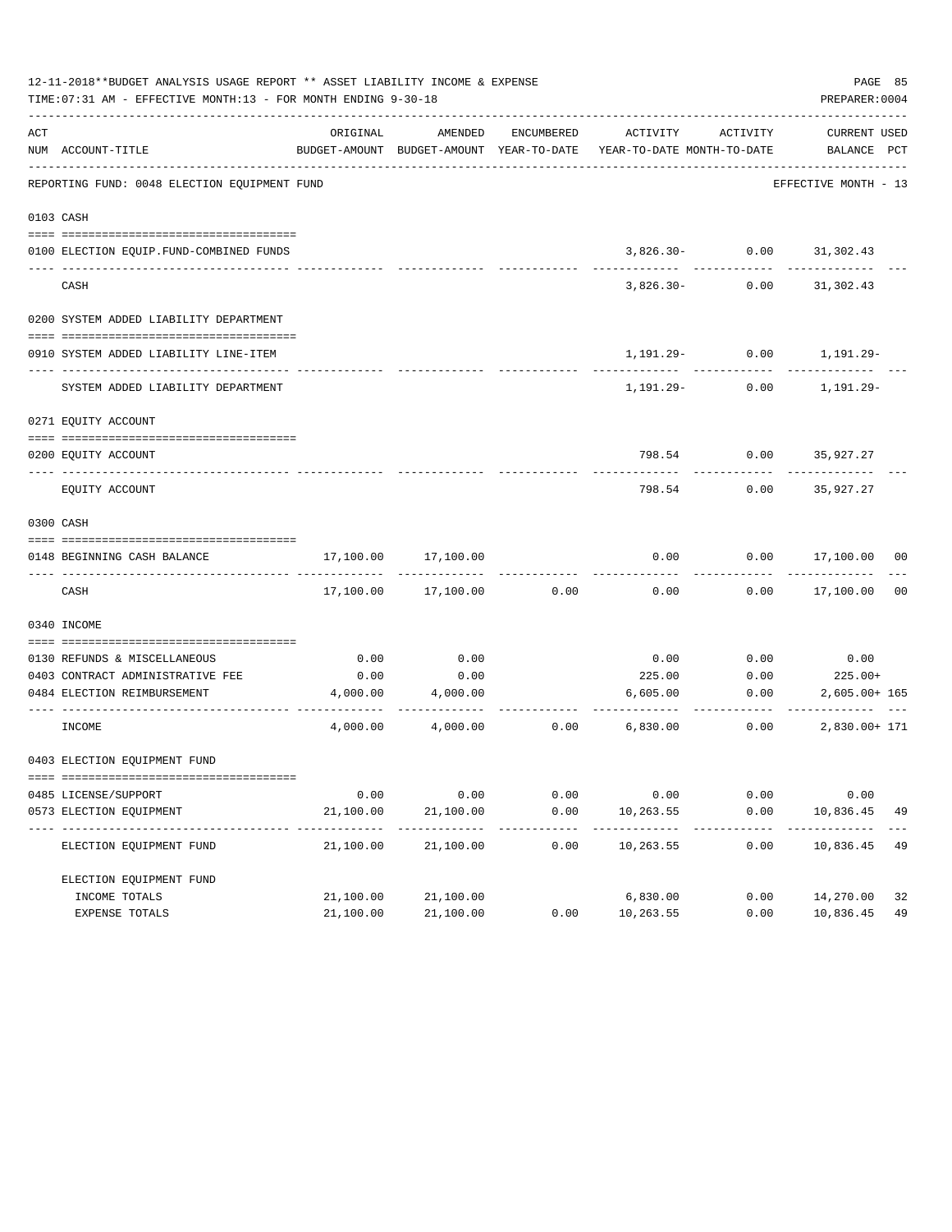12-11-2018**BUDGET ANALYSIS USAGE REPORT ** ASSET LIABILITY INCOME & EXPENSE

TIME:07:31 AM - EFFECTIVE MONTH:13 - FOR MONTH ENDING 9-30-18

PREPARER:0004

REPORTING FUND: 0048 ELECTION EQUIPMENT FUND — EFFECTIVE MONTH - 13

| ACT NUM | ACCOUNT-TITLE | ORIGINAL BUDGET-AMOUNT | AMENDED BUDGET-AMOUNT | ENCUMBERED YEAR-TO-DATE | ACTIVITY YEAR-TO-DATE | ACTIVITY MONTH-TO-DATE | CURRENT BALANCE | USED PCT |
|---|---|---|---|---|---|---|---|---|
| 0103 | CASH | | | | | | | |
| 0100 | ELECTION EQUIP.FUND-COMBINED FUNDS | | | | 3,826.30- | 0.00 | 31,302.43 | |
| | CASH | | | | 3,826.30- | 0.00 | 31,302.43 | |
| 0200 | SYSTEM ADDED LIABILITY DEPARTMENT | | | | | | | |
| 0910 | SYSTEM ADDED LIABILITY LINE-ITEM | | | | 1,191.29- | 0.00 | 1,191.29- | |
| | SYSTEM ADDED LIABILITY DEPARTMENT | | | | 1,191.29- | 0.00 | 1,191.29- | |
| 0271 | EQUITY ACCOUNT | | | | | | | |
| 0200 | EQUITY ACCOUNT | | | | 798.54 | 0.00 | 35,927.27 | |
| | EQUITY ACCOUNT | | | | 798.54 | 0.00 | 35,927.27 | |
| 0300 | CASH | | | | | | | |
| 0148 | BEGINNING CASH BALANCE | 17,100.00 | 17,100.00 | | 0.00 | 0.00 | 17,100.00 | 00 |
| | CASH | 17,100.00 | 17,100.00 | 0.00 | 0.00 | 0.00 | 17,100.00 | 00 |
| 0340 | INCOME | | | | | | | |
| 0130 | REFUNDS & MISCELLANEOUS | 0.00 | 0.00 | | 0.00 | 0.00 | 0.00 | |
| 0403 | CONTRACT ADMINISTRATIVE FEE | 0.00 | 0.00 | | 225.00 | 0.00 | 225.00+ | |
| 0484 | ELECTION REIMBURSEMENT | 4,000.00 | 4,000.00 | | 6,605.00 | 0.00 | 2,605.00+ | 165 |
| | INCOME | 4,000.00 | 4,000.00 | 0.00 | 6,830.00 | 0.00 | 2,830.00+ | 171 |
| 0403 | ELECTION EQUIPMENT FUND | | | | | | | |
| 0485 | LICENSE/SUPPORT | 0.00 | 0.00 | 0.00 | 0.00 | 0.00 | 0.00 | |
| 0573 | ELECTION EQUIPMENT | 21,100.00 | 21,100.00 | 0.00 | 10,263.55 | 0.00 | 10,836.45 | 49 |
| | ELECTION EQUIPMENT FUND | 21,100.00 | 21,100.00 | 0.00 | 10,263.55 | 0.00 | 10,836.45 | 49 |
| | ELECTION EQUIPMENT FUND | | | | | | | |
| | INCOME TOTALS | 21,100.00 | 21,100.00 | | 6,830.00 | 0.00 | 14,270.00 | 32 |
| | EXPENSE TOTALS | 21,100.00 | 21,100.00 | 0.00 | 10,263.55 | 0.00 | 10,836.45 | 49 |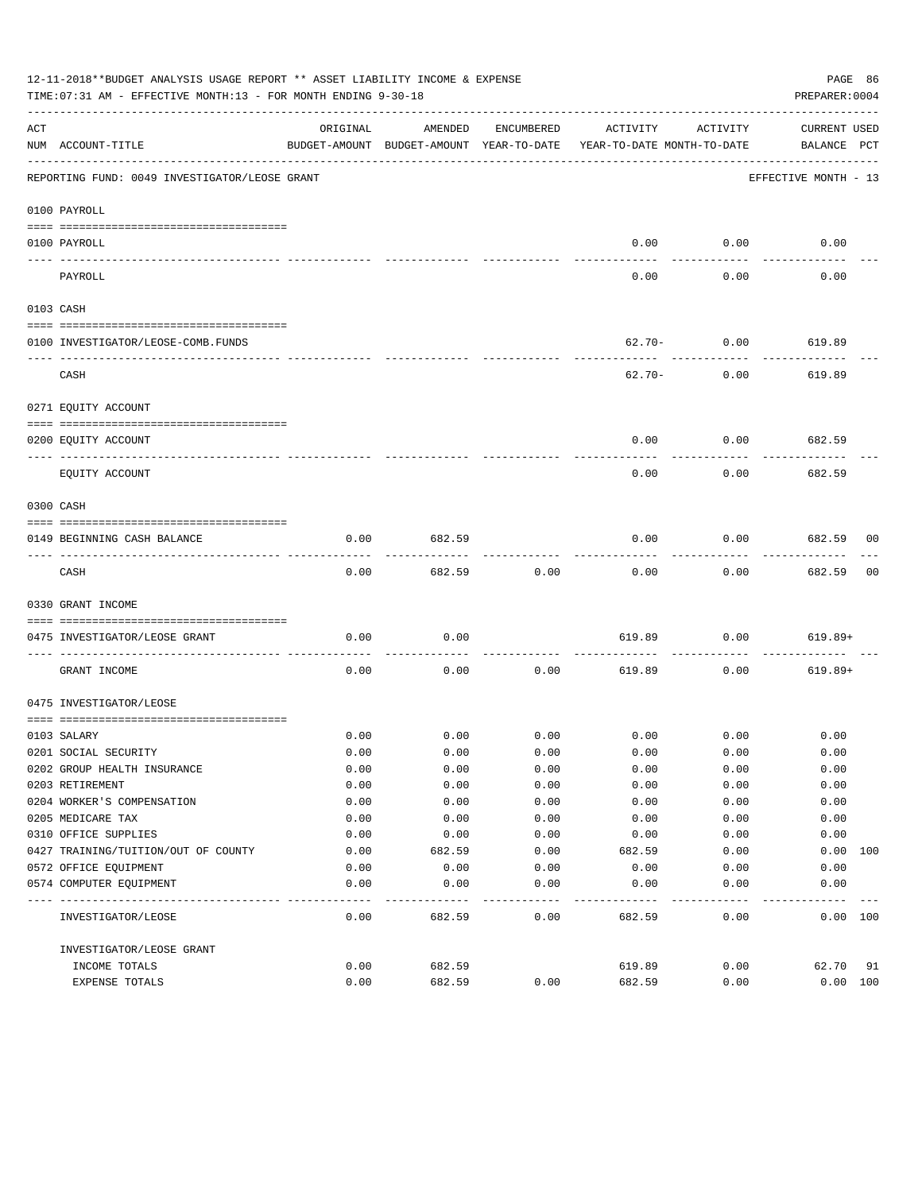12-11-2018**BUDGET ANALYSIS USAGE REPORT ** ASSET LIABILITY INCOME & EXPENSE

TIME:07:31 AM - EFFECTIVE MONTH:13 - FOR MONTH ENDING 9-30-18

PREPARER:0004

| ACT NUM | ACCOUNT-TITLE | ORIGINAL BUDGET-AMOUNT | AMENDED BUDGET-AMOUNT | ENCUMBERED YEAR-TO-DATE | ACTIVITY YEAR-TO-DATE | ACTIVITY MONTH-TO-DATE | CURRENT BALANCE | USED PCT |
|---|---|---|---|---|---|---|---|---|
| | REPORTING FUND: 0049 INVESTIGATOR/LEOSE GRANT | | | | | | EFFECTIVE MONTH - 13 | |
| | 0100 PAYROLL | | | | | | | |
| 0100 | PAYROLL | | | | 0.00 | 0.00 | 0.00 | |
| | PAYROLL | | | | 0.00 | 0.00 | 0.00 | |
| | 0103 CASH | | | | | | | |
| 0100 | INVESTIGATOR/LEOSE-COMB.FUNDS | | | | 62.70- | 0.00 | 619.89 | |
| | CASH | | | | 62.70- | 0.00 | 619.89 | |
| | 0271 EQUITY ACCOUNT | | | | | | | |
| 0200 | EQUITY ACCOUNT | | | | 0.00 | 0.00 | 682.59 | |
| | EQUITY ACCOUNT | | | | 0.00 | 0.00 | 682.59 | |
| | 0300 CASH | | | | | | | |
| 0149 | BEGINNING CASH BALANCE | 0.00 | 682.59 | | 0.00 | 0.00 | 682.59 | 00 |
| | CASH | 0.00 | 682.59 | 0.00 | 0.00 | 0.00 | 682.59 | 00 |
| | 0330 GRANT INCOME | | | | | | | |
| 0475 | INVESTIGATOR/LEOSE GRANT | 0.00 | 0.00 | | 619.89 | 0.00 | 619.89+ | |
| | GRANT INCOME | 0.00 | 0.00 | 0.00 | 619.89 | 0.00 | 619.89+ | |
| | 0475 INVESTIGATOR/LEOSE | | | | | | | |
| 0103 | SALARY | 0.00 | 0.00 | 0.00 | 0.00 | 0.00 | 0.00 | |
| 0201 | SOCIAL SECURITY | 0.00 | 0.00 | 0.00 | 0.00 | 0.00 | 0.00 | |
| 0202 | GROUP HEALTH INSURANCE | 0.00 | 0.00 | 0.00 | 0.00 | 0.00 | 0.00 | |
| 0203 | RETIREMENT | 0.00 | 0.00 | 0.00 | 0.00 | 0.00 | 0.00 | |
| 0204 | WORKER'S COMPENSATION | 0.00 | 0.00 | 0.00 | 0.00 | 0.00 | 0.00 | |
| 0205 | MEDICARE TAX | 0.00 | 0.00 | 0.00 | 0.00 | 0.00 | 0.00 | |
| 0310 | OFFICE SUPPLIES | 0.00 | 0.00 | 0.00 | 0.00 | 0.00 | 0.00 | |
| 0427 | TRAINING/TUITION/OUT OF COUNTY | 0.00 | 682.59 | 0.00 | 682.59 | 0.00 | 0.00 | 100 |
| 0572 | OFFICE EQUIPMENT | 0.00 | 0.00 | 0.00 | 0.00 | 0.00 | 0.00 | |
| 0574 | COMPUTER EQUIPMENT | 0.00 | 0.00 | 0.00 | 0.00 | 0.00 | 0.00 | |
| | INVESTIGATOR/LEOSE | 0.00 | 682.59 | 0.00 | 682.59 | 0.00 | 0.00 | 100 |
| | INVESTIGATOR/LEOSE GRANT | | | | | | | |
| | INCOME TOTALS | 0.00 | 682.59 | | 619.89 | 0.00 | 62.70 | 91 |
| | EXPENSE TOTALS | 0.00 | 682.59 | 0.00 | 682.59 | 0.00 | 0.00 | 100 |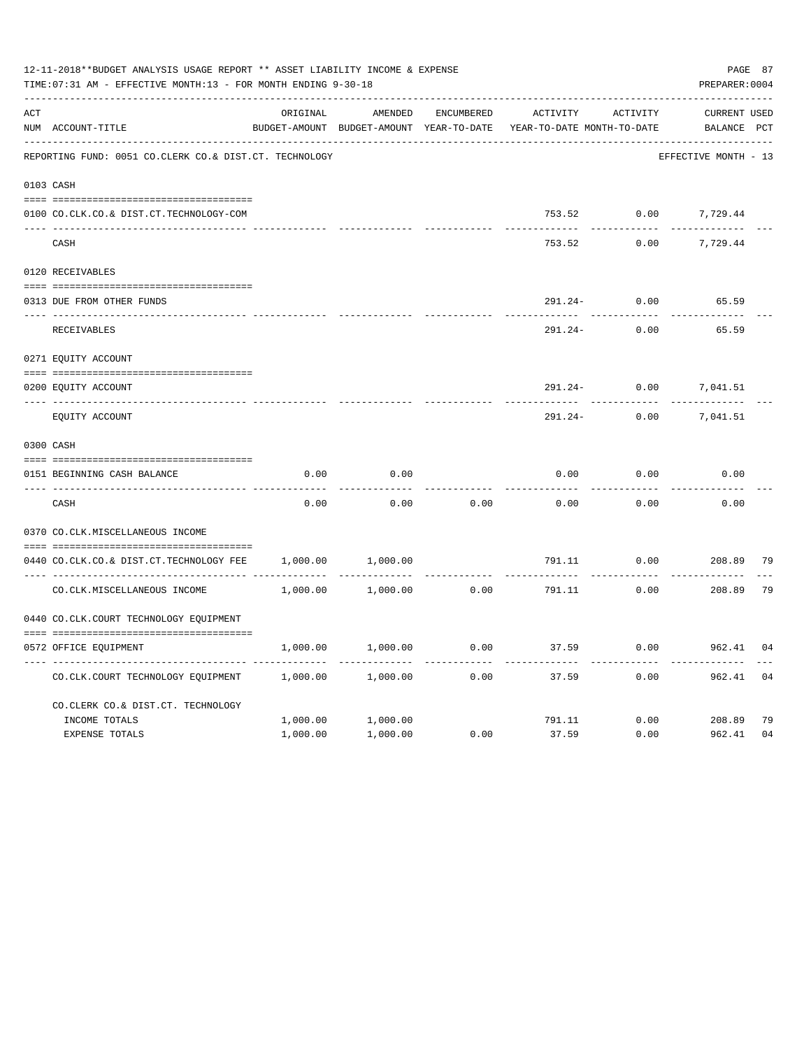12-11-2018**BUDGET ANALYSIS USAGE REPORT ** ASSET LIABILITY INCOME & EXPENSE

TIME:07:31 AM - EFFECTIVE MONTH:13 - FOR MONTH ENDING 9-30-18

PREPARER:0004

REPORTING FUND: 0051 CO.CLERK CO.& DIST.CT. TECHNOLOGY — EFFECTIVE MONTH - 13

| ACT NUM | ACCOUNT-TITLE | ORIGINAL BUDGET-AMOUNT | AMENDED BUDGET-AMOUNT | ENCUMBERED YEAR-TO-DATE | ACTIVITY YEAR-TO-DATE | ACTIVITY MONTH-TO-DATE | CURRENT BALANCE | USED PCT |
|---|---|---|---|---|---|---|---|---|
| 0103 | CASH | | | | | | | |
| 0100 | CO.CLK.CO.& DIST.CT.TECHNOLOGY-COM | | | | 753.52 | 0.00 | 7,729.44 | |
| | CASH | | | | 753.52 | 0.00 | 7,729.44 | |
| 0120 | RECEIVABLES | | | | | | | |
| 0313 | DUE FROM OTHER FUNDS | | | | 291.24- | 0.00 | 65.59 | |
| | RECEIVABLES | | | | 291.24- | 0.00 | 65.59 | |
| 0271 | EQUITY ACCOUNT | | | | | | | |
| 0200 | EQUITY ACCOUNT | | | | 291.24- | 0.00 | 7,041.51 | |
| | EQUITY ACCOUNT | | | | 291.24- | 0.00 | 7,041.51 | |
| 0300 | CASH | | | | | | | |
| 0151 | BEGINNING CASH BALANCE | 0.00 | 0.00 | | 0.00 | 0.00 | 0.00 | |
| | CASH | 0.00 | 0.00 | 0.00 | 0.00 | 0.00 | 0.00 | |
| 0370 | CO.CLK.MISCELLANEOUS INCOME | | | | | | | |
| 0440 | CO.CLK.CO.& DIST.CT.TECHNOLOGY FEE | 1,000.00 | 1,000.00 | | 791.11 | 0.00 | 208.89 | 79 |
| | CO.CLK.MISCELLANEOUS INCOME | 1,000.00 | 1,000.00 | 0.00 | 791.11 | 0.00 | 208.89 | 79 |
| 0440 | CO.CLK.COURT TECHNOLOGY EQUIPMENT | | | | | | | |
| 0572 | OFFICE EQUIPMENT | 1,000.00 | 1,000.00 | 0.00 | 37.59 | 0.00 | 962.41 | 04 |
| | CO.CLK.COURT TECHNOLOGY EQUIPMENT | 1,000.00 | 1,000.00 | 0.00 | 37.59 | 0.00 | 962.41 | 04 |
| | CO.CLERK CO.& DIST.CT. TECHNOLOGY | | | | | | | |
| | INCOME TOTALS | 1,000.00 | 1,000.00 | | 791.11 | 0.00 | 208.89 | 79 |
| | EXPENSE TOTALS | 1,000.00 | 1,000.00 | 0.00 | 37.59 | 0.00 | 962.41 | 04 |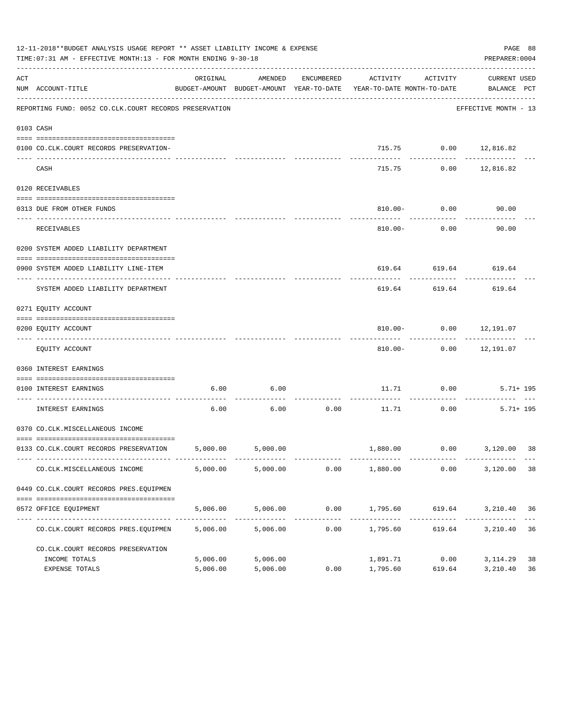12-11-2018**BUDGET ANALYSIS USAGE REPORT ** ASSET LIABILITY INCOME & EXPENSE

TIME:07:31 AM - EFFECTIVE MONTH:13 - FOR MONTH ENDING 9-30-18

PREPARER:0004

| ACT NUM | ACCOUNT-TITLE | ORIGINAL BUDGET-AMOUNT | AMENDED BUDGET-AMOUNT | ENCUMBERED YEAR-TO-DATE | ACTIVITY YEAR-TO-DATE | ACTIVITY MONTH-TO-DATE | CURRENT BALANCE | USED PCT |
|---|---|---|---|---|---|---|---|---|
| | REPORTING FUND: 0052 CO.CLK.COURT RECORDS PRESERVATION | | | | | | EFFECTIVE MONTH - 13 | |
| 0103 | CASH | | | | | | | |
| 0100 | CO.CLK.COURT RECORDS PRESERVATION- | | | | 715.75 | 0.00 | 12,816.82 | |
| | CASH | | | | 715.75 | 0.00 | 12,816.82 | |
| 0120 | RECEIVABLES | | | | | | | |
| 0313 | DUE FROM OTHER FUNDS | | | | 810.00- | 0.00 | 90.00 | |
| | RECEIVABLES | | | | 810.00- | 0.00 | 90.00 | |
| 0200 | SYSTEM ADDED LIABILITY DEPARTMENT | | | | | | | |
| 0900 | SYSTEM ADDED LIABILITY LINE-ITEM | | | | 619.64 | 619.64 | 619.64 | |
| | SYSTEM ADDED LIABILITY DEPARTMENT | | | | 619.64 | 619.64 | 619.64 | |
| 0271 | EQUITY ACCOUNT | | | | | | | |
| 0200 | EQUITY ACCOUNT | | | | 810.00- | 0.00 | 12,191.07 | |
| | EQUITY ACCOUNT | | | | 810.00- | 0.00 | 12,191.07 | |
| 0360 | INTEREST EARNINGS | | | | | | | |
| 0100 | INTEREST EARNINGS | 6.00 | 6.00 | | 11.71 | 0.00 | 5.71+ | 195 |
| | INTEREST EARNINGS | 6.00 | 6.00 | 0.00 | 11.71 | 0.00 | 5.71+ | 195 |
| 0370 | CO.CLK.MISCELLANEOUS INCOME | | | | | | | |
| 0133 | CO.CLK.COURT RECORDS PRESERVATION | 5,000.00 | 5,000.00 | | 1,880.00 | 0.00 | 3,120.00 | 38 |
| | CO.CLK.MISCELLANEOUS INCOME | 5,000.00 | 5,000.00 | 0.00 | 1,880.00 | 0.00 | 3,120.00 | 38 |
| 0449 | CO.CLK.COURT RECORDS PRES.EQUIPMEN | | | | | | | |
| 0572 | OFFICE EQUIPMENT | 5,006.00 | 5,006.00 | 0.00 | 1,795.60 | 619.64 | 3,210.40 | 36 |
| | CO.CLK.COURT RECORDS PRES.EQUIPMEN | 5,006.00 | 5,006.00 | 0.00 | 1,795.60 | 619.64 | 3,210.40 | 36 |
| | CO.CLK.COURT RECORDS PRESERVATION | | | | | | | |
| | INCOME TOTALS | 5,006.00 | 5,006.00 | | 1,891.71 | 0.00 | 3,114.29 | 38 |
| | EXPENSE TOTALS | 5,006.00 | 5,006.00 | 0.00 | 1,795.60 | 619.64 | 3,210.40 | 36 |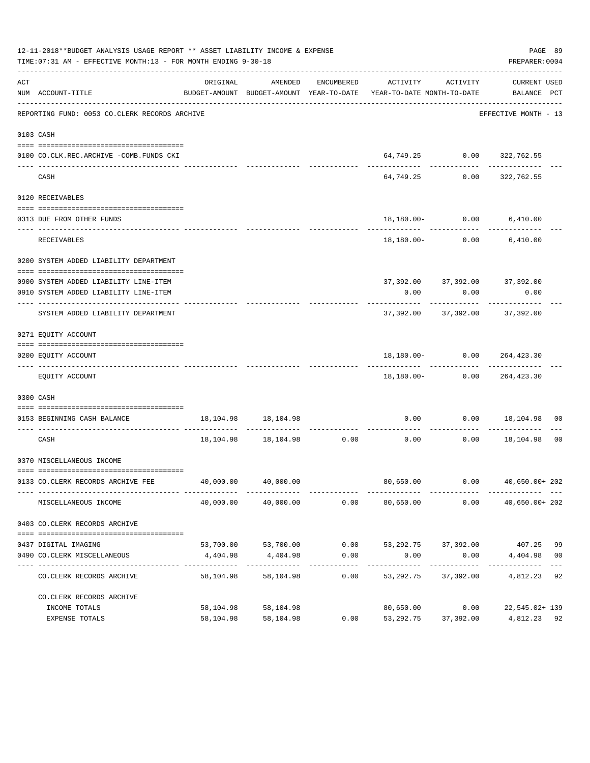12-11-2018**BUDGET ANALYSIS USAGE REPORT ** ASSET LIABILITY INCOME & EXPENSE

TIME:07:31 AM - EFFECTIVE MONTH:13 - FOR MONTH ENDING 9-30-18

PREPARER:0004

REPORTING FUND: 0053 CO.CLERK RECORDS ARCHIVE — EFFECTIVE MONTH - 13

| ACT NUM | ACCOUNT-TITLE | ORIGINAL BUDGET-AMOUNT | AMENDED BUDGET-AMOUNT | ENCUMBERED YEAR-TO-DATE | ACTIVITY YEAR-TO-DATE | ACTIVITY MONTH-TO-DATE | CURRENT BALANCE | USED PCT |
|---|---|---|---|---|---|---|---|---|
| 0103 | CASH | | | | | | | |
| 0100 | CO.CLK.REC.ARCHIVE -COMB.FUNDS CKI | | | | 64,749.25 | 0.00 | 322,762.55 | |
| | CASH | | | | 64,749.25 | 0.00 | 322,762.55 | |
| 0120 | RECEIVABLES | | | | | | | |
| 0313 | DUE FROM OTHER FUNDS | | | | 18,180.00- | 0.00 | 6,410.00 | |
| | RECEIVABLES | | | | 18,180.00- | 0.00 | 6,410.00 | |
| 0200 | SYSTEM ADDED LIABILITY DEPARTMENT | | | | | | | |
| 0900 | SYSTEM ADDED LIABILITY LINE-ITEM | | | | 37,392.00 | 37,392.00 | 37,392.00 | |
| 0910 | SYSTEM ADDED LIABILITY LINE-ITEM | | | | 0.00 | 0.00 | 0.00 | |
| | SYSTEM ADDED LIABILITY DEPARTMENT | | | | 37,392.00 | 37,392.00 | 37,392.00 | |
| 0271 | EQUITY ACCOUNT | | | | | | | |
| 0200 | EQUITY ACCOUNT | | | | 18,180.00- | 0.00 | 264,423.30 | |
| | EQUITY ACCOUNT | | | | 18,180.00- | 0.00 | 264,423.30 | |
| 0300 | CASH | | | | | | | |
| 0153 | BEGINNING CASH BALANCE | 18,104.98 | 18,104.98 | | 0.00 | 0.00 | 18,104.98 | 00 |
| | CASH | 18,104.98 | 18,104.98 | 0.00 | 0.00 | 0.00 | 18,104.98 | 00 |
| 0370 | MISCELLANEOUS INCOME | | | | | | | |
| 0133 | CO.CLERK RECORDS ARCHIVE FEE | 40,000.00 | 40,000.00 | | 80,650.00 | 0.00 | 40,650.00+ | 202 |
| | MISCELLANEOUS INCOME | 40,000.00 | 40,000.00 | 0.00 | 80,650.00 | 0.00 | 40,650.00+ | 202 |
| 0403 | CO.CLERK RECORDS ARCHIVE | | | | | | | |
| 0437 | DIGITAL IMAGING | 53,700.00 | 53,700.00 | 0.00 | 53,292.75 | 37,392.00 | 407.25 | 99 |
| 0490 | CO.CLERK MISCELLANEOUS | 4,404.98 | 4,404.98 | 0.00 | 0.00 | 0.00 | 4,404.98 | 00 |
| | CO.CLERK RECORDS ARCHIVE | 58,104.98 | 58,104.98 | 0.00 | 53,292.75 | 37,392.00 | 4,812.23 | 92 |
| | CO.CLERK RECORDS ARCHIVE | | | | | | | |
| | INCOME TOTALS | 58,104.98 | 58,104.98 | | 80,650.00 | 0.00 | 22,545.02+ | 139 |
| | EXPENSE TOTALS | 58,104.98 | 58,104.98 | 0.00 | 53,292.75 | 37,392.00 | 4,812.23 | 92 |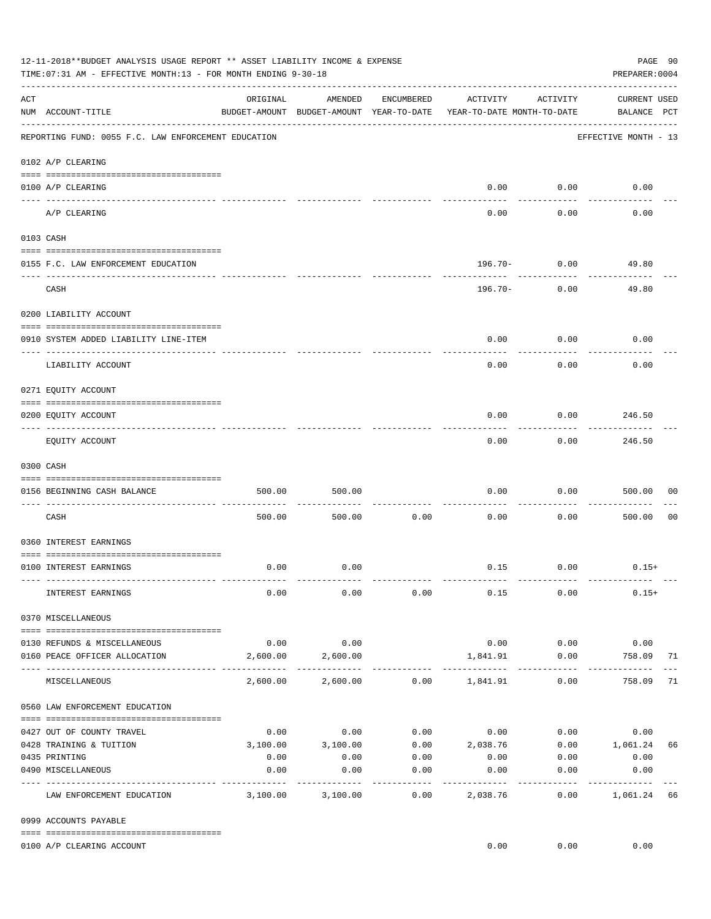12-11-2018**BUDGET ANALYSIS USAGE REPORT ** ASSET LIABILITY INCOME & EXPENSE

TIME:07:31 AM - EFFECTIVE MONTH:13 - FOR MONTH ENDING 9-30-18

PREPARER:0004

| ACT NUM | ACCOUNT-TITLE | ORIGINAL BUDGET-AMOUNT | AMENDED BUDGET-AMOUNT | ENCUMBERED YEAR-TO-DATE | ACTIVITY YEAR-TO-DATE | ACTIVITY MONTH-TO-DATE | CURRENT USED BALANCE | PCT |
|---|---|---|---|---|---|---|---|---|
| | REPORTING FUND: 0055 F.C. LAW ENFORCEMENT EDUCATION | | | | | | EFFECTIVE MONTH - 13 | |
| 0102 | A/P CLEARING | | | | | | | |
| 0100 | A/P CLEARING | | | | 0.00 | 0.00 | 0.00 | |
| | A/P CLEARING | | | | 0.00 | 0.00 | 0.00 | |
| 0103 | CASH | | | | | | | |
| 0155 | F.C. LAW ENFORCEMENT EDUCATION | | | | 196.70- | 0.00 | 49.80 | |
| | CASH | | | | 196.70- | 0.00 | 49.80 | |
| 0200 | LIABILITY ACCOUNT | | | | | | | |
| 0910 | SYSTEM ADDED LIABILITY LINE-ITEM | | | | 0.00 | 0.00 | 0.00 | |
| | LIABILITY ACCOUNT | | | | 0.00 | 0.00 | 0.00 | |
| 0271 | EQUITY ACCOUNT | | | | | | | |
| 0200 | EQUITY ACCOUNT | | | | 0.00 | 0.00 | 246.50 | |
| | EQUITY ACCOUNT | | | | 0.00 | 0.00 | 246.50 | |
| 0300 | CASH | | | | | | | |
| 0156 | BEGINNING CASH BALANCE | 500.00 | 500.00 | | 0.00 | 0.00 | 500.00 | 00 |
| | CASH | 500.00 | 500.00 | 0.00 | 0.00 | 0.00 | 500.00 | 00 |
| 0360 | INTEREST EARNINGS | | | | | | | |
| 0100 | INTEREST EARNINGS | 0.00 | 0.00 | | 0.15 | 0.00 | 0.15+ | |
| | INTEREST EARNINGS | 0.00 | 0.00 | 0.00 | 0.15 | 0.00 | 0.15+ | |
| 0370 | MISCELLANEOUS | | | | | | | |
| 0130 | REFUNDS & MISCELLANEOUS | 0.00 | 0.00 | | 0.00 | 0.00 | 0.00 | |
| 0160 | PEACE OFFICER ALLOCATION | 2,600.00 | 2,600.00 | | 1,841.91 | 0.00 | 758.09 | 71 |
| | MISCELLANEOUS | 2,600.00 | 2,600.00 | 0.00 | 1,841.91 | 0.00 | 758.09 | 71 |
| 0560 | LAW ENFORCEMENT EDUCATION | | | | | | | |
| 0427 | OUT OF COUNTY TRAVEL | 0.00 | 0.00 | 0.00 | 0.00 | 0.00 | 0.00 | |
| 0428 | TRAINING & TUITION | 3,100.00 | 3,100.00 | 0.00 | 2,038.76 | 0.00 | 1,061.24 | 66 |
| 0435 | PRINTING | 0.00 | 0.00 | 0.00 | 0.00 | 0.00 | 0.00 | |
| 0490 | MISCELLANEOUS | 0.00 | 0.00 | 0.00 | 0.00 | 0.00 | 0.00 | |
| | LAW ENFORCEMENT EDUCATION | 3,100.00 | 3,100.00 | 0.00 | 2,038.76 | 0.00 | 1,061.24 | 66 |
| 0999 | ACCOUNTS PAYABLE | | | | | | | |
| 0100 | A/P CLEARING ACCOUNT | | | | 0.00 | 0.00 | 0.00 | |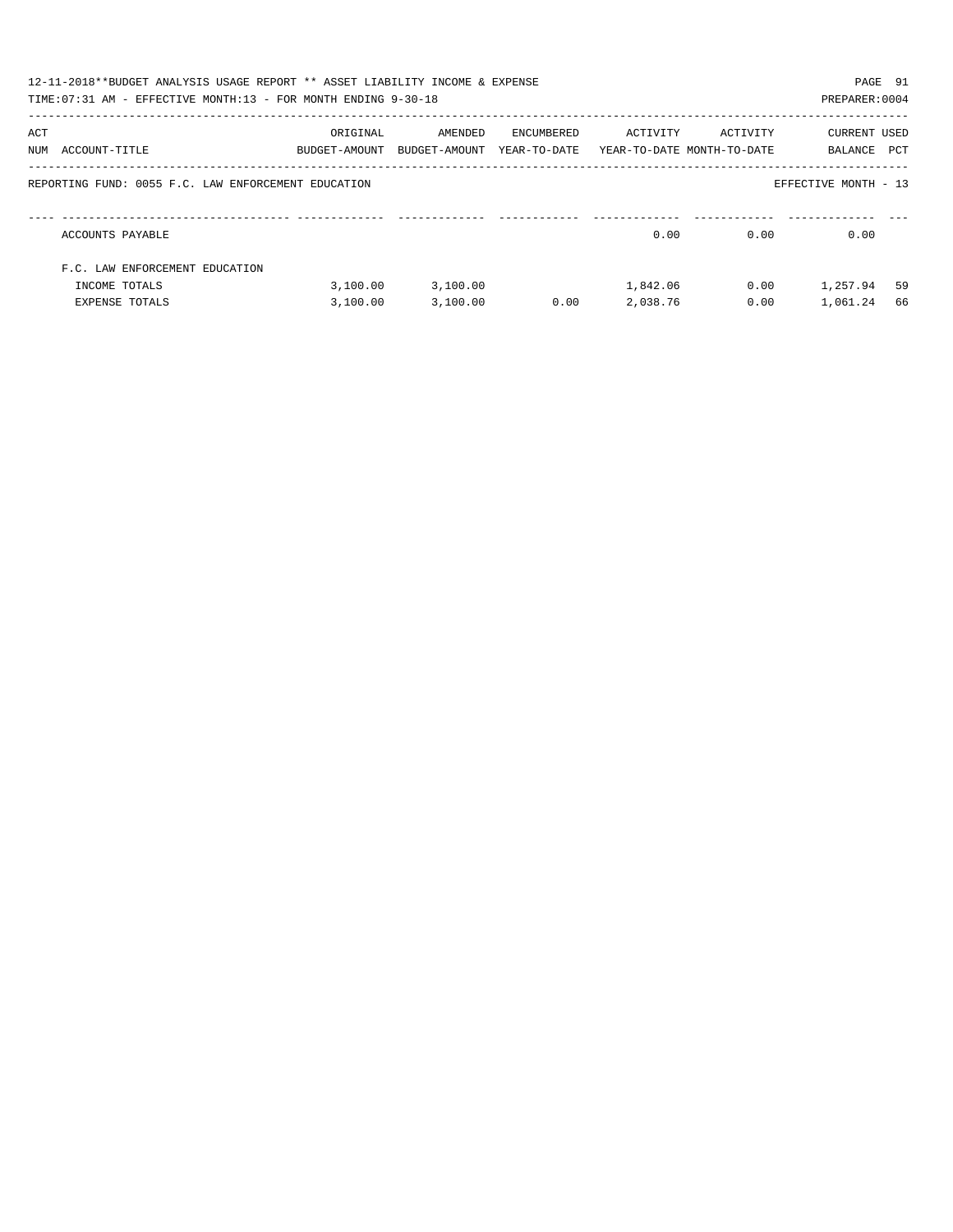| ACT NUM | ACCOUNT-TITLE | ORIGINAL BUDGET-AMOUNT | AMENDED BUDGET-AMOUNT | ENCUMBERED YEAR-TO-DATE | ACTIVITY YEAR-TO-DATE | ACTIVITY MONTH-TO-DATE | CURRENT BALANCE | USED PCT |
|---|---|---|---|---|---|---|---|---|
| | REPORTING FUND: 0055 F.C. LAW ENFORCEMENT EDUCATION | | | | | | EFFECTIVE MONTH - 13 | |
| | ACCOUNTS PAYABLE | | | | 0.00 | 0.00 | 0.00 | |
| | F.C. LAW ENFORCEMENT EDUCATION | | | | | | | |
| | INCOME TOTALS | 3,100.00 | 3,100.00 | | 1,842.06 | 0.00 | 1,257.94 | 59 |
| | EXPENSE TOTALS | 3,100.00 | 3,100.00 | 0.00 | 2,038.76 | 0.00 | 1,061.24 | 66 |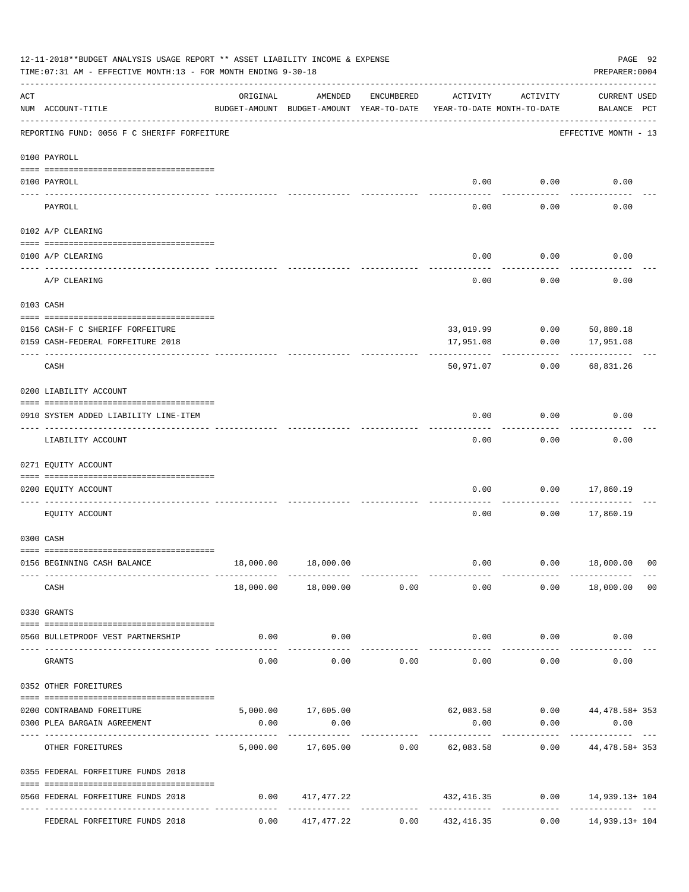12-11-2018**BUDGET ANALYSIS USAGE REPORT ** ASSET LIABILITY INCOME & EXPENSE

TIME:07:31 AM - EFFECTIVE MONTH:13 - FOR MONTH ENDING 9-30-18

PREPARER:0004

| ACT NUM | ACCOUNT-TITLE | ORIGINAL BUDGET-AMOUNT | AMENDED BUDGET-AMOUNT | ENCUMBERED YEAR-TO-DATE | ACTIVITY YEAR-TO-DATE | ACTIVITY MONTH-TO-DATE | CURRENT USED BALANCE | PCT |
|---|---|---|---|---|---|---|---|---|
| | REPORTING FUND: 0056 F C SHERIFF FORFEITURE | | | | | | EFFECTIVE MONTH - 13 | |
| | 0100 PAYROLL | | | | | | | |
| 0100 | PAYROLL | | | | 0.00 | 0.00 | 0.00 | |
| | PAYROLL | | | | 0.00 | 0.00 | 0.00 | |
| | 0102 A/P CLEARING | | | | | | | |
| 0100 | A/P CLEARING | | | | 0.00 | 0.00 | 0.00 | |
| | A/P CLEARING | | | | 0.00 | 0.00 | 0.00 | |
| | 0103 CASH | | | | | | | |
| 0156 | CASH-F C SHERIFF FORFEITURE | | | | 33,019.99 | 0.00 | 50,880.18 | |
| 0159 | CASH-FEDERAL FORFEITURE 2018 | | | | 17,951.08 | 0.00 | 17,951.08 | |
| | CASH | | | | 50,971.07 | 0.00 | 68,831.26 | |
| | 0200 LIABILITY ACCOUNT | | | | | | | |
| 0910 | SYSTEM ADDED LIABILITY LINE-ITEM | | | | 0.00 | 0.00 | 0.00 | |
| | LIABILITY ACCOUNT | | | | 0.00 | 0.00 | 0.00 | |
| | 0271 EQUITY ACCOUNT | | | | | | | |
| 0200 | EQUITY ACCOUNT | | | | 0.00 | 0.00 | 17,860.19 | |
| | EQUITY ACCOUNT | | | | 0.00 | 0.00 | 17,860.19 | |
| | 0300 CASH | | | | | | | |
| 0156 | BEGINNING CASH BALANCE | 18,000.00 | 18,000.00 | | 0.00 | 0.00 | 18,000.00 | 00 |
| | CASH | 18,000.00 | 18,000.00 | 0.00 | 0.00 | 0.00 | 18,000.00 | 00 |
| | 0330 GRANTS | | | | | | | |
| 0560 | BULLETPROOF VEST PARTNERSHIP | 0.00 | 0.00 | | 0.00 | 0.00 | 0.00 | |
| | GRANTS | 0.00 | 0.00 | 0.00 | 0.00 | 0.00 | 0.00 | |
| | 0352 OTHER FOREITURES | | | | | | | |
| 0200 | CONTRABAND FOREITURE | 5,000.00 | 17,605.00 | | 62,083.58 | 0.00 | 44,478.58+ | 353 |
| 0300 | PLEA BARGAIN AGREEMENT | 0.00 | 0.00 | | 0.00 | 0.00 | 0.00 | |
| | OTHER FOREITURES | 5,000.00 | 17,605.00 | 0.00 | 62,083.58 | 0.00 | 44,478.58+ | 353 |
| | 0355 FEDERAL FORFEITURE FUNDS 2018 | | | | | | | |
| 0560 | FEDERAL FORFEITURE FUNDS 2018 | 0.00 | 417,477.22 | | 432,416.35 | 0.00 | 14,939.13+ | 104 |
| | FEDERAL FORFEITURE FUNDS 2018 | 0.00 | 417,477.22 | 0.00 | 432,416.35 | 0.00 | 14,939.13+ | 104 |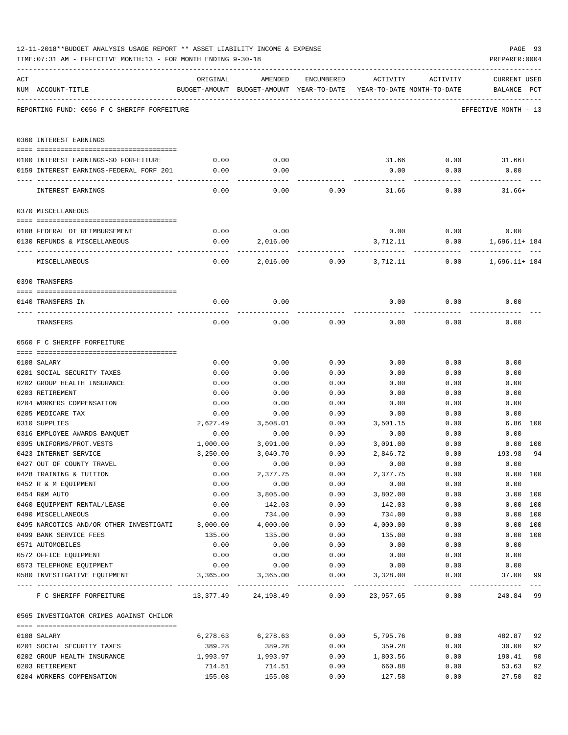12-11-2018**BUDGET ANALYSIS USAGE REPORT ** ASSET LIABILITY INCOME & EXPENSE

TIME:07:31 AM - EFFECTIVE MONTH:13 - FOR MONTH ENDING 9-30-18

PREPARER:0004

REPORTING FUND: 0056 F C SHERIFF FORFEITURE — EFFECTIVE MONTH - 13

| ACT NUM | ACCOUNT-TITLE | ORIGINAL BUDGET-AMOUNT | AMENDED BUDGET-AMOUNT | ENCUMBERED YEAR-TO-DATE | ACTIVITY YEAR-TO-DATE | ACTIVITY MONTH-TO-DATE | CURRENT BALANCE | USED PCT |
|---|---|---|---|---|---|---|---|---|
| | **0360 INTEREST EARNINGS** | | | | | | | |
| 0100 | INTEREST EARNINGS-SO FORFEITURE | 0.00 | 0.00 | | 31.66 | 0.00 | 31.66+ | |
| 0159 | INTEREST EARNINGS-FEDERAL FORF 201 | 0.00 | 0.00 | | 0.00 | 0.00 | 0.00 | |
| | INTEREST EARNINGS | 0.00 | 0.00 | 0.00 | 31.66 | 0.00 | 31.66+ | |
| | **0370 MISCELLANEOUS** | | | | | | | |
| 0108 | FEDERAL OT REIMBURSEMENT | 0.00 | 0.00 | | 0.00 | 0.00 | 0.00 | |
| 0130 | REFUNDS & MISCELLANEOUS | 0.00 | 2,016.00 | | 3,712.11 | 0.00 | 1,696.11+ | 184 |
| | MISCELLANEOUS | 0.00 | 2,016.00 | 0.00 | 3,712.11 | 0.00 | 1,696.11+ | 184 |
| | **0390 TRANSFERS** | | | | | | | |
| 0140 | TRANSFERS IN | 0.00 | 0.00 | | 0.00 | 0.00 | 0.00 | |
| | TRANSFERS | 0.00 | 0.00 | 0.00 | 0.00 | 0.00 | 0.00 | |
| | **0560 F C SHERIFF FORFEITURE** | | | | | | | |
| 0108 | SALARY | 0.00 | 0.00 | 0.00 | 0.00 | 0.00 | 0.00 | |
| 0201 | SOCIAL SECURITY TAXES | 0.00 | 0.00 | 0.00 | 0.00 | 0.00 | 0.00 | |
| 0202 | GROUP HEALTH INSURANCE | 0.00 | 0.00 | 0.00 | 0.00 | 0.00 | 0.00 | |
| 0203 | RETIREMENT | 0.00 | 0.00 | 0.00 | 0.00 | 0.00 | 0.00 | |
| 0204 | WORKERS COMPENSATION | 0.00 | 0.00 | 0.00 | 0.00 | 0.00 | 0.00 | |
| 0205 | MEDICARE TAX | 0.00 | 0.00 | 0.00 | 0.00 | 0.00 | 0.00 | |
| 0310 | SUPPLIES | 2,627.49 | 3,508.01 | 0.00 | 3,501.15 | 0.00 | 6.86 | 100 |
| 0316 | EMPLOYEE AWARDS BANQUET | 0.00 | 0.00 | 0.00 | 0.00 | 0.00 | 0.00 | |
| 0395 | UNIFORMS/PROT.VESTS | 1,000.00 | 3,091.00 | 0.00 | 3,091.00 | 0.00 | 0.00 | 100 |
| 0423 | INTERNET SERVICE | 3,250.00 | 3,040.70 | 0.00 | 2,846.72 | 0.00 | 193.98 | 94 |
| 0427 | OUT OF COUNTY TRAVEL | 0.00 | 0.00 | 0.00 | 0.00 | 0.00 | 0.00 | |
| 0428 | TRAINING & TUITION | 0.00 | 2,377.75 | 0.00 | 2,377.75 | 0.00 | 0.00 | 100 |
| 0452 | R & M EQUIPMENT | 0.00 | 0.00 | 0.00 | 0.00 | 0.00 | 0.00 | |
| 0454 | R&M AUTO | 0.00 | 3,805.00 | 0.00 | 3,802.00 | 0.00 | 3.00 | 100 |
| 0460 | EQUIPMENT RENTAL/LEASE | 0.00 | 142.03 | 0.00 | 142.03 | 0.00 | 0.00 | 100 |
| 0490 | MISCELLANEOUS | 0.00 | 734.00 | 0.00 | 734.00 | 0.00 | 0.00 | 100 |
| 0495 | NARCOTICS AND/OR OTHER INVESTIGATI | 3,000.00 | 4,000.00 | 0.00 | 4,000.00 | 0.00 | 0.00 | 100 |
| 0499 | BANK SERVICE FEES | 135.00 | 135.00 | 0.00 | 135.00 | 0.00 | 0.00 | 100 |
| 0571 | AUTOMOBILES | 0.00 | 0.00 | 0.00 | 0.00 | 0.00 | 0.00 | |
| 0572 | OFFICE EQUIPMENT | 0.00 | 0.00 | 0.00 | 0.00 | 0.00 | 0.00 | |
| 0573 | TELEPHONE EQUIPMENT | 0.00 | 0.00 | 0.00 | 0.00 | 0.00 | 0.00 | |
| 0580 | INVESTIGATIVE EQUIPMENT | 3,365.00 | 3,365.00 | 0.00 | 3,328.00 | 0.00 | 37.00 | 99 |
| | F C SHERIFF FORFEITURE | 13,377.49 | 24,198.49 | 0.00 | 23,957.65 | 0.00 | 240.84 | 99 |
| | **0565 INVESTIGATOR CRIMES AGAINST CHILDR** | | | | | | | |
| 0108 | SALARY | 6,278.63 | 6,278.63 | 0.00 | 5,795.76 | 0.00 | 482.87 | 92 |
| 0201 | SOCIAL SECURITY TAXES | 389.28 | 389.28 | 0.00 | 359.28 | 0.00 | 30.00 | 92 |
| 0202 | GROUP HEALTH INSURANCE | 1,993.97 | 1,993.97 | 0.00 | 1,803.56 | 0.00 | 190.41 | 90 |
| 0203 | RETIREMENT | 714.51 | 714.51 | 0.00 | 660.88 | 0.00 | 53.63 | 92 |
| 0204 | WORKERS COMPENSATION | 155.08 | 155.08 | 0.00 | 127.58 | 0.00 | 27.50 | 82 |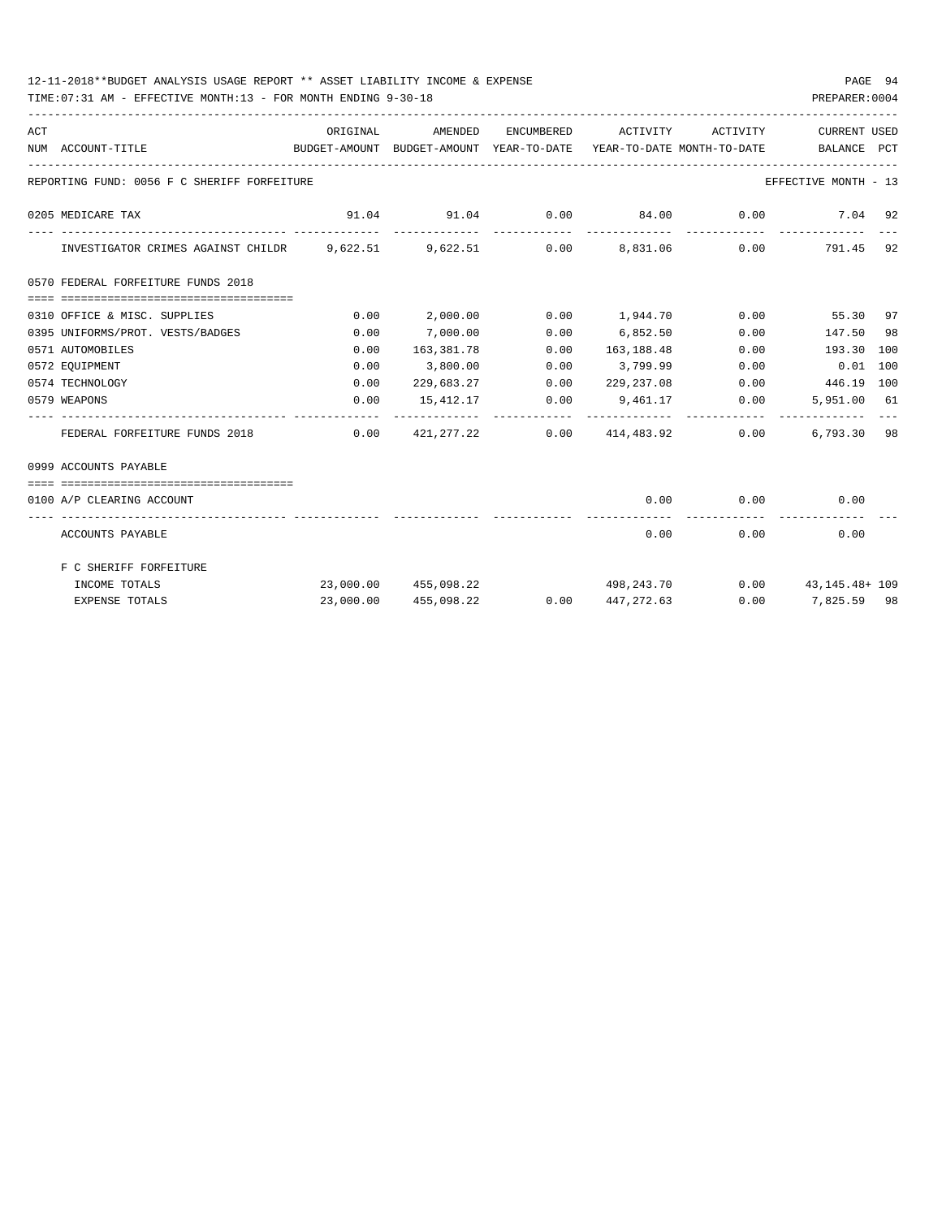REPORTING FUND: 0056 F C SHERIFF FORFEITURE — EFFECTIVE MONTH - 13

| ACT NUM | ACCOUNT-TITLE | ORIGINAL BUDGET-AMOUNT | AMENDED BUDGET-AMOUNT | ENCUMBERED YEAR-TO-DATE | ACTIVITY YEAR-TO-DATE | ACTIVITY MONTH-TO-DATE | CURRENT BALANCE | USED PCT |
|---|---|---|---|---|---|---|---|---|
| 0205 | MEDICARE TAX | 91.04 | 91.04 | 0.00 | 84.00 | 0.00 | 7.04 | 92 |
| | INVESTIGATOR CRIMES AGAINST CHILDR | 9,622.51 | 9,622.51 | 0.00 | 8,831.06 | 0.00 | 791.45 | 92 |
| | **0570 FEDERAL FORFEITURE FUNDS 2018** | | | | | | | |
| 0310 | OFFICE & MISC. SUPPLIES | 0.00 | 2,000.00 | 0.00 | 1,944.70 | 0.00 | 55.30 | 97 |
| 0395 | UNIFORMS/PROT. VESTS/BADGES | 0.00 | 7,000.00 | 0.00 | 6,852.50 | 0.00 | 147.50 | 98 |
| 0571 | AUTOMOBILES | 0.00 | 163,381.78 | 0.00 | 163,188.48 | 0.00 | 193.30 | 100 |
| 0572 | EQUIPMENT | 0.00 | 3,800.00 | 0.00 | 3,799.99 | 0.00 | 0.01 | 100 |
| 0574 | TECHNOLOGY | 0.00 | 229,683.27 | 0.00 | 229,237.08 | 0.00 | 446.19 | 100 |
| 0579 | WEAPONS | 0.00 | 15,412.17 | 0.00 | 9,461.17 | 0.00 | 5,951.00 | 61 |
| | FEDERAL FORFEITURE FUNDS 2018 | 0.00 | 421,277.22 | 0.00 | 414,483.92 | 0.00 | 6,793.30 | 98 |
| | **0999 ACCOUNTS PAYABLE** | | | | | | | |
| 0100 | A/P CLEARING ACCOUNT | | | | 0.00 | 0.00 | 0.00 | |
| | ACCOUNTS PAYABLE | | | | 0.00 | 0.00 | 0.00 | |
| | **F C SHERIFF FORFEITURE** | | | | | | | |
| | INCOME TOTALS | 23,000.00 | 455,098.22 | | 498,243.70 | 0.00 | 43,145.48+ | 109 |
| | EXPENSE TOTALS | 23,000.00 | 455,098.22 | 0.00 | 447,272.63 | 0.00 | 7,825.59 | 98 |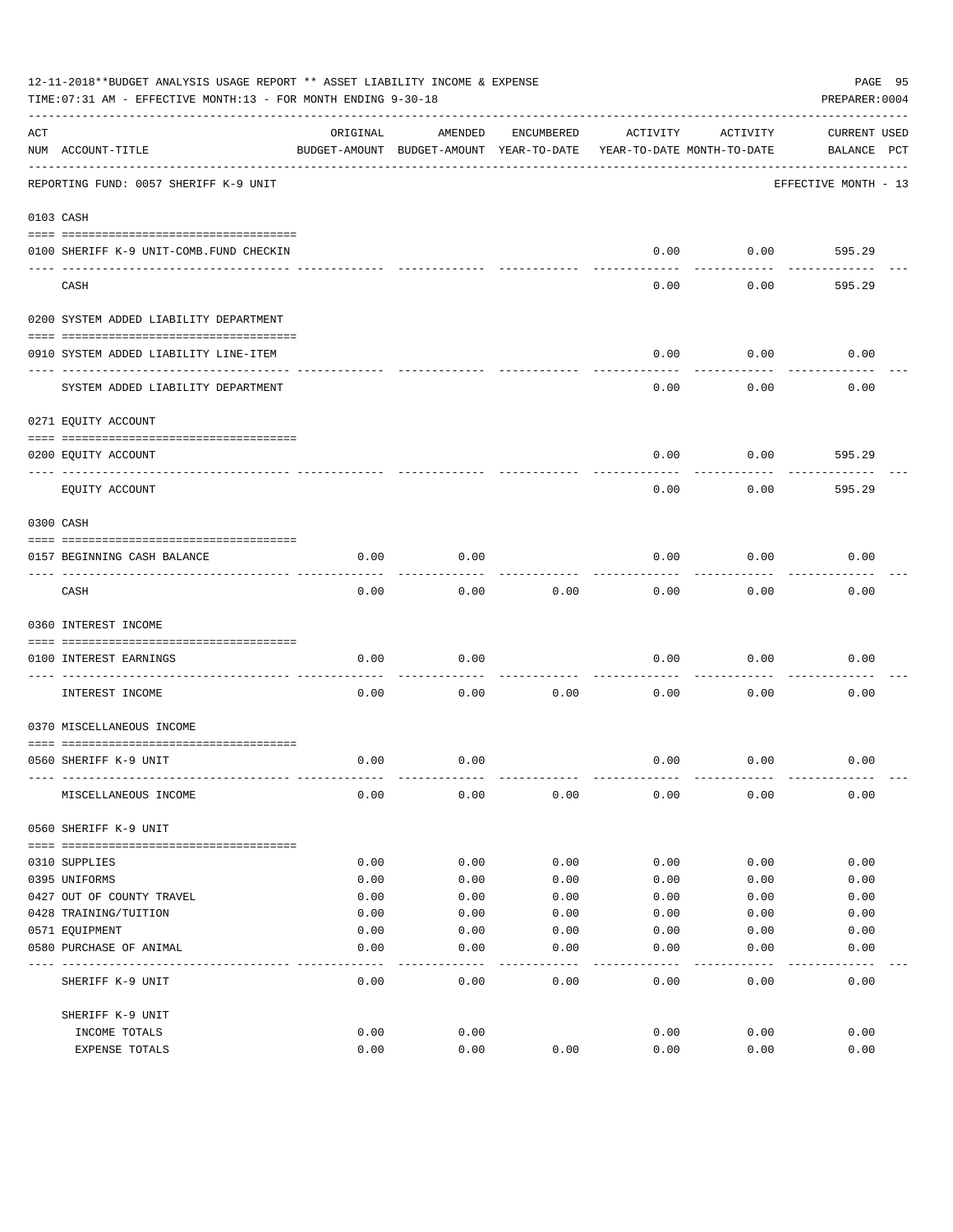12-11-2018**BUDGET ANALYSIS USAGE REPORT ** ASSET LIABILITY INCOME & EXPENSE

TIME:07:31 AM - EFFECTIVE MONTH:13 - FOR MONTH ENDING 9-30-18

PREPARER:0004

REPORTING FUND: 0057 SHERIFF K-9 UNIT — EFFECTIVE MONTH - 13

| ACT NUM | ACCOUNT-TITLE | ORIGINAL BUDGET-AMOUNT | AMENDED BUDGET-AMOUNT | ENCUMBERED YEAR-TO-DATE | ACTIVITY YEAR-TO-DATE | ACTIVITY MONTH-TO-DATE | CURRENT BALANCE | USED PCT |
|---|---|---|---|---|---|---|---|---|
| 0103 | CASH | | | | | | | |
| 0100 | SHERIFF K-9 UNIT-COMB.FUND CHECKIN | | | | 0.00 | 0.00 | 595.29 | |
| | CASH | | | | 0.00 | 0.00 | 595.29 | |
| 0200 | SYSTEM ADDED LIABILITY DEPARTMENT | | | | | | | |
| 0910 | SYSTEM ADDED LIABILITY LINE-ITEM | | | | 0.00 | 0.00 | 0.00 | |
| | SYSTEM ADDED LIABILITY DEPARTMENT | | | | 0.00 | 0.00 | 0.00 | |
| 0271 | EQUITY ACCOUNT | | | | | | | |
| 0200 | EQUITY ACCOUNT | | | | 0.00 | 0.00 | 595.29 | |
| | EQUITY ACCOUNT | | | | 0.00 | 0.00 | 595.29 | |
| 0300 | CASH | | | | | | | |
| 0157 | BEGINNING CASH BALANCE | 0.00 | 0.00 | | 0.00 | 0.00 | 0.00 | |
| | CASH | 0.00 | 0.00 | 0.00 | 0.00 | 0.00 | 0.00 | |
| 0360 | INTEREST INCOME | | | | | | | |
| 0100 | INTEREST EARNINGS | 0.00 | 0.00 | | 0.00 | 0.00 | 0.00 | |
| | INTEREST INCOME | 0.00 | 0.00 | 0.00 | 0.00 | 0.00 | 0.00 | |
| 0370 | MISCELLANEOUS INCOME | | | | | | | |
| 0560 | SHERIFF K-9 UNIT | 0.00 | 0.00 | | 0.00 | 0.00 | 0.00 | |
| | MISCELLANEOUS INCOME | 0.00 | 0.00 | 0.00 | 0.00 | 0.00 | 0.00 | |
| 0560 | SHERIFF K-9 UNIT | | | | | | | |
| 0310 | SUPPLIES | 0.00 | 0.00 | 0.00 | 0.00 | 0.00 | 0.00 | |
| 0395 | UNIFORMS | 0.00 | 0.00 | 0.00 | 0.00 | 0.00 | 0.00 | |
| 0427 | OUT OF COUNTY TRAVEL | 0.00 | 0.00 | 0.00 | 0.00 | 0.00 | 0.00 | |
| 0428 | TRAINING/TUITION | 0.00 | 0.00 | 0.00 | 0.00 | 0.00 | 0.00 | |
| 0571 | EQUIPMENT | 0.00 | 0.00 | 0.00 | 0.00 | 0.00 | 0.00 | |
| 0580 | PURCHASE OF ANIMAL | 0.00 | 0.00 | 0.00 | 0.00 | 0.00 | 0.00 | |
| | SHERIFF K-9 UNIT | 0.00 | 0.00 | 0.00 | 0.00 | 0.00 | 0.00 | |
| | SHERIFF K-9 UNIT | | | | | | | |
| | INCOME TOTALS | 0.00 | 0.00 | | 0.00 | 0.00 | 0.00 | |
| | EXPENSE TOTALS | 0.00 | 0.00 | 0.00 | 0.00 | 0.00 | 0.00 | |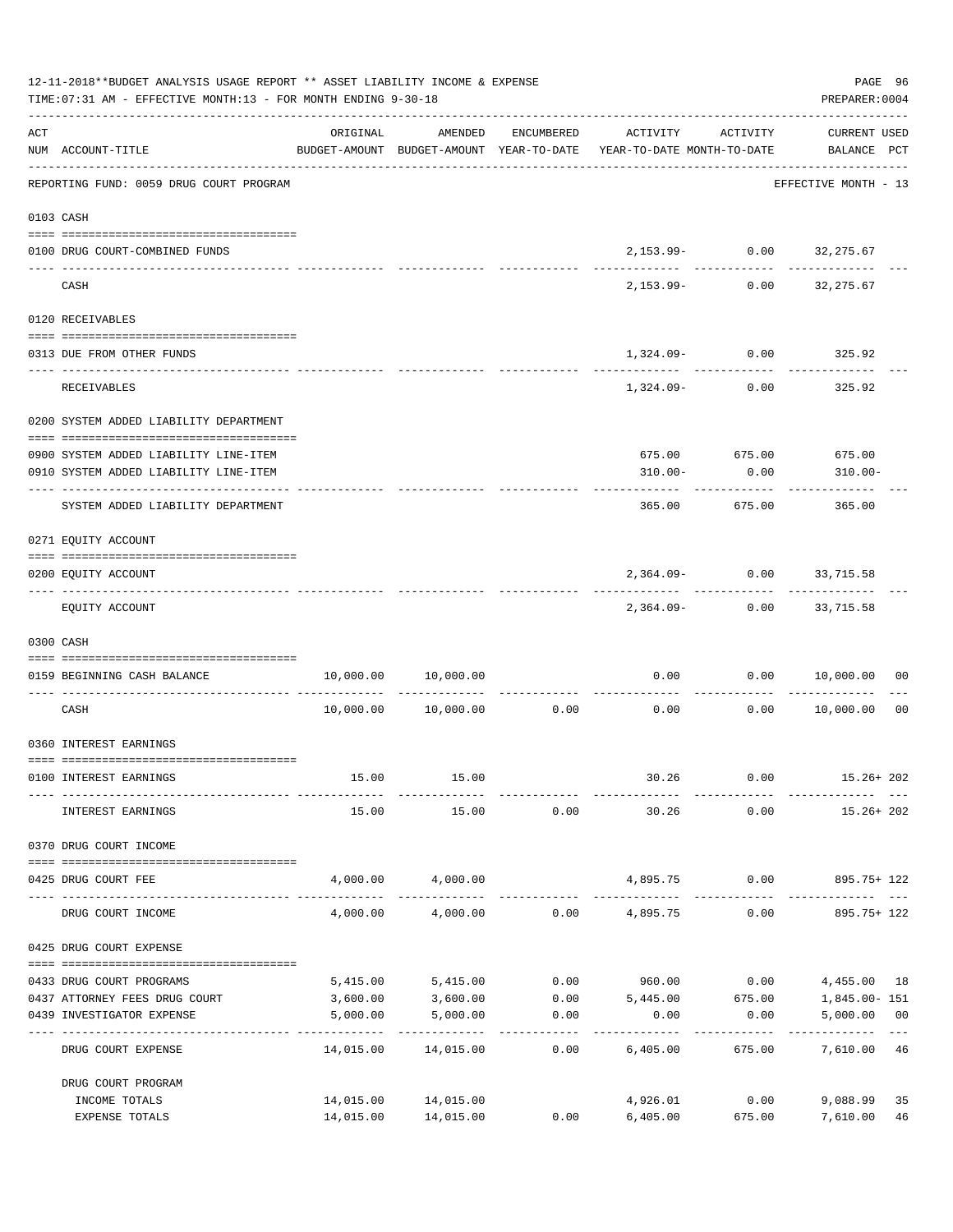12-11-2018**BUDGET ANALYSIS USAGE REPORT ** ASSET LIABILITY INCOME & EXPENSE

TIME:07:31 AM - EFFECTIVE MONTH:13 - FOR MONTH ENDING 9-30-18

PREPARER:0004

REPORTING FUND: 0059 DRUG COURT PROGRAM — EFFECTIVE MONTH - 13

| ACT NUM | ACCOUNT-TITLE | ORIGINAL BUDGET-AMOUNT | AMENDED BUDGET-AMOUNT | ENCUMBERED YEAR-TO-DATE | ACTIVITY YEAR-TO-DATE | ACTIVITY MONTH-TO-DATE | CURRENT USED BALANCE | PCT |
|---|---|---|---|---|---|---|---|---|
| **0103** | **CASH** | | | | | | | |
| 0100 | DRUG COURT-COMBINED FUNDS | | | | 2,153.99- | 0.00 | 32,275.67 | |
| | CASH | | | | 2,153.99- | 0.00 | 32,275.67 | |
| **0120** | **RECEIVABLES** | | | | | | | |
| 0313 | DUE FROM OTHER FUNDS | | | | 1,324.09- | 0.00 | 325.92 | |
| | RECEIVABLES | | | | 1,324.09- | 0.00 | 325.92 | |
| **0200** | **SYSTEM ADDED LIABILITY DEPARTMENT** | | | | | | | |
| 0900 | SYSTEM ADDED LIABILITY LINE-ITEM | | | | 675.00 | 675.00 | 675.00 | |
| 0910 | SYSTEM ADDED LIABILITY LINE-ITEM | | | | 310.00- | 0.00 | 310.00- | |
| | SYSTEM ADDED LIABILITY DEPARTMENT | | | | 365.00 | 675.00 | 365.00 | |
| **0271** | **EQUITY ACCOUNT** | | | | | | | |
| 0200 | EQUITY ACCOUNT | | | | 2,364.09- | 0.00 | 33,715.58 | |
| | EQUITY ACCOUNT | | | | 2,364.09- | 0.00 | 33,715.58 | |
| **0300** | **CASH** | | | | | | | |
| 0159 | BEGINNING CASH BALANCE | 10,000.00 | 10,000.00 | | 0.00 | 0.00 | 10,000.00 | 00 |
| | CASH | 10,000.00 | 10,000.00 | 0.00 | 0.00 | 0.00 | 10,000.00 | 00 |
| **0360** | **INTEREST EARNINGS** | | | | | | | |
| 0100 | INTEREST EARNINGS | 15.00 | 15.00 | | 30.26 | 0.00 | 15.26+ | 202 |
| | INTEREST EARNINGS | 15.00 | 15.00 | 0.00 | 30.26 | 0.00 | 15.26+ | 202 |
| **0370** | **DRUG COURT INCOME** | | | | | | | |
| 0425 | DRUG COURT FEE | 4,000.00 | 4,000.00 | | 4,895.75 | 0.00 | 895.75+ | 122 |
| | DRUG COURT INCOME | 4,000.00 | 4,000.00 | 0.00 | 4,895.75 | 0.00 | 895.75+ | 122 |
| **0425** | **DRUG COURT EXPENSE** | | | | | | | |
| 0433 | DRUG COURT PROGRAMS | 5,415.00 | 5,415.00 | 0.00 | 960.00 | 0.00 | 4,455.00 | 18 |
| 0437 | ATTORNEY FEES DRUG COURT | 3,600.00 | 3,600.00 | 0.00 | 5,445.00 | 675.00 | 1,845.00- | 151 |
| 0439 | INVESTIGATOR EXPENSE | 5,000.00 | 5,000.00 | 0.00 | 0.00 | 0.00 | 5,000.00 | 00 |
| | DRUG COURT EXPENSE | 14,015.00 | 14,015.00 | 0.00 | 6,405.00 | 675.00 | 7,610.00 | 46 |
| | DRUG COURT PROGRAM | | | | | | | |
| | INCOME TOTALS | 14,015.00 | 14,015.00 | | 4,926.01 | 0.00 | 9,088.99 | 35 |
| | EXPENSE TOTALS | 14,015.00 | 14,015.00 | 0.00 | 6,405.00 | 675.00 | 7,610.00 | 46 |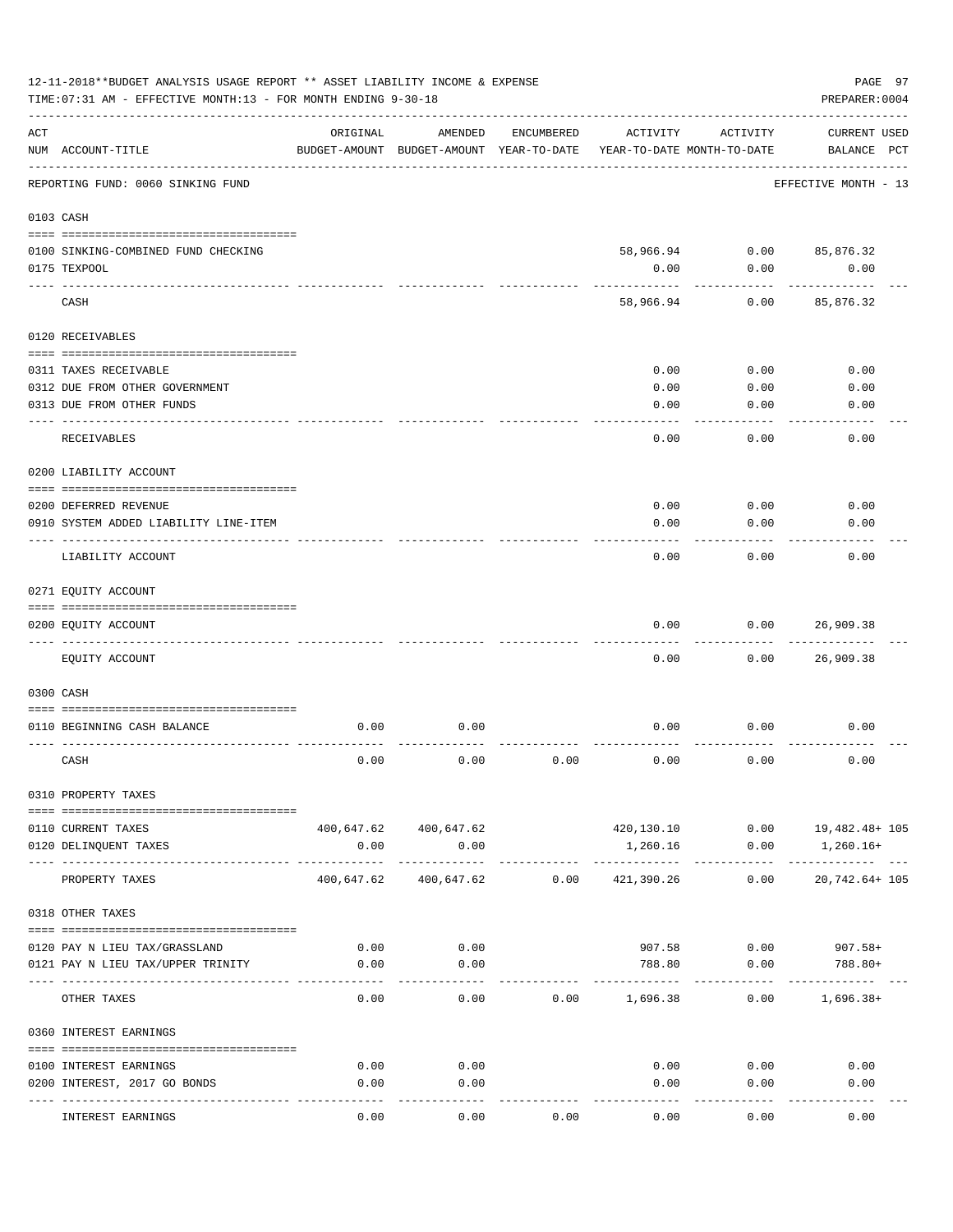12-11-2018**BUDGET ANALYSIS USAGE REPORT ** ASSET LIABILITY INCOME & EXPENSE

TIME:07:31 AM - EFFECTIVE MONTH:13 - FOR MONTH ENDING 9-30-18

PREPARER:0004

REPORTING FUND: 0060 SINKING FUND — EFFECTIVE MONTH - 13

| ACT NUM | ACCOUNT-TITLE | ORIGINAL BUDGET-AMOUNT | AMENDED BUDGET-AMOUNT | ENCUMBERED YEAR-TO-DATE | ACTIVITY YEAR-TO-DATE | ACTIVITY MONTH-TO-DATE | CURRENT USED BALANCE | PCT |
|---|---|---|---|---|---|---|---|---|
| 0103 | CASH | | | | | | | |
| 0100 | SINKING-COMBINED FUND CHECKING | | | | 58,966.94 | 0.00 | 85,876.32 | |
| 0175 | TEXPOOL | | | | 0.00 | 0.00 | 0.00 | |
| | CASH | | | | 58,966.94 | 0.00 | 85,876.32 | |
| 0120 | RECEIVABLES | | | | | | | |
| 0311 | TAXES RECEIVABLE | | | | 0.00 | 0.00 | 0.00 | |
| 0312 | DUE FROM OTHER GOVERNMENT | | | | 0.00 | 0.00 | 0.00 | |
| 0313 | DUE FROM OTHER FUNDS | | | | 0.00 | 0.00 | 0.00 | |
| | RECEIVABLES | | | | 0.00 | 0.00 | 0.00 | |
| 0200 | LIABILITY ACCOUNT | | | | | | | |
| 0200 | DEFERRED REVENUE | | | | 0.00 | 0.00 | 0.00 | |
| 0910 | SYSTEM ADDED LIABILITY LINE-ITEM | | | | 0.00 | 0.00 | 0.00 | |
| | LIABILITY ACCOUNT | | | | 0.00 | 0.00 | 0.00 | |
| 0271 | EQUITY ACCOUNT | | | | | | | |
| 0200 | EQUITY ACCOUNT | | | | 0.00 | 0.00 | 26,909.38 | |
| | EQUITY ACCOUNT | | | | 0.00 | 0.00 | 26,909.38 | |
| 0300 | CASH | | | | | | | |
| 0110 | BEGINNING CASH BALANCE | 0.00 | 0.00 | | 0.00 | 0.00 | 0.00 | |
| | CASH | 0.00 | 0.00 | 0.00 | 0.00 | 0.00 | 0.00 | |
| 0310 | PROPERTY TAXES | | | | | | | |
| 0110 | CURRENT TAXES | 400,647.62 | 400,647.62 | | 420,130.10 | 0.00 | 19,482.48+ | 105 |
| 0120 | DELINQUENT TAXES | 0.00 | 0.00 | | 1,260.16 | 0.00 | 1,260.16+ | |
| | PROPERTY TAXES | 400,647.62 | 400,647.62 | 0.00 | 421,390.26 | 0.00 | 20,742.64+ | 105 |
| 0318 | OTHER TAXES | | | | | | | |
| 0120 | PAY N LIEU TAX/GRASSLAND | 0.00 | 0.00 | | 907.58 | 0.00 | 907.58+ | |
| 0121 | PAY N LIEU TAX/UPPER TRINITY | 0.00 | 0.00 | | 788.80 | 0.00 | 788.80+ | |
| | OTHER TAXES | 0.00 | 0.00 | 0.00 | 1,696.38 | 0.00 | 1,696.38+ | |
| 0360 | INTEREST EARNINGS | | | | | | | |
| 0100 | INTEREST EARNINGS | 0.00 | 0.00 | | 0.00 | 0.00 | 0.00 | |
| 0200 | INTEREST, 2017 GO BONDS | 0.00 | 0.00 | | 0.00 | 0.00 | 0.00 | |
| | INTEREST EARNINGS | 0.00 | 0.00 | 0.00 | 0.00 | 0.00 | 0.00 | |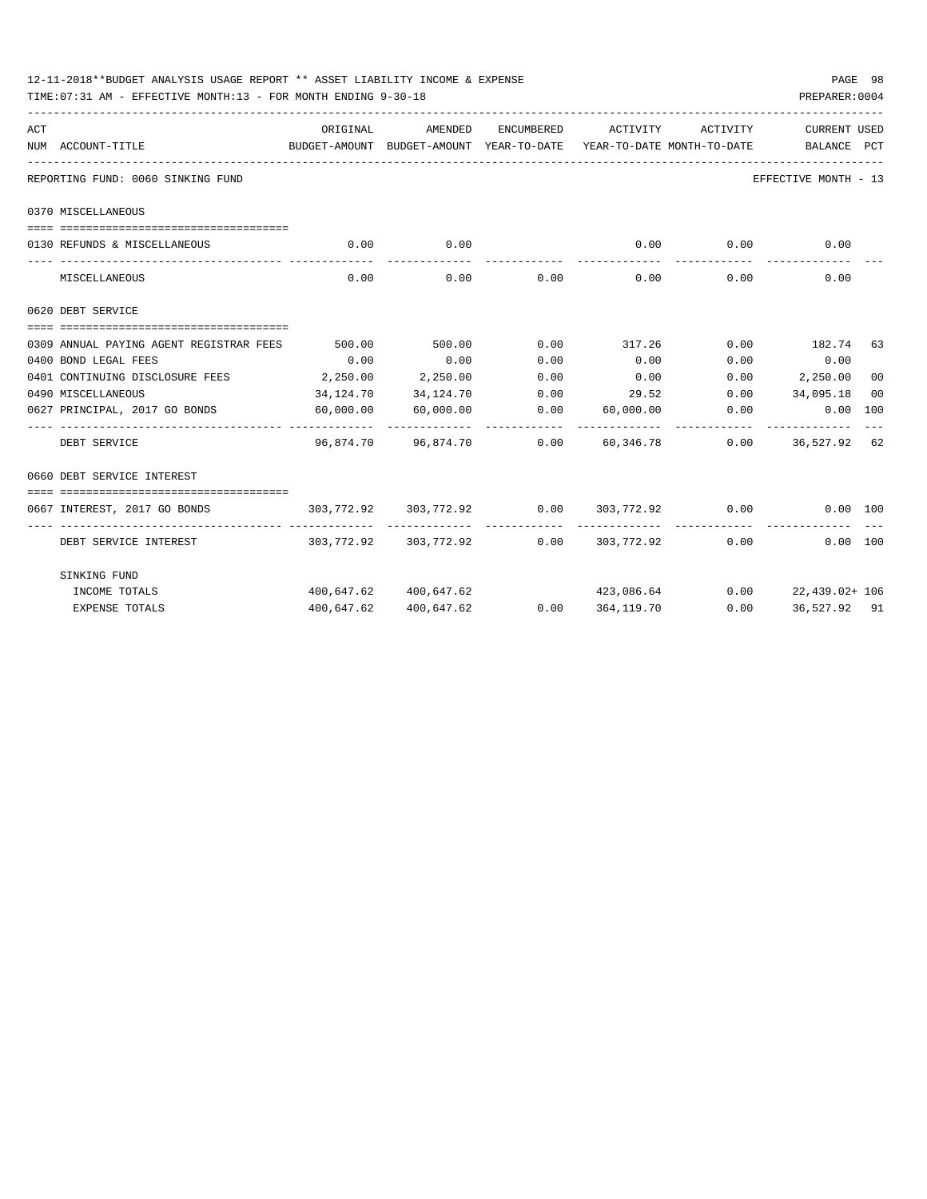12-11-2018**BUDGET ANALYSIS USAGE REPORT ** ASSET LIABILITY INCOME & EXPENSE

TIME:07:31 AM - EFFECTIVE MONTH:13 - FOR MONTH ENDING 9-30-18

PREPARER:0004

| ACT NUM | ACCOUNT-TITLE | ORIGINAL BUDGET-AMOUNT | AMENDED BUDGET-AMOUNT | ENCUMBERED YEAR-TO-DATE | ACTIVITY YEAR-TO-DATE | ACTIVITY MONTH-TO-DATE | CURRENT BALANCE | USED PCT |
|---|---|---|---|---|---|---|---|---|
| | REPORTING FUND: 0060 SINKING FUND | | | | | | EFFECTIVE MONTH - 13 | |
| | 0370 MISCELLANEOUS | | | | | | | |
| 0130 | REFUNDS & MISCELLANEOUS | 0.00 | 0.00 | | 0.00 | 0.00 | 0.00 | |
| | MISCELLANEOUS | 0.00 | 0.00 | 0.00 | 0.00 | 0.00 | 0.00 | |
| | 0620 DEBT SERVICE | | | | | | | |
| 0309 | ANNUAL PAYING AGENT REGISTRAR FEES | 500.00 | 500.00 | 0.00 | 317.26 | 0.00 | 182.74 | 63 |
| 0400 | BOND LEGAL FEES | 0.00 | 0.00 | 0.00 | 0.00 | 0.00 | 0.00 | |
| 0401 | CONTINUING DISCLOSURE FEES | 2,250.00 | 2,250.00 | 0.00 | 0.00 | 0.00 | 2,250.00 | 00 |
| 0490 | MISCELLANEOUS | 34,124.70 | 34,124.70 | 0.00 | 29.52 | 0.00 | 34,095.18 | 00 |
| 0627 | PRINCIPAL, 2017 GO BONDS | 60,000.00 | 60,000.00 | 0.00 | 60,000.00 | 0.00 | 0.00 | 100 |
| | DEBT SERVICE | 96,874.70 | 96,874.70 | 0.00 | 60,346.78 | 0.00 | 36,527.92 | 62 |
| | 0660 DEBT SERVICE INTEREST | | | | | | | |
| 0667 | INTEREST, 2017 GO BONDS | 303,772.92 | 303,772.92 | 0.00 | 303,772.92 | 0.00 | 0.00 | 100 |
| | DEBT SERVICE INTEREST | 303,772.92 | 303,772.92 | 0.00 | 303,772.92 | 0.00 | 0.00 | 100 |
| | SINKING FUND | | | | | | | |
| | INCOME TOTALS | 400,647.62 | 400,647.62 | | 423,086.64 | 0.00 | 22,439.02+ | 106 |
| | EXPENSE TOTALS | 400,647.62 | 400,647.62 | 0.00 | 364,119.70 | 0.00 | 36,527.92 | 91 |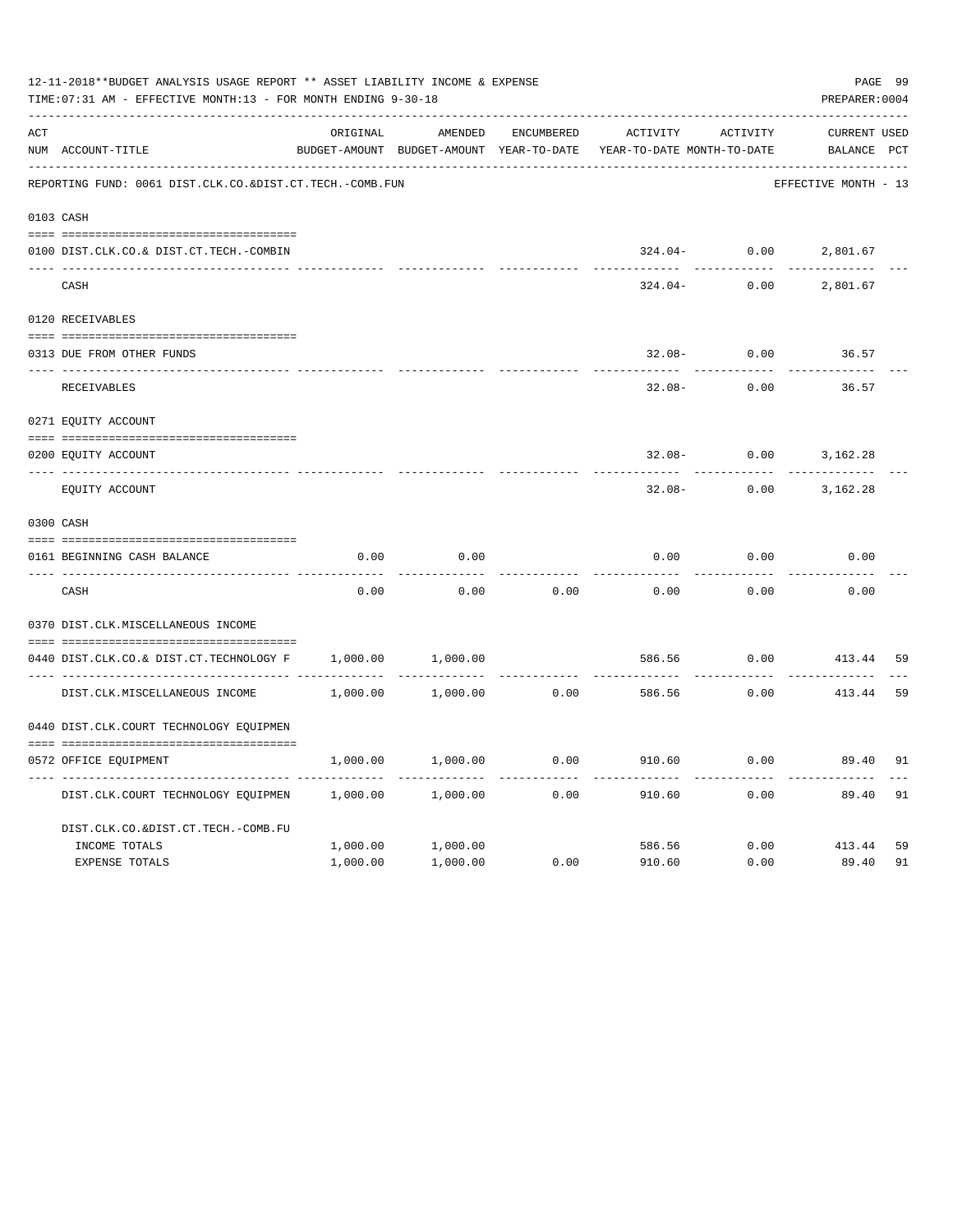12-11-2018**BUDGET ANALYSIS USAGE REPORT ** ASSET LIABILITY INCOME & EXPENSE

TIME:07:31 AM - EFFECTIVE MONTH:13 - FOR MONTH ENDING 9-30-18

PREPARER:0004

REPORTING FUND: 0061 DIST.CLK.CO.&DIST.CT.TECH.-COMB.FUN — EFFECTIVE MONTH - 13

| ACT NUM | ACCOUNT-TITLE | ORIGINAL BUDGET-AMOUNT | AMENDED BUDGET-AMOUNT | ENCUMBERED YEAR-TO-DATE | ACTIVITY YEAR-TO-DATE | ACTIVITY MONTH-TO-DATE | CURRENT BALANCE | USED PCT |
|---|---|---|---|---|---|---|---|---|
| 0103 | CASH | | | | | | | |
| 0100 | DIST.CLK.CO.& DIST.CT.TECH.-COMBIN | | | | 324.04- | 0.00 | 2,801.67 | |
| | CASH | | | | 324.04- | 0.00 | 2,801.67 | |
| 0120 | RECEIVABLES | | | | | | | |
| 0313 | DUE FROM OTHER FUNDS | | | | 32.08- | 0.00 | 36.57 | |
| | RECEIVABLES | | | | 32.08- | 0.00 | 36.57 | |
| 0271 | EQUITY ACCOUNT | | | | | | | |
| 0200 | EQUITY ACCOUNT | | | | 32.08- | 0.00 | 3,162.28 | |
| | EQUITY ACCOUNT | | | | 32.08- | 0.00 | 3,162.28 | |
| 0300 | CASH | | | | | | | |
| 0161 | BEGINNING CASH BALANCE | 0.00 | 0.00 | | 0.00 | 0.00 | 0.00 | |
| | CASH | 0.00 | 0.00 | 0.00 | 0.00 | 0.00 | 0.00 | |
| 0370 | DIST.CLK.MISCELLANEOUS INCOME | | | | | | | |
| 0440 | DIST.CLK.CO.& DIST.CT.TECHNOLOGY F | 1,000.00 | 1,000.00 | | 586.56 | 0.00 | 413.44 | 59 |
| | DIST.CLK.MISCELLANEOUS INCOME | 1,000.00 | 1,000.00 | 0.00 | 586.56 | 0.00 | 413.44 | 59 |
| 0440 | DIST.CLK.COURT TECHNOLOGY EQUIPMEN | | | | | | | |
| 0572 | OFFICE EQUIPMENT | 1,000.00 | 1,000.00 | 0.00 | 910.60 | 0.00 | 89.40 | 91 |
| | DIST.CLK.COURT TECHNOLOGY EQUIPMEN | 1,000.00 | 1,000.00 | 0.00 | 910.60 | 0.00 | 89.40 | 91 |
| | DIST.CLK.CO.&DIST.CT.TECH.-COMB.FU | | | | | | | |
| | INCOME TOTALS | 1,000.00 | 1,000.00 | | 586.56 | 0.00 | 413.44 | 59 |
| | EXPENSE TOTALS | 1,000.00 | 1,000.00 | 0.00 | 910.60 | 0.00 | 89.40 | 91 |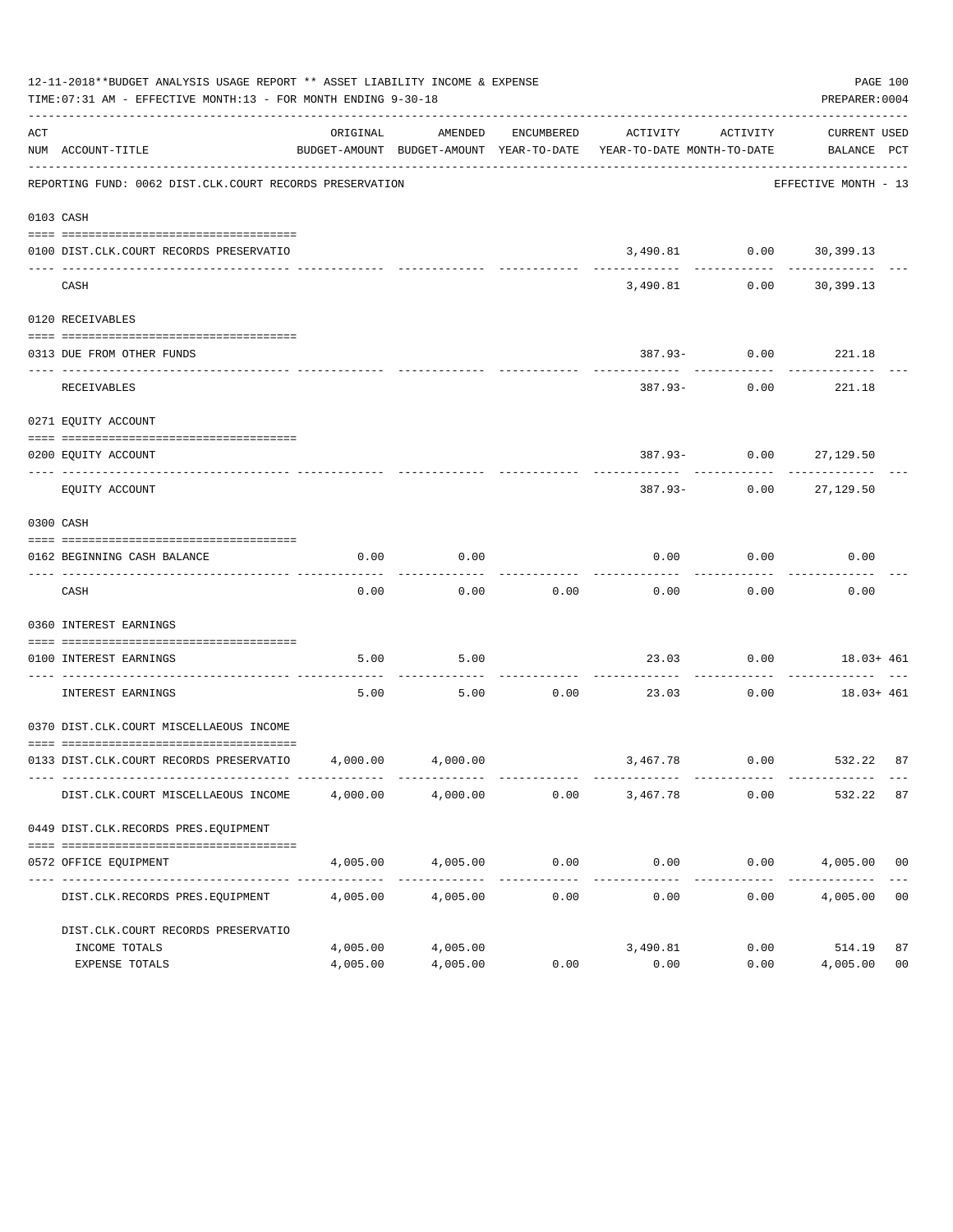12-11-2018**BUDGET ANALYSIS USAGE REPORT ** ASSET LIABILITY INCOME & EXPENSE

TIME:07:31 AM - EFFECTIVE MONTH:13 - FOR MONTH ENDING 9-30-18

PREPARER:0004

| ACT NUM | ACCOUNT-TITLE | ORIGINAL BUDGET-AMOUNT | AMENDED BUDGET-AMOUNT | ENCUMBERED YEAR-TO-DATE | ACTIVITY YEAR-TO-DATE | ACTIVITY MONTH-TO-DATE | CURRENT BALANCE | USED PCT |
|---|---|---|---|---|---|---|---|---|
| | REPORTING FUND: 0062 DIST.CLK.COURT RECORDS PRESERVATION | | | | | | EFFECTIVE MONTH - 13 | |
| 0103 | CASH | | | | | | | |
| 0100 | DIST.CLK.COURT RECORDS PRESERVATIO | | | | 3,490.81 | 0.00 | 30,399.13 | |
| | CASH | | | | 3,490.81 | 0.00 | 30,399.13 | |
| 0120 | RECEIVABLES | | | | | | | |
| 0313 | DUE FROM OTHER FUNDS | | | | 387.93- | 0.00 | 221.18 | |
| | RECEIVABLES | | | | 387.93- | 0.00 | 221.18 | |
| 0271 | EQUITY ACCOUNT | | | | | | | |
| 0200 | EQUITY ACCOUNT | | | | 387.93- | 0.00 | 27,129.50 | |
| | EQUITY ACCOUNT | | | | 387.93- | 0.00 | 27,129.50 | |
| 0300 | CASH | | | | | | | |
| 0162 | BEGINNING CASH BALANCE | 0.00 | 0.00 | | 0.00 | 0.00 | 0.00 | |
| | CASH | 0.00 | 0.00 | 0.00 | 0.00 | 0.00 | 0.00 | |
| 0360 | INTEREST EARNINGS | | | | | | | |
| 0100 | INTEREST EARNINGS | 5.00 | 5.00 | | 23.03 | 0.00 | 18.03+ | 461 |
| | INTEREST EARNINGS | 5.00 | 5.00 | 0.00 | 23.03 | 0.00 | 18.03+ | 461 |
| 0370 | DIST.CLK.COURT MISCELLAEOUS INCOME | | | | | | | |
| 0133 | DIST.CLK.COURT RECORDS PRESERVATIO | 4,000.00 | 4,000.00 | | 3,467.78 | 0.00 | 532.22 | 87 |
| | DIST.CLK.COURT MISCELLAEOUS INCOME | 4,000.00 | 4,000.00 | 0.00 | 3,467.78 | 0.00 | 532.22 | 87 |
| 0449 | DIST.CLK.RECORDS PRES.EQUIPMENT | | | | | | | |
| 0572 | OFFICE EQUIPMENT | 4,005.00 | 4,005.00 | 0.00 | 0.00 | 0.00 | 4,005.00 | 00 |
| | DIST.CLK.RECORDS PRES.EQUIPMENT | 4,005.00 | 4,005.00 | 0.00 | 0.00 | 0.00 | 4,005.00 | 00 |
| | DIST.CLK.COURT RECORDS PRESERVATIO | | | | | | | |
| | INCOME TOTALS | 4,005.00 | 4,005.00 | | 3,490.81 | 0.00 | 514.19 | 87 |
| | EXPENSE TOTALS | 4,005.00 | 4,005.00 | 0.00 | 0.00 | 0.00 | 4,005.00 | 00 |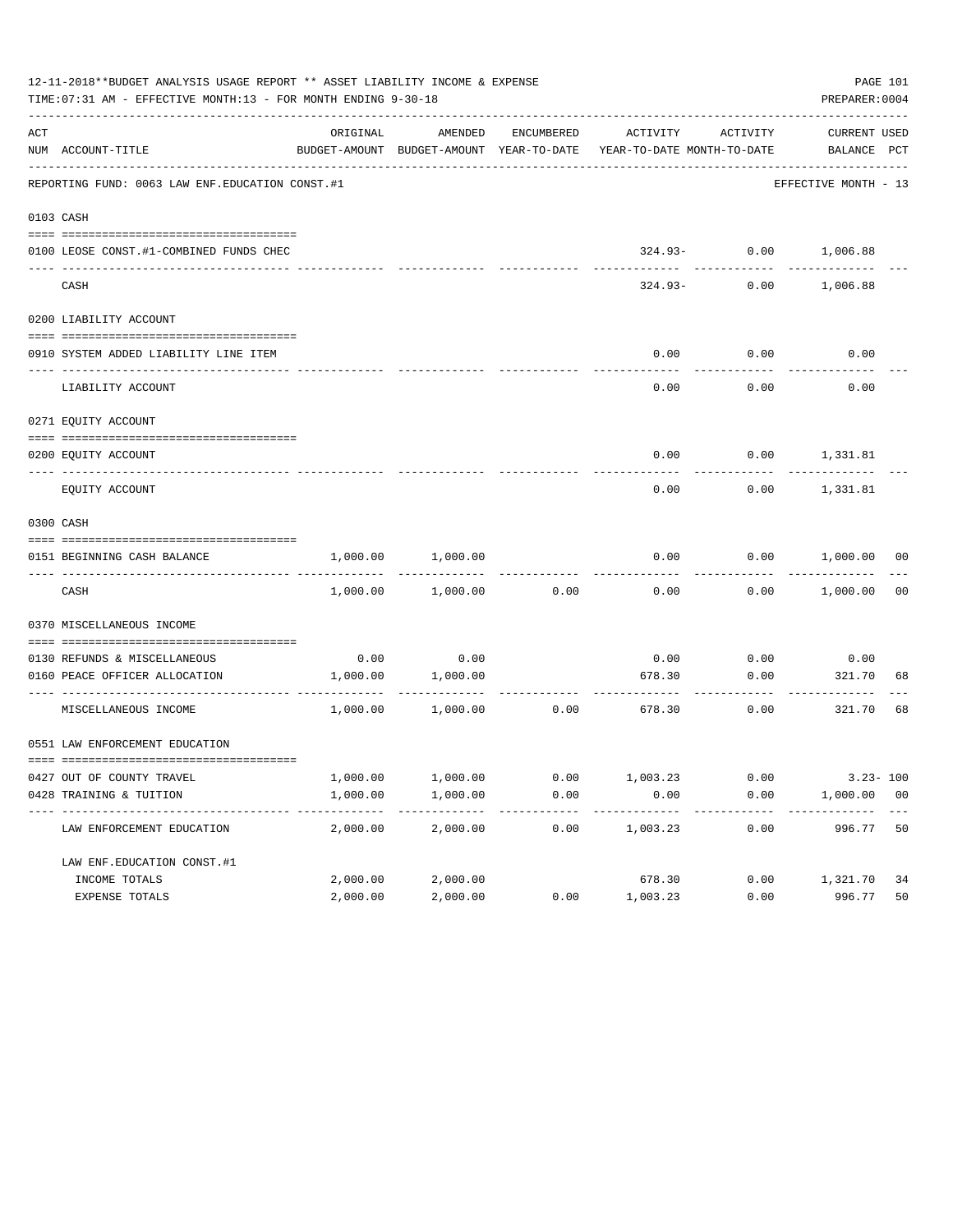12-11-2018**BUDGET ANALYSIS USAGE REPORT ** ASSET LIABILITY INCOME & EXPENSE

TIME:07:31 AM - EFFECTIVE MONTH:13 - FOR MONTH ENDING 9-30-18

PREPARER:0004

| ACT NUM | ACCOUNT-TITLE | ORIGINAL BUDGET-AMOUNT | AMENDED BUDGET-AMOUNT | ENCUMBERED YEAR-TO-DATE | ACTIVITY YEAR-TO-DATE | ACTIVITY MONTH-TO-DATE | CURRENT BALANCE | USED PCT |
|---|---|---|---|---|---|---|---|---|
| | REPORTING FUND: 0063 LAW ENF.EDUCATION CONST.#1 | | | | | | EFFECTIVE MONTH - 13 | |
| 0103 | CASH | | | | | | | |
| 0100 | LEOSE CONST.#1-COMBINED FUNDS CHEC | | | | 324.93- | 0.00 | 1,006.88 | |
| | CASH | | | | 324.93- | 0.00 | 1,006.88 | |
| 0200 | LIABILITY ACCOUNT | | | | | | | |
| 0910 | SYSTEM ADDED LIABILITY LINE ITEM | | | | 0.00 | 0.00 | 0.00 | |
| | LIABILITY ACCOUNT | | | | 0.00 | 0.00 | 0.00 | |
| 0271 | EQUITY ACCOUNT | | | | | | | |
| 0200 | EQUITY ACCOUNT | | | | 0.00 | 0.00 | 1,331.81 | |
| | EQUITY ACCOUNT | | | | 0.00 | 0.00 | 1,331.81 | |
| 0300 | CASH | | | | | | | |
| 0151 | BEGINNING CASH BALANCE | 1,000.00 | 1,000.00 | | 0.00 | 0.00 | 1,000.00 | 00 |
| | CASH | 1,000.00 | 1,000.00 | 0.00 | 0.00 | 0.00 | 1,000.00 | 00 |
| 0370 | MISCELLANEOUS INCOME | | | | | | | |
| 0130 | REFUNDS & MISCELLANEOUS | 0.00 | 0.00 | | 0.00 | 0.00 | 0.00 | |
| 0160 | PEACE OFFICER ALLOCATION | 1,000.00 | 1,000.00 | | 678.30 | 0.00 | 321.70 | 68 |
| | MISCELLANEOUS INCOME | 1,000.00 | 1,000.00 | 0.00 | 678.30 | 0.00 | 321.70 | 68 |
| 0551 | LAW ENFORCEMENT EDUCATION | | | | | | | |
| 0427 | OUT OF COUNTY TRAVEL | 1,000.00 | 1,000.00 | 0.00 | 1,003.23 | 0.00 | 3.23- | 100 |
| 0428 | TRAINING & TUITION | 1,000.00 | 1,000.00 | 0.00 | 0.00 | 0.00 | 1,000.00 | 00 |
| | LAW ENFORCEMENT EDUCATION | 2,000.00 | 2,000.00 | 0.00 | 1,003.23 | 0.00 | 996.77 | 50 |
| | LAW ENF.EDUCATION CONST.#1 | | | | | | | |
| | INCOME TOTALS | 2,000.00 | 2,000.00 | | 678.30 | 0.00 | 1,321.70 | 34 |
| | EXPENSE TOTALS | 2,000.00 | 2,000.00 | 0.00 | 1,003.23 | 0.00 | 996.77 | 50 |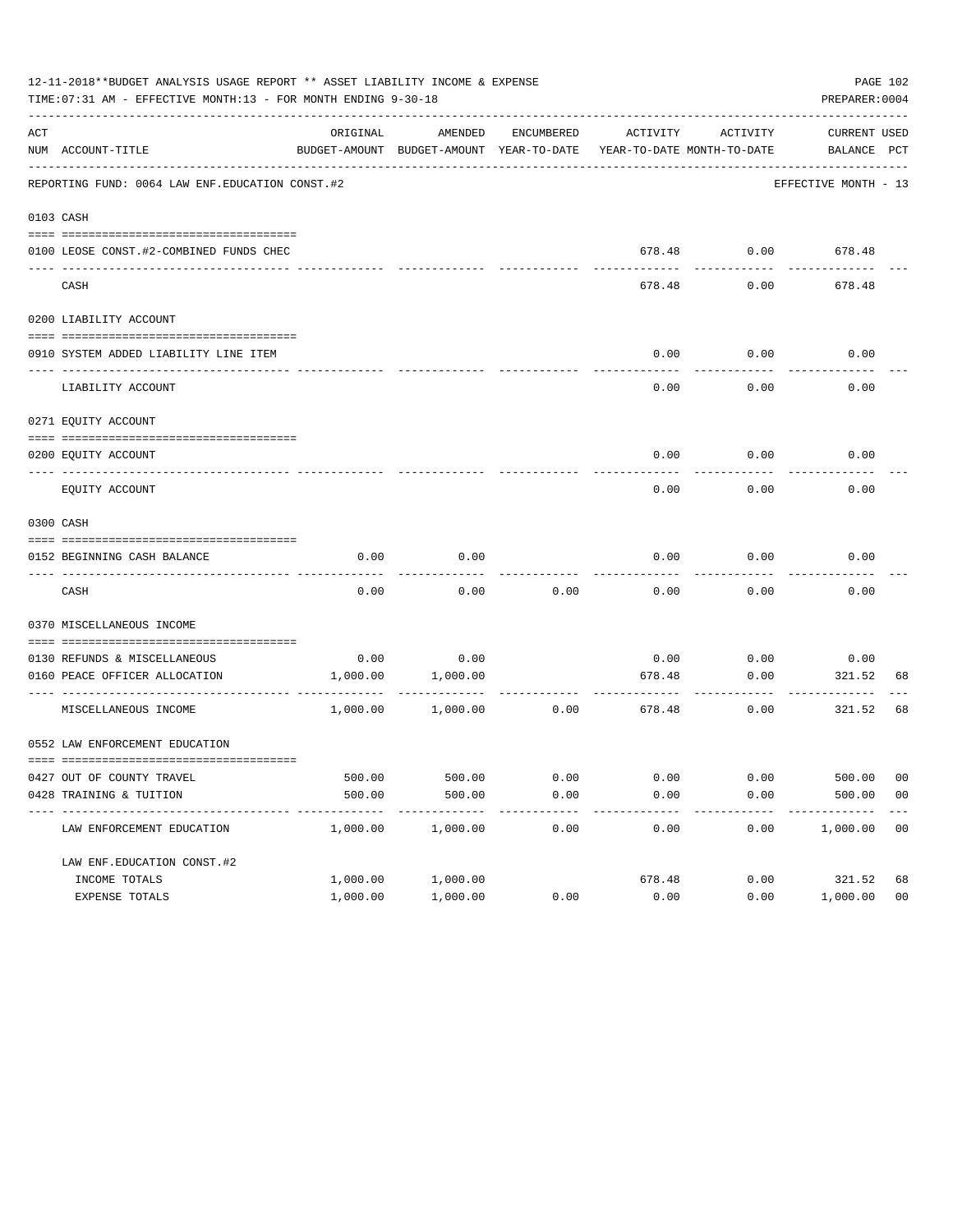12-11-2018**BUDGET ANALYSIS USAGE REPORT ** ASSET LIABILITY INCOME & EXPENSE

TIME:07:31 AM - EFFECTIVE MONTH:13 - FOR MONTH ENDING 9-30-18

PREPARER:0004

REPORTING FUND: 0064 LAW ENF.EDUCATION CONST.#2 — EFFECTIVE MONTH - 13

| ACT NUM | ACCOUNT-TITLE | ORIGINAL BUDGET-AMOUNT | AMENDED BUDGET-AMOUNT | ENCUMBERED YEAR-TO-DATE | ACTIVITY YEAR-TO-DATE | ACTIVITY MONTH-TO-DATE | CURRENT BALANCE | USED PCT |
|---|---|---|---|---|---|---|---|---|
| 0103 | CASH | | | | | | | |
| 0100 | LEOSE CONST.#2-COMBINED FUNDS CHEC | | | | 678.48 | 0.00 | 678.48 | |
| | CASH | | | | 678.48 | 0.00 | 678.48 | |
| 0200 | LIABILITY ACCOUNT | | | | | | | |
| 0910 | SYSTEM ADDED LIABILITY LINE ITEM | | | | 0.00 | 0.00 | 0.00 | |
| | LIABILITY ACCOUNT | | | | 0.00 | 0.00 | 0.00 | |
| 0271 | EQUITY ACCOUNT | | | | | | | |
| 0200 | EQUITY ACCOUNT | | | | 0.00 | 0.00 | 0.00 | |
| | EQUITY ACCOUNT | | | | 0.00 | 0.00 | 0.00 | |
| 0300 | CASH | | | | | | | |
| 0152 | BEGINNING CASH BALANCE | 0.00 | 0.00 | | 0.00 | 0.00 | 0.00 | |
| | CASH | 0.00 | 0.00 | 0.00 | 0.00 | 0.00 | 0.00 | |
| 0370 | MISCELLANEOUS INCOME | | | | | | | |
| 0130 | REFUNDS & MISCELLANEOUS | 0.00 | 0.00 | | 0.00 | 0.00 | 0.00 | |
| 0160 | PEACE OFFICER ALLOCATION | 1,000.00 | 1,000.00 | | 678.48 | 0.00 | 321.52 | 68 |
| | MISCELLANEOUS INCOME | 1,000.00 | 1,000.00 | 0.00 | 678.48 | 0.00 | 321.52 | 68 |
| 0552 | LAW ENFORCEMENT EDUCATION | | | | | | | |
| 0427 | OUT OF COUNTY TRAVEL | 500.00 | 500.00 | 0.00 | 0.00 | 0.00 | 500.00 | 00 |
| 0428 | TRAINING & TUITION | 500.00 | 500.00 | 0.00 | 0.00 | 0.00 | 500.00 | 00 |
| | LAW ENFORCEMENT EDUCATION | 1,000.00 | 1,000.00 | 0.00 | 0.00 | 0.00 | 1,000.00 | 00 |
| | LAW ENF.EDUCATION CONST.#2 | | | | | | | |
| | INCOME TOTALS | 1,000.00 | 1,000.00 | | 678.48 | 0.00 | 321.52 | 68 |
| | EXPENSE TOTALS | 1,000.00 | 1,000.00 | 0.00 | 0.00 | 0.00 | 1,000.00 | 00 |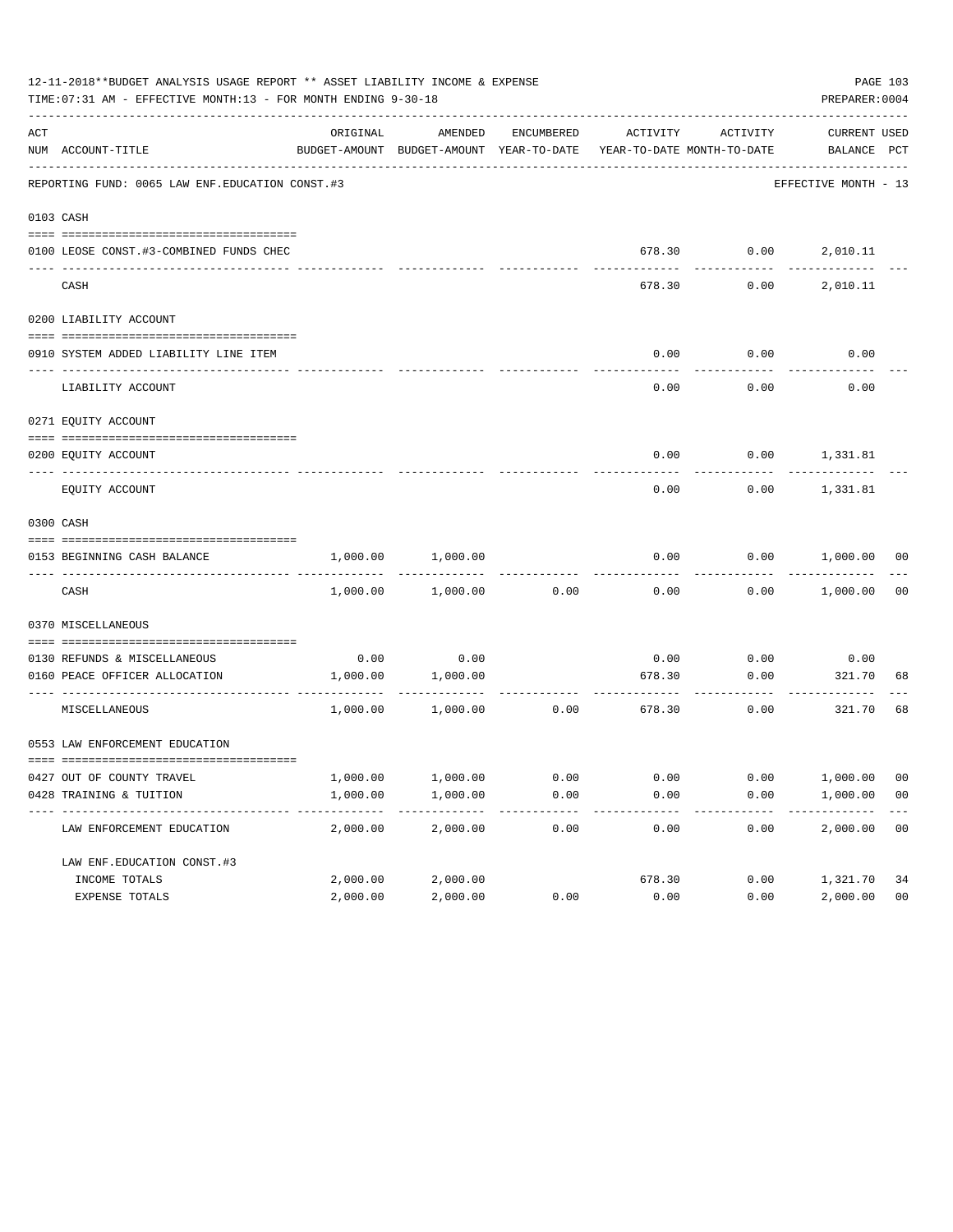12-11-2018**BUDGET ANALYSIS USAGE REPORT ** ASSET LIABILITY INCOME & EXPENSE

TIME:07:31 AM - EFFECTIVE MONTH:13 - FOR MONTH ENDING 9-30-18

PREPARER:0004

| ACT NUM | ACCOUNT-TITLE | ORIGINAL BUDGET-AMOUNT | AMENDED BUDGET-AMOUNT | ENCUMBERED YEAR-TO-DATE | ACTIVITY YEAR-TO-DATE | ACTIVITY MONTH-TO-DATE | CURRENT BALANCE | USED PCT |
|---|---|---|---|---|---|---|---|---|
| | REPORTING FUND: 0065 LAW ENF.EDUCATION CONST.#3 | | | | | | EFFECTIVE MONTH - 13 | |
| 0103 | CASH | | | | | | | |
| 0100 | LEOSE CONST.#3-COMBINED FUNDS CHEC | | | | 678.30 | 0.00 | 2,010.11 | |
| | CASH | | | | 678.30 | 0.00 | 2,010.11 | |
| 0200 | LIABILITY ACCOUNT | | | | | | | |
| 0910 | SYSTEM ADDED LIABILITY LINE ITEM | | | | 0.00 | 0.00 | 0.00 | |
| | LIABILITY ACCOUNT | | | | 0.00 | 0.00 | 0.00 | |
| 0271 | EQUITY ACCOUNT | | | | | | | |
| 0200 | EQUITY ACCOUNT | | | | 0.00 | 0.00 | 1,331.81 | |
| | EQUITY ACCOUNT | | | | 0.00 | 0.00 | 1,331.81 | |
| 0300 | CASH | | | | | | | |
| 0153 | BEGINNING CASH BALANCE | 1,000.00 | 1,000.00 | | 0.00 | 0.00 | 1,000.00 | 00 |
| | CASH | 1,000.00 | 1,000.00 | 0.00 | 0.00 | 0.00 | 1,000.00 | 00 |
| 0370 | MISCELLANEOUS | | | | | | | |
| 0130 | REFUNDS & MISCELLANEOUS | 0.00 | 0.00 | | 0.00 | 0.00 | 0.00 | |
| 0160 | PEACE OFFICER ALLOCATION | 1,000.00 | 1,000.00 | | 678.30 | 0.00 | 321.70 | 68 |
| | MISCELLANEOUS | 1,000.00 | 1,000.00 | 0.00 | 678.30 | 0.00 | 321.70 | 68 |
| 0553 | LAW ENFORCEMENT EDUCATION | | | | | | | |
| 0427 | OUT OF COUNTY TRAVEL | 1,000.00 | 1,000.00 | 0.00 | 0.00 | 0.00 | 1,000.00 | 00 |
| 0428 | TRAINING & TUITION | 1,000.00 | 1,000.00 | 0.00 | 0.00 | 0.00 | 1,000.00 | 00 |
| | LAW ENFORCEMENT EDUCATION | 2,000.00 | 2,000.00 | 0.00 | 0.00 | 0.00 | 2,000.00 | 00 |
| | LAW ENF.EDUCATION CONST.#3 | | | | | | | |
| | INCOME TOTALS | 2,000.00 | 2,000.00 | | 678.30 | 0.00 | 1,321.70 | 34 |
| | EXPENSE TOTALS | 2,000.00 | 2,000.00 | 0.00 | 0.00 | 0.00 | 2,000.00 | 00 |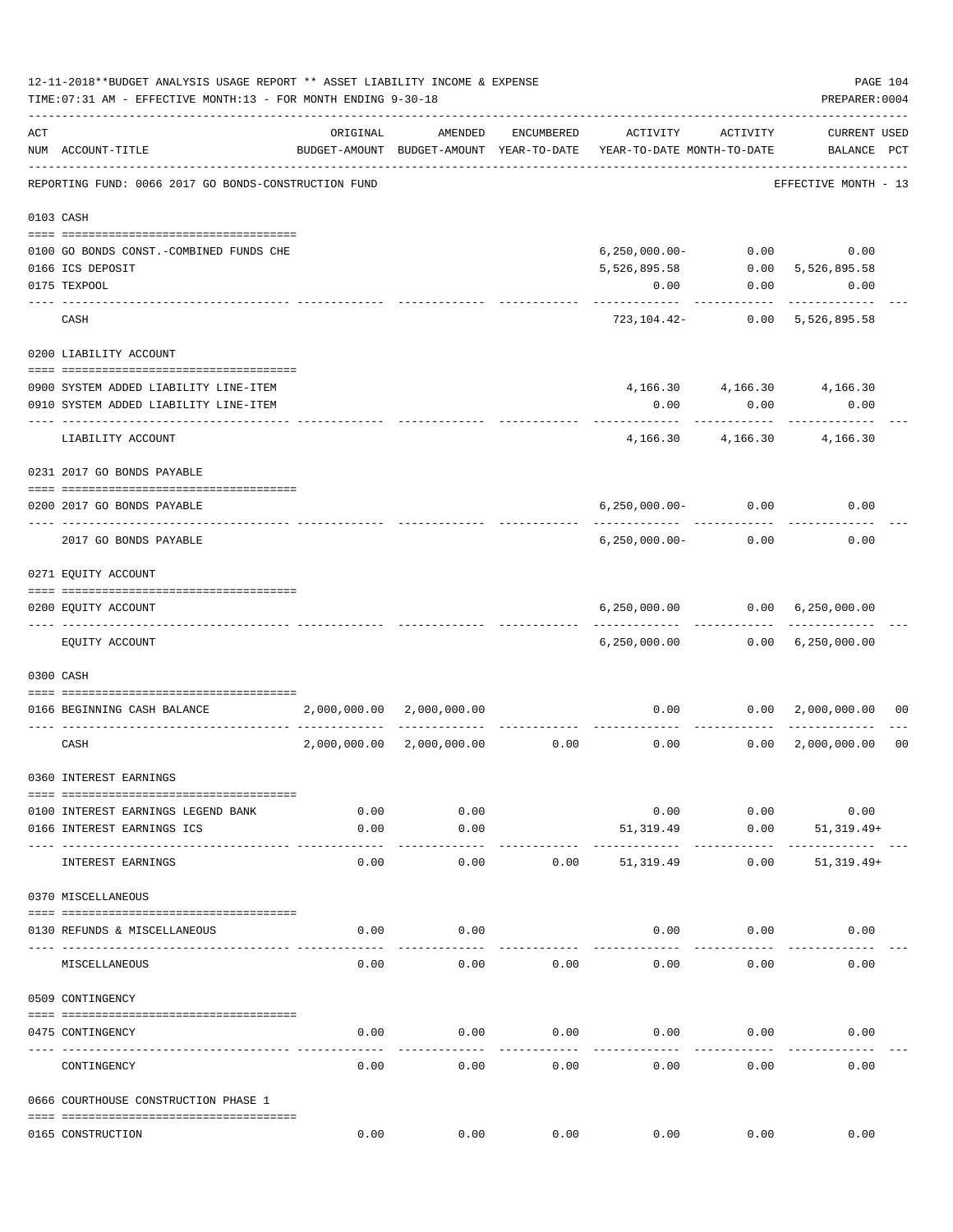12-11-2018**BUDGET ANALYSIS USAGE REPORT ** ASSET LIABILITY INCOME & EXPENSE

TIME:07:31 AM - EFFECTIVE MONTH:13 - FOR MONTH ENDING 9-30-18

PREPARER:0004

REPORTING FUND: 0066 2017 GO BONDS-CONSTRUCTION FUND — EFFECTIVE MONTH - 13

| ACT NUM | ACCOUNT-TITLE | ORIGINAL BUDGET-AMOUNT | AMENDED BUDGET-AMOUNT | ENCUMBERED YEAR-TO-DATE | ACTIVITY YEAR-TO-DATE | ACTIVITY MONTH-TO-DATE | CURRENT BALANCE | USED PCT |
|---|---|---|---|---|---|---|---|---|
| 0103 | CASH | | | | | | | |
| 0100 | GO BONDS CONST.-COMBINED FUNDS CHE | | | | 6,250,000.00- | 0.00 | 0.00 | |
| 0166 | ICS DEPOSIT | | | | 5,526,895.58 | 0.00 | 5,526,895.58 | |
| 0175 | TEXPOOL | | | | 0.00 | 0.00 | 0.00 | |
| | CASH | | | | 723,104.42- | 0.00 | 5,526,895.58 | |
| 0200 | LIABILITY ACCOUNT | | | | | | | |
| 0900 | SYSTEM ADDED LIABILITY LINE-ITEM | | | | 4,166.30 | 4,166.30 | 4,166.30 | |
| 0910 | SYSTEM ADDED LIABILITY LINE-ITEM | | | | 0.00 | 0.00 | 0.00 | |
| | LIABILITY ACCOUNT | | | | 4,166.30 | 4,166.30 | 4,166.30 | |
| 0231 | 2017 GO BONDS PAYABLE | | | | | | | |
| 0200 | 2017 GO BONDS PAYABLE | | | | 6,250,000.00- | 0.00 | 0.00 | |
| | 2017 GO BONDS PAYABLE | | | | 6,250,000.00- | 0.00 | 0.00 | |
| 0271 | EQUITY ACCOUNT | | | | | | | |
| 0200 | EQUITY ACCOUNT | | | | 6,250,000.00 | 0.00 | 6,250,000.00 | |
| | EQUITY ACCOUNT | | | | 6,250,000.00 | 0.00 | 6,250,000.00 | |
| 0300 | CASH | | | | | | | |
| 0166 | BEGINNING CASH BALANCE | 2,000,000.00 | 2,000,000.00 | | 0.00 | 0.00 | 2,000,000.00 | 00 |
| | CASH | 2,000,000.00 | 2,000,000.00 | 0.00 | 0.00 | 0.00 | 2,000,000.00 | 00 |
| 0360 | INTEREST EARNINGS | | | | | | | |
| 0100 | INTEREST EARNINGS LEGEND BANK | 0.00 | 0.00 | | 0.00 | 0.00 | 0.00 | |
| 0166 | INTEREST EARNINGS ICS | 0.00 | 0.00 | | 51,319.49 | 0.00 | 51,319.49+ | |
| | INTEREST EARNINGS | 0.00 | 0.00 | 0.00 | 51,319.49 | 0.00 | 51,319.49+ | |
| 0370 | MISCELLANEOUS | | | | | | | |
| 0130 | REFUNDS & MISCELLANEOUS | 0.00 | 0.00 | | 0.00 | 0.00 | 0.00 | |
| | MISCELLANEOUS | 0.00 | 0.00 | 0.00 | 0.00 | 0.00 | 0.00 | |
| 0509 | CONTINGENCY | | | | | | | |
| 0475 | CONTINGENCY | 0.00 | 0.00 | 0.00 | 0.00 | 0.00 | 0.00 | |
| | CONTINGENCY | 0.00 | 0.00 | 0.00 | 0.00 | 0.00 | 0.00 | |
| 0666 | COURTHOUSE CONSTRUCTION PHASE 1 | | | | | | | |
| 0165 | CONSTRUCTION | 0.00 | 0.00 | 0.00 | 0.00 | 0.00 | 0.00 | |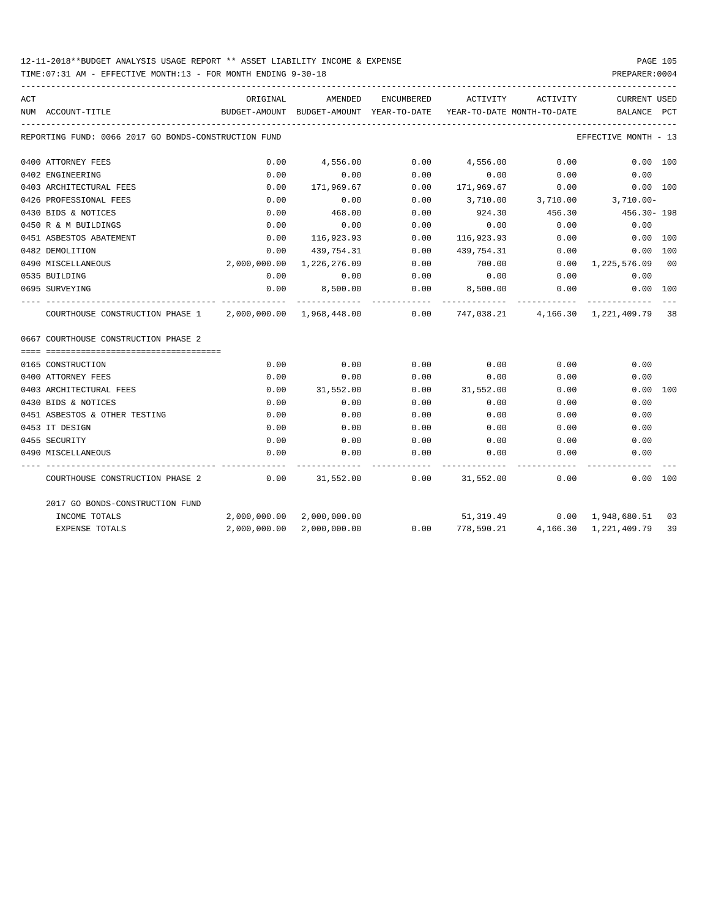12-11-2018**BUDGET ANALYSIS USAGE REPORT ** ASSET LIABILITY INCOME & EXPENSE

TIME:07:31 AM - EFFECTIVE MONTH:13 - FOR MONTH ENDING 9-30-18

PREPARER:0004

REPORTING FUND: 0066 2017 GO BONDS-CONSTRUCTION FUND — EFFECTIVE MONTH - 13

| ACT NUM | ACCOUNT-TITLE | ORIGINAL BUDGET-AMOUNT | AMENDED BUDGET-AMOUNT | ENCUMBERED YEAR-TO-DATE | ACTIVITY YEAR-TO-DATE | ACTIVITY MONTH-TO-DATE | CURRENT BALANCE | USED PCT |
|---|---|---|---|---|---|---|---|---|
| 0400 | ATTORNEY FEES | 0.00 | 4,556.00 | 0.00 | 4,556.00 | 0.00 | 0.00 | 100 |
| 0402 | ENGINEERING | 0.00 | 0.00 | 0.00 | 0.00 | 0.00 | 0.00 | |
| 0403 | ARCHITECTURAL FEES | 0.00 | 171,969.67 | 0.00 | 171,969.67 | 0.00 | 0.00 | 100 |
| 0426 | PROFESSIONAL FEES | 0.00 | 0.00 | 0.00 | 3,710.00 | 3,710.00 | 3,710.00- | |
| 0430 | BIDS & NOTICES | 0.00 | 468.00 | 0.00 | 924.30 | 456.30 | 456.30- | 198 |
| 0450 | R & M BUILDINGS | 0.00 | 0.00 | 0.00 | 0.00 | 0.00 | 0.00 | |
| 0451 | ASBESTOS ABATEMENT | 0.00 | 116,923.93 | 0.00 | 116,923.93 | 0.00 | 0.00 | 100 |
| 0482 | DEMOLITION | 0.00 | 439,754.31 | 0.00 | 439,754.31 | 0.00 | 0.00 | 100 |
| 0490 | MISCELLANEOUS | 2,000,000.00 | 1,226,276.09 | 0.00 | 700.00 | 0.00 | 1,225,576.09 | 00 |
| 0535 | BUILDING | 0.00 | 0.00 | 0.00 | 0.00 | 0.00 | 0.00 | |
| 0695 | SURVEYING | 0.00 | 8,500.00 | 0.00 | 8,500.00 | 0.00 | 0.00 | 100 |
| | COURTHOUSE CONSTRUCTION PHASE 1 | 2,000,000.00 | 1,968,448.00 | 0.00 | 747,038.21 | 4,166.30 | 1,221,409.79 | 38 |
| | **0667 COURTHOUSE CONSTRUCTION PHASE 2** | | | | | | | |
| 0165 | CONSTRUCTION | 0.00 | 0.00 | 0.00 | 0.00 | 0.00 | 0.00 | |
| 0400 | ATTORNEY FEES | 0.00 | 0.00 | 0.00 | 0.00 | 0.00 | 0.00 | |
| 0403 | ARCHITECTURAL FEES | 0.00 | 31,552.00 | 0.00 | 31,552.00 | 0.00 | 0.00 | 100 |
| 0430 | BIDS & NOTICES | 0.00 | 0.00 | 0.00 | 0.00 | 0.00 | 0.00 | |
| 0451 | ASBESTOS & OTHER TESTING | 0.00 | 0.00 | 0.00 | 0.00 | 0.00 | 0.00 | |
| 0453 | IT DESIGN | 0.00 | 0.00 | 0.00 | 0.00 | 0.00 | 0.00 | |
| 0455 | SECURITY | 0.00 | 0.00 | 0.00 | 0.00 | 0.00 | 0.00 | |
| 0490 | MISCELLANEOUS | 0.00 | 0.00 | 0.00 | 0.00 | 0.00 | 0.00 | |
| | COURTHOUSE CONSTRUCTION PHASE 2 | 0.00 | 31,552.00 | 0.00 | 31,552.00 | 0.00 | 0.00 | 100 |
| | **2017 GO BONDS-CONSTRUCTION FUND** | | | | | | | |
| | INCOME TOTALS | 2,000,000.00 | 2,000,000.00 | | 51,319.49 | 0.00 | 1,948,680.51 | 03 |
| | EXPENSE TOTALS | 2,000,000.00 | 2,000,000.00 | 0.00 | 778,590.21 | 4,166.30 | 1,221,409.79 | 39 |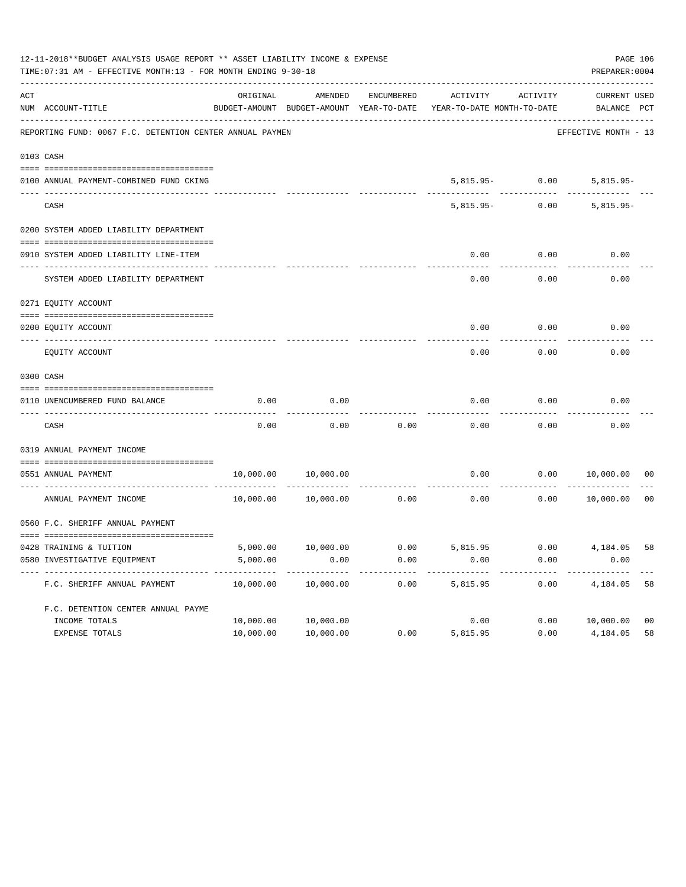12-11-2018**BUDGET ANALYSIS USAGE REPORT ** ASSET LIABILITY INCOME & EXPENSE

TIME:07:31 AM - EFFECTIVE MONTH:13 - FOR MONTH ENDING 9-30-18

PREPARER:0004

REPORTING FUND: 0067 F.C. DETENTION CENTER ANNUAL PAYMEN — EFFECTIVE MONTH - 13

| ACT NUM | ACCOUNT-TITLE | ORIGINAL BUDGET-AMOUNT | AMENDED BUDGET-AMOUNT | ENCUMBERED YEAR-TO-DATE | ACTIVITY YEAR-TO-DATE | ACTIVITY MONTH-TO-DATE | CURRENT BALANCE | USED PCT |
|---|---|---|---|---|---|---|---|---|
| **0103** | **CASH** | | | | | | | |
| 0100 | ANNUAL PAYMENT-COMBINED FUND CKING | | | | 5,815.95- | 0.00 | 5,815.95- | |
| | CASH | | | | 5,815.95- | 0.00 | 5,815.95- | |
| **0200** | **SYSTEM ADDED LIABILITY DEPARTMENT** | | | | | | | |
| 0910 | SYSTEM ADDED LIABILITY LINE-ITEM | | | | 0.00 | 0.00 | 0.00 | |
| | SYSTEM ADDED LIABILITY DEPARTMENT | | | | 0.00 | 0.00 | 0.00 | |
| **0271** | **EQUITY ACCOUNT** | | | | | | | |
| 0200 | EQUITY ACCOUNT | | | | 0.00 | 0.00 | 0.00 | |
| | EQUITY ACCOUNT | | | | 0.00 | 0.00 | 0.00 | |
| **0300** | **CASH** | | | | | | | |
| 0110 | UNENCUMBERED FUND BALANCE | 0.00 | 0.00 | | 0.00 | 0.00 | 0.00 | |
| | CASH | 0.00 | 0.00 | 0.00 | 0.00 | 0.00 | 0.00 | |
| **0319** | **ANNUAL PAYMENT INCOME** | | | | | | | |
| 0551 | ANNUAL PAYMENT | 10,000.00 | 10,000.00 | | 0.00 | 0.00 | 10,000.00 | 00 |
| | ANNUAL PAYMENT INCOME | 10,000.00 | 10,000.00 | 0.00 | 0.00 | 0.00 | 10,000.00 | 00 |
| **0560** | **F.C. SHERIFF ANNUAL PAYMENT** | | | | | | | |
| 0428 | TRAINING & TUITION | 5,000.00 | 10,000.00 | 0.00 | 5,815.95 | 0.00 | 4,184.05 | 58 |
| 0580 | INVESTIGATIVE EQUIPMENT | 5,000.00 | 0.00 | 0.00 | 0.00 | 0.00 | 0.00 | |
| | F.C. SHERIFF ANNUAL PAYMENT | 10,000.00 | 10,000.00 | 0.00 | 5,815.95 | 0.00 | 4,184.05 | 58 |
| | F.C. DETENTION CENTER ANNUAL PAYME | | | | | | | |
| | INCOME TOTALS | 10,000.00 | 10,000.00 | | 0.00 | 0.00 | 10,000.00 | 00 |
| | EXPENSE TOTALS | 10,000.00 | 10,000.00 | 0.00 | 5,815.95 | 0.00 | 4,184.05 | 58 |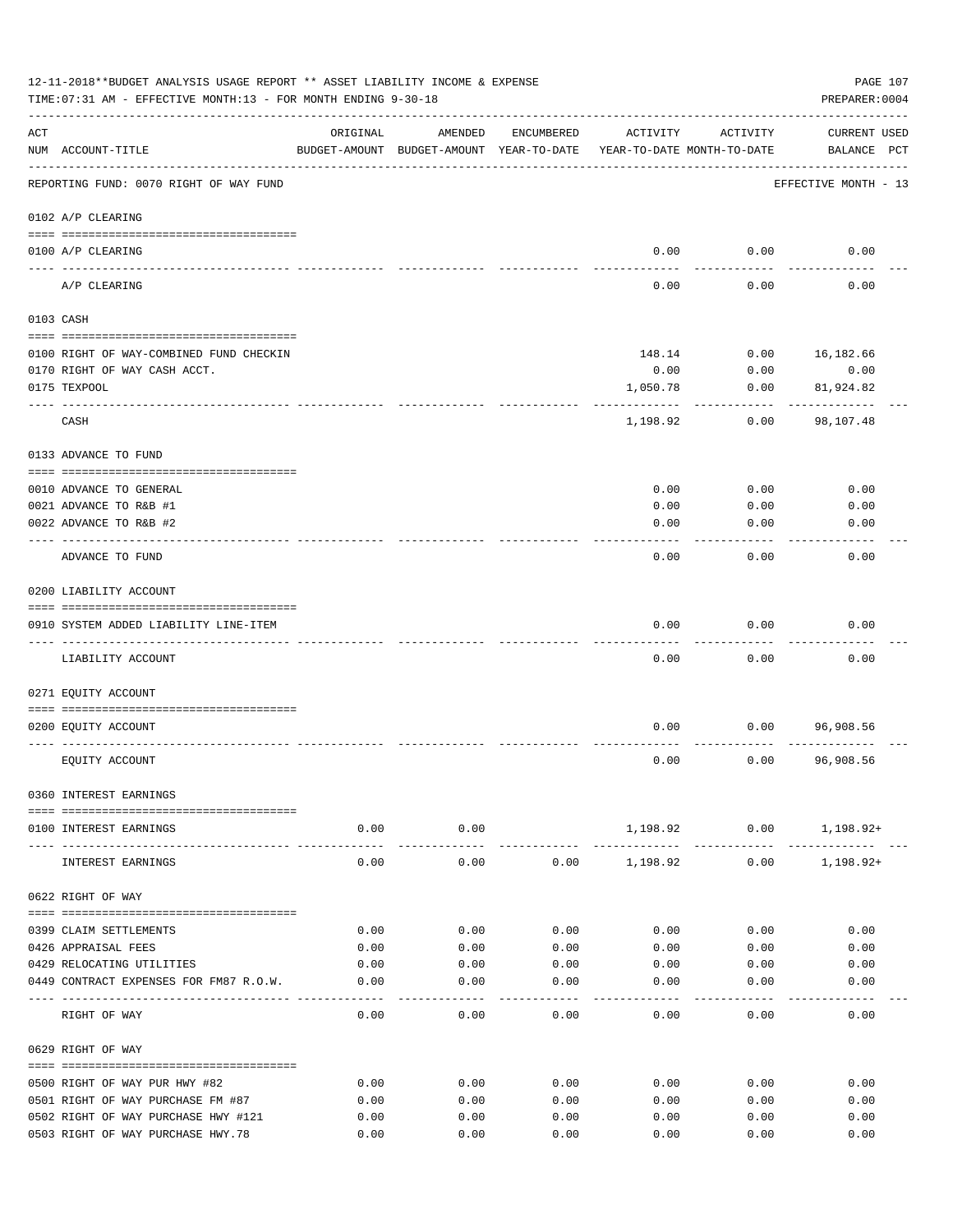12-11-2018**BUDGET ANALYSIS USAGE REPORT ** ASSET LIABILITY INCOME & EXPENSE

TIME:07:31 AM - EFFECTIVE MONTH:13 - FOR MONTH ENDING 9-30-18

PREPARER:0004

| ACT NUM | ACCOUNT-TITLE | ORIGINAL BUDGET-AMOUNT | AMENDED BUDGET-AMOUNT | ENCUMBERED YEAR-TO-DATE | ACTIVITY YEAR-TO-DATE | ACTIVITY MONTH-TO-DATE | CURRENT USED BALANCE | PCT |
|---|---|---|---|---|---|---|---|---|
| | REPORTING FUND: 0070 RIGHT OF WAY FUND | | | | | | EFFECTIVE MONTH - 13 | |
| | **0102 A/P CLEARING** | | | | | | | |
| 0100 | A/P CLEARING | | | | 0.00 | 0.00 | 0.00 | |
| | A/P CLEARING | | | | 0.00 | 0.00 | 0.00 | |
| | **0103 CASH** | | | | | | | |
| 0100 | RIGHT OF WAY-COMBINED FUND CHECKIN | | | | 148.14 | 0.00 | 16,182.66 | |
| 0170 | RIGHT OF WAY CASH ACCT. | | | | 0.00 | 0.00 | 0.00 | |
| 0175 | TEXPOOL | | | | 1,050.78 | 0.00 | 81,924.82 | |
| | CASH | | | | 1,198.92 | 0.00 | 98,107.48 | |
| | **0133 ADVANCE TO FUND** | | | | | | | |
| 0010 | ADVANCE TO GENERAL | | | | 0.00 | 0.00 | 0.00 | |
| 0021 | ADVANCE TO R&B #1 | | | | 0.00 | 0.00 | 0.00 | |
| 0022 | ADVANCE TO R&B #2 | | | | 0.00 | 0.00 | 0.00 | |
| | ADVANCE TO FUND | | | | 0.00 | 0.00 | 0.00 | |
| | **0200 LIABILITY ACCOUNT** | | | | | | | |
| 0910 | SYSTEM ADDED LIABILITY LINE-ITEM | | | | 0.00 | 0.00 | 0.00 | |
| | LIABILITY ACCOUNT | | | | 0.00 | 0.00 | 0.00 | |
| | **0271 EQUITY ACCOUNT** | | | | | | | |
| 0200 | EQUITY ACCOUNT | | | | 0.00 | 0.00 | 96,908.56 | |
| | EQUITY ACCOUNT | | | | 0.00 | 0.00 | 96,908.56 | |
| | **0360 INTEREST EARNINGS** | | | | | | | |
| 0100 | INTEREST EARNINGS | 0.00 | 0.00 | | 1,198.92 | 0.00 | 1,198.92+ | |
| | INTEREST EARNINGS | 0.00 | 0.00 | 0.00 | 1,198.92 | 0.00 | 1,198.92+ | |
| | **0622 RIGHT OF WAY** | | | | | | | |
| 0399 | CLAIM SETTLEMENTS | 0.00 | 0.00 | 0.00 | 0.00 | 0.00 | 0.00 | |
| 0426 | APPRAISAL FEES | 0.00 | 0.00 | 0.00 | 0.00 | 0.00 | 0.00 | |
| 0429 | RELOCATING UTILITIES | 0.00 | 0.00 | 0.00 | 0.00 | 0.00 | 0.00 | |
| 0449 | CONTRACT EXPENSES FOR FM87 R.O.W. | 0.00 | 0.00 | 0.00 | 0.00 | 0.00 | 0.00 | |
| | RIGHT OF WAY | 0.00 | 0.00 | 0.00 | 0.00 | 0.00 | 0.00 | |
| | **0629 RIGHT OF WAY** | | | | | | | |
| 0500 | RIGHT OF WAY PUR HWY #82 | 0.00 | 0.00 | 0.00 | 0.00 | 0.00 | 0.00 | |
| 0501 | RIGHT OF WAY PURCHASE FM #87 | 0.00 | 0.00 | 0.00 | 0.00 | 0.00 | 0.00 | |
| 0502 | RIGHT OF WAY PURCHASE HWY #121 | 0.00 | 0.00 | 0.00 | 0.00 | 0.00 | 0.00 | |
| 0503 | RIGHT OF WAY PURCHASE HWY.78 | 0.00 | 0.00 | 0.00 | 0.00 | 0.00 | 0.00 | |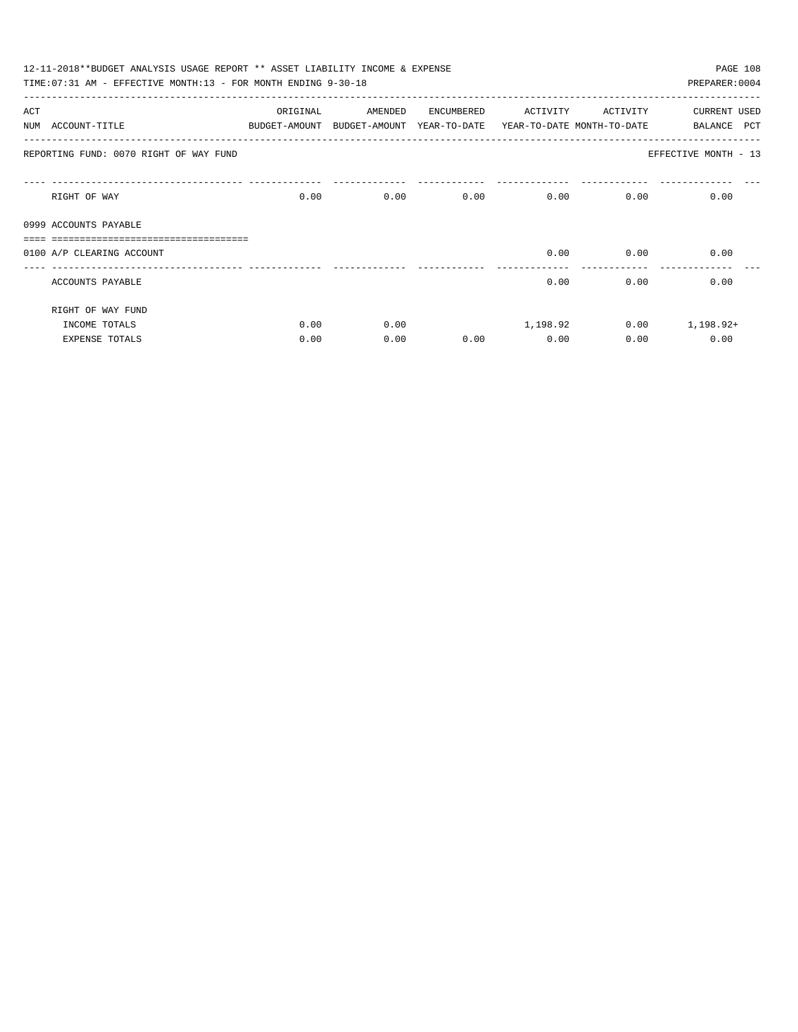12-11-2018**BUDGET ANALYSIS USAGE REPORT ** ASSET LIABILITY INCOME & EXPENSE

TIME:07:31 AM - EFFECTIVE MONTH:13 - FOR MONTH ENDING 9-30-18

PREPARER:0004

| ACT NUM | ACCOUNT-TITLE | ORIGINAL BUDGET-AMOUNT | AMENDED BUDGET-AMOUNT | ENCUMBERED YEAR-TO-DATE | ACTIVITY YEAR-TO-DATE | ACTIVITY MONTH-TO-DATE | CURRENT BALANCE | USED PCT |
|---|---|---|---|---|---|---|---|---|

REPORTING FUND: 0070 RIGHT OF WAY FUND

EFFECTIVE MONTH - 13

| ACT NUM | ACCOUNT-TITLE | ORIGINAL BUDGET-AMOUNT | AMENDED BUDGET-AMOUNT | ENCUMBERED YEAR-TO-DATE | ACTIVITY YEAR-TO-DATE | ACTIVITY MONTH-TO-DATE | CURRENT BALANCE | USED PCT |
|---|---|---|---|---|---|---|---|---|
| | RIGHT OF WAY | 0.00 | 0.00 | 0.00 | 0.00 | 0.00 | 0.00 | |
| 0999 | ACCOUNTS PAYABLE | | | | | | | |
| 0100 | A/P CLEARING ACCOUNT | | | | 0.00 | 0.00 | 0.00 | |
| | ACCOUNTS PAYABLE | | | | 0.00 | 0.00 | 0.00 | |
| | RIGHT OF WAY FUND | | | | | | | |
| | INCOME TOTALS | 0.00 | 0.00 | | 1,198.92 | 0.00 | 1,198.92+ | |
| | EXPENSE TOTALS | 0.00 | 0.00 | 0.00 | 0.00 | 0.00 | 0.00 | |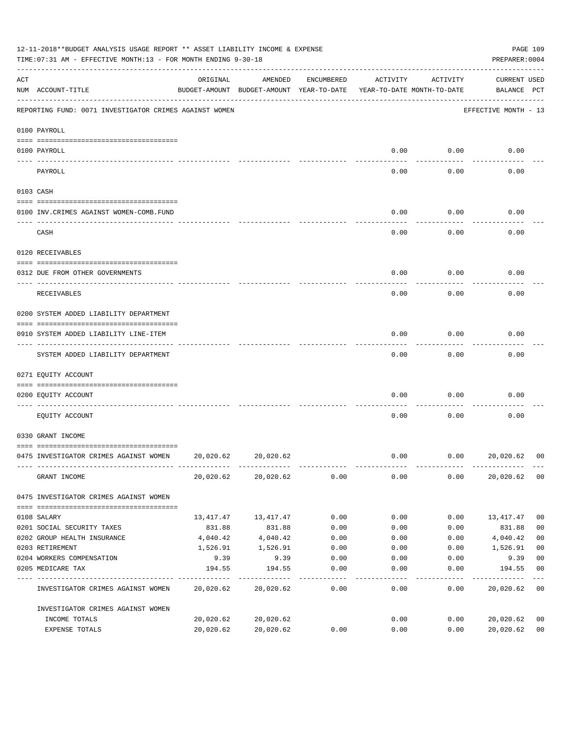12-11-2018**BUDGET ANALYSIS USAGE REPORT ** ASSET LIABILITY INCOME & EXPENSE

TIME:07:31 AM - EFFECTIVE MONTH:13 - FOR MONTH ENDING 9-30-18

PREPARER:0004

| ACT NUM | ACCOUNT-TITLE | ORIGINAL BUDGET-AMOUNT | AMENDED BUDGET-AMOUNT | ENCUMBERED YEAR-TO-DATE | ACTIVITY YEAR-TO-DATE | ACTIVITY MONTH-TO-DATE | CURRENT BALANCE | USED PCT |
|---|---|---|---|---|---|---|---|---|
| | REPORTING FUND: 0071 INVESTIGATOR CRIMES AGAINST WOMEN | | | | | | EFFECTIVE MONTH - 13 | |
| | 0100 PAYROLL | | | | | | | |
| 0100 | PAYROLL | | | | 0.00 | 0.00 | 0.00 | |
| | PAYROLL | | | | 0.00 | 0.00 | 0.00 | |
| | 0103 CASH | | | | | | | |
| 0100 | INV.CRIMES AGAINST WOMEN-COMB.FUND | | | | 0.00 | 0.00 | 0.00 | |
| | CASH | | | | 0.00 | 0.00 | 0.00 | |
| | 0120 RECEIVABLES | | | | | | | |
| 0312 | DUE FROM OTHER GOVERNMENTS | | | | 0.00 | 0.00 | 0.00 | |
| | RECEIVABLES | | | | 0.00 | 0.00 | 0.00 | |
| | 0200 SYSTEM ADDED LIABILITY DEPARTMENT | | | | | | | |
| 0910 | SYSTEM ADDED LIABILITY LINE-ITEM | | | | 0.00 | 0.00 | 0.00 | |
| | SYSTEM ADDED LIABILITY DEPARTMENT | | | | 0.00 | 0.00 | 0.00 | |
| | 0271 EQUITY ACCOUNT | | | | | | | |
| 0200 | EQUITY ACCOUNT | | | | 0.00 | 0.00 | 0.00 | |
| | EQUITY ACCOUNT | | | | 0.00 | 0.00 | 0.00 | |
| | 0330 GRANT INCOME | | | | | | | |
| 0475 | INVESTIGATOR CRIMES AGAINST WOMEN | 20,020.62 | 20,020.62 | | 0.00 | 0.00 | 20,020.62 | 00 |
| | GRANT INCOME | 20,020.62 | 20,020.62 | 0.00 | 0.00 | 0.00 | 20,020.62 | 00 |
| | 0475 INVESTIGATOR CRIMES AGAINST WOMEN | | | | | | | |
| 0108 | SALARY | 13,417.47 | 13,417.47 | 0.00 | 0.00 | 0.00 | 13,417.47 | 00 |
| 0201 | SOCIAL SECURITY TAXES | 831.88 | 831.88 | 0.00 | 0.00 | 0.00 | 831.88 | 00 |
| 0202 | GROUP HEALTH INSURANCE | 4,040.42 | 4,040.42 | 0.00 | 0.00 | 0.00 | 4,040.42 | 00 |
| 0203 | RETIREMENT | 1,526.91 | 1,526.91 | 0.00 | 0.00 | 0.00 | 1,526.91 | 00 |
| 0204 | WORKERS COMPENSATION | 9.39 | 9.39 | 0.00 | 0.00 | 0.00 | 9.39 | 00 |
| 0205 | MEDICARE TAX | 194.55 | 194.55 | 0.00 | 0.00 | 0.00 | 194.55 | 00 |
| | INVESTIGATOR CRIMES AGAINST WOMEN | 20,020.62 | 20,020.62 | 0.00 | 0.00 | 0.00 | 20,020.62 | 00 |
| | INVESTIGATOR CRIMES AGAINST WOMEN | | | | | | | |
| | INCOME TOTALS | 20,020.62 | 20,020.62 | | 0.00 | 0.00 | 20,020.62 | 00 |
| | EXPENSE TOTALS | 20,020.62 | 20,020.62 | 0.00 | 0.00 | 0.00 | 20,020.62 | 00 |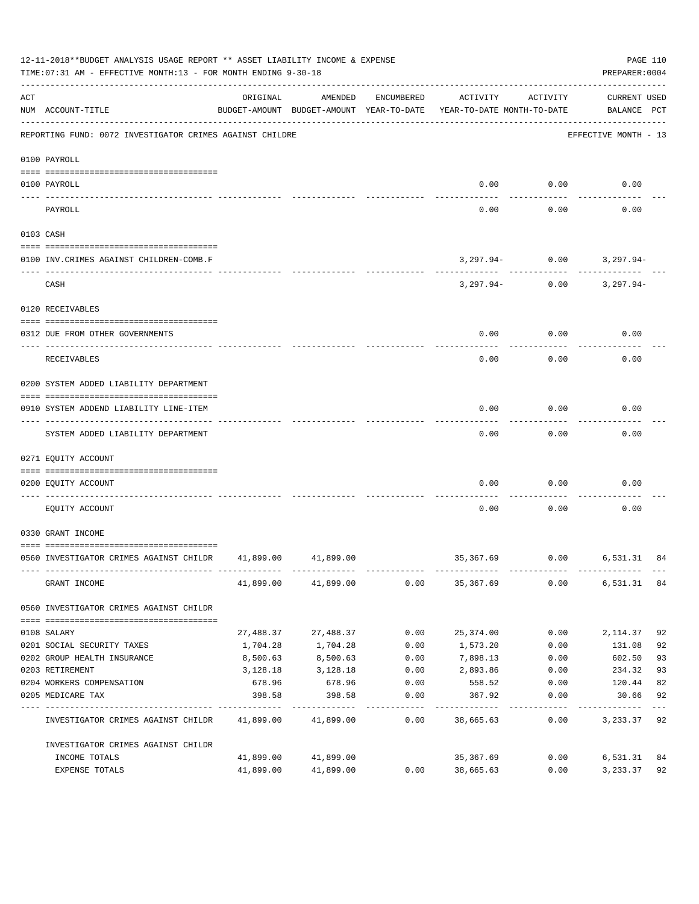12-11-2018**BUDGET ANALYSIS USAGE REPORT ** ASSET LIABILITY INCOME & EXPENSE

TIME:07:31 AM - EFFECTIVE MONTH:13 - FOR MONTH ENDING 9-30-18

PREPARER:0004

REPORTING FUND: 0072 INVESTIGATOR CRIMES AGAINST CHILDRE — EFFECTIVE MONTH - 13

| ACT NUM | ACCOUNT-TITLE | ORIGINAL BUDGET-AMOUNT | AMENDED BUDGET-AMOUNT | ENCUMBERED YEAR-TO-DATE | ACTIVITY YEAR-TO-DATE | ACTIVITY MONTH-TO-DATE | CURRENT USED BALANCE | PCT |
|---|---|---|---|---|---|---|---|---|
| | **0100 PAYROLL** | | | | | | | |
| 0100 | PAYROLL | | | | 0.00 | 0.00 | 0.00 | |
| | PAYROLL | | | | 0.00 | 0.00 | 0.00 | |
| | **0103 CASH** | | | | | | | |
| 0100 | INV.CRIMES AGAINST CHILDREN-COMB.F | | | | 3,297.94- | 0.00 | 3,297.94- | |
| | CASH | | | | 3,297.94- | 0.00 | 3,297.94- | |
| | **0120 RECEIVABLES** | | | | | | | |
| 0312 | DUE FROM OTHER GOVERNMENTS | | | | 0.00 | 0.00 | 0.00 | |
| | RECEIVABLES | | | | 0.00 | 0.00 | 0.00 | |
| | **0200 SYSTEM ADDED LIABILITY DEPARTMENT** | | | | | | | |
| 0910 | SYSTEM ADDEND LIABILITY LINE-ITEM | | | | 0.00 | 0.00 | 0.00 | |
| | SYSTEM ADDED LIABILITY DEPARTMENT | | | | 0.00 | 0.00 | 0.00 | |
| | **0271 EQUITY ACCOUNT** | | | | | | | |
| 0200 | EQUITY ACCOUNT | | | | 0.00 | 0.00 | 0.00 | |
| | EQUITY ACCOUNT | | | | 0.00 | 0.00 | 0.00 | |
| | **0330 GRANT INCOME** | | | | | | | |
| 0560 | INVESTIGATOR CRIMES AGAINST CHILDR | 41,899.00 | 41,899.00 | | 35,367.69 | 0.00 | 6,531.31 | 84 |
| | GRANT INCOME | 41,899.00 | 41,899.00 | 0.00 | 35,367.69 | 0.00 | 6,531.31 | 84 |
| | **0560 INVESTIGATOR CRIMES AGAINST CHILDR** | | | | | | | |
| 0108 | SALARY | 27,488.37 | 27,488.37 | 0.00 | 25,374.00 | 0.00 | 2,114.37 | 92 |
| 0201 | SOCIAL SECURITY TAXES | 1,704.28 | 1,704.28 | 0.00 | 1,573.20 | 0.00 | 131.08 | 92 |
| 0202 | GROUP HEALTH INSURANCE | 8,500.63 | 8,500.63 | 0.00 | 7,898.13 | 0.00 | 602.50 | 93 |
| 0203 | RETIREMENT | 3,128.18 | 3,128.18 | 0.00 | 2,893.86 | 0.00 | 234.32 | 93 |
| 0204 | WORKERS COMPENSATION | 678.96 | 678.96 | 0.00 | 558.52 | 0.00 | 120.44 | 82 |
| 0205 | MEDICARE TAX | 398.58 | 398.58 | 0.00 | 367.92 | 0.00 | 30.66 | 92 |
| | INVESTIGATOR CRIMES AGAINST CHILDR | 41,899.00 | 41,899.00 | 0.00 | 38,665.63 | 0.00 | 3,233.37 | 92 |
| | INVESTIGATOR CRIMES AGAINST CHILDR | | | | | | | |
| | INCOME TOTALS | 41,899.00 | 41,899.00 | | 35,367.69 | 0.00 | 6,531.31 | 84 |
| | EXPENSE TOTALS | 41,899.00 | 41,899.00 | 0.00 | 38,665.63 | 0.00 | 3,233.37 | 92 |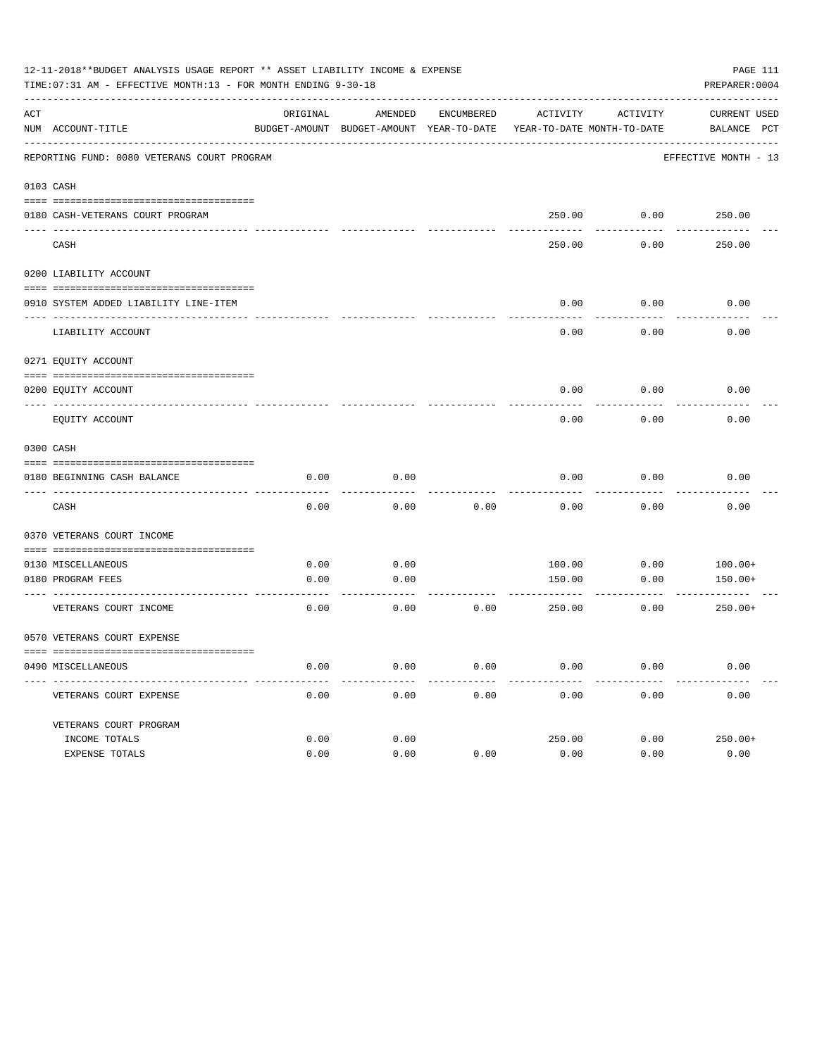12-11-2018**BUDGET ANALYSIS USAGE REPORT ** ASSET LIABILITY INCOME & EXPENSE

TIME:07:31 AM - EFFECTIVE MONTH:13 - FOR MONTH ENDING 9-30-18

PREPARER:0004

REPORTING FUND: 0080 VETERANS COURT PROGRAM — EFFECTIVE MONTH - 13

| ACT NUM | ACCOUNT-TITLE | ORIGINAL BUDGET-AMOUNT | AMENDED BUDGET-AMOUNT | ENCUMBERED YEAR-TO-DATE | ACTIVITY YEAR-TO-DATE | ACTIVITY MONTH-TO-DATE | CURRENT BALANCE | USED PCT |
|---|---|---|---|---|---|---|---|---|
| 0103 | CASH | | | | | | | |
| 0180 | CASH-VETERANS COURT PROGRAM | | | | 250.00 | 0.00 | 250.00 | |
| | CASH | | | | 250.00 | 0.00 | 250.00 | |
| 0200 | LIABILITY ACCOUNT | | | | | | | |
| 0910 | SYSTEM ADDED LIABILITY LINE-ITEM | | | | 0.00 | 0.00 | 0.00 | |
| | LIABILITY ACCOUNT | | | | 0.00 | 0.00 | 0.00 | |
| 0271 | EQUITY ACCOUNT | | | | | | | |
| 0200 | EQUITY ACCOUNT | | | | 0.00 | 0.00 | 0.00 | |
| | EQUITY ACCOUNT | | | | 0.00 | 0.00 | 0.00 | |
| 0300 | CASH | | | | | | | |
| 0180 | BEGINNING CASH BALANCE | 0.00 | 0.00 | | 0.00 | 0.00 | 0.00 | |
| | CASH | 0.00 | 0.00 | 0.00 | 0.00 | 0.00 | 0.00 | |
| 0370 | VETERANS COURT INCOME | | | | | | | |
| 0130 | MISCELLANEOUS | 0.00 | 0.00 | | 100.00 | 0.00 | 100.00+ | |
| 0180 | PROGRAM FEES | 0.00 | 0.00 | | 150.00 | 0.00 | 150.00+ | |
| | VETERANS COURT INCOME | 0.00 | 0.00 | 0.00 | 250.00 | 0.00 | 250.00+ | |
| 0570 | VETERANS COURT EXPENSE | | | | | | | |
| 0490 | MISCELLANEOUS | 0.00 | 0.00 | 0.00 | 0.00 | 0.00 | 0.00 | |
| | VETERANS COURT EXPENSE | 0.00 | 0.00 | 0.00 | 0.00 | 0.00 | 0.00 | |
| | VETERANS COURT PROGRAM | | | | | | | |
| | INCOME TOTALS | 0.00 | 0.00 | | 250.00 | 0.00 | 250.00+ | |
| | EXPENSE TOTALS | 0.00 | 0.00 | 0.00 | 0.00 | 0.00 | 0.00 | |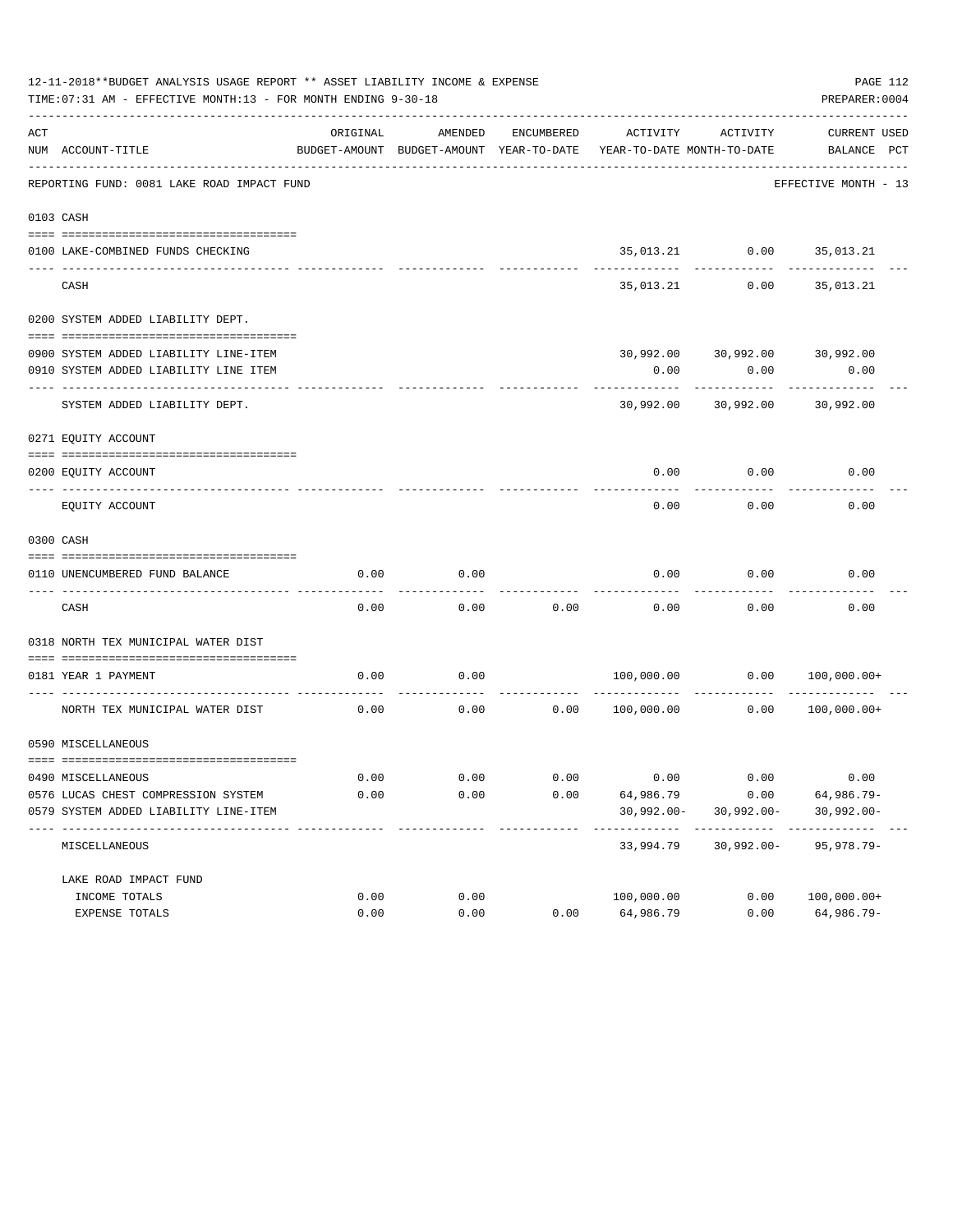12-11-2018**BUDGET ANALYSIS USAGE REPORT ** ASSET LIABILITY INCOME & EXPENSE

TIME:07:31 AM - EFFECTIVE MONTH:13 - FOR MONTH ENDING 9-30-18

PREPARER:0004

| ACT NUM | ACCOUNT-TITLE | ORIGINAL BUDGET-AMOUNT | AMENDED BUDGET-AMOUNT | ENCUMBERED YEAR-TO-DATE | ACTIVITY YEAR-TO-DATE | ACTIVITY MONTH-TO-DATE | CURRENT BALANCE | USED PCT |
|---|---|---|---|---|---|---|---|---|
| | REPORTING FUND: 0081 LAKE ROAD IMPACT FUND | | | | | | EFFECTIVE MONTH - 13 | |
| 0103 | CASH | | | | | | | |
| 0100 | LAKE-COMBINED FUNDS CHECKING | | | | 35,013.21 | 0.00 | 35,013.21 | |
| | CASH | | | | 35,013.21 | 0.00 | 35,013.21 | |
| 0200 | SYSTEM ADDED LIABILITY DEPT. | | | | | | | |
| 0900 | SYSTEM ADDED LIABILITY LINE-ITEM | | | | 30,992.00 | 30,992.00 | 30,992.00 | |
| 0910 | SYSTEM ADDED LIABILITY LINE ITEM | | | | 0.00 | 0.00 | 0.00 | |
| | SYSTEM ADDED LIABILITY DEPT. | | | | 30,992.00 | 30,992.00 | 30,992.00 | |
| 0271 | EQUITY ACCOUNT | | | | | | | |
| 0200 | EQUITY ACCOUNT | | | | 0.00 | 0.00 | 0.00 | |
| | EQUITY ACCOUNT | | | | 0.00 | 0.00 | 0.00 | |
| 0300 | CASH | | | | | | | |
| 0110 | UNENCUMBERED FUND BALANCE | 0.00 | 0.00 | | 0.00 | 0.00 | 0.00 | |
| | CASH | 0.00 | 0.00 | 0.00 | 0.00 | 0.00 | 0.00 | |
| 0318 | NORTH TEX MUNICIPAL WATER DIST | | | | | | | |
| 0181 | YEAR 1 PAYMENT | 0.00 | 0.00 | | 100,000.00 | 0.00 | 100,000.00+ | |
| | NORTH TEX MUNICIPAL WATER DIST | 0.00 | 0.00 | 0.00 | 100,000.00 | 0.00 | 100,000.00+ | |
| 0590 | MISCELLANEOUS | | | | | | | |
| 0490 | MISCELLANEOUS | 0.00 | 0.00 | 0.00 | 0.00 | 0.00 | 0.00 | |
| 0576 | LUCAS CHEST COMPRESSION SYSTEM | 0.00 | 0.00 | 0.00 | 64,986.79 | 0.00 | 64,986.79- | |
| 0579 | SYSTEM ADDED LIABILITY LINE-ITEM | | | | 30,992.00- | 30,992.00- | 30,992.00- | |
| | MISCELLANEOUS | | | | 33,994.79 | 30,992.00- | 95,978.79- | |
| | LAKE ROAD IMPACT FUND | | | | | | | |
| | INCOME TOTALS | 0.00 | 0.00 | | 100,000.00 | 0.00 | 100,000.00+ | |
| | EXPENSE TOTALS | 0.00 | 0.00 | 0.00 | 64,986.79 | 0.00 | 64,986.79- | |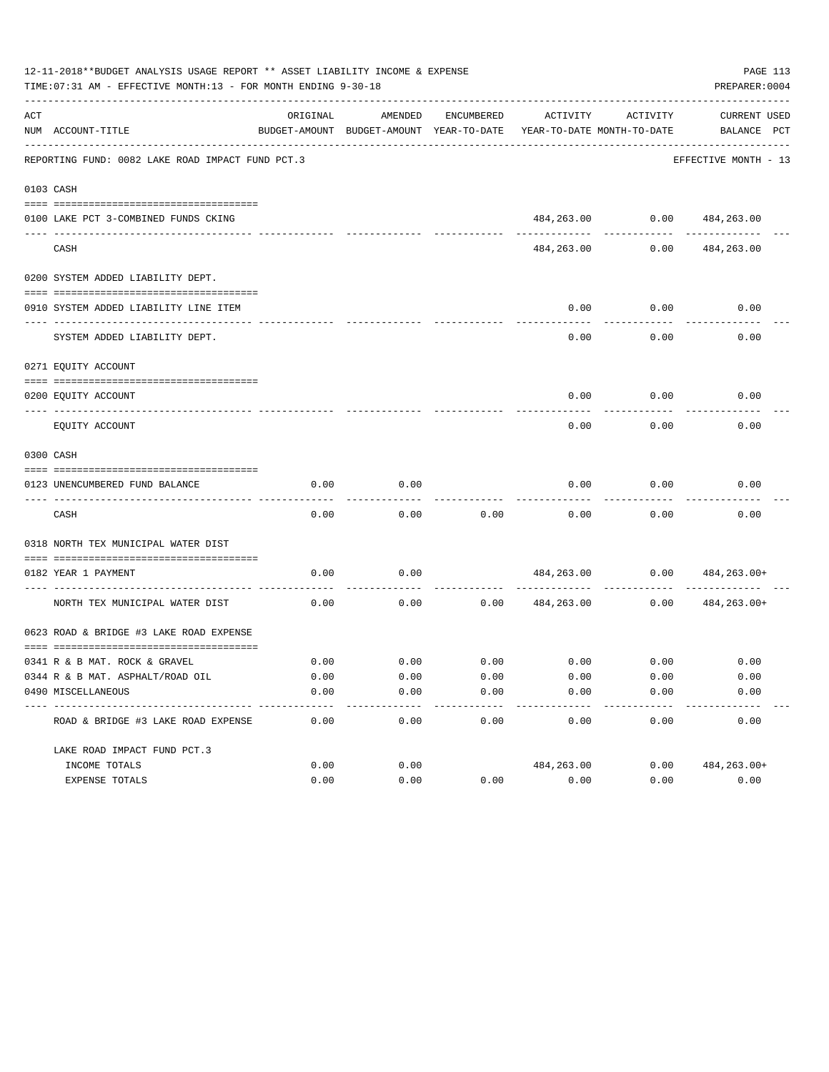12-11-2018**BUDGET ANALYSIS USAGE REPORT ** ASSET LIABILITY INCOME & EXPENSE

TIME:07:31 AM - EFFECTIVE MONTH:13 - FOR MONTH ENDING 9-30-18

PREPARER:0004

| ACT NUM | ACCOUNT-TITLE | ORIGINAL BUDGET-AMOUNT | AMENDED BUDGET-AMOUNT | ENCUMBERED YEAR-TO-DATE | ACTIVITY YEAR-TO-DATE | ACTIVITY MONTH-TO-DATE | CURRENT BALANCE | USED PCT |
|---|---|---|---|---|---|---|---|---|
| | **REPORTING FUND: 0082 LAKE ROAD IMPACT FUND PCT.3** | | | | | | EFFECTIVE MONTH - 13 | |
| 0103 | CASH | | | | | | | |
| 0100 | LAKE PCT 3-COMBINED FUNDS CKING | | | | 484,263.00 | 0.00 | 484,263.00 | |
| | CASH | | | | 484,263.00 | 0.00 | 484,263.00 | |
| 0200 | SYSTEM ADDED LIABILITY DEPT. | | | | | | | |
| 0910 | SYSTEM ADDED LIABILITY LINE ITEM | | | | 0.00 | 0.00 | 0.00 | |
| | SYSTEM ADDED LIABILITY DEPT. | | | | 0.00 | 0.00 | 0.00 | |
| 0271 | EQUITY ACCOUNT | | | | | | | |
| 0200 | EQUITY ACCOUNT | | | | 0.00 | 0.00 | 0.00 | |
| | EQUITY ACCOUNT | | | | 0.00 | 0.00 | 0.00 | |
| 0300 | CASH | | | | | | | |
| 0123 | UNENCUMBERED FUND BALANCE | 0.00 | 0.00 | | 0.00 | 0.00 | 0.00 | |
| | CASH | 0.00 | 0.00 | 0.00 | 0.00 | 0.00 | 0.00 | |
| 0318 | NORTH TEX MUNICIPAL WATER DIST | | | | | | | |
| 0182 | YEAR 1 PAYMENT | 0.00 | 0.00 | | 484,263.00 | 0.00 | 484,263.00+ | |
| | NORTH TEX MUNICIPAL WATER DIST | 0.00 | 0.00 | 0.00 | 484,263.00 | 0.00 | 484,263.00+ | |
| 0623 | ROAD & BRIDGE #3 LAKE ROAD EXPENSE | | | | | | | |
| 0341 | R & B MAT. ROCK & GRAVEL | 0.00 | 0.00 | 0.00 | 0.00 | 0.00 | 0.00 | |
| 0344 | R & B MAT. ASPHALT/ROAD OIL | 0.00 | 0.00 | 0.00 | 0.00 | 0.00 | 0.00 | |
| 0490 | MISCELLANEOUS | 0.00 | 0.00 | 0.00 | 0.00 | 0.00 | 0.00 | |
| | ROAD & BRIDGE #3 LAKE ROAD EXPENSE | 0.00 | 0.00 | 0.00 | 0.00 | 0.00 | 0.00 | |
| | LAKE ROAD IMPACT FUND PCT.3 | | | | | | | |
| | INCOME TOTALS | 0.00 | 0.00 | | 484,263.00 | 0.00 | 484,263.00+ | |
| | EXPENSE TOTALS | 0.00 | 0.00 | 0.00 | 0.00 | 0.00 | 0.00 | |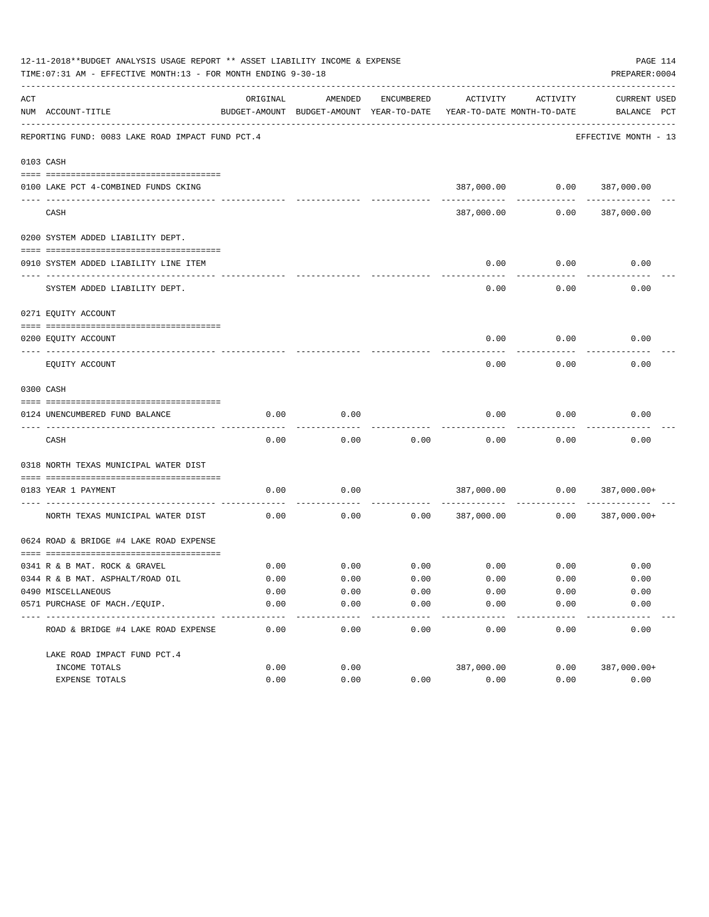12-11-2018**BUDGET ANALYSIS USAGE REPORT ** ASSET LIABILITY INCOME & EXPENSE

TIME:07:31 AM - EFFECTIVE MONTH:13 - FOR MONTH ENDING 9-30-18

PREPARER:0004

REPORTING FUND: 0083 LAKE ROAD IMPACT FUND PCT.4 — EFFECTIVE MONTH - 13

| ACT NUM | ACCOUNT-TITLE | ORIGINAL BUDGET-AMOUNT | AMENDED BUDGET-AMOUNT | ENCUMBERED YEAR-TO-DATE | ACTIVITY YEAR-TO-DATE | ACTIVITY MONTH-TO-DATE | CURRENT BALANCE | USED PCT |
|---|---|---|---|---|---|---|---|---|
| 0103 | CASH | | | | | | | |
| 0100 | LAKE PCT 4-COMBINED FUNDS CKING | | | | 387,000.00 | 0.00 | 387,000.00 | |
| | CASH | | | | 387,000.00 | 0.00 | 387,000.00 | |
| 0200 | SYSTEM ADDED LIABILITY DEPT. | | | | | | | |
| 0910 | SYSTEM ADDED LIABILITY LINE ITEM | | | | 0.00 | 0.00 | 0.00 | |
| | SYSTEM ADDED LIABILITY DEPT. | | | | 0.00 | 0.00 | 0.00 | |
| 0271 | EQUITY ACCOUNT | | | | | | | |
| 0200 | EQUITY ACCOUNT | | | | 0.00 | 0.00 | 0.00 | |
| | EQUITY ACCOUNT | | | | 0.00 | 0.00 | 0.00 | |
| 0300 | CASH | | | | | | | |
| 0124 | UNENCUMBERED FUND BALANCE | 0.00 | 0.00 | | 0.00 | 0.00 | 0.00 | |
| | CASH | 0.00 | 0.00 | 0.00 | 0.00 | 0.00 | 0.00 | |
| 0318 | NORTH TEXAS MUNICIPAL WATER DIST | | | | | | | |
| 0183 | YEAR 1 PAYMENT | 0.00 | 0.00 | | 387,000.00 | 0.00 | 387,000.00+ | |
| | NORTH TEXAS MUNICIPAL WATER DIST | 0.00 | 0.00 | 0.00 | 387,000.00 | 0.00 | 387,000.00+ | |
| 0624 | ROAD & BRIDGE #4 LAKE ROAD EXPENSE | | | | | | | |
| 0341 | R & B MAT. ROCK & GRAVEL | 0.00 | 0.00 | 0.00 | 0.00 | 0.00 | 0.00 | |
| 0344 | R & B MAT. ASPHALT/ROAD OIL | 0.00 | 0.00 | 0.00 | 0.00 | 0.00 | 0.00 | |
| 0490 | MISCELLANEOUS | 0.00 | 0.00 | 0.00 | 0.00 | 0.00 | 0.00 | |
| 0571 | PURCHASE OF MACH./EQUIP. | 0.00 | 0.00 | 0.00 | 0.00 | 0.00 | 0.00 | |
| | ROAD & BRIDGE #4 LAKE ROAD EXPENSE | 0.00 | 0.00 | 0.00 | 0.00 | 0.00 | 0.00 | |
| | LAKE ROAD IMPACT FUND PCT.4 | | | | | | | |
| | INCOME TOTALS | 0.00 | 0.00 | | 387,000.00 | 0.00 | 387,000.00+ | |
| | EXPENSE TOTALS | 0.00 | 0.00 | 0.00 | 0.00 | 0.00 | 0.00 | |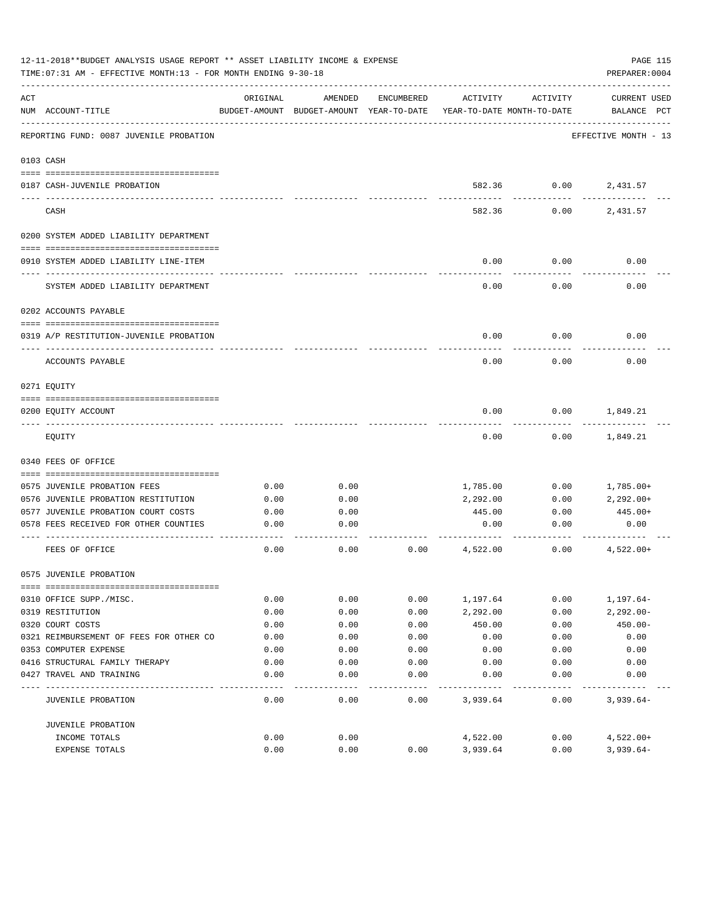12-11-2018**BUDGET ANALYSIS USAGE REPORT ** ASSET LIABILITY INCOME & EXPENSE

TIME:07:31 AM - EFFECTIVE MONTH:13 - FOR MONTH ENDING 9-30-18

PREPARER:0004

| ACT NUM | ACCOUNT-TITLE | ORIGINAL BUDGET-AMOUNT | AMENDED BUDGET-AMOUNT | ENCUMBERED YEAR-TO-DATE | ACTIVITY YEAR-TO-DATE | ACTIVITY MONTH-TO-DATE | CURRENT USED BALANCE PCT |
|---|---|---|---|---|---|---|---|
| | REPORTING FUND: 0087 JUVENILE PROBATION | | | | | | EFFECTIVE MONTH - 13 |
| | 0103 CASH | | | | | | |
| 0187 | CASH-JUVENILE PROBATION | | | | 582.36 | 0.00 | 2,431.57 |
| | CASH | | | | 582.36 | 0.00 | 2,431.57 |
| | 0200 SYSTEM ADDED LIABILITY DEPARTMENT | | | | | | |
| 0910 | SYSTEM ADDED LIABILITY LINE-ITEM | | | | 0.00 | 0.00 | 0.00 |
| | SYSTEM ADDED LIABILITY DEPARTMENT | | | | 0.00 | 0.00 | 0.00 |
| | 0202 ACCOUNTS PAYABLE | | | | | | |
| 0319 | A/P RESTITUTION-JUVENILE PROBATION | | | | 0.00 | 0.00 | 0.00 |
| | ACCOUNTS PAYABLE | | | | 0.00 | 0.00 | 0.00 |
| | 0271 EQUITY | | | | | | |
| 0200 | EQUITY ACCOUNT | | | | 0.00 | 0.00 | 1,849.21 |
| | EQUITY | | | | 0.00 | 0.00 | 1,849.21 |
| | 0340 FEES OF OFFICE | | | | | | |
| 0575 | JUVENILE PROBATION FEES | 0.00 | 0.00 | | 1,785.00 | 0.00 | 1,785.00+ |
| 0576 | JUVENILE PROBATION RESTITUTION | 0.00 | 0.00 | | 2,292.00 | 0.00 | 2,292.00+ |
| 0577 | JUVENILE PROBATION COURT COSTS | 0.00 | 0.00 | | 445.00 | 0.00 | 445.00+ |
| 0578 | FEES RECEIVED FOR OTHER COUNTIES | 0.00 | 0.00 | | 0.00 | 0.00 | 0.00 |
| | FEES OF OFFICE | 0.00 | 0.00 | 0.00 | 4,522.00 | 0.00 | 4,522.00+ |
| | 0575 JUVENILE PROBATION | | | | | | |
| 0310 | OFFICE SUPP./MISC. | 0.00 | 0.00 | 0.00 | 1,197.64 | 0.00 | 1,197.64- |
| 0319 | RESTITUTION | 0.00 | 0.00 | 0.00 | 2,292.00 | 0.00 | 2,292.00- |
| 0320 | COURT COSTS | 0.00 | 0.00 | 0.00 | 450.00 | 0.00 | 450.00- |
| 0321 | REIMBURSEMENT OF FEES FOR OTHER CO | 0.00 | 0.00 | 0.00 | 0.00 | 0.00 | 0.00 |
| 0353 | COMPUTER EXPENSE | 0.00 | 0.00 | 0.00 | 0.00 | 0.00 | 0.00 |
| 0416 | STRUCTURAL FAMILY THERAPY | 0.00 | 0.00 | 0.00 | 0.00 | 0.00 | 0.00 |
| 0427 | TRAVEL AND TRAINING | 0.00 | 0.00 | 0.00 | 0.00 | 0.00 | 0.00 |
| | JUVENILE PROBATION | 0.00 | 0.00 | 0.00 | 3,939.64 | 0.00 | 3,939.64- |
| | JUVENILE PROBATION | | | | | | |
| | INCOME TOTALS | 0.00 | 0.00 | | 4,522.00 | 0.00 | 4,522.00+ |
| | EXPENSE TOTALS | 0.00 | 0.00 | 0.00 | 3,939.64 | 0.00 | 3,939.64- |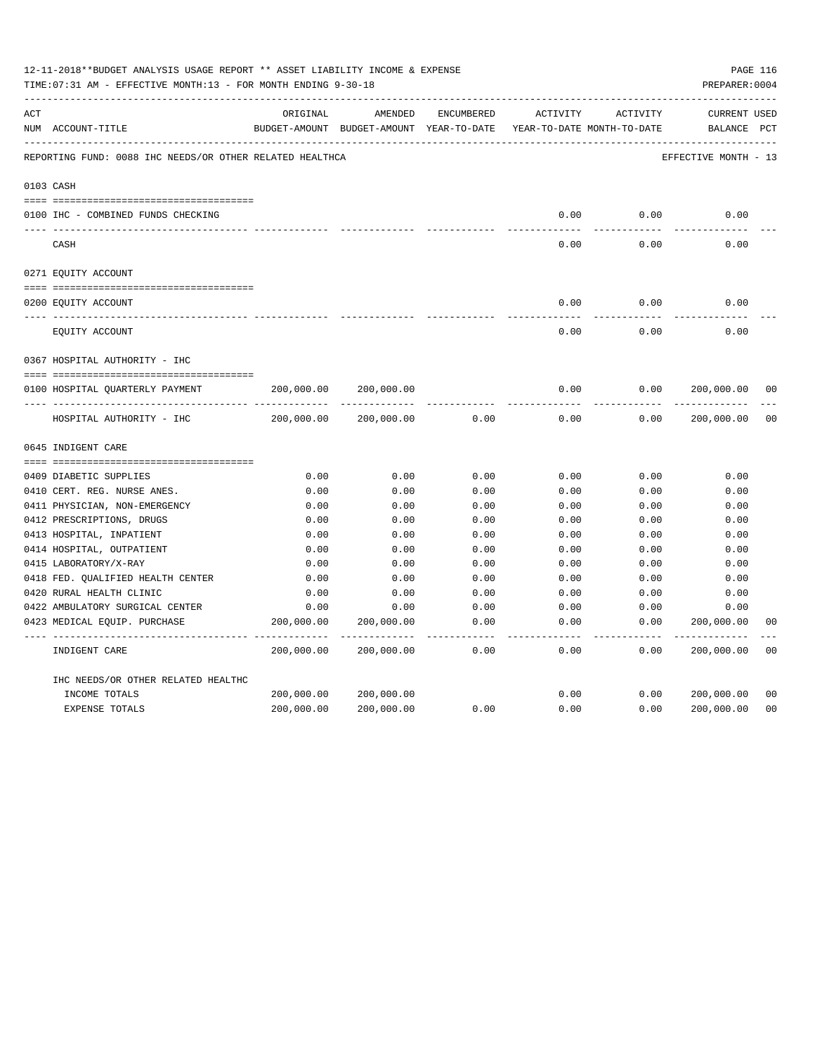12-11-2018**BUDGET ANALYSIS USAGE REPORT ** ASSET LIABILITY INCOME & EXPENSE

TIME:07:31 AM - EFFECTIVE MONTH:13 - FOR MONTH ENDING 9-30-18

PREPARER:0004

| ACT NUM | ACCOUNT-TITLE | ORIGINAL BUDGET-AMOUNT | AMENDED BUDGET-AMOUNT | ENCUMBERED YEAR-TO-DATE | ACTIVITY YEAR-TO-DATE | ACTIVITY MONTH-TO-DATE | CURRENT BALANCE | USED PCT |
|---|---|---|---|---|---|---|---|---|
| | REPORTING FUND: 0088 IHC NEEDS/OR OTHER RELATED HEALTHCA | | | | | | EFFECTIVE MONTH - 13 | |
| 0103 | CASH | | | | | | | |
| 0100 | IHC - COMBINED FUNDS CHECKING | | | | 0.00 | 0.00 | 0.00 | |
| | CASH | | | | 0.00 | 0.00 | 0.00 | |
| 0271 | EQUITY ACCOUNT | | | | | | | |
| 0200 | EQUITY ACCOUNT | | | | 0.00 | 0.00 | 0.00 | |
| | EQUITY ACCOUNT | | | | 0.00 | 0.00 | 0.00 | |
| 0367 | HOSPITAL AUTHORITY - IHC | | | | | | | |
| 0100 | HOSPITAL QUARTERLY PAYMENT | 200,000.00 | 200,000.00 | | 0.00 | 0.00 | 200,000.00 | 00 |
| | HOSPITAL AUTHORITY - IHC | 200,000.00 | 200,000.00 | 0.00 | 0.00 | 0.00 | 200,000.00 | 00 |
| 0645 | INDIGENT CARE | | | | | | | |
| 0409 | DIABETIC SUPPLIES | 0.00 | 0.00 | 0.00 | 0.00 | 0.00 | 0.00 | |
| 0410 | CERT. REG. NURSE ANES. | 0.00 | 0.00 | 0.00 | 0.00 | 0.00 | 0.00 | |
| 0411 | PHYSICIAN, NON-EMERGENCY | 0.00 | 0.00 | 0.00 | 0.00 | 0.00 | 0.00 | |
| 0412 | PRESCRIPTIONS, DRUGS | 0.00 | 0.00 | 0.00 | 0.00 | 0.00 | 0.00 | |
| 0413 | HOSPITAL, INPATIENT | 0.00 | 0.00 | 0.00 | 0.00 | 0.00 | 0.00 | |
| 0414 | HOSPITAL, OUTPATIENT | 0.00 | 0.00 | 0.00 | 0.00 | 0.00 | 0.00 | |
| 0415 | LABORATORY/X-RAY | 0.00 | 0.00 | 0.00 | 0.00 | 0.00 | 0.00 | |
| 0418 | FED. QUALIFIED HEALTH CENTER | 0.00 | 0.00 | 0.00 | 0.00 | 0.00 | 0.00 | |
| 0420 | RURAL HEALTH CLINIC | 0.00 | 0.00 | 0.00 | 0.00 | 0.00 | 0.00 | |
| 0422 | AMBULATORY SURGICAL CENTER | 0.00 | 0.00 | 0.00 | 0.00 | 0.00 | 0.00 | |
| 0423 | MEDICAL EQUIP. PURCHASE | 200,000.00 | 200,000.00 | 0.00 | 0.00 | 0.00 | 200,000.00 | 00 |
| | INDIGENT CARE | 200,000.00 | 200,000.00 | 0.00 | 0.00 | 0.00 | 200,000.00 | 00 |
| | IHC NEEDS/OR OTHER RELATED HEALTHC | | | | | | | |
| | INCOME TOTALS | 200,000.00 | 200,000.00 | | 0.00 | 0.00 | 200,000.00 | 00 |
| | EXPENSE TOTALS | 200,000.00 | 200,000.00 | 0.00 | 0.00 | 0.00 | 200,000.00 | 00 |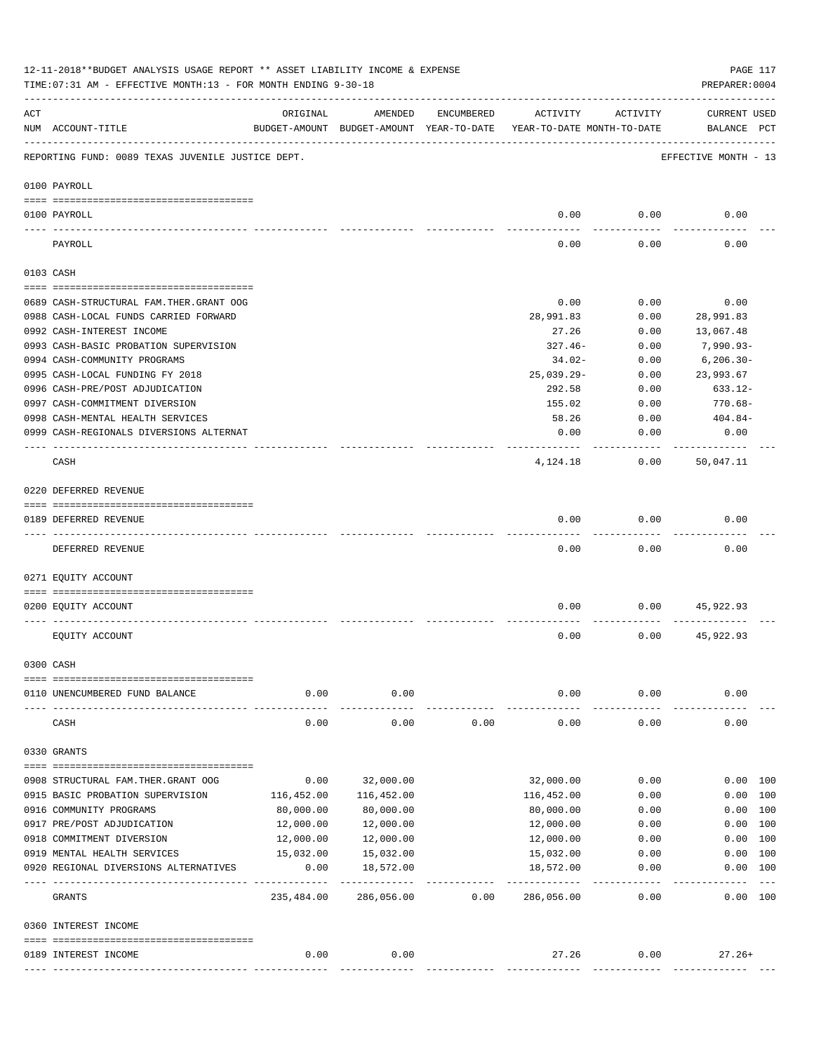12-11-2018**BUDGET ANALYSIS USAGE REPORT ** ASSET LIABILITY INCOME & EXPENSE

TIME:07:31 AM - EFFECTIVE MONTH:13 - FOR MONTH ENDING 9-30-18

PREPARER:0004

| ACT NUM | ACCOUNT-TITLE | ORIGINAL BUDGET-AMOUNT | AMENDED BUDGET-AMOUNT | ENCUMBERED YEAR-TO-DATE | ACTIVITY YEAR-TO-DATE | ACTIVITY MONTH-TO-DATE | CURRENT BALANCE | USED PCT |
|---|---|---|---|---|---|---|---|---|

REPORTING FUND: 0089 TEXAS JUVENILE JUSTICE DEPT. — EFFECTIVE MONTH - 13

**0100 PAYROLL**

| ACT NUM | ACCOUNT-TITLE | ORIGINAL BUDGET-AMOUNT | AMENDED BUDGET-AMOUNT | ENCUMBERED YEAR-TO-DATE | ACTIVITY YEAR-TO-DATE | ACTIVITY MONTH-TO-DATE | CURRENT BALANCE | USED PCT |
|---|---|---|---|---|---|---|---|---|
| 0100 | PAYROLL | | | | 0.00 | 0.00 | 0.00 | |
| | PAYROLL | | | | 0.00 | 0.00 | 0.00 | |

**0103 CASH**

| ACT NUM | ACCOUNT-TITLE | ORIGINAL BUDGET-AMOUNT | AMENDED BUDGET-AMOUNT | ENCUMBERED YEAR-TO-DATE | ACTIVITY YEAR-TO-DATE | ACTIVITY MONTH-TO-DATE | CURRENT BALANCE | USED PCT |
|---|---|---|---|---|---|---|---|---|
| 0689 | CASH-STRUCTURAL FAM.THER.GRANT OOG | | | | 0.00 | 0.00 | 0.00 | |
| 0988 | CASH-LOCAL FUNDS CARRIED FORWARD | | | | 28,991.83 | 0.00 | 28,991.83 | |
| 0992 | CASH-INTEREST INCOME | | | | 27.26 | 0.00 | 13,067.48 | |
| 0993 | CASH-BASIC PROBATION SUPERVISION | | | | 327.46- | 0.00 | 7,990.93- | |
| 0994 | CASH-COMMUNITY PROGRAMS | | | | 34.02- | 0.00 | 6,206.30- | |
| 0995 | CASH-LOCAL FUNDING FY 2018 | | | | 25,039.29- | 0.00 | 23,993.67 | |
| 0996 | CASH-PRE/POST ADJUDICATION | | | | 292.58 | 0.00 | 633.12- | |
| 0997 | CASH-COMMITMENT DIVERSION | | | | 155.02 | 0.00 | 770.68- | |
| 0998 | CASH-MENTAL HEALTH SERVICES | | | | 58.26 | 0.00 | 404.84- | |
| 0999 | CASH-REGIONALS DIVERSIONS ALTERNAT | | | | 0.00 | 0.00 | 0.00 | |
| | CASH | | | | 4,124.18 | 0.00 | 50,047.11 | |

**0220 DEFERRED REVENUE**

| ACT NUM | ACCOUNT-TITLE | ORIGINAL BUDGET-AMOUNT | AMENDED BUDGET-AMOUNT | ENCUMBERED YEAR-TO-DATE | ACTIVITY YEAR-TO-DATE | ACTIVITY MONTH-TO-DATE | CURRENT BALANCE | USED PCT |
|---|---|---|---|---|---|---|---|---|
| 0189 | DEFERRED REVENUE | | | | 0.00 | 0.00 | 0.00 | |
| | DEFERRED REVENUE | | | | 0.00 | 0.00 | 0.00 | |

**0271 EQUITY ACCOUNT**

| ACT NUM | ACCOUNT-TITLE | ORIGINAL BUDGET-AMOUNT | AMENDED BUDGET-AMOUNT | ENCUMBERED YEAR-TO-DATE | ACTIVITY YEAR-TO-DATE | ACTIVITY MONTH-TO-DATE | CURRENT BALANCE | USED PCT |
|---|---|---|---|---|---|---|---|---|
| 0200 | EQUITY ACCOUNT | | | | 0.00 | 0.00 | 45,922.93 | |
| | EQUITY ACCOUNT | | | | 0.00 | 0.00 | 45,922.93 | |

**0300 CASH**

| ACT NUM | ACCOUNT-TITLE | ORIGINAL BUDGET-AMOUNT | AMENDED BUDGET-AMOUNT | ENCUMBERED YEAR-TO-DATE | ACTIVITY YEAR-TO-DATE | ACTIVITY MONTH-TO-DATE | CURRENT BALANCE | USED PCT |
|---|---|---|---|---|---|---|---|---|
| 0110 | UNENCUMBERED FUND BALANCE | 0.00 | 0.00 | | 0.00 | 0.00 | 0.00 | |
| | CASH | 0.00 | 0.00 | 0.00 | 0.00 | 0.00 | 0.00 | |

**0330 GRANTS**

| ACT NUM | ACCOUNT-TITLE | ORIGINAL BUDGET-AMOUNT | AMENDED BUDGET-AMOUNT | ENCUMBERED YEAR-TO-DATE | ACTIVITY YEAR-TO-DATE | ACTIVITY MONTH-TO-DATE | CURRENT BALANCE | USED PCT |
|---|---|---|---|---|---|---|---|---|
| 0908 | STRUCTURAL FAM.THER.GRANT OOG | 0.00 | 32,000.00 | | 32,000.00 | 0.00 | 0.00 | 100 |
| 0915 | BASIC PROBATION SUPERVISION | 116,452.00 | 116,452.00 | | 116,452.00 | 0.00 | 0.00 | 100 |
| 0916 | COMMUNITY PROGRAMS | 80,000.00 | 80,000.00 | | 80,000.00 | 0.00 | 0.00 | 100 |
| 0917 | PRE/POST ADJUDICATION | 12,000.00 | 12,000.00 | | 12,000.00 | 0.00 | 0.00 | 100 |
| 0918 | COMMITMENT DIVERSION | 12,000.00 | 12,000.00 | | 12,000.00 | 0.00 | 0.00 | 100 |
| 0919 | MENTAL HEALTH SERVICES | 15,032.00 | 15,032.00 | | 15,032.00 | 0.00 | 0.00 | 100 |
| 0920 | REGIONAL DIVERSIONS ALTERNATIVES | 0.00 | 18,572.00 | | 18,572.00 | 0.00 | 0.00 | 100 |
| | GRANTS | 235,484.00 | 286,056.00 | 0.00 | 286,056.00 | 0.00 | 0.00 | 100 |

**0360 INTEREST INCOME**

| ACT NUM | ACCOUNT-TITLE | ORIGINAL BUDGET-AMOUNT | AMENDED BUDGET-AMOUNT | ENCUMBERED YEAR-TO-DATE | ACTIVITY YEAR-TO-DATE | ACTIVITY MONTH-TO-DATE | CURRENT BALANCE | USED PCT |
|---|---|---|---|---|---|---|---|---|
| 0189 | INTEREST INCOME | 0.00 | 0.00 | | 27.26 | 0.00 | 27.26+ | |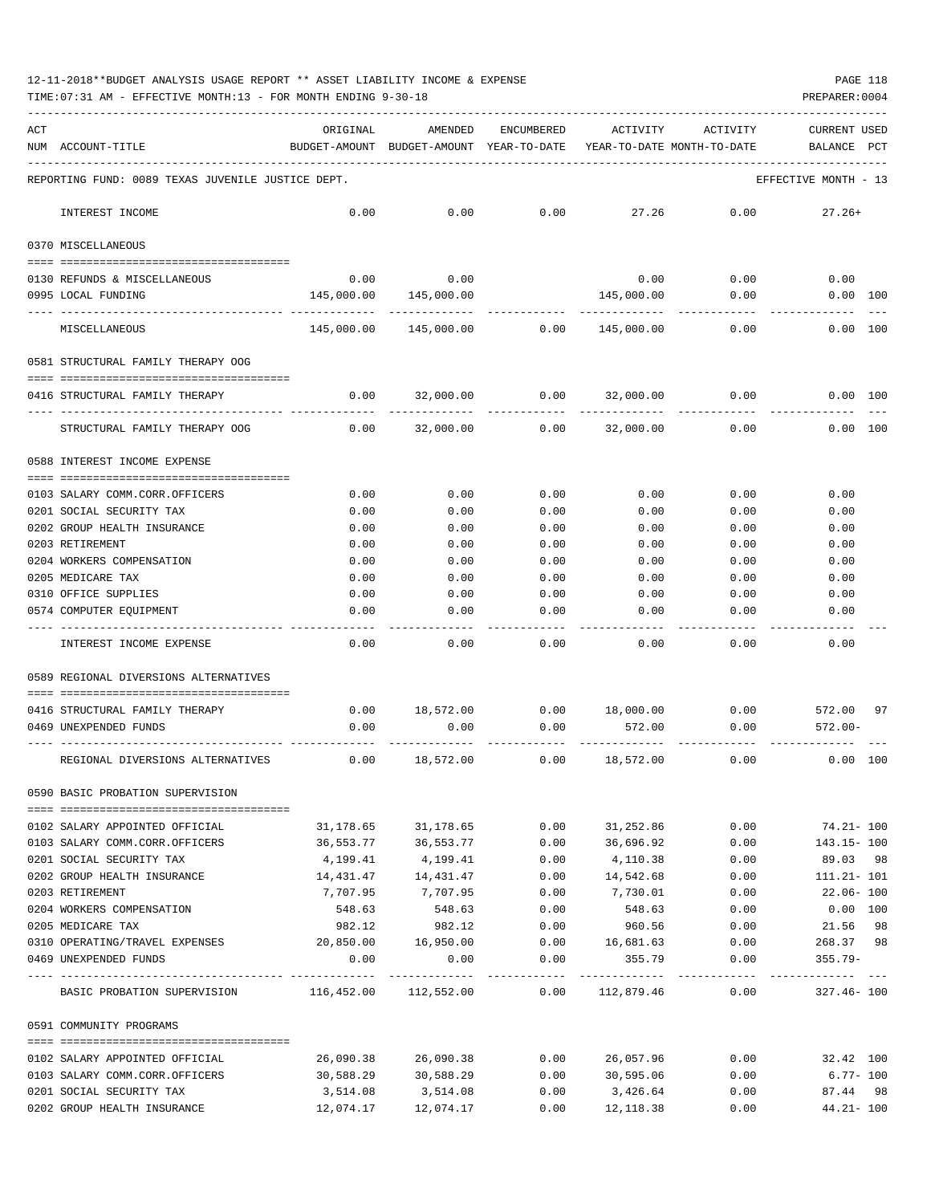12-11-2018**BUDGET ANALYSIS USAGE REPORT ** ASSET LIABILITY INCOME & EXPENSE

TIME:07:31 AM - EFFECTIVE MONTH:13 - FOR MONTH ENDING 9-30-18

PREPARER:0004

| ACT NUM | ACCOUNT-TITLE | ORIGINAL BUDGET-AMOUNT | AMENDED BUDGET-AMOUNT | ENCUMBERED YEAR-TO-DATE | ACTIVITY YEAR-TO-DATE | ACTIVITY MONTH-TO-DATE | CURRENT USED BALANCE | PCT |
|---|---|---|---|---|---|---|---|---|
| | REPORTING FUND: 0089 TEXAS JUVENILE JUSTICE DEPT. | | | | | | EFFECTIVE MONTH - 13 | |
| | INTEREST INCOME | 0.00 | 0.00 | 0.00 | 27.26 | 0.00 | 27.26+ | |
| | **0370 MISCELLANEOUS** | | | | | | | |
| 0130 | REFUNDS & MISCELLANEOUS | 0.00 | 0.00 | | 0.00 | 0.00 | 0.00 | |
| 0995 | LOCAL FUNDING | 145,000.00 | 145,000.00 | | 145,000.00 | 0.00 | 0.00 | 100 |
| | MISCELLANEOUS | 145,000.00 | 145,000.00 | 0.00 | 145,000.00 | 0.00 | 0.00 | 100 |
| | **0581 STRUCTURAL FAMILY THERAPY OOG** | | | | | | | |
| 0416 | STRUCTURAL FAMILY THERAPY | 0.00 | 32,000.00 | 0.00 | 32,000.00 | 0.00 | 0.00 | 100 |
| | STRUCTURAL FAMILY THERAPY OOG | 0.00 | 32,000.00 | 0.00 | 32,000.00 | 0.00 | 0.00 | 100 |
| | **0588 INTEREST INCOME EXPENSE** | | | | | | | |
| 0103 | SALARY COMM.CORR.OFFICERS | 0.00 | 0.00 | 0.00 | 0.00 | 0.00 | 0.00 | |
| 0201 | SOCIAL SECURITY TAX | 0.00 | 0.00 | 0.00 | 0.00 | 0.00 | 0.00 | |
| 0202 | GROUP HEALTH INSURANCE | 0.00 | 0.00 | 0.00 | 0.00 | 0.00 | 0.00 | |
| 0203 | RETIREMENT | 0.00 | 0.00 | 0.00 | 0.00 | 0.00 | 0.00 | |
| 0204 | WORKERS COMPENSATION | 0.00 | 0.00 | 0.00 | 0.00 | 0.00 | 0.00 | |
| 0205 | MEDICARE TAX | 0.00 | 0.00 | 0.00 | 0.00 | 0.00 | 0.00 | |
| 0310 | OFFICE SUPPLIES | 0.00 | 0.00 | 0.00 | 0.00 | 0.00 | 0.00 | |
| 0574 | COMPUTER EQUIPMENT | 0.00 | 0.00 | 0.00 | 0.00 | 0.00 | 0.00 | |
| | INTEREST INCOME EXPENSE | 0.00 | 0.00 | 0.00 | 0.00 | 0.00 | 0.00 | |
| | **0589 REGIONAL DIVERSIONS ALTERNATIVES** | | | | | | | |
| 0416 | STRUCTURAL FAMILY THERAPY | 0.00 | 18,572.00 | 0.00 | 18,000.00 | 0.00 | 572.00 | 97 |
| 0469 | UNEXPENDED FUNDS | 0.00 | 0.00 | 0.00 | 572.00 | 0.00 | 572.00- | |
| | REGIONAL DIVERSIONS ALTERNATIVES | 0.00 | 18,572.00 | 0.00 | 18,572.00 | 0.00 | 0.00 | 100 |
| | **0590 BASIC PROBATION SUPERVISION** | | | | | | | |
| 0102 | SALARY APPOINTED OFFICIAL | 31,178.65 | 31,178.65 | 0.00 | 31,252.86 | 0.00 | 74.21- | 100 |
| 0103 | SALARY COMM.CORR.OFFICERS | 36,553.77 | 36,553.77 | 0.00 | 36,696.92 | 0.00 | 143.15- | 100 |
| 0201 | SOCIAL SECURITY TAX | 4,199.41 | 4,199.41 | 0.00 | 4,110.38 | 0.00 | 89.03 | 98 |
| 0202 | GROUP HEALTH INSURANCE | 14,431.47 | 14,431.47 | 0.00 | 14,542.68 | 0.00 | 111.21- | 101 |
| 0203 | RETIREMENT | 7,707.95 | 7,707.95 | 0.00 | 7,730.01 | 0.00 | 22.06- | 100 |
| 0204 | WORKERS COMPENSATION | 548.63 | 548.63 | 0.00 | 548.63 | 0.00 | 0.00 | 100 |
| 0205 | MEDICARE TAX | 982.12 | 982.12 | 0.00 | 960.56 | 0.00 | 21.56 | 98 |
| 0310 | OPERATING/TRAVEL EXPENSES | 20,850.00 | 16,950.00 | 0.00 | 16,681.63 | 0.00 | 268.37 | 98 |
| 0469 | UNEXPENDED FUNDS | 0.00 | 0.00 | 0.00 | 355.79 | 0.00 | 355.79- | |
| | BASIC PROBATION SUPERVISION | 116,452.00 | 112,552.00 | 0.00 | 112,879.46 | 0.00 | 327.46- | 100 |
| | **0591 COMMUNITY PROGRAMS** | | | | | | | |
| 0102 | SALARY APPOINTED OFFICIAL | 26,090.38 | 26,090.38 | 0.00 | 26,057.96 | 0.00 | 32.42 | 100 |
| 0103 | SALARY COMM.CORR.OFFICERS | 30,588.29 | 30,588.29 | 0.00 | 30,595.06 | 0.00 | 6.77- | 100 |
| 0201 | SOCIAL SECURITY TAX | 3,514.08 | 3,514.08 | 0.00 | 3,426.64 | 0.00 | 87.44 | 98 |
| 0202 | GROUP HEALTH INSURANCE | 12,074.17 | 12,074.17 | 0.00 | 12,118.38 | 0.00 | 44.21- | 100 |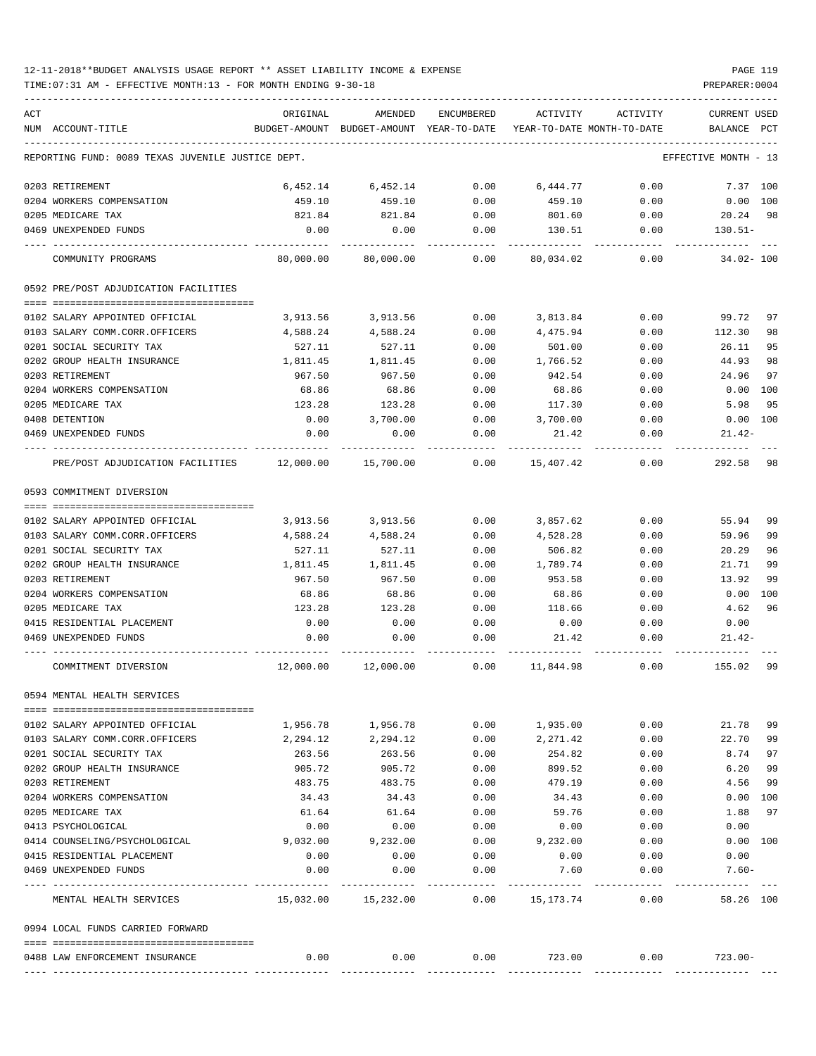12-11-2018**BUDGET ANALYSIS USAGE REPORT ** ASSET LIABILITY INCOME & EXPENSE

TIME:07:31 AM - EFFECTIVE MONTH:13 - FOR MONTH ENDING 9-30-18

PREPARER:0004

| ACT NUM | ACCOUNT-TITLE | ORIGINAL BUDGET-AMOUNT | AMENDED BUDGET-AMOUNT | ENCUMBERED YEAR-TO-DATE | ACTIVITY YEAR-TO-DATE | ACTIVITY MONTH-TO-DATE | CURRENT BALANCE | USED PCT |
|---|---|---|---|---|---|---|---|---|
| | REPORTING FUND: 0089 TEXAS JUVENILE JUSTICE DEPT. | | | | | | EFFECTIVE MONTH - 13 | |
| 0203 | RETIREMENT | 6,452.14 | 6,452.14 | 0.00 | 6,444.77 | 0.00 | 7.37 | 100 |
| 0204 | WORKERS COMPENSATION | 459.10 | 459.10 | 0.00 | 459.10 | 0.00 | 0.00 | 100 |
| 0205 | MEDICARE TAX | 821.84 | 821.84 | 0.00 | 801.60 | 0.00 | 20.24 | 98 |
| 0469 | UNEXPENDED FUNDS | 0.00 | 0.00 | 0.00 | 130.51 | 0.00 | 130.51- | |
| | COMMUNITY PROGRAMS | 80,000.00 | 80,000.00 | 0.00 | 80,034.02 | 0.00 | 34.02- | 100 |
| | 0592 PRE/POST ADJUDICATION FACILITIES | | | | | | | |
| 0102 | SALARY APPOINTED OFFICIAL | 3,913.56 | 3,913.56 | 0.00 | 3,813.84 | 0.00 | 99.72 | 97 |
| 0103 | SALARY COMM.CORR.OFFICERS | 4,588.24 | 4,588.24 | 0.00 | 4,475.94 | 0.00 | 112.30 | 98 |
| 0201 | SOCIAL SECURITY TAX | 527.11 | 527.11 | 0.00 | 501.00 | 0.00 | 26.11 | 95 |
| 0202 | GROUP HEALTH INSURANCE | 1,811.45 | 1,811.45 | 0.00 | 1,766.52 | 0.00 | 44.93 | 98 |
| 0203 | RETIREMENT | 967.50 | 967.50 | 0.00 | 942.54 | 0.00 | 24.96 | 97 |
| 0204 | WORKERS COMPENSATION | 68.86 | 68.86 | 0.00 | 68.86 | 0.00 | 0.00 | 100 |
| 0205 | MEDICARE TAX | 123.28 | 123.28 | 0.00 | 117.30 | 0.00 | 5.98 | 95 |
| 0408 | DETENTION | 0.00 | 3,700.00 | 0.00 | 3,700.00 | 0.00 | 0.00 | 100 |
| 0469 | UNEXPENDED FUNDS | 0.00 | 0.00 | 0.00 | 21.42 | 0.00 | 21.42- | |
| | PRE/POST ADJUDICATION FACILITIES | 12,000.00 | 15,700.00 | 0.00 | 15,407.42 | 0.00 | 292.58 | 98 |
| | 0593 COMMITMENT DIVERSION | | | | | | | |
| 0102 | SALARY APPOINTED OFFICIAL | 3,913.56 | 3,913.56 | 0.00 | 3,857.62 | 0.00 | 55.94 | 99 |
| 0103 | SALARY COMM.CORR.OFFICERS | 4,588.24 | 4,588.24 | 0.00 | 4,528.28 | 0.00 | 59.96 | 99 |
| 0201 | SOCIAL SECURITY TAX | 527.11 | 527.11 | 0.00 | 506.82 | 0.00 | 20.29 | 96 |
| 0202 | GROUP HEALTH INSURANCE | 1,811.45 | 1,811.45 | 0.00 | 1,789.74 | 0.00 | 21.71 | 99 |
| 0203 | RETIREMENT | 967.50 | 967.50 | 0.00 | 953.58 | 0.00 | 13.92 | 99 |
| 0204 | WORKERS COMPENSATION | 68.86 | 68.86 | 0.00 | 68.86 | 0.00 | 0.00 | 100 |
| 0205 | MEDICARE TAX | 123.28 | 123.28 | 0.00 | 118.66 | 0.00 | 4.62 | 96 |
| 0415 | RESIDENTIAL PLACEMENT | 0.00 | 0.00 | 0.00 | 0.00 | 0.00 | 0.00 | |
| 0469 | UNEXPENDED FUNDS | 0.00 | 0.00 | 0.00 | 21.42 | 0.00 | 21.42- | |
| | COMMITMENT DIVERSION | 12,000.00 | 12,000.00 | 0.00 | 11,844.98 | 0.00 | 155.02 | 99 |
| | 0594 MENTAL HEALTH SERVICES | | | | | | | |
| 0102 | SALARY APPOINTED OFFICIAL | 1,956.78 | 1,956.78 | 0.00 | 1,935.00 | 0.00 | 21.78 | 99 |
| 0103 | SALARY COMM.CORR.OFFICERS | 2,294.12 | 2,294.12 | 0.00 | 2,271.42 | 0.00 | 22.70 | 99 |
| 0201 | SOCIAL SECURITY TAX | 263.56 | 263.56 | 0.00 | 254.82 | 0.00 | 8.74 | 97 |
| 0202 | GROUP HEALTH INSURANCE | 905.72 | 905.72 | 0.00 | 899.52 | 0.00 | 6.20 | 99 |
| 0203 | RETIREMENT | 483.75 | 483.75 | 0.00 | 479.19 | 0.00 | 4.56 | 99 |
| 0204 | WORKERS COMPENSATION | 34.43 | 34.43 | 0.00 | 34.43 | 0.00 | 0.00 | 100 |
| 0205 | MEDICARE TAX | 61.64 | 61.64 | 0.00 | 59.76 | 0.00 | 1.88 | 97 |
| 0413 | PSYCHOLOGICAL | 0.00 | 0.00 | 0.00 | 0.00 | 0.00 | 0.00 | |
| 0414 | COUNSELING/PSYCHOLOGICAL | 9,032.00 | 9,232.00 | 0.00 | 9,232.00 | 0.00 | 0.00 | 100 |
| 0415 | RESIDENTIAL PLACEMENT | 0.00 | 0.00 | 0.00 | 0.00 | 0.00 | 0.00 | |
| 0469 | UNEXPENDED FUNDS | 0.00 | 0.00 | 0.00 | 7.60 | 0.00 | 7.60- | |
| | MENTAL HEALTH SERVICES | 15,032.00 | 15,232.00 | 0.00 | 15,173.74 | 0.00 | 58.26 | 100 |
| | 0994 LOCAL FUNDS CARRIED FORWARD | | | | | | | |
| 0488 | LAW ENFORCEMENT INSURANCE | 0.00 | 0.00 | 0.00 | 723.00 | 0.00 | 723.00- | |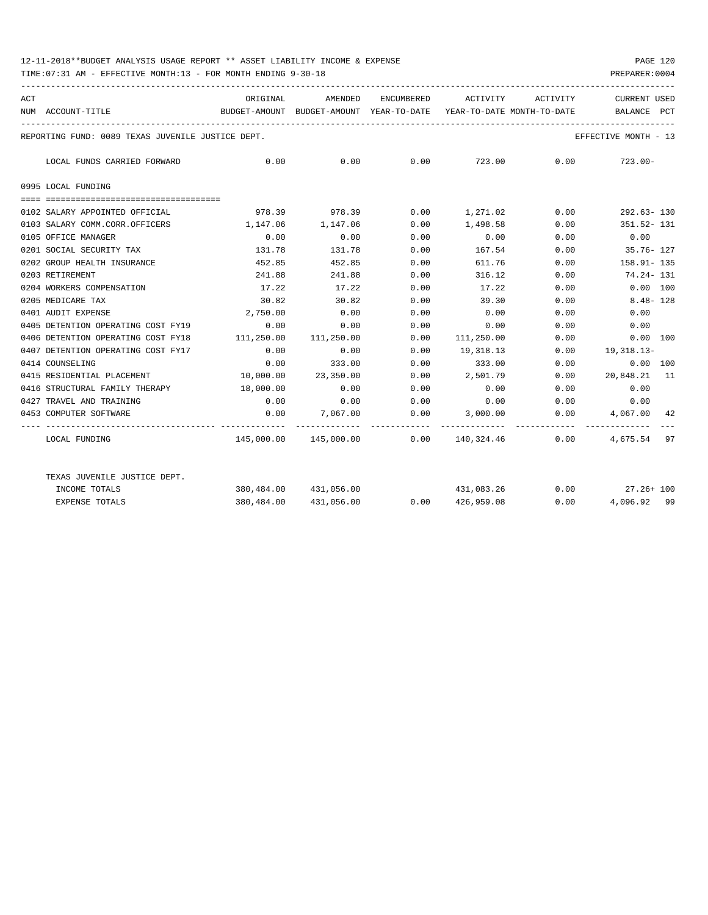12-11-2018**BUDGET ANALYSIS USAGE REPORT ** ASSET LIABILITY INCOME & EXPENSE

TIME:07:31 AM - EFFECTIVE MONTH:13 - FOR MONTH ENDING 9-30-18

PREPARER:0004

REPORTING FUND: 0089 TEXAS JUVENILE JUSTICE DEPT. — EFFECTIVE MONTH - 13

| ACT NUM | ACCOUNT-TITLE | ORIGINAL BUDGET-AMOUNT | AMENDED BUDGET-AMOUNT | ENCUMBERED YEAR-TO-DATE | ACTIVITY YEAR-TO-DATE | ACTIVITY MONTH-TO-DATE | CURRENT BALANCE | USED PCT |
|---|---|---|---|---|---|---|---|---|
| | LOCAL FUNDS CARRIED FORWARD | 0.00 | 0.00 | 0.00 | 723.00 | 0.00 | 723.00- | |
| | **0995 LOCAL FUNDING** | | | | | | | |
| 0102 | SALARY APPOINTED OFFICIAL | 978.39 | 978.39 | 0.00 | 1,271.02 | 0.00 | 292.63- | 130 |
| 0103 | SALARY COMM.CORR.OFFICERS | 1,147.06 | 1,147.06 | 0.00 | 1,498.58 | 0.00 | 351.52- | 131 |
| 0105 | OFFICE MANAGER | 0.00 | 0.00 | 0.00 | 0.00 | 0.00 | 0.00 | |
| 0201 | SOCIAL SECURITY TAX | 131.78 | 131.78 | 0.00 | 167.54 | 0.00 | 35.76- | 127 |
| 0202 | GROUP HEALTH INSURANCE | 452.85 | 452.85 | 0.00 | 611.76 | 0.00 | 158.91- | 135 |
| 0203 | RETIREMENT | 241.88 | 241.88 | 0.00 | 316.12 | 0.00 | 74.24- | 131 |
| 0204 | WORKERS COMPENSATION | 17.22 | 17.22 | 0.00 | 17.22 | 0.00 | 0.00 | 100 |
| 0205 | MEDICARE TAX | 30.82 | 30.82 | 0.00 | 39.30 | 0.00 | 8.48- | 128 |
| 0401 | AUDIT EXPENSE | 2,750.00 | 0.00 | 0.00 | 0.00 | 0.00 | 0.00 | |
| 0405 | DETENTION OPERATING COST FY19 | 0.00 | 0.00 | 0.00 | 0.00 | 0.00 | 0.00 | |
| 0406 | DETENTION OPERATING COST FY18 | 111,250.00 | 111,250.00 | 0.00 | 111,250.00 | 0.00 | 0.00 | 100 |
| 0407 | DETENTION OPERATING COST FY17 | 0.00 | 0.00 | 0.00 | 19,318.13 | 0.00 | 19,318.13- | |
| 0414 | COUNSELING | 0.00 | 333.00 | 0.00 | 333.00 | 0.00 | 0.00 | 100 |
| 0415 | RESIDENTIAL PLACEMENT | 10,000.00 | 23,350.00 | 0.00 | 2,501.79 | 0.00 | 20,848.21 | 11 |
| 0416 | STRUCTURAL FAMILY THERAPY | 18,000.00 | 0.00 | 0.00 | 0.00 | 0.00 | 0.00 | |
| 0427 | TRAVEL AND TRAINING | 0.00 | 0.00 | 0.00 | 0.00 | 0.00 | 0.00 | |
| 0453 | COMPUTER SOFTWARE | 0.00 | 7,067.00 | 0.00 | 3,000.00 | 0.00 | 4,067.00 | 42 |
| | LOCAL FUNDING | 145,000.00 | 145,000.00 | 0.00 | 140,324.46 | 0.00 | 4,675.54 | 97 |
| | TEXAS JUVENILE JUSTICE DEPT. | | | | | | | |
| | INCOME TOTALS | 380,484.00 | 431,056.00 | | 431,083.26 | 0.00 | 27.26+ | 100 |
| | EXPENSE TOTALS | 380,484.00 | 431,056.00 | 0.00 | 426,959.08 | 0.00 | 4,096.92 | 99 |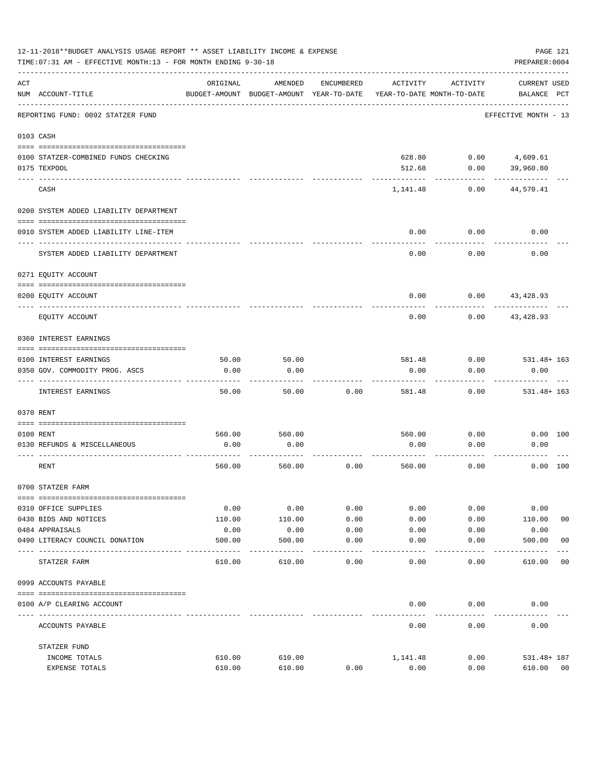12-11-2018**BUDGET ANALYSIS USAGE REPORT ** ASSET LIABILITY INCOME & EXPENSE

TIME:07:31 AM - EFFECTIVE MONTH:13 - FOR MONTH ENDING 9-30-18

PREPARER:0004

| ACT NUM | ACCOUNT-TITLE | ORIGINAL BUDGET-AMOUNT | AMENDED BUDGET-AMOUNT | ENCUMBERED YEAR-TO-DATE | ACTIVITY YEAR-TO-DATE | ACTIVITY MONTH-TO-DATE | CURRENT BALANCE | USED PCT |
|---|---|---|---|---|---|---|---|---|
| | REPORTING FUND: 0092 STATZER FUND | | | | | | EFFECTIVE MONTH - 13 | |
| 0103 | CASH | | | | | | | |
| 0100 | STATZER-COMBINED FUNDS CHECKING | | | | 628.80 | 0.00 | 4,609.61 | |
| 0175 | TEXPOOL | | | | 512.68 | 0.00 | 39,960.80 | |
| | CASH | | | | 1,141.48 | 0.00 | 44,570.41 | |
| 0200 | SYSTEM ADDED LIABILITY DEPARTMENT | | | | | | | |
| 0910 | SYSTEM ADDED LIABILITY LINE-ITEM | | | | 0.00 | 0.00 | 0.00 | |
| | SYSTEM ADDED LIABILITY DEPARTMENT | | | | 0.00 | 0.00 | 0.00 | |
| 0271 | EQUITY ACCOUNT | | | | | | | |
| 0200 | EQUITY ACCOUNT | | | | 0.00 | 0.00 | 43,428.93 | |
| | EQUITY ACCOUNT | | | | 0.00 | 0.00 | 43,428.93 | |
| 0360 | INTEREST EARNINGS | | | | | | | |
| 0100 | INTEREST EARNINGS | 50.00 | 50.00 | | 581.48 | 0.00 | 531.48+ | 163 |
| 0350 | GOV. COMMODITY PROG. ASCS | 0.00 | 0.00 | | 0.00 | 0.00 | 0.00 | |
| | INTEREST EARNINGS | 50.00 | 50.00 | 0.00 | 581.48 | 0.00 | 531.48+ | 163 |
| 0370 | RENT | | | | | | | |
| 0100 | RENT | 560.00 | 560.00 | | 560.00 | 0.00 | 0.00 | 100 |
| 0130 | REFUNDS & MISCELLANEOUS | 0.00 | 0.00 | | 0.00 | 0.00 | 0.00 | |
| | RENT | 560.00 | 560.00 | 0.00 | 560.00 | 0.00 | 0.00 | 100 |
| 0700 | STATZER FARM | | | | | | | |
| 0310 | OFFICE SUPPLIES | 0.00 | 0.00 | 0.00 | 0.00 | 0.00 | 0.00 | |
| 0430 | BIDS AND NOTICES | 110.00 | 110.00 | 0.00 | 0.00 | 0.00 | 110.00 | 00 |
| 0484 | APPRAISALS | 0.00 | 0.00 | 0.00 | 0.00 | 0.00 | 0.00 | |
| 0490 | LITERACY COUNCIL DONATION | 500.00 | 500.00 | 0.00 | 0.00 | 0.00 | 500.00 | 00 |
| | STATZER FARM | 610.00 | 610.00 | 0.00 | 0.00 | 0.00 | 610.00 | 00 |
| 0999 | ACCOUNTS PAYABLE | | | | | | | |
| 0100 | A/P CLEARING ACCOUNT | | | | 0.00 | 0.00 | 0.00 | |
| | ACCOUNTS PAYABLE | | | | 0.00 | 0.00 | 0.00 | |
| | STATZER FUND | | | | | | | |
| | INCOME TOTALS | 610.00 | 610.00 | | 1,141.48 | 0.00 | 531.48+ | 187 |
| | EXPENSE TOTALS | 610.00 | 610.00 | 0.00 | 0.00 | 0.00 | 610.00 | 00 |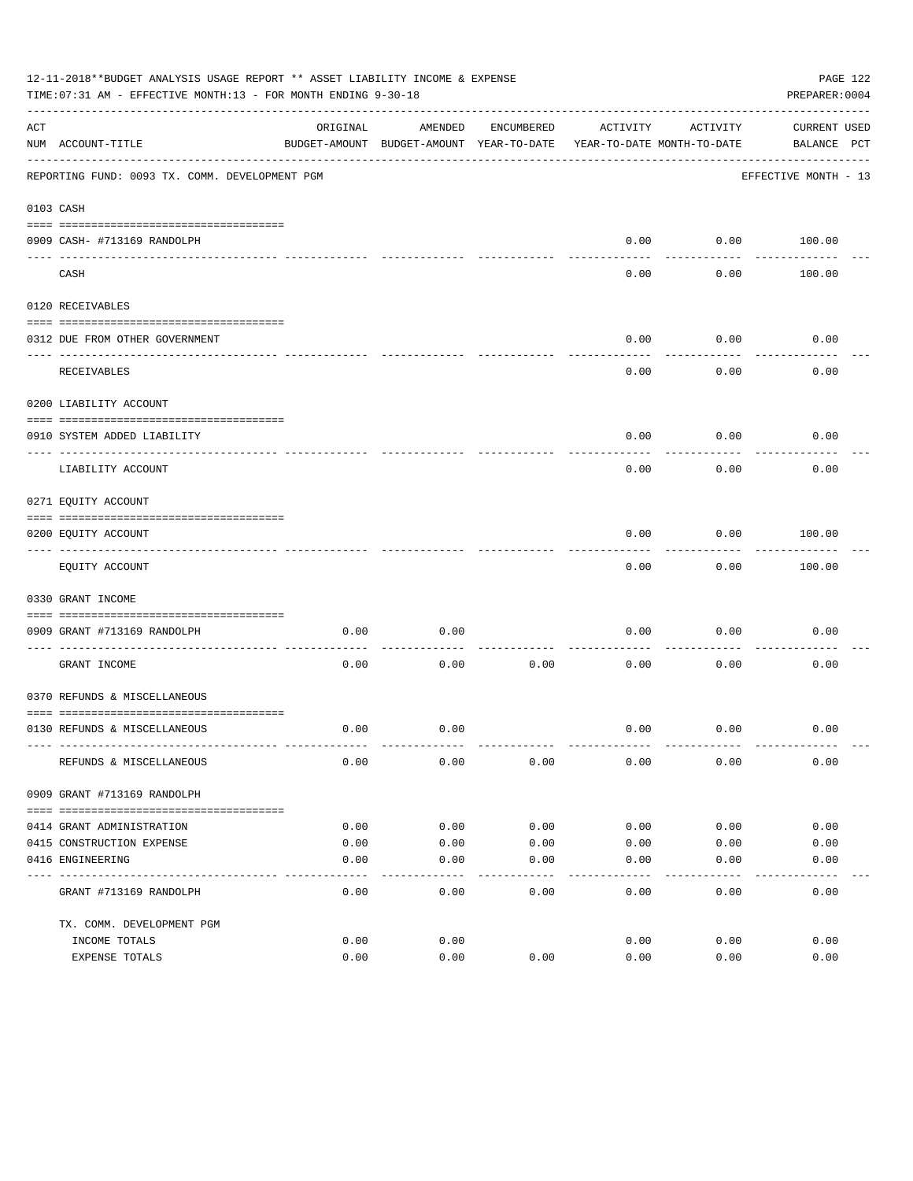12-11-2018**BUDGET ANALYSIS USAGE REPORT ** ASSET LIABILITY INCOME & EXPENSE

TIME:07:31 AM - EFFECTIVE MONTH:13 - FOR MONTH ENDING 9-30-18

PREPARER:0004

REPORTING FUND: 0093 TX. COMM. DEVELOPMENT PGM — EFFECTIVE MONTH - 13

| ACT NUM | ACCOUNT-TITLE | ORIGINAL BUDGET-AMOUNT | AMENDED BUDGET-AMOUNT | ENCUMBERED YEAR-TO-DATE | ACTIVITY YEAR-TO-DATE | ACTIVITY MONTH-TO-DATE | CURRENT BALANCE | USED PCT |
|---|---|---|---|---|---|---|---|---|
| **0103 CASH** | | | | | | | | |
| 0909 | CASH- #713169 RANDOLPH | | | | 0.00 | 0.00 | 100.00 | |
| | CASH | | | | 0.00 | 0.00 | 100.00 | |
| **0120 RECEIVABLES** | | | | | | | | |
| 0312 | DUE FROM OTHER GOVERNMENT | | | | 0.00 | 0.00 | 0.00 | |
| | RECEIVABLES | | | | 0.00 | 0.00 | 0.00 | |
| **0200 LIABILITY ACCOUNT** | | | | | | | | |
| 0910 | SYSTEM ADDED LIABILITY | | | | 0.00 | 0.00 | 0.00 | |
| | LIABILITY ACCOUNT | | | | 0.00 | 0.00 | 0.00 | |
| **0271 EQUITY ACCOUNT** | | | | | | | | |
| 0200 | EQUITY ACCOUNT | | | | 0.00 | 0.00 | 100.00 | |
| | EQUITY ACCOUNT | | | | 0.00 | 0.00 | 100.00 | |
| **0330 GRANT INCOME** | | | | | | | | |
| 0909 | GRANT #713169 RANDOLPH | 0.00 | 0.00 | | 0.00 | 0.00 | 0.00 | |
| | GRANT INCOME | 0.00 | 0.00 | 0.00 | 0.00 | 0.00 | 0.00 | |
| **0370 REFUNDS & MISCELLANEOUS** | | | | | | | | |
| 0130 | REFUNDS & MISCELLANEOUS | 0.00 | 0.00 | | 0.00 | 0.00 | 0.00 | |
| | REFUNDS & MISCELLANEOUS | 0.00 | 0.00 | 0.00 | 0.00 | 0.00 | 0.00 | |
| **0909 GRANT #713169 RANDOLPH** | | | | | | | | |
| 0414 | GRANT ADMINISTRATION | 0.00 | 0.00 | 0.00 | 0.00 | 0.00 | 0.00 | |
| 0415 | CONSTRUCTION EXPENSE | 0.00 | 0.00 | 0.00 | 0.00 | 0.00 | 0.00 | |
| 0416 | ENGINEERING | 0.00 | 0.00 | 0.00 | 0.00 | 0.00 | 0.00 | |
| | GRANT #713169 RANDOLPH | 0.00 | 0.00 | 0.00 | 0.00 | 0.00 | 0.00 | |
| | TX. COMM. DEVELOPMENT PGM | | | | | | | |
| | INCOME TOTALS | 0.00 | 0.00 | | 0.00 | 0.00 | 0.00 | |
| | EXPENSE TOTALS | 0.00 | 0.00 | 0.00 | 0.00 | 0.00 | 0.00 | |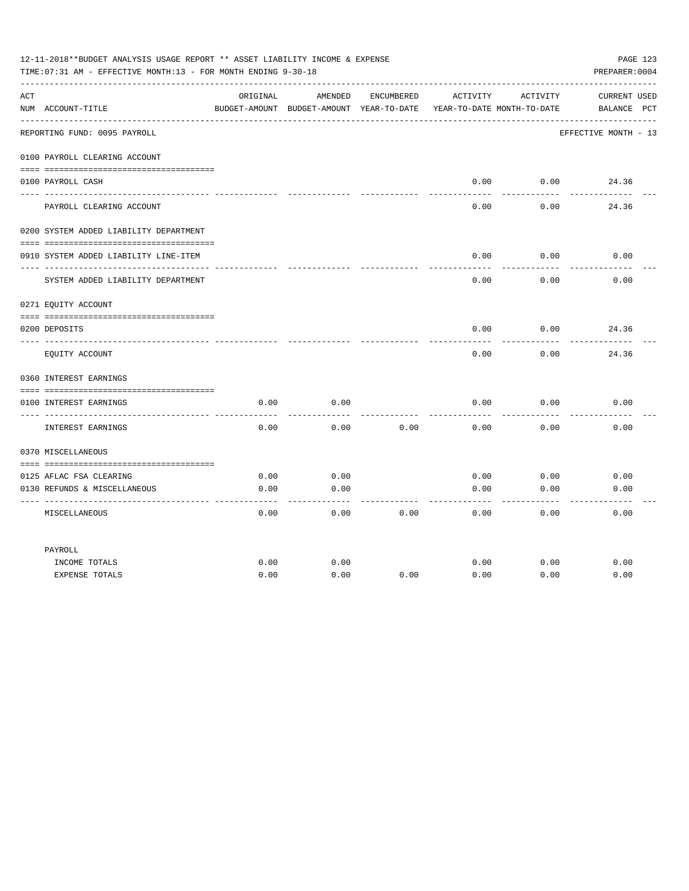12-11-2018**BUDGET ANALYSIS USAGE REPORT ** ASSET LIABILITY INCOME & EXPENSE

TIME:07:31 AM - EFFECTIVE MONTH:13 - FOR MONTH ENDING 9-30-18

PREPARER:0004

| ACT NUM | ACCOUNT-TITLE | ORIGINAL BUDGET-AMOUNT | AMENDED BUDGET-AMOUNT | ENCUMBERED YEAR-TO-DATE | ACTIVITY YEAR-TO-DATE | ACTIVITY MONTH-TO-DATE | CURRENT BALANCE | USED PCT |
|---|---|---|---|---|---|---|---|---|
| | REPORTING FUND: 0095 PAYROLL | | | | | | EFFECTIVE MONTH - 13 | |
| | **0100 PAYROLL CLEARING ACCOUNT** | | | | | | | |
| 0100 | PAYROLL CASH | | | | 0.00 | 0.00 | 24.36 | |
| | PAYROLL CLEARING ACCOUNT | | | | 0.00 | 0.00 | 24.36 | |
| | **0200 SYSTEM ADDED LIABILITY DEPARTMENT** | | | | | | | |
| 0910 | SYSTEM ADDED LIABILITY LINE-ITEM | | | | 0.00 | 0.00 | 0.00 | |
| | SYSTEM ADDED LIABILITY DEPARTMENT | | | | 0.00 | 0.00 | 0.00 | |
| | **0271 EQUITY ACCOUNT** | | | | | | | |
| 0200 | DEPOSITS | | | | 0.00 | 0.00 | 24.36 | |
| | EQUITY ACCOUNT | | | | 0.00 | 0.00 | 24.36 | |
| | **0360 INTEREST EARNINGS** | | | | | | | |
| 0100 | INTEREST EARNINGS | 0.00 | 0.00 | | 0.00 | 0.00 | 0.00 | |
| | INTEREST EARNINGS | 0.00 | 0.00 | 0.00 | 0.00 | 0.00 | 0.00 | |
| | **0370 MISCELLANEOUS** | | | | | | | |
| 0125 | AFLAC FSA CLEARING | 0.00 | 0.00 | | 0.00 | 0.00 | 0.00 | |
| 0130 | REFUNDS & MISCELLANEOUS | 0.00 | 0.00 | | 0.00 | 0.00 | 0.00 | |
| | MISCELLANEOUS | 0.00 | 0.00 | 0.00 | 0.00 | 0.00 | 0.00 | |
| | **PAYROLL** | | | | | | | |
| | INCOME TOTALS | 0.00 | 0.00 | | 0.00 | 0.00 | 0.00 | |
| | EXPENSE TOTALS | 0.00 | 0.00 | 0.00 | 0.00 | 0.00 | 0.00 | |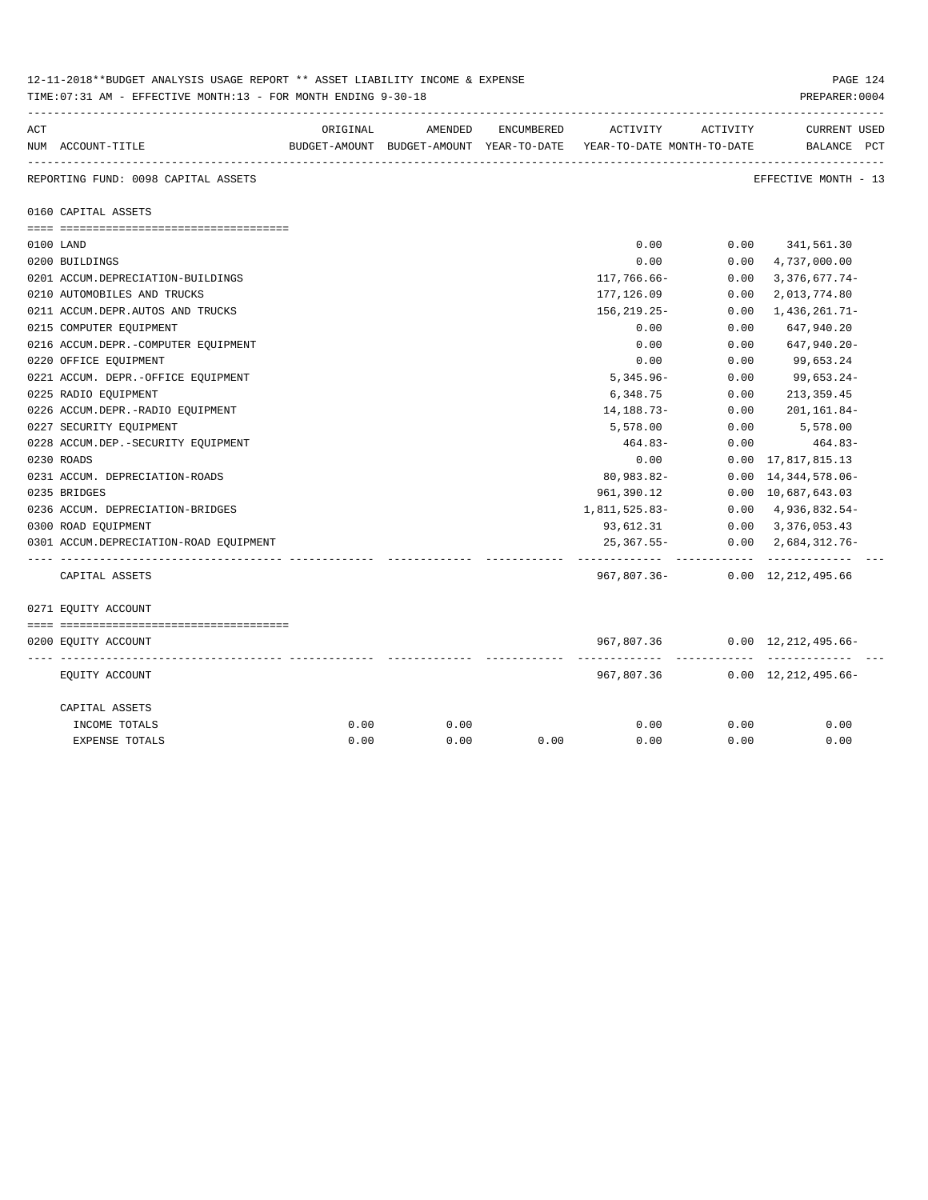12-11-2018**BUDGET ANALYSIS USAGE REPORT ** ASSET LIABILITY INCOME & EXPENSE

TIME:07:31 AM - EFFECTIVE MONTH:13 - FOR MONTH ENDING 9-30-18

PREPARER:0004

| ACT NUM | ACCOUNT-TITLE | ORIGINAL BUDGET-AMOUNT | AMENDED BUDGET-AMOUNT | ENCUMBERED YEAR-TO-DATE | ACTIVITY YEAR-TO-DATE | ACTIVITY MONTH-TO-DATE | CURRENT BALANCE | USED PCT |
|---|---|---|---|---|---|---|---|---|
| | REPORTING FUND: 0098 CAPITAL ASSETS | | | | | | EFFECTIVE MONTH - 13 | |
| | 0160 CAPITAL ASSETS | | | | | | | |
| 0100 | LAND | | | | 0.00 | 0.00 | 341,561.30 | |
| 0200 | BUILDINGS | | | | 0.00 | 0.00 | 4,737,000.00 | |
| 0201 | ACCUM.DEPRECIATION-BUILDINGS | | | | 117,766.66- | 0.00 | 3,376,677.74- | |
| 0210 | AUTOMOBILES AND TRUCKS | | | | 177,126.09 | 0.00 | 2,013,774.80 | |
| 0211 | ACCUM.DEPR.AUTOS AND TRUCKS | | | | 156,219.25- | 0.00 | 1,436,261.71- | |
| 0215 | COMPUTER EQUIPMENT | | | | 0.00 | 0.00 | 647,940.20 | |
| 0216 | ACCUM.DEPR.-COMPUTER EQUIPMENT | | | | 0.00 | 0.00 | 647,940.20- | |
| 0220 | OFFICE EQUIPMENT | | | | 0.00 | 0.00 | 99,653.24 | |
| 0221 | ACCUM. DEPR.-OFFICE EQUIPMENT | | | | 5,345.96- | 0.00 | 99,653.24- | |
| 0225 | RADIO EQUIPMENT | | | | 6,348.75 | 0.00 | 213,359.45 | |
| 0226 | ACCUM.DEPR.-RADIO EQUIPMENT | | | | 14,188.73- | 0.00 | 201,161.84- | |
| 0227 | SECURITY EQUIPMENT | | | | 5,578.00 | 0.00 | 5,578.00 | |
| 0228 | ACCUM.DEP.-SECURITY EQUIPMENT | | | | 464.83- | 0.00 | 464.83- | |
| 0230 | ROADS | | | | 0.00 | 0.00 | 17,817,815.13 | |
| 0231 | ACCUM. DEPRECIATION-ROADS | | | | 80,983.82- | 0.00 | 14,344,578.06- | |
| 0235 | BRIDGES | | | | 961,390.12 | 0.00 | 10,687,643.03 | |
| 0236 | ACCUM. DEPRECIATION-BRIDGES | | | | 1,811,525.83- | 0.00 | 4,936,832.54- | |
| 0300 | ROAD EQUIPMENT | | | | 93,612.31 | 0.00 | 3,376,053.43 | |
| 0301 | ACCUM.DEPRECIATION-ROAD EQUIPMENT | | | | 25,367.55- | 0.00 | 2,684,312.76- | |
| | CAPITAL ASSETS | | | | 967,807.36- | 0.00 | 12,212,495.66 | |
| | 0271 EQUITY ACCOUNT | | | | | | | |
| 0200 | EQUITY ACCOUNT | | | | 967,807.36 | 0.00 | 12,212,495.66- | |
| | EQUITY ACCOUNT | | | | 967,807.36 | 0.00 | 12,212,495.66- | |
| | CAPITAL ASSETS | | | | | | | |
| | INCOME TOTALS | 0.00 | 0.00 | | 0.00 | 0.00 | 0.00 | |
| | EXPENSE TOTALS | 0.00 | 0.00 | 0.00 | 0.00 | 0.00 | 0.00 | |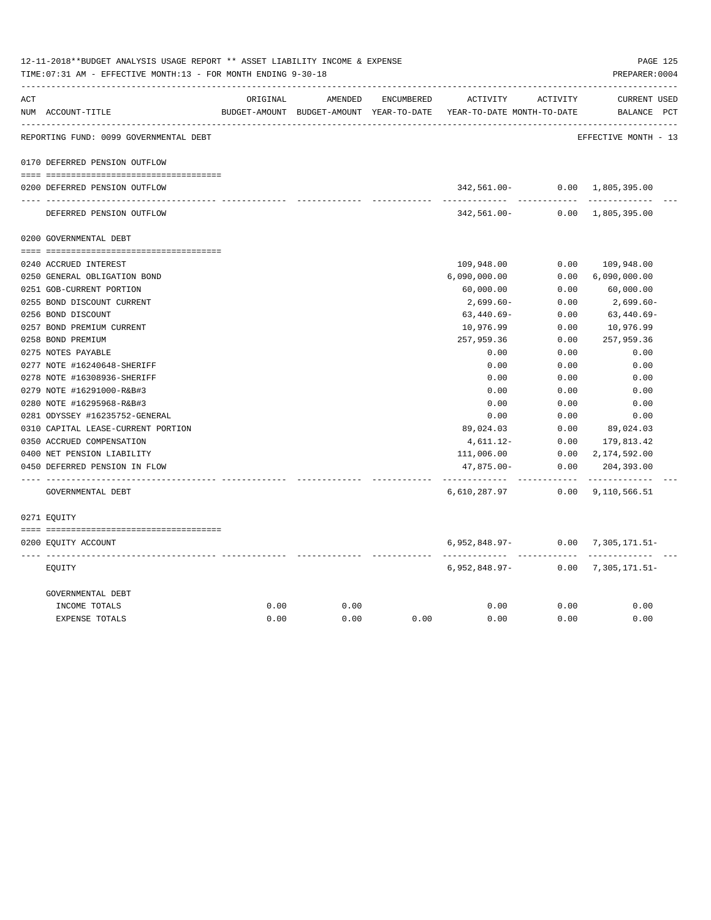12-11-2018**BUDGET ANALYSIS USAGE REPORT ** ASSET LIABILITY INCOME & EXPENSE

TIME:07:31 AM - EFFECTIVE MONTH:13 - FOR MONTH ENDING 9-30-18

PREPARER:0004

REPORTING FUND: 0099 GOVERNMENTAL DEBT — EFFECTIVE MONTH - 13

| ACT NUM | ACCOUNT-TITLE | ORIGINAL BUDGET-AMOUNT | AMENDED BUDGET-AMOUNT | ENCUMBERED YEAR-TO-DATE | ACTIVITY YEAR-TO-DATE | ACTIVITY MONTH-TO-DATE | CURRENT BALANCE | USED PCT |
|---|---|---|---|---|---|---|---|---|
| 0170 | DEFERRED PENSION OUTFLOW | | | | | | | |
| 0200 | DEFERRED PENSION OUTFLOW | | | | 342,561.00- | 0.00 | 1,805,395.00 | |
| | DEFERRED PENSION OUTFLOW | | | | 342,561.00- | 0.00 | 1,805,395.00 | |
| 0200 | GOVERNMENTAL DEBT | | | | | | | |
| 0240 | ACCRUED INTEREST | | | | 109,948.00 | 0.00 | 109,948.00 | |
| 0250 | GENERAL OBLIGATION BOND | | | | 6,090,000.00 | 0.00 | 6,090,000.00 | |
| 0251 | GOB-CURRENT PORTION | | | | 60,000.00 | 0.00 | 60,000.00 | |
| 0255 | BOND DISCOUNT CURRENT | | | | 2,699.60- | 0.00 | 2,699.60- | |
| 0256 | BOND DISCOUNT | | | | 63,440.69- | 0.00 | 63,440.69- | |
| 0257 | BOND PREMIUM CURRENT | | | | 10,976.99 | 0.00 | 10,976.99 | |
| 0258 | BOND PREMIUM | | | | 257,959.36 | 0.00 | 257,959.36 | |
| 0275 | NOTES PAYABLE | | | | 0.00 | 0.00 | 0.00 | |
| 0277 | NOTE #16240648-SHERIFF | | | | 0.00 | 0.00 | 0.00 | |
| 0278 | NOTE #16308936-SHERIFF | | | | 0.00 | 0.00 | 0.00 | |
| 0279 | NOTE #16291000-R&B#3 | | | | 0.00 | 0.00 | 0.00 | |
| 0280 | NOTE #16295968-R&B#3 | | | | 0.00 | 0.00 | 0.00 | |
| 0281 | ODYSSEY #16235752-GENERAL | | | | 0.00 | 0.00 | 0.00 | |
| 0310 | CAPITAL LEASE-CURRENT PORTION | | | | 89,024.03 | 0.00 | 89,024.03 | |
| 0350 | ACCRUED COMPENSATION | | | | 4,611.12- | 0.00 | 179,813.42 | |
| 0400 | NET PENSION LIABILITY | | | | 111,006.00 | 0.00 | 2,174,592.00 | |
| 0450 | DEFERRED PENSION IN FLOW | | | | 47,875.00- | 0.00 | 204,393.00 | |
| | GOVERNMENTAL DEBT | | | | 6,610,287.97 | 0.00 | 9,110,566.51 | |
| 0271 | EQUITY | | | | | | | |
| 0200 | EQUITY ACCOUNT | | | | 6,952,848.97- | 0.00 | 7,305,171.51- | |
| | EQUITY | | | | 6,952,848.97- | 0.00 | 7,305,171.51- | |
| | GOVERNMENTAL DEBT | | | | | | | |
| | INCOME TOTALS | 0.00 | 0.00 | | 0.00 | 0.00 | 0.00 | |
| | EXPENSE TOTALS | 0.00 | 0.00 | 0.00 | 0.00 | 0.00 | 0.00 | |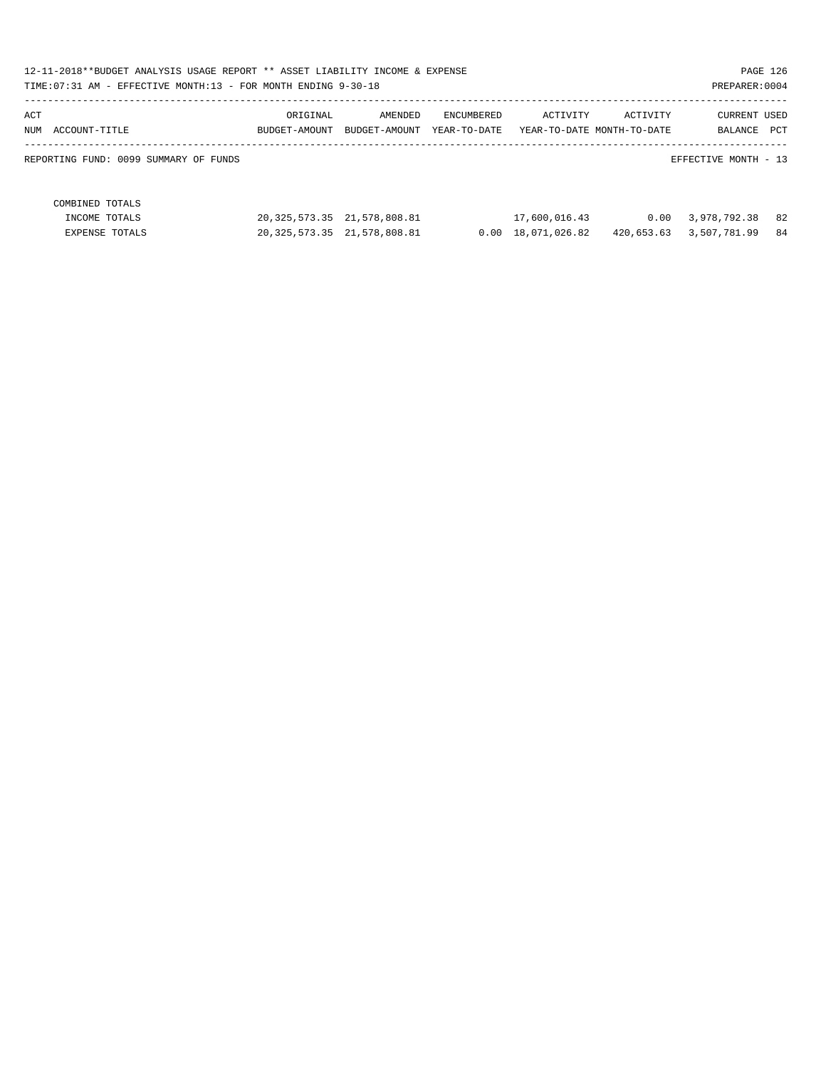12-11-2018**BUDGET ANALYSIS USAGE REPORT ** ASSET LIABILITY INCOME & EXPENSE

TIME:07:31 AM - EFFECTIVE MONTH:13 - FOR MONTH ENDING 9-30-18

PREPARER:0004

| ACT NUM | ACCOUNT-TITLE | ORIGINAL BUDGET-AMOUNT | AMENDED BUDGET-AMOUNT | ENCUMBERED YEAR-TO-DATE | ACTIVITY YEAR-TO-DATE | ACTIVITY MONTH-TO-DATE | CURRENT BALANCE | USED PCT |
|---|---|---|---|---|---|---|---|---|

REPORTING FUND: 0099 SUMMARY OF FUNDS

EFFECTIVE MONTH - 13

| | | | | | | | | |
|---|---|---|---|---|---|---|---|---|
| | COMBINED TOTALS | | | | | | | |
| | INCOME TOTALS | 20,325,573.35 | 21,578,808.81 | | 17,600,016.43 | 0.00 | 3,978,792.38 | 82 |
| | EXPENSE TOTALS | 20,325,573.35 | 21,578,808.81 | 0.00 | 18,071,026.82 | 420,653.63 | 3,507,781.99 | 84 |